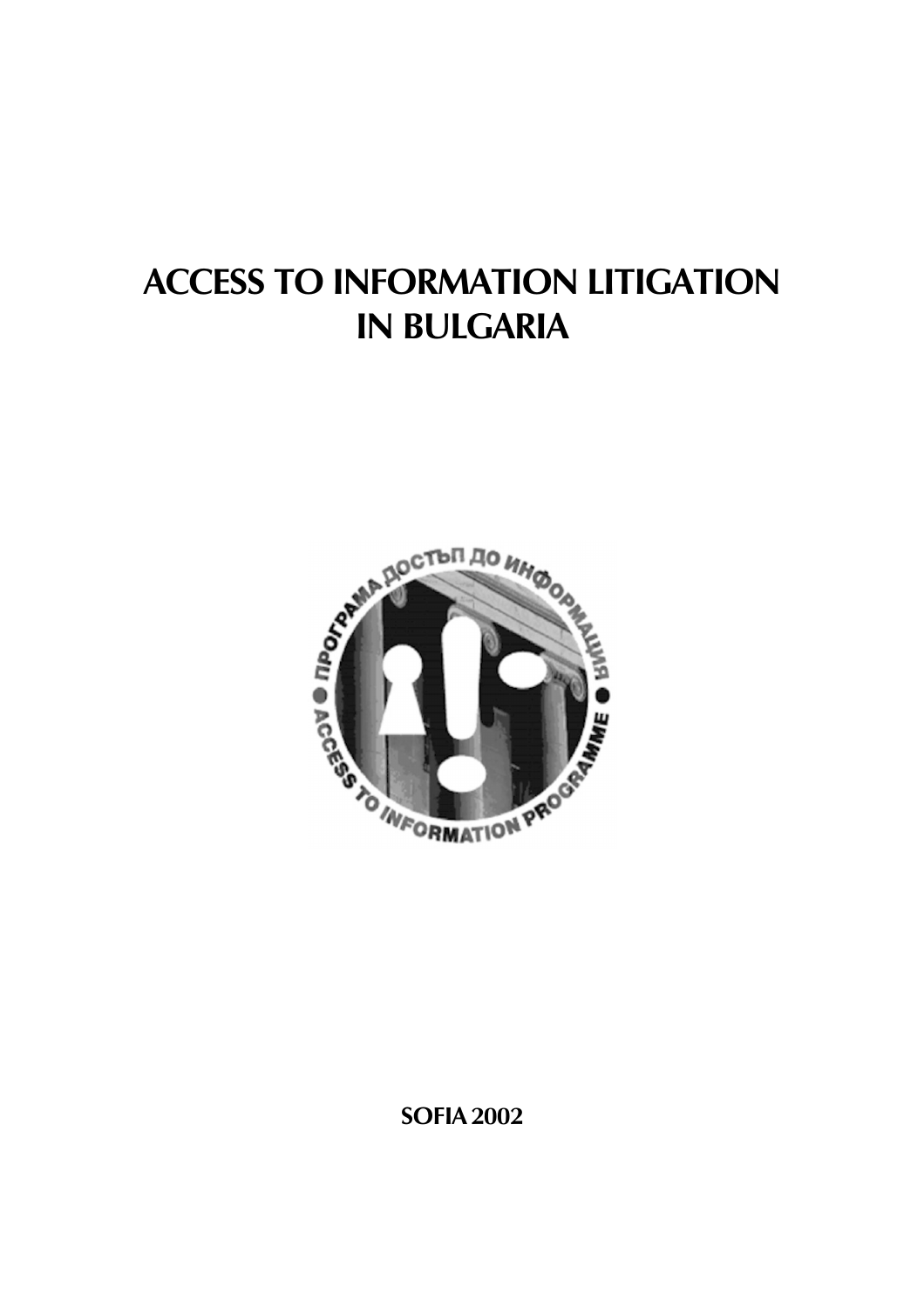# ACCESS TO INFORMATION LITIGATION IN BULGARIA

SOFIA 2002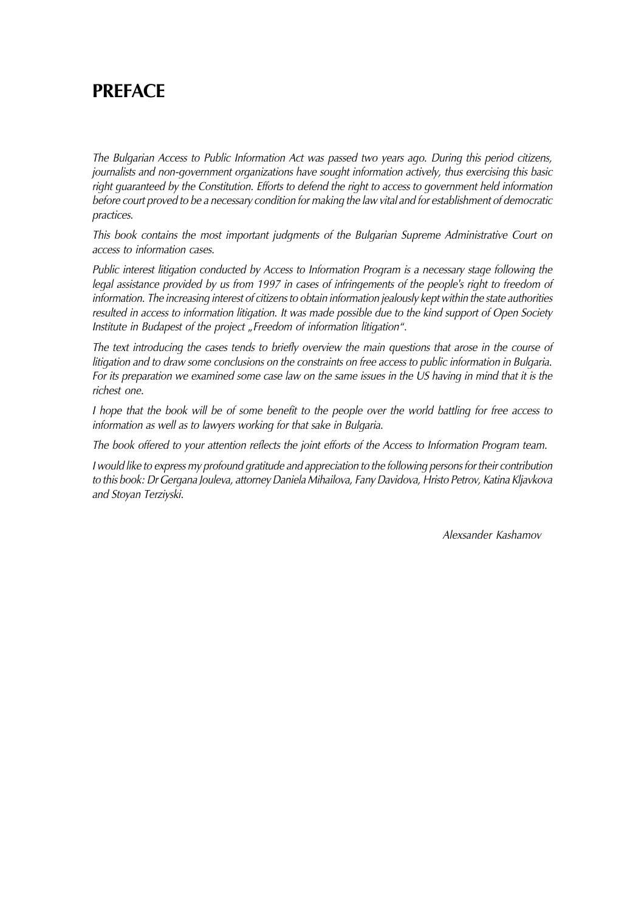# PREFACE

*The Bulgarian Access to Public Information Act was passed two years ago. During this period citizens, journalists and non-government organizations have sought information actively, thus exercising this basic right guaranteed by the Constitution. Efforts to defend the right to access to government held information before court proved to be a necessary condition for making the law vital and for establishment of democratic practices.*

*This book contains the most important judgments of the Bulgarian Supreme Administrative Court on access to information cases.*

*Public interest litigation conducted by Access to Information Program is a necessary stage following the legal assistance provided by us from 1997 in cases of infringements of the people's right to freedom of information. The increasing interest of citizens to obtain information jealously kept within the state authorities resulted in access to information litigation. It was made possible due to the kind support of Open Society Institute in Budapest of the project „Freedom of information litigation".*

*The text introducing the cases tends to briefly overview the main questions that arose in the course of litigation and to draw some conclusions on the constraints on free access to public information in Bulgaria. For its preparation we examined some case law on the same issues in the US having in mind that it is the richest one.*

*I hope that the book will be of some benefit to the people over the world battling for free access to information as well as to lawyers working for that sake in Bulgaria.*

*The book offered to your attention reflects the joint efforts of the Access to Information Program team.*

*I would like to express my profound gratitude and appreciation to the following persons for their contribution to this book: Dr Gergana Jouleva, attorney Daniela Mihailova, Fany Davidova, Hristo Petrov, Katina Kljavkova and Stoyan Terziyski.*

*Alexsander Kashamov*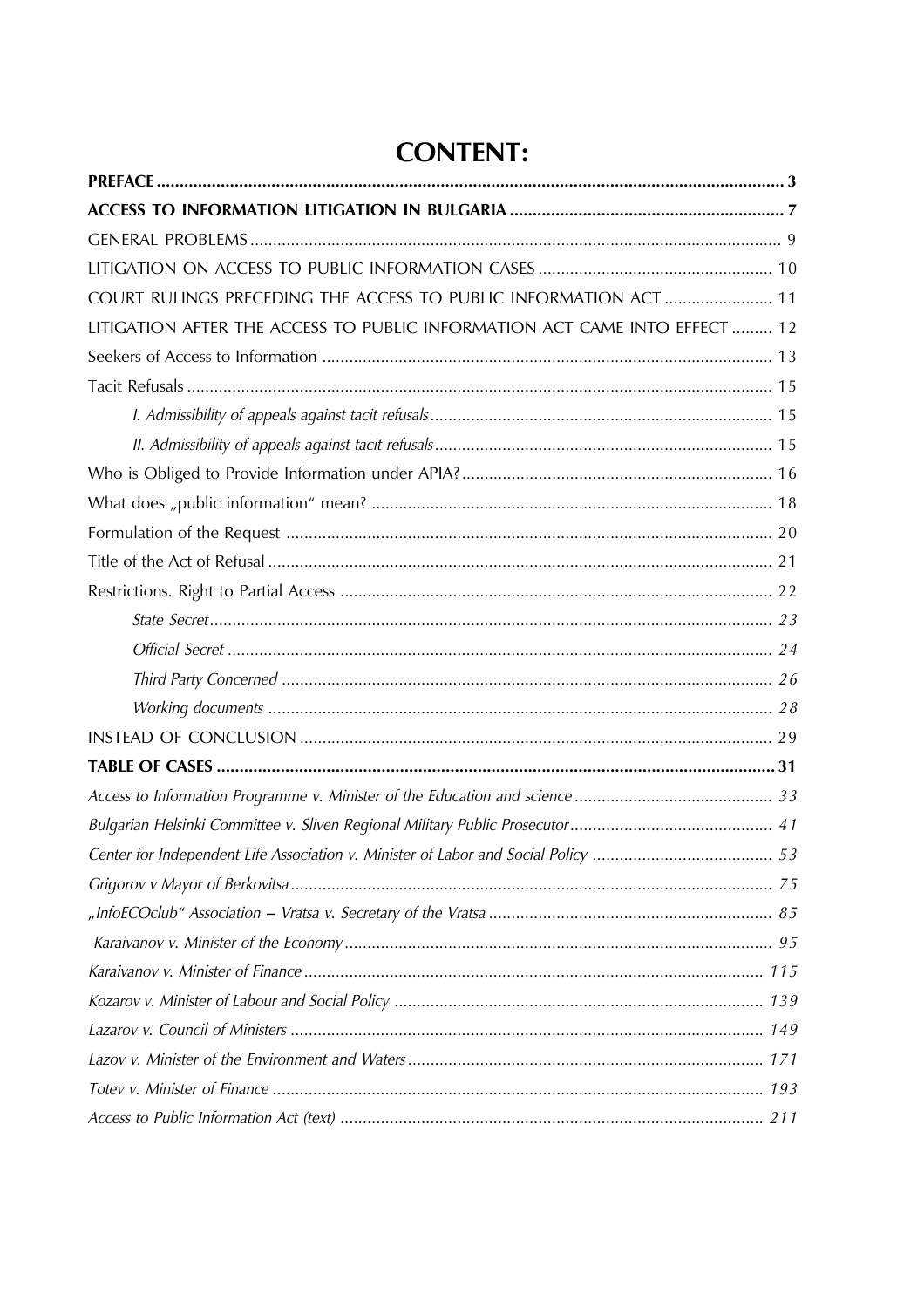# CONTENT:

| | |
|---|---|
| **PREFACE** | **3** |
| **ACCESS TO INFORMATION LITIGATION IN BULGARIA** | **7** |
| GENERAL PROBLEMS | 9 |
| LITIGATION ON ACCESS TO PUBLIC INFORMATION CASES | 10 |
| COURT RULINGS PRECEDING THE ACCESS TO PUBLIC INFORMATION ACT | 11 |
| LITIGATION AFTER THE ACCESS TO PUBLIC INFORMATION ACT CAME INTO EFFECT | 12 |
| Seekers of Access to Information | 13 |
| Tacit Refusals | 15 |
| *I. Admissibility of appeals against tacit refusals* | *15* |
| *II. Admissibility of appeals against tacit refusals* | *15* |
| Who is Obliged to Provide Information under APIA? | 16 |
| What does „public information“ mean? | 18 |
| Formulation of the Request | 20 |
| Title of the Act of Refusal | 21 |
| Restrictions. Right to Partial Access | 22 |
| *State Secret* | *23* |
| *Official Secret* | *24* |
| *Third Party Concerned* | *26* |
| *Working documents* | *28* |
| INSTEAD OF CONCLUSION | 29 |
| **TABLE OF CASES** | **31** |
| *Access to Information Programme v. Minister of the Education and science* | *33* |
| *Bulgarian Helsinki Committee v. Sliven Regional Military Public Prosecutor* | *41* |
| *Center for Independent Life Association v. Minister of Labor and Social Policy* | *53* |
| *Grigorov v Mayor of Berkovitsa* | *75* |
| *„InfoECOclub“ Association – Vratsa v. Secretary of the Vratsa* | *85* |
| *Karaivanov v. Minister of the Economy* | *95* |
| *Karaivanov v. Minister of Finance* | *115* |
| *Kozarov v. Minister of Labour and Social Policy* | *139* |
| *Lazarov v. Council of Ministers* | *149* |
| *Lazov v. Minister of the Environment and Waters* | *171* |
| *Totev v. Minister of Finance* | *193* |
| *Access to Public Information Act (text)* | *211* |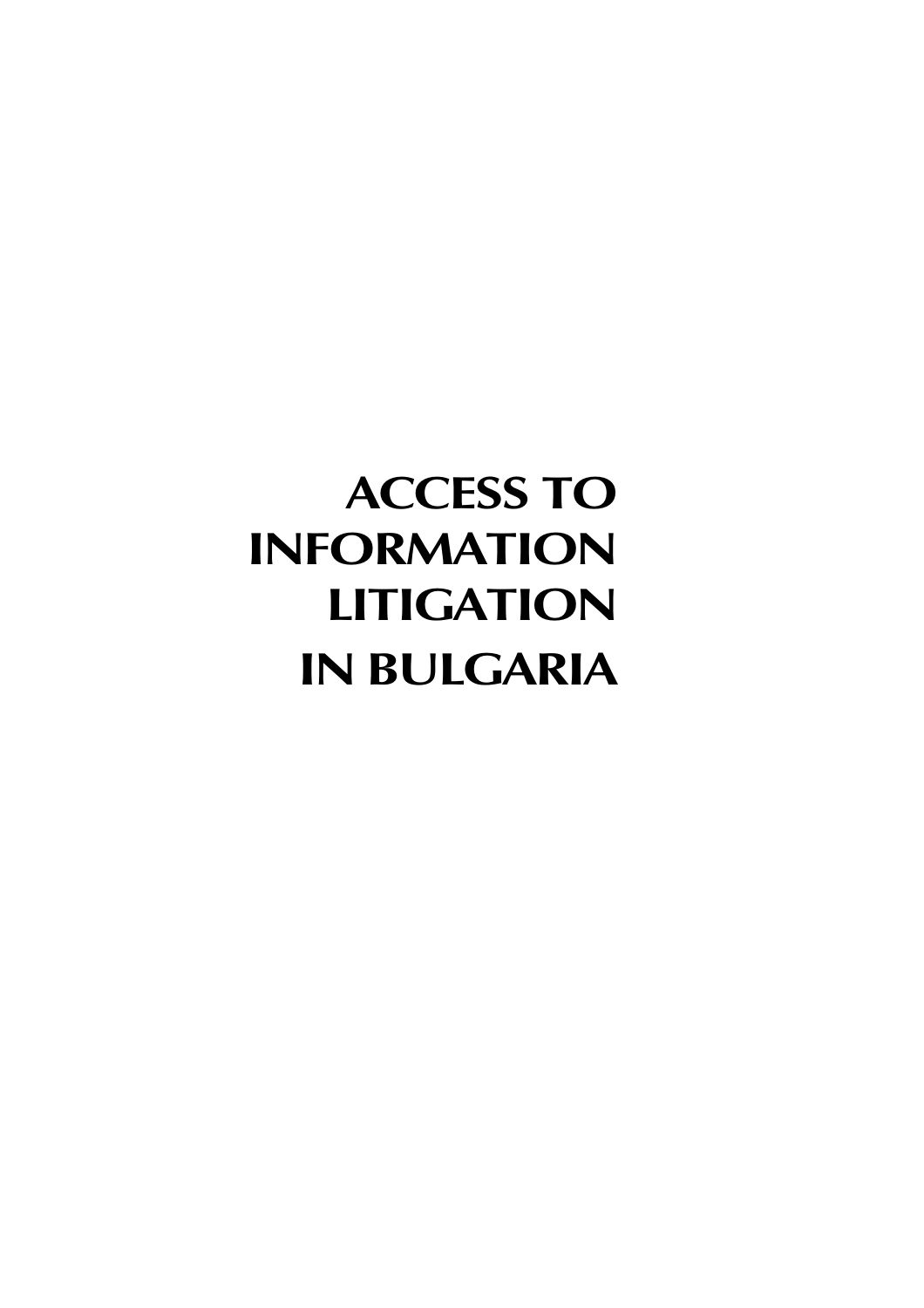# ACCESS TO INFORMATION LITIGATION IN BULGARIA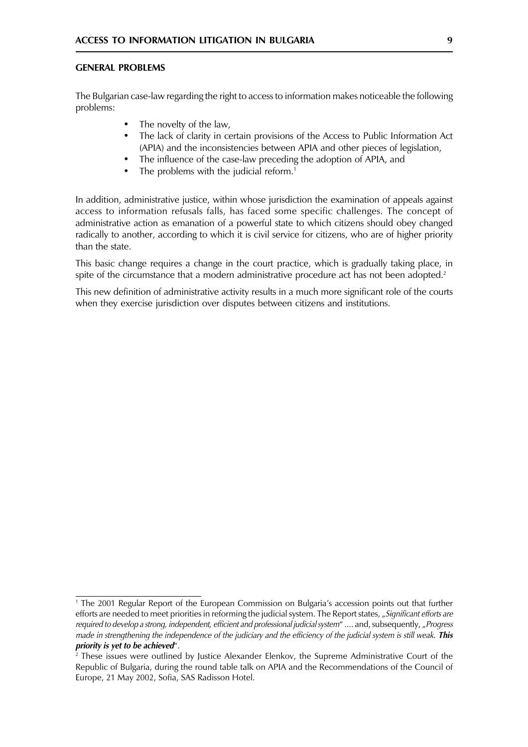**GENERAL PROBLEMS**

The Bulgarian case-law regarding the right to access to information makes noticeable the following problems:

- The novelty of the law,
- The lack of clarity in certain provisions of the Access to Public Information Act (APIA) and the inconsistencies between APIA and other pieces of legislation,
- The influence of the case-law preceding the adoption of APIA, and
- The problems with the judicial reform.[1]

In addition, administrative justice, within whose jurisdiction the examination of appeals against access to information refusals falls, has faced some specific challenges. The concept of administrative action as emanation of a powerful state to which citizens should obey changed radically to another, according to which it is civil service for citizens, who are of higher priority than the state.

This basic change requires a change in the court practice, which is gradually taking place, in spite of the circumstance that a modern administrative procedure act has not been adopted.[2]

This new definition of administrative activity results in a much more significant role of the courts when they exercise jurisdiction over disputes between citizens and institutions.

---

[1] The 2001 Regular Report of the European Commission on Bulgaria's accession points out that further efforts are needed to meet priorities in reforming the judicial system. The Report states, „*Significant efforts are required to develop a strong, independent, efficient and professional judicial system*" .... and, subsequently, „*Progress made in strengthening the independence of the judiciary and the efficiency of the judicial system is still weak.* ***This priority is yet to be achieved***".

[2] These issues were outlined by Justice Alexander Elenkov, the Supreme Administrative Court of the Republic of Bulgaria, during the round table talk on APIA and the Recommendations of the Council of Europe, 21 May 2002, Sofia, SAS Radisson Hotel.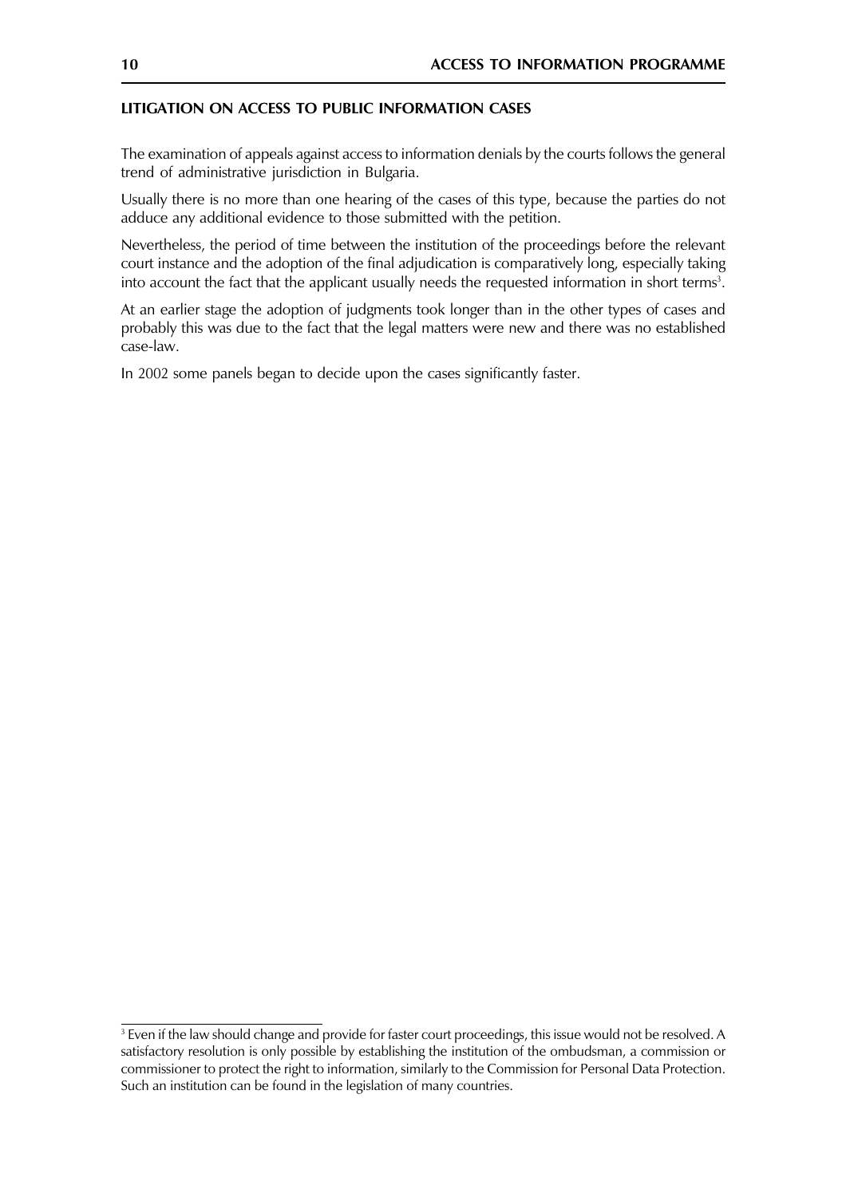## LITIGATION ON ACCESS TO PUBLIC INFORMATION CASES

The examination of appeals against access to information denials by the courts follows the general trend of administrative jurisdiction in Bulgaria.

Usually there is no more than one hearing of the cases of this type, because the parties do not adduce any additional evidence to those submitted with the petition.

Nevertheless, the period of time between the institution of the proceedings before the relevant court instance and the adoption of the final adjudication is comparatively long, especially taking into account the fact that the applicant usually needs the requested information in short terms[3].

At an earlier stage the adoption of judgments took longer than in the other types of cases and probably this was due to the fact that the legal matters were new and there was no established case-law.

In 2002 some panels began to decide upon the cases significantly faster.

---

[3] Even if the law should change and provide for faster court proceedings, this issue would not be resolved. A satisfactory resolution is only possible by establishing the institution of the ombudsman, a commission or commissioner to protect the right to information, similarly to the Commission for Personal Data Protection. Such an institution can be found in the legislation of many countries.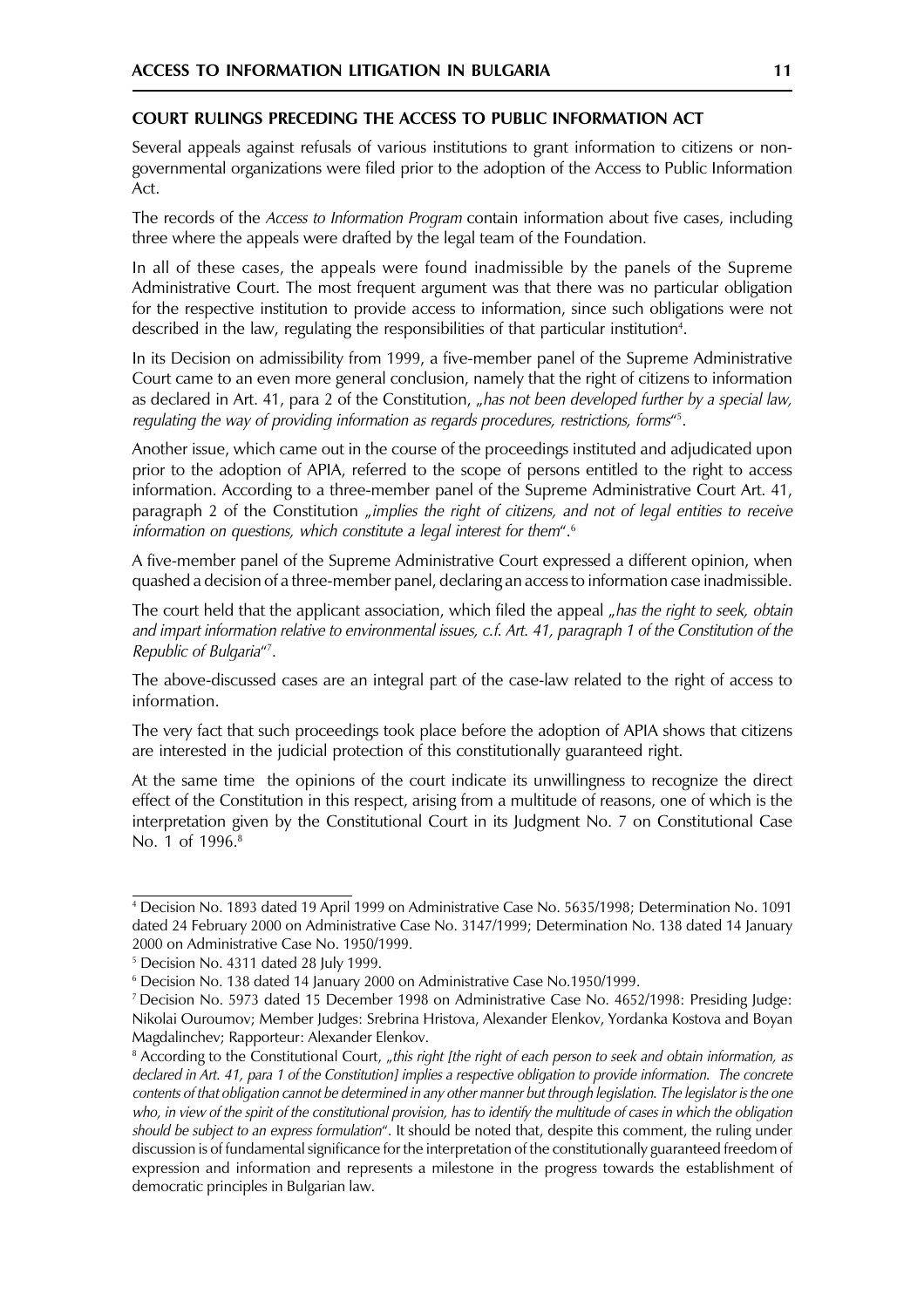### COURT RULINGS PRECEDING THE ACCESS TO PUBLIC INFORMATION ACT

Several appeals against refusals of various institutions to grant information to citizens or non-governmental organizations were filed prior to the adoption of the Access to Public Information Act.

The records of the *Access to Information Program* contain information about five cases, including three where the appeals were drafted by the legal team of the Foundation.

In all of these cases, the appeals were found inadmissible by the panels of the Supreme Administrative Court. The most frequent argument was that there was no particular obligation for the respective institution to provide access to information, since such obligations were not described in the law, regulating the responsibilities of that particular institution[4].

In its Decision on admissibility from 1999, a five-member panel of the Supreme Administrative Court came to an even more general conclusion, namely that the right of citizens to information as declared in Art. 41, para 2 of the Constitution, „*has not been developed further by a special law, regulating the way of providing information as regards procedures, restrictions, forms*"[5].

Another issue, which came out in the course of the proceedings instituted and adjudicated upon prior to the adoption of APIA, referred to the scope of persons entitled to the right to access information. According to a three-member panel of the Supreme Administrative Court Art. 41, paragraph 2 of the Constitution „*implies the right of citizens, and not of legal entities to receive information on questions, which constitute a legal interest for them*".[6]

A five-member panel of the Supreme Administrative Court expressed a different opinion, when quashed a decision of a three-member panel, declaring an access to information case inadmissible.

The court held that the applicant association, which filed the appeal „*has the right to seek, obtain and impart information relative to environmental issues, c.f. Art. 41, paragraph 1 of the Constitution of the Republic of Bulgaria*"[7].

The above-discussed cases are an integral part of the case-law related to the right of access to information.

The very fact that such proceedings took place before the adoption of APIA shows that citizens are interested in the judicial protection of this constitutionally guaranteed right.

At the same time the opinions of the court indicate its unwillingness to recognize the direct effect of the Constitution in this respect, arising from a multitude of reasons, one of which is the interpretation given by the Constitutional Court in its Judgment No. 7 on Constitutional Case No. 1 of 1996.[8]

---

[4] Decision No. 1893 dated 19 April 1999 on Administrative Case No. 5635/1998; Determination No. 1091 dated 24 February 2000 on Administrative Case No. 3147/1999; Determination No. 138 dated 14 January 2000 on Administrative Case No. 1950/1999.

[5] Decision No. 4311 dated 28 July 1999.

[6] Decision No. 138 dated 14 January 2000 on Administrative Case No.1950/1999.

[7] Decision No. 5973 dated 15 December 1998 on Administrative Case No. 4652/1998: Presiding Judge: Nikolai Ouroumov; Member Judges: Srebrina Hristova, Alexander Elenkov, Yordanka Kostova and Boyan Magdalinchev; Rapporteur: Alexander Elenkov.

[8] According to the Constitutional Court, „*this right [the right of each person to seek and obtain information, as declared in Art. 41, para 1 of the Constitution] implies a respective obligation to provide information. The concrete contents of that obligation cannot be determined in any other manner but through legislation. The legislator is the one who, in view of the spirit of the constitutional provision, has to identify the multitude of cases in which the obligation should be subject to an express formulation*". It should be noted that, despite this comment, the ruling under discussion is of fundamental significance for the interpretation of the constitutionally guaranteed freedom of expression and information and represents a milestone in the progress towards the establishment of democratic principles in Bulgarian law.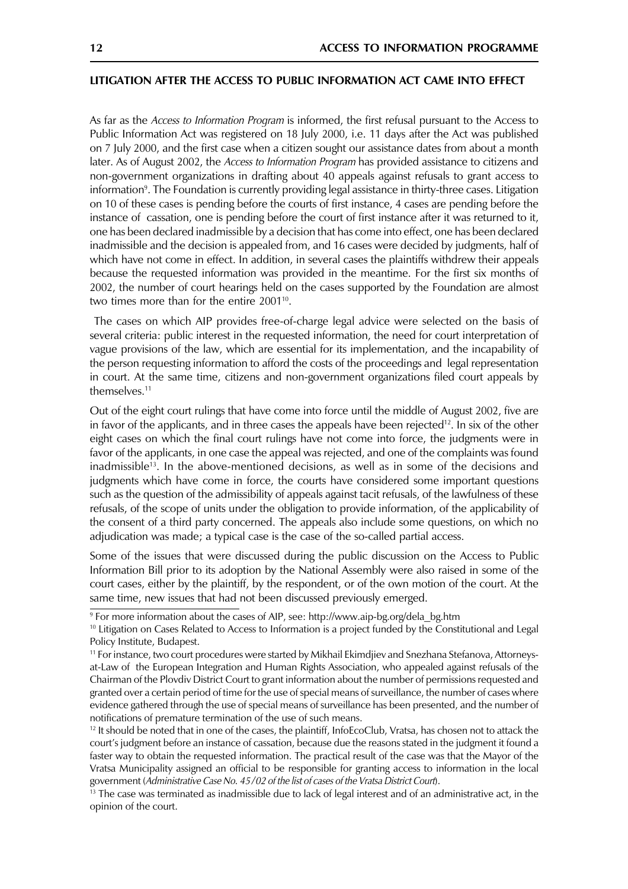**LITIGATION AFTER THE ACCESS TO PUBLIC INFORMATION ACT CAME INTO EFFECT**

As far as the *Access to Information Program* is informed, the first refusal pursuant to the Access to Public Information Act was registered on 18 July 2000, i.e. 11 days after the Act was published on 7 July 2000, and the first case when a citizen sought our assistance dates from about a month later. As of August 2002, the *Access to Information Program* has provided assistance to citizens and non-government organizations in drafting about 40 appeals against refusals to grant access to information[9]. The Foundation is currently providing legal assistance in thirty-three cases. Litigation on 10 of these cases is pending before the courts of first instance, 4 cases are pending before the instance of cassation, one is pending before the court of first instance after it was returned to it, one has been declared inadmissible by a decision that has come into effect, one has been declared inadmissible and the decision is appealed from, and 16 cases were decided by judgments, half of which have not come in effect. In addition, in several cases the plaintiffs withdrew their appeals because the requested information was provided in the meantime. For the first six months of 2002, the number of court hearings held on the cases supported by the Foundation are almost two times more than for the entire 2001[10].

The cases on which AIP provides free-of-charge legal advice were selected on the basis of several criteria: public interest in the requested information, the need for court interpretation of vague provisions of the law, which are essential for its implementation, and the incapability of the person requesting information to afford the costs of the proceedings and legal representation in court. At the same time, citizens and non-government organizations filed court appeals by themselves.[11]

Out of the eight court rulings that have come into force until the middle of August 2002, five are in favor of the applicants, and in three cases the appeals have been rejected[12]. In six of the other eight cases on which the final court rulings have not come into force, the judgments were in favor of the applicants, in one case the appeal was rejected, and one of the complaints was found inadmissible[13]. In the above-mentioned decisions, as well as in some of the decisions and judgments which have come in force, the courts have considered some important questions such as the question of the admissibility of appeals against tacit refusals, of the lawfulness of these refusals, of the scope of units under the obligation to provide information, of the applicability of the consent of a third party concerned. The appeals also include some questions, on which no adjudication was made; a typical case is the case of the so-called partial access.

Some of the issues that were discussed during the public discussion on the Access to Public Information Bill prior to its adoption by the National Assembly were also raised in some of the court cases, either by the plaintiff, by the respondent, or of the own motion of the court. At the same time, new issues that had not been discussed previously emerged.

[9] For more information about the cases of AIP, see: http://www.aip-bg.org/dela_bg.htm

[10] Litigation on Cases Related to Access to Information is a project funded by the Constitutional and Legal Policy Institute, Budapest.

[11] For instance, two court procedures were started by Mikhail Ekimdjiev and Snezhana Stefanova, Attorneys-at-Law of the European Integration and Human Rights Association, who appealed against refusals of the Chairman of the Plovdiv District Court to grant information about the number of permissions requested and granted over a certain period of time for the use of special means of surveillance, the number of cases where evidence gathered through the use of special means of surveillance has been presented, and the number of notifications of premature termination of the use of such means.

[12] It should be noted that in one of the cases, the plaintiff, InfoEcoClub, Vratsa, has chosen not to attack the court's judgment before an instance of cassation, because due the reasons stated in the judgment it found a faster way to obtain the requested information. The practical result of the case was that the Mayor of the Vratsa Municipality assigned an official to be responsible for granting access to information in the local government (*Administrative Case No. 45/02 of the list of cases of the Vratsa District Court*).

[13] The case was terminated as inadmissible due to lack of legal interest and of an administrative act, in the opinion of the court.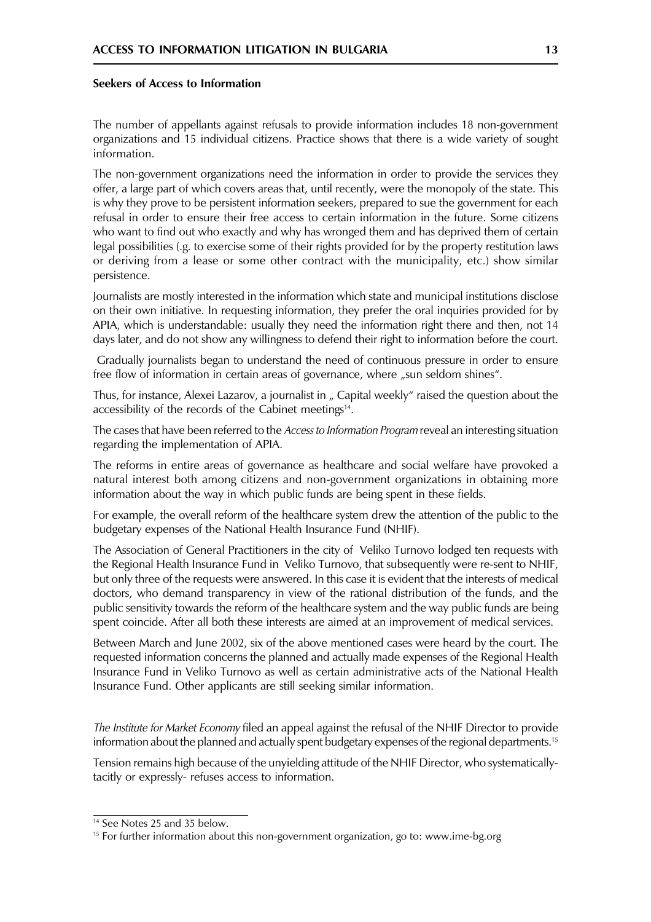**Seekers of Access to Information**

The number of appellants against refusals to provide information includes 18 non-government organizations and 15 individual citizens. Practice shows that there is a wide variety of sought information.

The non-government organizations need the information in order to provide the services they offer, a large part of which covers areas that, until recently, were the monopoly of the state. This is why they prove to be persistent information seekers, prepared to sue the government for each refusal in order to ensure their free access to certain information in the future. Some citizens who want to find out who exactly and why has wronged them and has deprived them of certain legal possibilities (.g. to exercise some of their rights provided for by the property restitution laws or deriving from a lease or some other contract with the municipality, etc.) show similar persistence.

Journalists are mostly interested in the information which state and municipal institutions disclose on their own initiative. In requesting information, they prefer the oral inquiries provided for by APIA, which is understandable: usually they need the information right there and then, not 14 days later, and do not show any willingness to defend their right to information before the court.

Gradually journalists began to understand the need of continuous pressure in order to ensure free flow of information in certain areas of governance, where „sun seldom shines".

Thus, for instance, Alexei Lazarov, a journalist in „ Capital weekly" raised the question about the accessibility of the records of the Cabinet meetings[14].

The cases that have been referred to the *Access to Information Program* reveal an interesting situation regarding the implementation of APIA.

The reforms in entire areas of governance as healthcare and social welfare have provoked a natural interest both among citizens and non-government organizations in obtaining more information about the way in which public funds are being spent in these fields.

For example, the overall reform of the healthcare system drew the attention of the public to the budgetary expenses of the National Health Insurance Fund (NHIF).

The Association of General Practitioners in the city of Veliko Turnovo lodged ten requests with the Regional Health Insurance Fund in Veliko Turnovo, that subsequently were re-sent to NHIF, but only three of the requests were answered. In this case it is evident that the interests of medical doctors, who demand transparency in view of the rational distribution of the funds, and the public sensitivity towards the reform of the healthcare system and the way public funds are being spent coincide. After all both these interests are aimed at an improvement of medical services.

Between March and June 2002, six of the above mentioned cases were heard by the court. The requested information concerns the planned and actually made expenses of the Regional Health Insurance Fund in Veliko Turnovo as well as certain administrative acts of the National Health Insurance Fund. Other applicants are still seeking similar information.

*The Institute for Market Economy* filed an appeal against the refusal of the NHIF Director to provide information about the planned and actually spent budgetary expenses of the regional departments.[15]

Tension remains high because of the unyielding attitude of the NHIF Director, who systematically-tacitly or expressly- refuses access to information.

---

[14] See Notes 25 and 35 below.

[15] For further information about this non-government organization, go to: www.ime-bg.org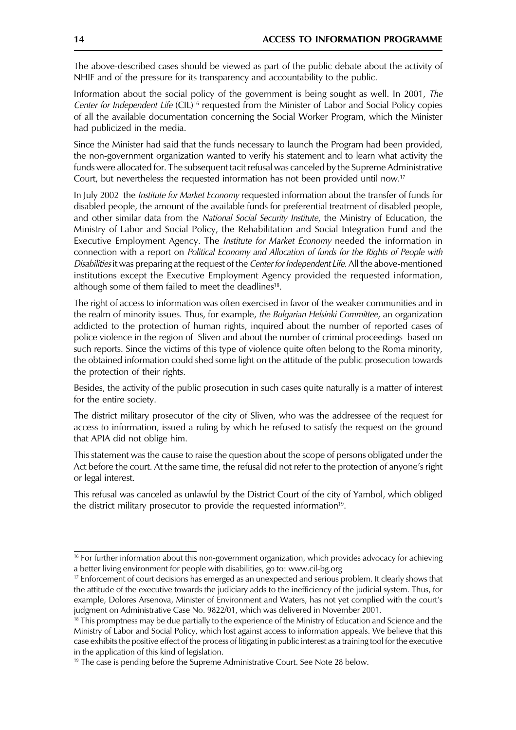The above-described cases should be viewed as part of the public debate about the activity of NHIF and of the pressure for its transparency and accountability to the public.

Information about the social policy of the government is being sought as well. In 2001, *The Center for Independent Life* (CIL)[16] requested from the Minister of Labor and Social Policy copies of all the available documentation concerning the Social Worker Program, which the Minister had publicized in the media.

Since the Minister had said that the funds necessary to launch the Program had been provided, the non-government organization wanted to verify his statement and to learn what activity the funds were allocated for. The subsequent tacit refusal was canceled by the Supreme Administrative Court, but nevertheless the requested information has not been provided until now.[17]

In July 2002 the *Institute for Market Economy* requested information about the transfer of funds for disabled people, the amount of the available funds for preferential treatment of disabled people, and other similar data from the *National Social Security Institute*, the Ministry of Education, the Ministry of Labor and Social Policy, the Rehabilitation and Social Integration Fund and the Executive Employment Agency. The *Institute for Market Economy* needed the information in connection with a report on *Political Economy and Allocation of funds for the Rights of People with Disabilities* it was preparing at the request of the *Center for Independent Life*. All the above-mentioned institutions except the Executive Employment Agency provided the requested information, although some of them failed to meet the deadlines[18].

The right of access to information was often exercised in favor of the weaker communities and in the realm of minority issues. Thus, for example, *the Bulgarian Helsinki Committee*, an organization addicted to the protection of human rights, inquired about the number of reported cases of police violence in the region of Sliven and about the number of criminal proceedings based on such reports. Since the victims of this type of violence quite often belong to the Roma minority, the obtained information could shed some light on the attitude of the public prosecution towards the protection of their rights.

Besides, the activity of the public prosecution in such cases quite naturally is a matter of interest for the entire society.

The district military prosecutor of the city of Sliven, who was the addressee of the request for access to information, issued a ruling by which he refused to satisfy the request on the ground that APIA did not oblige him.

This statement was the cause to raise the question about the scope of persons obligated under the Act before the court. At the same time, the refusal did not refer to the protection of anyone's right or legal interest.

This refusal was canceled as unlawful by the District Court of the city of Yambol, which obliged the district military prosecutor to provide the requested information[19].

---

[16] For further information about this non-government organization, which provides advocacy for achieving a better living environment for people with disabilities, go to: www.cil-bg.org

[17] Enforcement of court decisions has emerged as an unexpected and serious problem. It clearly shows that the attitude of the executive towards the judiciary adds to the inefficiency of the judicial system. Thus, for example, Dolores Arsenova, Minister of Environment and Waters, has not yet complied with the court's judgment on Administrative Case No. 9822/01, which was delivered in November 2001.

[18] This promptness may be due partially to the experience of the Ministry of Education and Science and the Ministry of Labor and Social Policy, which lost against access to information appeals. We believe that this case exhibits the positive effect of the process of litigating in public interest as a training tool for the executive in the application of this kind of legislation.

[19] The case is pending before the Supreme Administrative Court. See Note 28 below.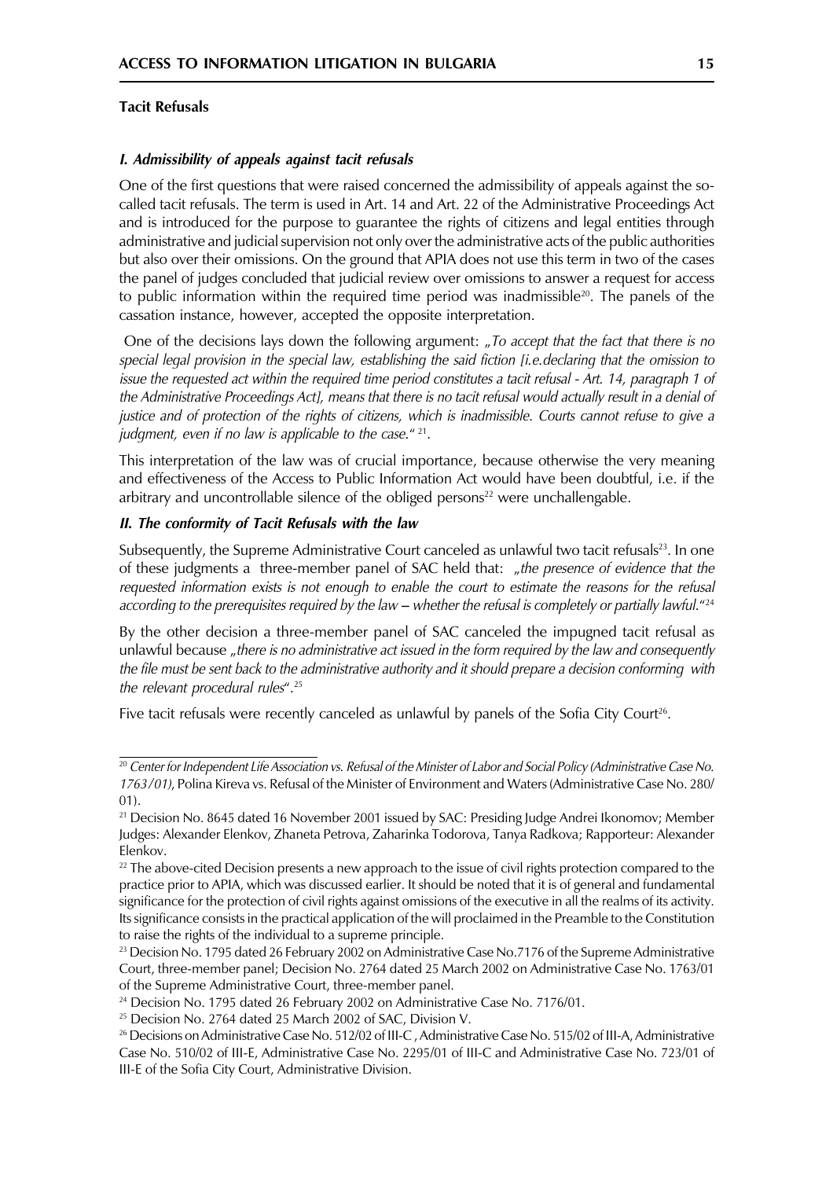### Tacit Refusals

#### *I. Admissibility of appeals against tacit refusals*

One of the first questions that were raised concerned the admissibility of appeals against the so-called tacit refusals. The term is used in Art. 14 and Art. 22 of the Administrative Proceedings Act and is introduced for the purpose to guarantee the rights of citizens and legal entities through administrative and judicial supervision not only over the administrative acts of the public authorities but also over their omissions. On the ground that APIA does not use this term in two of the cases the panel of judges concluded that judicial review over omissions to answer a request for access to public information within the required time period was inadmissible[20]. The panels of the cassation instance, however, accepted the opposite interpretation.

One of the decisions lays down the following argument: *„To accept that the fact that there is no special legal provision in the special law, establishing the said fiction [i.e.declaring that the omission to issue the requested act within the required time period constitutes a tacit refusal - Art. 14, paragraph 1 of the Administrative Proceedings Act], means that there is no tacit refusal would actually result in a denial of justice and of protection of the rights of citizens, which is inadmissible. Courts cannot refuse to give a judgment, even if no law is applicable to the case."* [21].

This interpretation of the law was of crucial importance, because otherwise the very meaning and effectiveness of the Access to Public Information Act would have been doubtful, i.e. if the arbitrary and uncontrollable silence of the obliged persons[22] were unchallengable.

#### *II. The conformity of Tacit Refusals with the law*

Subsequently, the Supreme Administrative Court canceled as unlawful two tacit refusals[23]. In one of these judgments a three-member panel of SAC held that: *„the presence of evidence that the requested information exists is not enough to enable the court to estimate the reasons for the refusal according to the prerequisites required by the law – whether the refusal is completely or partially lawful."*[24]

By the other decision a three-member panel of SAC canceled the impugned tacit refusal as unlawful because *„there is no administrative act issued in the form required by the law and consequently the file must be sent back to the administrative authority and it should prepare a decision conforming with the relevant procedural rules"*.[25]

Five tacit refusals were recently canceled as unlawful by panels of the Sofia City Court[26].

---

[20] *Center for Independent Life Association vs. Refusal of the Minister of Labor and Social Policy (Administrative Case No. 1763/01)*, Polina Kireva vs. Refusal of the Minister of Environment and Waters (Administrative Case No. 280/01).

[21] Decision No. 8645 dated 16 November 2001 issued by SAC: Presiding Judge Andrei Ikonomov; Member Judges: Alexander Elenkov, Zhaneta Petrova, Zaharinka Todorova, Tanya Radkova; Rapporteur: Alexander Elenkov.

[22] The above-cited Decision presents a new approach to the issue of civil rights protection compared to the practice prior to APIA, which was discussed earlier. It should be noted that it is of general and fundamental significance for the protection of civil rights against omissions of the executive in all the realms of its activity. Its significance consists in the practical application of the will proclaimed in the Preamble to the Constitution to raise the rights of the individual to a supreme principle.

[23] Decision No. 1795 dated 26 February 2002 on Administrative Case No.7176 of the Supreme Administrative Court, three-member panel; Decision No. 2764 dated 25 March 2002 on Administrative Case No. 1763/01 of the Supreme Administrative Court, three-member panel.

[24] Decision No. 1795 dated 26 February 2002 on Administrative Case No. 7176/01.

[25] Decision No. 2764 dated 25 March 2002 of SAC, Division V.

[26] Decisions on Administrative Case No. 512/02 of III-C , Administrative Case No. 515/02 of III-A, Administrative Case No. 510/02 of III-E, Administrative Case No. 2295/01 of III-C and Administrative Case No. 723/01 of III-E of the Sofia City Court, Administrative Division.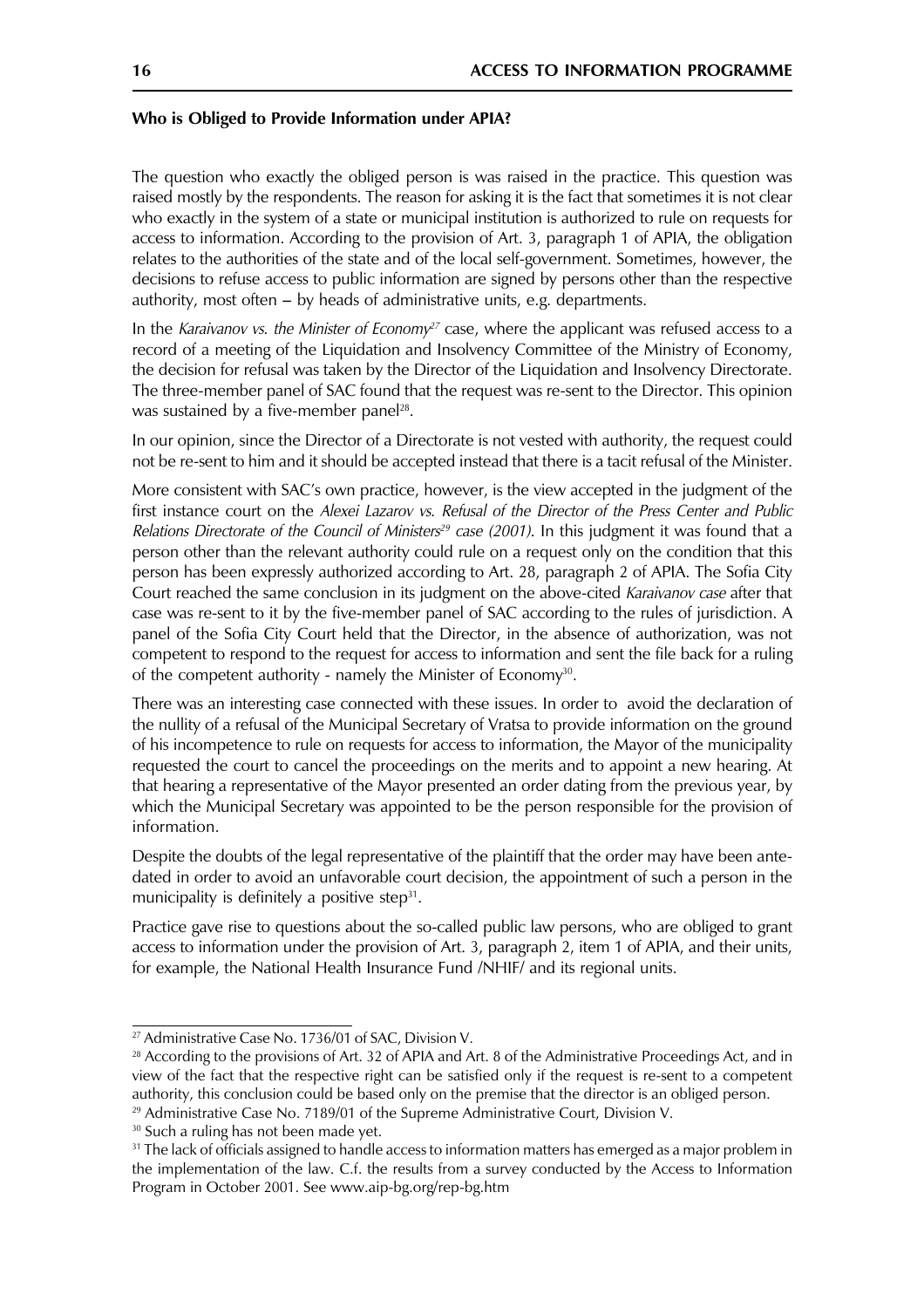**Who is Obliged to Provide Information under APIA?**

The question who exactly the obliged person is was raised in the practice. This question was raised mostly by the respondents. The reason for asking it is the fact that sometimes it is not clear who exactly in the system of a state or municipal institution is authorized to rule on requests for access to information. According to the provision of Art. 3, paragraph 1 of APIA, the obligation relates to the authorities of the state and of the local self-government. Sometimes, however, the decisions to refuse access to public information are signed by persons other than the respective authority, most often – by heads of administrative units, e.g. departments.

In the *Karaivanov vs. the Minister of Economy*[27] case, where the applicant was refused access to a record of a meeting of the Liquidation and Insolvency Committee of the Ministry of Economy, the decision for refusal was taken by the Director of the Liquidation and Insolvency Directorate. The three-member panel of SAC found that the request was re-sent to the Director. This opinion was sustained by a five-member panel[28].

In our opinion, since the Director of a Directorate is not vested with authority, the request could not be re-sent to him and it should be accepted instead that there is a tacit refusal of the Minister.

More consistent with SAC's own practice, however, is the view accepted in the judgment of the first instance court on the *Alexei Lazarov vs. Refusal of the Director of the Press Center and Public Relations Directorate of the Council of Ministers*[29] *case (2001).* In this judgment it was found that a person other than the relevant authority could rule on a request only on the condition that this person has been expressly authorized according to Art. 28, paragraph 2 of APIA. The Sofia City Court reached the same conclusion in its judgment on the above-cited *Karaivanov case* after that case was re-sent to it by the five-member panel of SAC according to the rules of jurisdiction. A panel of the Sofia City Court held that the Director, in the absence of authorization, was not competent to respond to the request for access to information and sent the file back for a ruling of the competent authority - namely the Minister of Economy[30].

There was an interesting case connected with these issues. In order to avoid the declaration of the nullity of a refusal of the Municipal Secretary of Vratsa to provide information on the ground of his incompetence to rule on requests for access to information, the Mayor of the municipality requested the court to cancel the proceedings on the merits and to appoint a new hearing. At that hearing a representative of the Mayor presented an order dating from the previous year, by which the Municipal Secretary was appointed to be the person responsible for the provision of information.

Despite the doubts of the legal representative of the plaintiff that the order may have been antedated in order to avoid an unfavorable court decision, the appointment of such a person in the municipality is definitely a positive step[31].

Practice gave rise to questions about the so-called public law persons, who are obliged to grant access to information under the provision of Art. 3, paragraph 2, item 1 of APIA, and their units, for example, the National Health Insurance Fund /NHIF/ and its regional units.

---

[27] Administrative Case No. 1736/01 of SAC, Division V.

[28] According to the provisions of Art. 32 of APIA and Art. 8 of the Administrative Proceedings Act, and in view of the fact that the respective right can be satisfied only if the request is re-sent to a competent authority, this conclusion could be based only on the premise that the director is an obliged person.

[29] Administrative Case No. 7189/01 of the Supreme Administrative Court, Division V.

[30] Such a ruling has not been made yet.

[31] The lack of officials assigned to handle access to information matters has emerged as a major problem in the implementation of the law. C.f. the results from a survey conducted by the Access to Information Program in October 2001. See www.aip-bg.org/rep-bg.htm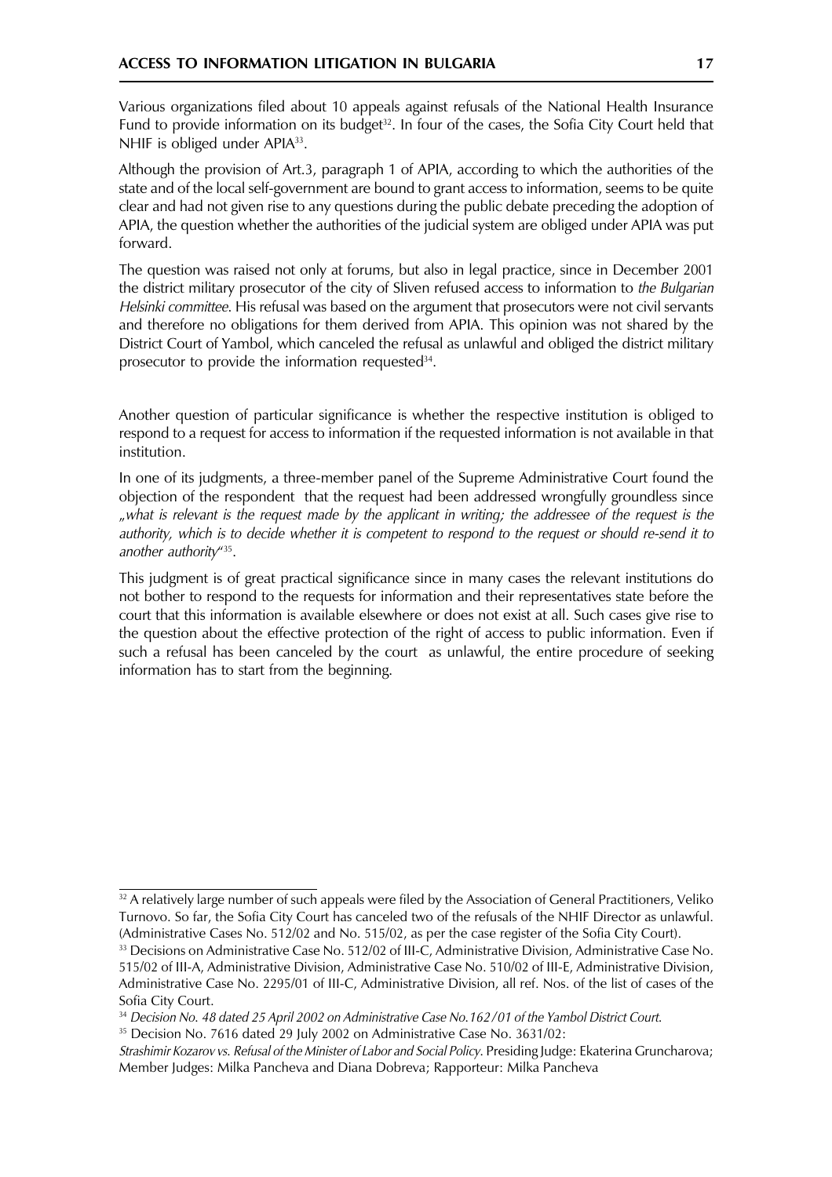Various organizations filed about 10 appeals against refusals of the National Health Insurance Fund to provide information on its budget[32]. In four of the cases, the Sofia City Court held that NHIF is obliged under APIA[33].

Although the provision of Art.3, paragraph 1 of APIA, according to which the authorities of the state and of the local self-government are bound to grant access to information, seems to be quite clear and had not given rise to any questions during the public debate preceding the adoption of APIA, the question whether the authorities of the judicial system are obliged under APIA was put forward.

The question was raised not only at forums, but also in legal practice, since in December 2001 the district military prosecutor of the city of Sliven refused access to information to *the Bulgarian Helsinki committee*. His refusal was based on the argument that prosecutors were not civil servants and therefore no obligations for them derived from APIA. This opinion was not shared by the District Court of Yambol, which canceled the refusal as unlawful and obliged the district military prosecutor to provide the information requested[34].

Another question of particular significance is whether the respective institution is obliged to respond to a request for access to information if the requested information is not available in that institution.

In one of its judgments, a three-member panel of the Supreme Administrative Court found the objection of the respondent that the request had been addressed wrongfully groundless since *„what is relevant is the request made by the applicant in writing; the addressee of the request is the authority, which is to decide whether it is competent to respond to the request or should re-send it to another authority"*[35].

This judgment is of great practical significance since in many cases the relevant institutions do not bother to respond to the requests for information and their representatives state before the court that this information is available elsewhere or does not exist at all. Such cases give rise to the question about the effective protection of the right of access to public information. Even if such a refusal has been canceled by the court as unlawful, the entire procedure of seeking information has to start from the beginning.

---

[32] A relatively large number of such appeals were filed by the Association of General Practitioners, Veliko Turnovo. So far, the Sofia City Court has canceled two of the refusals of the NHIF Director as unlawful. (Administrative Cases No. 512/02 and No. 515/02, as per the case register of the Sofia City Court).

[33] Decisions on Administrative Case No. 512/02 of III-C, Administrative Division, Administrative Case No. 515/02 of III-A, Administrative Division, Administrative Case No. 510/02 of III-E, Administrative Division, Administrative Case No. 2295/01 of III-C, Administrative Division, all ref. Nos. of the list of cases of the Sofia City Court.

[34] *Decision No. 48 dated 25 April 2002 on Administrative Case No.162/01 of the Yambol District Court.*

[35] Decision No. 7616 dated 29 July 2002 on Administrative Case No. 3631/02: *Strashimir Kozarov vs. Refusal of the Minister of Labor and Social Policy.* Presiding Judge: Ekaterina Gruncharova; Member Judges: Milka Pancheva and Diana Dobreva; Rapporteur: Milka Pancheva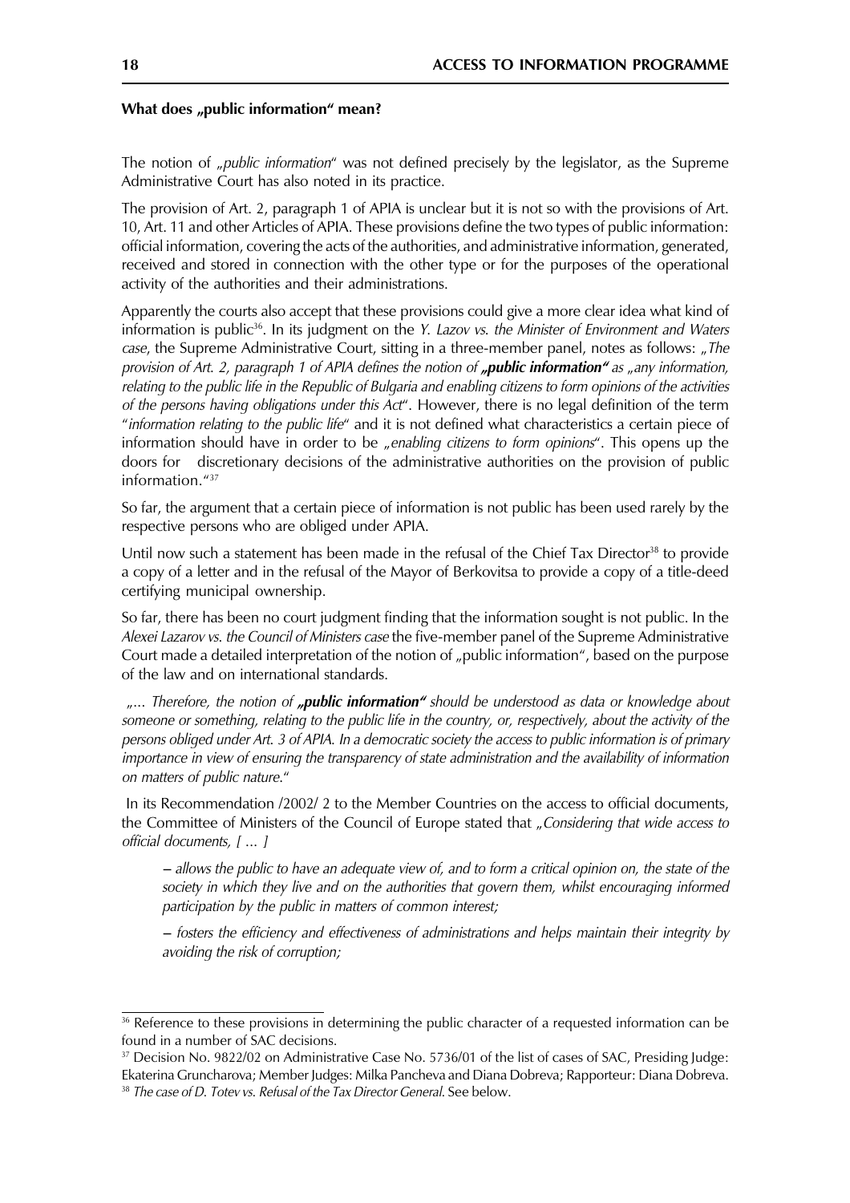#### What does „public information" mean?

The notion of „*public information*" was not defined precisely by the legislator, as the Supreme Administrative Court has also noted in its practice.

The provision of Art. 2, paragraph 1 of APIA is unclear but it is not so with the provisions of Art. 10, Art. 11 and other Articles of APIA. These provisions define the two types of public information: official information, covering the acts of the authorities, and administrative information, generated, received and stored in connection with the other type or for the purposes of the operational activity of the authorities and their administrations.

Apparently the courts also accept that these provisions could give a more clear idea what kind of information is public[36]. In its judgment on the *Y. Lazov vs. the Minister of Environment and Waters case*, the Supreme Administrative Court, sitting in a three-member panel, notes as follows: „*The provision of Art. 2, paragraph 1 of APIA defines the notion of* ***„public information"*** *as „any information, relating to the public life in the Republic of Bulgaria and enabling citizens to form opinions of the activities of the persons having obligations under this Act*". However, there is no legal definition of the term "*information relating to the public life*" and it is not defined what characteristics a certain piece of information should have in order to be „*enabling citizens to form opinions*". This opens up the doors for discretionary decisions of the administrative authorities on the provision of public information."[37]

So far, the argument that a certain piece of information is not public has been used rarely by the respective persons who are obliged under APIA.

Until now such a statement has been made in the refusal of the Chief Tax Director[38] to provide a copy of a letter and in the refusal of the Mayor of Berkovitsa to provide a copy of a title-deed certifying municipal ownership.

So far, there has been no court judgment finding that the information sought is not public. In the *Alexei Lazarov vs. the Council of Ministers case* the five-member panel of the Supreme Administrative Court made a detailed interpretation of the notion of „public information", based on the purpose of the law and on international standards.

„*... Therefore, the notion of* ***„public information"*** *should be understood as data or knowledge about someone or something, relating to the public life in the country, or, respectively, about the activity of the persons obliged under Art. 3 of APIA. In a democratic society the access to public information is of primary importance in view of ensuring the transparency of state administration and the availability of information on matters of public nature.*"

In its Recommendation /2002/ 2 to the Member Countries on the access to official documents, the Committee of Ministers of the Council of Europe stated that „*Considering that wide access to official documents, [ ... ]*

> *– allows the public to have an adequate view of, and to form a critical opinion on, the state of the society in which they live and on the authorities that govern them, whilst encouraging informed participation by the public in matters of common interest;*
>
> *– fosters the efficiency and effectiveness of administrations and helps maintain their integrity by avoiding the risk of corruption;*

---

[36] Reference to these provisions in determining the public character of a requested information can be found in a number of SAC decisions.

[37] Decision No. 9822/02 on Administrative Case No. 5736/01 of the list of cases of SAC, Presiding Judge: Ekaterina Gruncharova; Member Judges: Milka Pancheva and Diana Dobreva; Rapporteur: Diana Dobreva.

[38] *The case of D. Totev vs. Refusal of the Tax Director General.* See below.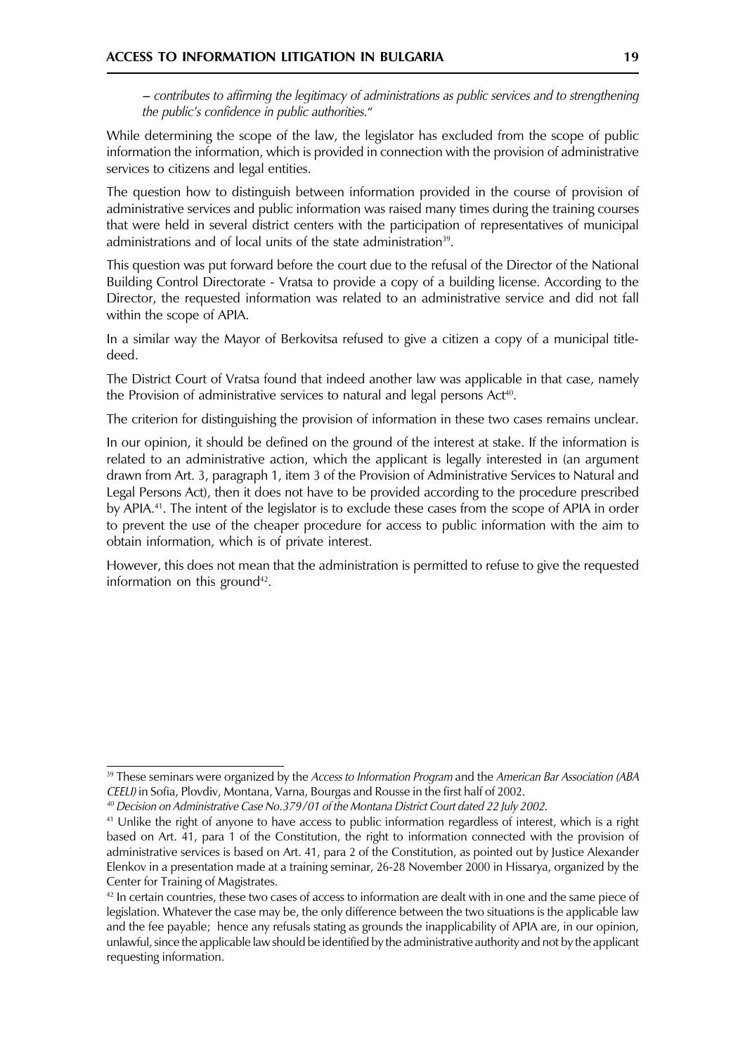*– contributes to affirming the legitimacy of administrations as public services and to strengthening the public's confidence in public authorities.*"

While determining the scope of the law, the legislator has excluded from the scope of public information the information, which is provided in connection with the provision of administrative services to citizens and legal entities.

The question how to distinguish between information provided in the course of provision of administrative services and public information was raised many times during the training courses that were held in several district centers with the participation of representatives of municipal administrations and of local units of the state administration[39].

This question was put forward before the court due to the refusal of the Director of the National Building Control Directorate - Vratsa to provide a copy of a building license. According to the Director, the requested information was related to an administrative service and did not fall within the scope of APIA.

In a similar way the Mayor of Berkovitsa refused to give a citizen a copy of a municipal title-deed.

The District Court of Vratsa found that indeed another law was applicable in that case, namely the Provision of administrative services to natural and legal persons Act[40].

The criterion for distinguishing the provision of information in these two cases remains unclear.

In our opinion, it should be defined on the ground of the interest at stake. If the information is related to an administrative action, which the applicant is legally interested in (an argument drawn from Art. 3, paragraph 1, item 3 of the Provision of Administrative Services to Natural and Legal Persons Act), then it does not have to be provided according to the procedure prescribed by APIA.[41]. The intent of the legislator is to exclude these cases from the scope of APIA in order to prevent the use of the cheaper procedure for access to public information with the aim to obtain information, which is of private interest.

However, this does not mean that the administration is permitted to refuse to give the requested information on this ground[42].

---

[39] These seminars were organized by the *Access to Information Program* and the *American Bar Association (ABA CEELI)* in Sofia, Plovdiv, Montana, Varna, Bourgas and Rousse in the first half of 2002.

[40] *Decision on Administrative Case No.379/01 of the Montana District Court dated 22 July 2002.*

[41] Unlike the right of anyone to have access to public information regardless of interest, which is a right based on Art. 41, para 1 of the Constitution, the right to information connected with the provision of administrative services is based on Art. 41, para 2 of the Constitution, as pointed out by Justice Alexander Elenkov in a presentation made at a training seminar, 26-28 November 2000 in Hissarya, organized by the Center for Training of Magistrates.

[42] In certain countries, these two cases of access to information are dealt with in one and the same piece of legislation. Whatever the case may be, the only difference between the two situations is the applicable law and the fee payable; hence any refusals stating as grounds the inapplicability of APIA are, in our opinion, unlawful, since the applicable law should be identified by the administrative authority and not by the applicant requesting information.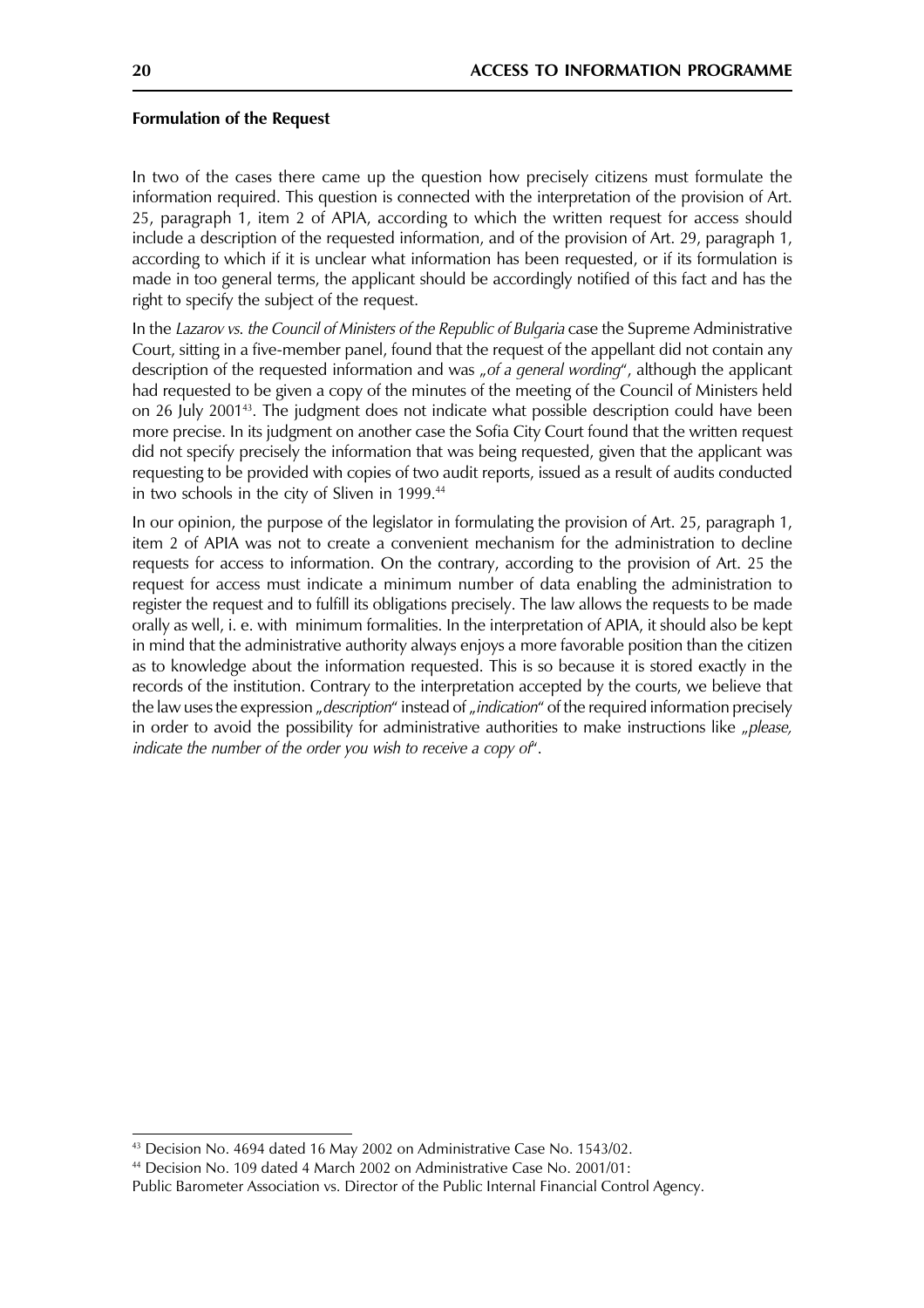**Formulation of the Request**

In two of the cases there came up the question how precisely citizens must formulate the information required. This question is connected with the interpretation of the provision of Art. 25, paragraph 1, item 2 of APIA, according to which the written request for access should include a description of the requested information, and of the provision of Art. 29, paragraph 1, according to which if it is unclear what information has been requested, or if its formulation is made in too general terms, the applicant should be accordingly notified of this fact and has the right to specify the subject of the request.

In the *Lazarov vs. the Council of Ministers of the Republic of Bulgaria* case the Supreme Administrative Court, sitting in a five-member panel, found that the request of the appellant did not contain any description of the requested information and was „*of a general wording*", although the applicant had requested to be given a copy of the minutes of the meeting of the Council of Ministers held on 26 July 2001[43]. The judgment does not indicate what possible description could have been more precise. In its judgment on another case the Sofia City Court found that the written request did not specify precisely the information that was being requested, given that the applicant was requesting to be provided with copies of two audit reports, issued as a result of audits conducted in two schools in the city of Sliven in 1999.[44]

In our opinion, the purpose of the legislator in formulating the provision of Art. 25, paragraph 1, item 2 of APIA was not to create a convenient mechanism for the administration to decline requests for access to information. On the contrary, according to the provision of Art. 25 the request for access must indicate a minimum number of data enabling the administration to register the request and to fulfill its obligations precisely. The law allows the requests to be made orally as well, i. e. with minimum formalities. In the interpretation of APIA, it should also be kept in mind that the administrative authority always enjoys a more favorable position than the citizen as to knowledge about the information requested. This is so because it is stored exactly in the records of the institution. Contrary to the interpretation accepted by the courts, we believe that the law uses the expression „*description*" instead of „*indication*" of the required information precisely in order to avoid the possibility for administrative authorities to make instructions like „*please, indicate the number of the order you wish to receive a copy of*".

---

[43] Decision No. 4694 dated 16 May 2002 on Administrative Case No. 1543/02.

[44] Decision No. 109 dated 4 March 2002 on Administrative Case No. 2001/01: Public Barometer Association vs. Director of the Public Internal Financial Control Agency.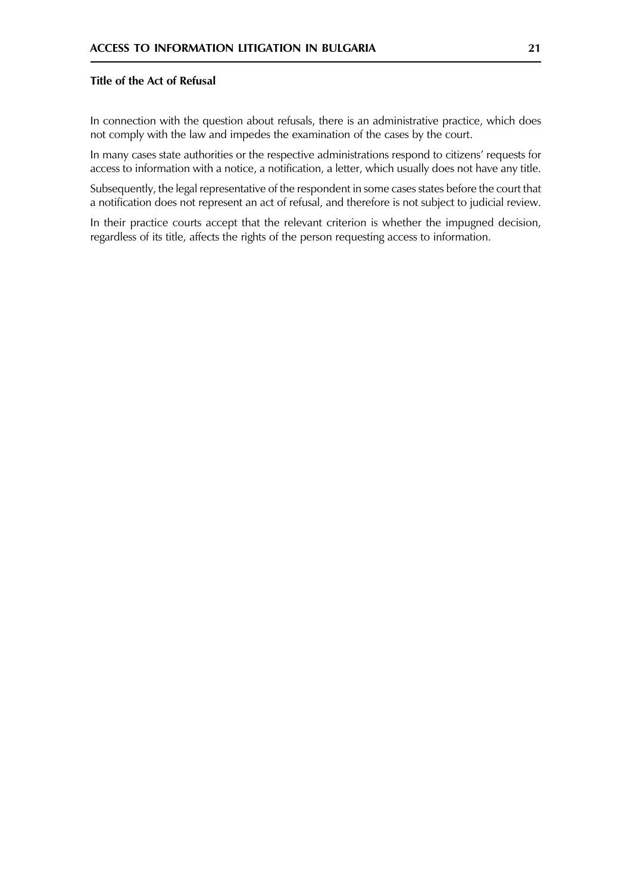### Title of the Act of Refusal

In connection with the question about refusals, there is an administrative practice, which does not comply with the law and impedes the examination of the cases by the court.

In many cases state authorities or the respective administrations respond to citizens' requests for access to information with a notice, a notification, a letter, which usually does not have any title.

Subsequently, the legal representative of the respondent in some cases states before the court that a notification does not represent an act of refusal, and therefore is not subject to judicial review.

In their practice courts accept that the relevant criterion is whether the impugned decision, regardless of its title, affects the rights of the person requesting access to information.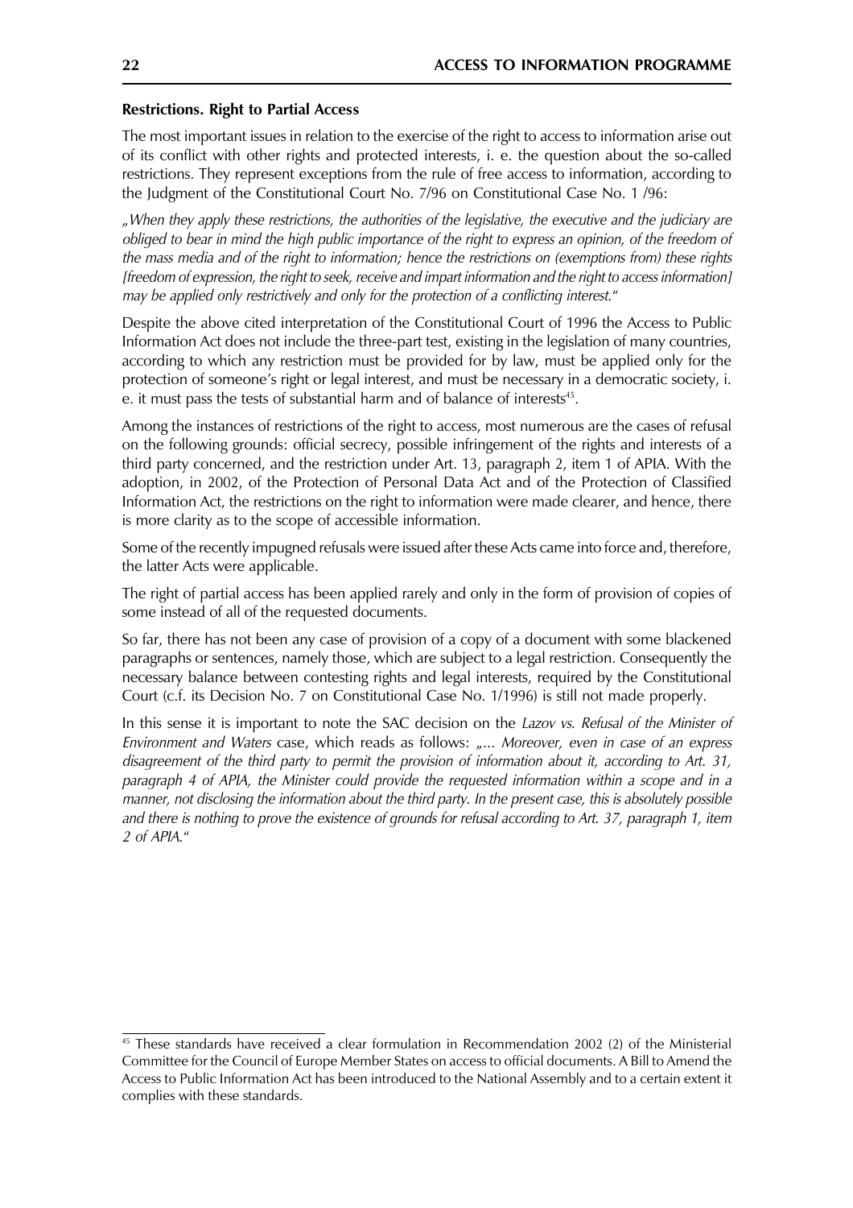**Restrictions. Right to Partial Access**

The most important issues in relation to the exercise of the right to access to information arise out of its conflict with other rights and protected interests, i. e. the question about the so-called restrictions. They represent exceptions from the rule of free access to information, according to the Judgment of the Constitutional Court No. 7/96 on Constitutional Case No. 1 /96:

*„When they apply these restrictions, the authorities of the legislative, the executive and the judiciary are obliged to bear in mind the high public importance of the right to express an opinion, of the freedom of the mass media and of the right to information; hence the restrictions on (exemptions from) these rights [freedom of expression, the right to seek, receive and impart information and the right to access information] may be applied only restrictively and only for the protection of a conflicting interest.*"

Despite the above cited interpretation of the Constitutional Court of 1996 the Access to Public Information Act does not include the three-part test, existing in the legislation of many countries, according to which any restriction must be provided for by law, must be applied only for the protection of someone's right or legal interest, and must be necessary in a democratic society, i. e. it must pass the tests of substantial harm and of balance of interests[45].

Among the instances of restrictions of the right to access, most numerous are the cases of refusal on the following grounds: official secrecy, possible infringement of the rights and interests of a third party concerned, and the restriction under Art. 13, paragraph 2, item 1 of APIA. With the adoption, in 2002, of the Protection of Personal Data Act and of the Protection of Classified Information Act, the restrictions on the right to information were made clearer, and hence, there is more clarity as to the scope of accessible information.

Some of the recently impugned refusals were issued after these Acts came into force and, therefore, the latter Acts were applicable.

The right of partial access has been applied rarely and only in the form of provision of copies of some instead of all of the requested documents.

So far, there has not been any case of provision of a copy of a document with some blackened paragraphs or sentences, namely those, which are subject to a legal restriction. Consequently the necessary balance between contesting rights and legal interests, required by the Constitutional Court (c.f. its Decision No. 7 on Constitutional Case No. 1/1996) is still not made properly.

In this sense it is important to note the SAC decision on the *Lazov vs. Refusal of the Minister of Environment and Waters* case, which reads as follows: *„... Moreover, even in case of an express disagreement of the third party to permit the provision of information about it, according to Art. 31, paragraph 4 of APIA, the Minister could provide the requested information within a scope and in a manner, not disclosing the information about the third party. In the present case, this is absolutely possible and there is nothing to prove the existence of grounds for refusal according to Art. 37, paragraph 1, item 2 of APIA.*"

---

[45] These standards have received a clear formulation in Recommendation 2002 (2) of the Ministerial Committee for the Council of Europe Member States on access to official documents. A Bill to Amend the Access to Public Information Act has been introduced to the National Assembly and to a certain extent it complies with these standards.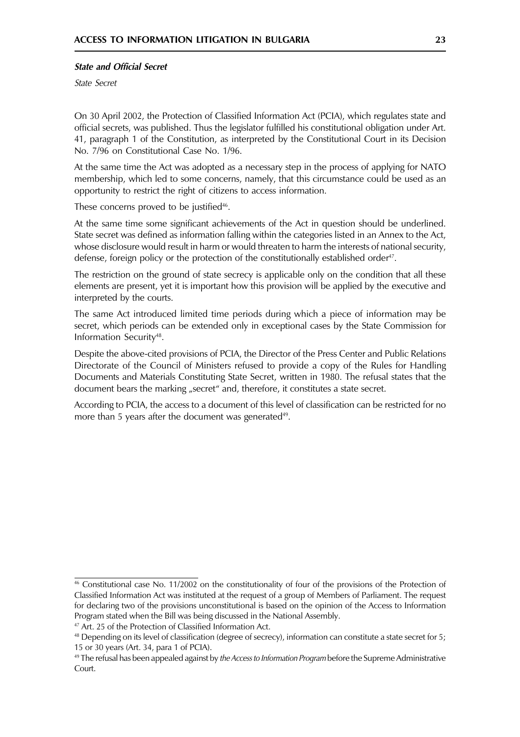***State and Official Secret***

*State Secret*

On 30 April 2002, the Protection of Classified Information Act (PCIA), which regulates state and official secrets, was published. Thus the legislator fulfilled his constitutional obligation under Art. 41, paragraph 1 of the Constitution, as interpreted by the Constitutional Court in its Decision No. 7/96 on Constitutional Case No. 1/96.

At the same time the Act was adopted as a necessary step in the process of applying for NATO membership, which led to some concerns, namely, that this circumstance could be used as an opportunity to restrict the right of citizens to access information.

These concerns proved to be justified[46].

At the same time some significant achievements of the Act in question should be underlined. State secret was defined as information falling within the categories listed in an Annex to the Act, whose disclosure would result in harm or would threaten to harm the interests of national security, defense, foreign policy or the protection of the constitutionally established order[47].

The restriction on the ground of state secrecy is applicable only on the condition that all these elements are present, yet it is important how this provision will be applied by the executive and interpreted by the courts.

The same Act introduced limited time periods during which a piece of information may be secret, which periods can be extended only in exceptional cases by the State Commission for Information Security[48].

Despite the above-cited provisions of PCIA, the Director of the Press Center and Public Relations Directorate of the Council of Ministers refused to provide a copy of the Rules for Handling Documents and Materials Constituting State Secret, written in 1980. The refusal states that the document bears the marking „secret" and, therefore, it constitutes a state secret.

According to PCIA, the access to a document of this level of classification can be restricted for no more than 5 years after the document was generated[49].

---

[46] Constitutional case No. 11/2002 on the constitutionality of four of the provisions of the Protection of Classified Information Act was instituted at the request of a group of Members of Parliament. The request for declaring two of the provisions unconstitutional is based on the opinion of the Access to Information Program stated when the Bill was being discussed in the National Assembly.

[47] Art. 25 of the Protection of Classified Information Act.

[48] Depending on its level of classification (degree of secrecy), information can constitute a state secret for 5; 15 or 30 years (Art. 34, para 1 of PCIA).

[49] The refusal has been appealed against by *the Access to Information Program* before the Supreme Administrative Court.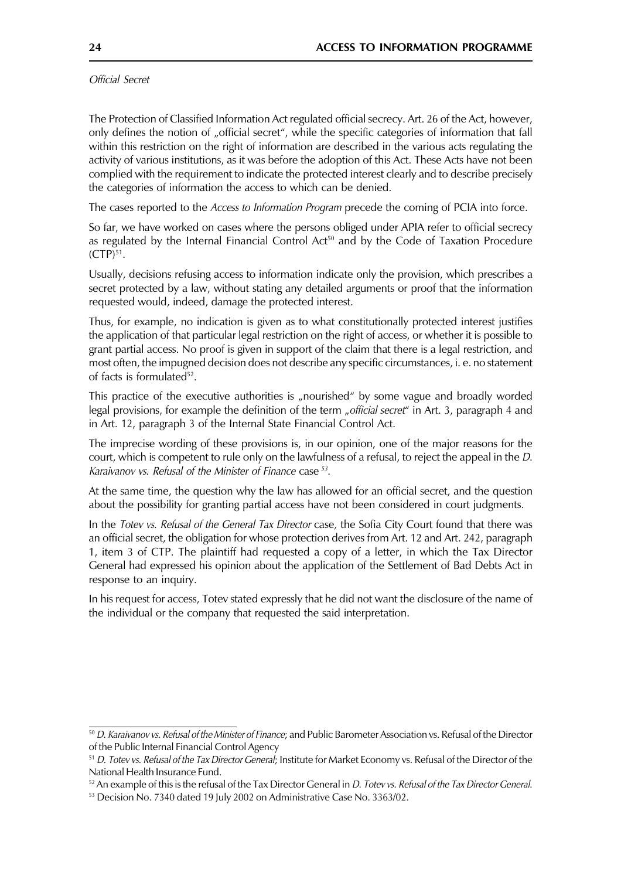*Official Secret*

The Protection of Classified Information Act regulated official secrecy. Art. 26 of the Act, however, only defines the notion of „official secret", while the specific categories of information that fall within this restriction on the right of information are described in the various acts regulating the activity of various institutions, as it was before the adoption of this Act. These Acts have not been complied with the requirement to indicate the protected interest clearly and to describe precisely the categories of information the access to which can be denied.

The cases reported to the *Access to Information Program* precede the coming of PCIA into force.

So far, we have worked on cases where the persons obliged under APIA refer to official secrecy as regulated by the Internal Financial Control Act[50] and by the Code of Taxation Procedure (CTP)[51].

Usually, decisions refusing access to information indicate only the provision, which prescribes a secret protected by a law, without stating any detailed arguments or proof that the information requested would, indeed, damage the protected interest.

Thus, for example, no indication is given as to what constitutionally protected interest justifies the application of that particular legal restriction on the right of access, or whether it is possible to grant partial access. No proof is given in support of the claim that there is a legal restriction, and most often, the impugned decision does not describe any specific circumstances, i. e. no statement of facts is formulated[52].

This practice of the executive authorities is „nourished" by some vague and broadly worded legal provisions, for example the definition of the term „*official secret*" in Art. 3, paragraph 4 and in Art. 12, paragraph 3 of the Internal State Financial Control Act.

The imprecise wording of these provisions is, in our opinion, one of the major reasons for the court, which is competent to rule only on the lawfulness of a refusal, to reject the appeal in the *D. Karaivanov vs. Refusal of the Minister of Finance* case [53].

At the same time, the question why the law has allowed for an official secret, and the question about the possibility for granting partial access have not been considered in court judgments.

In the *Totev vs. Refusal of the General Tax Director* case, the Sofia City Court found that there was an official secret, the obligation for whose protection derives from Art. 12 and Art. 242, paragraph 1, item 3 of CTP. The plaintiff had requested a copy of a letter, in which the Tax Director General had expressed his opinion about the application of the Settlement of Bad Debts Act in response to an inquiry.

In his request for access, Totev stated expressly that he did not want the disclosure of the name of the individual or the company that requested the said interpretation.

---

[50] *D. Karaivanov vs. Refusal of the Minister of Finance*; and Public Barometer Association vs. Refusal of the Director of the Public Internal Financial Control Agency

[51] *D. Totev vs. Refusal of the Tax Director General*; Institute for Market Economy vs. Refusal of the Director of the National Health Insurance Fund.

[52] An example of this is the refusal of the Tax Director General in *D. Totev vs. Refusal of the Tax Director General.*

[53] Decision No. 7340 dated 19 July 2002 on Administrative Case No. 3363/02.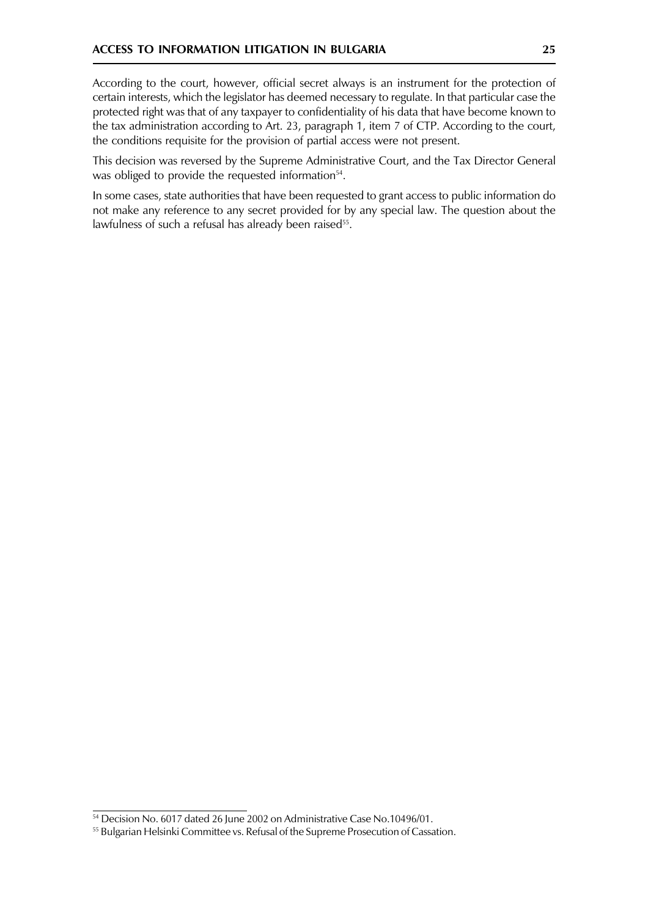According to the court, however, official secret always is an instrument for the protection of certain interests, which the legislator has deemed necessary to regulate. In that particular case the protected right was that of any taxpayer to confidentiality of his data that have become known to the tax administration according to Art. 23, paragraph 1, item 7 of CTP. According to the court, the conditions requisite for the provision of partial access were not present.

This decision was reversed by the Supreme Administrative Court, and the Tax Director General was obliged to provide the requested information[54].

In some cases, state authorities that have been requested to grant access to public information do not make any reference to any secret provided for by any special law. The question about the lawfulness of such a refusal has already been raised[55].

---

[54] Decision No. 6017 dated 26 June 2002 on Administrative Case No.10496/01.

[55] Bulgarian Helsinki Committee vs. Refusal of the Supreme Prosecution of Cassation.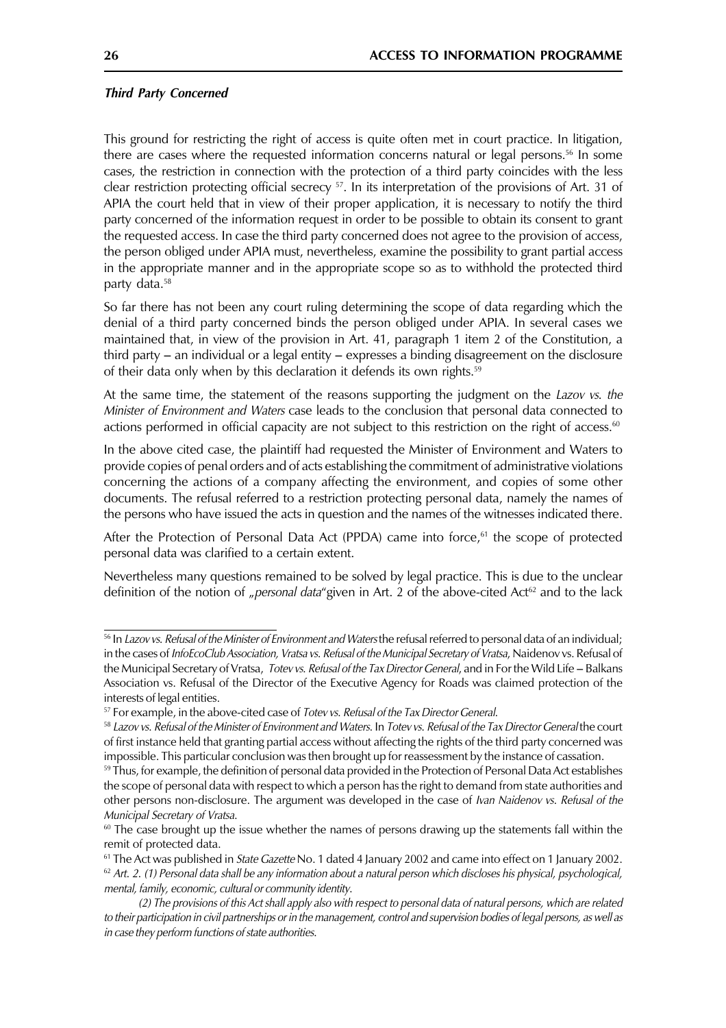***Third Party Concerned***

This ground for restricting the right of access is quite often met in court practice. In litigation, there are cases where the requested information concerns natural or legal persons.[56] In some cases, the restriction in connection with the protection of a third party coincides with the less clear restriction protecting official secrecy [57]. In its interpretation of the provisions of Art. 31 of APIA the court held that in view of their proper application, it is necessary to notify the third party concerned of the information request in order to be possible to obtain its consent to grant the requested access. In case the third party concerned does not agree to the provision of access, the person obliged under APIA must, nevertheless, examine the possibility to grant partial access in the appropriate manner and in the appropriate scope so as to withhold the protected third party data.[58]

So far there has not been any court ruling determining the scope of data regarding which the denial of a third party concerned binds the person obliged under APIA. In several cases we maintained that, in view of the provision in Art. 41, paragraph 1 item 2 of the Constitution, a third party – an individual or a legal entity – expresses a binding disagreement on the disclosure of their data only when by this declaration it defends its own rights.[59]

At the same time, the statement of the reasons supporting the judgment on the *Lazov vs. the Minister of Environment and Waters* case leads to the conclusion that personal data connected to actions performed in official capacity are not subject to this restriction on the right of access.[60]

In the above cited case, the plaintiff had requested the Minister of Environment and Waters to provide copies of penal orders and of acts establishing the commitment of administrative violations concerning the actions of a company affecting the environment, and copies of some other documents. The refusal referred to a restriction protecting personal data, namely the names of the persons who have issued the acts in question and the names of the witnesses indicated there.

After the Protection of Personal Data Act (PPDA) came into force,[61] the scope of protected personal data was clarified to a certain extent.

Nevertheless many questions remained to be solved by legal practice. This is due to the unclear definition of the notion of *„personal data"*given in Art. 2 of the above-cited Act[62] and to the lack

---

[56] In *Lazov vs. Refusal of the Minister of Environment and Waters* the refusal referred to personal data of an individual; in the cases of *InfoEcoClub Association, Vratsa vs. Refusal of the Municipal Secretary of Vratsa*, Naidenov vs. Refusal of the Municipal Secretary of Vratsa, *Totev vs. Refusal of the Tax Director General*, and in For the Wild Life – Balkans Association vs. Refusal of the Director of the Executive Agency for Roads was claimed protection of the interests of legal entities.

[57] For example, in the above-cited case of *Totev vs. Refusal of the Tax Director General*.

[58] *Lazov vs. Refusal of the Minister of Environment and Waters*. In *Totev vs. Refusal of the Tax Director General* the court of first instance held that granting partial access without affecting the rights of the third party concerned was impossible. This particular conclusion was then brought up for reassessment by the instance of cassation.

[59] Thus, for example, the definition of personal data provided in the Protection of Personal Data Act establishes the scope of personal data with respect to which a person has the right to demand from state authorities and other persons non-disclosure. The argument was developed in the case of *Ivan Naidenov vs. Refusal of the Municipal Secretary of Vratsa*.

[60] The case brought up the issue whether the names of persons drawing up the statements fall within the remit of protected data.

[61] The Act was published in *State Gazette* No. 1 dated 4 January 2002 and came into effect on 1 January 2002.

[62] *Art. 2. (1) Personal data shall be any information about a natural person which discloses his physical, psychological, mental, family, economic, cultural or community identity.*

*(2) The provisions of this Act shall apply also with respect to personal data of natural persons, which are related to their participation in civil partnerships or in the management, control and supervision bodies of legal persons, as well as in case they perform functions of state authorities.*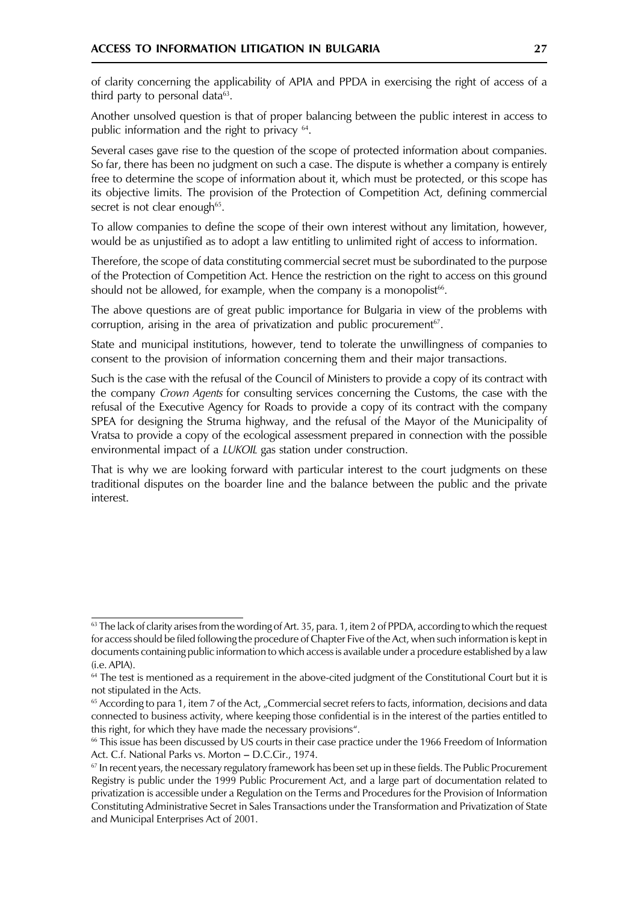of clarity concerning the applicability of APIA and PPDA in exercising the right of access of a third party to personal data[63].

Another unsolved question is that of proper balancing between the public interest in access to public information and the right to privacy [64].

Several cases gave rise to the question of the scope of protected information about companies. So far, there has been no judgment on such a case. The dispute is whether a company is entirely free to determine the scope of information about it, which must be protected, or this scope has its objective limits. The provision of the Protection of Competition Act, defining commercial secret is not clear enough[65].

To allow companies to define the scope of their own interest without any limitation, however, would be as unjustified as to adopt a law entitling to unlimited right of access to information.

Therefore, the scope of data constituting commercial secret must be subordinated to the purpose of the Protection of Competition Act. Hence the restriction on the right to access on this ground should not be allowed, for example, when the company is a monopolist[66].

The above questions are of great public importance for Bulgaria in view of the problems with corruption, arising in the area of privatization and public procurement[67].

State and municipal institutions, however, tend to tolerate the unwillingness of companies to consent to the provision of information concerning them and their major transactions.

Such is the case with the refusal of the Council of Ministers to provide a copy of its contract with the company *Crown Agents* for consulting services concerning the Customs, the case with the refusal of the Executive Agency for Roads to provide a copy of its contract with the company SPEA for designing the Struma highway, and the refusal of the Mayor of the Municipality of Vratsa to provide a copy of the ecological assessment prepared in connection with the possible environmental impact of a *LUKOIL* gas station under construction.

That is why we are looking forward with particular interest to the court judgments on these traditional disputes on the boarder line and the balance between the public and the private interest.

---

[63] The lack of clarity arises from the wording of Art. 35, para. 1, item 2 of PPDA, according to which the request for access should be filed following the procedure of Chapter Five of the Act, when such information is kept in documents containing public information to which access is available under a procedure established by a law (i.e. APIA).

[64] The test is mentioned as a requirement in the above-cited judgment of the Constitutional Court but it is not stipulated in the Acts.

[65] According to para 1, item 7 of the Act, „Commercial secret refers to facts, information, decisions and data connected to business activity, where keeping those confidential is in the interest of the parties entitled to this right, for which they have made the necessary provisions".

[66] This issue has been discussed by US courts in their case practice under the 1966 Freedom of Information Act. C.f. National Parks vs. Morton – D.C.Cir., 1974.

[67] In recent years, the necessary regulatory framework has been set up in these fields. The Public Procurement Registry is public under the 1999 Public Procurement Act, and a large part of documentation related to privatization is accessible under a Regulation on the Terms and Procedures for the Provision of Information Constituting Administrative Secret in Sales Transactions under the Transformation and Privatization of State and Municipal Enterprises Act of 2001.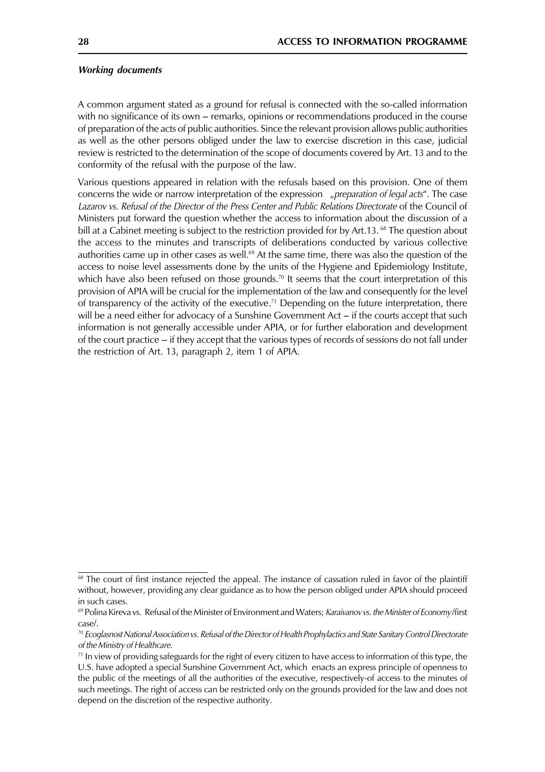### *Working documents*

A common argument stated as a ground for refusal is connected with the so-called information with no significance of its own – remarks, opinions or recommendations produced in the course of preparation of the acts of public authorities. Since the relevant provision allows public authorities as well as the other persons obliged under the law to exercise discretion in this case, judicial review is restricted to the determination of the scope of documents covered by Art. 13 and to the conformity of the refusal with the purpose of the law.

Various questions appeared in relation with the refusals based on this provision. One of them concerns the wide or narrow interpretation of the expression „*preparation of legal acts*". The case *Lazarov vs. Refusal of the Director of the Press Center and Public Relations Directorate* of the Council of Ministers put forward the question whether the access to information about the discussion of a bill at a Cabinet meeting is subject to the restriction provided for by Art.13. [68] The question about the access to the minutes and transcripts of deliberations conducted by various collective authorities came up in other cases as well.[69] At the same time, there was also the question of the access to noise level assessments done by the units of the Hygiene and Epidemiology Institute, which have also been refused on those grounds.[70] It seems that the court interpretation of this provision of APIA will be crucial for the implementation of the law and consequently for the level of transparency of the activity of the executive.[71] Depending on the future interpretation, there will be a need either for advocacy of a Sunshine Government Act – if the courts accept that such information is not generally accessible under APIA, or for further elaboration and development of the court practice – if they accept that the various types of records of sessions do not fall under the restriction of Art. 13, paragraph 2, item 1 of APIA.

---

[68] The court of first instance rejected the appeal. The instance of cassation ruled in favor of the plaintiff without, however, providing any clear guidance as to how the person obliged under APIA should proceed in such cases.

[69] Polina Kireva vs. Refusal of the Minister of Environment and Waters; *Karaivanov vs. the Minister of Economy* /first case/.

[70] *Ecoglasnost National Association vs. Refusal of the Director of Health Prophylactics and State Sanitary Control Directorate of the Ministry of Healthcare.*

[71] In view of providing safeguards for the right of every citizen to have access to information of this type, the U.S. have adopted a special Sunshine Government Act, which enacts an express principle of openness to the public of the meetings of all the authorities of the executive, respectively-of access to the minutes of such meetings. The right of access can be restricted only on the grounds provided for the law and does not depend on the discretion of the respective authority.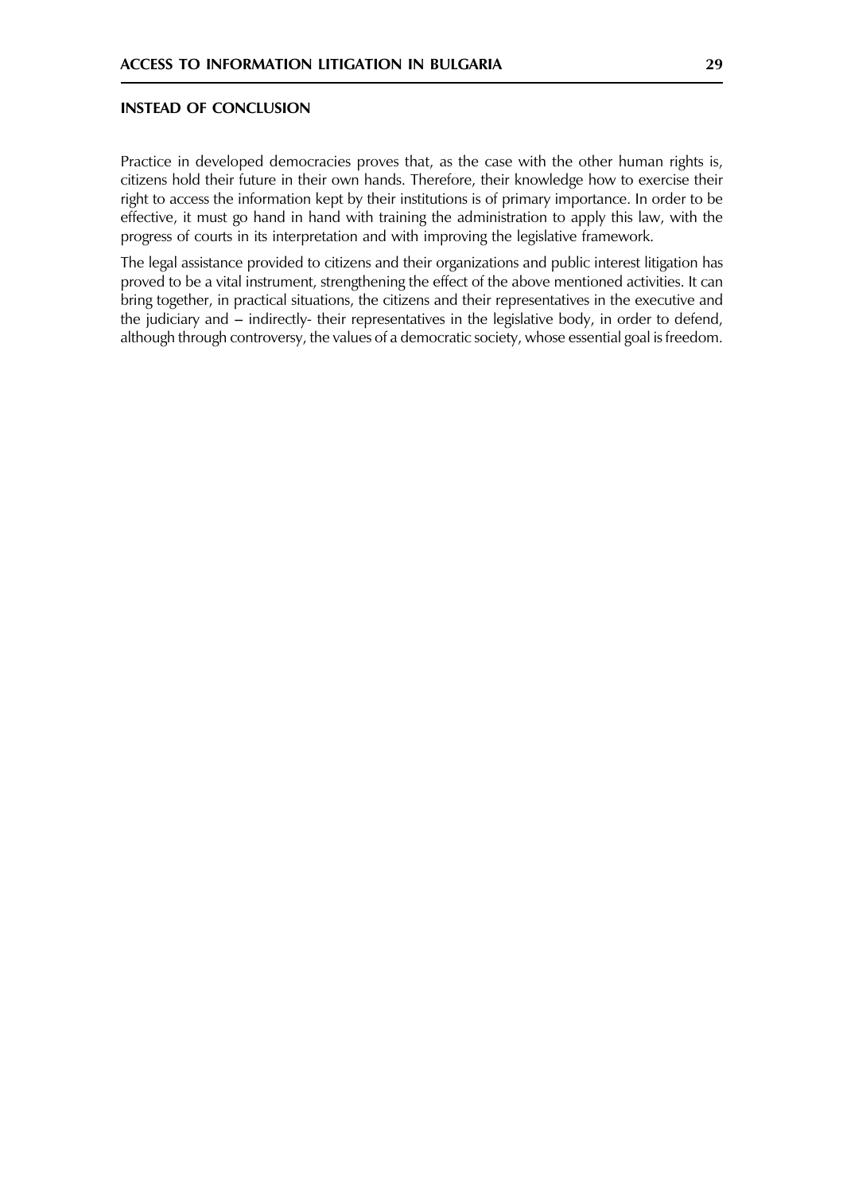## INSTEAD OF CONCLUSION

Practice in developed democracies proves that, as the case with the other human rights is, citizens hold their future in their own hands. Therefore, their knowledge how to exercise their right to access the information kept by their institutions is of primary importance. In order to be effective, it must go hand in hand with training the administration to apply this law, with the progress of courts in its interpretation and with improving the legislative framework.

The legal assistance provided to citizens and their organizations and public interest litigation has proved to be a vital instrument, strengthening the effect of the above mentioned activities. It can bring together, in practical situations, the citizens and their representatives in the executive and the judiciary and – indirectly- their representatives in the legislative body, in order to defend, although through controversy, the values of a democratic society, whose essential goal is freedom.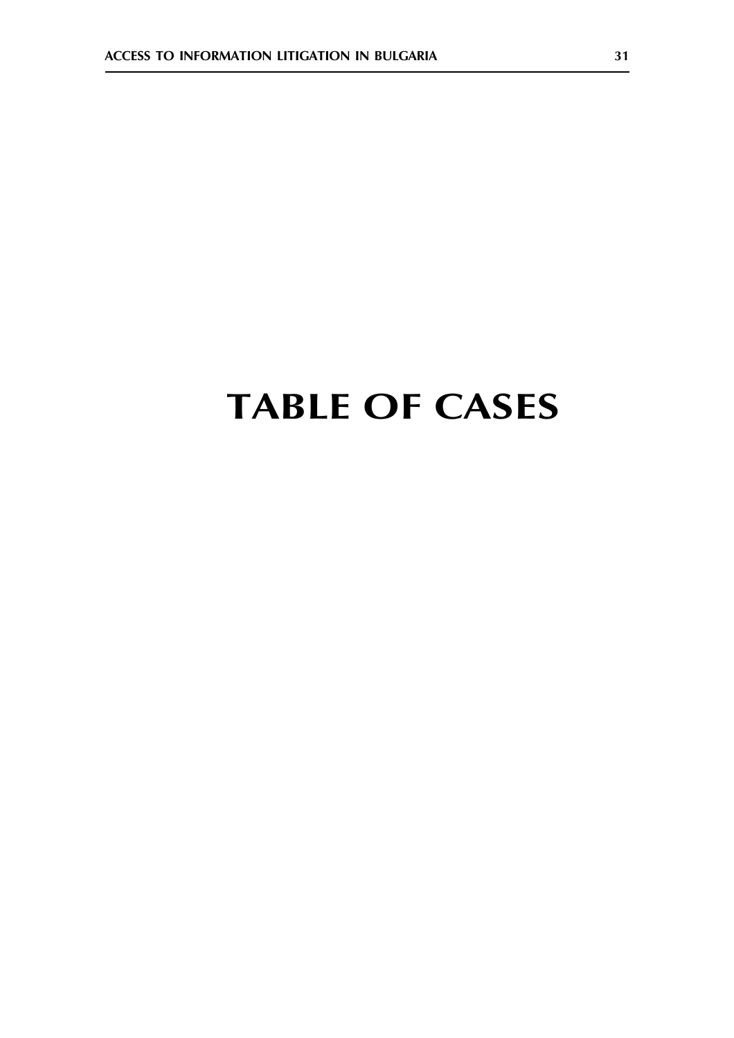# TABLE OF CASES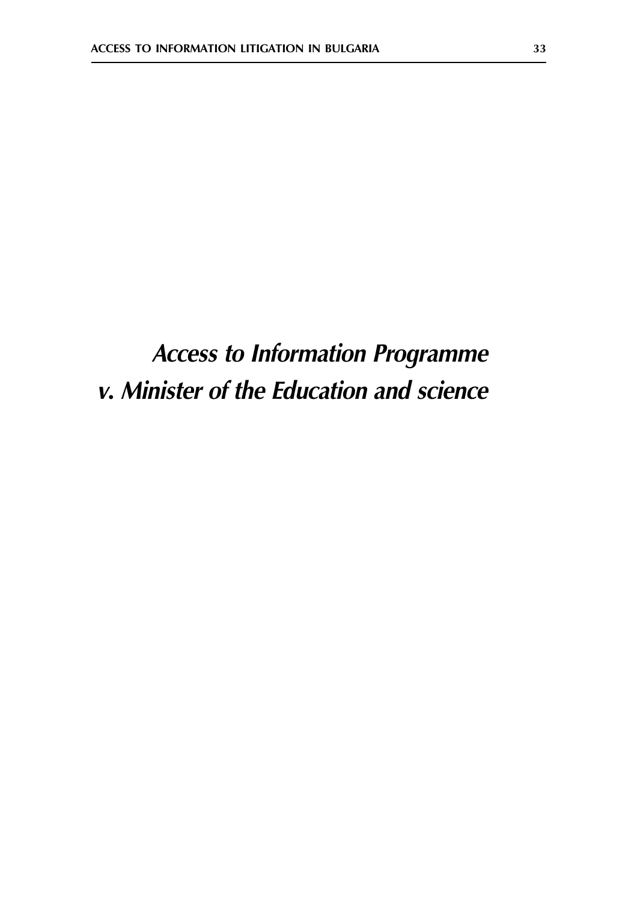# *Access to Information Programme v. Minister of the Education and science*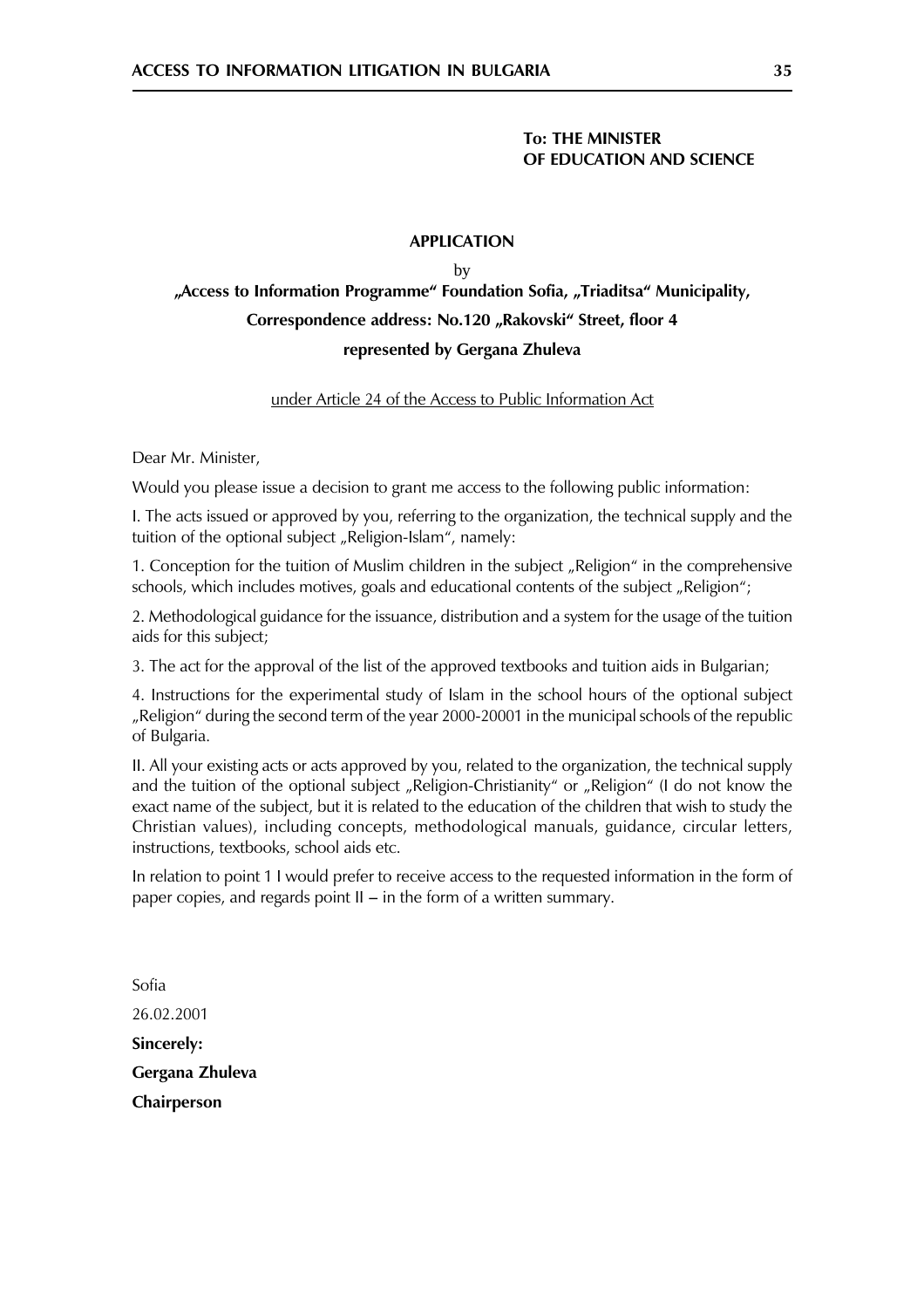**To: THE MINISTER**
**OF EDUCATION AND SCIENCE**

**APPLICATION**

by

**„Access to Information Programme" Foundation Sofia, „Triaditsa" Municipality,**

**Correspondence address: No.120 „Rakovski" Street, floor 4**

**represented by Gergana Zhuleva**

under Article 24 of the Access to Public Information Act

Dear Mr. Minister,

Would you please issue a decision to grant me access to the following public information:

I. The acts issued or approved by you, referring to the organization, the technical supply and the tuition of the optional subject „Religion-Islam", namely:

1. Conception for the tuition of Muslim children in the subject „Religion" in the comprehensive schools, which includes motives, goals and educational contents of the subject „Religion";

2. Methodological guidance for the issuance, distribution and a system for the usage of the tuition aids for this subject;

3. The act for the approval of the list of the approved textbooks and tuition aids in Bulgarian;

4. Instructions for the experimental study of Islam in the school hours of the optional subject „Religion" during the second term of the year 2000-20001 in the municipal schools of the republic of Bulgaria.

II. All your existing acts or acts approved by you, related to the organization, the technical supply and the tuition of the optional subject „Religion-Christianity" or „Religion" (I do not know the exact name of the subject, but it is related to the education of the children that wish to study the Christian values), including concepts, methodological manuals, guidance, circular letters, instructions, textbooks, school aids etc.

In relation to point 1 I would prefer to receive access to the requested information in the form of paper copies, and regards point II – in the form of a written summary.

Sofia

26.02.2001

**Sincerely:**

**Gergana Zhuleva**

**Chairperson**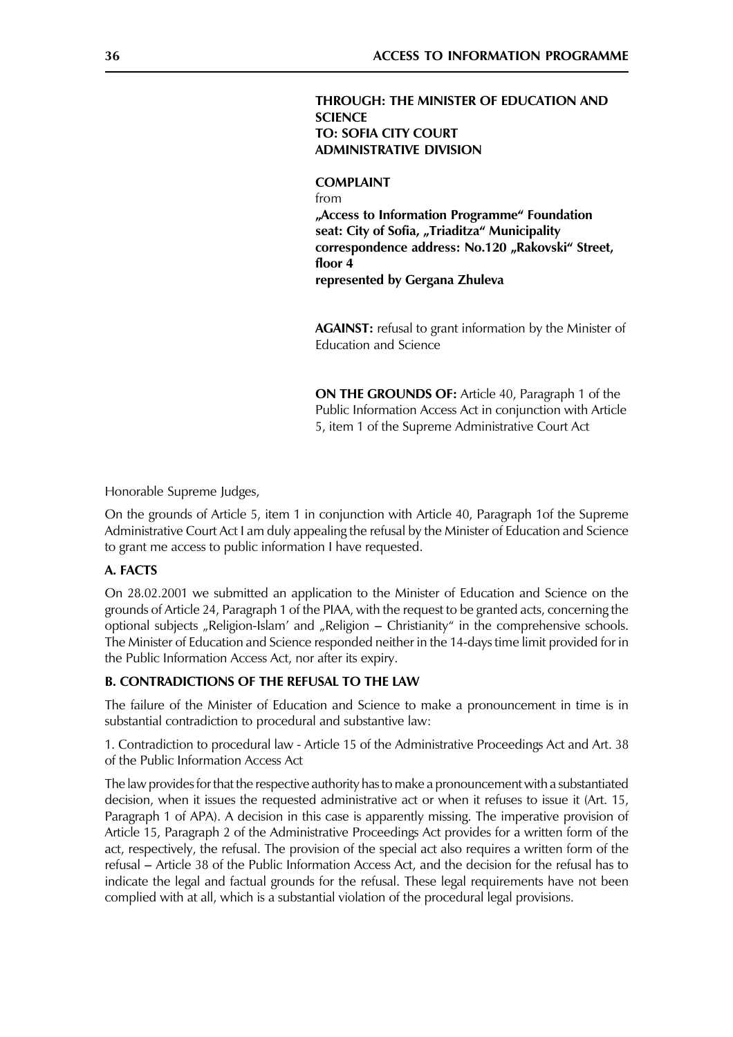**THROUGH: THE MINISTER OF EDUCATION AND SCIENCE**
**TO: SOFIA CITY COURT**
**ADMINISTRATIVE DIVISION**

**COMPLAINT**
from
**„Access to Information Programme“ Foundation**
**seat: City of Sofia, „Triaditza“ Municipality**
**correspondence address: No.120 „Rakovski“ Street, floor 4**
**represented by Gergana Zhuleva**

**AGAINST:** refusal to grant information by the Minister of Education and Science

**ON THE GROUNDS OF:** Article 40, Paragraph 1 of the Public Information Access Act in conjunction with Article 5, item 1 of the Supreme Administrative Court Act

Honorable Supreme Judges,

On the grounds of Article 5, item 1 in conjunction with Article 40, Paragraph 1of the Supreme Administrative Court Act I am duly appealing the refusal by the Minister of Education and Science to grant me access to public information I have requested.

**A. FACTS**

On 28.02.2001 we submitted an application to the Minister of Education and Science on the grounds of Article 24, Paragraph 1 of the PIAA, with the request to be granted acts, concerning the optional subjects „Religion-Islam' and „Religion – Christianity“ in the comprehensive schools. The Minister of Education and Science responded neither in the 14-days time limit provided for in the Public Information Access Act, nor after its expiry.

**B. CONTRADICTIONS OF THE REFUSAL TO THE LAW**

The failure of the Minister of Education and Science to make a pronouncement in time is in substantial contradiction to procedural and substantive law:

1. Contradiction to procedural law - Article 15 of the Administrative Proceedings Act and Art. 38 of the Public Information Access Act

The law provides for that the respective authority has to make a pronouncement with a substantiated decision, when it issues the requested administrative act or when it refuses to issue it (Art. 15, Paragraph 1 of APA). A decision in this case is apparently missing. The imperative provision of Article 15, Paragraph 2 of the Administrative Proceedings Act provides for a written form of the act, respectively, the refusal. The provision of the special act also requires a written form of the refusal – Article 38 of the Public Information Access Act, and the decision for the refusal has to indicate the legal and factual grounds for the refusal. These legal requirements have not been complied with at all, which is a substantial violation of the procedural legal provisions.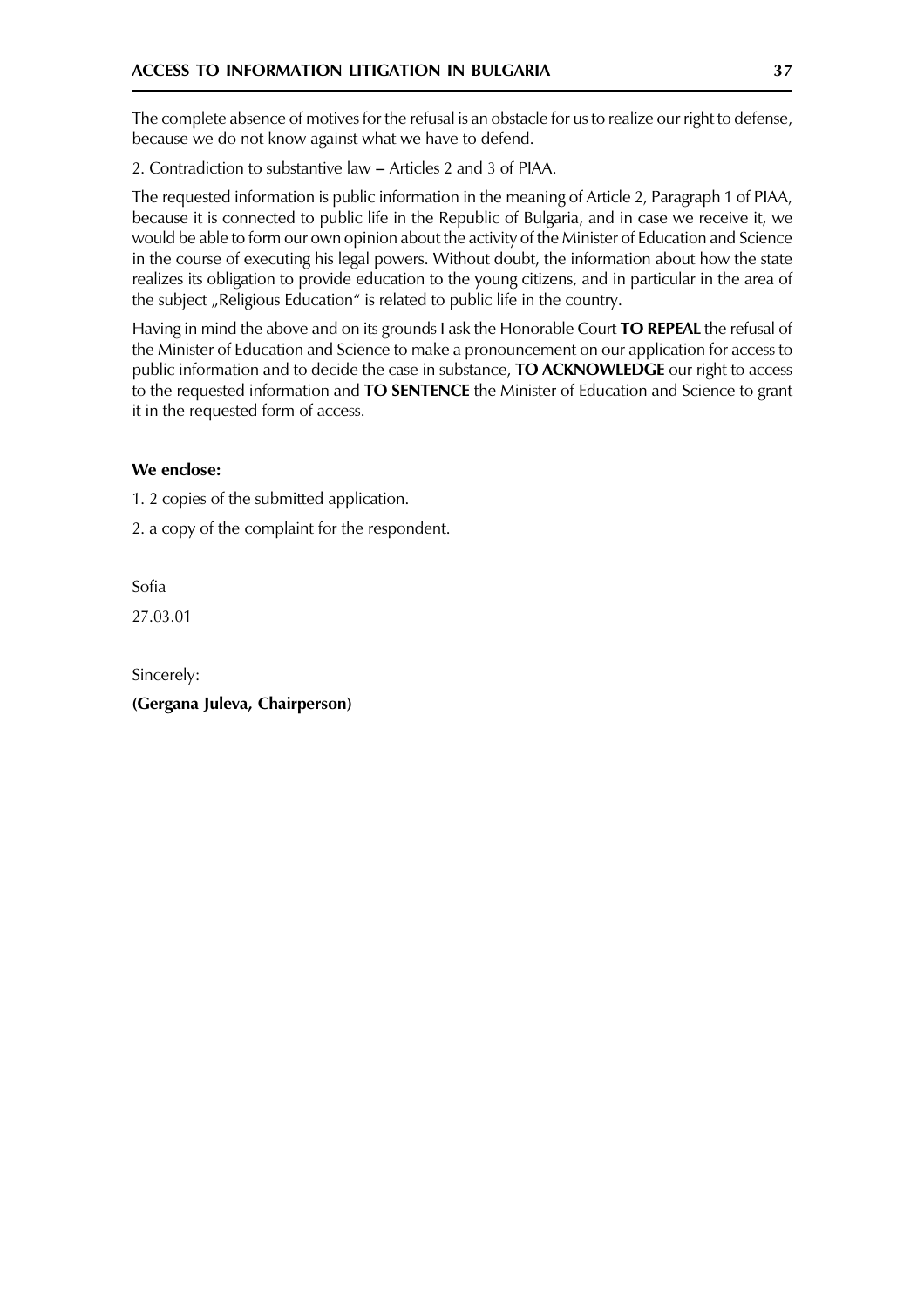The complete absence of motives for the refusal is an obstacle for us to realize our right to defense, because we do not know against what we have to defend.

2. Contradiction to substantive law – Articles 2 and 3 of PIAA.

The requested information is public information in the meaning of Article 2, Paragraph 1 of PIAA, because it is connected to public life in the Republic of Bulgaria, and in case we receive it, we would be able to form our own opinion about the activity of the Minister of Education and Science in the course of executing his legal powers. Without doubt, the information about how the state realizes its obligation to provide education to the young citizens, and in particular in the area of the subject „Religious Education" is related to public life in the country.

Having in mind the above and on its grounds I ask the Honorable Court **TO REPEAL** the refusal of the Minister of Education and Science to make a pronouncement on our application for access to public information and to decide the case in substance, **TO ACKNOWLEDGE** our right to access to the requested information and **TO SENTENCE** the Minister of Education and Science to grant it in the requested form of access.

**We enclose:**

1. 2 copies of the submitted application.
2. a copy of the complaint for the respondent.

Sofia

27.03.01

Sincerely:

**(Gergana Juleva, Chairperson)**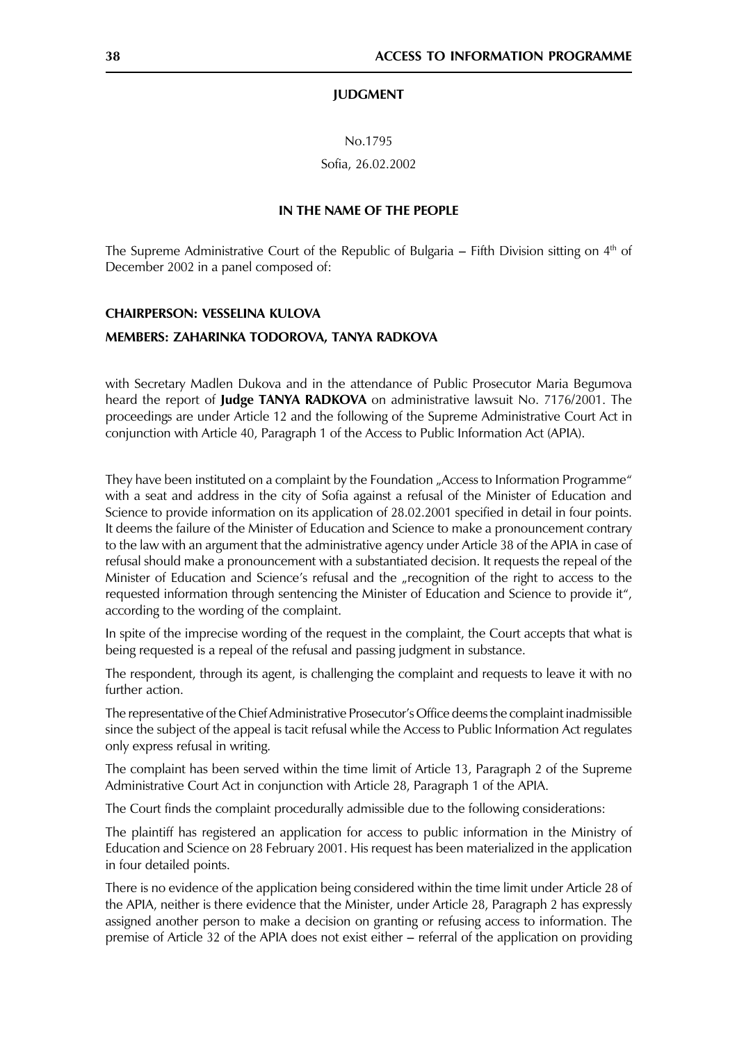**JUDGMENT**

No.1795

Sofia, 26.02.2002

**IN THE NAME OF THE PEOPLE**

The Supreme Administrative Court of the Republic of Bulgaria – Fifth Division sitting on 4th of December 2002 in a panel composed of:

**CHAIRPERSON: VESSELINA KULOVA**

**MEMBERS: ZAHARINKA TODOROVA, TANYA RADKOVA**

with Secretary Madlen Dukova and in the attendance of Public Prosecutor Maria Begumova heard the report of **Judge TANYA RADKOVA** on administrative lawsuit No. 7176/2001. The proceedings are under Article 12 and the following of the Supreme Administrative Court Act in conjunction with Article 40, Paragraph 1 of the Access to Public Information Act (APIA).

They have been instituted on a complaint by the Foundation „Access to Information Programme" with a seat and address in the city of Sofia against a refusal of the Minister of Education and Science to provide information on its application of 28.02.2001 specified in detail in four points. It deems the failure of the Minister of Education and Science to make a pronouncement contrary to the law with an argument that the administrative agency under Article 38 of the APIA in case of refusal should make a pronouncement with a substantiated decision. It requests the repeal of the Minister of Education and Science's refusal and the „recognition of the right to access to the requested information through sentencing the Minister of Education and Science to provide it", according to the wording of the complaint.

In spite of the imprecise wording of the request in the complaint, the Court accepts that what is being requested is a repeal of the refusal and passing judgment in substance.

The respondent, through its agent, is challenging the complaint and requests to leave it with no further action.

The representative of the Chief Administrative Prosecutor's Office deems the complaint inadmissible since the subject of the appeal is tacit refusal while the Access to Public Information Act regulates only express refusal in writing.

The complaint has been served within the time limit of Article 13, Paragraph 2 of the Supreme Administrative Court Act in conjunction with Article 28, Paragraph 1 of the APIA.

The Court finds the complaint procedurally admissible due to the following considerations:

The plaintiff has registered an application for access to public information in the Ministry of Education and Science on 28 February 2001. His request has been materialized in the application in four detailed points.

There is no evidence of the application being considered within the time limit under Article 28 of the APIA, neither is there evidence that the Minister, under Article 28, Paragraph 2 has expressly assigned another person to make a decision on granting or refusing access to information. The premise of Article 32 of the APIA does not exist either – referral of the application on providing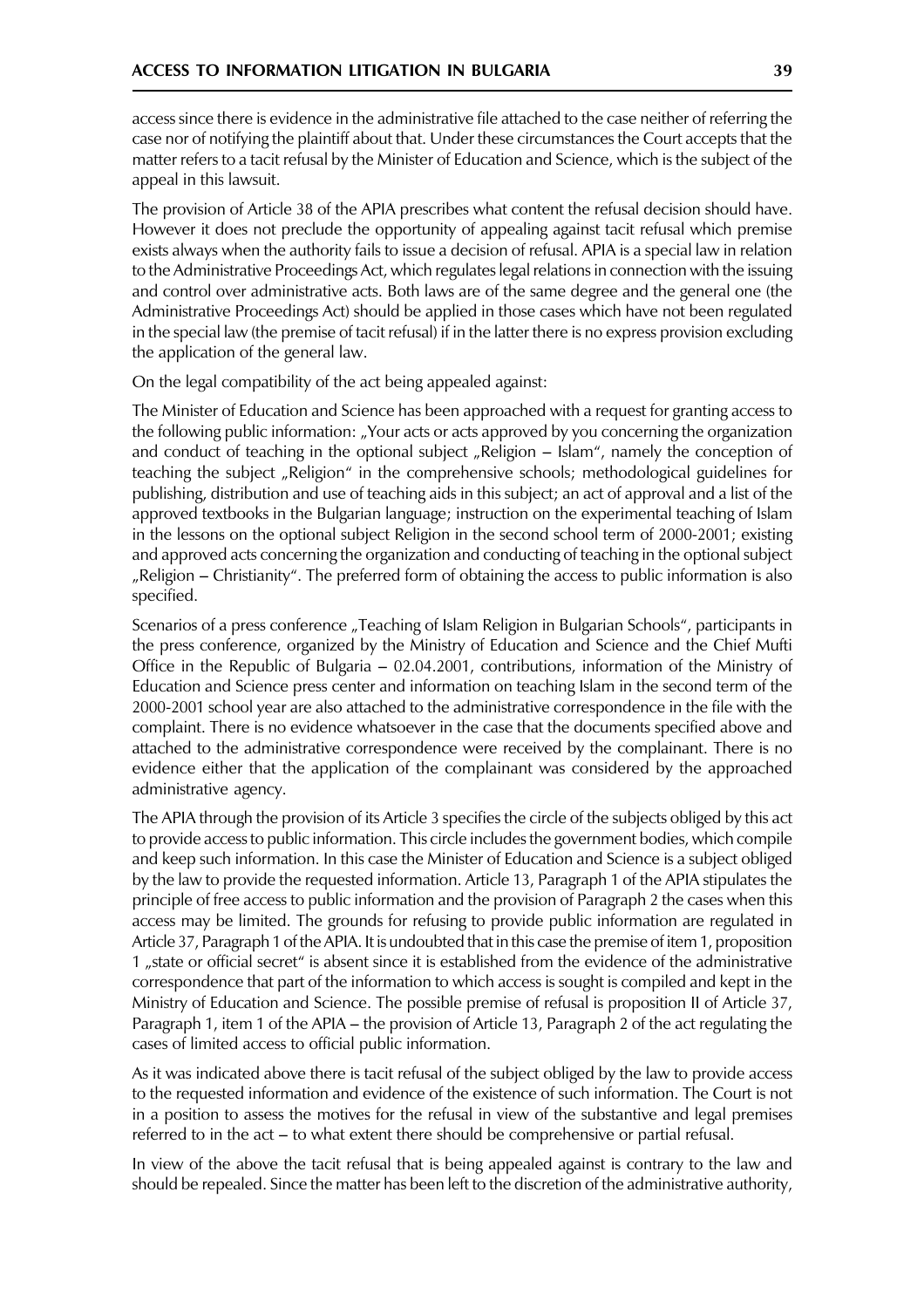access since there is evidence in the administrative file attached to the case neither of referring the case nor of notifying the plaintiff about that. Under these circumstances the Court accepts that the matter refers to a tacit refusal by the Minister of Education and Science, which is the subject of the appeal in this lawsuit.

The provision of Article 38 of the APIA prescribes what content the refusal decision should have. However it does not preclude the opportunity of appealing against tacit refusal which premise exists always when the authority fails to issue a decision of refusal. APIA is a special law in relation to the Administrative Proceedings Act, which regulates legal relations in connection with the issuing and control over administrative acts. Both laws are of the same degree and the general one (the Administrative Proceedings Act) should be applied in those cases which have not been regulated in the special law (the premise of tacit refusal) if in the latter there is no express provision excluding the application of the general law.

On the legal compatibility of the act being appealed against:

The Minister of Education and Science has been approached with a request for granting access to the following public information: „Your acts or acts approved by you concerning the organization and conduct of teaching in the optional subject „Religion – Islam", namely the conception of teaching the subject „Religion" in the comprehensive schools; methodological guidelines for publishing, distribution and use of teaching aids in this subject; an act of approval and a list of the approved textbooks in the Bulgarian language; instruction on the experimental teaching of Islam in the lessons on the optional subject Religion in the second school term of 2000-2001; existing and approved acts concerning the organization and conducting of teaching in the optional subject „Religion – Christianity". The preferred form of obtaining the access to public information is also specified.

Scenarios of a press conference „Teaching of Islam Religion in Bulgarian Schools", participants in the press conference, organized by the Ministry of Education and Science and the Chief Mufti Office in the Republic of Bulgaria – 02.04.2001, contributions, information of the Ministry of Education and Science press center and information on teaching Islam in the second term of the 2000-2001 school year are also attached to the administrative correspondence in the file with the complaint. There is no evidence whatsoever in the case that the documents specified above and attached to the administrative correspondence were received by the complainant. There is no evidence either that the application of the complainant was considered by the approached administrative agency.

The APIA through the provision of its Article 3 specifies the circle of the subjects obliged by this act to provide access to public information. This circle includes the government bodies, which compile and keep such information. In this case the Minister of Education and Science is a subject obliged by the law to provide the requested information. Article 13, Paragraph 1 of the APIA stipulates the principle of free access to public information and the provision of Paragraph 2 the cases when this access may be limited. The grounds for refusing to provide public information are regulated in Article 37, Paragraph 1 of the APIA. It is undoubted that in this case the premise of item 1, proposition 1 „state or official secret" is absent since it is established from the evidence of the administrative correspondence that part of the information to which access is sought is compiled and kept in the Ministry of Education and Science. The possible premise of refusal is proposition II of Article 37, Paragraph 1, item 1 of the APIA – the provision of Article 13, Paragraph 2 of the act regulating the cases of limited access to official public information.

As it was indicated above there is tacit refusal of the subject obliged by the law to provide access to the requested information and evidence of the existence of such information. The Court is not in a position to assess the motives for the refusal in view of the substantive and legal premises referred to in the act – to what extent there should be comprehensive or partial refusal.

In view of the above the tacit refusal that is being appealed against is contrary to the law and should be repealed. Since the matter has been left to the discretion of the administrative authority,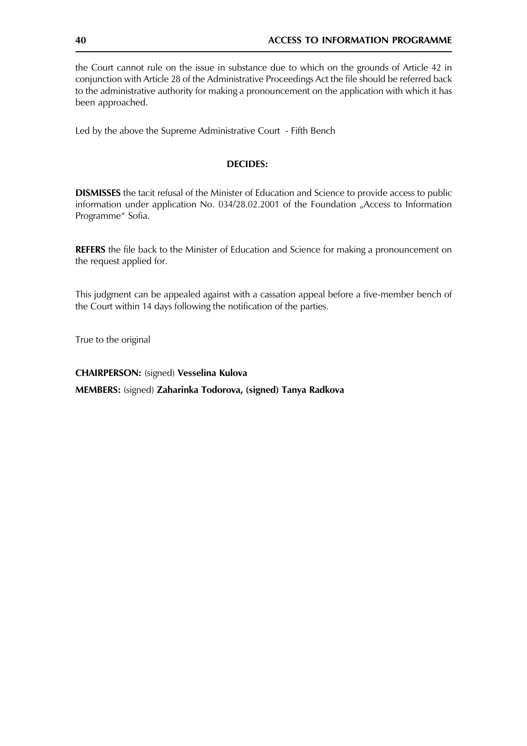the Court cannot rule on the issue in substance due to which on the grounds of Article 42 in conjunction with Article 28 of the Administrative Proceedings Act the file should be referred back to the administrative authority for making a pronouncement on the application with which it has been approached.

Led by the above the Supreme Administrative Court - Fifth Bench

**DECIDES:**

**DISMISSES** the tacit refusal of the Minister of Education and Science to provide access to public information under application No. 034/28.02.2001 of the Foundation „Access to Information Programme" Sofia.

**REFERS** the file back to the Minister of Education and Science for making a pronouncement on the request applied for.

This judgment can be appealed against with a cassation appeal before a five-member bench of the Court within 14 days following the notification of the parties.

True to the original

**CHAIRPERSON:** (signed) **Vesselina Kulova**

**MEMBERS:** (signed) **Zaharinka Todorova, (signed) Tanya Radkova**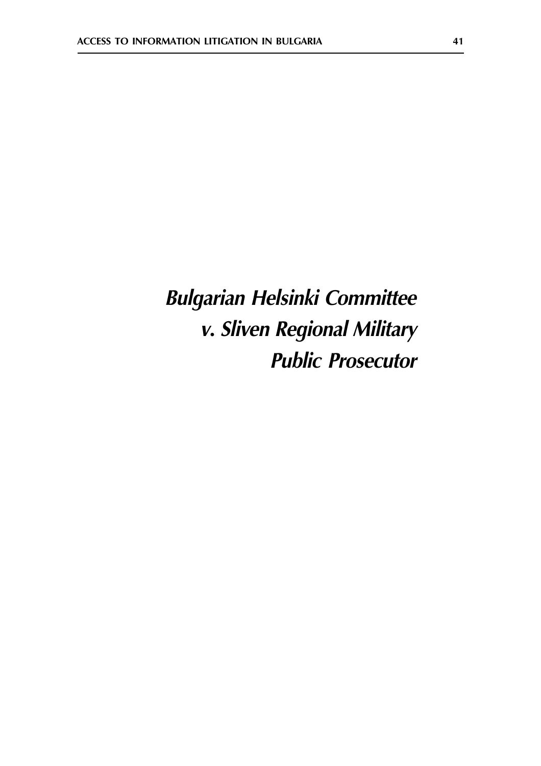# *Bulgarian Helsinki Committee v. Sliven Regional Military Public Prosecutor*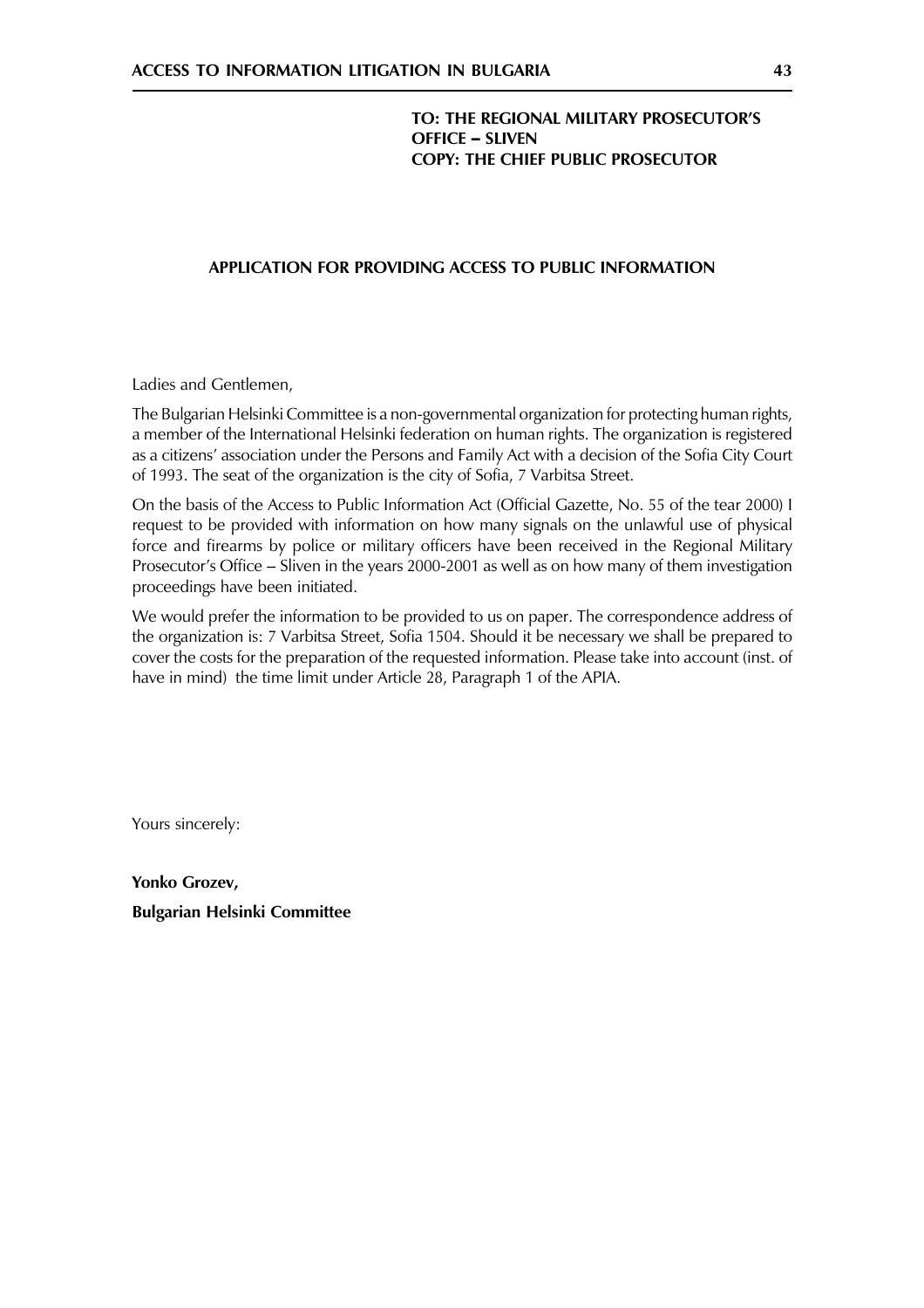**TO: THE REGIONAL MILITARY PROSECUTOR'S OFFICE – SLIVEN**
**COPY: THE CHIEF PUBLIC PROSECUTOR**

## APPLICATION FOR PROVIDING ACCESS TO PUBLIC INFORMATION

Ladies and Gentlemen,

The Bulgarian Helsinki Committee is a non-governmental organization for protecting human rights, a member of the International Helsinki federation on human rights. The organization is registered as a citizens' association under the Persons and Family Act with a decision of the Sofia City Court of 1993. The seat of the organization is the city of Sofia, 7 Varbitsa Street.

On the basis of the Access to Public Information Act (Official Gazette, No. 55 of the tear 2000) I request to be provided with information on how many signals on the unlawful use of physical force and firearms by police or military officers have been received in the Regional Military Prosecutor's Office – Sliven in the years 2000-2001 as well as on how many of them investigation proceedings have been initiated.

We would prefer the information to be provided to us on paper. The correspondence address of the organization is: 7 Varbitsa Street, Sofia 1504. Should it be necessary we shall be prepared to cover the costs for the preparation of the requested information. Please take into account (inst. of have in mind) the time limit under Article 28, Paragraph 1 of the APIA.

Yours sincerely:

**Yonko Grozev,**

**Bulgarian Helsinki Committee**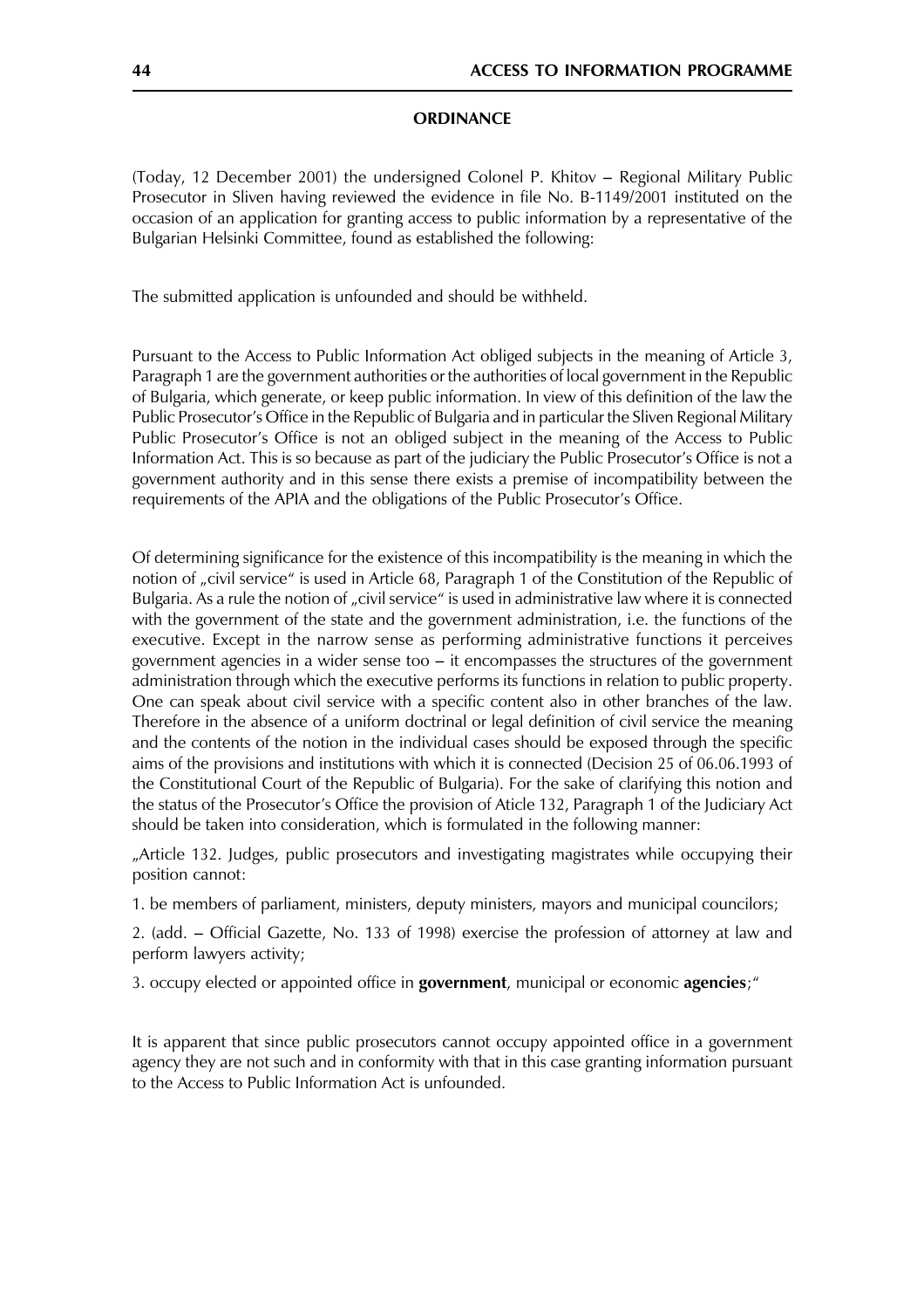**ORDINANCE**

(Today, 12 December 2001) the undersigned Colonel P. Khitov – Regional Military Public Prosecutor in Sliven having reviewed the evidence in file No. B-1149/2001 instituted on the occasion of an application for granting access to public information by a representative of the Bulgarian Helsinki Committee, found as established the following:

The submitted application is unfounded and should be withheld.

Pursuant to the Access to Public Information Act obliged subjects in the meaning of Article 3, Paragraph 1 are the government authorities or the authorities of local government in the Republic of Bulgaria, which generate, or keep public information. In view of this definition of the law the Public Prosecutor's Office in the Republic of Bulgaria and in particular the Sliven Regional Military Public Prosecutor's Office is not an obliged subject in the meaning of the Access to Public Information Act. This is so because as part of the judiciary the Public Prosecutor's Office is not a government authority and in this sense there exists a premise of incompatibility between the requirements of the APIA and the obligations of the Public Prosecutor's Office.

Of determining significance for the existence of this incompatibility is the meaning in which the notion of „civil service" is used in Article 68, Paragraph 1 of the Constitution of the Republic of Bulgaria. As a rule the notion of „civil service" is used in administrative law where it is connected with the government of the state and the government administration, i.e. the functions of the executive. Except in the narrow sense as performing administrative functions it perceives government agencies in a wider sense too – it encompasses the structures of the government administration through which the executive performs its functions in relation to public property. One can speak about civil service with a specific content also in other branches of the law. Therefore in the absence of a uniform doctrinal or legal definition of civil service the meaning and the contents of the notion in the individual cases should be exposed through the specific aims of the provisions and institutions with which it is connected (Decision 25 of 06.06.1993 of the Constitutional Court of the Republic of Bulgaria). For the sake of clarifying this notion and the status of the Prosecutor's Office the provision of Aticle 132, Paragraph 1 of the Judiciary Act should be taken into consideration, which is formulated in the following manner:

„Article 132. Judges, public prosecutors and investigating magistrates while occupying their position cannot:

1. be members of parliament, ministers, deputy ministers, mayors and municipal councilors;

2. (add. – Official Gazette, No. 133 of 1998) exercise the profession of attorney at law and perform lawyers activity;

3. occupy elected or appointed office in **government**, municipal or economic **agencies**;"

It is apparent that since public prosecutors cannot occupy appointed office in a government agency they are not such and in conformity with that in this case granting information pursuant to the Access to Public Information Act is unfounded.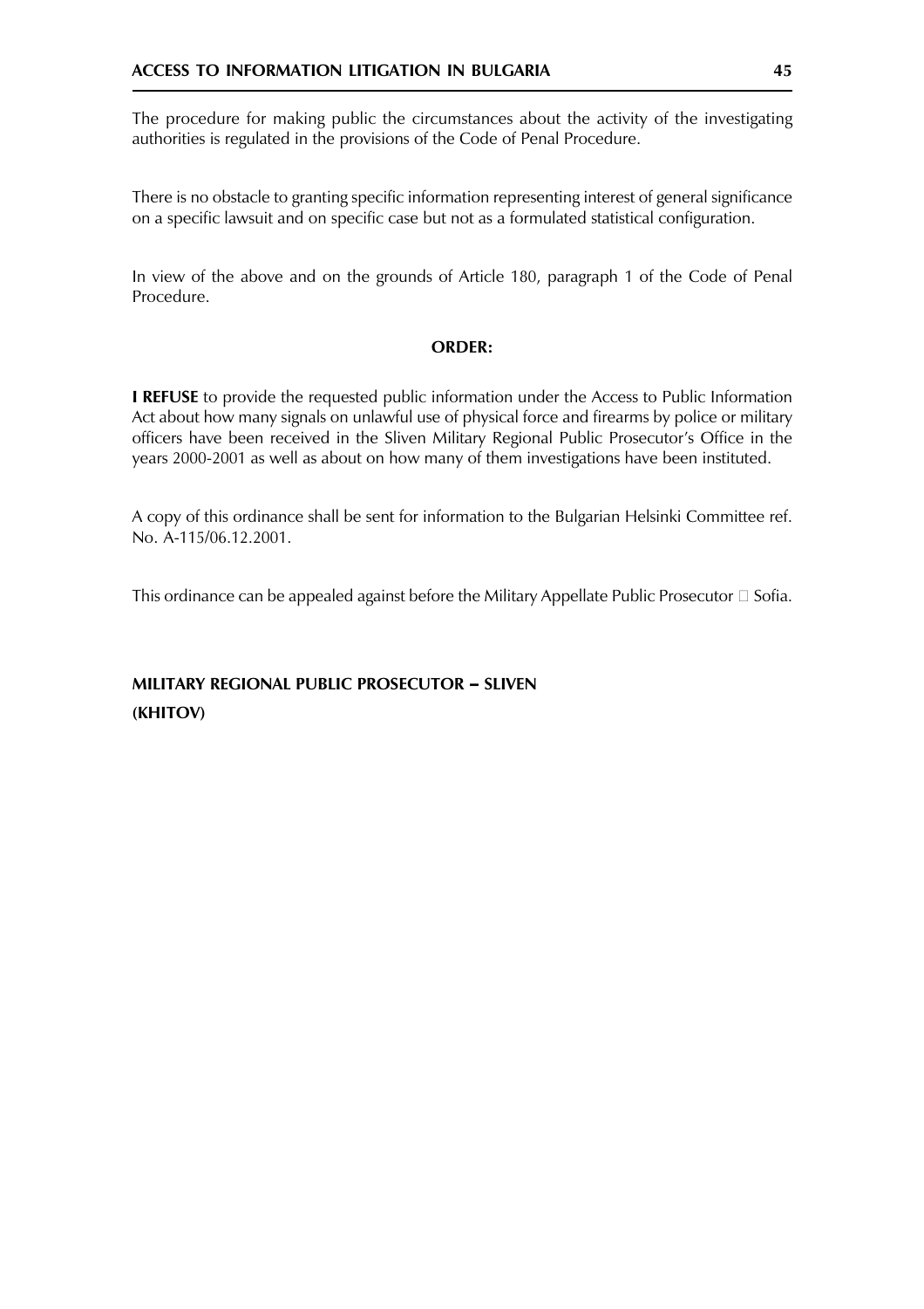The procedure for making public the circumstances about the activity of the investigating authorities is regulated in the provisions of the Code of Penal Procedure.

There is no obstacle to granting specific information representing interest of general significance on a specific lawsuit and on specific case but not as a formulated statistical configuration.

In view of the above and on the grounds of Article 180, paragraph 1 of the Code of Penal Procedure.

**ORDER:**

**I REFUSE** to provide the requested public information under the Access to Public Information Act about how many signals on unlawful use of physical force and firearms by police or military officers have been received in the Sliven Military Regional Public Prosecutor's Office in the years 2000-2001 as well as about on how many of them investigations have been instituted.

A copy of this ordinance shall be sent for information to the Bulgarian Helsinki Committee ref. No. A-115/06.12.2001.

This ordinance can be appealed against before the Military Appellate Public Prosecutor – Sofia.

**MILITARY REGIONAL PUBLIC PROSECUTOR – SLIVEN**

**(KHITOV)**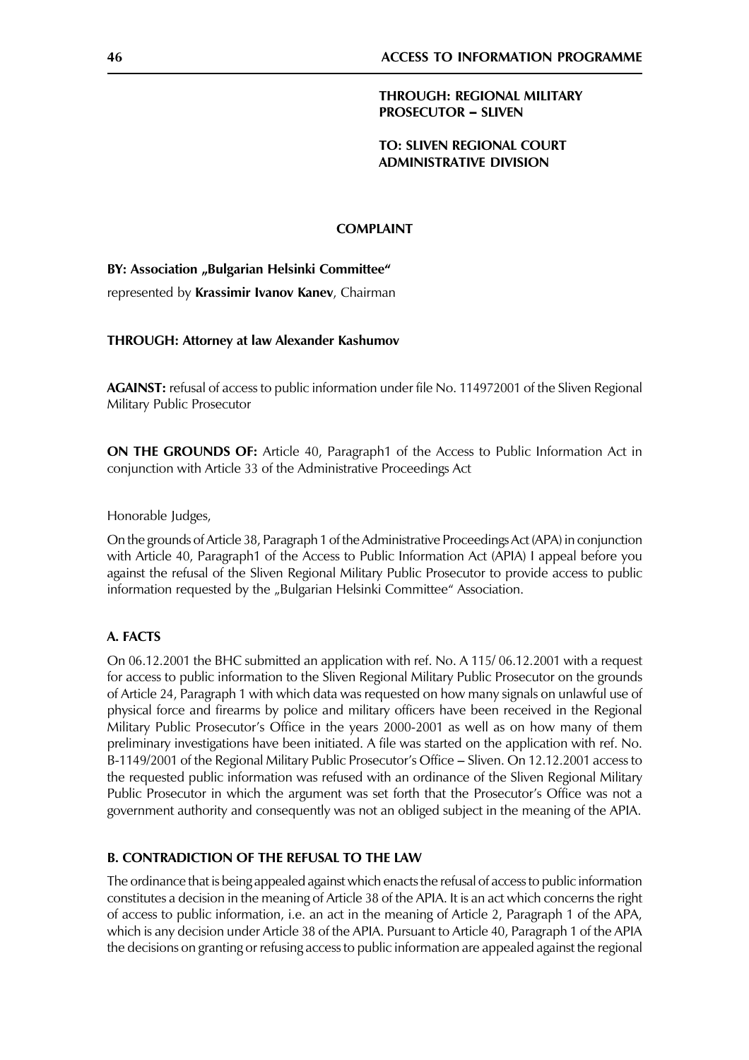**THROUGH: REGIONAL MILITARY PROSECUTOR – SLIVEN**

**TO: SLIVEN REGIONAL COURT ADMINISTRATIVE DIVISION**

**COMPLAINT**

**BY: Association „Bulgarian Helsinki Committee"**

represented by **Krassimir Ivanov Kanev**, Chairman

**THROUGH: Attorney at law Alexander Kashumov**

**AGAINST:** refusal of access to public information under file No. 114972001 of the Sliven Regional Military Public Prosecutor

**ON THE GROUNDS OF:** Article 40, Paragraph1 of the Access to Public Information Act in conjunction with Article 33 of the Administrative Proceedings Act

Honorable Judges,

On the grounds of Article 38, Paragraph 1 of the Administrative Proceedings Act (APA) in conjunction with Article 40, Paragraph1 of the Access to Public Information Act (APIA) I appeal before you against the refusal of the Sliven Regional Military Public Prosecutor to provide access to public information requested by the „Bulgarian Helsinki Committee" Association.

**A. FACTS**

On 06.12.2001 the BHC submitted an application with ref. No. A 115/ 06.12.2001 with a request for access to public information to the Sliven Regional Military Public Prosecutor on the grounds of Article 24, Paragraph 1 with which data was requested on how many signals on unlawful use of physical force and firearms by police and military officers have been received in the Regional Military Public Prosecutor's Office in the years 2000-2001 as well as on how many of them preliminary investigations have been initiated. A file was started on the application with ref. No. B-1149/2001 of the Regional Military Public Prosecutor's Office – Sliven. On 12.12.2001 access to the requested public information was refused with an ordinance of the Sliven Regional Military Public Prosecutor in which the argument was set forth that the Prosecutor's Office was not a government authority and consequently was not an obliged subject in the meaning of the APIA.

**B. CONTRADICTION OF THE REFUSAL TO THE LAW**

The ordinance that is being appealed against which enacts the refusal of access to public information constitutes a decision in the meaning of Article 38 of the APIA. It is an act which concerns the right of access to public information, i.e. an act in the meaning of Article 2, Paragraph 1 of the APA, which is any decision under Article 38 of the APIA. Pursuant to Article 40, Paragraph 1 of the APIA the decisions on granting or refusing access to public information are appealed against the regional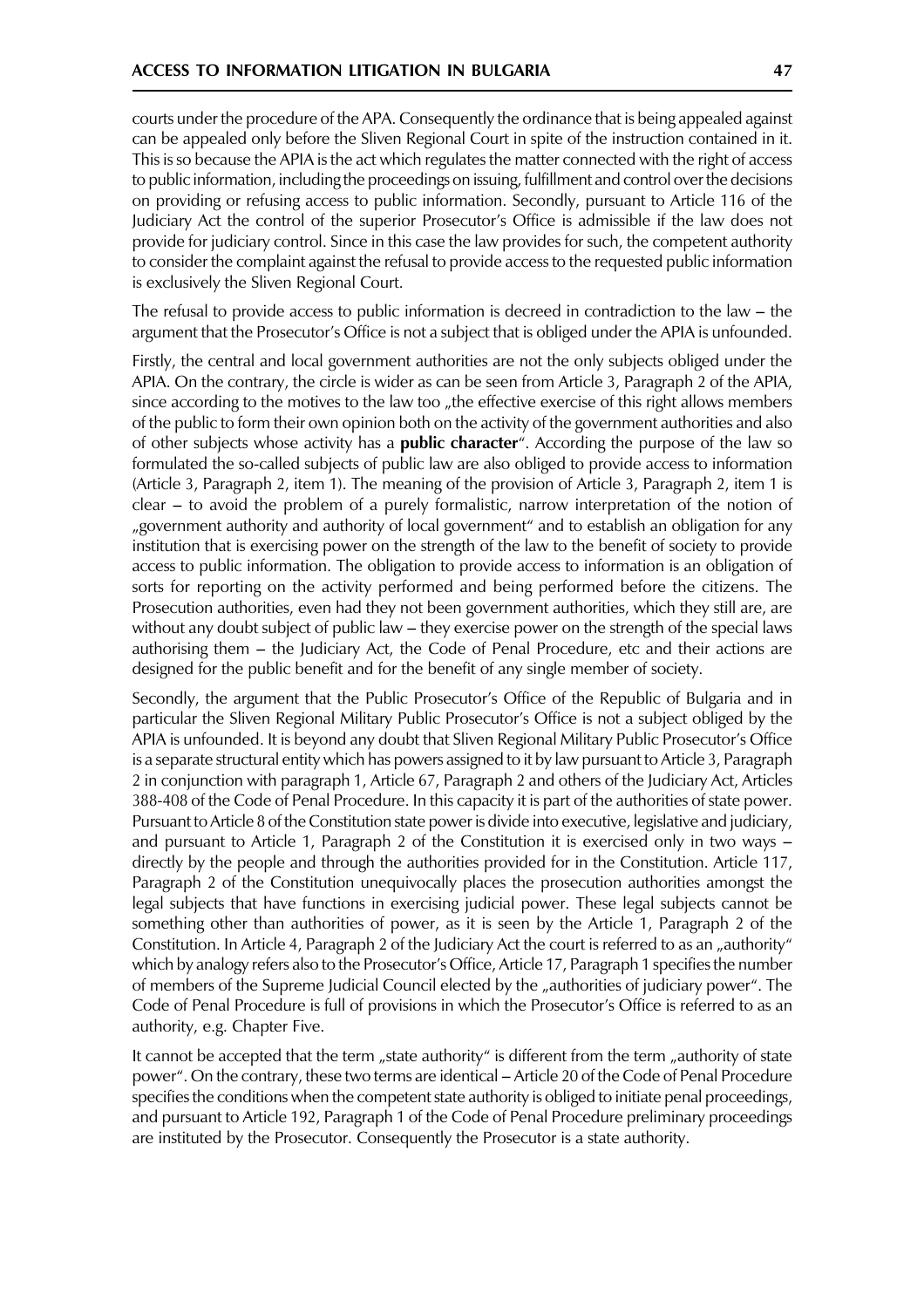courts under the procedure of the APA. Consequently the ordinance that is being appealed against can be appealed only before the Sliven Regional Court in spite of the instruction contained in it. This is so because the APIA is the act which regulates the matter connected with the right of access to public information, including the proceedings on issuing, fulfillment and control over the decisions on providing or refusing access to public information. Secondly, pursuant to Article 116 of the Judiciary Act the control of the superior Prosecutor's Office is admissible if the law does not provide for judiciary control. Since in this case the law provides for such, the competent authority to consider the complaint against the refusal to provide access to the requested public information is exclusively the Sliven Regional Court.

The refusal to provide access to public information is decreed in contradiction to the law – the argument that the Prosecutor's Office is not a subject that is obliged under the APIA is unfounded.

Firstly, the central and local government authorities are not the only subjects obliged under the APIA. On the contrary, the circle is wider as can be seen from Article 3, Paragraph 2 of the APIA, since according to the motives to the law too „the effective exercise of this right allows members of the public to form their own opinion both on the activity of the government authorities and also of other subjects whose activity has a **public character**". According the purpose of the law so formulated the so-called subjects of public law are also obliged to provide access to information (Article 3, Paragraph 2, item 1). The meaning of the provision of Article 3, Paragraph 2, item 1 is clear – to avoid the problem of a purely formalistic, narrow interpretation of the notion of „government authority and authority of local government" and to establish an obligation for any institution that is exercising power on the strength of the law to the benefit of society to provide access to public information. The obligation to provide access to information is an obligation of sorts for reporting on the activity performed and being performed before the citizens. The Prosecution authorities, even had they not been government authorities, which they still are, are without any doubt subject of public law – they exercise power on the strength of the special laws authorising them – the Judiciary Act, the Code of Penal Procedure, etc and their actions are designed for the public benefit and for the benefit of any single member of society.

Secondly, the argument that the Public Prosecutor's Office of the Republic of Bulgaria and in particular the Sliven Regional Military Public Prosecutor's Office is not a subject obliged by the APIA is unfounded. It is beyond any doubt that Sliven Regional Military Public Prosecutor's Office is a separate structural entity which has powers assigned to it by law pursuant to Article 3, Paragraph 2 in conjunction with paragraph 1, Article 67, Paragraph 2 and others of the Judiciary Act, Articles 388-408 of the Code of Penal Procedure. In this capacity it is part of the authorities of state power. Pursuant to Article 8 of the Constitution state power is divide into executive, legislative and judiciary, and pursuant to Article 1, Paragraph 2 of the Constitution it is exercised only in two ways – directly by the people and through the authorities provided for in the Constitution. Article 117, Paragraph 2 of the Constitution unequivocally places the prosecution authorities amongst the legal subjects that have functions in exercising judicial power. These legal subjects cannot be something other than authorities of power, as it is seen by the Article 1, Paragraph 2 of the Constitution. In Article 4, Paragraph 2 of the Judiciary Act the court is referred to as an „authority" which by analogy refers also to the Prosecutor's Office, Article 17, Paragraph 1 specifies the number of members of the Supreme Judicial Council elected by the „authorities of judiciary power". The Code of Penal Procedure is full of provisions in which the Prosecutor's Office is referred to as an authority, e.g. Chapter Five.

It cannot be accepted that the term „state authority" is different from the term „authority of state power". On the contrary, these two terms are identical – Article 20 of the Code of Penal Procedure specifies the conditions when the competent state authority is obliged to initiate penal proceedings, and pursuant to Article 192, Paragraph 1 of the Code of Penal Procedure preliminary proceedings are instituted by the Prosecutor. Consequently the Prosecutor is a state authority.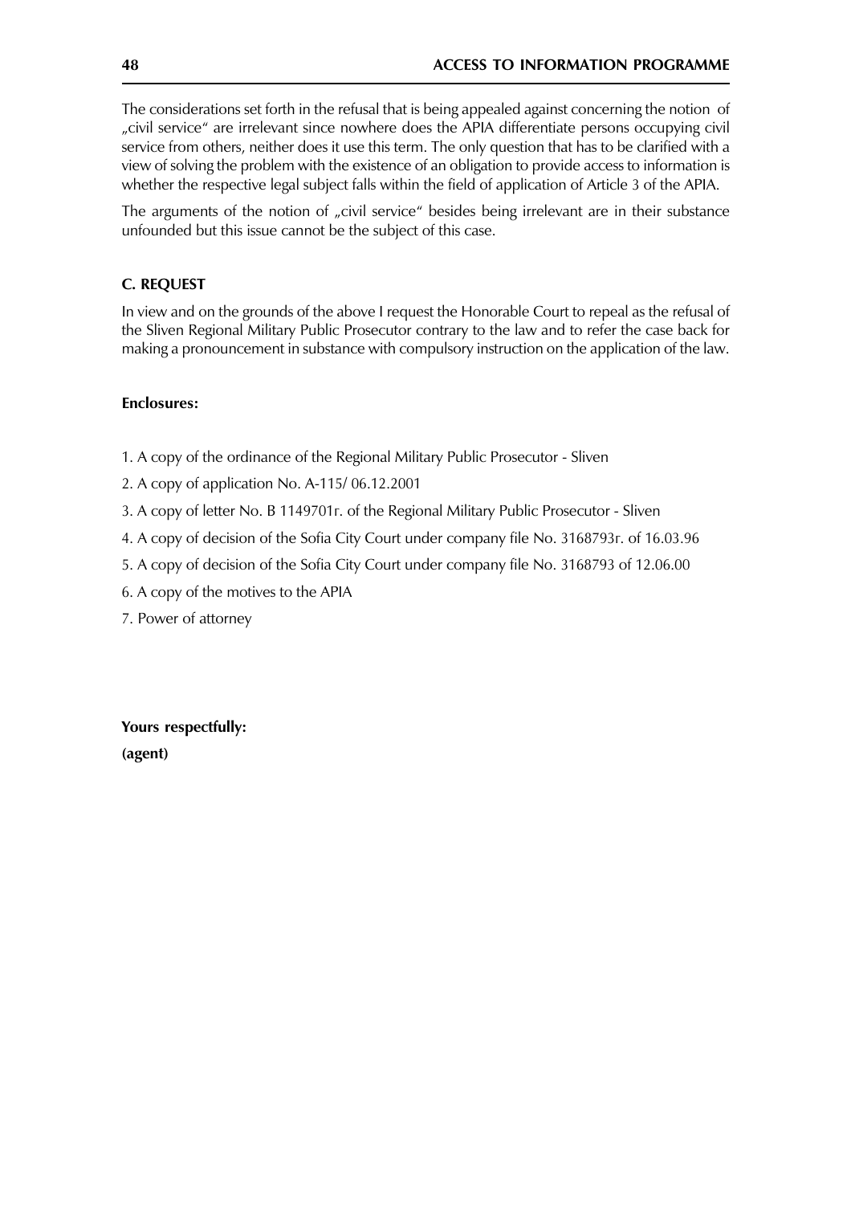The considerations set forth in the refusal that is being appealed against concerning the notion of „civil service" are irrelevant since nowhere does the APIA differentiate persons occupying civil service from others, neither does it use this term. The only question that has to be clarified with a view of solving the problem with the existence of an obligation to provide access to information is whether the respective legal subject falls within the field of application of Article 3 of the APIA.

The arguments of the notion of „civil service" besides being irrelevant are in their substance unfounded but this issue cannot be the subject of this case.

**C. REQUEST**

In view and on the grounds of the above I request the Honorable Court to repeal as the refusal of the Sliven Regional Military Public Prosecutor contrary to the law and to refer the case back for making a pronouncement in substance with compulsory instruction on the application of the law.

**Enclosures:**

1. A copy of the ordinance of the Regional Military Public Prosecutor - Sliven
2. A copy of application No. A-115/ 06.12.2001
3. A copy of letter No. B 1149701r. of the Regional Military Public Prosecutor - Sliven
4. A copy of decision of the Sofia City Court under company file No. 3168793r. of 16.03.96
5. A copy of decision of the Sofia City Court under company file No. 3168793 of 12.06.00
6. A copy of the motives to the APIA
7. Power of attorney

**Yours respectfully:**

**(agent)**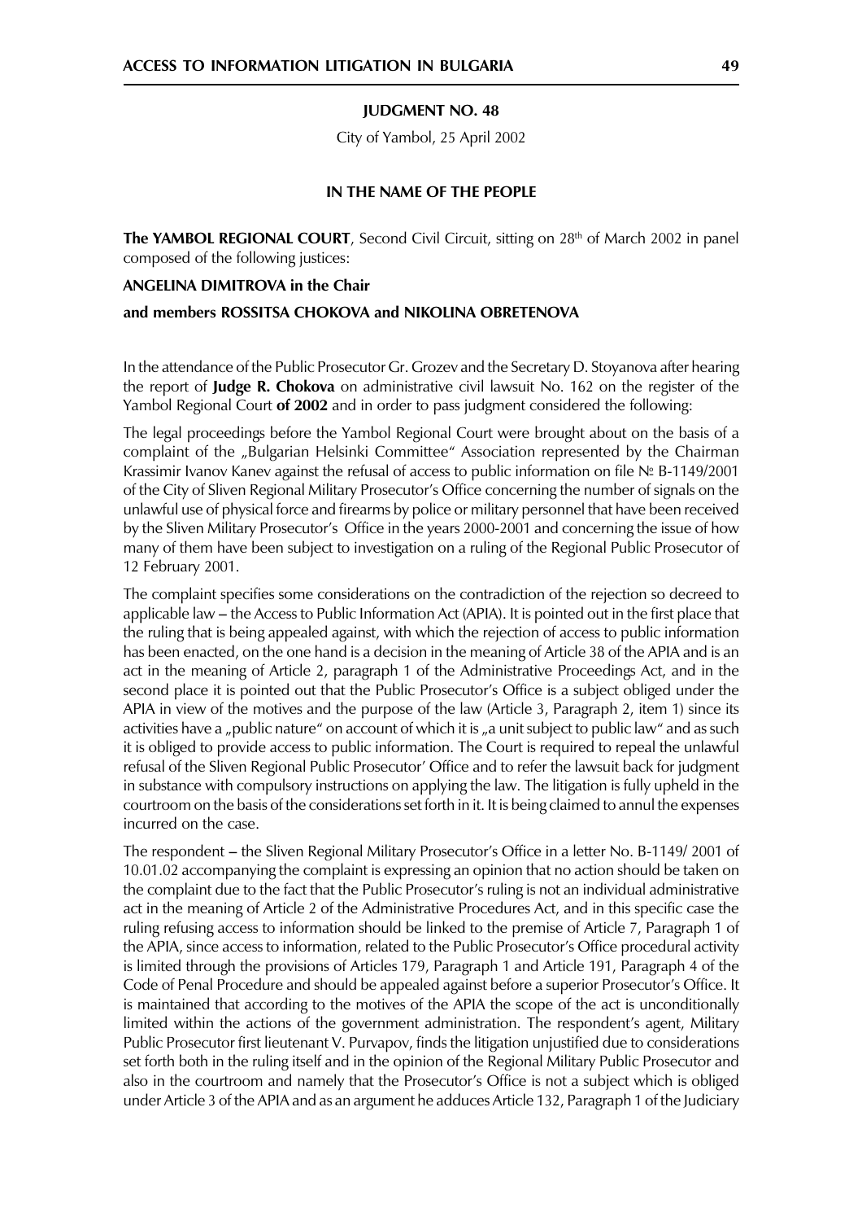**JUDGMENT NO. 48**

City of Yambol, 25 April 2002

**IN THE NAME OF THE PEOPLE**

**The YAMBOL REGIONAL COURT**, Second Civil Circuit, sitting on 28th of March 2002 in panel composed of the following justices:

**ANGELINA DIMITROVA in the Chair**

**and members ROSSITSA CHOKOVA and NIKOLINA OBRETENOVA**

In the attendance of the Public Prosecutor Gr. Grozev and the Secretary D. Stoyanova after hearing the report of **Judge R. Chokova** on administrative civil lawsuit No. 162 on the register of the Yambol Regional Court **of 2002** and in order to pass judgment considered the following:

The legal proceedings before the Yambol Regional Court were brought about on the basis of a complaint of the „Bulgarian Helsinki Committee" Association represented by the Chairman Krassimir Ivanov Kanev against the refusal of access to public information on file № B-1149/2001 of the City of Sliven Regional Military Prosecutor's Office concerning the number of signals on the unlawful use of physical force and firearms by police or military personnel that have been received by the Sliven Military Prosecutor's Office in the years 2000-2001 and concerning the issue of how many of them have been subject to investigation on a ruling of the Regional Public Prosecutor of 12 February 2001.

The complaint specifies some considerations on the contradiction of the rejection so decreed to applicable law – the Access to Public Information Act (APIA). It is pointed out in the first place that the ruling that is being appealed against, with which the rejection of access to public information has been enacted, on the one hand is a decision in the meaning of Article 38 of the APIA and is an act in the meaning of Article 2, paragraph 1 of the Administrative Proceedings Act, and in the second place it is pointed out that the Public Prosecutor's Office is a subject obliged under the APIA in view of the motives and the purpose of the law (Article 3, Paragraph 2, item 1) since its activities have a „public nature" on account of which it is „a unit subject to public law" and as such it is obliged to provide access to public information. The Court is required to repeal the unlawful refusal of the Sliven Regional Public Prosecutor' Office and to refer the lawsuit back for judgment in substance with compulsory instructions on applying the law. The litigation is fully upheld in the courtroom on the basis of the considerations set forth in it. It is being claimed to annul the expenses incurred on the case.

The respondent – the Sliven Regional Military Prosecutor's Office in a letter No. B-1149/ 2001 of 10.01.02 accompanying the complaint is expressing an opinion that no action should be taken on the complaint due to the fact that the Public Prosecutor's ruling is not an individual administrative act in the meaning of Article 2 of the Administrative Procedures Act, and in this specific case the ruling refusing access to information should be linked to the premise of Article 7, Paragraph 1 of the APIA, since access to information, related to the Public Prosecutor's Office procedural activity is limited through the provisions of Articles 179, Paragraph 1 and Article 191, Paragraph 4 of the Code of Penal Procedure and should be appealed against before a superior Prosecutor's Office. It is maintained that according to the motives of the APIA the scope of the act is unconditionally limited within the actions of the government administration. The respondent's agent, Military Public Prosecutor first lieutenant V. Purvapov, finds the litigation unjustified due to considerations set forth both in the ruling itself and in the opinion of the Regional Military Public Prosecutor and also in the courtroom and namely that the Prosecutor's Office is not a subject which is obliged under Article 3 of the APIA and as an argument he adduces Article 132, Paragraph 1 of the Judiciary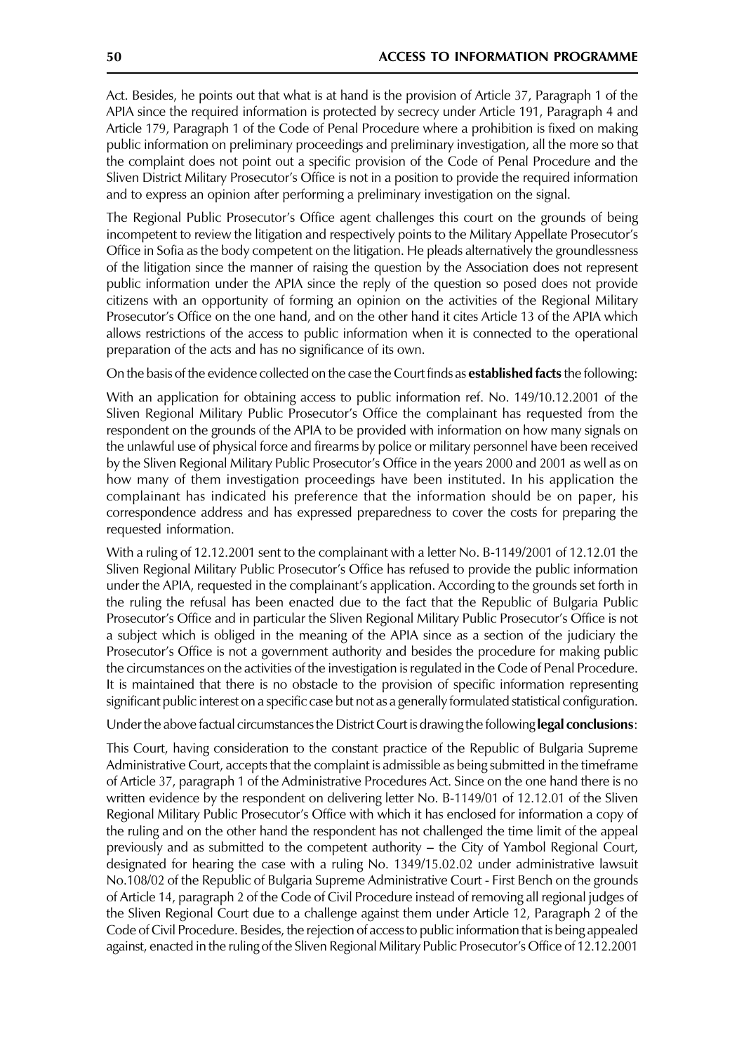Act. Besides, he points out that what is at hand is the provision of Article 37, Paragraph 1 of the APIA since the required information is protected by secrecy under Article 191, Paragraph 4 and Article 179, Paragraph 1 of the Code of Penal Procedure where a prohibition is fixed on making public information on preliminary proceedings and preliminary investigation, all the more so that the complaint does not point out a specific provision of the Code of Penal Procedure and the Sliven District Military Prosecutor's Office is not in a position to provide the required information and to express an opinion after performing a preliminary investigation on the signal.

The Regional Public Prosecutor's Office agent challenges this court on the grounds of being incompetent to review the litigation and respectively points to the Military Appellate Prosecutor's Office in Sofia as the body competent on the litigation. He pleads alternatively the groundlessness of the litigation since the manner of raising the question by the Association does not represent public information under the APIA since the reply of the question so posed does not provide citizens with an opportunity of forming an opinion on the activities of the Regional Military Prosecutor's Office on the one hand, and on the other hand it cites Article 13 of the APIA which allows restrictions of the access to public information when it is connected to the operational preparation of the acts and has no significance of its own.

On the basis of the evidence collected on the case the Court finds as **established facts** the following:

With an application for obtaining access to public information ref. No. 149/10.12.2001 of the Sliven Regional Military Public Prosecutor's Office the complainant has requested from the respondent on the grounds of the APIA to be provided with information on how many signals on the unlawful use of physical force and firearms by police or military personnel have been received by the Sliven Regional Military Public Prosecutor's Office in the years 2000 and 2001 as well as on how many of them investigation proceedings have been instituted. In his application the complainant has indicated his preference that the information should be on paper, his correspondence address and has expressed preparedness to cover the costs for preparing the requested information.

With a ruling of 12.12.2001 sent to the complainant with a letter No. B-1149/2001 of 12.12.01 the Sliven Regional Military Public Prosecutor's Office has refused to provide the public information under the APIA, requested in the complainant's application. According to the grounds set forth in the ruling the refusal has been enacted due to the fact that the Republic of Bulgaria Public Prosecutor's Office and in particular the Sliven Regional Military Public Prosecutor's Office is not a subject which is obliged in the meaning of the APIA since as a section of the judiciary the Prosecutor's Office is not a government authority and besides the procedure for making public the circumstances on the activities of the investigation is regulated in the Code of Penal Procedure. It is maintained that there is no obstacle to the provision of specific information representing significant public interest on a specific case but not as a generally formulated statistical configuration.

Under the above factual circumstances the District Court is drawing the following **legal conclusions**:

This Court, having consideration to the constant practice of the Republic of Bulgaria Supreme Administrative Court, accepts that the complaint is admissible as being submitted in the timeframe of Article 37, paragraph 1 of the Administrative Procedures Act. Since on the one hand there is no written evidence by the respondent on delivering letter No. B-1149/01 of 12.12.01 of the Sliven Regional Military Public Prosecutor's Office with which it has enclosed for information a copy of the ruling and on the other hand the respondent has not challenged the time limit of the appeal previously and as submitted to the competent authority – the City of Yambol Regional Court, designated for hearing the case with a ruling No. 1349/15.02.02 under administrative lawsuit No.108/02 of the Republic of Bulgaria Supreme Administrative Court - First Bench on the grounds of Article 14, paragraph 2 of the Code of Civil Procedure instead of removing all regional judges of the Sliven Regional Court due to a challenge against them under Article 12, Paragraph 2 of the Code of Civil Procedure. Besides, the rejection of access to public information that is being appealed against, enacted in the ruling of the Sliven Regional Military Public Prosecutor's Office of 12.12.2001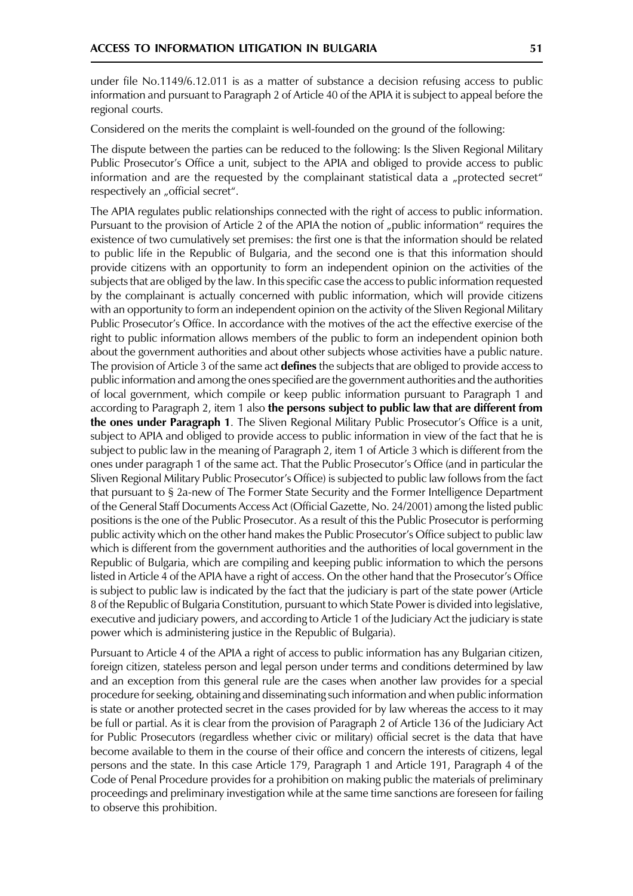under file No.1149/6.12.011 is as a matter of substance a decision refusing access to public information and pursuant to Paragraph 2 of Article 40 of the APIA it is subject to appeal before the regional courts.

Considered on the merits the complaint is well-founded on the ground of the following:

The dispute between the parties can be reduced to the following: Is the Sliven Regional Military Public Prosecutor's Office a unit, subject to the APIA and obliged to provide access to public information and are the requested by the complainant statistical data a „protected secret" respectively an „official secret".

The APIA regulates public relationships connected with the right of access to public information. Pursuant to the provision of Article 2 of the APIA the notion of „public information" requires the existence of two cumulatively set premises: the first one is that the information should be related to public life in the Republic of Bulgaria, and the second one is that this information should provide citizens with an opportunity to form an independent opinion on the activities of the subjects that are obliged by the law. In this specific case the access to public information requested by the complainant is actually concerned with public information, which will provide citizens with an opportunity to form an independent opinion on the activity of the Sliven Regional Military Public Prosecutor's Office. In accordance with the motives of the act the effective exercise of the right to public information allows members of the public to form an independent opinion both about the government authorities and about other subjects whose activities have a public nature. The provision of Article 3 of the same act **defines** the subjects that are obliged to provide access to public information and among the ones specified are the government authorities and the authorities of local government, which compile or keep public information pursuant to Paragraph 1 and according to Paragraph 2, item 1 also **the persons subject to public law that are different from the ones under Paragraph 1**. The Sliven Regional Military Public Prosecutor's Office is a unit, subject to APIA and obliged to provide access to public information in view of the fact that he is subject to public law in the meaning of Paragraph 2, item 1 of Article 3 which is different from the ones under paragraph 1 of the same act. That the Public Prosecutor's Office (and in particular the Sliven Regional Military Public Prosecutor's Office) is subjected to public law follows from the fact that pursuant to § 2a-new of The Former State Security and the Former Intelligence Department of the General Staff Documents Access Act (Official Gazette, No. 24/2001) among the listed public positions is the one of the Public Prosecutor. As a result of this the Public Prosecutor is performing public activity which on the other hand makes the Public Prosecutor's Office subject to public law which is different from the government authorities and the authorities of local government in the Republic of Bulgaria, which are compiling and keeping public information to which the persons listed in Article 4 of the APIA have a right of access. On the other hand that the Prosecutor's Office is subject to public law is indicated by the fact that the judiciary is part of the state power (Article 8 of the Republic of Bulgaria Constitution, pursuant to which State Power is divided into legislative, executive and judiciary powers, and according to Article 1 of the Judiciary Act the judiciary is state power which is administering justice in the Republic of Bulgaria).

Pursuant to Article 4 of the APIA a right of access to public information has any Bulgarian citizen, foreign citizen, stateless person and legal person under terms and conditions determined by law and an exception from this general rule are the cases when another law provides for a special procedure for seeking, obtaining and disseminating such information and when public information is state or another protected secret in the cases provided for by law whereas the access to it may be full or partial. As it is clear from the provision of Paragraph 2 of Article 136 of the Judiciary Act for Public Prosecutors (regardless whether civic or military) official secret is the data that have become available to them in the course of their office and concern the interests of citizens, legal persons and the state. In this case Article 179, Paragraph 1 and Article 191, Paragraph 4 of the Code of Penal Procedure provides for a prohibition on making public the materials of preliminary proceedings and preliminary investigation while at the same time sanctions are foreseen for failing to observe this prohibition.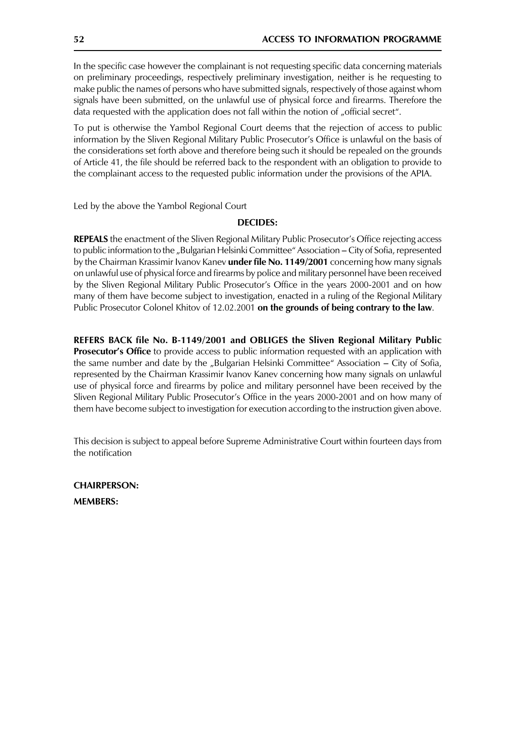In the specific case however the complainant is not requesting specific data concerning materials on preliminary proceedings, respectively preliminary investigation, neither is he requesting to make public the names of persons who have submitted signals, respectively of those against whom signals have been submitted, on the unlawful use of physical force and firearms. Therefore the data requested with the application does not fall within the notion of „official secret".

To put is otherwise the Yambol Regional Court deems that the rejection of access to public information by the Sliven Regional Military Public Prosecutor's Office is unlawful on the basis of the considerations set forth above and therefore being such it should be repealed on the grounds of Article 41, the file should be referred back to the respondent with an obligation to provide to the complainant access to the requested public information under the provisions of the APIA.

Led by the above the Yambol Regional Court

**DECIDES:**

**REPEALS** the enactment of the Sliven Regional Military Public Prosecutor's Office rejecting access to public information to the „Bulgarian Helsinki Committee" Association – City of Sofia, represented by the Chairman Krassimir Ivanov Kanev **under file No. 1149/2001** concerning how many signals on unlawful use of physical force and firearms by police and military personnel have been received by the Sliven Regional Military Public Prosecutor's Office in the years 2000-2001 and on how many of them have become subject to investigation, enacted in a ruling of the Regional Military Public Prosecutor Colonel Khitov of 12.02.2001 **on the grounds of being contrary to the law**.

**REFERS BACK file No. B-1149/2001 and OBLIGES the Sliven Regional Military Public Prosecutor's Office** to provide access to public information requested with an application with the same number and date by the „Bulgarian Helsinki Committee" Association – City of Sofia, represented by the Chairman Krassimir Ivanov Kanev concerning how many signals on unlawful use of physical force and firearms by police and military personnel have been received by the Sliven Regional Military Public Prosecutor's Office in the years 2000-2001 and on how many of them have become subject to investigation for execution according to the instruction given above.

This decision is subject to appeal before Supreme Administrative Court within fourteen days from the notification

**CHAIRPERSON:**

**MEMBERS:**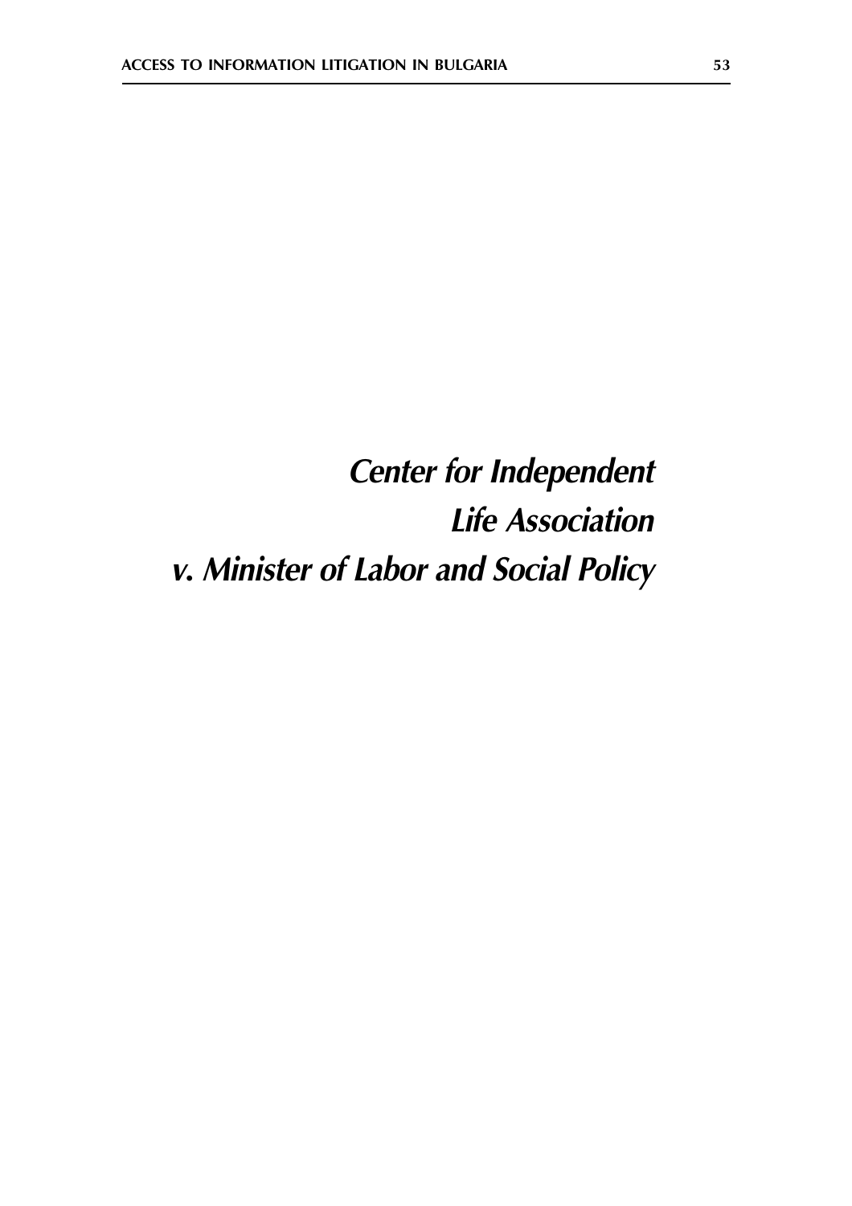# *Center for Independent Life Association v. Minister of Labor and Social Policy*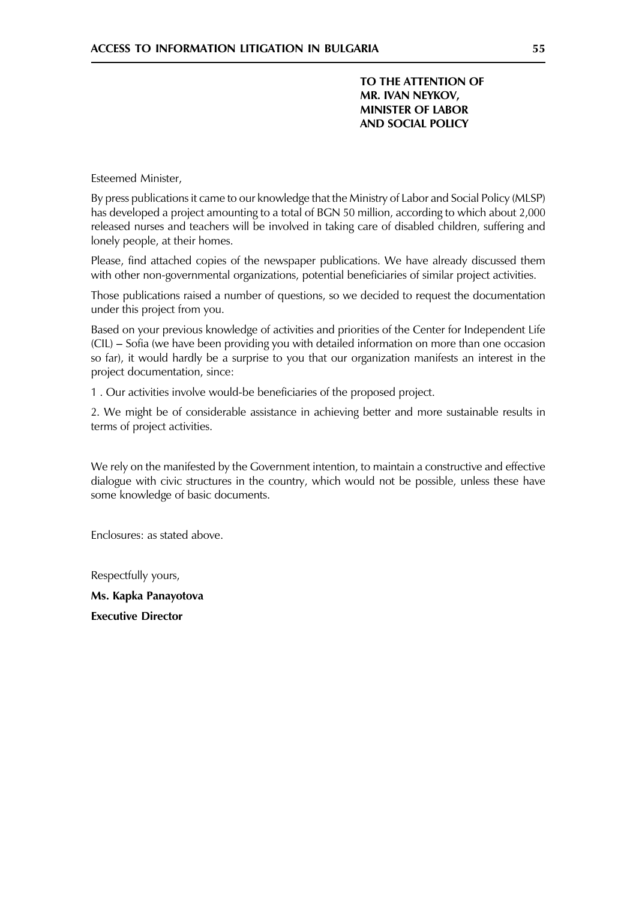**TO THE ATTENTION OF**
**MR. IVAN NEYKOV,**
**MINISTER OF LABOR**
**AND SOCIAL POLICY**

Esteemed Minister,

By press publications it came to our knowledge that the Ministry of Labor and Social Policy (MLSP) has developed a project amounting to a total of BGN 50 million, according to which about 2,000 released nurses and teachers will be involved in taking care of disabled children, suffering and lonely people, at their homes.

Please, find attached copies of the newspaper publications. We have already discussed them with other non-governmental organizations, potential beneficiaries of similar project activities.

Those publications raised a number of questions, so we decided to request the documentation under this project from you.

Based on your previous knowledge of activities and priorities of the Center for Independent Life (CIL) – Sofia (we have been providing you with detailed information on more than one occasion so far), it would hardly be a surprise to you that our organization manifests an interest in the project documentation, since:

1 . Our activities involve would-be beneficiaries of the proposed project.

2. We might be of considerable assistance in achieving better and more sustainable results in terms of project activities.

We rely on the manifested by the Government intention, to maintain a constructive and effective dialogue with civic structures in the country, which would not be possible, unless these have some knowledge of basic documents.

Enclosures: as stated above.

Respectfully yours,

**Ms. Kapka Panayotova**

**Executive Director**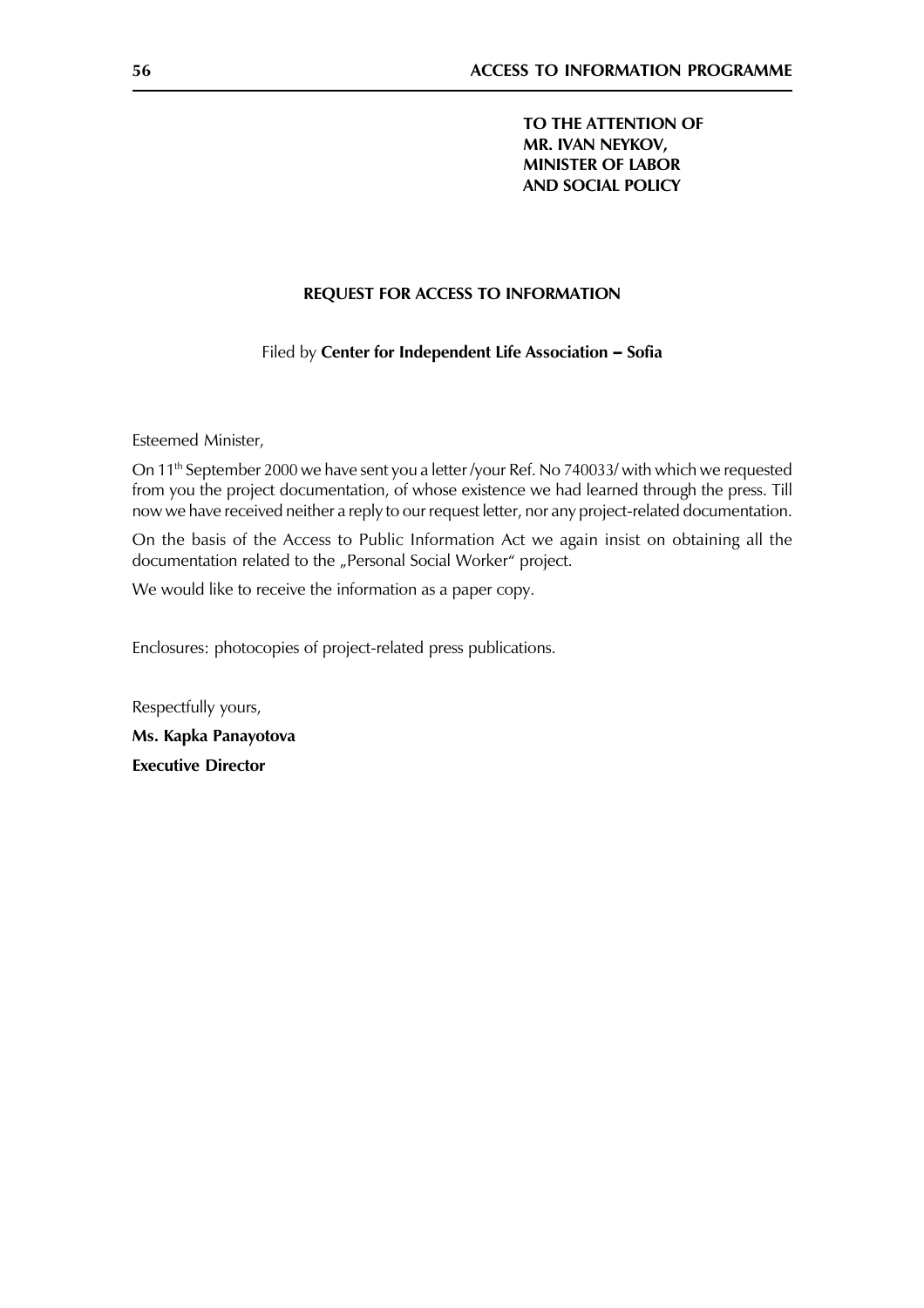**TO THE ATTENTION OF**
**MR. IVAN NEYKOV,**
**MINISTER OF LABOR**
**AND SOCIAL POLICY**

**REQUEST FOR ACCESS TO INFORMATION**

Filed by **Center for Independent Life Association – Sofia**

Esteemed Minister,

On 11th September 2000 we have sent you a letter /your Ref. No 740033/ with which we requested from you the project documentation, of whose existence we had learned through the press. Till now we have received neither a reply to our request letter, nor any project-related documentation.

On the basis of the Access to Public Information Act we again insist on obtaining all the documentation related to the „Personal Social Worker" project.

We would like to receive the information as a paper copy.

Enclosures: photocopies of project-related press publications.

Respectfully yours,

**Ms. Kapka Panayotova**

**Executive Director**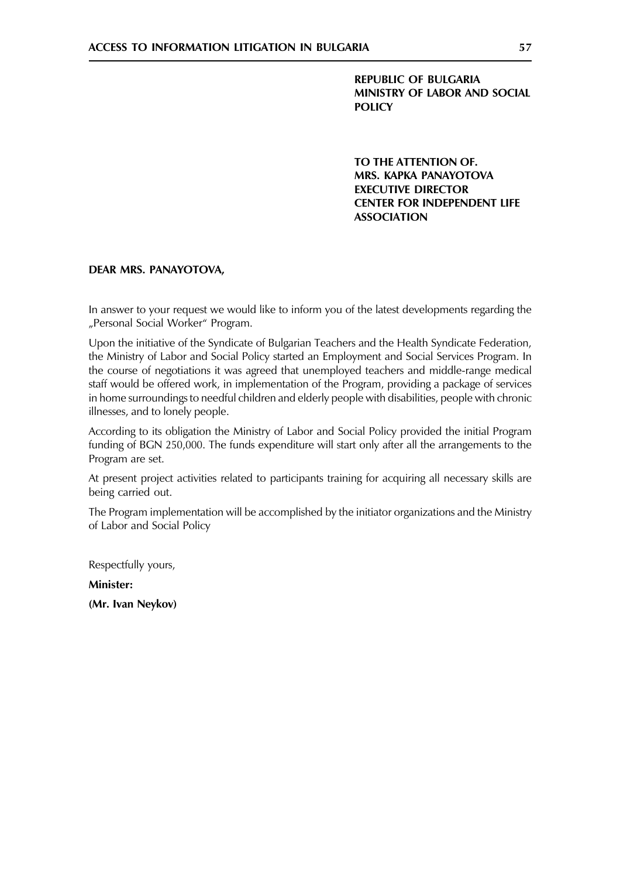**REPUBLIC OF BULGARIA**
**MINISTRY OF LABOR AND SOCIAL POLICY**

**TO THE ATTENTION OF.**
**MRS. KAPKA PANAYOTOVA**
**EXECUTIVE DIRECTOR**
**CENTER FOR INDEPENDENT LIFE ASSOCIATION**

**DEAR MRS. PANAYOTOVA,**

In answer to your request we would like to inform you of the latest developments regarding the „Personal Social Worker" Program.

Upon the initiative of the Syndicate of Bulgarian Teachers and the Health Syndicate Federation, the Ministry of Labor and Social Policy started an Employment and Social Services Program. In the course of negotiations it was agreed that unemployed teachers and middle-range medical staff would be offered work, in implementation of the Program, providing a package of services in home surroundings to needful children and elderly people with disabilities, people with chronic illnesses, and to lonely people.

According to its obligation the Ministry of Labor and Social Policy provided the initial Program funding of BGN 250,000. The funds expenditure will start only after all the arrangements to the Program are set.

At present project activities related to participants training for acquiring all necessary skills are being carried out.

The Program implementation will be accomplished by the initiator organizations and the Ministry of Labor and Social Policy

Respectfully yours,

**Minister:**

**(Mr. Ivan Neykov)**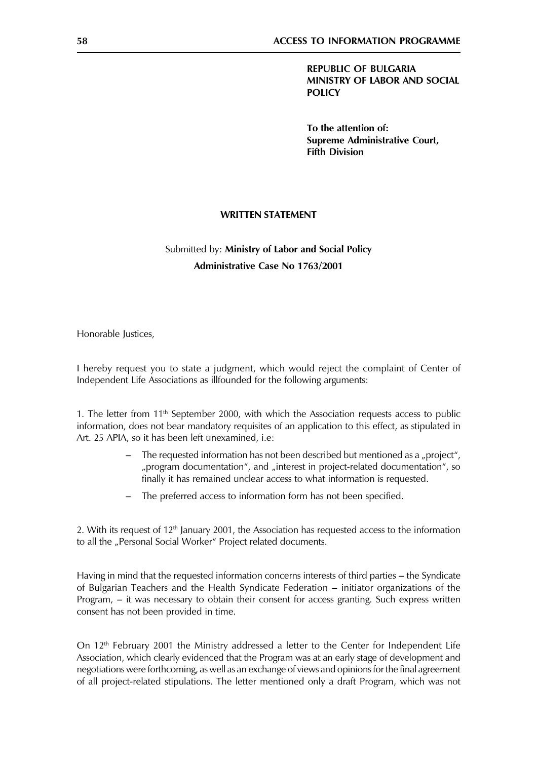**REPUBLIC OF BULGARIA**
**MINISTRY OF LABOR AND SOCIAL POLICY**

**To the attention of:**
**Supreme Administrative Court,**
**Fifth Division**

**WRITTEN STATEMENT**

Submitted by: **Ministry of Labor and Social Policy**
**Administrative Case No 1763/2001**

Honorable Justices,

I hereby request you to state a judgment, which would reject the complaint of Center of Independent Life Associations as illfounded for the following arguments:

1. The letter from 11[th] September 2000, with which the Association requests access to public information, does not bear mandatory requisites of an application to this effect, as stipulated in Art. 25 APIA, so it has been left unexamined, i.e:

– The requested information has not been described but mentioned as a „project", „program documentation", and „interest in project-related documentation", so finally it has remained unclear access to what information is requested.

– The preferred access to information form has not been specified.

2. With its request of 12[th] January 2001, the Association has requested access to the information to all the „Personal Social Worker" Project related documents.

Having in mind that the requested information concerns interests of third parties – the Syndicate of Bulgarian Teachers and the Health Syndicate Federation – initiator organizations of the Program, – it was necessary to obtain their consent for access granting. Such express written consent has not been provided in time.

On 12[th] February 2001 the Ministry addressed a letter to the Center for Independent Life Association, which clearly evidenced that the Program was at an early stage of development and negotiations were forthcoming, as well as an exchange of views and opinions for the final agreement of all project-related stipulations. The letter mentioned only a draft Program, which was not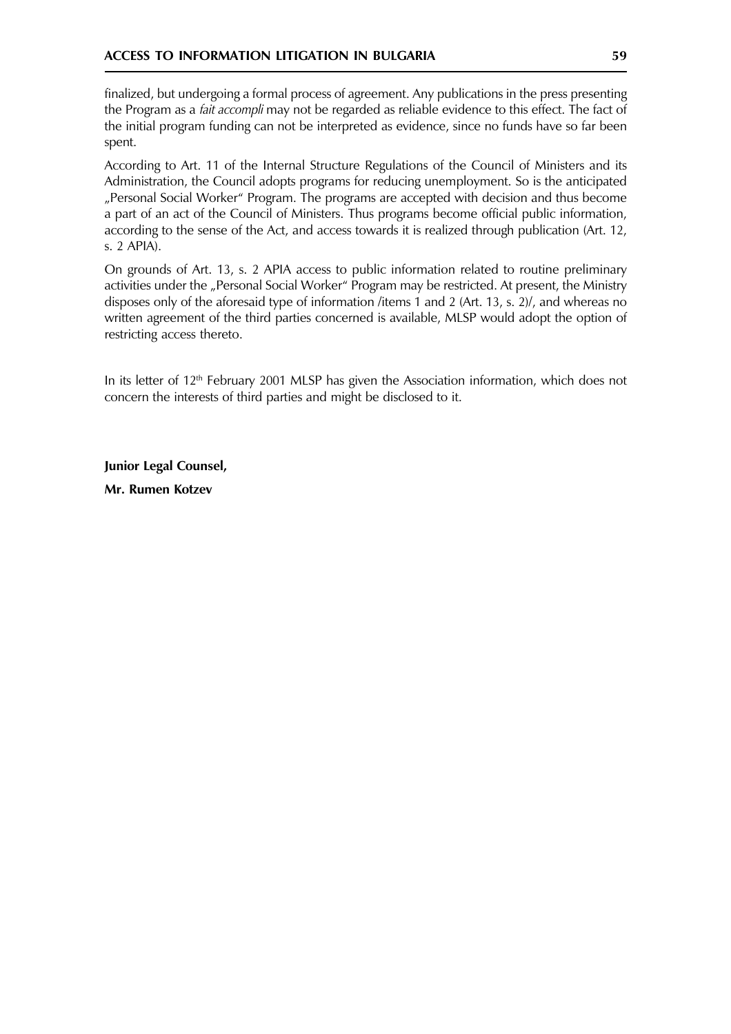finalized, but undergoing a formal process of agreement. Any publications in the press presenting the Program as a *fait accompli* may not be regarded as reliable evidence to this effect. The fact of the initial program funding can not be interpreted as evidence, since no funds have so far been spent.

According to Art. 11 of the Internal Structure Regulations of the Council of Ministers and its Administration, the Council adopts programs for reducing unemployment. So is the anticipated „Personal Social Worker" Program. The programs are accepted with decision and thus become a part of an act of the Council of Ministers. Thus programs become official public information, according to the sense of the Act, and access towards it is realized through publication (Art. 12, s. 2 APIA).

On grounds of Art. 13, s. 2 APIA access to public information related to routine preliminary activities under the „Personal Social Worker" Program may be restricted. At present, the Ministry disposes only of the aforesaid type of information /items 1 and 2 (Art. 13, s. 2)/, and whereas no written agreement of the third parties concerned is available, MLSP would adopt the option of restricting access thereto.

In its letter of 12th February 2001 MLSP has given the Association information, which does not concern the interests of third parties and might be disclosed to it.

**Junior Legal Counsel,**

**Mr. Rumen Kotzev**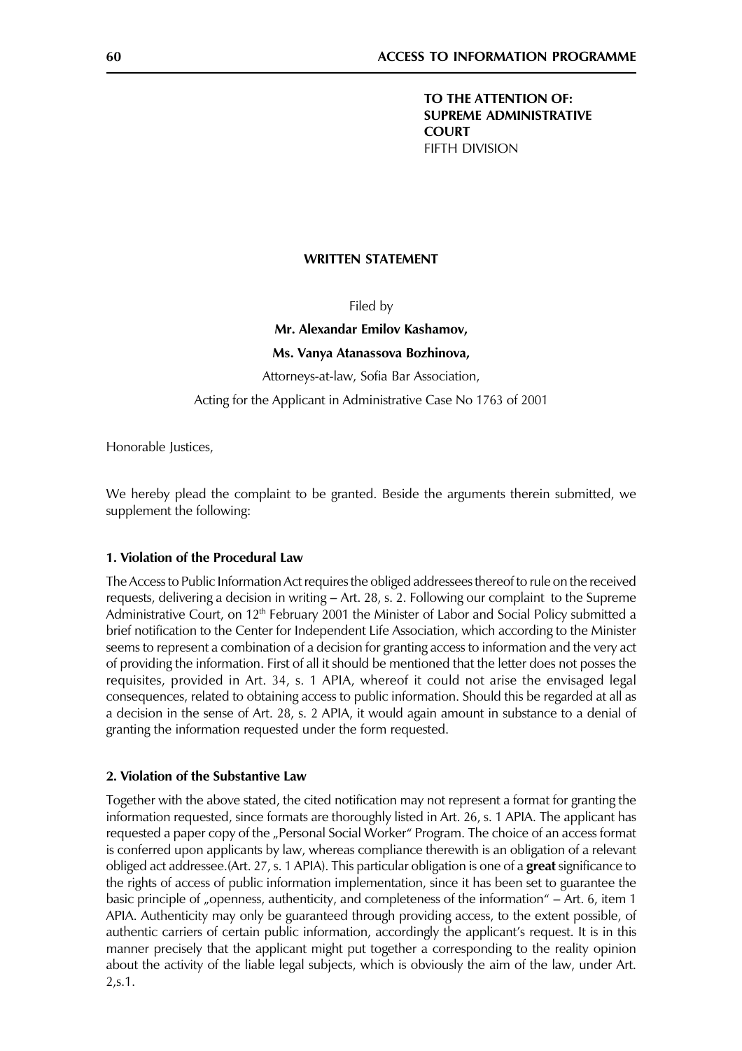**TO THE ATTENTION OF:**
**SUPREME ADMINISTRATIVE COURT**
FIFTH DIVISION

**WRITTEN STATEMENT**

Filed by

**Mr. Alexandar Emilov Kashamov,**

**Ms. Vanya Atanassova Bozhinova,**

Attorneys-at-law, Sofia Bar Association,

Acting for the Applicant in Administrative Case No 1763 of 2001

Honorable Justices,

We hereby plead the complaint to be granted. Beside the arguments therein submitted, we supplement the following:

**1. Violation of the Procedural Law**

The Access to Public Information Act requires the obliged addressees thereof to rule on the received requests, delivering a decision in writing – Art. 28, s. 2. Following our complaint to the Supreme Administrative Court, on 12th February 2001 the Minister of Labor and Social Policy submitted a brief notification to the Center for Independent Life Association, which according to the Minister seems to represent a combination of a decision for granting access to information and the very act of providing the information. First of all it should be mentioned that the letter does not posses the requisites, provided in Art. 34, s. 1 APIA, whereof it could not arise the envisaged legal consequences, related to obtaining access to public information. Should this be regarded at all as a decision in the sense of Art. 28, s. 2 APIA, it would again amount in substance to a denial of granting the information requested under the form requested.

**2. Violation of the Substantive Law**

Together with the above stated, the cited notification may not represent a format for granting the information requested, since formats are thoroughly listed in Art. 26, s. 1 APIA. The applicant has requested a paper copy of the „Personal Social Worker" Program. The choice of an access format is conferred upon applicants by law, whereas compliance therewith is an obligation of a relevant obliged act addressee.(Art. 27, s. 1 APIA). This particular obligation is one of a **great** significance to the rights of access of public information implementation, since it has been set to guarantee the basic principle of „openness, authenticity, and completeness of the information" – Art. 6, item 1 APIA. Authenticity may only be guaranteed through providing access, to the extent possible, of authentic carriers of certain public information, accordingly the applicant's request. It is in this manner precisely that the applicant might put together a corresponding to the reality opinion about the activity of the liable legal subjects, which is obviously the aim of the law, under Art. 2,s.1.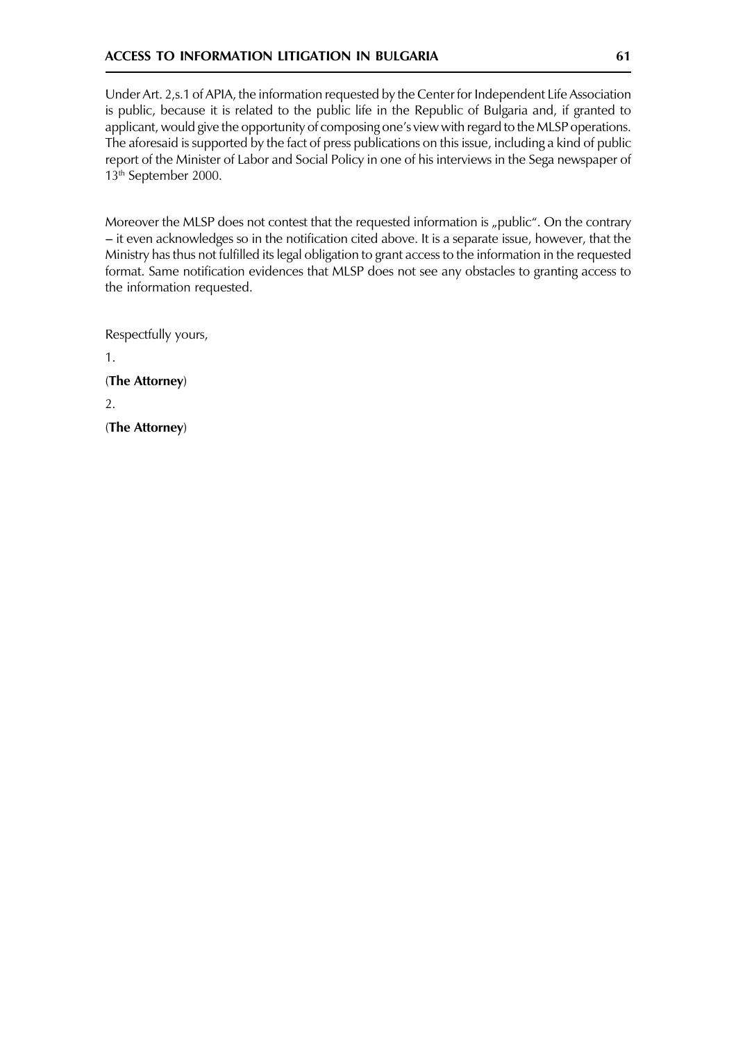Under Art. 2,s.1 of APIA, the information requested by the Center for Independent Life Association is public, because it is related to the public life in the Republic of Bulgaria and, if granted to applicant, would give the opportunity of composing one's view with regard to the MLSP operations. The aforesaid is supported by the fact of press publications on this issue, including a kind of public report of the Minister of Labor and Social Policy in one of his interviews in the Sega newspaper of 13th September 2000.

Moreover the MLSP does not contest that the requested information is „public". On the contrary – it even acknowledges so in the notification cited above. It is a separate issue, however, that the Ministry has thus not fulfilled its legal obligation to grant access to the information in the requested format. Same notification evidences that MLSP does not see any obstacles to granting access to the information requested.

Respectfully yours,

1.

(**The Attorney**)

2.

(**The Attorney**)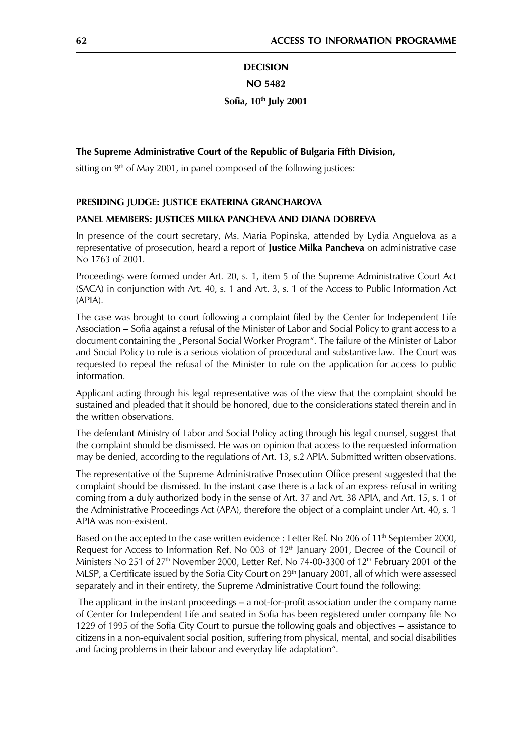**DECISION**

**NO 5482**

**Sofia, 10th July 2001**

**The Supreme Administrative Court of the Republic of Bulgaria Fifth Division,**

sitting on 9th of May 2001, in panel composed of the following justices:

**PRESIDING JUDGE: JUSTICE EKATERINA GRANCHAROVA**

**PANEL MEMBERS: JUSTICES MILKA PANCHEVA AND DIANA DOBREVA**

In presence of the court secretary, Ms. Maria Popinska, attended by Lydia Anguelova as a representative of prosecution, heard a report of **Justice Milka Pancheva** on administrative case No 1763 of 2001.

Proceedings were formed under Art. 20, s. 1, item 5 of the Supreme Administrative Court Act (SACA) in conjunction with Art. 40, s. 1 and Art. 3, s. 1 of the Access to Public Information Act (APIA).

The case was brought to court following a complaint filed by the Center for Independent Life Association – Sofia against a refusal of the Minister of Labor and Social Policy to grant access to a document containing the „Personal Social Worker Program". The failure of the Minister of Labor and Social Policy to rule is a serious violation of procedural and substantive law. The Court was requested to repeal the refusal of the Minister to rule on the application for access to public information.

Applicant acting through his legal representative was of the view that the complaint should be sustained and pleaded that it should be honored, due to the considerations stated therein and in the written observations.

The defendant Ministry of Labor and Social Policy acting through his legal counsel, suggest that the complaint should be dismissed. He was on opinion that access to the requested information may be denied, according to the regulations of Art. 13, s.2 APIA. Submitted written observations.

The representative of the Supreme Administrative Prosecution Office present suggested that the complaint should be dismissed. In the instant case there is a lack of an express refusal in writing coming from a duly authorized body in the sense of Art. 37 and Art. 38 APIA, and Art. 15, s. 1 of the Administrative Proceedings Act (APA), therefore the object of a complaint under Art. 40, s. 1 APIA was non-existent.

Based on the accepted to the case written evidence : Letter Ref. No 206 of 11th September 2000, Request for Access to Information Ref. No 003 of 12th January 2001, Decree of the Council of Ministers No 251 of 27th November 2000, Letter Ref. No 74-00-3300 of 12th February 2001 of the MLSP, a Certificate issued by the Sofia City Court on 29th January 2001, all of which were assessed separately and in their entirety, the Supreme Administrative Court found the following:

The applicant in the instant proceedings – a not-for-profit association under the company name of Center for Independent Life and seated in Sofia has been registered under company file No 1229 of 1995 of the Sofia City Court to pursue the following goals and objectives – assistance to citizens in a non-equivalent social position, suffering from physical, mental, and social disabilities and facing problems in their labour and everyday life adaptation".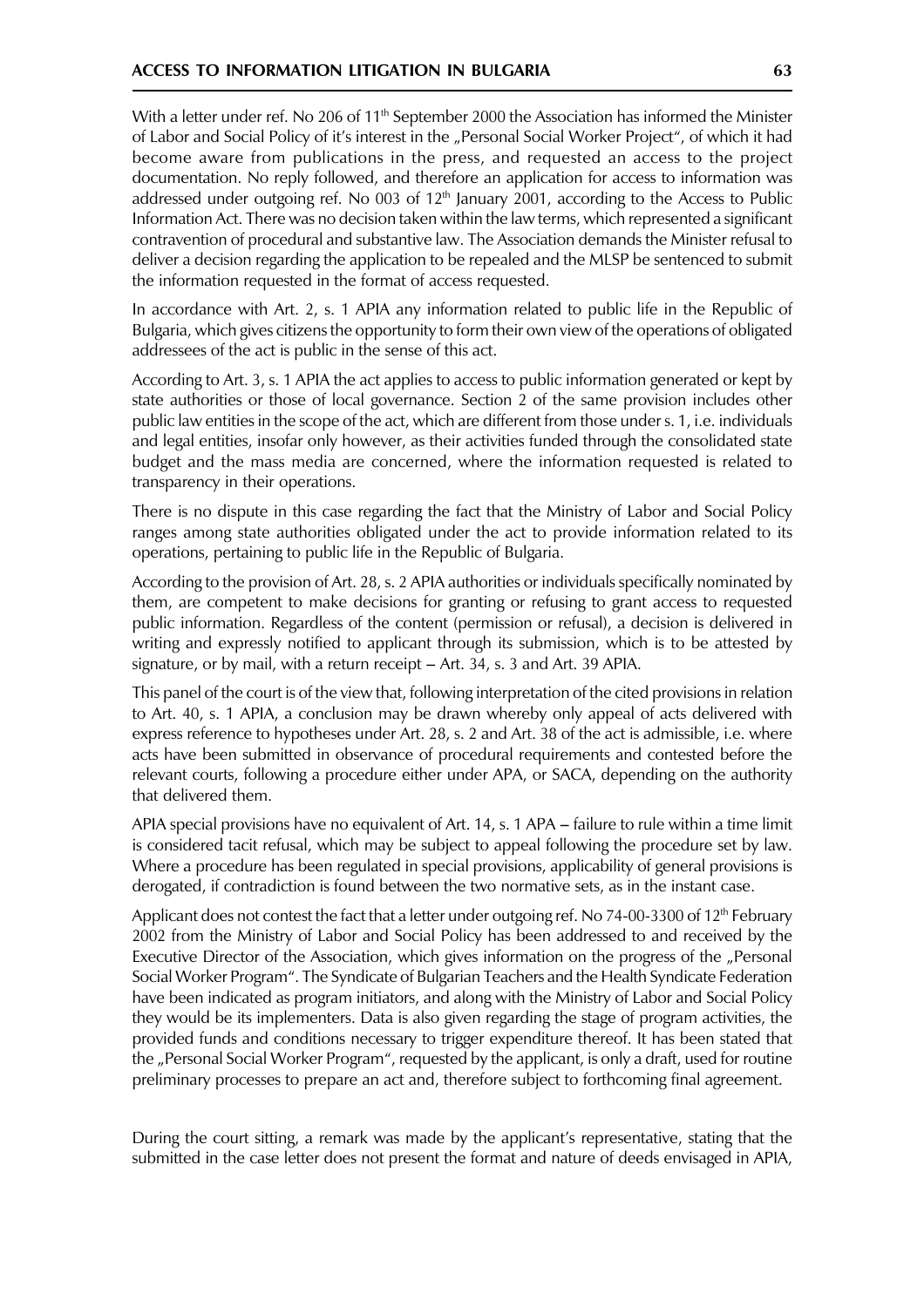With a letter under ref. No 206 of 11th September 2000 the Association has informed the Minister of Labor and Social Policy of it's interest in the „Personal Social Worker Project", of which it had become aware from publications in the press, and requested an access to the project documentation. No reply followed, and therefore an application for access to information was addressed under outgoing ref. No 003 of 12th January 2001, according to the Access to Public Information Act. There was no decision taken within the law terms, which represented a significant contravention of procedural and substantive law. The Association demands the Minister refusal to deliver a decision regarding the application to be repealed and the MLSP be sentenced to submit the information requested in the format of access requested.

In accordance with Art. 2, s. 1 APIA any information related to public life in the Republic of Bulgaria, which gives citizens the opportunity to form their own view of the operations of obligated addressees of the act is public in the sense of this act.

According to Art. 3, s. 1 APIA the act applies to access to public information generated or kept by state authorities or those of local governance. Section 2 of the same provision includes other public law entities in the scope of the act, which are different from those under s. 1, i.e. individuals and legal entities, insofar only however, as their activities funded through the consolidated state budget and the mass media are concerned, where the information requested is related to transparency in their operations.

There is no dispute in this case regarding the fact that the Ministry of Labor and Social Policy ranges among state authorities obligated under the act to provide information related to its operations, pertaining to public life in the Republic of Bulgaria.

According to the provision of Art. 28, s. 2 APIA authorities or individuals specifically nominated by them, are competent to make decisions for granting or refusing to grant access to requested public information. Regardless of the content (permission or refusal), a decision is delivered in writing and expressly notified to applicant through its submission, which is to be attested by signature, or by mail, with a return receipt – Art. 34, s. 3 and Art. 39 APIA.

This panel of the court is of the view that, following interpretation of the cited provisions in relation to Art. 40, s. 1 APIA, a conclusion may be drawn whereby only appeal of acts delivered with express reference to hypotheses under Art. 28, s. 2 and Art. 38 of the act is admissible, i.e. where acts have been submitted in observance of procedural requirements and contested before the relevant courts, following a procedure either under APA, or SACA, depending on the authority that delivered them.

APIA special provisions have no equivalent of Art. 14, s. 1 APA – failure to rule within a time limit is considered tacit refusal, which may be subject to appeal following the procedure set by law. Where a procedure has been regulated in special provisions, applicability of general provisions is derogated, if contradiction is found between the two normative sets, as in the instant case.

Applicant does not contest the fact that a letter under outgoing ref. No 74-00-3300 of 12th February 2002 from the Ministry of Labor and Social Policy has been addressed to and received by the Executive Director of the Association, which gives information on the progress of the „Personal Social Worker Program". The Syndicate of Bulgarian Teachers and the Health Syndicate Federation have been indicated as program initiators, and along with the Ministry of Labor and Social Policy they would be its implementers. Data is also given regarding the stage of program activities, the provided funds and conditions necessary to trigger expenditure thereof. It has been stated that the „Personal Social Worker Program", requested by the applicant, is only a draft, used for routine preliminary processes to prepare an act and, therefore subject to forthcoming final agreement.

During the court sitting, a remark was made by the applicant's representative, stating that the submitted in the case letter does not present the format and nature of deeds envisaged in APIA,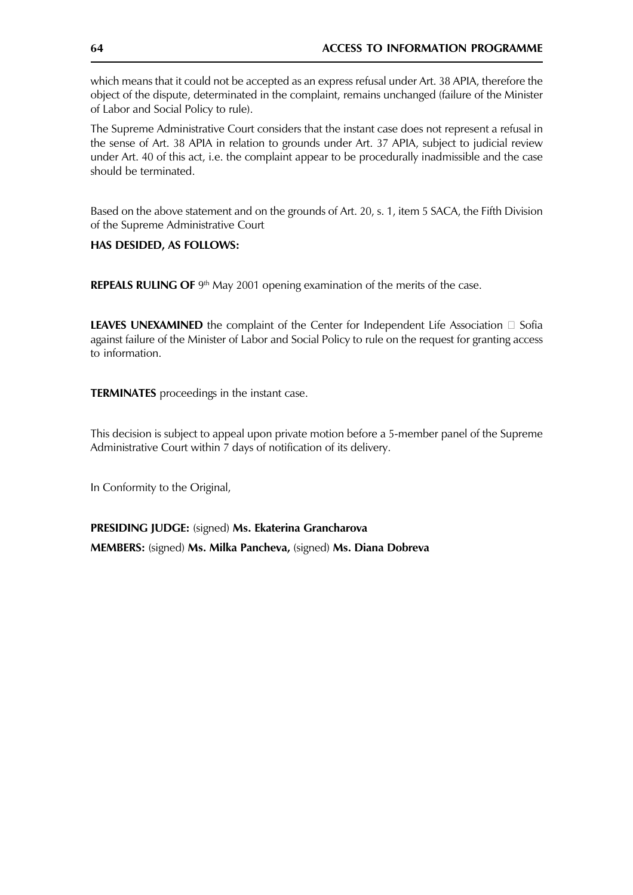which means that it could not be accepted as an express refusal under Art. 38 APIA, therefore the object of the dispute, determinated in the complaint, remains unchanged (failure of the Minister of Labor and Social Policy to rule).

The Supreme Administrative Court considers that the instant case does not represent a refusal in the sense of Art. 38 APIA in relation to grounds under Art. 37 APIA, subject to judicial review under Art. 40 of this act, i.e. the complaint appear to be procedurally inadmissible and the case should be terminated.

Based on the above statement and on the grounds of Art. 20, s. 1, item 5 SACA, the Fifth Division of the Supreme Administrative Court

**HAS DESIDED, AS FOLLOWS:**

**REPEALS RULING OF** 9th May 2001 opening examination of the merits of the case.

**LEAVES UNEXAMINED** the complaint of the Center for Independent Life Association  Sofia against failure of the Minister of Labor and Social Policy to rule on the request for granting access to information.

**TERMINATES** proceedings in the instant case.

This decision is subject to appeal upon private motion before a 5-member panel of the Supreme Administrative Court within 7 days of notification of its delivery.

In Conformity to the Original,

**PRESIDING JUDGE:** (signed) **Ms. Ekaterina Grancharova**

**MEMBERS:** (signed) **Ms. Milka Pancheva,** (signed) **Ms. Diana Dobreva**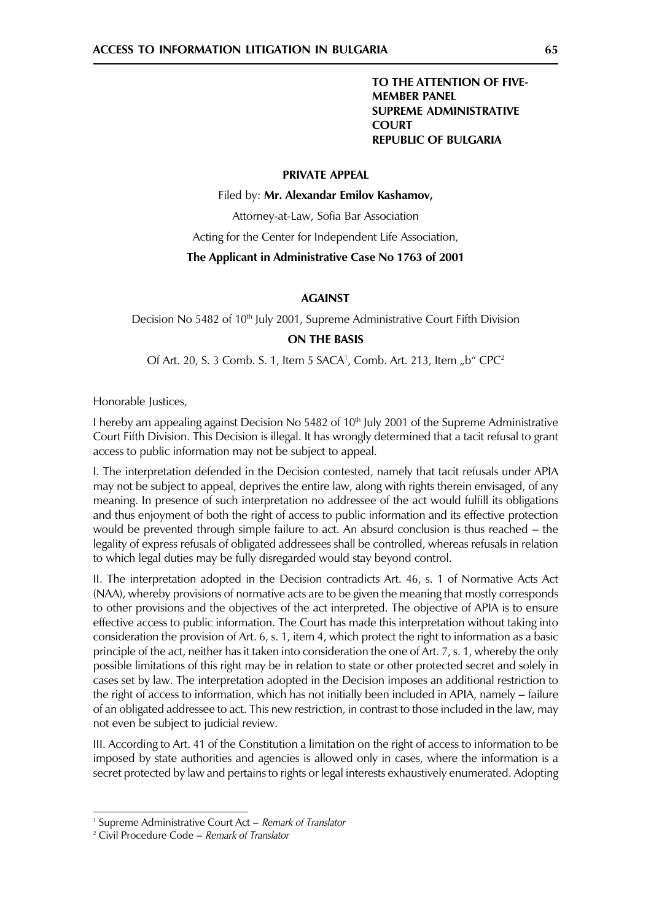**TO THE ATTENTION OF FIVE-MEMBER PANEL**
**SUPREME ADMINISTRATIVE COURT**
**REPUBLIC OF BULGARIA**

**PRIVATE APPEAL**

Filed by: **Mr. Alexandar Emilov Kashamov,**

Attorney-at-Law, Sofia Bar Association

Acting for the Center for Independent Life Association,

**The Applicant in Administrative Case No 1763 of 2001**

**AGAINST**

Decision No 5482 of 10th July 2001, Supreme Administrative Court Fifth Division

**ON THE BASIS**

Of Art. 20, S. 3 Comb. S. 1, Item 5 SACA[1], Comb. Art. 213, Item „b" CPC[2]

Honorable Justices,

I hereby am appealing against Decision No 5482 of 10th July 2001 of the Supreme Administrative Court Fifth Division. This Decision is illegal. It has wrongly determined that a tacit refusal to grant access to public information may not be subject to appeal.

I. The interpretation defended in the Decision contested, namely that tacit refusals under APIA may not be subject to appeal, deprives the entire law, along with rights therein envisaged, of any meaning. In presence of such interpretation no addressee of the act would fulfill its obligations and thus enjoyment of both the right of access to public information and its effective protection would be prevented through simple failure to act. An absurd conclusion is thus reached – the legality of express refusals of obligated addressees shall be controlled, whereas refusals in relation to which legal duties may be fully disregarded would stay beyond control.

II. The interpretation adopted in the Decision contradicts Art. 46, s. 1 of Normative Acts Act (NAA), whereby provisions of normative acts are to be given the meaning that mostly corresponds to other provisions and the objectives of the act interpreted. The objective of APIA is to ensure effective access to public information. The Court has made this interpretation without taking into consideration the provision of Art. 6, s. 1, item 4, which protect the right to information as a basic principle of the act, neither has it taken into consideration the one of Art. 7, s. 1, whereby the only possible limitations of this right may be in relation to state or other protected secret and solely in cases set by law. The interpretation adopted in the Decision imposes an additional restriction to the right of access to information, which has not initially been included in APIA, namely – failure of an obligated addressee to act. This new restriction, in contrast to those included in the law, may not even be subject to judicial review.

III. According to Art. 41 of the Constitution a limitation on the right of access to information to be imposed by state authorities and agencies is allowed only in cases, where the information is a secret protected by law and pertains to rights or legal interests exhaustively enumerated. Adopting

---

[1] Supreme Administrative Court Act – *Remark of Translator*

[2] Civil Procedure Code – *Remark of Translator*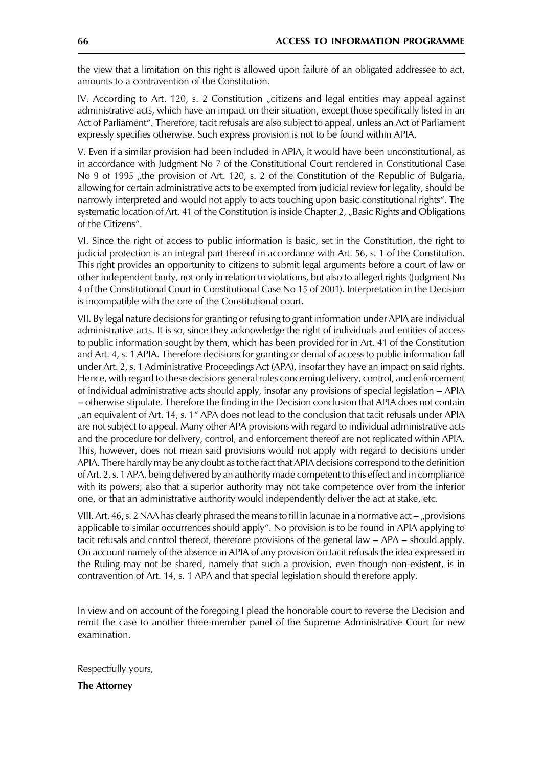the view that a limitation on this right is allowed upon failure of an obligated addressee to act, amounts to a contravention of the Constitution.

IV. According to Art. 120, s. 2 Constitution „citizens and legal entities may appeal against administrative acts, which have an impact on their situation, except those specifically listed in an Act of Parliament". Therefore, tacit refusals are also subject to appeal, unless an Act of Parliament expressly specifies otherwise. Such express provision is not to be found within APIA.

V. Even if a similar provision had been included in APIA, it would have been unconstitutional, as in accordance with Judgment No 7 of the Constitutional Court rendered in Constitutional Case No 9 of 1995 „the provision of Art. 120, s. 2 of the Constitution of the Republic of Bulgaria, allowing for certain administrative acts to be exempted from judicial review for legality, should be narrowly interpreted and would not apply to acts touching upon basic constitutional rights". The systematic location of Art. 41 of the Constitution is inside Chapter 2, „Basic Rights and Obligations of the Citizens".

VI. Since the right of access to public information is basic, set in the Constitution, the right to judicial protection is an integral part thereof in accordance with Art. 56, s. 1 of the Constitution. This right provides an opportunity to citizens to submit legal arguments before a court of law or other independent body, not only in relation to violations, but also to alleged rights (Judgment No 4 of the Constitutional Court in Constitutional Case No 15 of 2001). Interpretation in the Decision is incompatible with the one of the Constitutional court.

VII. By legal nature decisions for granting or refusing to grant information under APIA are individual administrative acts. It is so, since they acknowledge the right of individuals and entities of access to public information sought by them, which has been provided for in Art. 41 of the Constitution and Art. 4, s. 1 APIA. Therefore decisions for granting or denial of access to public information fall under Art. 2, s. 1 Administrative Proceedings Act (APA), insofar they have an impact on said rights. Hence, with regard to these decisions general rules concerning delivery, control, and enforcement of individual administrative acts should apply, insofar any provisions of special legislation – APIA – otherwise stipulate. Therefore the finding in the Decision conclusion that APIA does not contain „an equivalent of Art. 14, s. 1" APA does not lead to the conclusion that tacit refusals under APIA are not subject to appeal. Many other APA provisions with regard to individual administrative acts and the procedure for delivery, control, and enforcement thereof are not replicated within APIA. This, however, does not mean said provisions would not apply with regard to decisions under APIA. There hardly may be any doubt as to the fact that APIA decisions correspond to the definition of Art. 2, s. 1 APA, being delivered by an authority made competent to this effect and in compliance with its powers; also that a superior authority may not take competence over from the inferior one, or that an administrative authority would independently deliver the act at stake, etc.

VIII. Art. 46, s. 2 NAA has clearly phrased the means to fill in lacunae in a normative act – „provisions applicable to similar occurrences should apply". No provision is to be found in APIA applying to tacit refusals and control thereof, therefore provisions of the general law – APA – should apply. On account namely of the absence in APIA of any provision on tacit refusals the idea expressed in the Ruling may not be shared, namely that such a provision, even though non-existent, is in contravention of Art. 14, s. 1 APA and that special legislation should therefore apply.

In view and on account of the foregoing I plead the honorable court to reverse the Decision and remit the case to another three-member panel of the Supreme Administrative Court for new examination.

Respectfully yours,

**The Attorney**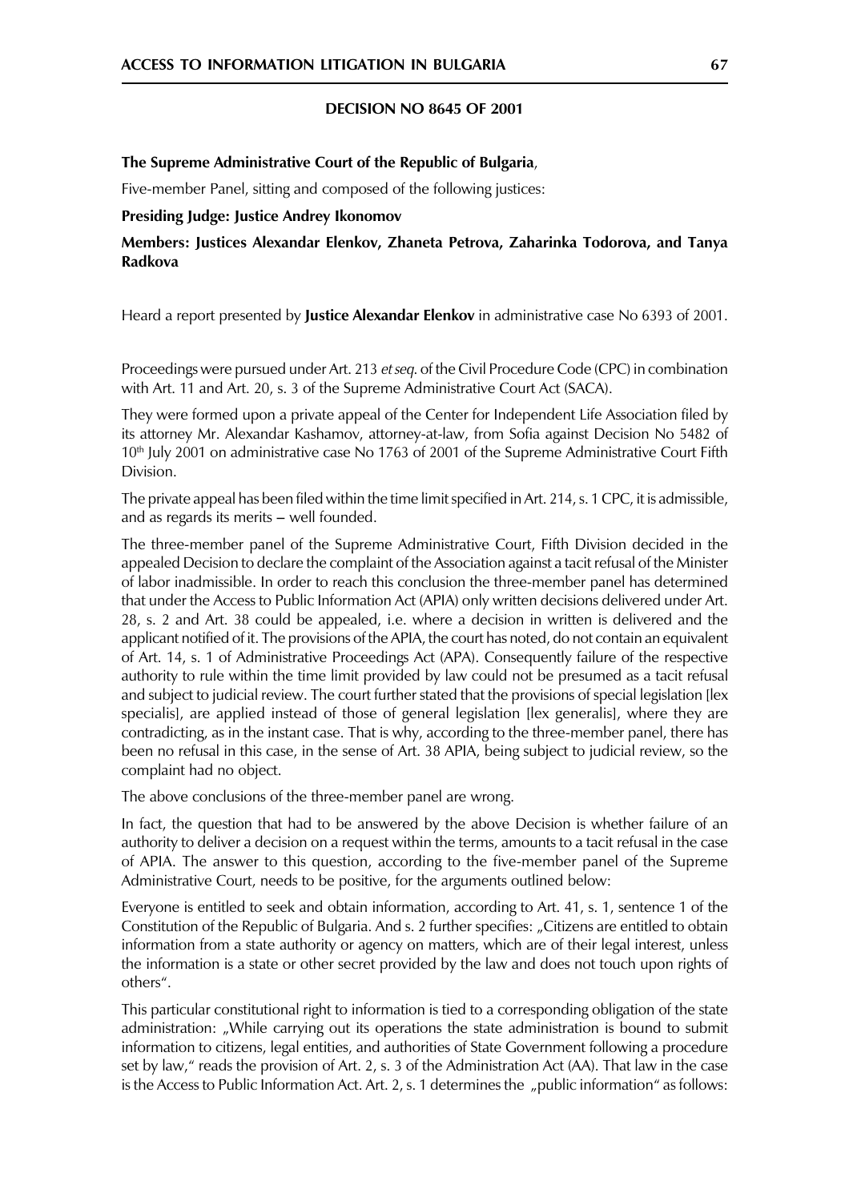## DECISION NO 8645 OF 2001

**The Supreme Administrative Court of the Republic of Bulgaria**,

Five-member Panel, sitting and composed of the following justices:

**Presiding Judge: Justice Andrey Ikonomov**

**Members: Justices Alexandar Elenkov, Zhaneta Petrova, Zaharinka Todorova, and Tanya Radkova**

Heard a report presented by **Justice Alexandar Elenkov** in administrative case No 6393 of 2001.

Proceedings were pursued under Art. 213 *et seq*. of the Civil Procedure Code (CPC) in combination with Art. 11 and Art. 20, s. 3 of the Supreme Administrative Court Act (SACA).

They were formed upon a private appeal of the Center for Independent Life Association filed by its attorney Mr. Alexandar Kashamov, attorney-at-law, from Sofia against Decision No 5482 of 10th July 2001 on administrative case No 1763 of 2001 of the Supreme Administrative Court Fifth Division.

The private appeal has been filed within the time limit specified in Art. 214, s. 1 CPC, it is admissible, and as regards its merits – well founded.

The three-member panel of the Supreme Administrative Court, Fifth Division decided in the appealed Decision to declare the complaint of the Association against a tacit refusal of the Minister of labor inadmissible. In order to reach this conclusion the three-member panel has determined that under the Access to Public Information Act (APIA) only written decisions delivered under Art. 28, s. 2 and Art. 38 could be appealed, i.e. where a decision in written is delivered and the applicant notified of it. The provisions of the APIA, the court has noted, do not contain an equivalent of Art. 14, s. 1 of Administrative Proceedings Act (APA). Consequently failure of the respective authority to rule within the time limit provided by law could not be presumed as a tacit refusal and subject to judicial review. The court further stated that the provisions of special legislation [lex specialis], are applied instead of those of general legislation [lex generalis], where they are contradicting, as in the instant case. That is why, according to the three-member panel, there has been no refusal in this case, in the sense of Art. 38 APIA, being subject to judicial review, so the complaint had no object.

The above conclusions of the three-member panel are wrong.

In fact, the question that had to be answered by the above Decision is whether failure of an authority to deliver a decision on a request within the terms, amounts to a tacit refusal in the case of APIA. The answer to this question, according to the five-member panel of the Supreme Administrative Court, needs to be positive, for the arguments outlined below:

Everyone is entitled to seek and obtain information, according to Art. 41, s. 1, sentence 1 of the Constitution of the Republic of Bulgaria. And s. 2 further specifies: „Citizens are entitled to obtain information from a state authority or agency on matters, which are of their legal interest, unless the information is a state or other secret provided by the law and does not touch upon rights of others".

This particular constitutional right to information is tied to a corresponding obligation of the state administration: „While carrying out its operations the state administration is bound to submit information to citizens, legal entities, and authorities of State Government following a procedure set by law," reads the provision of Art. 2, s. 3 of the Administration Act (AA). That law in the case is the Access to Public Information Act. Art. 2, s. 1 determines the „public information" as follows: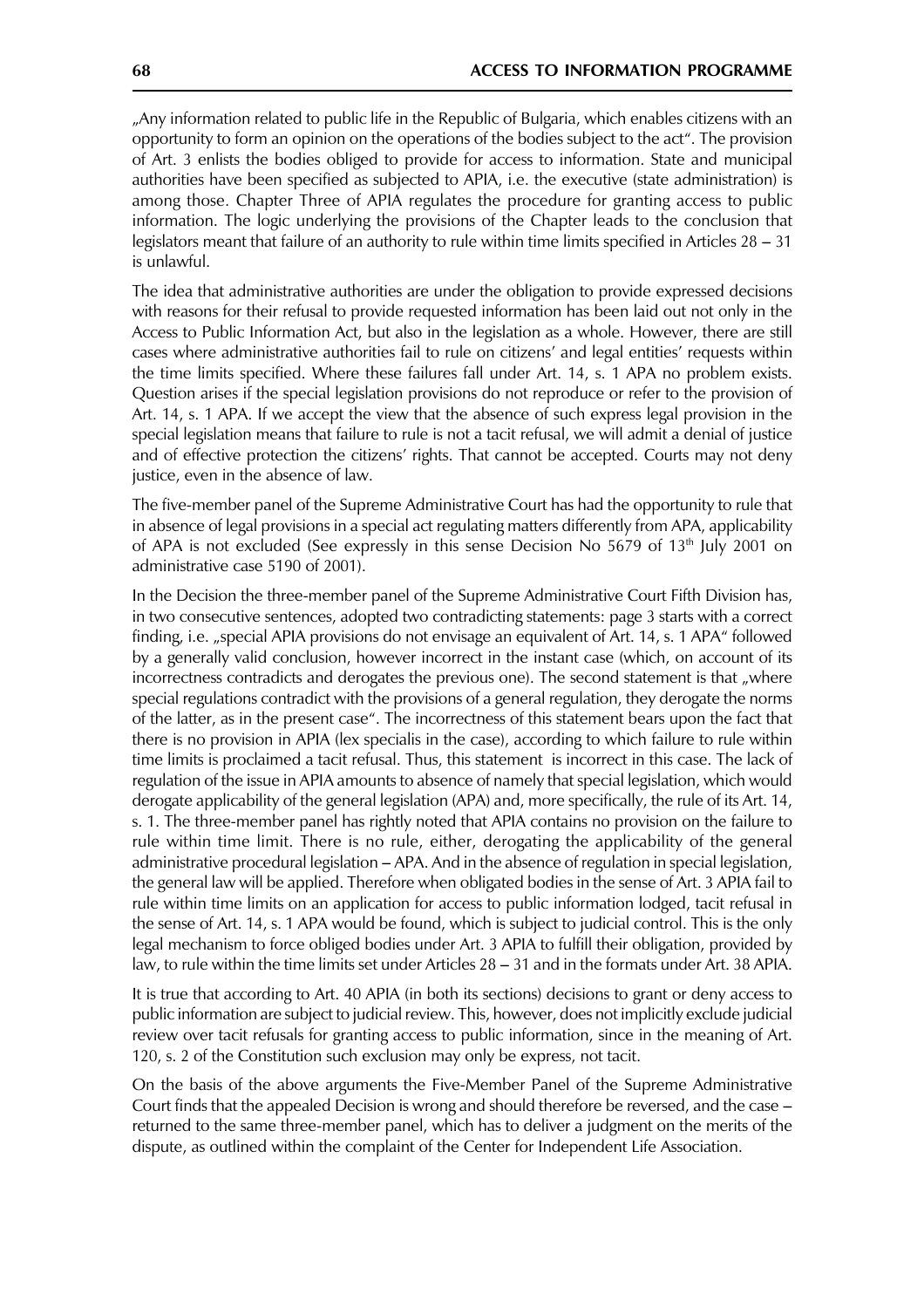„Any information related to public life in the Republic of Bulgaria, which enables citizens with an opportunity to form an opinion on the operations of the bodies subject to the act". The provision of Art. 3 enlists the bodies obliged to provide for access to information. State and municipal authorities have been specified as subjected to APIA, i.e. the executive (state administration) is among those. Chapter Three of APIA regulates the procedure for granting access to public information. The logic underlying the provisions of the Chapter leads to the conclusion that legislators meant that failure of an authority to rule within time limits specified in Articles 28 – 31 is unlawful.

The idea that administrative authorities are under the obligation to provide expressed decisions with reasons for their refusal to provide requested information has been laid out not only in the Access to Public Information Act, but also in the legislation as a whole. However, there are still cases where administrative authorities fail to rule on citizens' and legal entities' requests within the time limits specified. Where these failures fall under Art. 14, s. 1 APA no problem exists. Question arises if the special legislation provisions do not reproduce or refer to the provision of Art. 14, s. 1 APA. If we accept the view that the absence of such express legal provision in the special legislation means that failure to rule is not a tacit refusal, we will admit a denial of justice and of effective protection the citizens' rights. That cannot be accepted. Courts may not deny justice, even in the absence of law.

The five-member panel of the Supreme Administrative Court has had the opportunity to rule that in absence of legal provisions in a special act regulating matters differently from APA, applicability of APA is not excluded (See expressly in this sense Decision No 5679 of 13th July 2001 on administrative case 5190 of 2001).

In the Decision the three-member panel of the Supreme Administrative Court Fifth Division has, in two consecutive sentences, adopted two contradicting statements: page 3 starts with a correct finding, i.e. „special APIA provisions do not envisage an equivalent of Art. 14, s. 1 APA" followed by a generally valid conclusion, however incorrect in the instant case (which, on account of its incorrectness contradicts and derogates the previous one). The second statement is that „where special regulations contradict with the provisions of a general regulation, they derogate the norms of the latter, as in the present case". The incorrectness of this statement bears upon the fact that there is no provision in APIA (lex specialis in the case), according to which failure to rule within time limits is proclaimed a tacit refusal. Thus, this statement is incorrect in this case. The lack of regulation of the issue in APIA amounts to absence of namely that special legislation, which would derogate applicability of the general legislation (APA) and, more specifically, the rule of its Art. 14, s. 1. The three-member panel has rightly noted that APIA contains no provision on the failure to rule within time limit. There is no rule, either, derogating the applicability of the general administrative procedural legislation – APA. And in the absence of regulation in special legislation, the general law will be applied. Therefore when obligated bodies in the sense of Art. 3 APIA fail to rule within time limits on an application for access to public information lodged, tacit refusal in the sense of Art. 14, s. 1 APA would be found, which is subject to judicial control. This is the only legal mechanism to force obliged bodies under Art. 3 APIA to fulfill their obligation, provided by law, to rule within the time limits set under Articles 28 – 31 and in the formats under Art. 38 APIA.

It is true that according to Art. 40 APIA (in both its sections) decisions to grant or deny access to public information are subject to judicial review. This, however, does not implicitly exclude judicial review over tacit refusals for granting access to public information, since in the meaning of Art. 120, s. 2 of the Constitution such exclusion may only be express, not tacit.

On the basis of the above arguments the Five-Member Panel of the Supreme Administrative Court finds that the appealed Decision is wrong and should therefore be reversed, and the case – returned to the same three-member panel, which has to deliver a judgment on the merits of the dispute, as outlined within the complaint of the Center for Independent Life Association.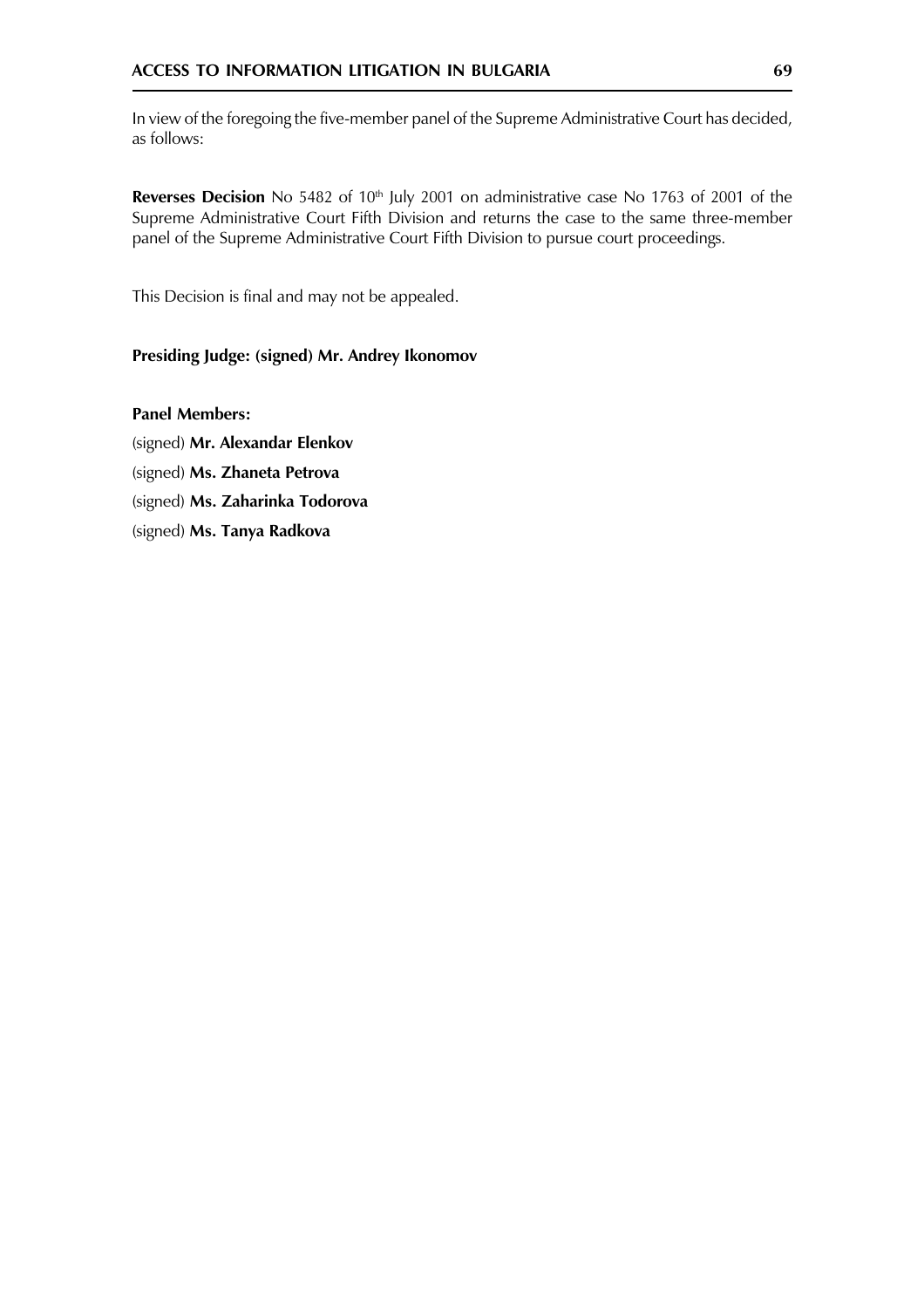In view of the foregoing the five-member panel of the Supreme Administrative Court has decided, as follows:

**Reverses Decision** No 5482 of 10th July 2001 on administrative case No 1763 of 2001 of the Supreme Administrative Court Fifth Division and returns the case to the same three-member panel of the Supreme Administrative Court Fifth Division to pursue court proceedings.

This Decision is final and may not be appealed.

**Presiding Judge: (signed) Mr. Andrey Ikonomov**

**Panel Members:**

(signed) **Mr. Alexandar Elenkov**

(signed) **Ms. Zhaneta Petrova**

(signed) **Ms. Zaharinka Todorova**

(signed) **Ms. Tanya Radkova**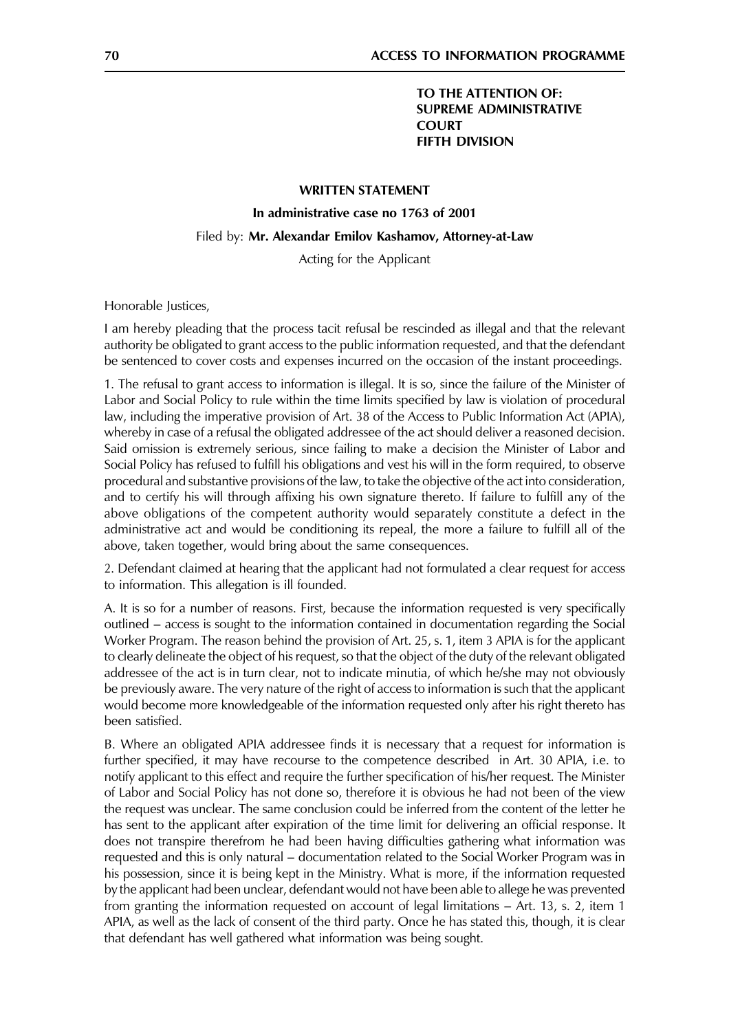**TO THE ATTENTION OF:**
**SUPREME ADMINISTRATIVE COURT**
**FIFTH DIVISION**

**WRITTEN STATEMENT**

**In administrative case no 1763 of 2001**

Filed by: **Mr. Alexandar Emilov Kashamov, Attorney-at-Law**

Acting for the Applicant

Honorable Justices,

I am hereby pleading that the process tacit refusal be rescinded as illegal and that the relevant authority be obligated to grant access to the public information requested, and that the defendant be sentenced to cover costs and expenses incurred on the occasion of the instant proceedings.

1. The refusal to grant access to information is illegal. It is so, since the failure of the Minister of Labor and Social Policy to rule within the time limits specified by law is violation of procedural law, including the imperative provision of Art. 38 of the Access to Public Information Act (APIA), whereby in case of a refusal the obligated addressee of the act should deliver a reasoned decision. Said omission is extremely serious, since failing to make a decision the Minister of Labor and Social Policy has refused to fulfill his obligations and vest his will in the form required, to observe procedural and substantive provisions of the law, to take the objective of the act into consideration, and to certify his will through affixing his own signature thereto. If failure to fulfill any of the above obligations of the competent authority would separately constitute a defect in the administrative act and would be conditioning its repeal, the more a failure to fulfill all of the above, taken together, would bring about the same consequences.

2. Defendant claimed at hearing that the applicant had not formulated a clear request for access to information. This allegation is ill founded.

A. It is so for a number of reasons. First, because the information requested is very specifically outlined – access is sought to the information contained in documentation regarding the Social Worker Program. The reason behind the provision of Art. 25, s. 1, item 3 APIA is for the applicant to clearly delineate the object of his request, so that the object of the duty of the relevant obligated addressee of the act is in turn clear, not to indicate minutia, of which he/she may not obviously be previously aware. The very nature of the right of access to information is such that the applicant would become more knowledgeable of the information requested only after his right thereto has been satisfied.

B. Where an obligated APIA addressee finds it is necessary that a request for information is further specified, it may have recourse to the competence described in Art. 30 APIA, i.e. to notify applicant to this effect and require the further specification of his/her request. The Minister of Labor and Social Policy has not done so, therefore it is obvious he had not been of the view the request was unclear. The same conclusion could be inferred from the content of the letter he has sent to the applicant after expiration of the time limit for delivering an official response. It does not transpire therefrom he had been having difficulties gathering what information was requested and this is only natural – documentation related to the Social Worker Program was in his possession, since it is being kept in the Ministry. What is more, if the information requested by the applicant had been unclear, defendant would not have been able to allege he was prevented from granting the information requested on account of legal limitations – Art. 13, s. 2, item 1 APIA, as well as the lack of consent of the third party. Once he has stated this, though, it is clear that defendant has well gathered what information was being sought.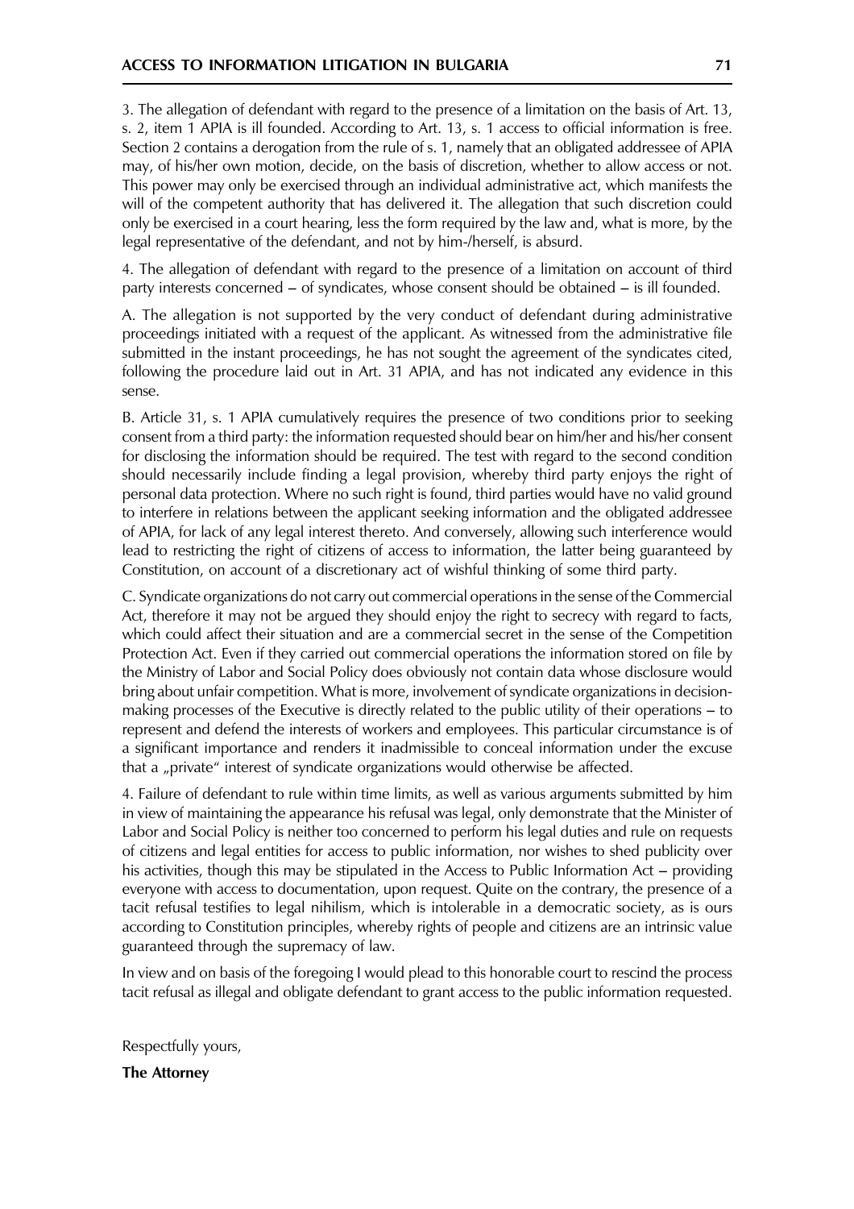3. The allegation of defendant with regard to the presence of a limitation on the basis of Art. 13, s. 2, item 1 APIA is ill founded. According to Art. 13, s. 1 access to official information is free. Section 2 contains a derogation from the rule of s. 1, namely that an obligated addressee of APIA may, of his/her own motion, decide, on the basis of discretion, whether to allow access or not. This power may only be exercised through an individual administrative act, which manifests the will of the competent authority that has delivered it. The allegation that such discretion could only be exercised in a court hearing, less the form required by the law and, what is more, by the legal representative of the defendant, and not by him-/herself, is absurd.

4. The allegation of defendant with regard to the presence of a limitation on account of third party interests concerned – of syndicates, whose consent should be obtained – is ill founded.

A. The allegation is not supported by the very conduct of defendant during administrative proceedings initiated with a request of the applicant. As witnessed from the administrative file submitted in the instant proceedings, he has not sought the agreement of the syndicates cited, following the procedure laid out in Art. 31 APIA, and has not indicated any evidence in this sense.

B. Article 31, s. 1 APIA cumulatively requires the presence of two conditions prior to seeking consent from a third party: the information requested should bear on him/her and his/her consent for disclosing the information should be required. The test with regard to the second condition should necessarily include finding a legal provision, whereby third party enjoys the right of personal data protection. Where no such right is found, third parties would have no valid ground to interfere in relations between the applicant seeking information and the obligated addressee of APIA, for lack of any legal interest thereto. And conversely, allowing such interference would lead to restricting the right of citizens of access to information, the latter being guaranteed by Constitution, on account of a discretionary act of wishful thinking of some third party.

C. Syndicate organizations do not carry out commercial operations in the sense of the Commercial Act, therefore it may not be argued they should enjoy the right to secrecy with regard to facts, which could affect their situation and are a commercial secret in the sense of the Competition Protection Act. Even if they carried out commercial operations the information stored on file by the Ministry of Labor and Social Policy does obviously not contain data whose disclosure would bring about unfair competition. What is more, involvement of syndicate organizations in decision-making processes of the Executive is directly related to the public utility of their operations – to represent and defend the interests of workers and employees. This particular circumstance is of a significant importance and renders it inadmissible to conceal information under the excuse that a „private" interest of syndicate organizations would otherwise be affected.

4. Failure of defendant to rule within time limits, as well as various arguments submitted by him in view of maintaining the appearance his refusal was legal, only demonstrate that the Minister of Labor and Social Policy is neither too concerned to perform his legal duties and rule on requests of citizens and legal entities for access to public information, nor wishes to shed publicity over his activities, though this may be stipulated in the Access to Public Information Act – providing everyone with access to documentation, upon request. Quite on the contrary, the presence of a tacit refusal testifies to legal nihilism, which is intolerable in a democratic society, as is ours according to Constitution principles, whereby rights of people and citizens are an intrinsic value guaranteed through the supremacy of law.

In view and on basis of the foregoing I would plead to this honorable court to rescind the process tacit refusal as illegal and obligate defendant to grant access to the public information requested.

Respectfully yours,

**The Attorney**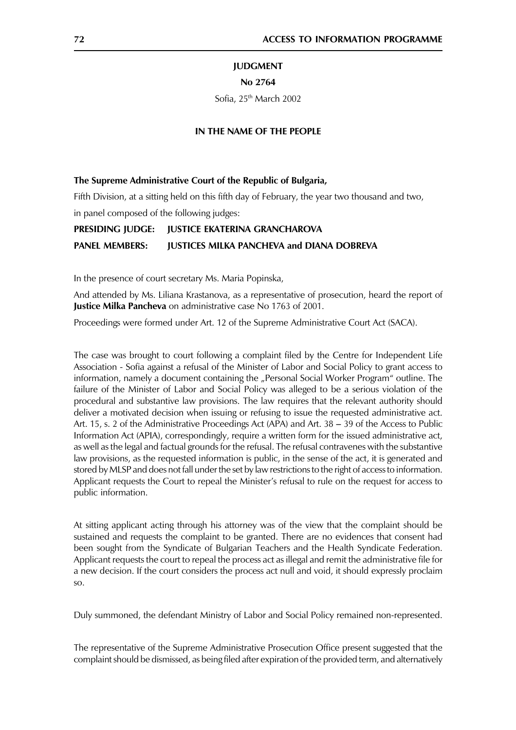**JUDGMENT**

**No 2764**

Sofia, 25th March 2002

**IN THE NAME OF THE PEOPLE**

**The Supreme Administrative Court of the Republic of Bulgaria,**

Fifth Division, at a sitting held on this fifth day of February, the year two thousand and two,

in panel composed of the following judges:

**PRESIDING JUDGE: JUSTICE EKATERINA GRANCHAROVA**

**PANEL MEMBERS: JUSTICES MILKA PANCHEVA and DIANA DOBREVA**

In the presence of court secretary Ms. Maria Popinska,

And attended by Ms. Liliana Krastanova, as a representative of prosecution, heard the report of **Justice Milka Pancheva** on administrative case No 1763 of 2001.

Proceedings were formed under Art. 12 of the Supreme Administrative Court Act (SACA).

The case was brought to court following a complaint filed by the Centre for Independent Life Association - Sofia against a refusal of the Minister of Labor and Social Policy to grant access to information, namely a document containing the „Personal Social Worker Program" outline. The failure of the Minister of Labor and Social Policy was alleged to be a serious violation of the procedural and substantive law provisions. The law requires that the relevant authority should deliver a motivated decision when issuing or refusing to issue the requested administrative act. Art. 15, s. 2 of the Administrative Proceedings Act (APA) and Art. 38 – 39 of the Access to Public Information Act (APIA), correspondingly, require a written form for the issued administrative act, as well as the legal and factual grounds for the refusal. The refusal contravenes with the substantive law provisions, as the requested information is public, in the sense of the act, it is generated and stored by MLSP and does not fall under the set by law restrictions to the right of access to information. Applicant requests the Court to repeal the Minister's refusal to rule on the request for access to public information.

At sitting applicant acting through his attorney was of the view that the complaint should be sustained and requests the complaint to be granted. There are no evidences that consent had been sought from the Syndicate of Bulgarian Teachers and the Health Syndicate Federation. Applicant requests the court to repeal the process act as illegal and remit the administrative file for a new decision. If the court considers the process act null and void, it should expressly proclaim so.

Duly summoned, the defendant Ministry of Labor and Social Policy remained non-represented.

The representative of the Supreme Administrative Prosecution Office present suggested that the complaint should be dismissed, as being filed after expiration of the provided term, and alternatively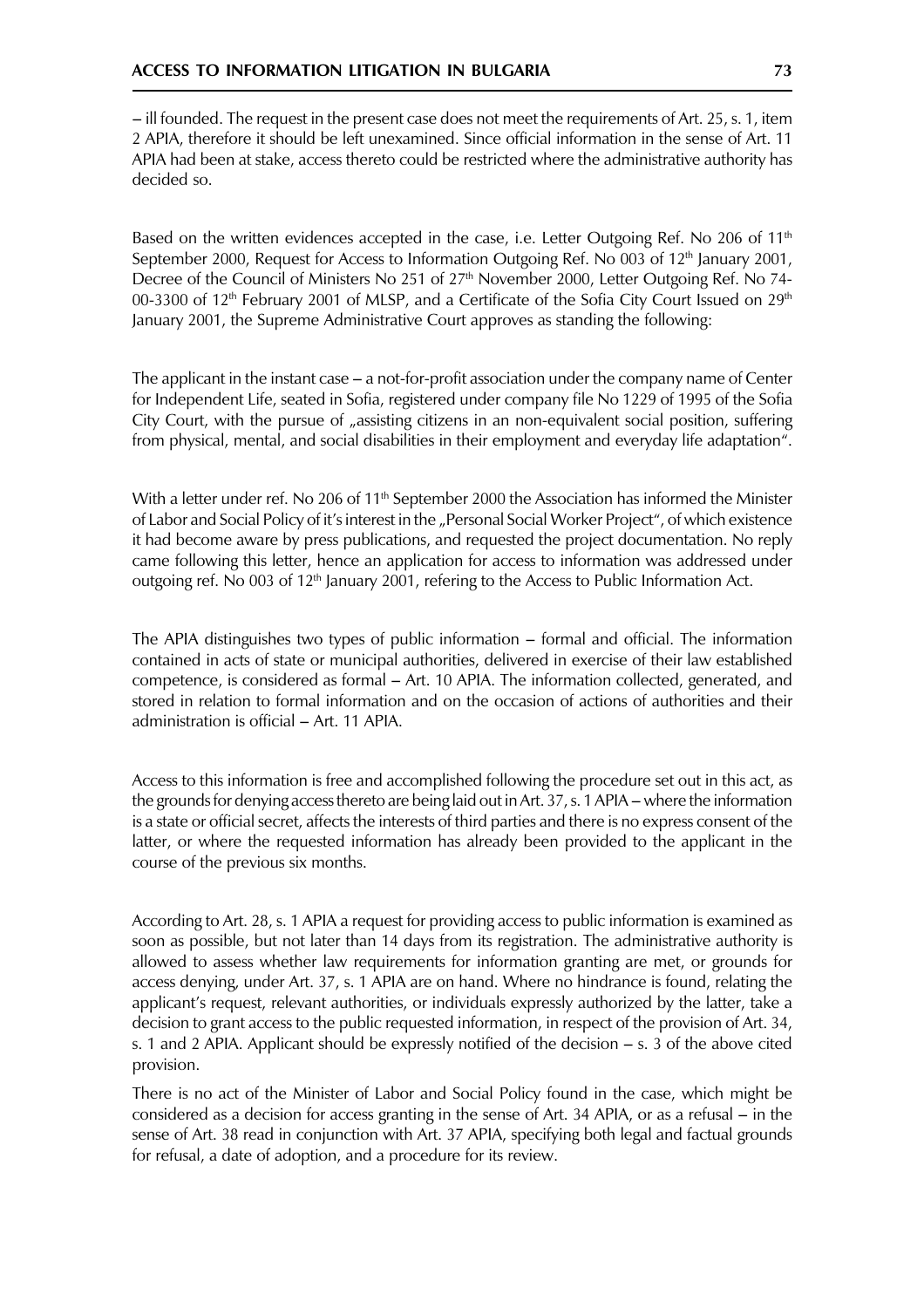– ill founded. The request in the present case does not meet the requirements of Art. 25, s. 1, item 2 APIA, therefore it should be left unexamined. Since official information in the sense of Art. 11 APIA had been at stake, access thereto could be restricted where the administrative authority has decided so.

Based on the written evidences accepted in the case, i.e. Letter Outgoing Ref. No 206 of 11th September 2000, Request for Access to Information Outgoing Ref. No 003 of 12th January 2001, Decree of the Council of Ministers No 251 of 27th November 2000, Letter Outgoing Ref. No 74-00-3300 of 12th February 2001 of MLSP, and a Certificate of the Sofia City Court Issued on 29th January 2001, the Supreme Administrative Court approves as standing the following:

The applicant in the instant case – a not-for-profit association under the company name of Center for Independent Life, seated in Sofia, registered under company file No 1229 of 1995 of the Sofia City Court, with the pursue of „assisting citizens in an non-equivalent social position, suffering from physical, mental, and social disabilities in their employment and everyday life adaptation".

With a letter under ref. No 206 of 11th September 2000 the Association has informed the Minister of Labor and Social Policy of it's interest in the „Personal Social Worker Project", of which existence it had become aware by press publications, and requested the project documentation. No reply came following this letter, hence an application for access to information was addressed under outgoing ref. No 003 of 12th January 2001, refering to the Access to Public Information Act.

The APIA distinguishes two types of public information – formal and official. The information contained in acts of state or municipal authorities, delivered in exercise of their law established competence, is considered as formal – Art. 10 APIA. The information collected, generated, and stored in relation to formal information and on the occasion of actions of authorities and their administration is official – Art. 11 APIA.

Access to this information is free and accomplished following the procedure set out in this act, as the grounds for denying access thereto are being laid out in Art. 37, s. 1 APIA – where the information is a state or official secret, affects the interests of third parties and there is no express consent of the latter, or where the requested information has already been provided to the applicant in the course of the previous six months.

According to Art. 28, s. 1 APIA a request for providing access to public information is examined as soon as possible, but not later than 14 days from its registration. The administrative authority is allowed to assess whether law requirements for information granting are met, or grounds for access denying, under Art. 37, s. 1 APIA are on hand. Where no hindrance is found, relating the applicant's request, relevant authorities, or individuals expressly authorized by the latter, take a decision to grant access to the public requested information, in respect of the provision of Art. 34, s. 1 and 2 APIA. Applicant should be expressly notified of the decision – s. 3 of the above cited provision.

There is no act of the Minister of Labor and Social Policy found in the case, which might be considered as a decision for access granting in the sense of Art. 34 APIA, or as a refusal – in the sense of Art. 38 read in conjunction with Art. 37 APIA, specifying both legal and factual grounds for refusal, a date of adoption, and a procedure for its review.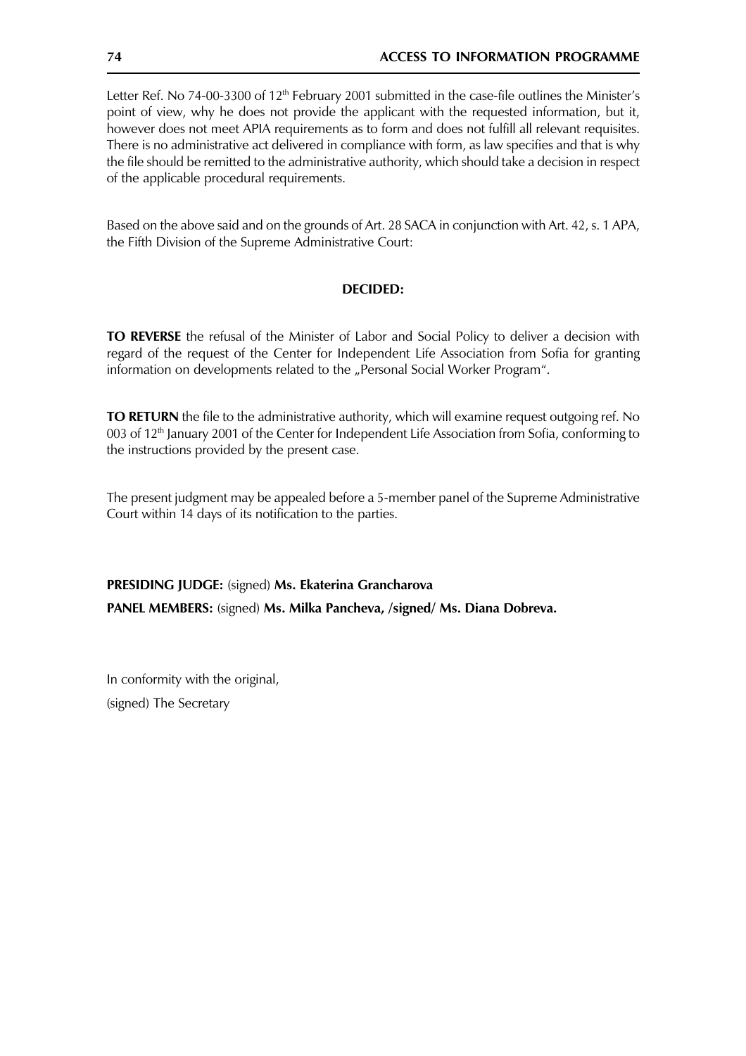Letter Ref. No 74-00-3300 of 12th February 2001 submitted in the case-file outlines the Minister's point of view, why he does not provide the applicant with the requested information, but it, however does not meet APIA requirements as to form and does not fulfill all relevant requisites. There is no administrative act delivered in compliance with form, as law specifies and that is why the file should be remitted to the administrative authority, which should take a decision in respect of the applicable procedural requirements.

Based on the above said and on the grounds of Art. 28 SACA in conjunction with Art. 42, s. 1 APA, the Fifth Division of the Supreme Administrative Court:

**DECIDED:**

**TO REVERSE** the refusal of the Minister of Labor and Social Policy to deliver a decision with regard of the request of the Center for Independent Life Association from Sofia for granting information on developments related to the „Personal Social Worker Program".

**TO RETURN** the file to the administrative authority, which will examine request outgoing ref. No 003 of 12th January 2001 of the Center for Independent Life Association from Sofia, conforming to the instructions provided by the present case.

The present judgment may be appealed before a 5-member panel of the Supreme Administrative Court within 14 days of its notification to the parties.

**PRESIDING JUDGE:** (signed) **Ms. Ekaterina Grancharova**

**PANEL MEMBERS:** (signed) **Ms. Milka Pancheva, /signed/ Ms. Diana Dobreva.**

In conformity with the original,

(signed) The Secretary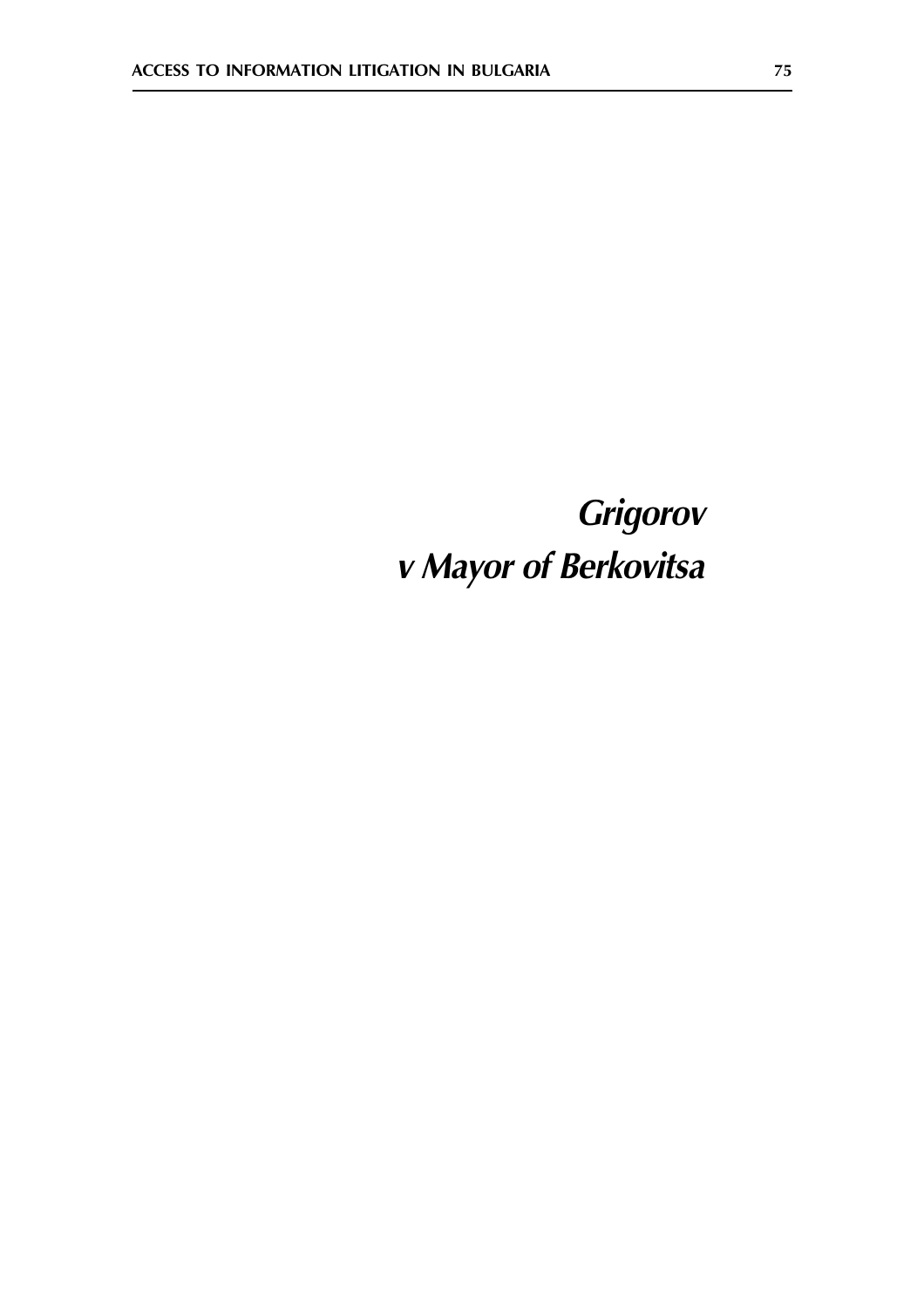# *Grigorov v Mayor of Berkovitsa*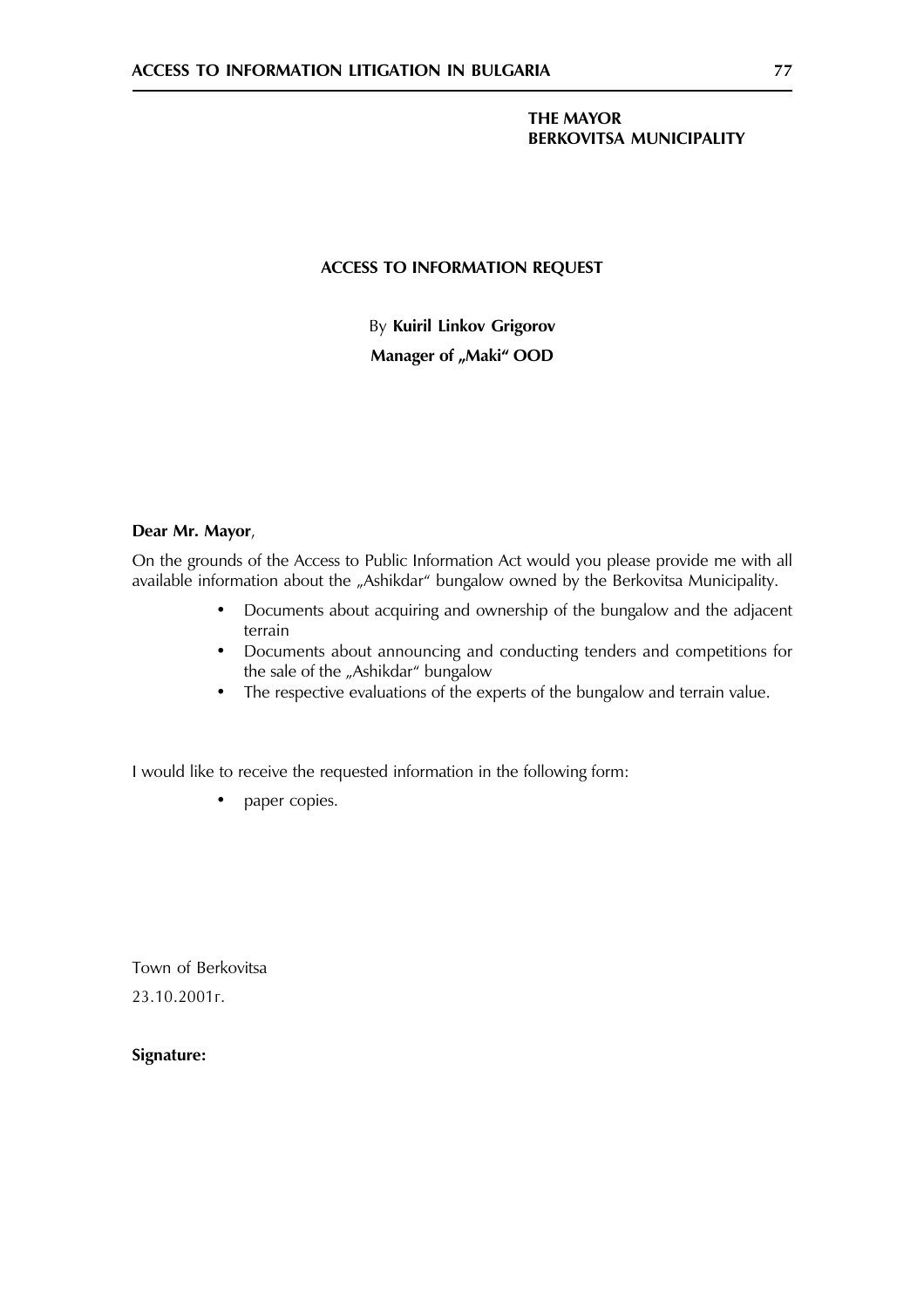**THE MAYOR**
**BERKOVITSA MUNICIPALITY**

**ACCESS TO INFORMATION REQUEST**

By **Kuiril Linkov Grigorov**
**Manager of „Maki" OOD**

**Dear Mr. Mayor**,

On the grounds of the Access to Public Information Act would you please provide me with all available information about the „Ashikdar" bungalow owned by the Berkovitsa Municipality.

- Documents about acquiring and ownership of the bungalow and the adjacent terrain
- Documents about announcing and conducting tenders and competitions for the sale of the „Ashikdar" bungalow
- The respective evaluations of the experts of the bungalow and terrain value.

I would like to receive the requested information in the following form:

- paper copies.

Town of Berkovitsa
23.10.2001г.

**Signature:**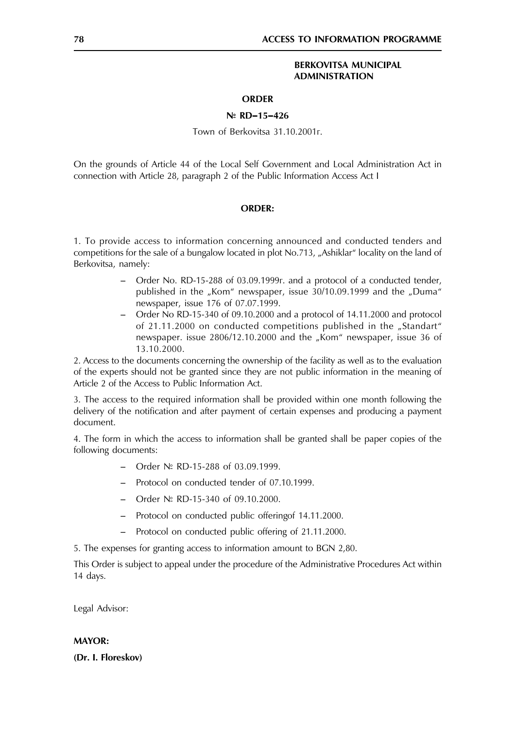**BERKOVITSA MUNICIPAL ADMINISTRATION**

**ORDER**

**№ RD–15–426**

Town of Berkovitsa 31.10.2001г.

On the grounds of Article 44 of the Local Self Government and Local Administration Act in connection with Article 28, paragraph 2 of the Public Information Access Act I

**ORDER:**

1. To provide access to information concerning announced and conducted tenders and competitions for the sale of a bungalow located in plot No.713, „Ashiklar" locality on the land of Berkovitsa, namely:

   – Order No. RD-15-288 of 03.09.1999г. and a protocol of a conducted tender, published in the „Kom" newspaper, issue 30/10.09.1999 and the „Duma" newspaper, issue 176 of 07.07.1999.
   – Order No RD-15-340 of 09.10.2000 and a protocol of 14.11.2000 and protocol of 21.11.2000 on conducted competitions published in the „Standart" newspaper. issue 2806/12.10.2000 and the „Kom" newspaper, issue 36 of 13.10.2000.

2. Access to the documents concerning the ownership of the facility as well as to the evaluation of the experts should not be granted since they are not public information in the meaning of Article 2 of the Access to Public Information Act.

3. The access to the required information shall be provided within one month following the delivery of the notification and after payment of certain expenses and producing a payment document.

4. The form in which the access to information shall be granted shall be paper copies of the following documents:

   – Order № RD-15-288 of 03.09.1999.
   – Protocol on conducted tender of 07.10.1999.
   – Order № RD-15-340 of 09.10.2000.
   – Protocol on conducted public offeringof 14.11.2000.
   – Protocol on conducted public offering of 21.11.2000.

5. The expenses for granting access to information amount to BGN 2,80.

This Order is subject to appeal under the procedure of the Administrative Procedures Act within 14 days.

Legal Advisor:

**MAYOR:**

**(Dr. I. Floreskov)**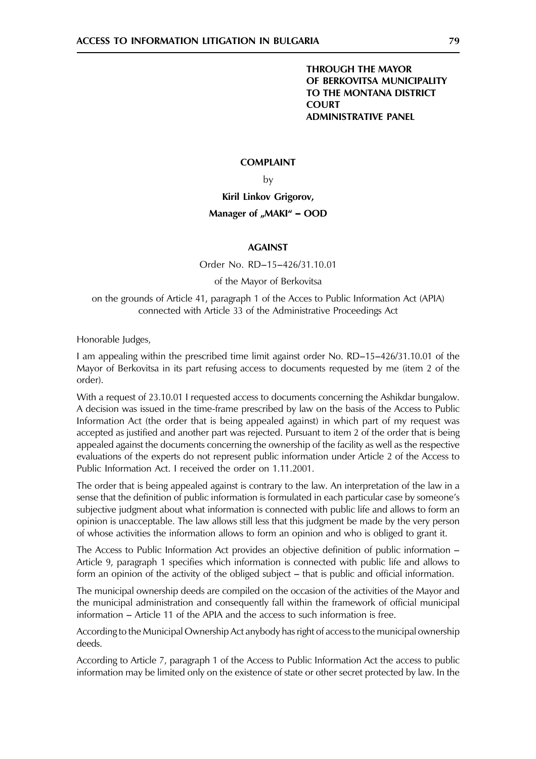**THROUGH THE MAYOR**
**OF BERKOVITSA MUNICIPALITY**
**TO THE MONTANA DISTRICT**
**COURT**
**ADMINISTRATIVE PANEL**

**COMPLAINT**

by

**Kiril Linkov Grigorov,**

**Manager of „MAKI" – OOD**

**AGAINST**

Order No. RD–15–426/31.10.01

of the Mayor of Berkovitsa

on the grounds of Article 41, paragraph 1 of the Acces to Public Information Act (APIA) connected with Article 33 of the Administrative Proceedings Act

Honorable Judges,

I am appealing within the prescribed time limit against order No. RD–15–426/31.10.01 of the Mayor of Berkovitsa in its part refusing access to documents requested by me (item 2 of the order).

With a request of 23.10.01 I requested access to documents concerning the Ashikdar bungalow. A decision was issued in the time-frame prescribed by law on the basis of the Access to Public Information Act (the order that is being appealed against) in which part of my request was accepted as justified and another part was rejected. Pursuant to item 2 of the order that is being appealed against the documents concerning the ownership of the facility as well as the respective evaluations of the experts do not represent public information under Article 2 of the Access to Public Information Act. I received the order on 1.11.2001.

The order that is being appealed against is contrary to the law. An interpretation of the law in a sense that the definition of public information is formulated in each particular case by someone's subjective judgment about what information is connected with public life and allows to form an opinion is unacceptable. The law allows still less that this judgment be made by the very person of whose activities the information allows to form an opinion and who is obliged to grant it.

The Access to Public Information Act provides an objective definition of public information – Article 9, paragraph 1 specifies which information is connected with public life and allows to form an opinion of the activity of the obliged subject – that is public and official information.

The municipal ownership deeds are compiled on the occasion of the activities of the Mayor and the municipal administration and consequently fall within the framework of official municipal information – Article 11 of the APIA and the access to such information is free.

According to the Municipal Ownership Act anybody has right of access to the municipal ownership deeds.

According to Article 7, paragraph 1 of the Access to Public Information Act the access to public information may be limited only on the existence of state or other secret protected by law. In the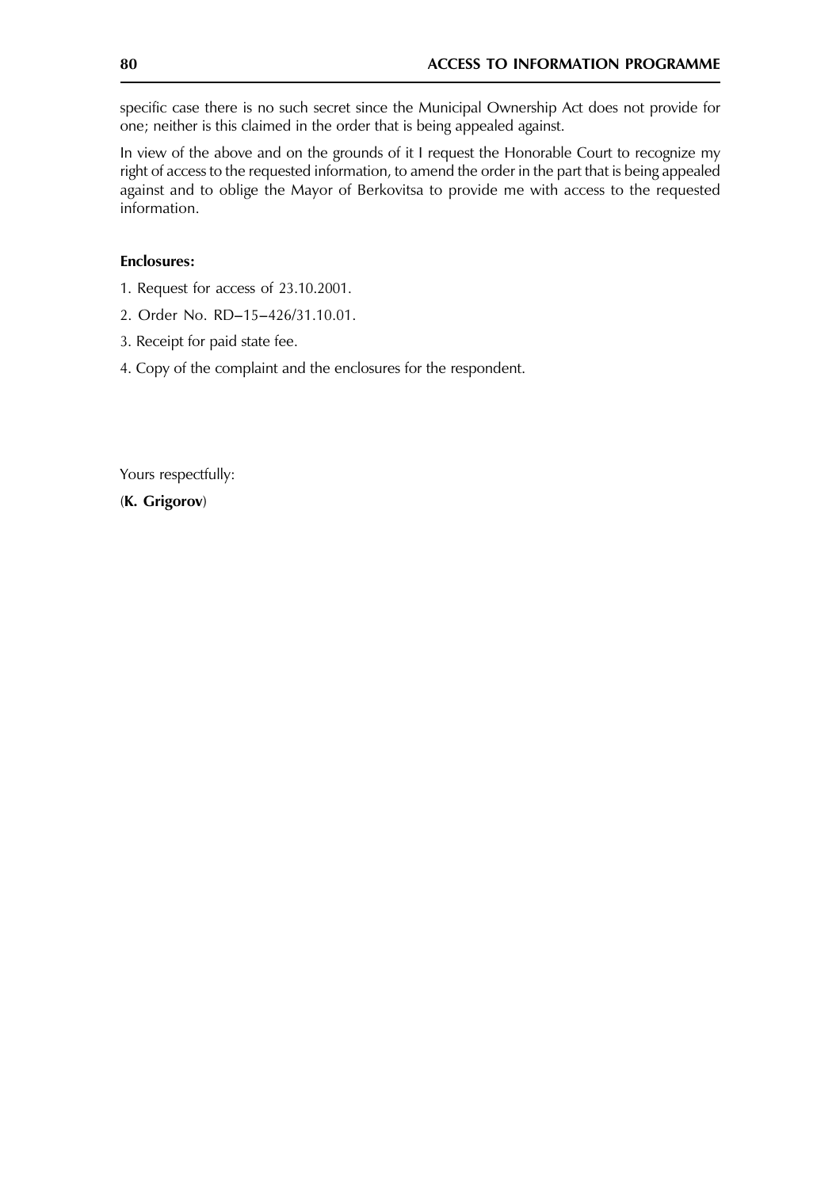specific case there is no such secret since the Municipal Ownership Act does not provide for one; neither is this claimed in the order that is being appealed against.

In view of the above and on the grounds of it I request the Honorable Court to recognize my right of access to the requested information, to amend the order in the part that is being appealed against and to oblige the Mayor of Berkovitsa to provide me with access to the requested information.

**Enclosures:**

1. Request for access of 23.10.2001.
2. Order No. RD–15–426/31.10.01.
3. Receipt for paid state fee.
4. Copy of the complaint and the enclosures for the respondent.

Yours respectfully:

(**K. Grigorov**)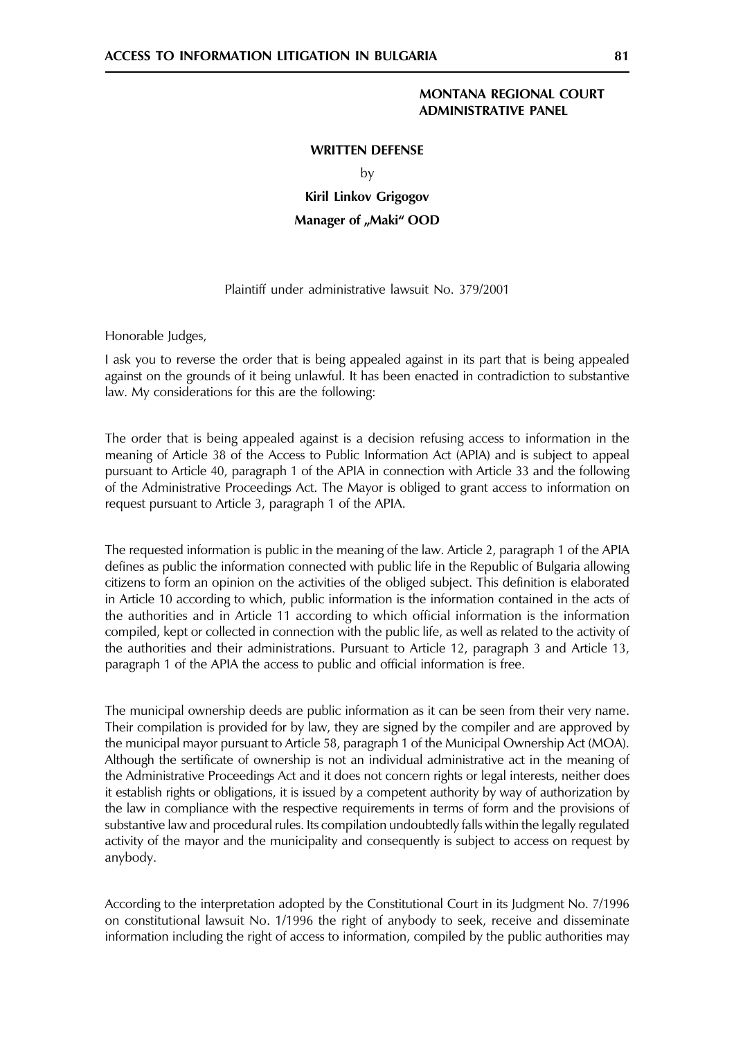**MONTANA REGIONAL COURT**
**ADMINISTRATIVE PANEL**

**WRITTEN DEFENSE**

by

**Kiril Linkov Grigogov**

**Manager of „Maki" OOD**

Plaintiff under administrative lawsuit No. 379/2001

Honorable Judges,

I ask you to reverse the order that is being appealed against in its part that is being appealed against on the grounds of it being unlawful. It has been enacted in contradiction to substantive law. My considerations for this are the following:

The order that is being appealed against is a decision refusing access to information in the meaning of Article 38 of the Access to Public Information Act (APIA) and is subject to appeal pursuant to Article 40, paragraph 1 of the APIA in connection with Article 33 and the following of the Administrative Proceedings Act. The Mayor is obliged to grant access to information on request pursuant to Article 3, paragraph 1 of the APIA.

The requested information is public in the meaning of the law. Article 2, paragraph 1 of the APIA defines as public the information connected with public life in the Republic of Bulgaria allowing citizens to form an opinion on the activities of the obliged subject. This definition is elaborated in Article 10 according to which, public information is the information contained in the acts of the authorities and in Article 11 according to which official information is the information compiled, kept or collected in connection with the public life, as well as related to the activity of the authorities and their administrations. Pursuant to Article 12, paragraph 3 and Article 13, paragraph 1 of the APIA the access to public and official information is free.

The municipal ownership deeds are public information as it can be seen from their very name. Their compilation is provided for by law, they are signed by the compiler and are approved by the municipal mayor pursuant to Article 58, paragraph 1 of the Municipal Ownership Act (MOA). Although the sertificate of ownership is not an individual administrative act in the meaning of the Administrative Proceedings Act and it does not concern rights or legal interests, neither does it establish rights or obligations, it is issued by a competent authority by way of authorization by the law in compliance with the respective requirements in terms of form and the provisions of substantive law and procedural rules. Its compilation undoubtedly falls within the legally regulated activity of the mayor and the municipality and consequently is subject to access on request by anybody.

According to the interpretation adopted by the Constitutional Court in its Judgment No. 7/1996 on constitutional lawsuit No. 1/1996 the right of anybody to seek, receive and disseminate information including the right of access to information, compiled by the public authorities may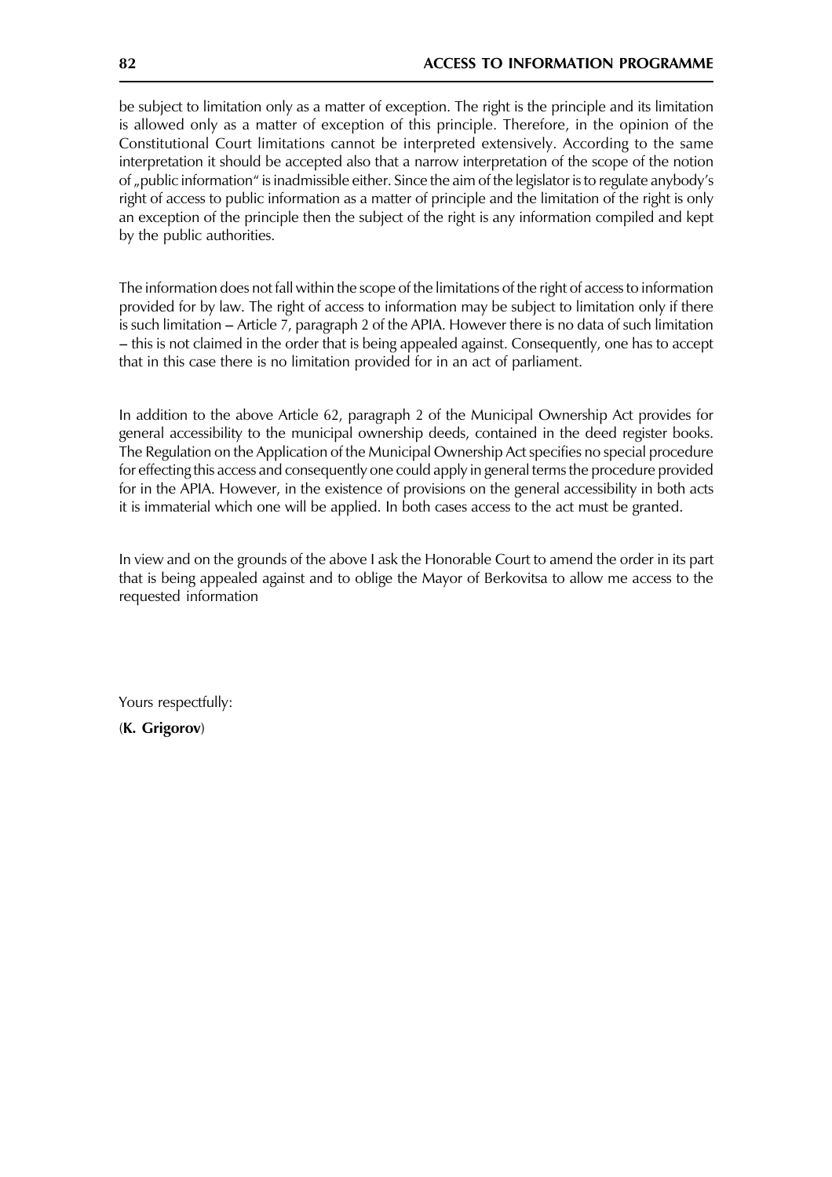be subject to limitation only as a matter of exception. The right is the principle and its limitation is allowed only as a matter of exception of this principle. Therefore, in the opinion of the Constitutional Court limitations cannot be interpreted extensively. According to the same interpretation it should be accepted also that a narrow interpretation of the scope of the notion of „public information" is inadmissible either. Since the aim of the legislator is to regulate anybody's right of access to public information as a matter of principle and the limitation of the right is only an exception of the principle then the subject of the right is any information compiled and kept by the public authorities.

The information does not fall within the scope of the limitations of the right of access to information provided for by law. The right of access to information may be subject to limitation only if there is such limitation – Article 7, paragraph 2 of the APIA. However there is no data of such limitation – this is not claimed in the order that is being appealed against. Consequently, one has to accept that in this case there is no limitation provided for in an act of parliament.

In addition to the above Article 62, paragraph 2 of the Municipal Ownership Act provides for general accessibility to the municipal ownership deeds, contained in the deed register books. The Regulation on the Application of the Municipal Ownership Act specifies no special procedure for effecting this access and consequently one could apply in general terms the procedure provided for in the APIA. However, in the existence of provisions on the general accessibility in both acts it is immaterial which one will be applied. In both cases access to the act must be granted.

In view and on the grounds of the above I ask the Honorable Court to amend the order in its part that is being appealed against and to oblige the Mayor of Berkovitsa to allow me access to the requested information

Yours respectfully:

(**K. Grigorov**)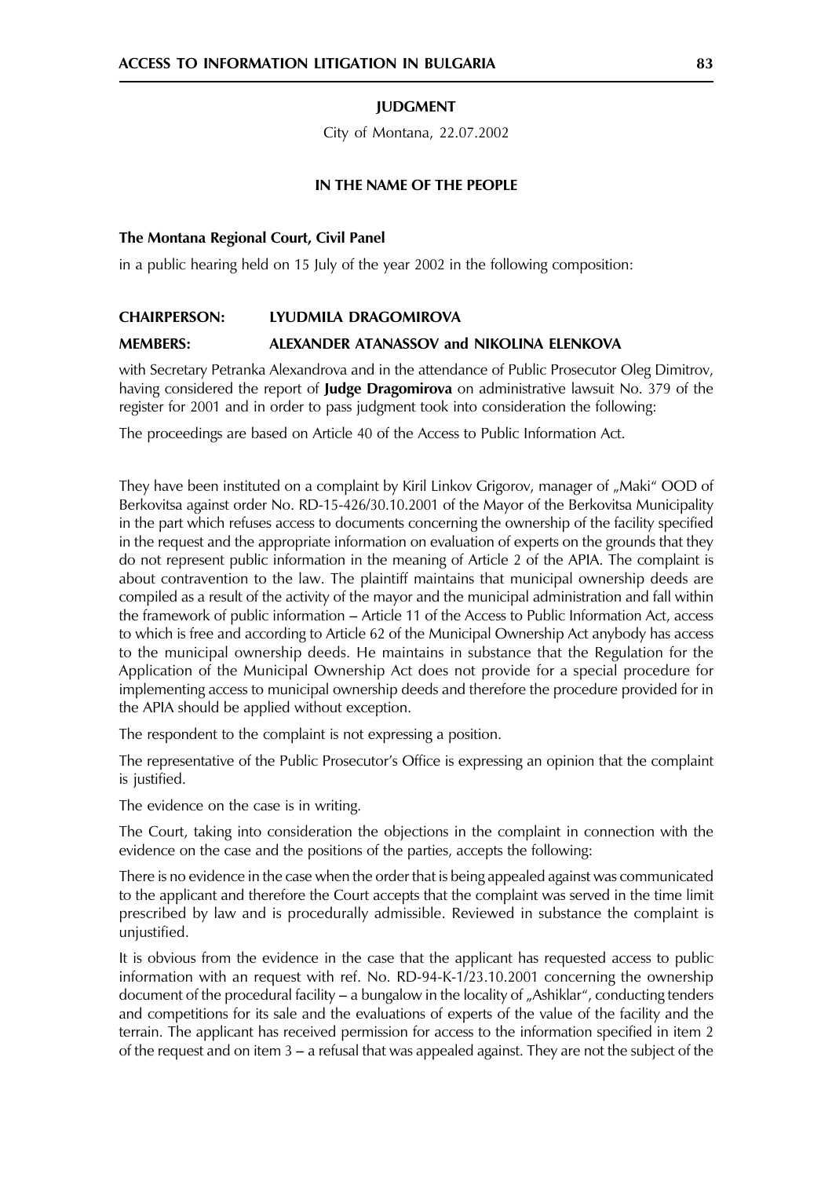**JUDGMENT**

City of Montana, 22.07.2002

**IN THE NAME OF THE PEOPLE**

**The Montana Regional Court, Civil Panel**

in a public hearing held on 15 July of the year 2002 in the following composition:

**CHAIRPERSON: LYUDMILA DRAGOMIROVA**

**MEMBERS: ALEXANDER ATANASSOV and NIKOLINA ELENKOVA**

with Secretary Petranka Alexandrova and in the attendance of Public Prosecutor Oleg Dimitrov, having considered the report of **Judge Dragomirova** on administrative lawsuit No. 379 of the register for 2001 and in order to pass judgment took into consideration the following:

The proceedings are based on Article 40 of the Access to Public Information Act.

They have been instituted on a complaint by Kiril Linkov Grigorov, manager of „Maki" OOD of Berkovitsa against order No. RD-15-426/30.10.2001 of the Mayor of the Berkovitsa Municipality in the part which refuses access to documents concerning the ownership of the facility specified in the request and the appropriate information on evaluation of experts on the grounds that they do not represent public information in the meaning of Article 2 of the APIA. The complaint is about contravention to the law. The plaintiff maintains that municipal ownership deeds are compiled as a result of the activity of the mayor and the municipal administration and fall within the framework of public information – Article 11 of the Access to Public Information Act, access to which is free and according to Article 62 of the Municipal Ownership Act anybody has access to the municipal ownership deeds. He maintains in substance that the Regulation for the Application of the Municipal Ownership Act does not provide for a special procedure for implementing access to municipal ownership deeds and therefore the procedure provided for in the APIA should be applied without exception.

The respondent to the complaint is not expressing a position.

The representative of the Public Prosecutor's Office is expressing an opinion that the complaint is justified.

The evidence on the case is in writing.

The Court, taking into consideration the objections in the complaint in connection with the evidence on the case and the positions of the parties, accepts the following:

There is no evidence in the case when the order that is being appealed against was communicated to the applicant and therefore the Court accepts that the complaint was served in the time limit prescribed by law and is procedurally admissible. Reviewed in substance the complaint is unjustified.

It is obvious from the evidence in the case that the applicant has requested access to public information with an request with ref. No. RD-94-K-1/23.10.2001 concerning the ownership document of the procedural facility – a bungalow in the locality of „Ashiklar", conducting tenders and competitions for its sale and the evaluations of experts of the value of the facility and the terrain. The applicant has received permission for access to the information specified in item 2 of the request and on item 3 – a refusal that was appealed against. They are not the subject of the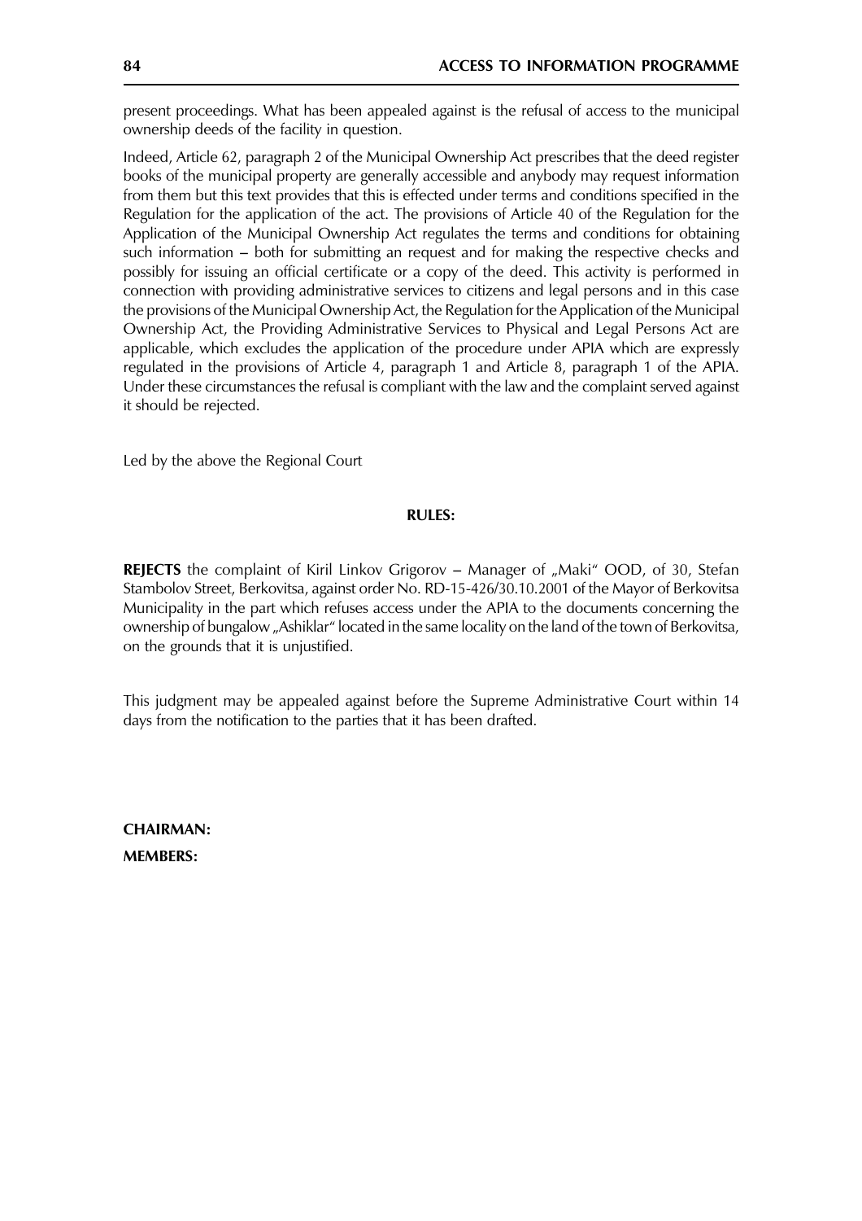present proceedings. What has been appealed against is the refusal of access to the municipal ownership deeds of the facility in question.

Indeed, Article 62, paragraph 2 of the Municipal Ownership Act prescribes that the deed register books of the municipal property are generally accessible and anybody may request information from them but this text provides that this is effected under terms and conditions specified in the Regulation for the application of the act. The provisions of Article 40 of the Regulation for the Application of the Municipal Ownership Act regulates the terms and conditions for obtaining such information – both for submitting an request and for making the respective checks and possibly for issuing an official certificate or a copy of the deed. This activity is performed in connection with providing administrative services to citizens and legal persons and in this case the provisions of the Municipal Ownership Act, the Regulation for the Application of the Municipal Ownership Act, the Providing Administrative Services to Physical and Legal Persons Act are applicable, which excludes the application of the procedure under APIA which are expressly regulated in the provisions of Article 4, paragraph 1 and Article 8, paragraph 1 of the APIA. Under these circumstances the refusal is compliant with the law and the complaint served against it should be rejected.

Led by the above the Regional Court

**RULES:**

**REJECTS** the complaint of Kiril Linkov Grigorov – Manager of „Maki" OOD, of 30, Stefan Stambolov Street, Berkovitsa, against order No. RD-15-426/30.10.2001 of the Mayor of Berkovitsa Municipality in the part which refuses access under the APIA to the documents concerning the ownership of bungalow „Ashiklar" located in the same locality on the land of the town of Berkovitsa, on the grounds that it is unjustified.

This judgment may be appealed against before the Supreme Administrative Court within 14 days from the notification to the parties that it has been drafted.

**CHAIRMAN:**

**MEMBERS:**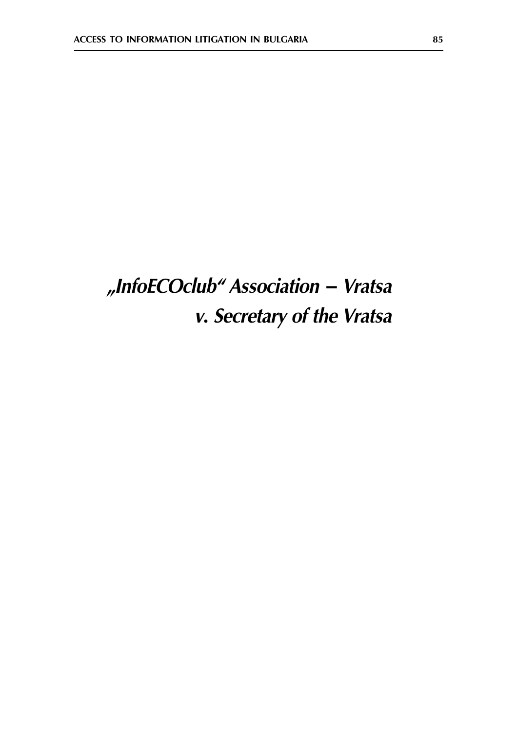# *„InfoECOclub" Association – Vratsa v. Secretary of the Vratsa*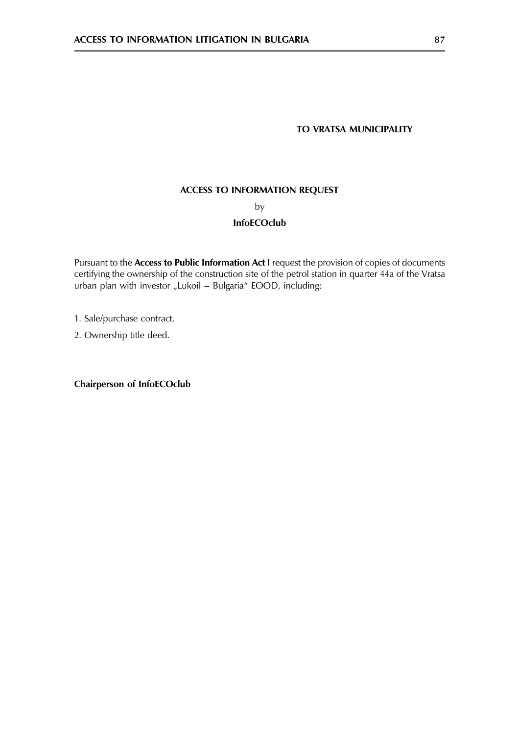**TO VRATSA MUNICIPALITY**

**ACCESS TO INFORMATION REQUEST**

by

**InfoECOclub**

Pursuant to the **Access to Public Information Act** I request the provision of copies of documents certifying the ownership of the construction site of the petrol station in quarter 44a of the Vratsa urban plan with investor „Lukoil – Bulgaria" EOOD, including:

1. Sale/purchase contract.
2. Ownership title deed.

**Chairperson of InfoECOclub**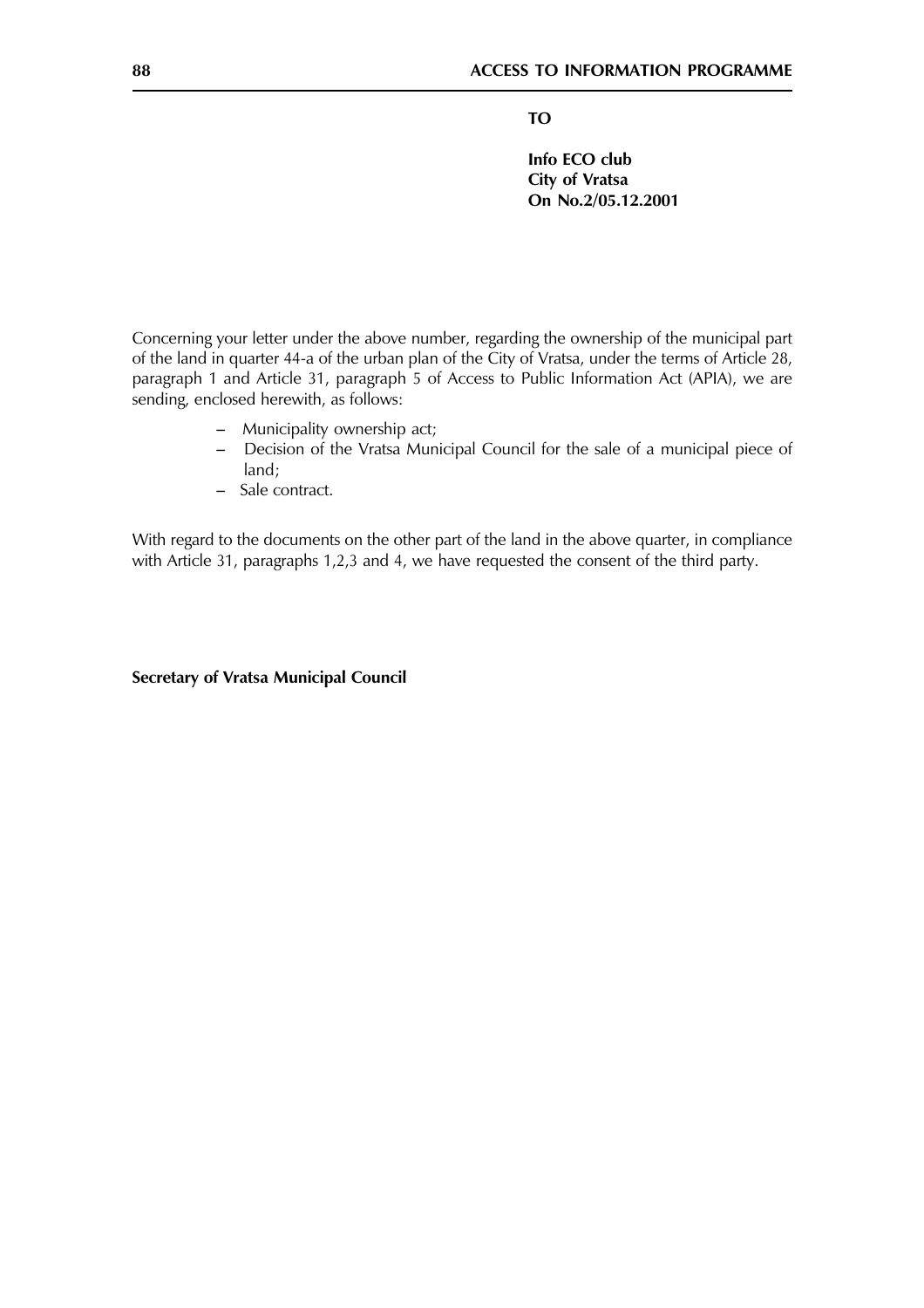**TO**

**Info ECO club**
**City of Vratsa**
**On No.2/05.12.2001**

Concerning your letter under the above number, regarding the ownership of the municipal part of the land in quarter 44-a of the urban plan of the City of Vratsa, under the terms of Article 28, paragraph 1 and Article 31, paragraph 5 of Access to Public Information Act (APIA), we are sending, enclosed herewith, as follows:

- Municipality ownership act;
- Decision of the Vratsa Municipal Council for the sale of a municipal piece of land;
- Sale contract.

With regard to the documents on the other part of the land in the above quarter, in compliance with Article 31, paragraphs 1,2,3 and 4, we have requested the consent of the third party.

**Secretary of Vratsa Municipal Council**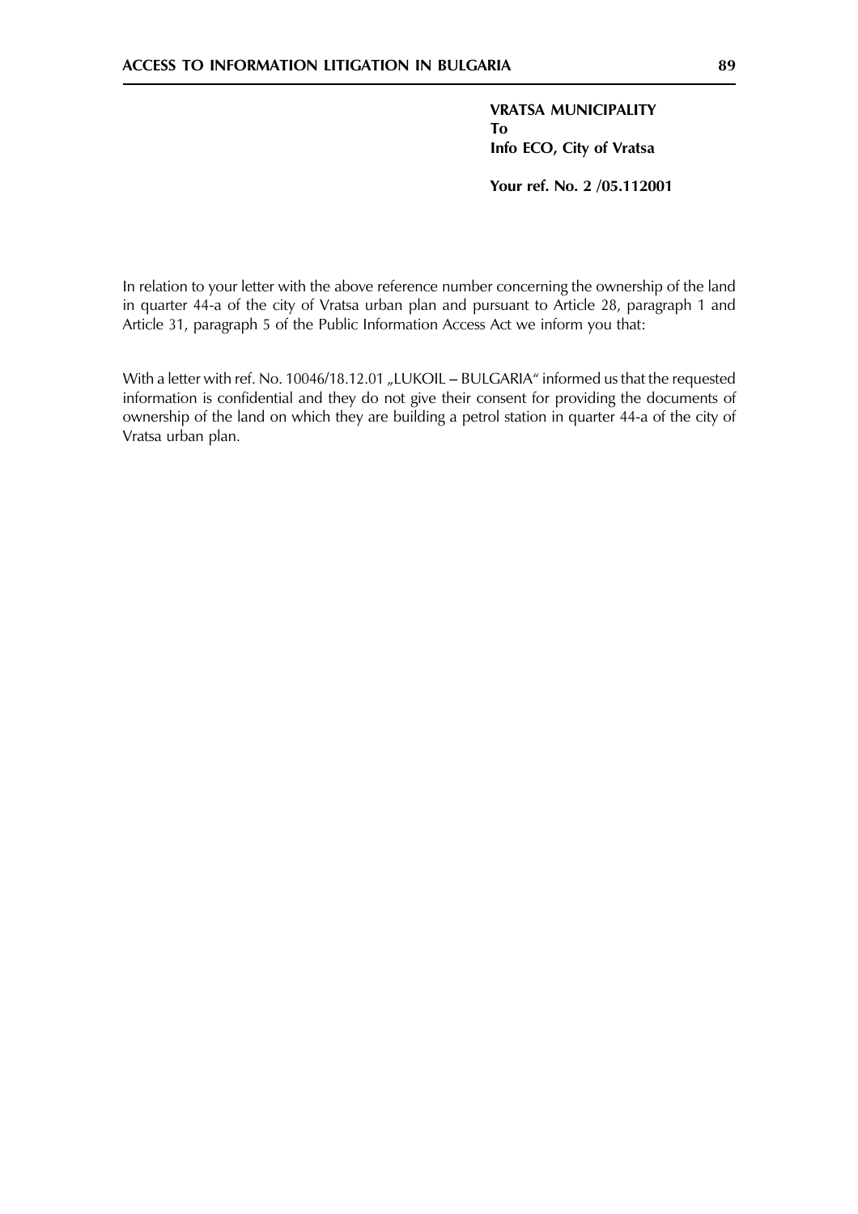**VRATSA MUNICIPALITY**
**To**
**Info ECO, City of Vratsa**

**Your ref. No. 2 /05.112001**

In relation to your letter with the above reference number concerning the ownership of the land in quarter 44-a of the city of Vratsa urban plan and pursuant to Article 28, paragraph 1 and Article 31, paragraph 5 of the Public Information Access Act we inform you that:

With a letter with ref. No. 10046/18.12.01 „LUKOIL – BULGARIA" informed us that the requested information is confidential and they do not give their consent for providing the documents of ownership of the land on which they are building a petrol station in quarter 44-a of the city of Vratsa urban plan.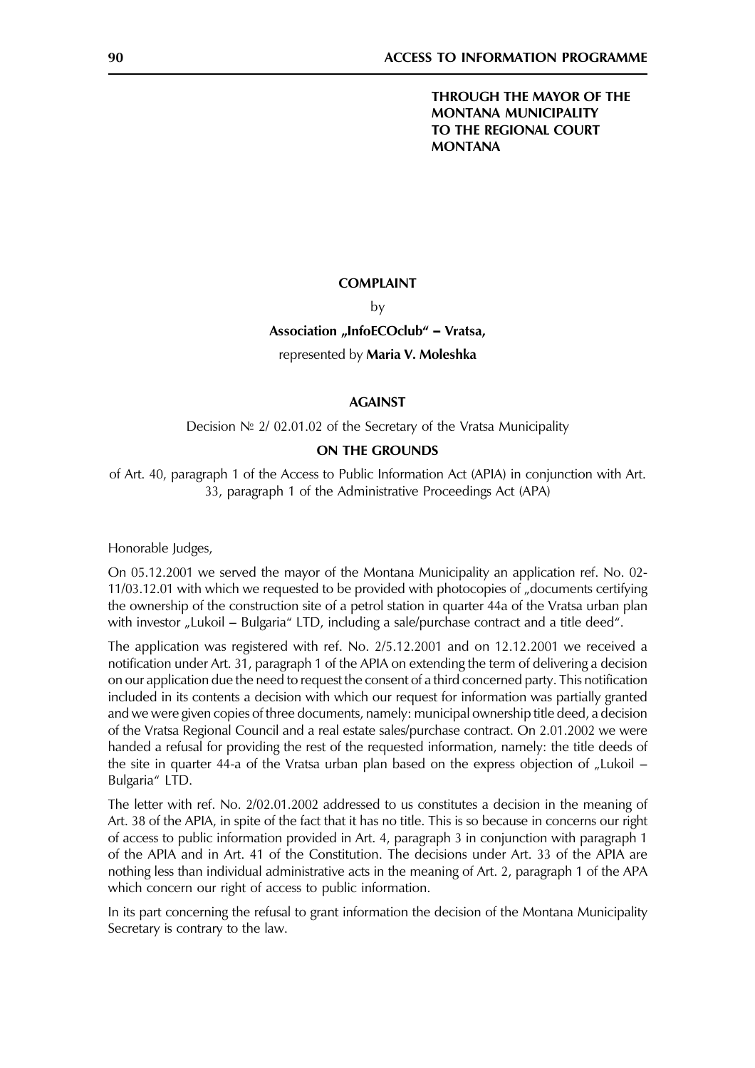**THROUGH THE MAYOR OF THE MONTANA MUNICIPALITY TO THE REGIONAL COURT MONTANA**

**COMPLAINT**

by

**Association „InfoECOclub" – Vratsa,**

represented by **Maria V. Moleshka**

**AGAINST**

Decision № 2/ 02.01.02 of the Secretary of the Vratsa Municipality

**ON THE GROUNDS**

of Art. 40, paragraph 1 of the Access to Public Information Act (APIA) in conjunction with Art. 33, paragraph 1 of the Administrative Proceedings Act (APA)

Honorable Judges,

On 05.12.2001 we served the mayor of the Montana Municipality an application ref. No. 02-11/03.12.01 with which we requested to be provided with photocopies of „documents certifying the ownership of the construction site of a petrol station in quarter 44a of the Vratsa urban plan with investor „Lukoil – Bulgaria" LTD, including a sale/purchase contract and a title deed".

The application was registered with ref. No. 2/5.12.2001 and on 12.12.2001 we received a notification under Art. 31, paragraph 1 of the APIA on extending the term of delivering a decision on our application due the need to request the consent of a third concerned party. This notification included in its contents a decision with which our request for information was partially granted and we were given copies of three documents, namely: municipal ownership title deed, a decision of the Vratsa Regional Council and a real estate sales/purchase contract. On 2.01.2002 we were handed a refusal for providing the rest of the requested information, namely: the title deeds of the site in quarter 44-a of the Vratsa urban plan based on the express objection of „Lukoil – Bulgaria" LTD.

The letter with ref. No. 2/02.01.2002 addressed to us constitutes a decision in the meaning of Art. 38 of the APIA, in spite of the fact that it has no title. This is so because in concerns our right of access to public information provided in Art. 4, paragraph 3 in conjunction with paragraph 1 of the APIA and in Art. 41 of the Constitution. The decisions under Art. 33 of the APIA are nothing less than individual administrative acts in the meaning of Art. 2, paragraph 1 of the APA which concern our right of access to public information.

In its part concerning the refusal to grant information the decision of the Montana Municipality Secretary is contrary to the law.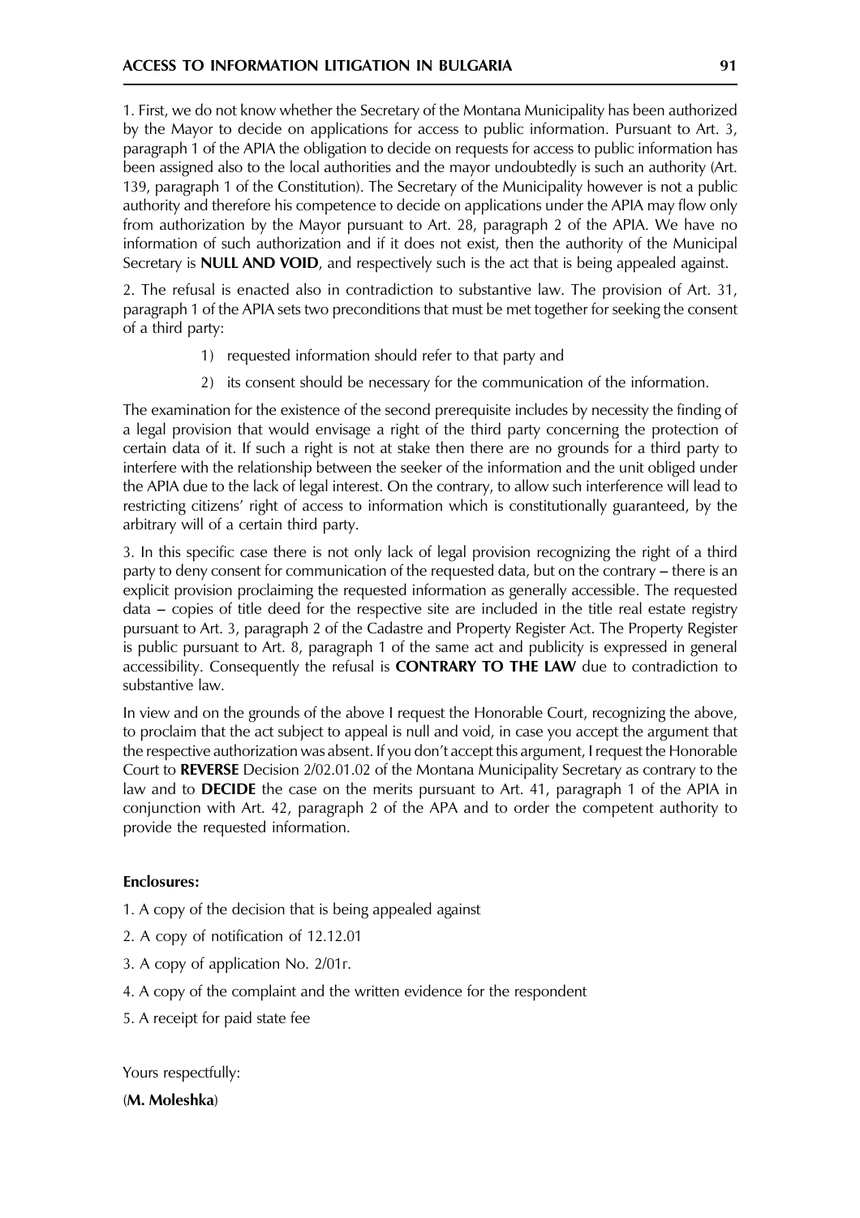1. First, we do not know whether the Secretary of the Montana Municipality has been authorized by the Mayor to decide on applications for access to public information. Pursuant to Art. 3, paragraph 1 of the APIA the obligation to decide on requests for access to public information has been assigned also to the local authorities and the mayor undoubtedly is such an authority (Art. 139, paragraph 1 of the Constitution). The Secretary of the Municipality however is not a public authority and therefore his competence to decide on applications under the APIA may flow only from authorization by the Mayor pursuant to Art. 28, paragraph 2 of the APIA. We have no information of such authorization and if it does not exist, then the authority of the Municipal Secretary is **NULL AND VOID**, and respectively such is the act that is being appealed against.

2. The refusal is enacted also in contradiction to substantive law. The provision of Art. 31, paragraph 1 of the APIA sets two preconditions that must be met together for seeking the consent of a third party:

1) requested information should refer to that party and
2) its consent should be necessary for the communication of the information.

The examination for the existence of the second prerequisite includes by necessity the finding of a legal provision that would envisage a right of the third party concerning the protection of certain data of it. If such a right is not at stake then there are no grounds for a third party to interfere with the relationship between the seeker of the information and the unit obliged under the APIA due to the lack of legal interest. On the contrary, to allow such interference will lead to restricting citizens' right of access to information which is constitutionally guaranteed, by the arbitrary will of a certain third party.

3. In this specific case there is not only lack of legal provision recognizing the right of a third party to deny consent for communication of the requested data, but on the contrary – there is an explicit provision proclaiming the requested information as generally accessible. The requested data – copies of title deed for the respective site are included in the title real estate registry pursuant to Art. 3, paragraph 2 of the Cadastre and Property Register Act. The Property Register is public pursuant to Art. 8, paragraph 1 of the same act and publicity is expressed in general accessibility. Consequently the refusal is **CONTRARY TO THE LAW** due to contradiction to substantive law.

In view and on the grounds of the above I request the Honorable Court, recognizing the above, to proclaim that the act subject to appeal is null and void, in case you accept the argument that the respective authorization was absent. If you don't accept this argument, I request the Honorable Court to **REVERSE** Decision 2/02.01.02 of the Montana Municipality Secretary as contrary to the law and to **DECIDE** the case on the merits pursuant to Art. 41, paragraph 1 of the APIA in conjunction with Art. 42, paragraph 2 of the APA and to order the competent authority to provide the requested information.

**Enclosures:**

1. A copy of the decision that is being appealed against
2. A copy of notification of 12.12.01
3. A copy of application No. 2/01r.
4. A copy of the complaint and the written evidence for the respondent
5. A receipt for paid state fee

Yours respectfully:

(**M. Moleshka**)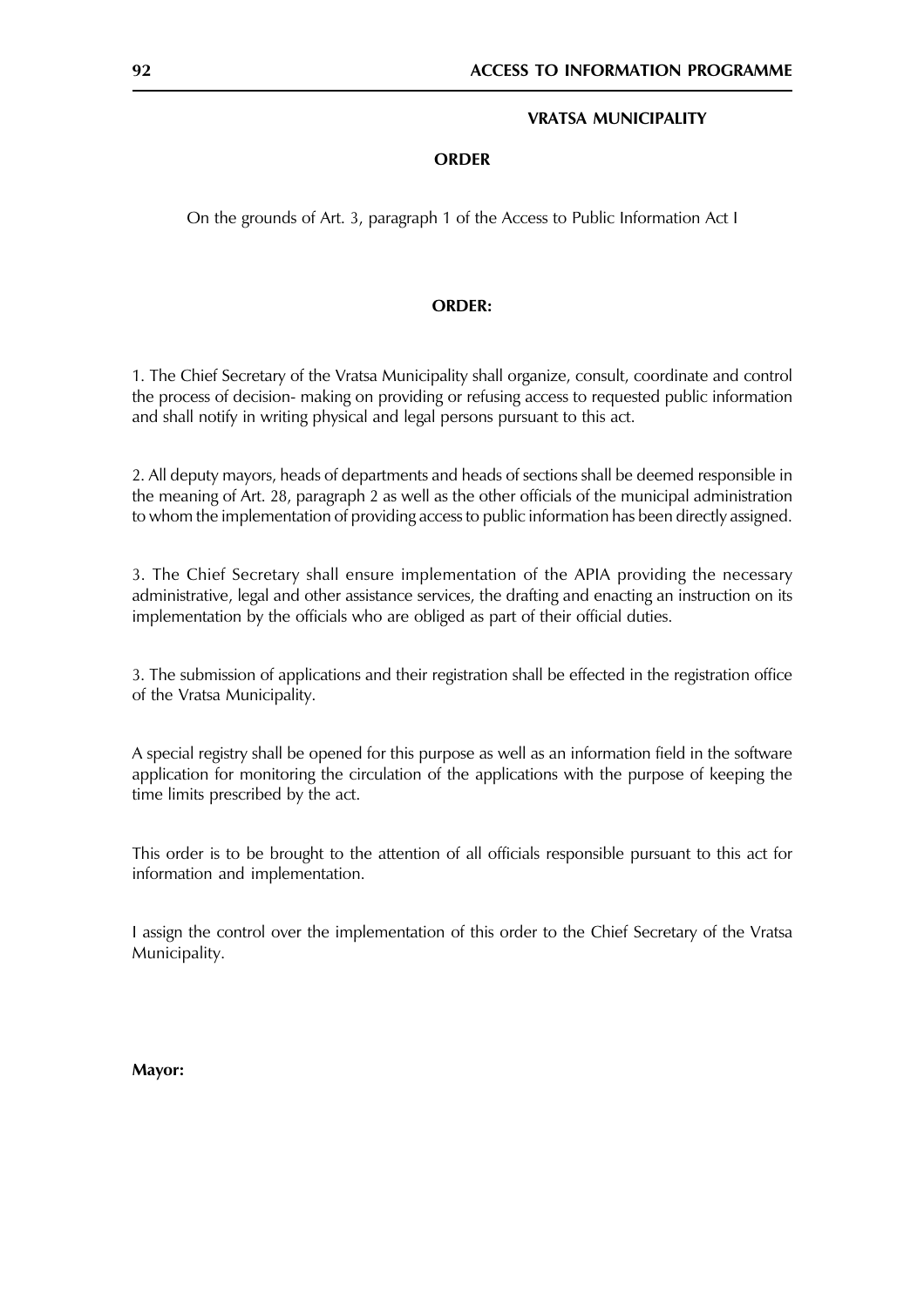**VRATSA MUNICIPALITY**

**ORDER**

On the grounds of Art. 3, paragraph 1 of the Access to Public Information Act I

**ORDER:**

1. The Chief Secretary of the Vratsa Municipality shall organize, consult, coordinate and control the process of decision- making on providing or refusing access to requested public information and shall notify in writing physical and legal persons pursuant to this act.

2. All deputy mayors, heads of departments and heads of sections shall be deemed responsible in the meaning of Art. 28, paragraph 2 as well as the other officials of the municipal administration to whom the implementation of providing access to public information has been directly assigned.

3. The Chief Secretary shall ensure implementation of the APIA providing the necessary administrative, legal and other assistance services, the drafting and enacting an instruction on its implementation by the officials who are obliged as part of their official duties.

3. The submission of applications and their registration shall be effected in the registration office of the Vratsa Municipality.

A special registry shall be opened for this purpose as well as an information field in the software application for monitoring the circulation of the applications with the purpose of keeping the time limits prescribed by the act.

This order is to be brought to the attention of all officials responsible pursuant to this act for information and implementation.

I assign the control over the implementation of this order to the Chief Secretary of the Vratsa Municipality.

**Mayor:**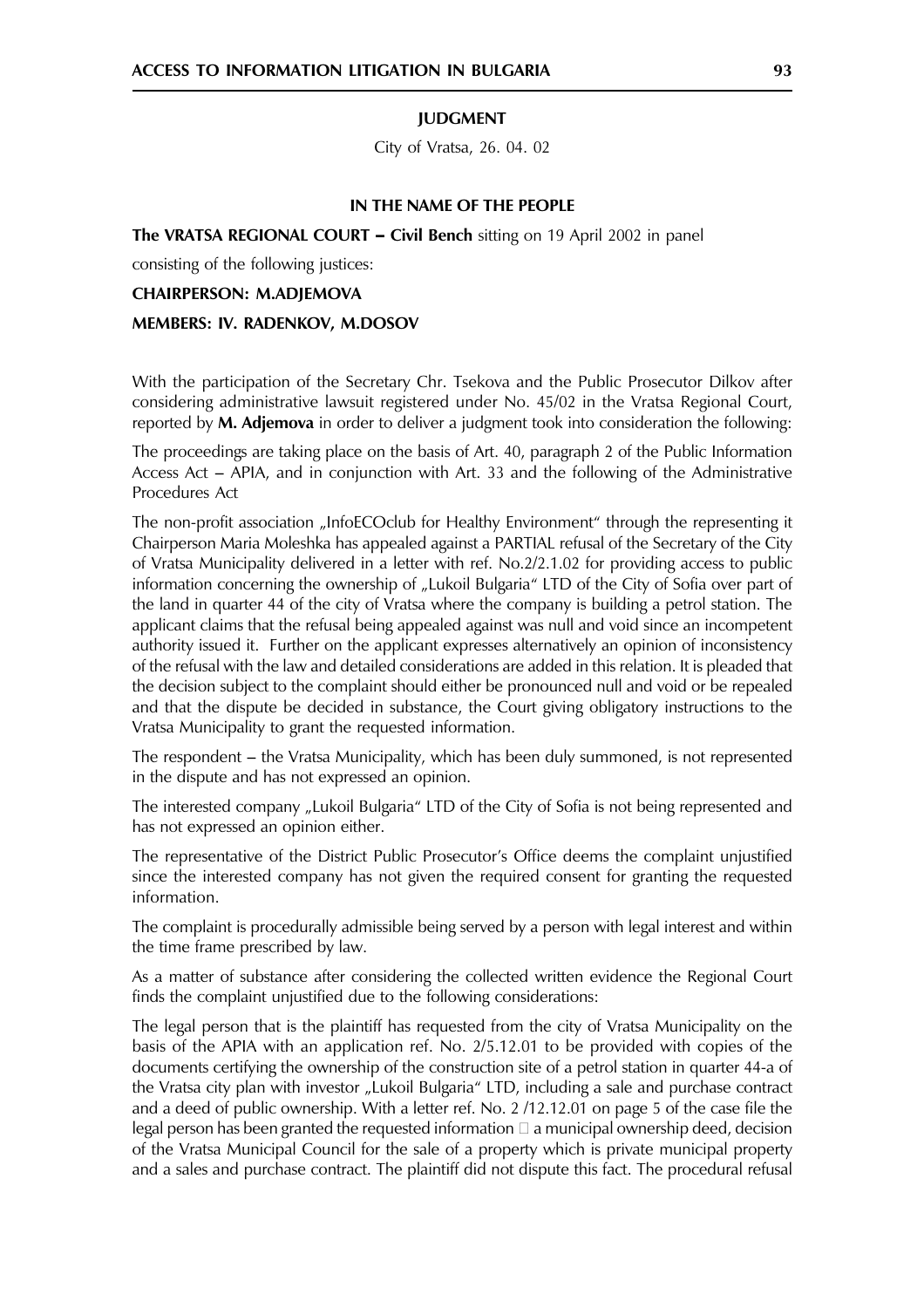**JUDGMENT**

City of Vratsa, 26. 04. 02

**IN THE NAME OF THE PEOPLE**

**The VRATSA REGIONAL COURT – Civil Bench** sitting on 19 April 2002 in panel

consisting of the following justices:

**CHAIRPERSON: M.ADJEMOVA**

**MEMBERS: IV. RADENKOV, M.DOSOV**

With the participation of the Secretary Chr. Tsekova and the Public Prosecutor Dilkov after considering administrative lawsuit registered under No. 45/02 in the Vratsa Regional Court, reported by **M. Adjemova** in order to deliver a judgment took into consideration the following:

The proceedings are taking place on the basis of Art. 40, paragraph 2 of the Public Information Access Act – APIA, and in conjunction with Art. 33 and the following of the Administrative Procedures Act

The non-profit association „InfoECOclub for Healthy Environment" through the representing it Chairperson Maria Moleshka has appealed against a PARTIAL refusal of the Secretary of the City of Vratsa Municipality delivered in a letter with ref. No.2/2.1.02 for providing access to public information concerning the ownership of „Lukoil Bulgaria" LTD of the City of Sofia over part of the land in quarter 44 of the city of Vratsa where the company is building a petrol station. The applicant claims that the refusal being appealed against was null and void since an incompetent authority issued it. Further on the applicant expresses alternatively an opinion of inconsistency of the refusal with the law and detailed considerations are added in this relation. It is pleaded that the decision subject to the complaint should either be pronounced null and void or be repealed and that the dispute be decided in substance, the Court giving obligatory instructions to the Vratsa Municipality to grant the requested information.

The respondent – the Vratsa Municipality, which has been duly summoned, is not represented in the dispute and has not expressed an opinion.

The interested company „Lukoil Bulgaria" LTD of the City of Sofia is not being represented and has not expressed an opinion either.

The representative of the District Public Prosecutor's Office deems the complaint unjustified since the interested company has not given the required consent for granting the requested information.

The complaint is procedurally admissible being served by a person with legal interest and within the time frame prescribed by law.

As a matter of substance after considering the collected written evidence the Regional Court finds the complaint unjustified due to the following considerations:

The legal person that is the plaintiff has requested from the city of Vratsa Municipality on the basis of the APIA with an application ref. No. 2/5.12.01 to be provided with copies of the documents certifying the ownership of the construction site of a petrol station in quarter 44-a of the Vratsa city plan with investor „Lukoil Bulgaria" LTD, including a sale and purchase contract and a deed of public ownership. With a letter ref. No. 2 /12.12.01 on page 5 of the case file the legal person has been granted the requested information – a municipal ownership deed, decision of the Vratsa Municipal Council for the sale of a property which is private municipal property and a sales and purchase contract. The plaintiff did not dispute this fact. The procedural refusal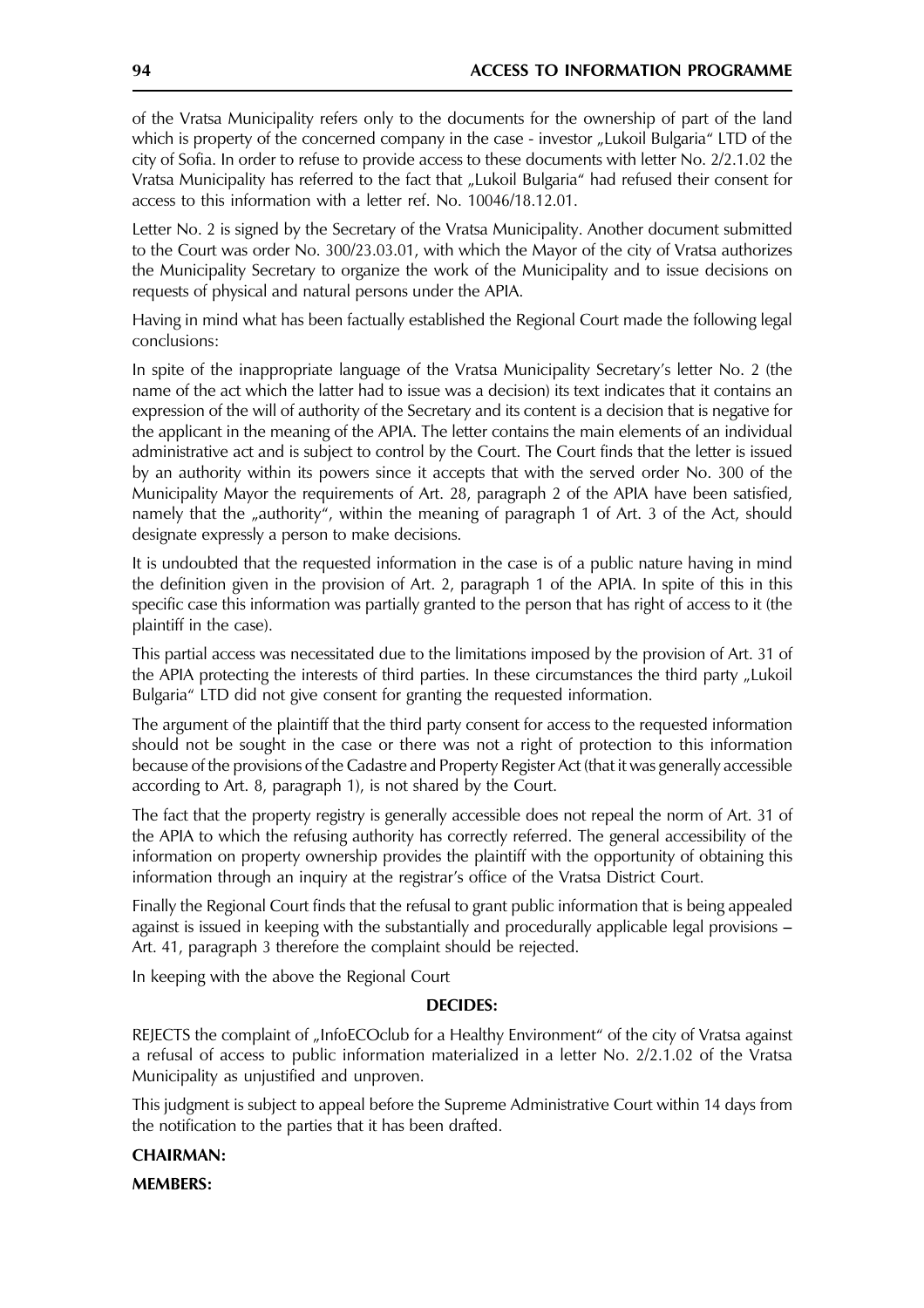of the Vratsa Municipality refers only to the documents for the ownership of part of the land which is property of the concerned company in the case - investor „Lukoil Bulgaria" LTD of the city of Sofia. In order to refuse to provide access to these documents with letter No. 2/2.1.02 the Vratsa Municipality has referred to the fact that „Lukoil Bulgaria" had refused their consent for access to this information with a letter ref. No. 10046/18.12.01.

Letter No. 2 is signed by the Secretary of the Vratsa Municipality. Another document submitted to the Court was order No. 300/23.03.01, with which the Mayor of the city of Vratsa authorizes the Municipality Secretary to organize the work of the Municipality and to issue decisions on requests of physical and natural persons under the APIA.

Having in mind what has been factually established the Regional Court made the following legal conclusions:

In spite of the inappropriate language of the Vratsa Municipality Secretary's letter No. 2 (the name of the act which the latter had to issue was a decision) its text indicates that it contains an expression of the will of authority of the Secretary and its content is a decision that is negative for the applicant in the meaning of the APIA. The letter contains the main elements of an individual administrative act and is subject to control by the Court. The Court finds that the letter is issued by an authority within its powers since it accepts that with the served order No. 300 of the Municipality Mayor the requirements of Art. 28, paragraph 2 of the APIA have been satisfied, namely that the „authority", within the meaning of paragraph 1 of Art. 3 of the Act, should designate expressly a person to make decisions.

It is undoubted that the requested information in the case is of a public nature having in mind the definition given in the provision of Art. 2, paragraph 1 of the APIA. In spite of this in this specific case this information was partially granted to the person that has right of access to it (the plaintiff in the case).

This partial access was necessitated due to the limitations imposed by the provision of Art. 31 of the APIA protecting the interests of third parties. In these circumstances the third party „Lukoil Bulgaria" LTD did not give consent for granting the requested information.

The argument of the plaintiff that the third party consent for access to the requested information should not be sought in the case or there was not a right of protection to this information because of the provisions of the Cadastre and Property Register Act (that it was generally accessible according to Art. 8, paragraph 1), is not shared by the Court.

The fact that the property registry is generally accessible does not repeal the norm of Art. 31 of the APIA to which the refusing authority has correctly referred. The general accessibility of the information on property ownership provides the plaintiff with the opportunity of obtaining this information through an inquiry at the registrar's office of the Vratsa District Court.

Finally the Regional Court finds that the refusal to grant public information that is being appealed against is issued in keeping with the substantially and procedurally applicable legal provisions – Art. 41, paragraph 3 therefore the complaint should be rejected.

In keeping with the above the Regional Court

**DECIDES:**

REJECTS the complaint of „InfoECOclub for a Healthy Environment" of the city of Vratsa against a refusal of access to public information materialized in a letter No. 2/2.1.02 of the Vratsa Municipality as unjustified and unproven.

This judgment is subject to appeal before the Supreme Administrative Court within 14 days from the notification to the parties that it has been drafted.

**CHAIRMAN:**

**MEMBERS:**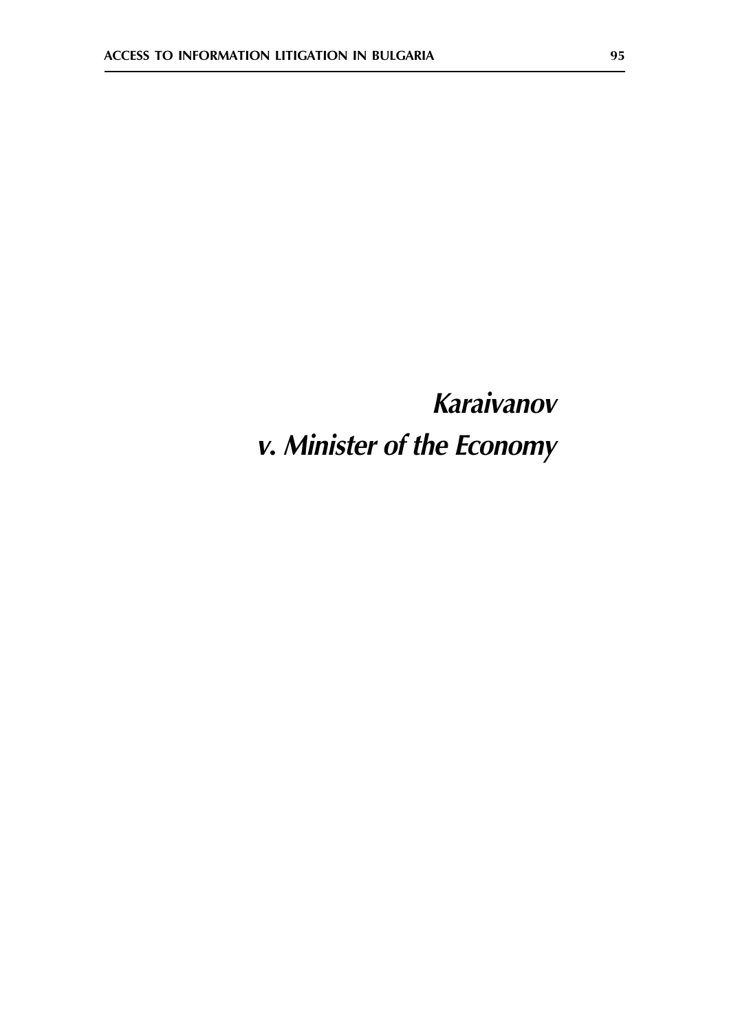# *Karaivanov v. Minister of the Economy*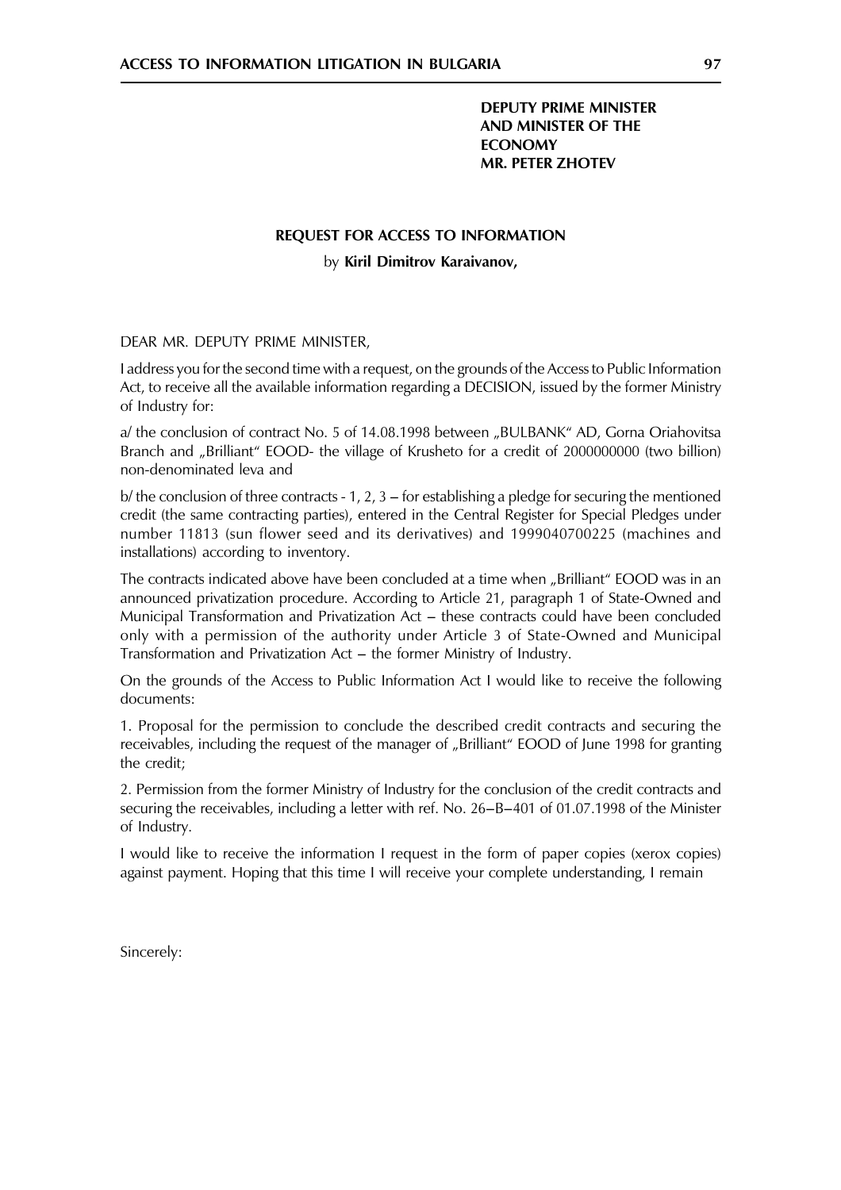**DEPUTY PRIME MINISTER
AND MINISTER OF THE
ECONOMY
MR. PETER ZHOTEV**

**REQUEST FOR ACCESS TO INFORMATION**

by **Kiril Dimitrov Karaivanov,**

DEAR MR. DEPUTY PRIME MINISTER,

I address you for the second time with a request, on the grounds of the Access to Public Information Act, to receive all the available information regarding a DECISION, issued by the former Ministry of Industry for:

a/ the conclusion of contract No. 5 of 14.08.1998 between „BULBANK" AD, Gorna Oriahovitsa Branch and „Brilliant" EOOD- the village of Krusheto for a credit of 2000000000 (two billion) non-denominated leva and

b/ the conclusion of three contracts - 1, 2, 3 – for establishing a pledge for securing the mentioned credit (the same contracting parties), entered in the Central Register for Special Pledges under number 11813 (sun flower seed and its derivatives) and 1999040700225 (machines and installations) according to inventory.

The contracts indicated above have been concluded at a time when „Brilliant" EOOD was in an announced privatization procedure. According to Article 21, paragraph 1 of State-Owned and Municipal Transformation and Privatization Act – these contracts could have been concluded only with a permission of the authority under Article 3 of State-Owned and Municipal Transformation and Privatization Act – the former Ministry of Industry.

On the grounds of the Access to Public Information Act I would like to receive the following documents:

1. Proposal for the permission to conclude the described credit contracts and securing the receivables, including the request of the manager of „Brilliant" EOOD of June 1998 for granting the credit;

2. Permission from the former Ministry of Industry for the conclusion of the credit contracts and securing the receivables, including a letter with ref. No. 26–B–401 of 01.07.1998 of the Minister of Industry.

I would like to receive the information I request in the form of paper copies (xerox copies) against payment. Hoping that this time I will receive your complete understanding, I remain

Sincerely: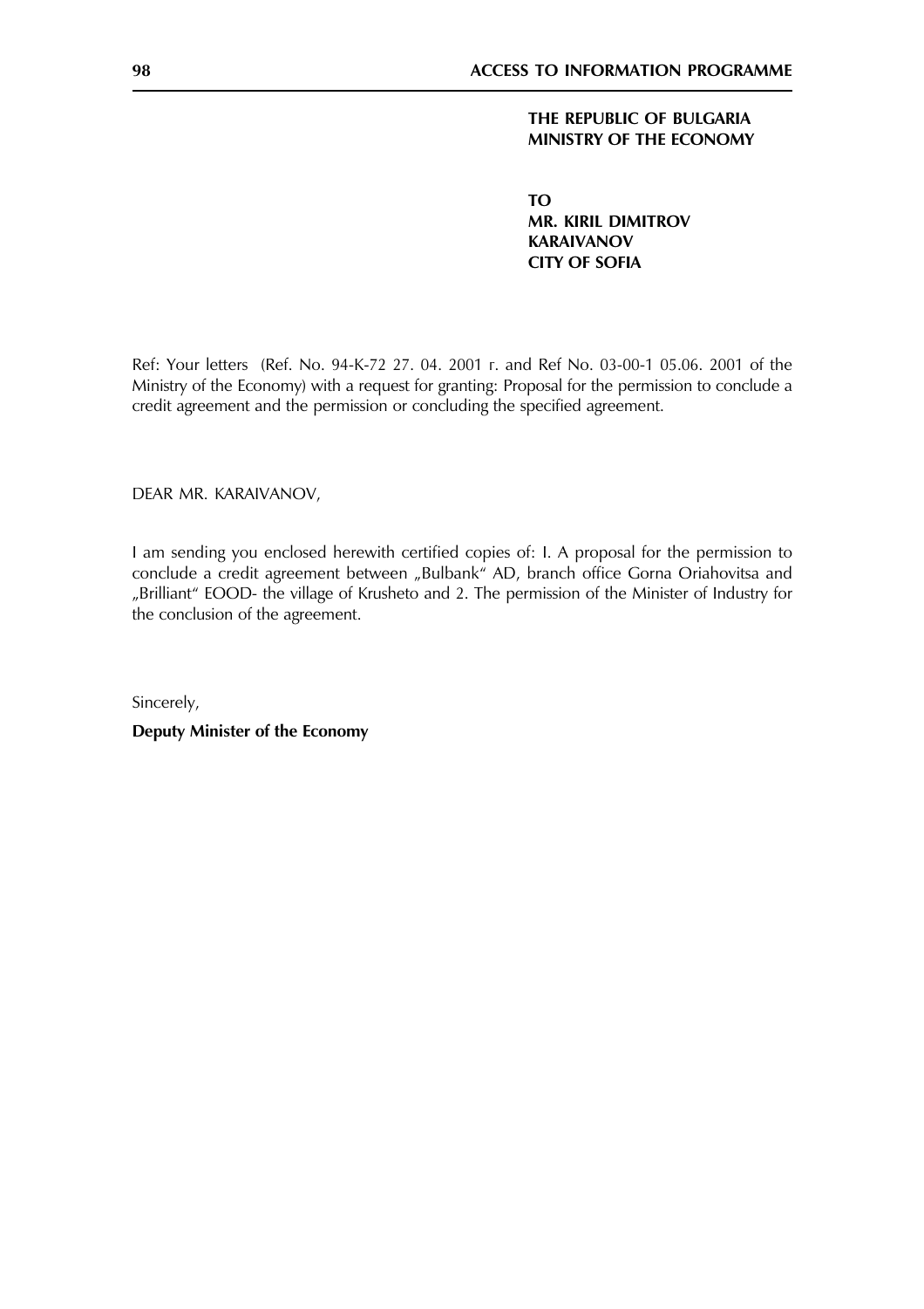**THE REPUBLIC OF BULGARIA**
**MINISTRY OF THE ECONOMY**

**TO**
**MR. KIRIL DIMITROV**
**KARAIVANOV**
**CITY OF SOFIA**

Ref: Your letters (Ref. No. 94-K-72 27. 04. 2001 r. and Ref No. 03-00-1 05.06. 2001 of the Ministry of the Economy) with a request for granting: Proposal for the permission to conclude a credit agreement and the permission or concluding the specified agreement.

DEAR MR. KARAIVANOV,

I am sending you enclosed herewith certified copies of: I. A proposal for the permission to conclude a credit agreement between „Bulbank" AD, branch office Gorna Oriahovitsa and „Brilliant" EOOD- the village of Krusheto and 2. The permission of the Minister of Industry for the conclusion of the agreement.

Sincerely,

**Deputy Minister of the Economy**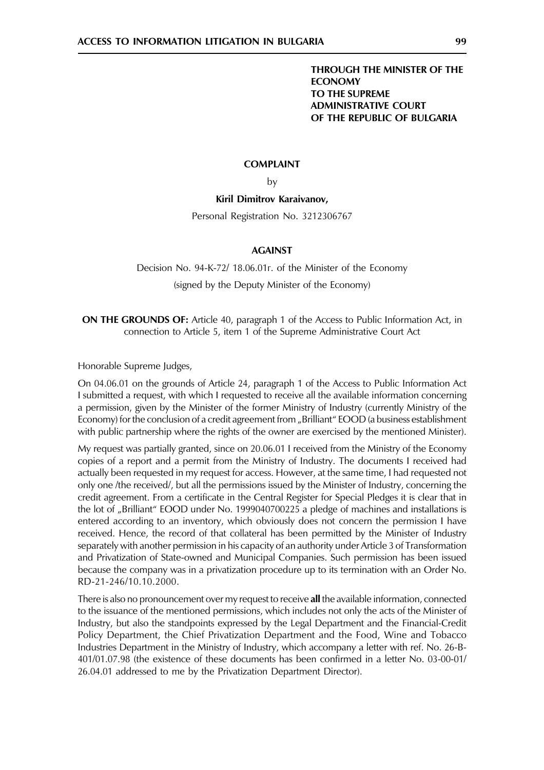**THROUGH THE MINISTER OF THE ECONOMY**
**TO THE SUPREME ADMINISTRATIVE COURT**
**OF THE REPUBLIC OF BULGARIA**

**COMPLAINT**

by

**Kiril Dimitrov Karaivanov,**

Personal Registration No. 3212306767

**AGAINST**

Decision No. 94-K-72/ 18.06.01r. of the Minister of the Economy

(signed by the Deputy Minister of the Economy)

**ON THE GROUNDS OF:** Article 40, paragraph 1 of the Access to Public Information Act, in connection to Article 5, item 1 of the Supreme Administrative Court Act

Honorable Supreme Judges,

On 04.06.01 on the grounds of Article 24, paragraph 1 of the Access to Public Information Act I submitted a request, with which I requested to receive all the available information concerning a permission, given by the Minister of the former Ministry of Industry (currently Ministry of the Economy) for the conclusion of a credit agreement from „Brilliant" EOOD (a business establishment with public partnership where the rights of the owner are exercised by the mentioned Minister).

My request was partially granted, since on 20.06.01 I received from the Ministry of the Economy copies of a report and a permit from the Ministry of Industry. The documents I received had actually been requested in my request for access. However, at the same time, I had requested not only one /the received/, but all the permissions issued by the Minister of Industry, concerning the credit agreement. From a certificate in the Central Register for Special Pledges it is clear that in the lot of „Brilliant" EOOD under No. 1999040700225 a pledge of machines and installations is entered according to an inventory, which obviously does not concern the permission I have received. Hence, the record of that collateral has been permitted by the Minister of Industry separately with another permission in his capacity of an authority under Article 3 of Transformation and Privatization of State-owned and Municipal Companies. Such permission has been issued because the company was in a privatization procedure up to its termination with an Order No. RD-21-246/10.10.2000.

There is also no pronouncement over my request to receive **all** the available information, connected to the issuance of the mentioned permissions, which includes not only the acts of the Minister of Industry, but also the standpoints expressed by the Legal Department and the Financial-Credit Policy Department, the Chief Privatization Department and the Food, Wine and Tobacco Industries Department in the Ministry of Industry, which accompany a letter with ref. No. 26-B-401/01.07.98 (the existence of these documents has been confirmed in a letter No. 03-00-01/ 26.04.01 addressed to me by the Privatization Department Director).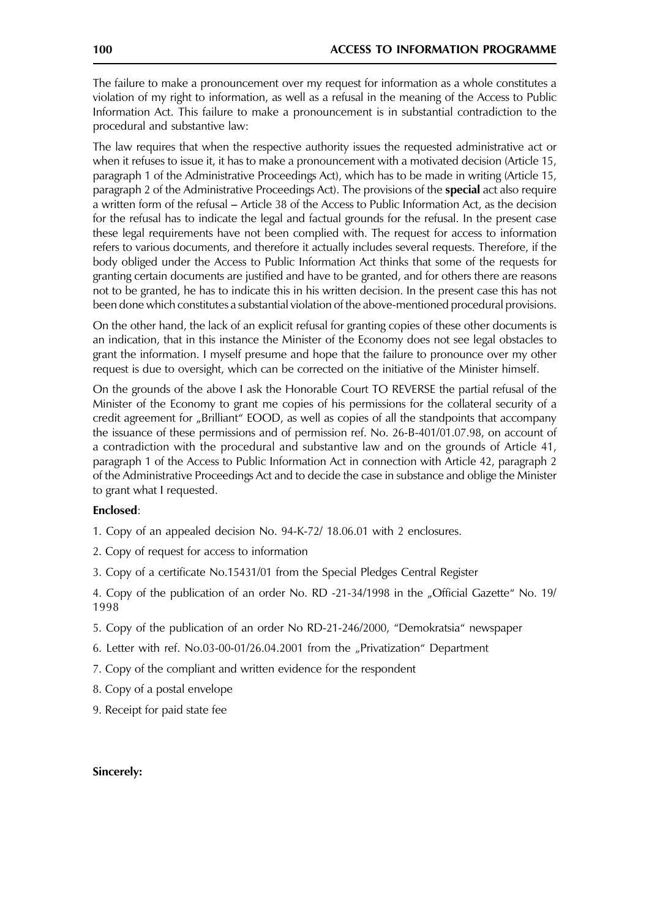The failure to make a pronouncement over my request for information as a whole constitutes a violation of my right to information, as well as a refusal in the meaning of the Access to Public Information Act. This failure to make a pronouncement is in substantial contradiction to the procedural and substantive law:

The law requires that when the respective authority issues the requested administrative act or when it refuses to issue it, it has to make a pronouncement with a motivated decision (Article 15, paragraph 1 of the Administrative Proceedings Act), which has to be made in writing (Article 15, paragraph 2 of the Administrative Proceedings Act). The provisions of the **special** act also require a written form of the refusal – Article 38 of the Access to Public Information Act, as the decision for the refusal has to indicate the legal and factual grounds for the refusal. In the present case these legal requirements have not been complied with. The request for access to information refers to various documents, and therefore it actually includes several requests. Therefore, if the body obliged under the Access to Public Information Act thinks that some of the requests for granting certain documents are justified and have to be granted, and for others there are reasons not to be granted, he has to indicate this in his written decision. In the present case this has not been done which constitutes a substantial violation of the above-mentioned procedural provisions.

On the other hand, the lack of an explicit refusal for granting copies of these other documents is an indication, that in this instance the Minister of the Economy does not see legal obstacles to grant the information. I myself presume and hope that the failure to pronounce over my other request is due to oversight, which can be corrected on the initiative of the Minister himself.

On the grounds of the above I ask the Honorable Court TO REVERSE the partial refusal of the Minister of the Economy to grant me copies of his permissions for the collateral security of a credit agreement for „Brilliant" EOOD, as well as copies of all the standpoints that accompany the issuance of these permissions and of permission ref. No. 26-B-401/01.07.98, on account of a contradiction with the procedural and substantive law and on the grounds of Article 41, paragraph 1 of the Access to Public Information Act in connection with Article 42, paragraph 2 of the Administrative Proceedings Act and to decide the case in substance and oblige the Minister to grant what I requested.

**Enclosed**:

1. Copy of an appealed decision No. 94-K-72/ 18.06.01 with 2 enclosures.
2. Copy of request for access to information
3. Copy of a certificate No.15431/01 from the Special Pledges Central Register
4. Copy of the publication of an order No. RD -21-34/1998 in the „Official Gazette" No. 19/ 1998
5. Copy of the publication of an order No RD-21-246/2000, "Demokratsia" newspaper
6. Letter with ref. No.03-00-01/26.04.2001 from the „Privatization" Department
7. Copy of the compliant and written evidence for the respondent
8. Copy of a postal envelope
9. Receipt for paid state fee

**Sincerely:**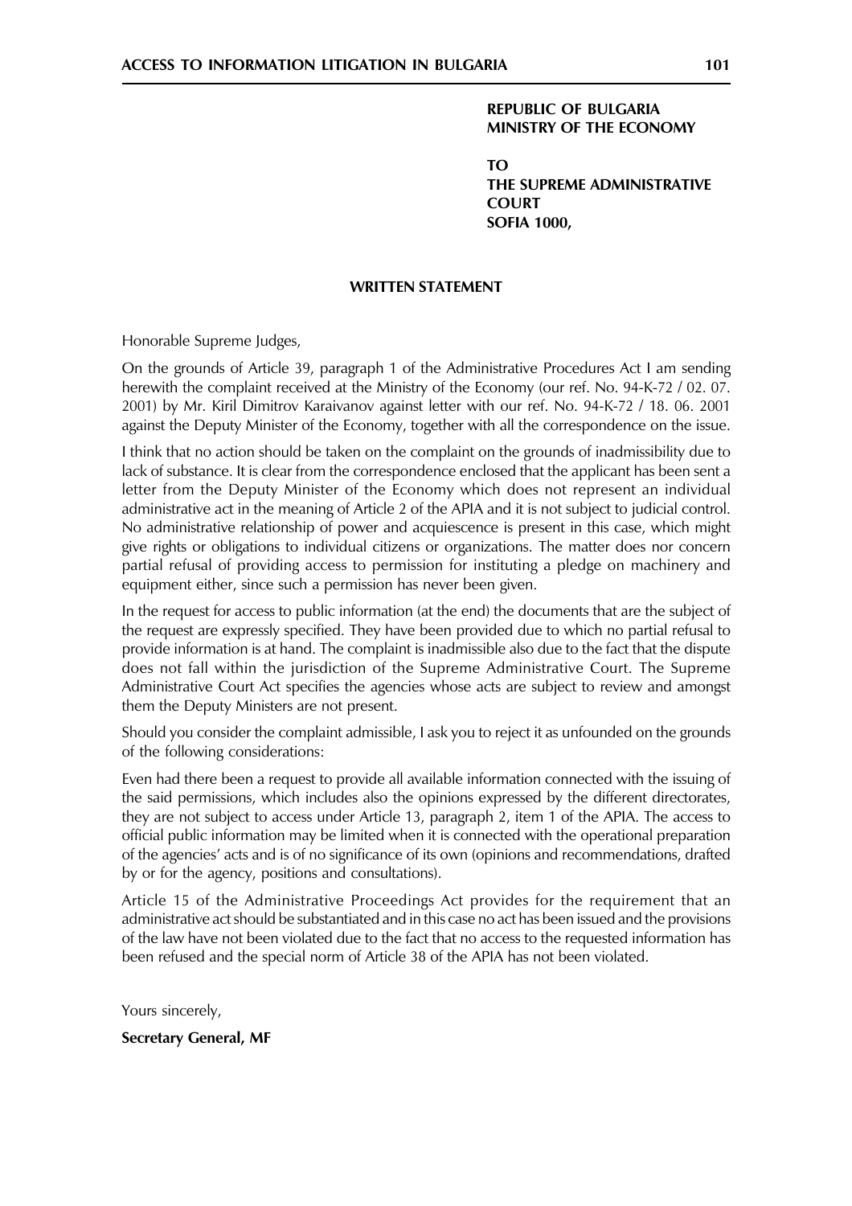**REPUBLIC OF BULGARIA**
**MINISTRY OF THE ECONOMY**

**TO**
**THE SUPREME ADMINISTRATIVE COURT**
**SOFIA 1000,**

**WRITTEN STATEMENT**

Honorable Supreme Judges,

On the grounds of Article 39, paragraph 1 of the Administrative Procedures Act I am sending herewith the complaint received at the Ministry of the Economy (our ref. No. 94-K-72 / 02. 07. 2001) by Mr. Kiril Dimitrov Karaivanov against letter with our ref. No. 94-K-72 / 18. 06. 2001 against the Deputy Minister of the Economy, together with all the correspondence on the issue.

I think that no action should be taken on the complaint on the grounds of inadmissibility due to lack of substance. It is clear from the correspondence enclosed that the applicant has been sent a letter from the Deputy Minister of the Economy which does not represent an individual administrative act in the meaning of Article 2 of the APIA and it is not subject to judicial control. No administrative relationship of power and acquiescence is present in this case, which might give rights or obligations to individual citizens or organizations. The matter does nor concern partial refusal of providing access to permission for instituting a pledge on machinery and equipment either, since such a permission has never been given.

In the request for access to public information (at the end) the documents that are the subject of the request are expressly specified. They have been provided due to which no partial refusal to provide information is at hand. The complaint is inadmissible also due to the fact that the dispute does not fall within the jurisdiction of the Supreme Administrative Court. The Supreme Administrative Court Act specifies the agencies whose acts are subject to review and amongst them the Deputy Ministers are not present.

Should you consider the complaint admissible, I ask you to reject it as unfounded on the grounds of the following considerations:

Even had there been a request to provide all available information connected with the issuing of the said permissions, which includes also the opinions expressed by the different directorates, they are not subject to access under Article 13, paragraph 2, item 1 of the APIA. The access to official public information may be limited when it is connected with the operational preparation of the agencies' acts and is of no significance of its own (opinions and recommendations, drafted by or for the agency, positions and consultations).

Article 15 of the Administrative Proceedings Act provides for the requirement that an administrative act should be substantiated and in this case no act has been issued and the provisions of the law have not been violated due to the fact that no access to the requested information has been refused and the special norm of Article 38 of the APIA has not been violated.

Yours sincerely,

**Secretary General, MF**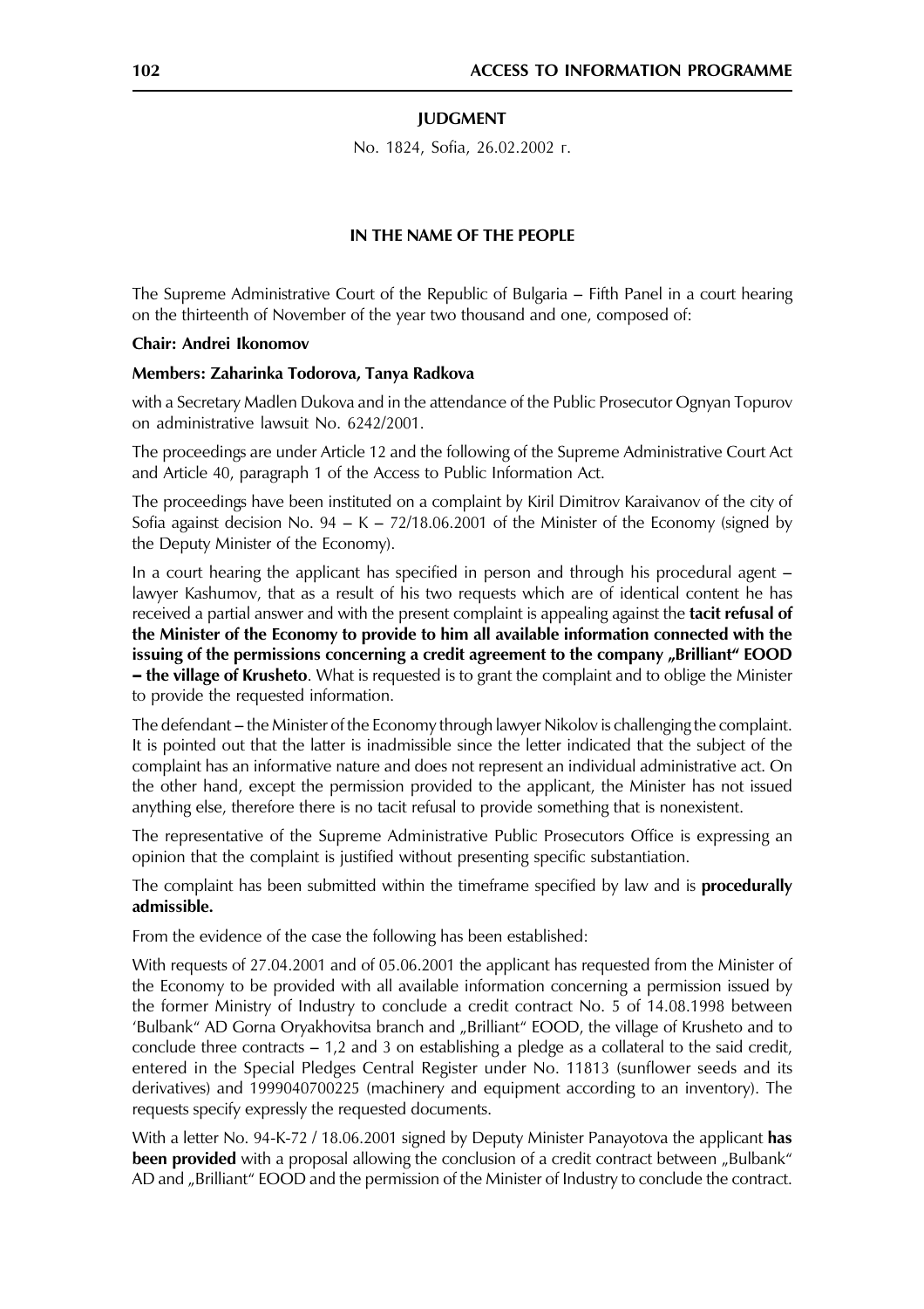**JUDGMENT**

No. 1824, Sofia, 26.02.2002 г.

**IN THE NAME OF THE PEOPLE**

The Supreme Administrative Court of the Republic of Bulgaria – Fifth Panel in a court hearing on the thirteenth of November of the year two thousand and one, composed of:

**Chair: Andrei Ikonomov**

**Members: Zaharinka Todorova, Tanya Radkova**

with a Secretary Madlen Dukova and in the attendance of the Public Prosecutor Ognyan Topurov on administrative lawsuit No. 6242/2001.

The proceedings are under Article 12 and the following of the Supreme Administrative Court Act and Article 40, paragraph 1 of the Access to Public Information Act.

The proceedings have been instituted on a complaint by Kiril Dimitrov Karaivanov of the city of Sofia against decision No. 94 – K – 72/18.06.2001 of the Minister of the Economy (signed by the Deputy Minister of the Economy).

In a court hearing the applicant has specified in person and through his procedural agent – lawyer Kashumov, that as a result of his two requests which are of identical content he has received a partial answer and with the present complaint is appealing against the **tacit refusal of the Minister of the Economy to provide to him all available information connected with the issuing of the permissions concerning a credit agreement to the company „Brilliant" EOOD – the village of Krusheto**. What is requested is to grant the complaint and to oblige the Minister to provide the requested information.

The defendant – the Minister of the Economy through lawyer Nikolov is challenging the complaint. It is pointed out that the latter is inadmissible since the letter indicated that the subject of the complaint has an informative nature and does not represent an individual administrative act. On the other hand, except the permission provided to the applicant, the Minister has not issued anything else, therefore there is no tacit refusal to provide something that is nonexistent.

The representative of the Supreme Administrative Public Prosecutors Office is expressing an opinion that the complaint is justified without presenting specific substantiation.

The complaint has been submitted within the timeframe specified by law and is **procedurally admissible.**

From the evidence of the case the following has been established:

With requests of 27.04.2001 and of 05.06.2001 the applicant has requested from the Minister of the Economy to be provided with all available information concerning a permission issued by the former Ministry of Industry to conclude a credit contract No. 5 of 14.08.1998 between 'Bulbank" AD Gorna Oryakhovitsa branch and „Brilliant" EOOD, the village of Krusheto and to conclude three contracts – 1,2 and 3 on establishing a pledge as a collateral to the said credit, entered in the Special Pledges Central Register under No. 11813 (sunflower seeds and its derivatives) and 1999040700225 (machinery and equipment according to an inventory). The requests specify expressly the requested documents.

With a letter No. 94-K-72 / 18.06.2001 signed by Deputy Minister Panayotova the applicant **has been provided** with a proposal allowing the conclusion of a credit contract between „Bulbank" AD and „Brilliant" EOOD and the permission of the Minister of Industry to conclude the contract.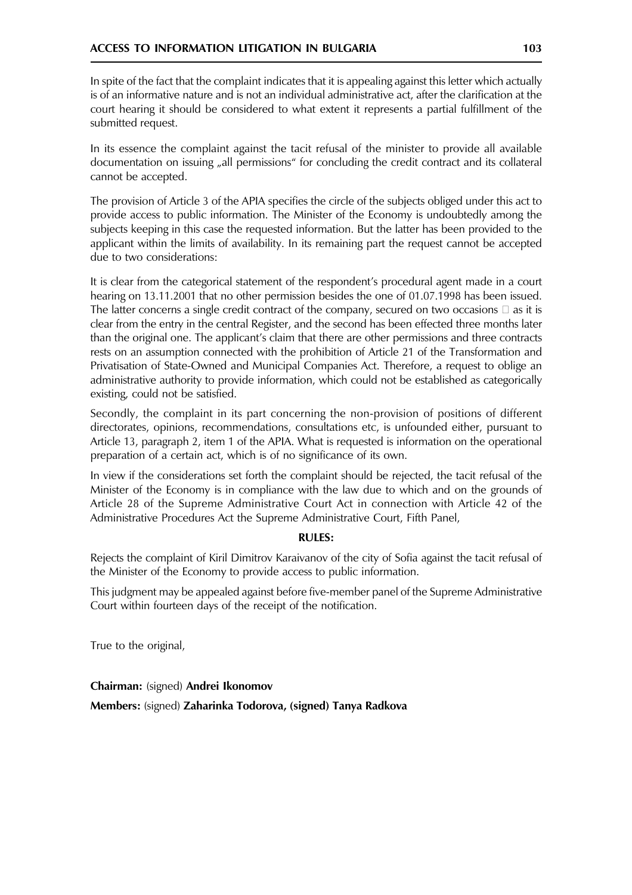In spite of the fact that the complaint indicates that it is appealing against this letter which actually is of an informative nature and is not an individual administrative act, after the clarification at the court hearing it should be considered to what extent it represents a partial fulfillment of the submitted request.

In its essence the complaint against the tacit refusal of the minister to provide all available documentation on issuing „all permissions" for concluding the credit contract and its collateral cannot be accepted.

The provision of Article 3 of the APIA specifies the circle of the subjects obliged under this act to provide access to public information. The Minister of the Economy is undoubtedly among the subjects keeping in this case the requested information. But the latter has been provided to the applicant within the limits of availability. In its remaining part the request cannot be accepted due to two considerations:

It is clear from the categorical statement of the respondent's procedural agent made in a court hearing on 13.11.2001 that no other permission besides the one of 01.07.1998 has been issued. The latter concerns a single credit contract of the company, secured on two occasions  as it is clear from the entry in the central Register, and the second has been effected three months later than the original one. The applicant's claim that there are other permissions and three contracts rests on an assumption connected with the prohibition of Article 21 of the Transformation and Privatisation of State-Owned and Municipal Companies Act. Therefore, a request to oblige an administrative authority to provide information, which could not be established as categorically existing, could not be satisfied.

Secondly, the complaint in its part concerning the non-provision of positions of different directorates, opinions, recommendations, consultations etc, is unfounded either, pursuant to Article 13, paragraph 2, item 1 of the APIA. What is requested is information on the operational preparation of a certain act, which is of no significance of its own.

In view if the considerations set forth the complaint should be rejected, the tacit refusal of the Minister of the Economy is in compliance with the law due to which and on the grounds of Article 28 of the Supreme Administrative Court Act in connection with Article 42 of the Administrative Procedures Act the Supreme Administrative Court, Fifth Panel,

**RULES:**

Rejects the complaint of Kiril Dimitrov Karaivanov of the city of Sofia against the tacit refusal of the Minister of the Economy to provide access to public information.

This judgment may be appealed against before five-member panel of the Supreme Administrative Court within fourteen days of the receipt of the notification.

True to the original,

**Chairman:** (signed) **Andrei Ikonomov**

**Members:** (signed) **Zaharinka Todorova, (signed) Tanya Radkova**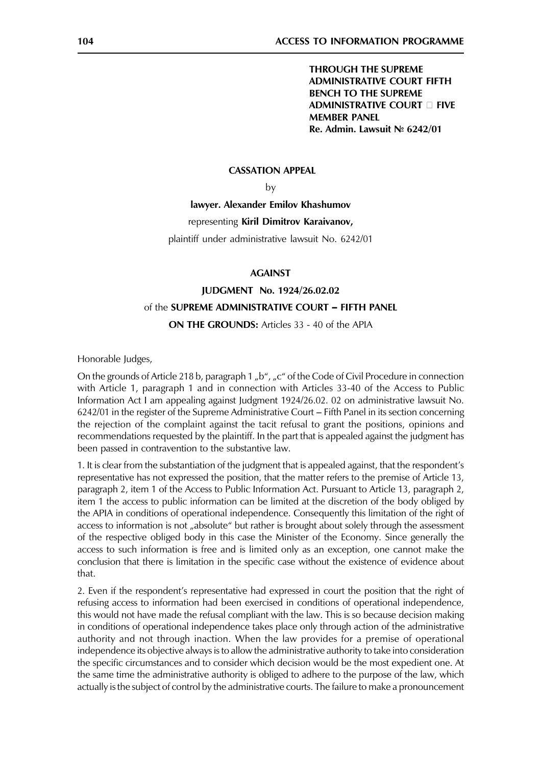**THROUGH THE SUPREME ADMINISTRATIVE COURT FIFTH BENCH TO THE SUPREME ADMINISTRATIVE COURT  FIVE MEMBER PANEL**
**Re. Admin. Lawsuit № 6242/01**

**CASSATION APPEAL**

by

**lawyer. Alexander Emilov Khashumov**

representing **Kiril Dimitrov Karaivanov,**

plaintiff under administrative lawsuit No. 6242/01

**AGAINST**

**JUDGMENT No. 1924/26.02.02**

of the **SUPREME ADMINISTRATIVE COURT – FIFTH PANEL**

**ON THE GROUNDS:** Articles 33 - 40 of the APIA

Honorable Judges,

On the grounds of Article 218 b, paragraph 1 „b", „c" of the Code of Civil Procedure in connection with Article 1, paragraph 1 and in connection with Articles 33-40 of the Access to Public Information Act I am appealing against Judgment 1924/26.02. 02 on administrative lawsuit No. 6242/01 in the register of the Supreme Administrative Court – Fifth Panel in its section concerning the rejection of the complaint against the tacit refusal to grant the positions, opinions and recommendations requested by the plaintiff. In the part that is appealed against the judgment has been passed in contravention to the substantive law.

1. It is clear from the substantiation of the judgment that is appealed against, that the respondent's representative has not expressed the position, that the matter refers to the premise of Article 13, paragraph 2, item 1 of the Access to Public Information Act. Pursuant to Article 13, paragraph 2, item 1 the access to public information can be limited at the discretion of the body obliged by the APIA in conditions of operational independence. Consequently this limitation of the right of access to information is not „absolute" but rather is brought about solely through the assessment of the respective obliged body in this case the Minister of the Economy. Since generally the access to such information is free and is limited only as an exception, one cannot make the conclusion that there is limitation in the specific case without the existence of evidence about that.

2. Even if the respondent's representative had expressed in court the position that the right of refusing access to information had been exercised in conditions of operational independence, this would not have made the refusal compliant with the law. This is so because decision making in conditions of operational independence takes place only through action of the administrative authority and not through inaction. When the law provides for a premise of operational independence its objective always is to allow the administrative authority to take into consideration the specific circumstances and to consider which decision would be the most expedient one. At the same time the administrative authority is obliged to adhere to the purpose of the law, which actually is the subject of control by the administrative courts. The failure to make a pronouncement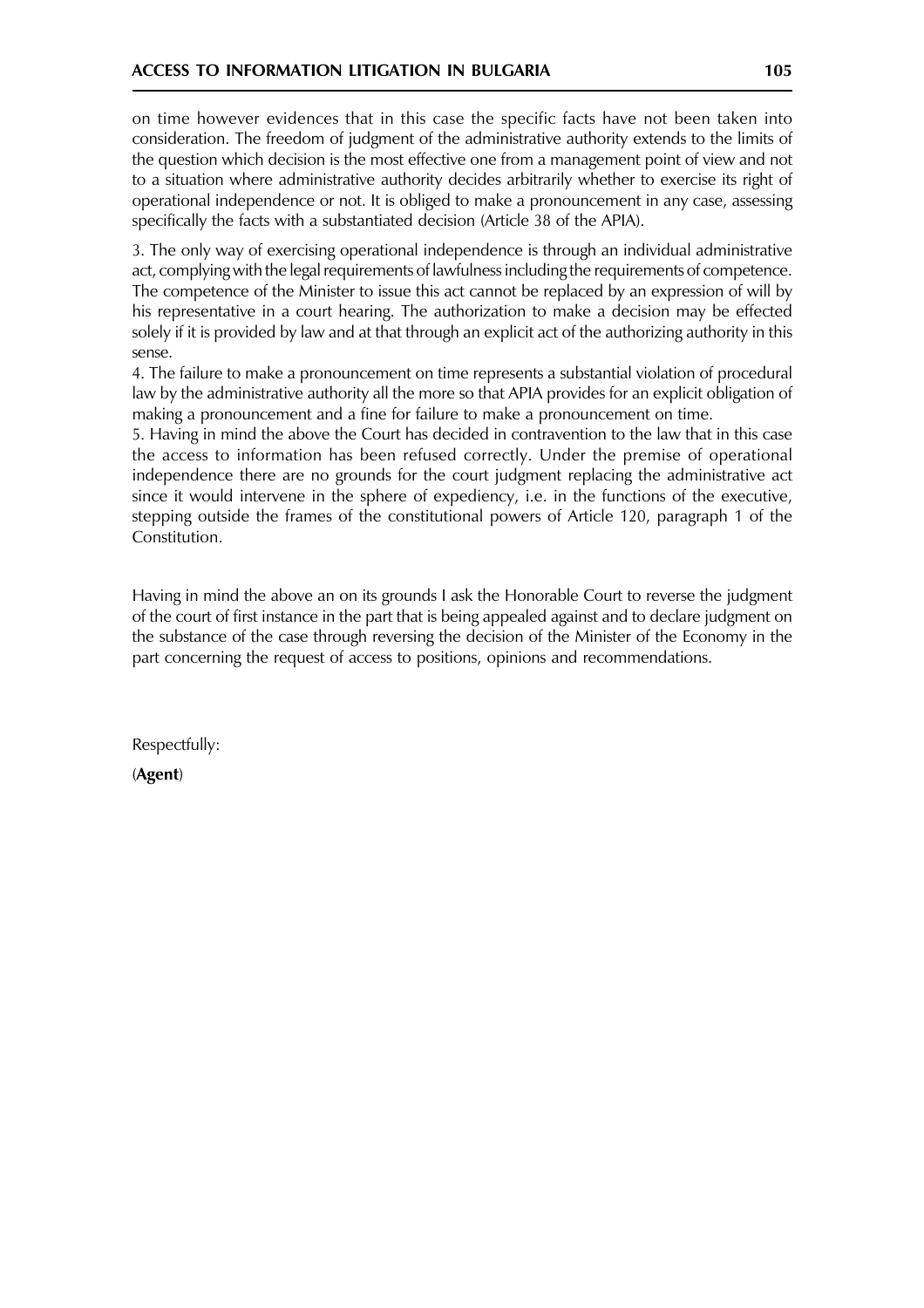on time however evidences that in this case the specific facts have not been taken into consideration. The freedom of judgment of the administrative authority extends to the limits of the question which decision is the most effective one from a management point of view and not to a situation where administrative authority decides arbitrarily whether to exercise its right of operational independence or not. It is obliged to make a pronouncement in any case, assessing specifically the facts with a substantiated decision (Article 38 of the APIA).

3. The only way of exercising operational independence is through an individual administrative act, complying with the legal requirements of lawfulness including the requirements of competence. The competence of the Minister to issue this act cannot be replaced by an expression of will by his representative in a court hearing. The authorization to make a decision may be effected solely if it is provided by law and at that through an explicit act of the authorizing authority in this sense.

4. The failure to make a pronouncement on time represents a substantial violation of procedural law by the administrative authority all the more so that APIA provides for an explicit obligation of making a pronouncement and a fine for failure to make a pronouncement on time.

5. Having in mind the above the Court has decided in contravention to the law that in this case the access to information has been refused correctly. Under the premise of operational independence there are no grounds for the court judgment replacing the administrative act since it would intervene in the sphere of expediency, i.e. in the functions of the executive, stepping outside the frames of the constitutional powers of Article 120, paragraph 1 of the Constitution.

Having in mind the above an on its grounds I ask the Honorable Court to reverse the judgment of the court of first instance in the part that is being appealed against and to declare judgment on the substance of the case through reversing the decision of the Minister of the Economy in the part concerning the request of access to positions, opinions and recommendations.

Respectfully:

(**Agent**)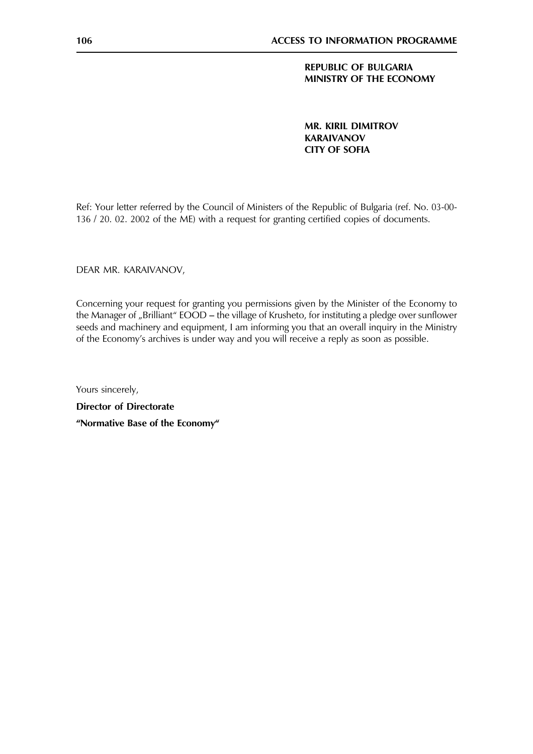**REPUBLIC OF BULGARIA**
**MINISTRY OF THE ECONOMY**

**MR. KIRIL DIMITROV**
**KARAIVANOV**
**CITY OF SOFIA**

Ref: Your letter referred by the Council of Ministers of the Republic of Bulgaria (ref. No. 03-00-136 / 20. 02. 2002 of the ME) with a request for granting certified copies of documents.

DEAR MR. KARAIVANOV,

Concerning your request for granting you permissions given by the Minister of the Economy to the Manager of „Brilliant" EOOD – the village of Krusheto, for instituting a pledge over sunflower seeds and machinery and equipment, I am informing you that an overall inquiry in the Ministry of the Economy's archives is under way and you will receive a reply as soon as possible.

Yours sincerely,

**Director of Directorate**

**"Normative Base of the Economy"**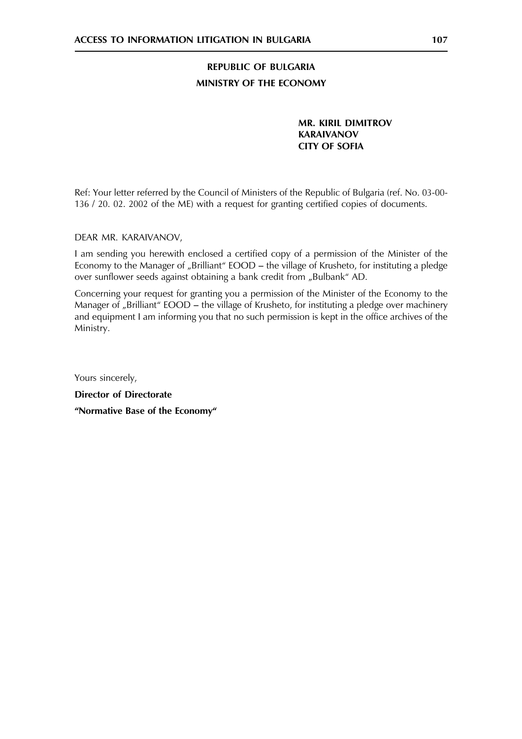**REPUBLIC OF BULGARIA**

**MINISTRY OF THE ECONOMY**

**MR. KIRIL DIMITROV**
**KARAIVANOV**
**CITY OF SOFIA**

Ref: Your letter referred by the Council of Ministers of the Republic of Bulgaria (ref. No. 03-00-136 / 20. 02. 2002 of the ME) with a request for granting certified copies of documents.

DEAR MR. KARAIVANOV,

I am sending you herewith enclosed a certified copy of a permission of the Minister of the Economy to the Manager of „Brilliant" EOOD – the village of Krusheto, for instituting a pledge over sunflower seeds against obtaining a bank credit from „Bulbank" AD.

Concerning your request for granting you a permission of the Minister of the Economy to the Manager of „Brilliant" EOOD – the village of Krusheto, for instituting a pledge over machinery and equipment I am informing you that no such permission is kept in the office archives of the Ministry.

Yours sincerely,

**Director of Directorate**

**"Normative Base of the Economy"**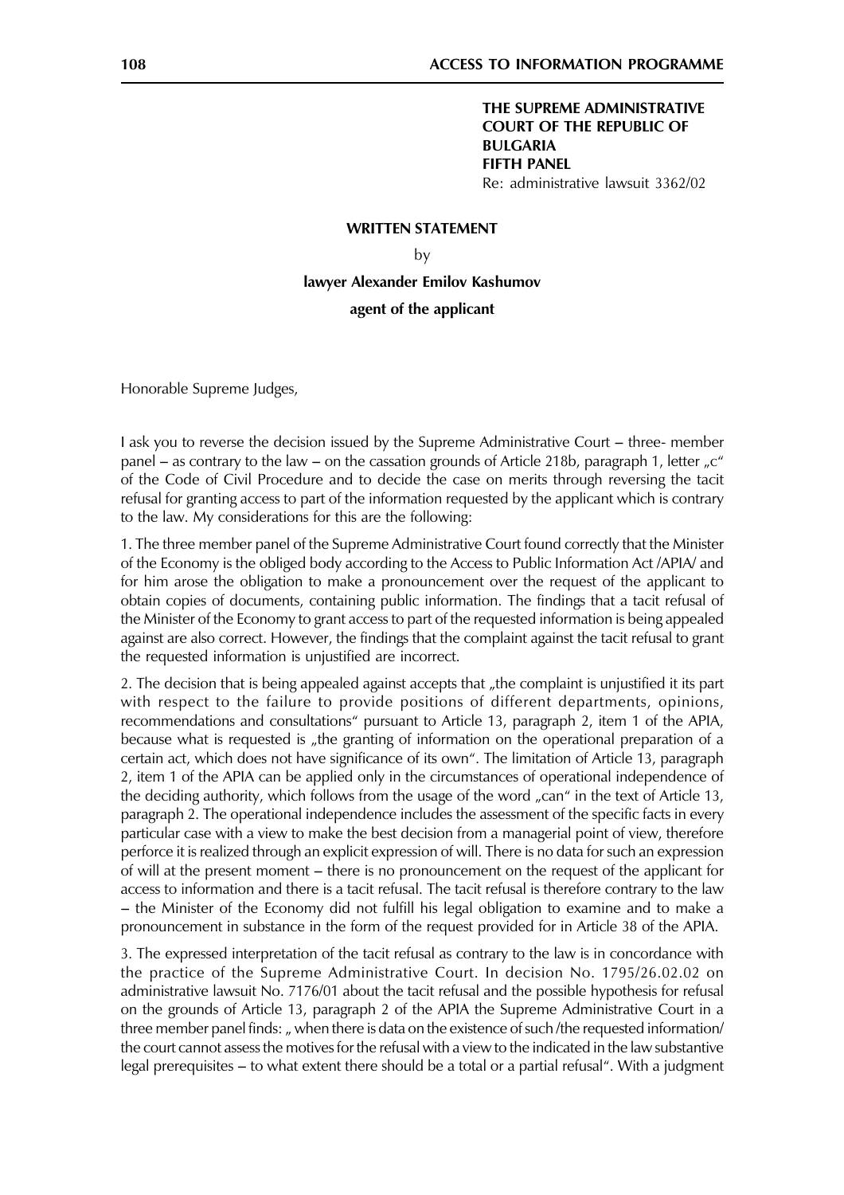**THE SUPREME ADMINISTRATIVE COURT OF THE REPUBLIC OF BULGARIA**
**FIFTH PANEL**
Re: administrative lawsuit 3362/02

**WRITTEN STATEMENT**

by

**lawyer Alexander Emilov Kashumov**

**agent of the applicant**

Honorable Supreme Judges,

I ask you to reverse the decision issued by the Supreme Administrative Court – three- member panel – as contrary to the law – on the cassation grounds of Article 218b, paragraph 1, letter „c" of the Code of Civil Procedure and to decide the case on merits through reversing the tacit refusal for granting access to part of the information requested by the applicant which is contrary to the law. My considerations for this are the following:

1. The three member panel of the Supreme Administrative Court found correctly that the Minister of the Economy is the obliged body according to the Access to Public Information Act /APIA/ and for him arose the obligation to make a pronouncement over the request of the applicant to obtain copies of documents, containing public information. The findings that a tacit refusal of the Minister of the Economy to grant access to part of the requested information is being appealed against are also correct. However, the findings that the complaint against the tacit refusal to grant the requested information is unjustified are incorrect.

2. The decision that is being appealed against accepts that „the complaint is unjustified it its part with respect to the failure to provide positions of different departments, opinions, recommendations and consultations" pursuant to Article 13, paragraph 2, item 1 of the APIA, because what is requested is „the granting of information on the operational preparation of a certain act, which does not have significance of its own". The limitation of Article 13, paragraph 2, item 1 of the APIA can be applied only in the circumstances of operational independence of the deciding authority, which follows from the usage of the word „can" in the text of Article 13, paragraph 2. The operational independence includes the assessment of the specific facts in every particular case with a view to make the best decision from a managerial point of view, therefore perforce it is realized through an explicit expression of will. There is no data for such an expression of will at the present moment – there is no pronouncement on the request of the applicant for access to information and there is a tacit refusal. The tacit refusal is therefore contrary to the law – the Minister of the Economy did not fulfill his legal obligation to examine and to make a pronouncement in substance in the form of the request provided for in Article 38 of the APIA.

3. The expressed interpretation of the tacit refusal as contrary to the law is in concordance with the practice of the Supreme Administrative Court. In decision No. 1795/26.02.02 on administrative lawsuit No. 7176/01 about the tacit refusal and the possible hypothesis for refusal on the grounds of Article 13, paragraph 2 of the APIA the Supreme Administrative Court in a three member panel finds: „ when there is data on the existence of such /the requested information/ the court cannot assess the motives for the refusal with a view to the indicated in the law substantive legal prerequisites – to what extent there should be a total or a partial refusal". With a judgment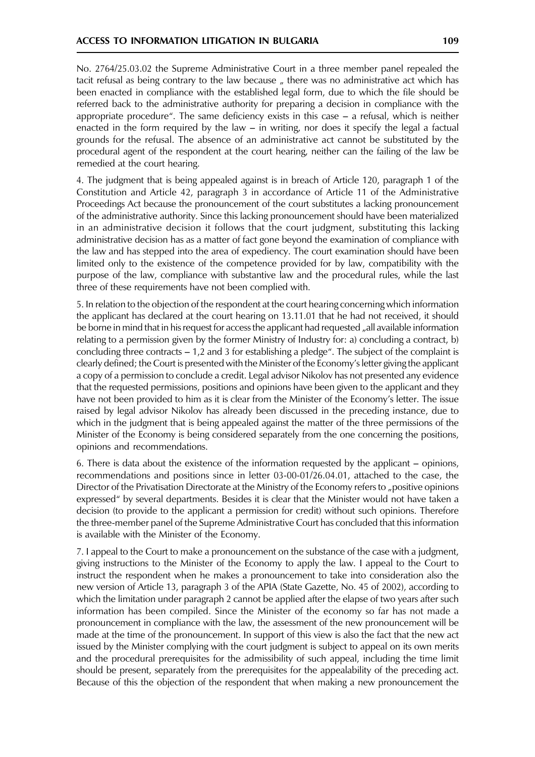No. 2764/25.03.02 the Supreme Administrative Court in a three member panel repealed the tacit refusal as being contrary to the law because „ there was no administrative act which has been enacted in compliance with the established legal form, due to which the file should be referred back to the administrative authority for preparing a decision in compliance with the appropriate procedure". The same deficiency exists in this case – a refusal, which is neither enacted in the form required by the law – in writing, nor does it specify the legal a factual grounds for the refusal. The absence of an administrative act cannot be substituted by the procedural agent of the respondent at the court hearing, neither can the failing of the law be remedied at the court hearing.

4. The judgment that is being appealed against is in breach of Article 120, paragraph 1 of the Constitution and Article 42, paragraph 3 in accordance of Article 11 of the Administrative Proceedings Act because the pronouncement of the court substitutes a lacking pronouncement of the administrative authority. Since this lacking pronouncement should have been materialized in an administrative decision it follows that the court judgment, substituting this lacking administrative decision has as a matter of fact gone beyond the examination of compliance with the law and has stepped into the area of expediency. The court examination should have been limited only to the existence of the competence provided for by law, compatibility with the purpose of the law, compliance with substantive law and the procedural rules, while the last three of these requirements have not been complied with.

5. In relation to the objection of the respondent at the court hearing concerning which information the applicant has declared at the court hearing on 13.11.01 that he had not received, it should be borne in mind that in his request for access the applicant had requested „all available information relating to a permission given by the former Ministry of Industry for: a) concluding a contract, b) concluding three contracts – 1,2 and 3 for establishing a pledge". The subject of the complaint is clearly defined; the Court is presented with the Minister of the Economy's letter giving the applicant a copy of a permission to conclude a credit. Legal advisor Nikolov has not presented any evidence that the requested permissions, positions and opinions have been given to the applicant and they have not been provided to him as it is clear from the Minister of the Economy's letter. The issue raised by legal advisor Nikolov has already been discussed in the preceding instance, due to which in the judgment that is being appealed against the matter of the three permissions of the Minister of the Economy is being considered separately from the one concerning the positions, opinions and recommendations.

6. There is data about the existence of the information requested by the applicant – opinions, recommendations and positions since in letter 03-00-01/26.04.01, attached to the case, the Director of the Privatisation Directorate at the Ministry of the Economy refers to „positive opinions expressed" by several departments. Besides it is clear that the Minister would not have taken a decision (to provide to the applicant a permission for credit) without such opinions. Therefore the three-member panel of the Supreme Administrative Court has concluded that this information is available with the Minister of the Economy.

7. I appeal to the Court to make a pronouncement on the substance of the case with a judgment, giving instructions to the Minister of the Economy to apply the law. I appeal to the Court to instruct the respondent when he makes a pronouncement to take into consideration also the new version of Article 13, paragraph 3 of the APIA (State Gazette, No. 45 of 2002), according to which the limitation under paragraph 2 cannot be applied after the elapse of two years after such information has been compiled. Since the Minister of the economy so far has not made a pronouncement in compliance with the law, the assessment of the new pronouncement will be made at the time of the pronouncement. In support of this view is also the fact that the new act issued by the Minister complying with the court judgment is subject to appeal on its own merits and the procedural prerequisites for the admissibility of such appeal, including the time limit should be present, separately from the prerequisites for the appealability of the preceding act. Because of this the objection of the respondent that when making a new pronouncement the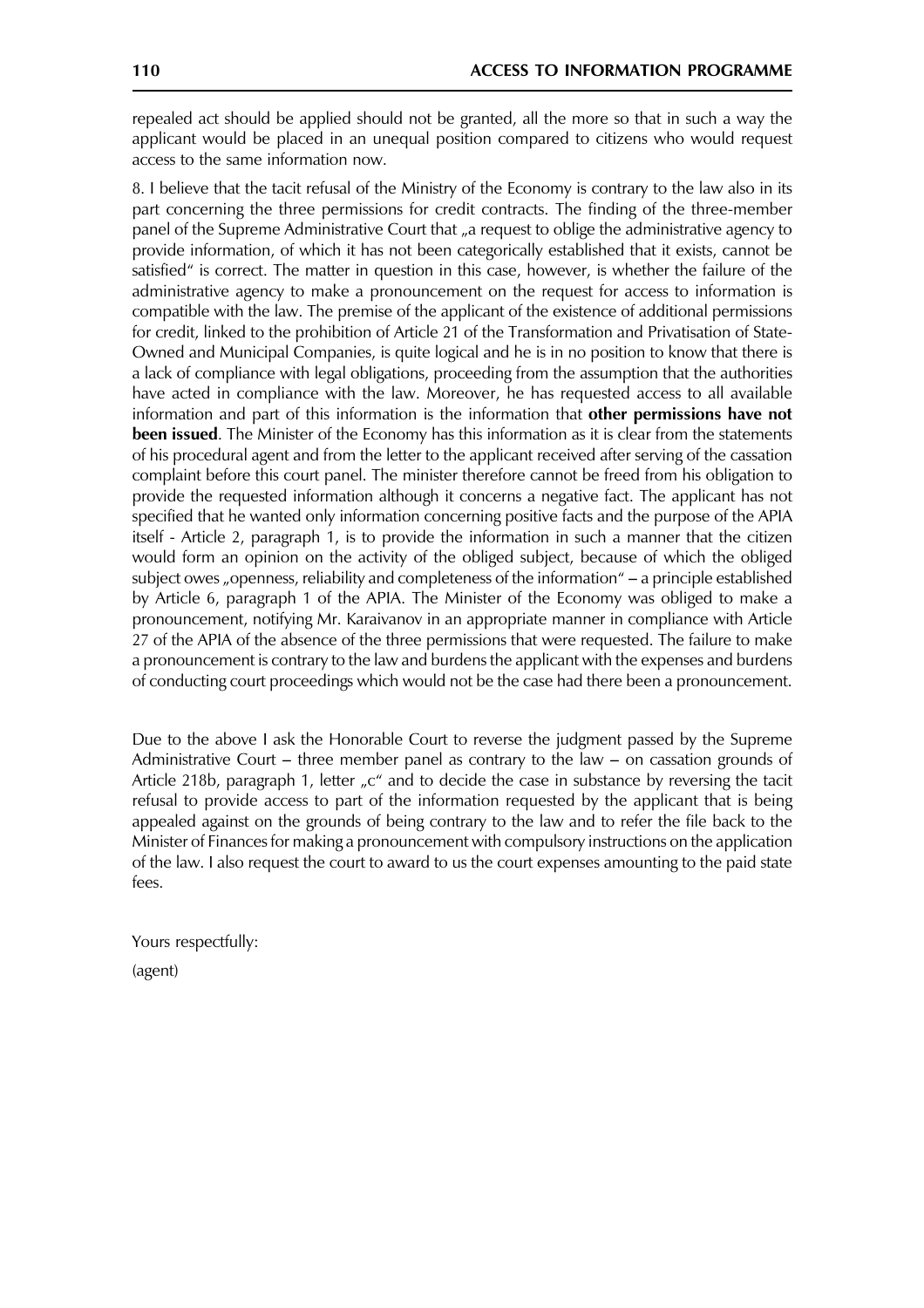repealed act should be applied should not be granted, all the more so that in such a way the applicant would be placed in an unequal position compared to citizens who would request access to the same information now.

8. I believe that the tacit refusal of the Ministry of the Economy is contrary to the law also in its part concerning the three permissions for credit contracts. The finding of the three-member panel of the Supreme Administrative Court that „a request to oblige the administrative agency to provide information, of which it has not been categorically established that it exists, cannot be satisfied" is correct. The matter in question in this case, however, is whether the failure of the administrative agency to make a pronouncement on the request for access to information is compatible with the law. The premise of the applicant of the existence of additional permissions for credit, linked to the prohibition of Article 21 of the Transformation and Privatisation of State-Owned and Municipal Companies, is quite logical and he is in no position to know that there is a lack of compliance with legal obligations, proceeding from the assumption that the authorities have acted in compliance with the law. Moreover, he has requested access to all available information and part of this information is the information that **other permissions have not been issued**. The Minister of the Economy has this information as it is clear from the statements of his procedural agent and from the letter to the applicant received after serving of the cassation complaint before this court panel. The minister therefore cannot be freed from his obligation to provide the requested information although it concerns a negative fact. The applicant has not specified that he wanted only information concerning positive facts and the purpose of the APIA itself - Article 2, paragraph 1, is to provide the information in such a manner that the citizen would form an opinion on the activity of the obliged subject, because of which the obliged subject owes „openness, reliability and completeness of the information" – a principle established by Article 6, paragraph 1 of the APIA. The Minister of the Economy was obliged to make a pronouncement, notifying Mr. Karaivanov in an appropriate manner in compliance with Article 27 of the APIA of the absence of the three permissions that were requested. The failure to make a pronouncement is contrary to the law and burdens the applicant with the expenses and burdens of conducting court proceedings which would not be the case had there been a pronouncement.

Due to the above I ask the Honorable Court to reverse the judgment passed by the Supreme Administrative Court – three member panel as contrary to the law – on cassation grounds of Article 218b, paragraph 1, letter „c" and to decide the case in substance by reversing the tacit refusal to provide access to part of the information requested by the applicant that is being appealed against on the grounds of being contrary to the law and to refer the file back to the Minister of Finances for making a pronouncement with compulsory instructions on the application of the law. I also request the court to award to us the court expenses amounting to the paid state fees.

Yours respectfully:

(agent)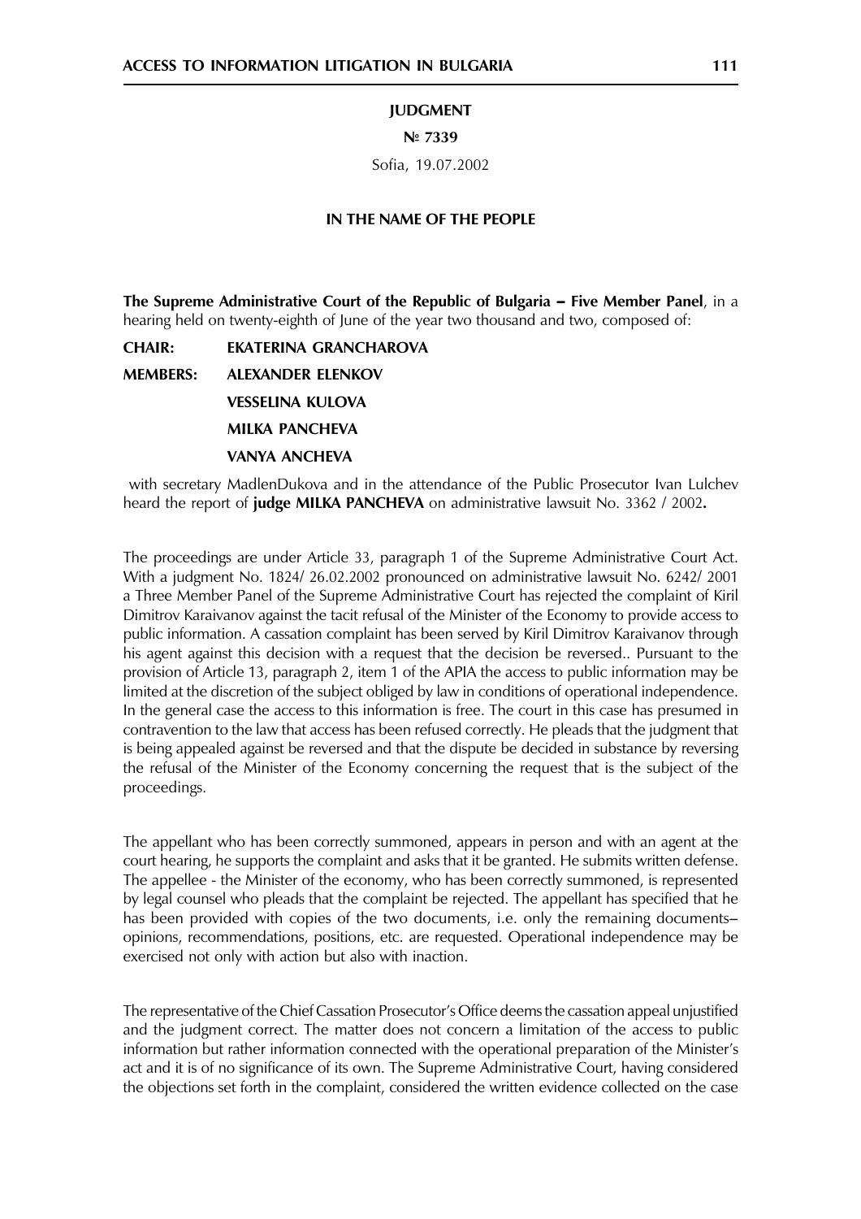**JUDGMENT**

**№ 7339**

Sofia, 19.07.2002

**IN THE NAME OF THE PEOPLE**

**The Supreme Administrative Court of the Republic of Bulgaria – Five Member Panel**, in a hearing held on twenty-eighth of June of the year two thousand and two, composed of:

**CHAIR:** **EKATERINA GRANCHAROVA**

**MEMBERS:** **ALEXANDER ELENKOV**

**VESSELINA KULOVA**

**MILKA PANCHEVA**

**VANYA ANCHEVA**

with secretary MadlenDukova and in the attendance of the Public Prosecutor Ivan Lulchev heard the report of **judge MILKA PANCHEVA** on administrative lawsuit No. 3362 / 2002**.**

The proceedings are under Article 33, paragraph 1 of the Supreme Administrative Court Act. With a judgment No. 1824/ 26.02.2002 pronounced on administrative lawsuit No. 6242/ 2001 a Three Member Panel of the Supreme Administrative Court has rejected the complaint of Kiril Dimitrov Karaivanov against the tacit refusal of the Minister of the Economy to provide access to public information. A cassation complaint has been served by Kiril Dimitrov Karaivanov through his agent against this decision with a request that the decision be reversed.. Pursuant to the provision of Article 13, paragraph 2, item 1 of the APIA the access to public information may be limited at the discretion of the subject obliged by law in conditions of operational independence. In the general case the access to this information is free. The court in this case has presumed in contravention to the law that access has been refused correctly. He pleads that the judgment that is being appealed against be reversed and that the dispute be decided in substance by reversing the refusal of the Minister of the Economy concerning the request that is the subject of the proceedings.

The appellant who has been correctly summoned, appears in person and with an agent at the court hearing, he supports the complaint and asks that it be granted. He submits written defense. The appellee - the Minister of the economy, who has been correctly summoned, is represented by legal counsel who pleads that the complaint be rejected. The appellant has specified that he has been provided with copies of the two documents, i.e. only the remaining documents– opinions, recommendations, positions, etc. are requested. Operational independence may be exercised not only with action but also with inaction.

The representative of the Chief Cassation Prosecutor's Office deems the cassation appeal unjustified and the judgment correct. The matter does not concern a limitation of the access to public information but rather information connected with the operational preparation of the Minister's act and it is of no significance of its own. The Supreme Administrative Court, having considered the objections set forth in the complaint, considered the written evidence collected on the case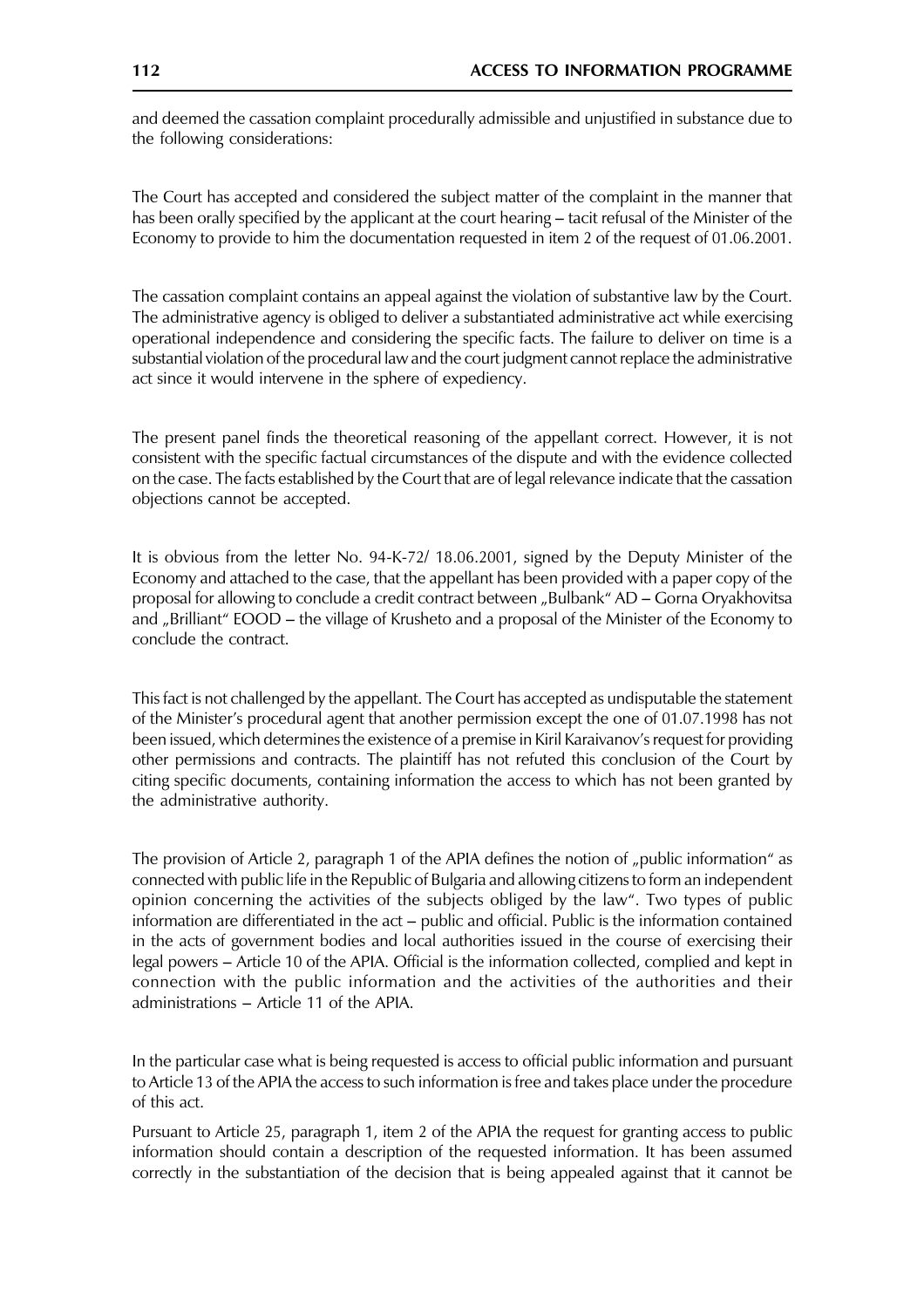and deemed the cassation complaint procedurally admissible and unjustified in substance due to the following considerations:

The Court has accepted and considered the subject matter of the complaint in the manner that has been orally specified by the applicant at the court hearing – tacit refusal of the Minister of the Economy to provide to him the documentation requested in item 2 of the request of 01.06.2001.

The cassation complaint contains an appeal against the violation of substantive law by the Court. The administrative agency is obliged to deliver a substantiated administrative act while exercising operational independence and considering the specific facts. The failure to deliver on time is a substantial violation of the procedural law and the court judgment cannot replace the administrative act since it would intervene in the sphere of expediency.

The present panel finds the theoretical reasoning of the appellant correct. However, it is not consistent with the specific factual circumstances of the dispute and with the evidence collected on the case. The facts established by the Court that are of legal relevance indicate that the cassation objections cannot be accepted.

It is obvious from the letter No. 94-K-72/ 18.06.2001, signed by the Deputy Minister of the Economy and attached to the case, that the appellant has been provided with a paper copy of the proposal for allowing to conclude a credit contract between „Bulbank" AD – Gorna Oryakhovitsa and „Brilliant" EOOD – the village of Krusheto and a proposal of the Minister of the Economy to conclude the contract.

This fact is not challenged by the appellant. The Court has accepted as undisputable the statement of the Minister's procedural agent that another permission except the one of 01.07.1998 has not been issued, which determines the existence of a premise in Kiril Karaivanov's request for providing other permissions and contracts. The plaintiff has not refuted this conclusion of the Court by citing specific documents, containing information the access to which has not been granted by the administrative authority.

The provision of Article 2, paragraph 1 of the APIA defines the notion of „public information" as connected with public life in the Republic of Bulgaria and allowing citizens to form an independent opinion concerning the activities of the subjects obliged by the law". Two types of public information are differentiated in the act – public and official. Public is the information contained in the acts of government bodies and local authorities issued in the course of exercising their legal powers – Article 10 of the APIA. Official is the information collected, complied and kept in connection with the public information and the activities of the authorities and their administrations – Article 11 of the APIA.

In the particular case what is being requested is access to official public information and pursuant to Article 13 of the APIA the access to such information is free and takes place under the procedure of this act.

Pursuant to Article 25, paragraph 1, item 2 of the APIA the request for granting access to public information should contain a description of the requested information. It has been assumed correctly in the substantiation of the decision that is being appealed against that it cannot be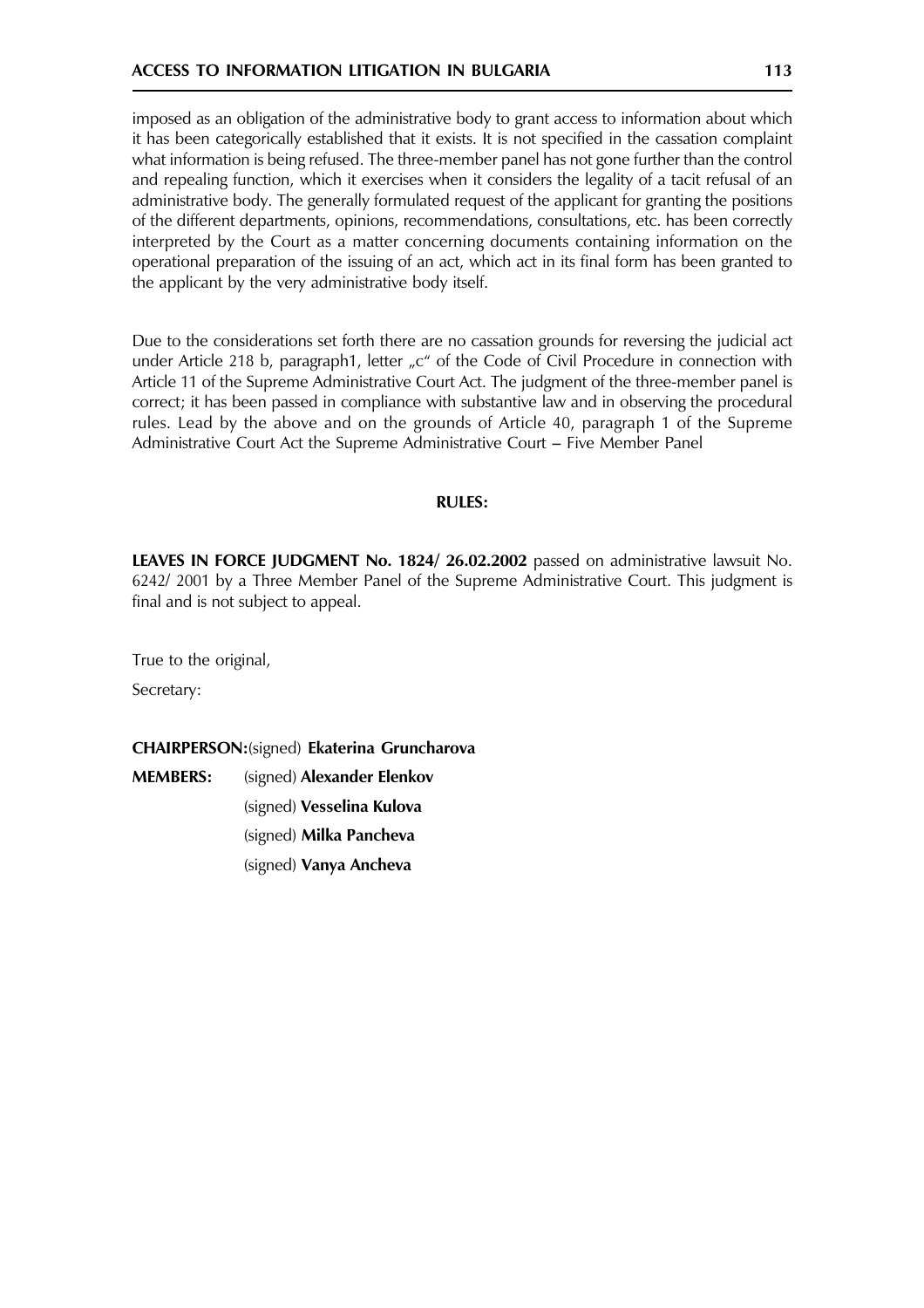imposed as an obligation of the administrative body to grant access to information about which it has been categorically established that it exists. It is not specified in the cassation complaint what information is being refused. The three-member panel has not gone further than the control and repealing function, which it exercises when it considers the legality of a tacit refusal of an administrative body. The generally formulated request of the applicant for granting the positions of the different departments, opinions, recommendations, consultations, etc. has been correctly interpreted by the Court as a matter concerning documents containing information on the operational preparation of the issuing of an act, which act in its final form has been granted to the applicant by the very administrative body itself.

Due to the considerations set forth there are no cassation grounds for reversing the judicial act under Article 218 b, paragraph1, letter „c" of the Code of Civil Procedure in connection with Article 11 of the Supreme Administrative Court Act. The judgment of the three-member panel is correct; it has been passed in compliance with substantive law and in observing the procedural rules. Lead by the above and on the grounds of Article 40, paragraph 1 of the Supreme Administrative Court Act the Supreme Administrative Court – Five Member Panel

**RULES:**

**LEAVES IN FORCE JUDGMENT No. 1824/ 26.02.2002** passed on administrative lawsuit No. 6242/ 2001 by a Three Member Panel of the Supreme Administrative Court. This judgment is final and is not subject to appeal.

True to the original,

Secretary:

**CHAIRPERSON:**(signed) **Ekaterina Gruncharova**

**MEMBERS:** (signed) **Alexander Elenkov**

(signed) **Vesselina Kulova**

(signed) **Milka Pancheva**

(signed) **Vanya Ancheva**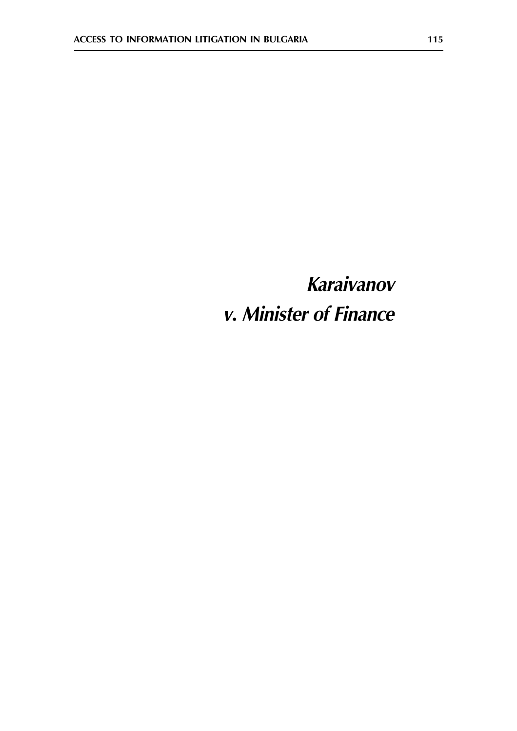# *Karaivanov v. Minister of Finance*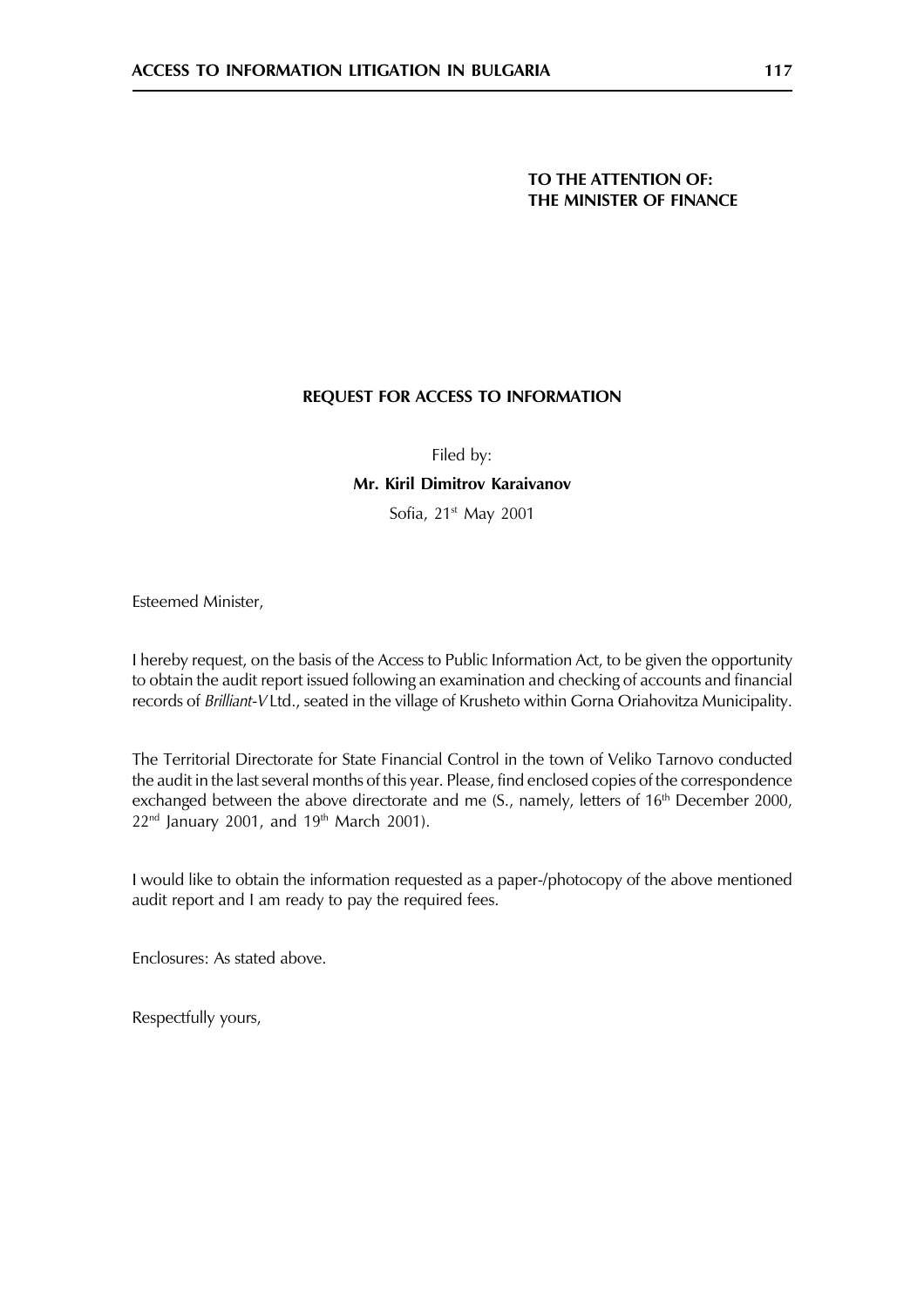**TO THE ATTENTION OF:**
**THE MINISTER OF FINANCE**

**REQUEST FOR ACCESS TO INFORMATION**

Filed by:

**Mr. Kiril Dimitrov Karaivanov**

Sofia, 21st May 2001

Esteemed Minister,

I hereby request, on the basis of the Access to Public Information Act, to be given the opportunity to obtain the audit report issued following an examination and checking of accounts and financial records of *Brilliant-V* Ltd., seated in the village of Krusheto within Gorna Oriahovitza Municipality.

The Territorial Directorate for State Financial Control in the town of Veliko Tarnovo conducted the audit in the last several months of this year. Please, find enclosed copies of the correspondence exchanged between the above directorate and me (S., namely, letters of 16th December 2000, 22nd January 2001, and 19th March 2001).

I would like to obtain the information requested as a paper-/photocopy of the above mentioned audit report and I am ready to pay the required fees.

Enclosures: As stated above.

Respectfully yours,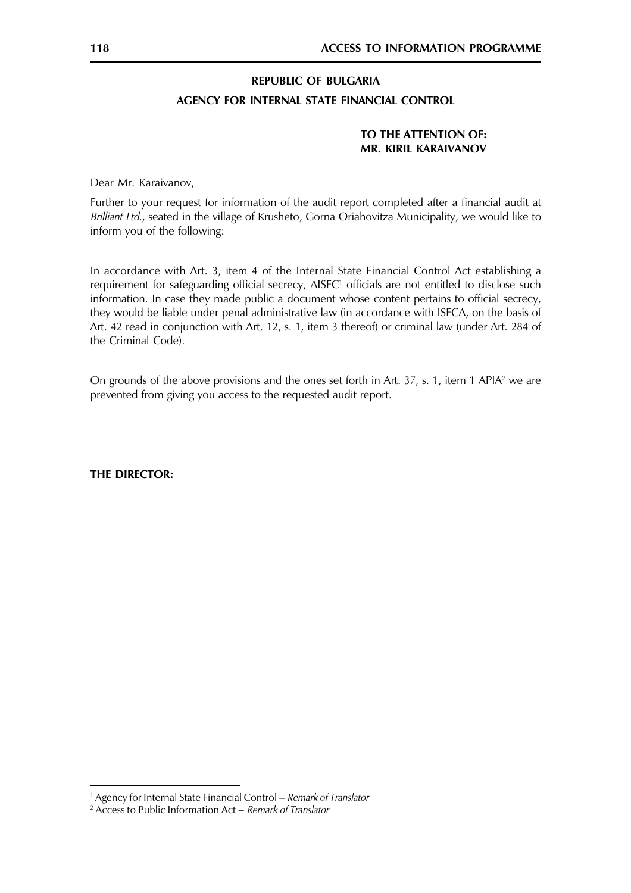**REPUBLIC OF BULGARIA**

**AGENCY FOR INTERNAL STATE FINANCIAL CONTROL**

**TO THE ATTENTION OF:**
**MR. KIRIL KARAIVANOV**

Dear Mr. Karaivanov,

Further to your request for information of the audit report completed after a financial audit at *Brilliant Ltd.*, seated in the village of Krusheto, Gorna Oriahovitza Municipality, we would like to inform you of the following:

In accordance with Art. 3, item 4 of the Internal State Financial Control Act establishing a requirement for safeguarding official secrecy, AISFC[1] officials are not entitled to disclose such information. In case they made public a document whose content pertains to official secrecy, they would be liable under penal administrative law (in accordance with ISFCA, on the basis of Art. 42 read in conjunction with Art. 12, s. 1, item 3 thereof) or criminal law (under Art. 284 of the Criminal Code).

On grounds of the above provisions and the ones set forth in Art. 37, s. 1, item 1 APIA[2] we are prevented from giving you access to the requested audit report.

**THE DIRECTOR:**

---

[1] Agency for Internal State Financial Control – *Remark of Translator*

[2] Access to Public Information Act – *Remark of Translator*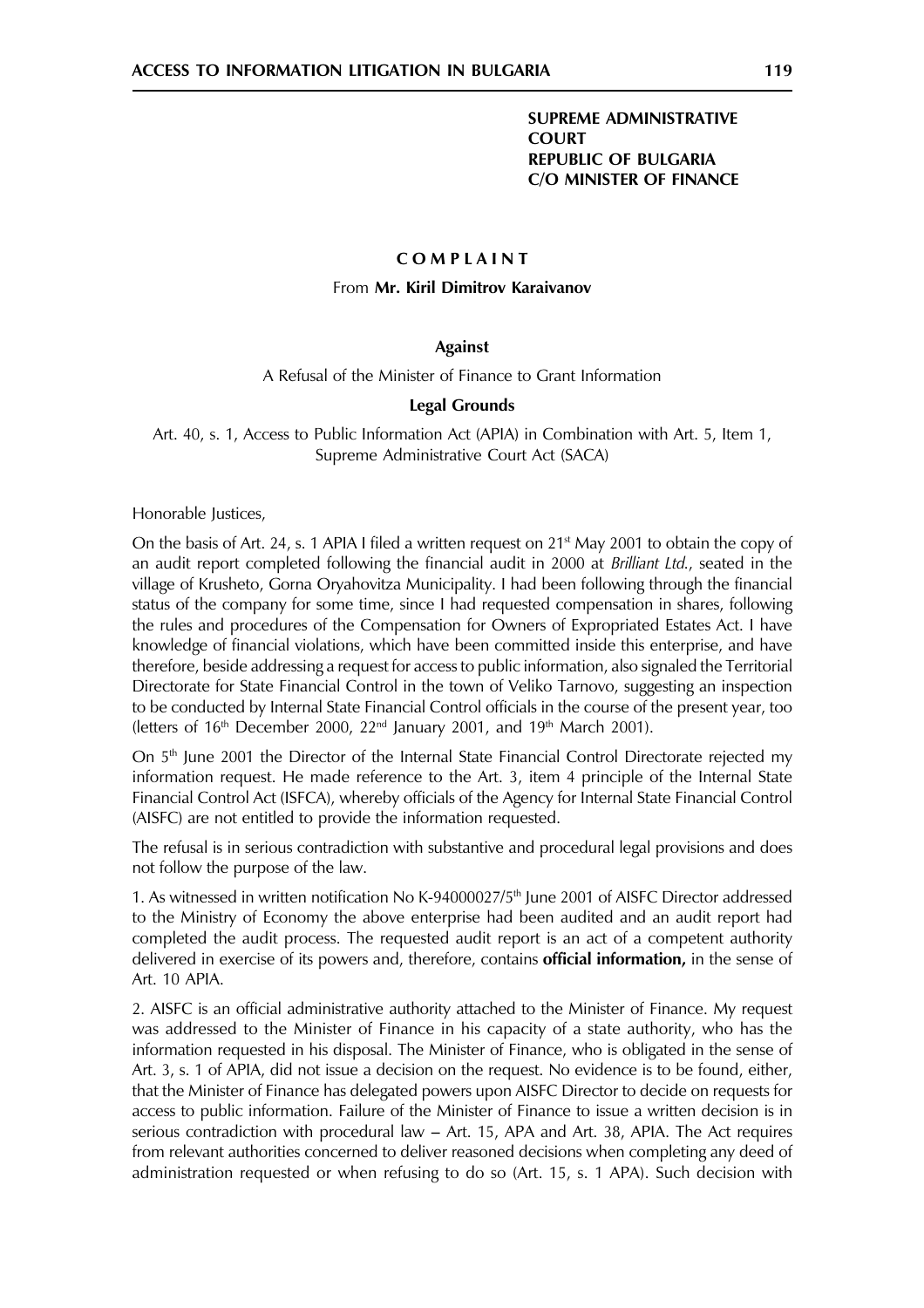**SUPREME ADMINISTRATIVE COURT**
**REPUBLIC OF BULGARIA**
**C/O MINISTER OF FINANCE**

# COMPLAINT

From **Mr. Kiril Dimitrov Karaivanov**

**Against**

A Refusal of the Minister of Finance to Grant Information

**Legal Grounds**

Art. 40, s. 1, Access to Public Information Act (APIA) in Combination with Art. 5, Item 1, Supreme Administrative Court Act (SACA)

Honorable Justices,

On the basis of Art. 24, s. 1 APIA I filed a written request on 21st May 2001 to obtain the copy of an audit report completed following the financial audit in 2000 at *Brilliant Ltd.*, seated in the village of Krusheto, Gorna Oryahovitza Municipality. I had been following through the financial status of the company for some time, since I had requested compensation in shares, following the rules and procedures of the Compensation for Owners of Expropriated Estates Act. I have knowledge of financial violations, which have been committed inside this enterprise, and have therefore, beside addressing a request for access to public information, also signaled the Territorial Directorate for State Financial Control in the town of Veliko Tarnovo, suggesting an inspection to be conducted by Internal State Financial Control officials in the course of the present year, too (letters of 16th December 2000, 22nd January 2001, and 19th March 2001).

On 5th June 2001 the Director of the Internal State Financial Control Directorate rejected my information request. He made reference to the Art. 3, item 4 principle of the Internal State Financial Control Act (ISFCA), whereby officials of the Agency for Internal State Financial Control (AISFC) are not entitled to provide the information requested.

The refusal is in serious contradiction with substantive and procedural legal provisions and does not follow the purpose of the law.

1. As witnessed in written notification No K-94000027/5th June 2001 of AISFC Director addressed to the Ministry of Economy the above enterprise had been audited and an audit report had completed the audit process. The requested audit report is an act of a competent authority delivered in exercise of its powers and, therefore, contains **official information,** in the sense of Art. 10 APIA.

2. AISFC is an official administrative authority attached to the Minister of Finance. My request was addressed to the Minister of Finance in his capacity of a state authority, who has the information requested in his disposal. The Minister of Finance, who is obligated in the sense of Art. 3, s. 1 of APIA, did not issue a decision on the request. No evidence is to be found, either, that the Minister of Finance has delegated powers upon AISFC Director to decide on requests for access to public information. Failure of the Minister of Finance to issue a written decision is in serious contradiction with procedural law – Art. 15, APA and Art. 38, APIA. The Act requires from relevant authorities concerned to deliver reasoned decisions when completing any deed of administration requested or when refusing to do so (Art. 15, s. 1 APA). Such decision with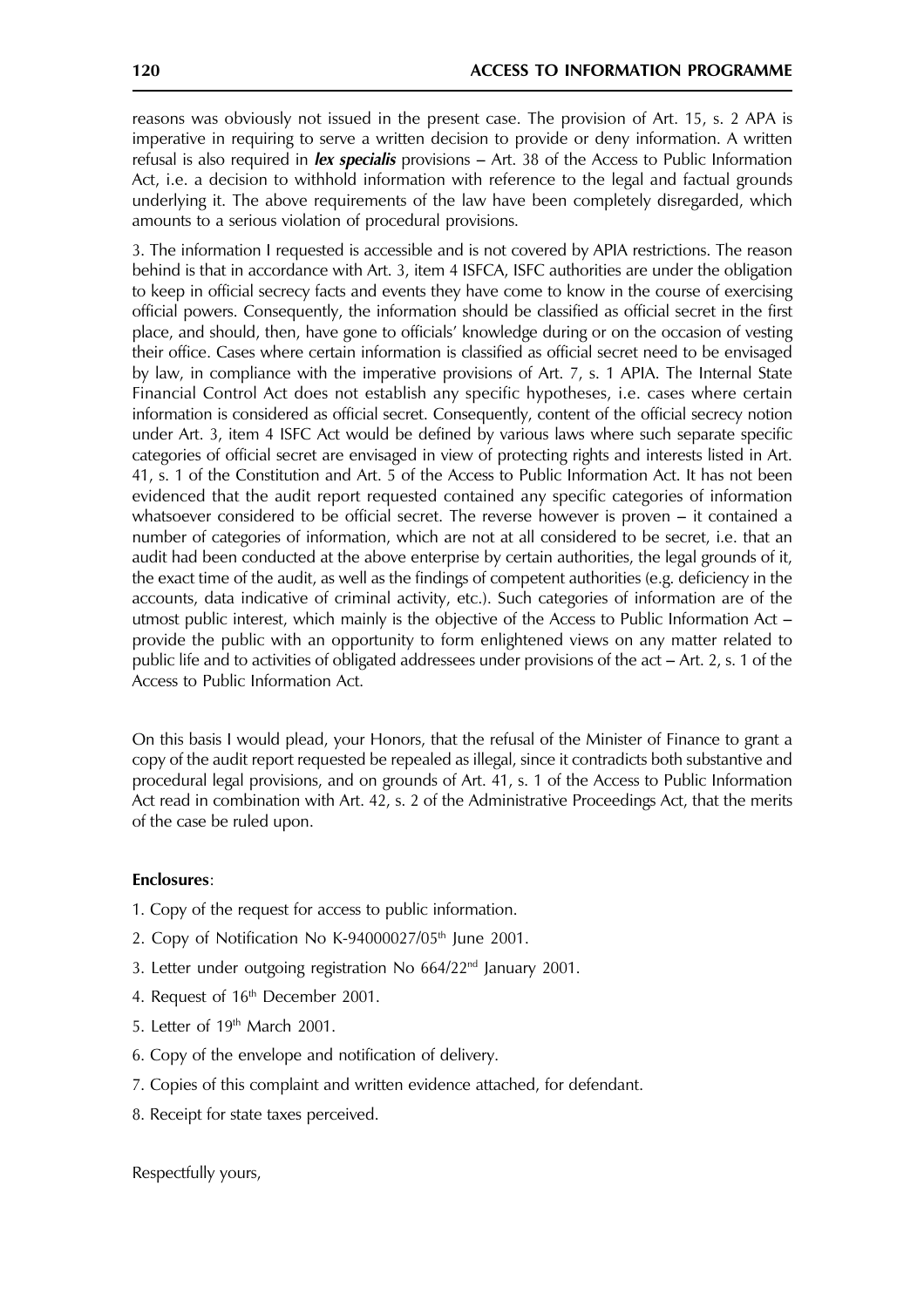reasons was obviously not issued in the present case. The provision of Art. 15, s. 2 APA is imperative in requiring to serve a written decision to provide or deny information. A written refusal is also required in ***lex specialis*** provisions – Art. 38 of the Access to Public Information Act, i.e. a decision to withhold information with reference to the legal and factual grounds underlying it. The above requirements of the law have been completely disregarded, which amounts to a serious violation of procedural provisions.

3. The information I requested is accessible and is not covered by APIA restrictions. The reason behind is that in accordance with Art. 3, item 4 ISFCA, ISFC authorities are under the obligation to keep in official secrecy facts and events they have come to know in the course of exercising official powers. Consequently, the information should be classified as official secret in the first place, and should, then, have gone to officials' knowledge during or on the occasion of vesting their office. Cases where certain information is classified as official secret need to be envisaged by law, in compliance with the imperative provisions of Art. 7, s. 1 APIA. The Internal State Financial Control Act does not establish any specific hypotheses, i.e. cases where certain information is considered as official secret. Consequently, content of the official secrecy notion under Art. 3, item 4 ISFC Act would be defined by various laws where such separate specific categories of official secret are envisaged in view of protecting rights and interests listed in Art. 41, s. 1 of the Constitution and Art. 5 of the Access to Public Information Act. It has not been evidenced that the audit report requested contained any specific categories of information whatsoever considered to be official secret. The reverse however is proven – it contained a number of categories of information, which are not at all considered to be secret, i.e. that an audit had been conducted at the above enterprise by certain authorities, the legal grounds of it, the exact time of the audit, as well as the findings of competent authorities (e.g. deficiency in the accounts, data indicative of criminal activity, etc.). Such categories of information are of the utmost public interest, which mainly is the objective of the Access to Public Information Act – provide the public with an opportunity to form enlightened views on any matter related to public life and to activities of obligated addressees under provisions of the act – Art. 2, s. 1 of the Access to Public Information Act.

On this basis I would plead, your Honors, that the refusal of the Minister of Finance to grant a copy of the audit report requested be repealed as illegal, since it contradicts both substantive and procedural legal provisions, and on grounds of Art. 41, s. 1 of the Access to Public Information Act read in combination with Art. 42, s. 2 of the Administrative Proceedings Act, that the merits of the case be ruled upon.

**Enclosures**:

1. Copy of the request for access to public information.
2. Copy of Notification No K-94000027/05th June 2001.
3. Letter under outgoing registration No 664/22nd January 2001.
4. Request of 16th December 2001.
5. Letter of 19th March 2001.
6. Copy of the envelope and notification of delivery.
7. Copies of this complaint and written evidence attached, for defendant.
8. Receipt for state taxes perceived.

Respectfully yours,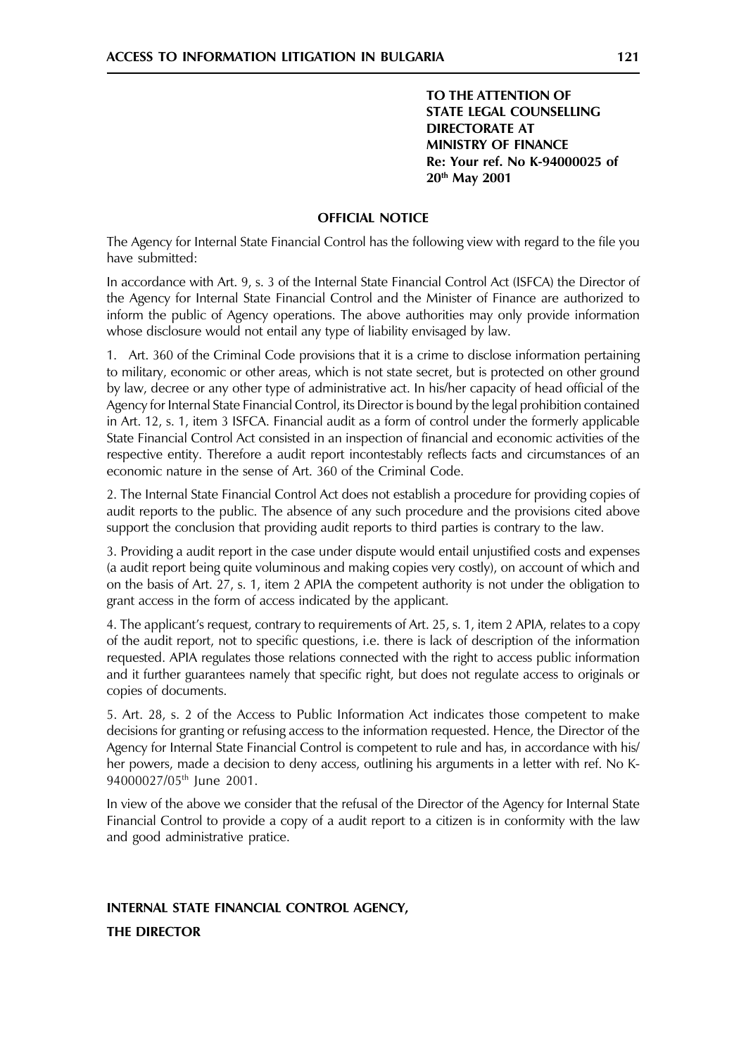**TO THE ATTENTION OF**
**STATE LEGAL COUNSELLING**
**DIRECTORATE AT**
**MINISTRY OF FINANCE**
**Re: Your ref. No K-94000025 of 20th May 2001**

**OFFICIAL NOTICE**

The Agency for Internal State Financial Control has the following view with regard to the file you have submitted:

In accordance with Art. 9, s. 3 of the Internal State Financial Control Act (ISFCA) the Director of the Agency for Internal State Financial Control and the Minister of Finance are authorized to inform the public of Agency operations. The above authorities may only provide information whose disclosure would not entail any type of liability envisaged by law.

1. Art. 360 of the Criminal Code provisions that it is a crime to disclose information pertaining to military, economic or other areas, which is not state secret, but is protected on other ground by law, decree or any other type of administrative act. In his/her capacity of head official of the Agency for Internal State Financial Control, its Director is bound by the legal prohibition contained in Art. 12, s. 1, item 3 ISFCA. Financial audit as a form of control under the formerly applicable State Financial Control Act consisted in an inspection of financial and economic activities of the respective entity. Therefore a audit report incontestably reflects facts and circumstances of an economic nature in the sense of Art. 360 of the Criminal Code.

2. The Internal State Financial Control Act does not establish a procedure for providing copies of audit reports to the public. The absence of any such procedure and the provisions cited above support the conclusion that providing audit reports to third parties is contrary to the law.

3. Providing a audit report in the case under dispute would entail unjustified costs and expenses (a audit report being quite voluminous and making copies very costly), on account of which and on the basis of Art. 27, s. 1, item 2 APIA the competent authority is not under the obligation to grant access in the form of access indicated by the applicant.

4. The applicant's request, contrary to requirements of Art. 25, s. 1, item 2 APIA, relates to a copy of the audit report, not to specific questions, i.e. there is lack of description of the information requested. APIA regulates those relations connected with the right to access public information and it further guarantees namely that specific right, but does not regulate access to originals or copies of documents.

5. Art. 28, s. 2 of the Access to Public Information Act indicates those competent to make decisions for granting or refusing access to the information requested. Hence, the Director of the Agency for Internal State Financial Control is competent to rule and has, in accordance with his/her powers, made a decision to deny access, outlining his arguments in a letter with ref. No K-94000027/05th June 2001.

In view of the above we consider that the refusal of the Director of the Agency for Internal State Financial Control to provide a copy of a audit report to a citizen is in conformity with the law and good administrative pratice.

**INTERNAL STATE FINANCIAL CONTROL AGENCY,**

**THE DIRECTOR**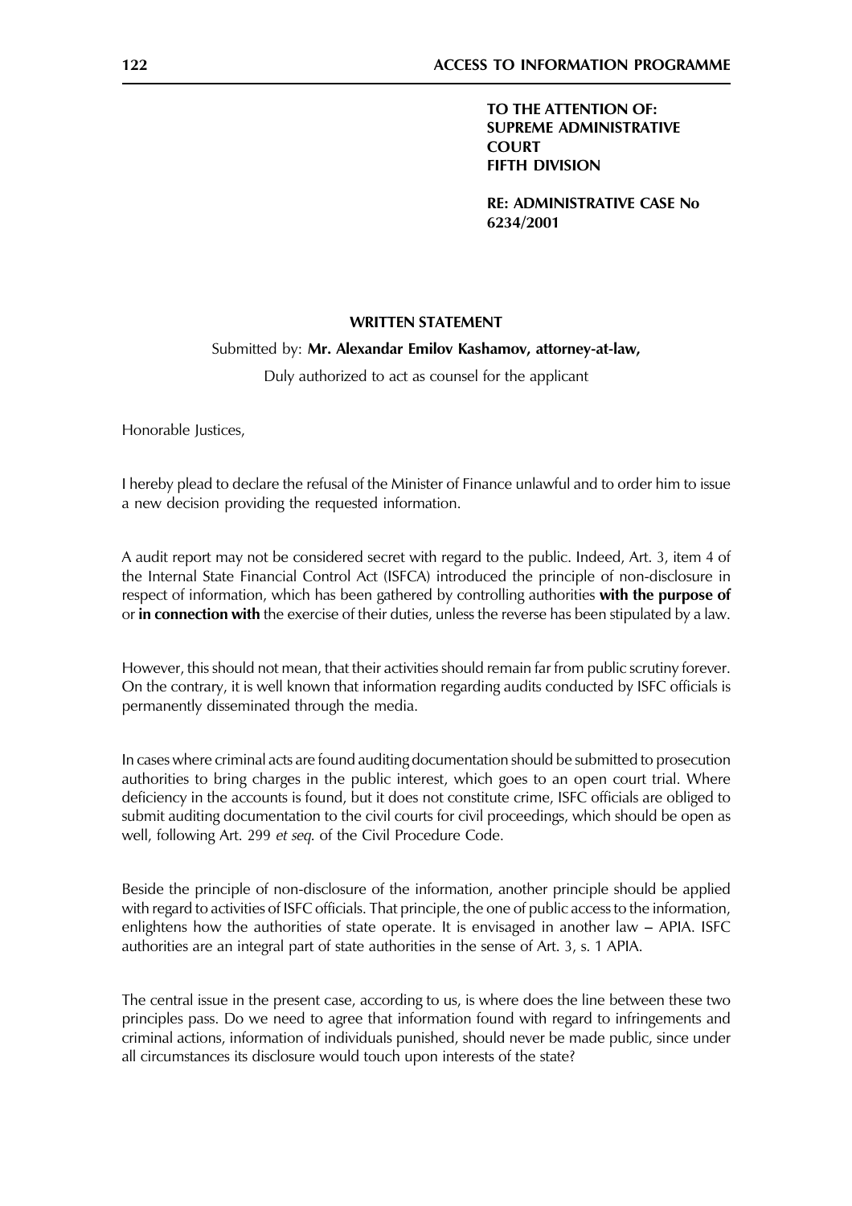**TO THE ATTENTION OF:**
**SUPREME ADMINISTRATIVE COURT**
**FIFTH DIVISION**

**RE: ADMINISTRATIVE CASE No 6234/2001**

**WRITTEN STATEMENT**

Submitted by: **Mr. Alexandar Emilov Kashamov, attorney-at-law,**

Duly authorized to act as counsel for the applicant

Honorable Justices,

I hereby plead to declare the refusal of the Minister of Finance unlawful and to order him to issue a new decision providing the requested information.

A audit report may not be considered secret with regard to the public. Indeed, Art. 3, item 4 of the Internal State Financial Control Act (ISFCA) introduced the principle of non-disclosure in respect of information, which has been gathered by controlling authorities **with the purpose of** or **in connection with** the exercise of their duties, unless the reverse has been stipulated by a law.

However, this should not mean, that their activities should remain far from public scrutiny forever. On the contrary, it is well known that information regarding audits conducted by ISFC officials is permanently disseminated through the media.

In cases where criminal acts are found auditing documentation should be submitted to prosecution authorities to bring charges in the public interest, which goes to an open court trial. Where deficiency in the accounts is found, but it does not constitute crime, ISFC officials are obliged to submit auditing documentation to the civil courts for civil proceedings, which should be open as well, following Art. 299 *et seq.* of the Civil Procedure Code.

Beside the principle of non-disclosure of the information, another principle should be applied with regard to activities of ISFC officials. That principle, the one of public access to the information, enlightens how the authorities of state operate. It is envisaged in another law – APIA. ISFC authorities are an integral part of state authorities in the sense of Art. 3, s. 1 APIA.

The central issue in the present case, according to us, is where does the line between these two principles pass. Do we need to agree that information found with regard to infringements and criminal actions, information of individuals punished, should never be made public, since under all circumstances its disclosure would touch upon interests of the state?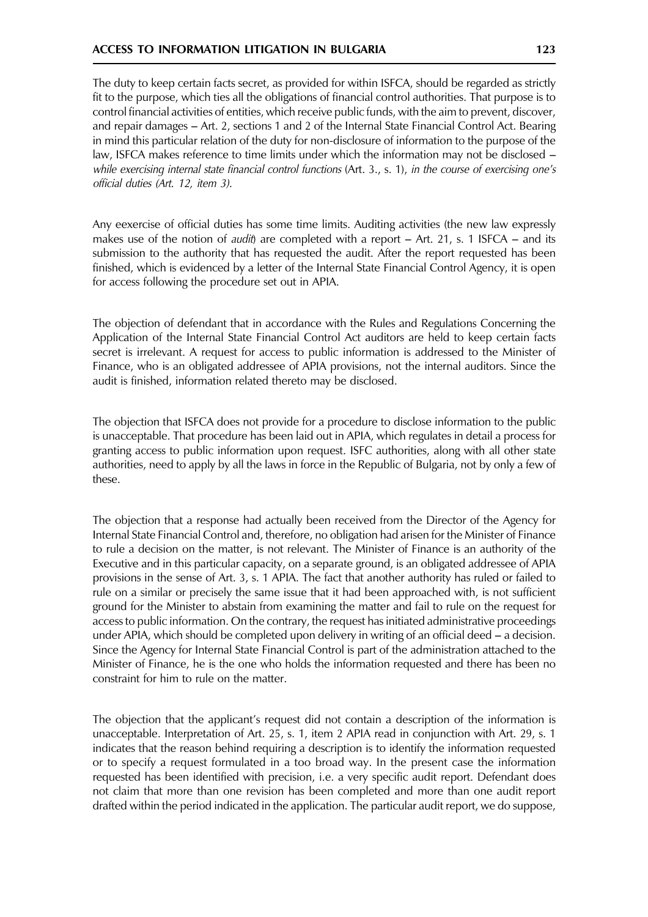The duty to keep certain facts secret, as provided for within ISFCA, should be regarded as strictly fit to the purpose, which ties all the obligations of financial control authorities. That purpose is to control financial activities of entities, which receive public funds, with the aim to prevent, discover, and repair damages – Art. 2, sections 1 and 2 of the Internal State Financial Control Act. Bearing in mind this particular relation of the duty for non-disclosure of information to the purpose of the law, ISFCA makes reference to time limits under which the information may not be disclosed – *while exercising internal state financial control functions* (Art. 3., s. 1), *in the course of exercising one's official duties (Art. 12, item 3).*

Any eexercise of official duties has some time limits. Auditing activities (the new law expressly makes use of the notion of *audit*) are completed with a report – Art. 21, s. 1 ISFCA – and its submission to the authority that has requested the audit. After the report requested has been finished, which is evidenced by a letter of the Internal State Financial Control Agency, it is open for access following the procedure set out in APIA.

The objection of defendant that in accordance with the Rules and Regulations Concerning the Application of the Internal State Financial Control Act auditors are held to keep certain facts secret is irrelevant. A request for access to public information is addressed to the Minister of Finance, who is an obligated addressee of APIA provisions, not the internal auditors. Since the audit is finished, information related thereto may be disclosed.

The objection that ISFCA does not provide for a procedure to disclose information to the public is unacceptable. That procedure has been laid out in APIA, which regulates in detail a process for granting access to public information upon request. ISFC authorities, along with all other state authorities, need to apply by all the laws in force in the Republic of Bulgaria, not by only a few of these.

The objection that a response had actually been received from the Director of the Agency for Internal State Financial Control and, therefore, no obligation had arisen for the Minister of Finance to rule a decision on the matter, is not relevant. The Minister of Finance is an authority of the Executive and in this particular capacity, on a separate ground, is an obligated addressee of APIA provisions in the sense of Art. 3, s. 1 APIA. The fact that another authority has ruled or failed to rule on a similar or precisely the same issue that it had been approached with, is not sufficient ground for the Minister to abstain from examining the matter and fail to rule on the request for access to public information. On the contrary, the request has initiated administrative proceedings under APIA, which should be completed upon delivery in writing of an official deed – a decision. Since the Agency for Internal State Financial Control is part of the administration attached to the Minister of Finance, he is the one who holds the information requested and there has been no constraint for him to rule on the matter.

The objection that the applicant's request did not contain a description of the information is unacceptable. Interpretation of Art. 25, s. 1, item 2 APIA read in conjunction with Art. 29, s. 1 indicates that the reason behind requiring a description is to identify the information requested or to specify a request formulated in a too broad way. In the present case the information requested has been identified with precision, i.e. a very specific audit report. Defendant does not claim that more than one revision has been completed and more than one audit report drafted within the period indicated in the application. The particular audit report, we do suppose,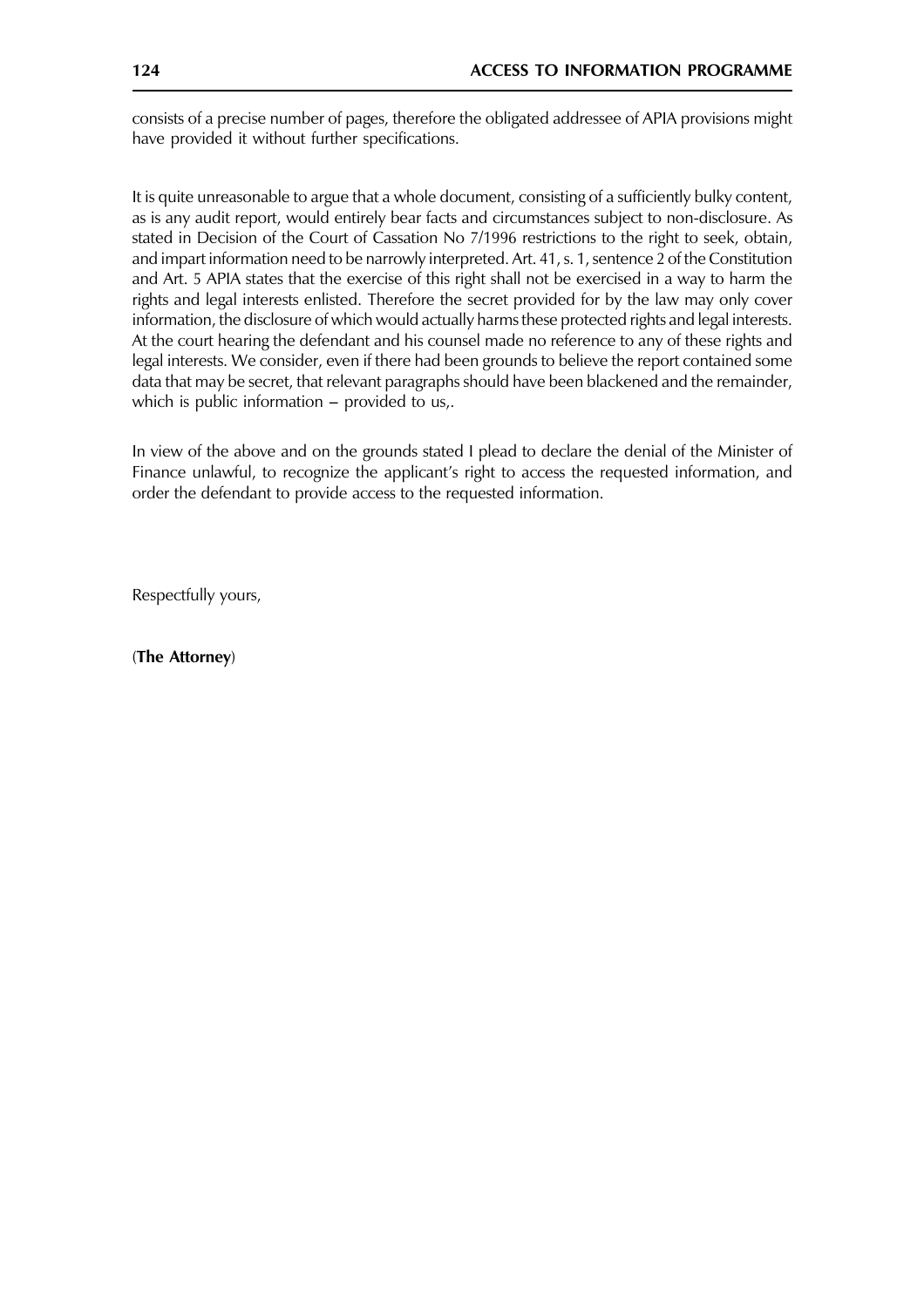consists of a precise number of pages, therefore the obligated addressee of APIA provisions might have provided it without further specifications.

It is quite unreasonable to argue that a whole document, consisting of a sufficiently bulky content, as is any audit report, would entirely bear facts and circumstances subject to non-disclosure. As stated in Decision of the Court of Cassation No 7/1996 restrictions to the right to seek, obtain, and impart information need to be narrowly interpreted. Art. 41, s. 1, sentence 2 of the Constitution and Art. 5 APIA states that the exercise of this right shall not be exercised in a way to harm the rights and legal interests enlisted. Therefore the secret provided for by the law may only cover information, the disclosure of which would actually harms these protected rights and legal interests. At the court hearing the defendant and his counsel made no reference to any of these rights and legal interests. We consider, even if there had been grounds to believe the report contained some data that may be secret, that relevant paragraphs should have been blackened and the remainder, which is public information – provided to us,.

In view of the above and on the grounds stated I plead to declare the denial of the Minister of Finance unlawful, to recognize the applicant's right to access the requested information, and order the defendant to provide access to the requested information.

Respectfully yours,

(**The Attorney**)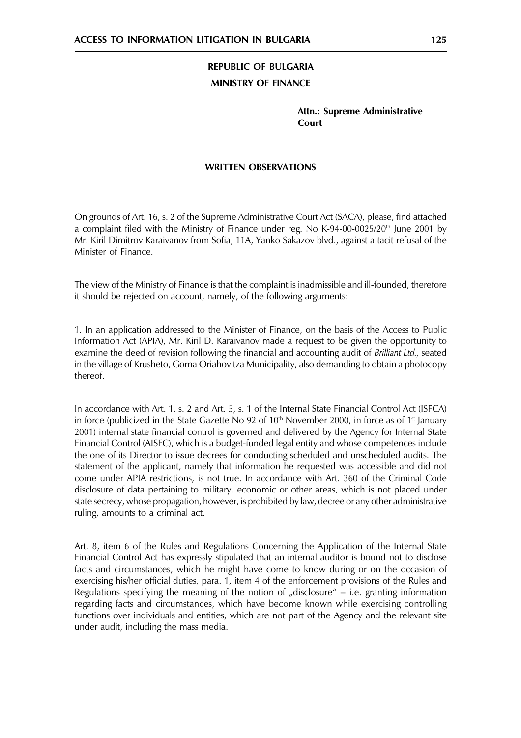**REPUBLIC OF BULGARIA**

**MINISTRY OF FINANCE**

**Attn.: Supreme Administrative Court**

**WRITTEN OBSERVATIONS**

On grounds of Art. 16, s. 2 of the Supreme Administrative Court Act (SACA), please, find attached a complaint filed with the Ministry of Finance under reg. No K-94-00-0025/20[th] June 2001 by Mr. Kiril Dimitrov Karaivanov from Sofia, 11A, Yanko Sakazov blvd., against a tacit refusal of the Minister of Finance.

The view of the Ministry of Finance is that the complaint is inadmissible and ill-founded, therefore it should be rejected on account, namely, of the following arguments:

1. In an application addressed to the Minister of Finance, on the basis of the Access to Public Information Act (APIA), Mr. Kiril D. Karaivanov made a request to be given the opportunity to examine the deed of revision following the financial and accounting audit of *Brilliant Ltd.,* seated in the village of Krusheto, Gorna Oriahovitza Municipality, also demanding to obtain a photocopy thereof.

In accordance with Art. 1, s. 2 and Art. 5, s. 1 of the Internal State Financial Control Act (ISFCA) in force (publicized in the State Gazette No 92 of 10[th] November 2000, in force as of 1[st] January 2001) internal state financial control is governed and delivered by the Agency for Internal State Financial Control (AISFC), which is a budget-funded legal entity and whose competences include the one of its Director to issue decrees for conducting scheduled and unscheduled audits. The statement of the applicant, namely that information he requested was accessible and did not come under APIA restrictions, is not true. In accordance with Art. 360 of the Criminal Code disclosure of data pertaining to military, economic or other areas, which is not placed under state secrecy, whose propagation, however, is prohibited by law, decree or any other administrative ruling, amounts to a criminal act.

Art. 8, item 6 of the Rules and Regulations Concerning the Application of the Internal State Financial Control Act has expressly stipulated that an internal auditor is bound not to disclose facts and circumstances, which he might have come to know during or on the occasion of exercising his/her official duties, para. 1, item 4 of the enforcement provisions of the Rules and Regulations specifying the meaning of the notion of „disclosure" – i.e. granting information regarding facts and circumstances, which have become known while exercising controlling functions over individuals and entities, which are not part of the Agency and the relevant site under audit, including the mass media.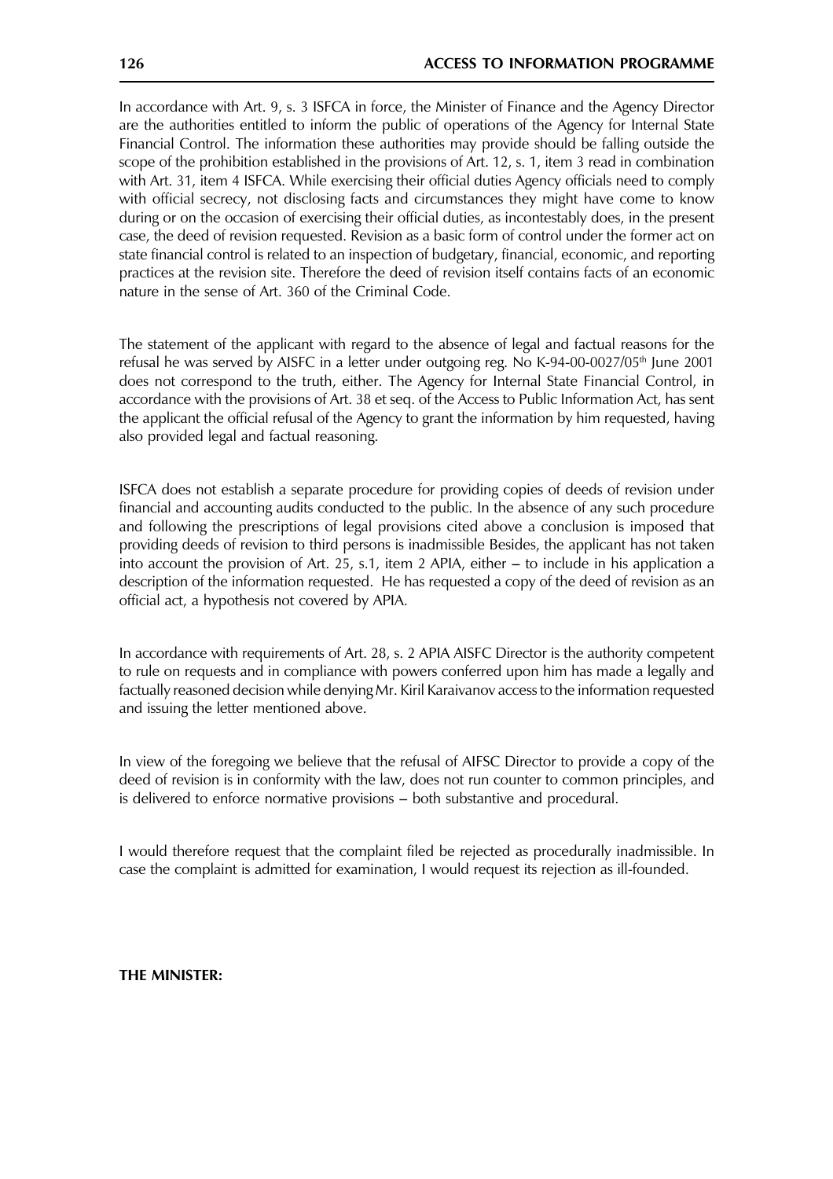In accordance with Art. 9, s. 3 ISFCA in force, the Minister of Finance and the Agency Director are the authorities entitled to inform the public of operations of the Agency for Internal State Financial Control. The information these authorities may provide should be falling outside the scope of the prohibition established in the provisions of Art. 12, s. 1, item 3 read in combination with Art. 31, item 4 ISFCA. While exercising their official duties Agency officials need to comply with official secrecy, not disclosing facts and circumstances they might have come to know during or on the occasion of exercising their official duties, as incontestably does, in the present case, the deed of revision requested. Revision as a basic form of control under the former act on state financial control is related to an inspection of budgetary, financial, economic, and reporting practices at the revision site. Therefore the deed of revision itself contains facts of an economic nature in the sense of Art. 360 of the Criminal Code.

The statement of the applicant with regard to the absence of legal and factual reasons for the refusal he was served by AISFC in a letter under outgoing reg. No K-94-00-0027/05th June 2001 does not correspond to the truth, either. The Agency for Internal State Financial Control, in accordance with the provisions of Art. 38 et seq. of the Access to Public Information Act, has sent the applicant the official refusal of the Agency to grant the information by him requested, having also provided legal and factual reasoning.

ISFCA does not establish a separate procedure for providing copies of deeds of revision under financial and accounting audits conducted to the public. In the absence of any such procedure and following the prescriptions of legal provisions cited above a conclusion is imposed that providing deeds of revision to third persons is inadmissible Besides, the applicant has not taken into account the provision of Art. 25, s.1, item 2 APIA, either – to include in his application a description of the information requested. He has requested a copy of the deed of revision as an official act, a hypothesis not covered by APIA.

In accordance with requirements of Art. 28, s. 2 APIA AISFC Director is the authority competent to rule on requests and in compliance with powers conferred upon him has made a legally and factually reasoned decision while denying Mr. Kiril Karaivanov access to the information requested and issuing the letter mentioned above.

In view of the foregoing we believe that the refusal of AIFSC Director to provide a copy of the deed of revision is in conformity with the law, does not run counter to common principles, and is delivered to enforce normative provisions – both substantive and procedural.

I would therefore request that the complaint filed be rejected as procedurally inadmissible. In case the complaint is admitted for examination, I would request its rejection as ill-founded.

**THE MINISTER:**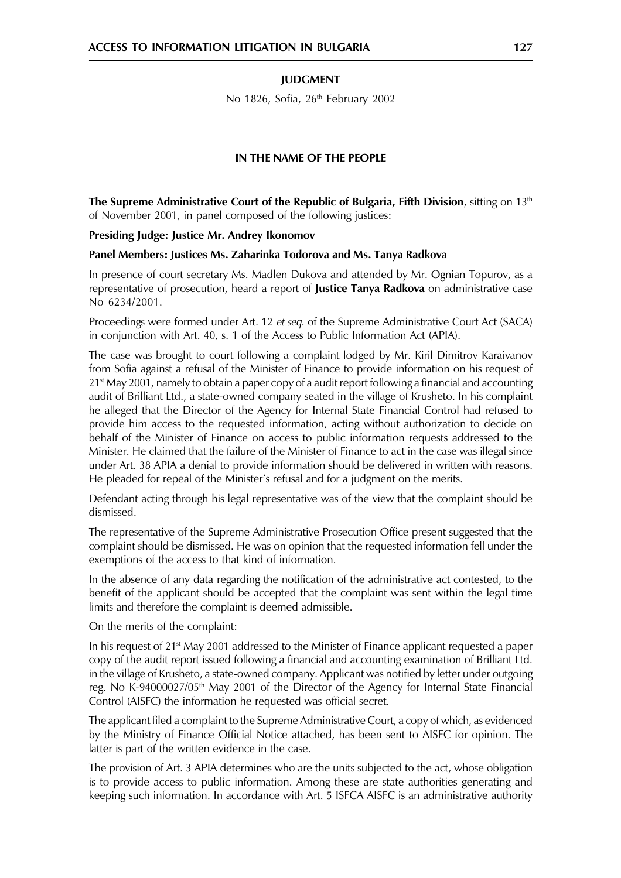**JUDGMENT**

No 1826, Sofia, 26th February 2002

**IN THE NAME OF THE PEOPLE**

**The Supreme Administrative Court of the Republic of Bulgaria, Fifth Division**, sitting on 13th of November 2001, in panel composed of the following justices:

**Presiding Judge: Justice Mr. Andrey Ikonomov**

**Panel Members: Justices Ms. Zaharinka Todorova and Ms. Tanya Radkova**

In presence of court secretary Ms. Madlen Dukova and attended by Mr. Ognian Topurov, as a representative of prosecution, heard a report of **Justice Tanya Radkova** on administrative case No 6234/2001.

Proceedings were formed under Art. 12 *et seq*. of the Supreme Administrative Court Act (SACA) in conjunction with Art. 40, s. 1 of the Access to Public Information Act (APIA).

The case was brought to court following a complaint lodged by Mr. Kiril Dimitrov Karaivanov from Sofia against a refusal of the Minister of Finance to provide information on his request of 21st May 2001, namely to obtain a paper copy of a audit report following a financial and accounting audit of Brilliant Ltd., a state-owned company seated in the village of Krusheto. In his complaint he alleged that the Director of the Agency for Internal State Financial Control had refused to provide him access to the requested information, acting without authorization to decide on behalf of the Minister of Finance on access to public information requests addressed to the Minister. He claimed that the failure of the Minister of Finance to act in the case was illegal since under Art. 38 APIA a denial to provide information should be delivered in written with reasons. He pleaded for repeal of the Minister's refusal and for a judgment on the merits.

Defendant acting through his legal representative was of the view that the complaint should be dismissed.

The representative of the Supreme Administrative Prosecution Office present suggested that the complaint should be dismissed. He was on opinion that the requested information fell under the exemptions of the access to that kind of information.

In the absence of any data regarding the notification of the administrative act contested, to the benefit of the applicant should be accepted that the complaint was sent within the legal time limits and therefore the complaint is deemed admissible.

On the merits of the complaint:

In his request of 21st May 2001 addressed to the Minister of Finance applicant requested a paper copy of the audit report issued following a financial and accounting examination of Brilliant Ltd. in the village of Krusheto, a state-owned company. Applicant was notified by letter under outgoing reg. No K-94000027/05th May 2001 of the Director of the Agency for Internal State Financial Control (AISFC) the information he requested was official secret.

The applicant filed a complaint to the Supreme Administrative Court, a copy of which, as evidenced by the Ministry of Finance Official Notice attached, has been sent to AISFC for opinion. The latter is part of the written evidence in the case.

The provision of Art. 3 APIA determines who are the units subjected to the act, whose obligation is to provide access to public information. Among these are state authorities generating and keeping such information. In accordance with Art. 5 ISFCA AISFC is an administrative authority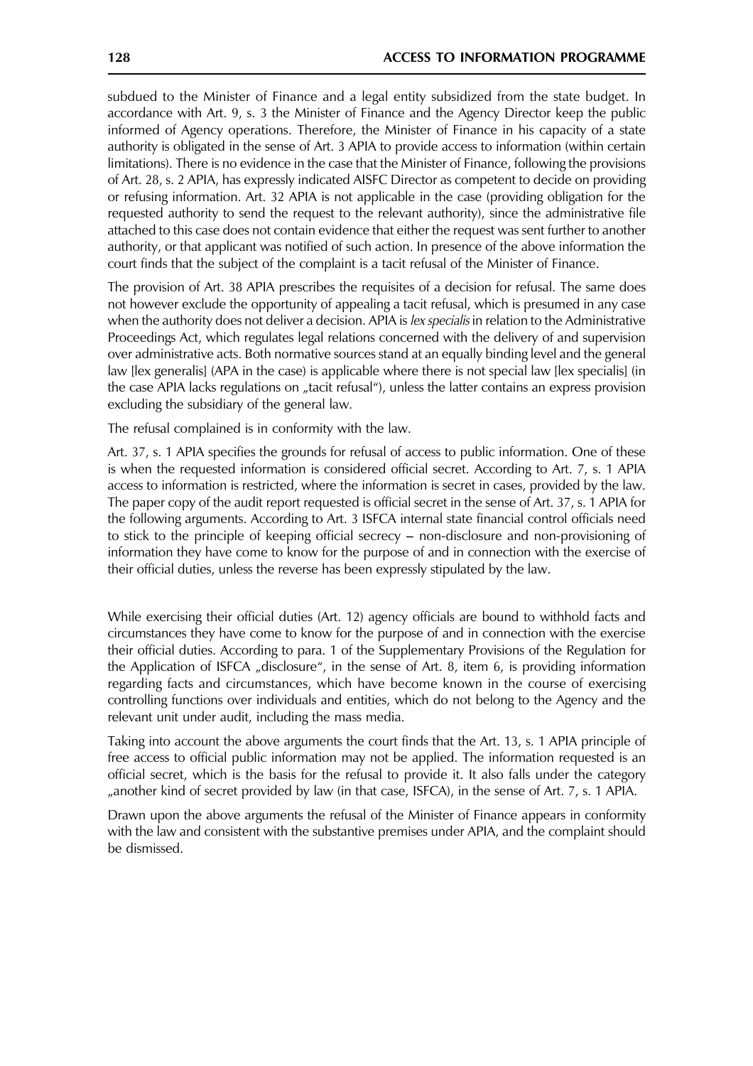subdued to the Minister of Finance and a legal entity subsidized from the state budget. In accordance with Art. 9, s. 3 the Minister of Finance and the Agency Director keep the public informed of Agency operations. Therefore, the Minister of Finance in his capacity of a state authority is obligated in the sense of Art. 3 APIA to provide access to information (within certain limitations). There is no evidence in the case that the Minister of Finance, following the provisions of Art. 28, s. 2 APIA, has expressly indicated AISFC Director as competent to decide on providing or refusing information. Art. 32 APIA is not applicable in the case (providing obligation for the requested authority to send the request to the relevant authority), since the administrative file attached to this case does not contain evidence that either the request was sent further to another authority, or that applicant was notified of such action. In presence of the above information the court finds that the subject of the complaint is a tacit refusal of the Minister of Finance.

The provision of Art. 38 APIA prescribes the requisites of a decision for refusal. The same does not however exclude the opportunity of appealing a tacit refusal, which is presumed in any case when the authority does not deliver a decision. APIA is *lex specialis* in relation to the Administrative Proceedings Act, which regulates legal relations concerned with the delivery of and supervision over administrative acts. Both normative sources stand at an equally binding level and the general law [lex generalis] (APA in the case) is applicable where there is not special law [lex specialis] (in the case APIA lacks regulations on „tacit refusal"), unless the latter contains an express provision excluding the subsidiary of the general law.

The refusal complained is in conformity with the law.

Art. 37, s. 1 APIA specifies the grounds for refusal of access to public information. One of these is when the requested information is considered official secret. According to Art. 7, s. 1 APIA access to information is restricted, where the information is secret in cases, provided by the law. The paper copy of the audit report requested is official secret in the sense of Art. 37, s. 1 APIA for the following arguments. According to Art. 3 ISFCA internal state financial control officials need to stick to the principle of keeping official secrecy – non-disclosure and non-provisioning of information they have come to know for the purpose of and in connection with the exercise of their official duties, unless the reverse has been expressly stipulated by the law.

While exercising their official duties (Art. 12) agency officials are bound to withhold facts and circumstances they have come to know for the purpose of and in connection with the exercise their official duties. According to para. 1 of the Supplementary Provisions of the Regulation for the Application of ISFCA „disclosure", in the sense of Art. 8, item 6, is providing information regarding facts and circumstances, which have become known in the course of exercising controlling functions over individuals and entities, which do not belong to the Agency and the relevant unit under audit, including the mass media.

Taking into account the above arguments the court finds that the Art. 13, s. 1 APIA principle of free access to official public information may not be applied. The information requested is an official secret, which is the basis for the refusal to provide it. It also falls under the category „another kind of secret provided by law (in that case, ISFCA), in the sense of Art. 7, s. 1 APIA.

Drawn upon the above arguments the refusal of the Minister of Finance appears in conformity with the law and consistent with the substantive premises under APIA, and the complaint should be dismissed.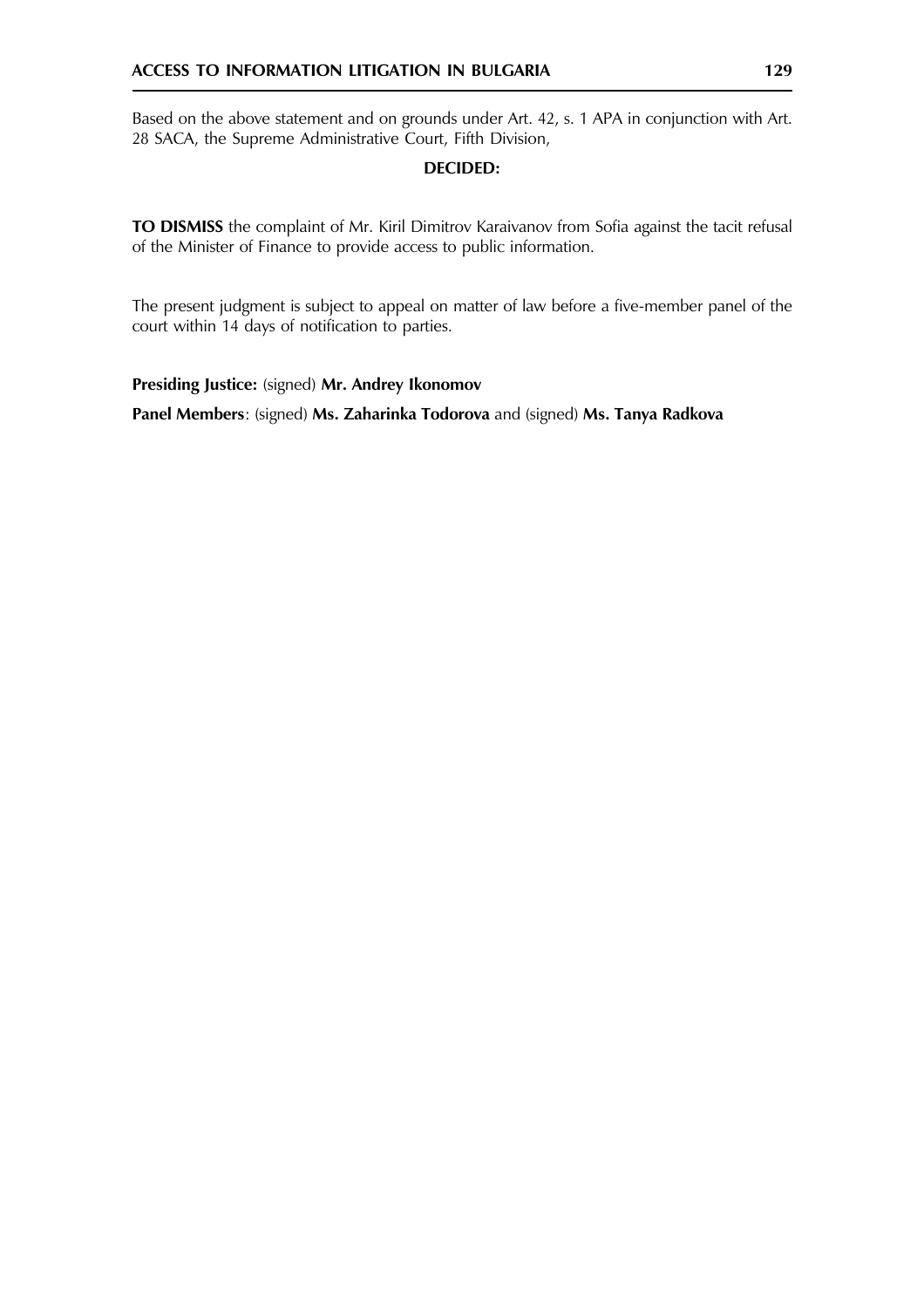Based on the above statement and on grounds under Art. 42, s. 1 APA in conjunction with Art. 28 SACA, the Supreme Administrative Court, Fifth Division,

**DECIDED:**

**TO DISMISS** the complaint of Mr. Kiril Dimitrov Karaivanov from Sofia against the tacit refusal of the Minister of Finance to provide access to public information.

The present judgment is subject to appeal on matter of law before a five-member panel of the court within 14 days of notification to parties.

**Presiding Justice:** (signed) **Mr. Andrey Ikonomov**

**Panel Members**: (signed) **Ms. Zaharinka Todorova** and (signed) **Ms. Tanya Radkova**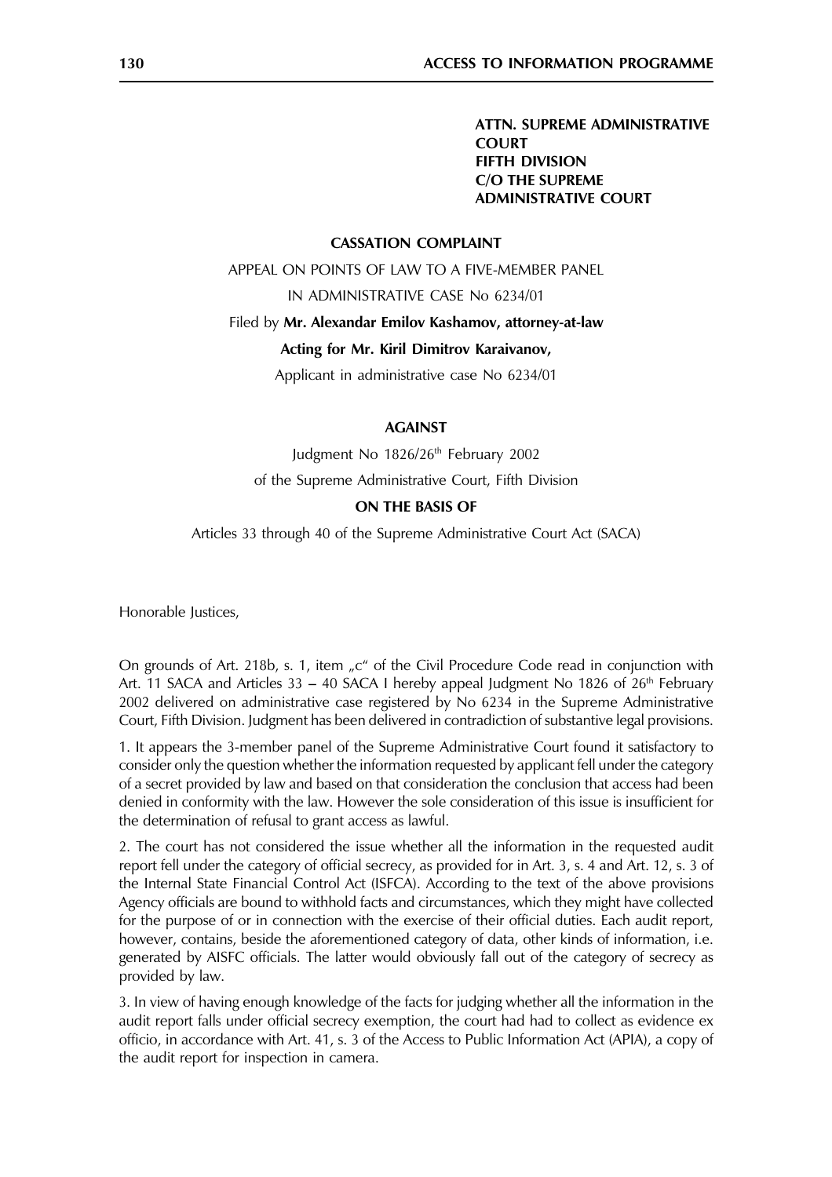**ATTN. SUPREME ADMINISTRATIVE COURT**
**FIFTH DIVISION**
**C/O THE SUPREME ADMINISTRATIVE COURT**

**CASSATION COMPLAINT**

APPEAL ON POINTS OF LAW TO A FIVE-MEMBER PANEL

IN ADMINISTRATIVE CASE No 6234/01

Filed by **Mr. Alexandar Emilov Kashamov, attorney-at-law**

**Acting for Mr. Kiril Dimitrov Karaivanov,**

Applicant in administrative case No 6234/01

**AGAINST**

Judgment No 1826/26th February 2002

of the Supreme Administrative Court, Fifth Division

**ON THE BASIS OF**

Articles 33 through 40 of the Supreme Administrative Court Act (SACA)

Honorable Justices,

On grounds of Art. 218b, s. 1, item „c" of the Civil Procedure Code read in conjunction with Art. 11 SACA and Articles 33 – 40 SACA I hereby appeal Judgment No 1826 of 26th February 2002 delivered on administrative case registered by No 6234 in the Supreme Administrative Court, Fifth Division. Judgment has been delivered in contradiction of substantive legal provisions.

1. It appears the 3-member panel of the Supreme Administrative Court found it satisfactory to consider only the question whether the information requested by applicant fell under the category of a secret provided by law and based on that consideration the conclusion that access had been denied in conformity with the law. However the sole consideration of this issue is insufficient for the determination of refusal to grant access as lawful.

2. The court has not considered the issue whether all the information in the requested audit report fell under the category of official secrecy, as provided for in Art. 3, s. 4 and Art. 12, s. 3 of the Internal State Financial Control Act (ISFCA). According to the text of the above provisions Agency officials are bound to withhold facts and circumstances, which they might have collected for the purpose of or in connection with the exercise of their official duties. Each audit report, however, contains, beside the aforementioned category of data, other kinds of information, i.e. generated by AISFC officials. The latter would obviously fall out of the category of secrecy as provided by law.

3. In view of having enough knowledge of the facts for judging whether all the information in the audit report falls under official secrecy exemption, the court had had to collect as evidence ex officio, in accordance with Art. 41, s. 3 of the Access to Public Information Act (APIA), a copy of the audit report for inspection in camera.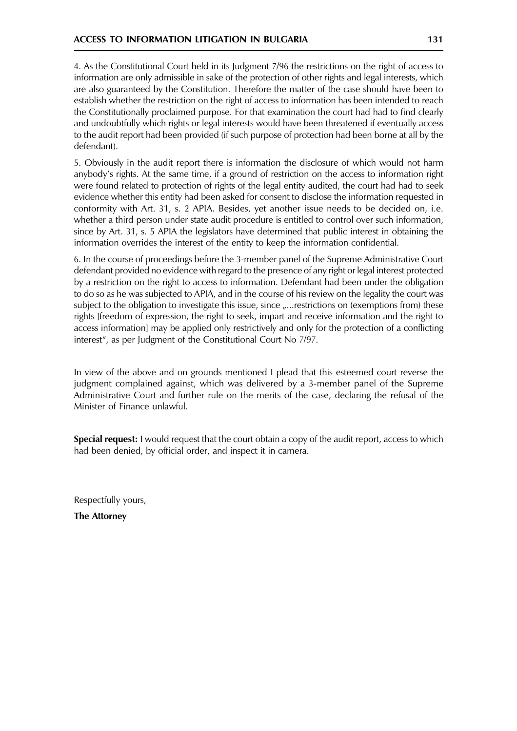4. As the Constitutional Court held in its Judgment 7/96 the restrictions on the right of access to information are only admissible in sake of the protection of other rights and legal interests, which are also guaranteed by the Constitution. Therefore the matter of the case should have been to establish whether the restriction on the right of access to information has been intended to reach the Constitutionally proclaimed purpose. For that examination the court had had to find clearly and undoubtfully which rights or legal interests would have been threatened if eventually access to the audit report had been provided (if such purpose of protection had been borne at all by the defendant).

5. Obviously in the audit report there is information the disclosure of which would not harm anybody's rights. At the same time, if a ground of restriction on the access to information right were found related to protection of rights of the legal entity audited, the court had had to seek evidence whether this entity had been asked for consent to disclose the information requested in conformity with Art. 31, s. 2 APIA. Besides, yet another issue needs to be decided on, i.e. whether a third person under state audit procedure is entitled to control over such information, since by Art. 31, s. 5 APIA the legislators have determined that public interest in obtaining the information overrides the interest of the entity to keep the information confidential.

6. In the course of proceedings before the 3-member panel of the Supreme Administrative Court defendant provided no evidence with regard to the presence of any right or legal interest protected by a restriction on the right to access to information. Defendant had been under the obligation to do so as he was subjected to APIA, and in the course of his review on the legality the court was subject to the obligation to investigate this issue, since „...restrictions on (exemptions from) these rights [freedom of expression, the right to seek, impart and receive information and the right to access information] may be applied only restrictively and only for the protection of a conflicting interest", as per Judgment of the Constitutional Court No 7/97.

In view of the above and on grounds mentioned I plead that this esteemed court reverse the judgment complained against, which was delivered by a 3-member panel of the Supreme Administrative Court and further rule on the merits of the case, declaring the refusal of the Minister of Finance unlawful.

**Special request:** I would request that the court obtain a copy of the audit report, access to which had been denied, by official order, and inspect it in camera.

Respectfully yours,

**The Attorney**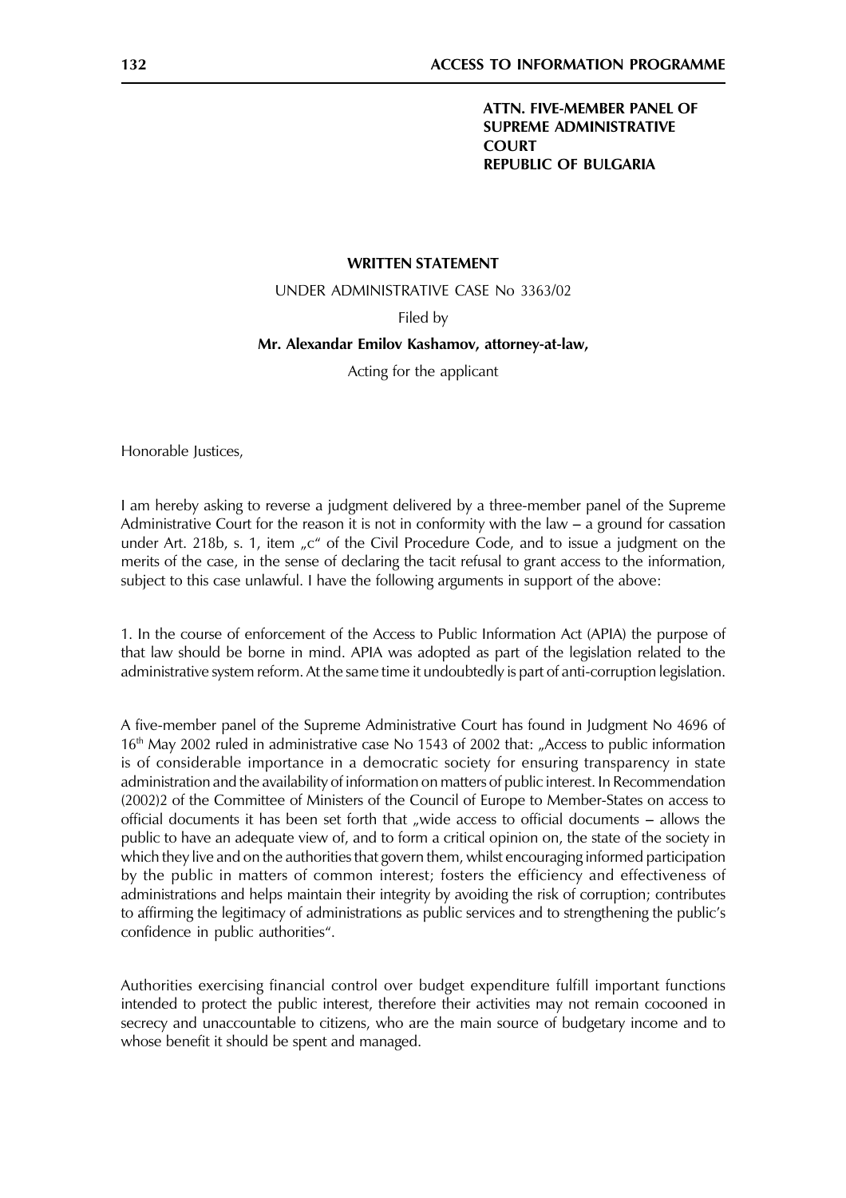**ATTN. FIVE-MEMBER PANEL OF SUPREME ADMINISTRATIVE COURT REPUBLIC OF BULGARIA**

**WRITTEN STATEMENT**

UNDER ADMINISTRATIVE CASE No 3363/02

Filed by

**Mr. Alexandar Emilov Kashamov, attorney-at-law,**

Acting for the applicant

Honorable Justices,

I am hereby asking to reverse a judgment delivered by a three-member panel of the Supreme Administrative Court for the reason it is not in conformity with the law – a ground for cassation under Art. 218b, s. 1, item „c" of the Civil Procedure Code, and to issue a judgment on the merits of the case, in the sense of declaring the tacit refusal to grant access to the information, subject to this case unlawful. I have the following arguments in support of the above:

1. In the course of enforcement of the Access to Public Information Act (APIA) the purpose of that law should be borne in mind. APIA was adopted as part of the legislation related to the administrative system reform. At the same time it undoubtedly is part of anti-corruption legislation.

A five-member panel of the Supreme Administrative Court has found in Judgment No 4696 of 16th May 2002 ruled in administrative case No 1543 of 2002 that: „Access to public information is of considerable importance in a democratic society for ensuring transparency in state administration and the availability of information on matters of public interest. In Recommendation (2002)2 of the Committee of Ministers of the Council of Europe to Member-States on access to official documents it has been set forth that „wide access to official documents – allows the public to have an adequate view of, and to form a critical opinion on, the state of the society in which they live and on the authorities that govern them, whilst encouraging informed participation by the public in matters of common interest; fosters the efficiency and effectiveness of administrations and helps maintain their integrity by avoiding the risk of corruption; contributes to affirming the legitimacy of administrations as public services and to strengthening the public's confidence in public authorities".

Authorities exercising financial control over budget expenditure fulfill important functions intended to protect the public interest, therefore their activities may not remain cocooned in secrecy and unaccountable to citizens, who are the main source of budgetary income and to whose benefit it should be spent and managed.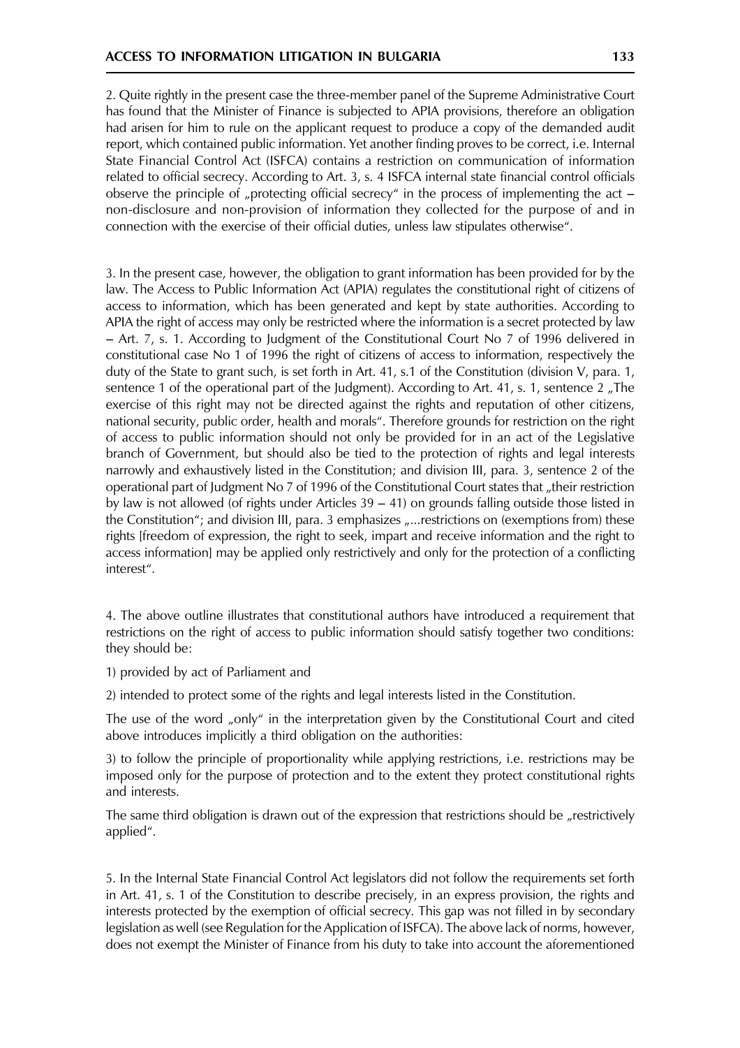2. Quite rightly in the present case the three-member panel of the Supreme Administrative Court has found that the Minister of Finance is subjected to APIA provisions, therefore an obligation had arisen for him to rule on the applicant request to produce a copy of the demanded audit report, which contained public information. Yet another finding proves to be correct, i.e. Internal State Financial Control Act (ISFCA) contains a restriction on communication of information related to official secrecy. According to Art. 3, s. 4 ISFCA internal state financial control officials observe the principle of „protecting official secrecy" in the process of implementing the act – non-disclosure and non-provision of information they collected for the purpose of and in connection with the exercise of their official duties, unless law stipulates otherwise".

3. In the present case, however, the obligation to grant information has been provided for by the law. The Access to Public Information Act (APIA) regulates the constitutional right of citizens of access to information, which has been generated and kept by state authorities. According to APIA the right of access may only be restricted where the information is a secret protected by law – Art. 7, s. 1. According to Judgment of the Constitutional Court No 7 of 1996 delivered in constitutional case No 1 of 1996 the right of citizens of access to information, respectively the duty of the State to grant such, is set forth in Art. 41, s.1 of the Constitution (division V, para. 1, sentence 1 of the operational part of the Judgment). According to Art. 41, s. 1, sentence 2 „The exercise of this right may not be directed against the rights and reputation of other citizens, national security, public order, health and morals". Therefore grounds for restriction on the right of access to public information should not only be provided for in an act of the Legislative branch of Government, but should also be tied to the protection of rights and legal interests narrowly and exhaustively listed in the Constitution; and division III, para. 3, sentence 2 of the operational part of Judgment No 7 of 1996 of the Constitutional Court states that „their restriction by law is not allowed (of rights under Articles 39 – 41) on grounds falling outside those listed in the Constitution"; and division III, para. 3 emphasizes „...restrictions on (exemptions from) these rights [freedom of expression, the right to seek, impart and receive information and the right to access information] may be applied only restrictively and only for the protection of a conflicting interest".

4. The above outline illustrates that constitutional authors have introduced a requirement that restrictions on the right of access to public information should satisfy together two conditions: they should be:

1) provided by act of Parliament and

2) intended to protect some of the rights and legal interests listed in the Constitution.

The use of the word „only" in the interpretation given by the Constitutional Court and cited above introduces implicitly a third obligation on the authorities:

3) to follow the principle of proportionality while applying restrictions, i.e. restrictions may be imposed only for the purpose of protection and to the extent they protect constitutional rights and interests.

The same third obligation is drawn out of the expression that restrictions should be „restrictively applied".

5. In the Internal State Financial Control Act legislators did not follow the requirements set forth in Art. 41, s. 1 of the Constitution to describe precisely, in an express provision, the rights and interests protected by the exemption of official secrecy. This gap was not filled in by secondary legislation as well (see Regulation for the Application of ISFCA). The above lack of norms, however, does not exempt the Minister of Finance from his duty to take into account the aforementioned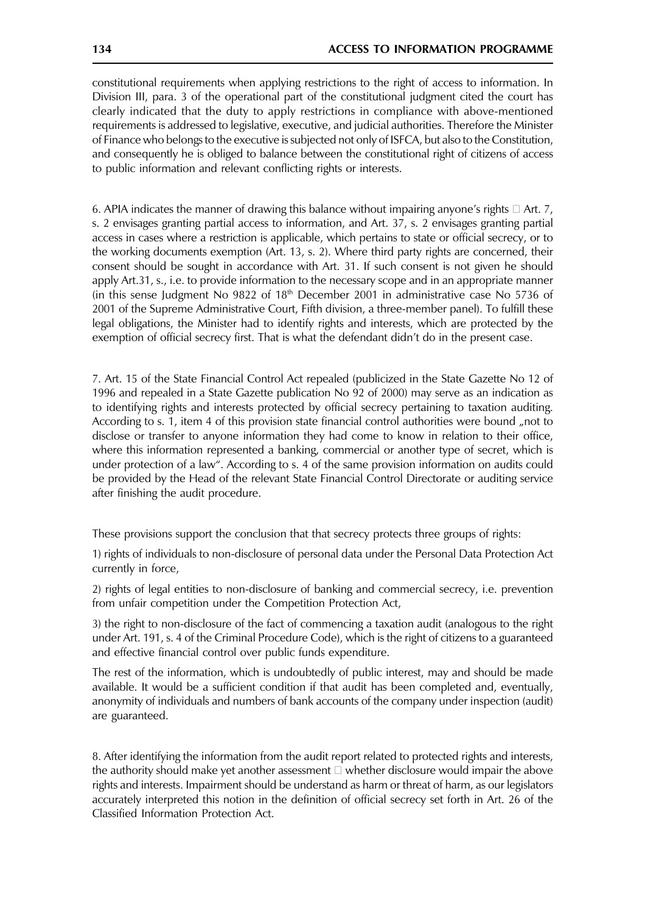constitutional requirements when applying restrictions to the right of access to information. In Division III, para. 3 of the operational part of the constitutional judgment cited the court has clearly indicated that the duty to apply restrictions in compliance with above-mentioned requirements is addressed to legislative, executive, and judicial authorities. Therefore the Minister of Finance who belongs to the executive is subjected not only of ISFCA, but also to the Constitution, and consequently he is obliged to balance between the constitutional right of citizens of access to public information and relevant conflicting rights or interests.

6. APIA indicates the manner of drawing this balance without impairing anyone's rights  Art. 7, s. 2 envisages granting partial access to information, and Art. 37, s. 2 envisages granting partial access in cases where a restriction is applicable, which pertains to state or official secrecy, or to the working documents exemption (Art. 13, s. 2). Where third party rights are concerned, their consent should be sought in accordance with Art. 31. If such consent is not given he should apply Art.31, s., i.e. to provide information to the necessary scope and in an appropriate manner (in this sense Judgment No 9822 of 18th December 2001 in administrative case No 5736 of 2001 of the Supreme Administrative Court, Fifth division, a three-member panel). To fulfill these legal obligations, the Minister had to identify rights and interests, which are protected by the exemption of official secrecy first. That is what the defendant didn't do in the present case.

7. Art. 15 of the State Financial Control Act repealed (publicized in the State Gazette No 12 of 1996 and repealed in a State Gazette publication No 92 of 2000) may serve as an indication as to identifying rights and interests protected by official secrecy pertaining to taxation auditing. According to s. 1, item 4 of this provision state financial control authorities were bound „not to disclose or transfer to anyone information they had come to know in relation to their office, where this information represented a banking, commercial or another type of secret, which is under protection of a law". According to s. 4 of the same provision information on audits could be provided by the Head of the relevant State Financial Control Directorate or auditing service after finishing the audit procedure.

These provisions support the conclusion that that secrecy protects three groups of rights:

1) rights of individuals to non-disclosure of personal data under the Personal Data Protection Act currently in force,

2) rights of legal entities to non-disclosure of banking and commercial secrecy, i.e. prevention from unfair competition under the Competition Protection Act,

3) the right to non-disclosure of the fact of commencing a taxation audit (analogous to the right under Art. 191, s. 4 of the Criminal Procedure Code), which is the right of citizens to a guaranteed and effective financial control over public funds expenditure.

The rest of the information, which is undoubtedly of public interest, may and should be made available. It would be a sufficient condition if that audit has been completed and, eventually, anonymity of individuals and numbers of bank accounts of the company under inspection (audit) are guaranteed.

8. After identifying the information from the audit report related to protected rights and interests, the authority should make yet another assessment  whether disclosure would impair the above rights and interests. Impairment should be understand as harm or threat of harm, as our legislators accurately interpreted this notion in the definition of official secrecy set forth in Art. 26 of the Classified Information Protection Act.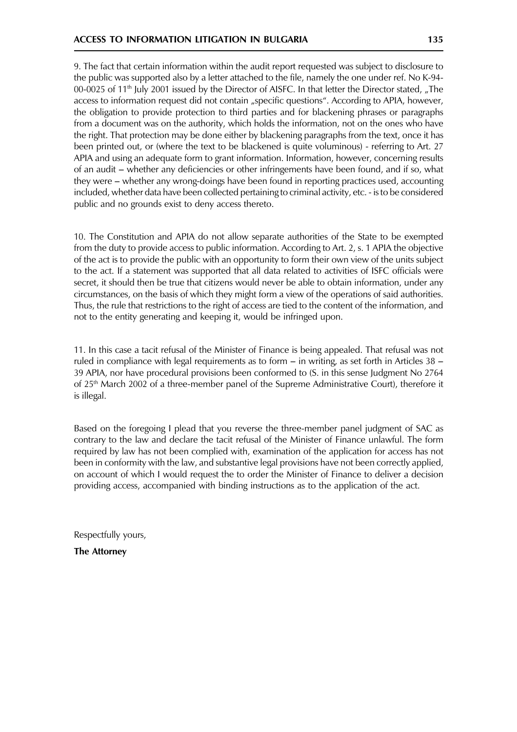9. The fact that certain information within the audit report requested was subject to disclosure to the public was supported also by a letter attached to the file, namely the one under ref. No K-94-00-0025 of 11th July 2001 issued by the Director of AISFC. In that letter the Director stated, „The access to information request did not contain „specific questions". According to APIA, however, the obligation to provide protection to third parties and for blackening phrases or paragraphs from a document was on the authority, which holds the information, not on the ones who have the right. That protection may be done either by blackening paragraphs from the text, once it has been printed out, or (where the text to be blackened is quite voluminous) - referring to Art. 27 APIA and using an adequate form to grant information. Information, however, concerning results of an audit – whether any deficiencies or other infringements have been found, and if so, what they were – whether any wrong-doings have been found in reporting practices used, accounting included, whether data have been collected pertaining to criminal activity, etc. - is to be considered public and no grounds exist to deny access thereto.

10. The Constitution and APIA do not allow separate authorities of the State to be exempted from the duty to provide access to public information. According to Art. 2, s. 1 APIA the objective of the act is to provide the public with an opportunity to form their own view of the units subject to the act. If a statement was supported that all data related to activities of ISFC officials were secret, it should then be true that citizens would never be able to obtain information, under any circumstances, on the basis of which they might form a view of the operations of said authorities. Thus, the rule that restrictions to the right of access are tied to the content of the information, and not to the entity generating and keeping it, would be infringed upon.

11. In this case a tacit refusal of the Minister of Finance is being appealed. That refusal was not ruled in compliance with legal requirements as to form – in writing, as set forth in Articles 38 – 39 APIA, nor have procedural provisions been conformed to (S. in this sense Judgment No 2764 of 25th March 2002 of a three-member panel of the Supreme Administrative Court), therefore it is illegal.

Based on the foregoing I plead that you reverse the three-member panel judgment of SAC as contrary to the law and declare the tacit refusal of the Minister of Finance unlawful. The form required by law has not been complied with, examination of the application for access has not been in conformity with the law, and substantive legal provisions have not been correctly applied, on account of which I would request the to order the Minister of Finance to deliver a decision providing access, accompanied with binding instructions as to the application of the act.

Respectfully yours,

**The Attorney**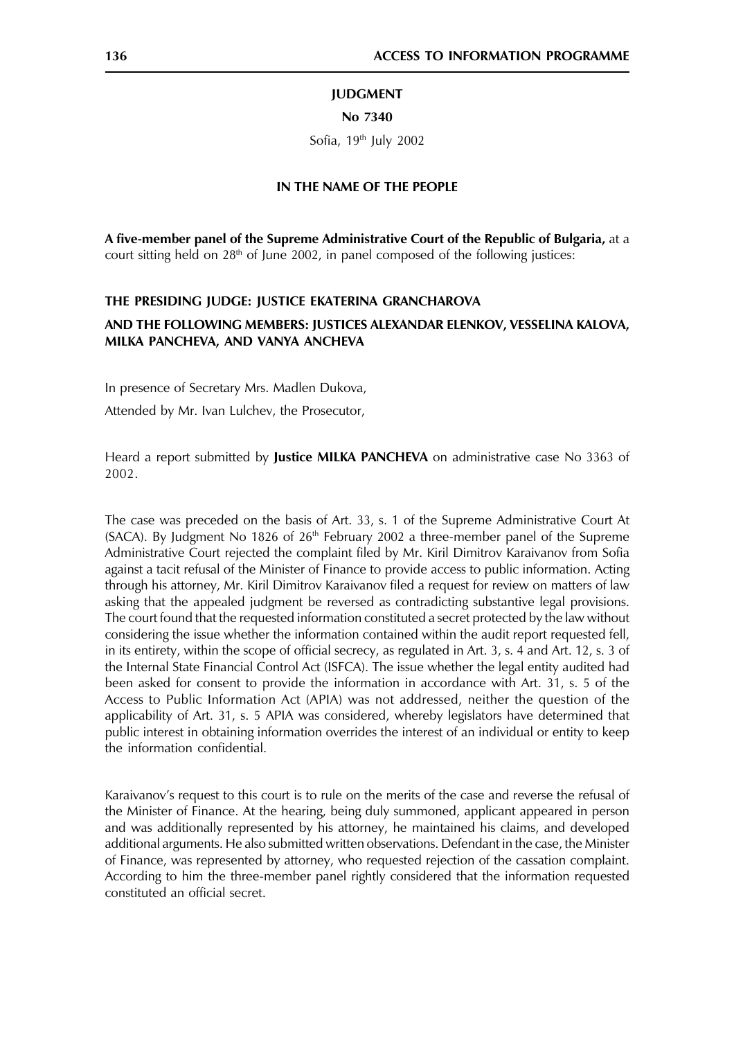**JUDGMENT**

**No 7340**

Sofia, 19th July 2002

**IN THE NAME OF THE PEOPLE**

**A five-member panel of the Supreme Administrative Court of the Republic of Bulgaria,** at a court sitting held on 28th of June 2002, in panel composed of the following justices:

**THE PRESIDING JUDGE: JUSTICE EKATERINA GRANCHAROVA**

**AND THE FOLLOWING MEMBERS: JUSTICES ALEXANDAR ELENKOV, VESSELINA KALOVA, MILKA PANCHEVA, AND VANYA ANCHEVA**

In presence of Secretary Mrs. Madlen Dukova,

Attended by Mr. Ivan Lulchev, the Prosecutor,

Heard a report submitted by **Justice MILKA PANCHEVA** on administrative case No 3363 of 2002.

The case was preceded on the basis of Art. 33, s. 1 of the Supreme Administrative Court At (SACA). By Judgment No 1826 of 26th February 2002 a three-member panel of the Supreme Administrative Court rejected the complaint filed by Mr. Kiril Dimitrov Karaivanov from Sofia against a tacit refusal of the Minister of Finance to provide access to public information. Acting through his attorney, Mr. Kiril Dimitrov Karaivanov filed a request for review on matters of law asking that the appealed judgment be reversed as contradicting substantive legal provisions. The court found that the requested information constituted a secret protected by the law without considering the issue whether the information contained within the audit report requested fell, in its entirety, within the scope of official secrecy, as regulated in Art. 3, s. 4 and Art. 12, s. 3 of the Internal State Financial Control Act (ISFCA). The issue whether the legal entity audited had been asked for consent to provide the information in accordance with Art. 31, s. 5 of the Access to Public Information Act (APIA) was not addressed, neither the question of the applicability of Art. 31, s. 5 APIA was considered, whereby legislators have determined that public interest in obtaining information overrides the interest of an individual or entity to keep the information confidential.

Karaivanov's request to this court is to rule on the merits of the case and reverse the refusal of the Minister of Finance. At the hearing, being duly summoned, applicant appeared in person and was additionally represented by his attorney, he maintained his claims, and developed additional arguments. He also submitted written observations. Defendant in the case, the Minister of Finance, was represented by attorney, who requested rejection of the cassation complaint. According to him the three-member panel rightly considered that the information requested constituted an official secret.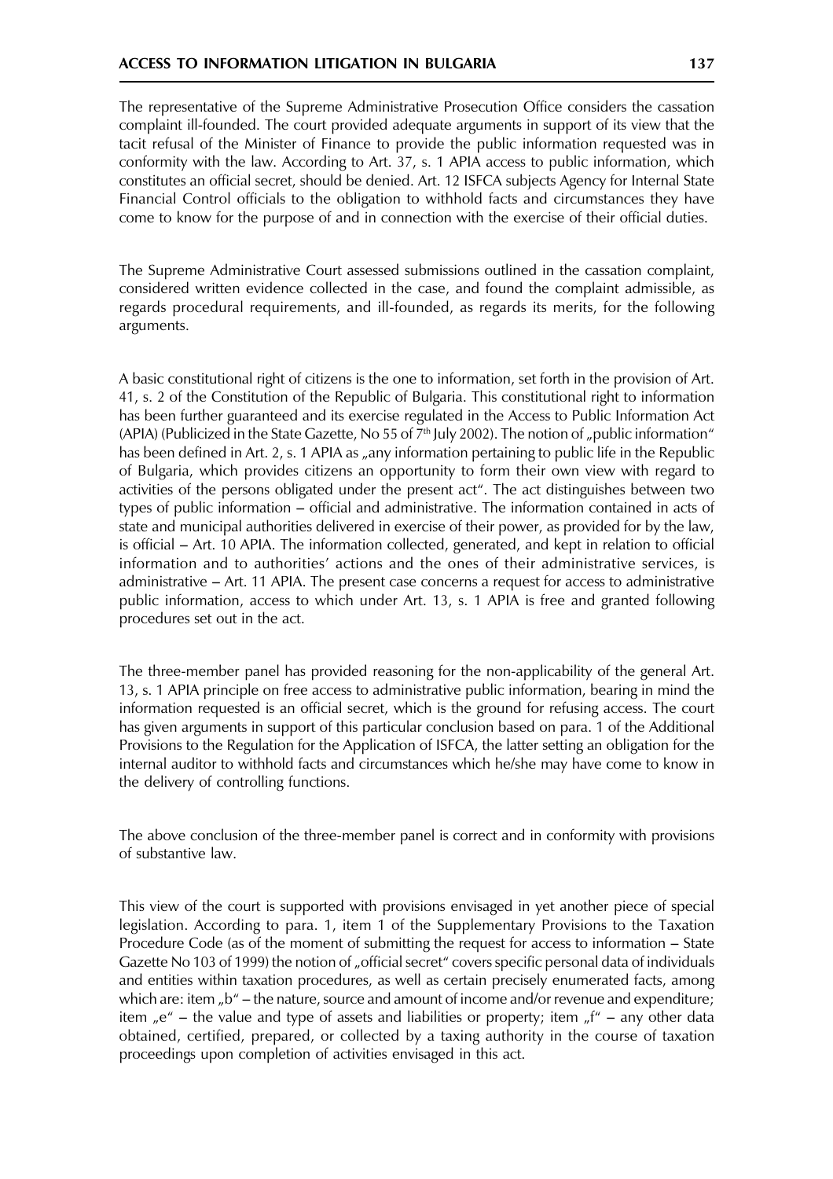The representative of the Supreme Administrative Prosecution Office considers the cassation complaint ill-founded. The court provided adequate arguments in support of its view that the tacit refusal of the Minister of Finance to provide the public information requested was in conformity with the law. According to Art. 37, s. 1 APIA access to public information, which constitutes an official secret, should be denied. Art. 12 ISFCA subjects Agency for Internal State Financial Control officials to the obligation to withhold facts and circumstances they have come to know for the purpose of and in connection with the exercise of their official duties.

The Supreme Administrative Court assessed submissions outlined in the cassation complaint, considered written evidence collected in the case, and found the complaint admissible, as regards procedural requirements, and ill-founded, as regards its merits, for the following arguments.

A basic constitutional right of citizens is the one to information, set forth in the provision of Art. 41, s. 2 of the Constitution of the Republic of Bulgaria. This constitutional right to information has been further guaranteed and its exercise regulated in the Access to Public Information Act (APIA) (Publicized in the State Gazette, No 55 of 7th July 2002). The notion of „public information" has been defined in Art. 2, s. 1 APIA as „any information pertaining to public life in the Republic of Bulgaria, which provides citizens an opportunity to form their own view with regard to activities of the persons obligated under the present act". The act distinguishes between two types of public information – official and administrative. The information contained in acts of state and municipal authorities delivered in exercise of their power, as provided for by the law, is official – Art. 10 APIA. The information collected, generated, and kept in relation to official information and to authorities' actions and the ones of their administrative services, is administrative – Art. 11 APIA. The present case concerns a request for access to administrative public information, access to which under Art. 13, s. 1 APIA is free and granted following procedures set out in the act.

The three-member panel has provided reasoning for the non-applicability of the general Art. 13, s. 1 APIA principle on free access to administrative public information, bearing in mind the information requested is an official secret, which is the ground for refusing access. The court has given arguments in support of this particular conclusion based on para. 1 of the Additional Provisions to the Regulation for the Application of ISFCA, the latter setting an obligation for the internal auditor to withhold facts and circumstances which he/she may have come to know in the delivery of controlling functions.

The above conclusion of the three-member panel is correct and in conformity with provisions of substantive law.

This view of the court is supported with provisions envisaged in yet another piece of special legislation. According to para. 1, item 1 of the Supplementary Provisions to the Taxation Procedure Code (as of the moment of submitting the request for access to information – State Gazette No 103 of 1999) the notion of „official secret" covers specific personal data of individuals and entities within taxation procedures, as well as certain precisely enumerated facts, among which are: item „b" – the nature, source and amount of income and/or revenue and expenditure; item „e" – the value and type of assets and liabilities or property; item „f" – any other data obtained, certified, prepared, or collected by a taxing authority in the course of taxation proceedings upon completion of activities envisaged in this act.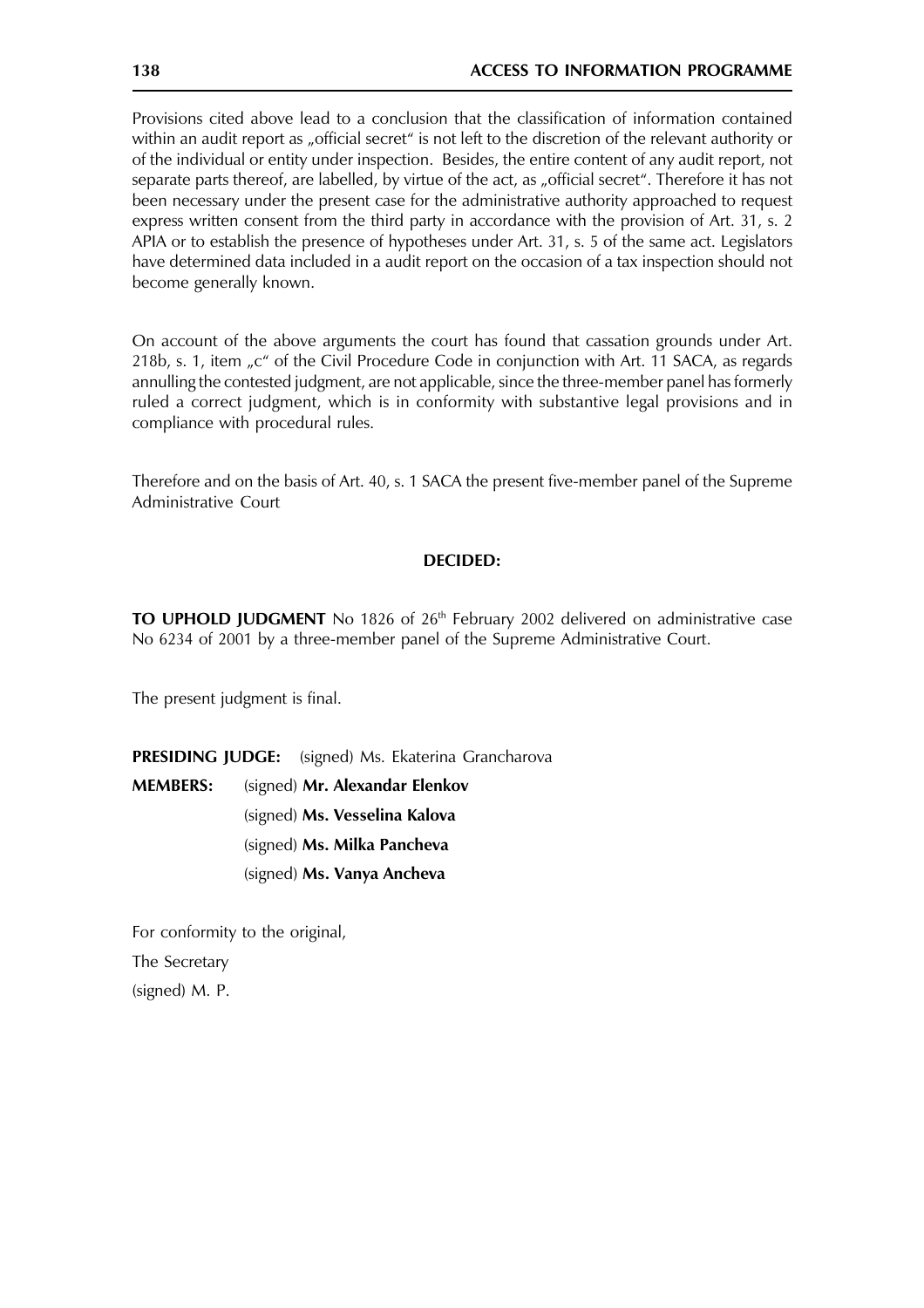Provisions cited above lead to a conclusion that the classification of information contained within an audit report as „official secret" is not left to the discretion of the relevant authority or of the individual or entity under inspection. Besides, the entire content of any audit report, not separate parts thereof, are labelled, by virtue of the act, as „official secret". Therefore it has not been necessary under the present case for the administrative authority approached to request express written consent from the third party in accordance with the provision of Art. 31, s. 2 APIA or to establish the presence of hypotheses under Art. 31, s. 5 of the same act. Legislators have determined data included in a audit report on the occasion of a tax inspection should not become generally known.

On account of the above arguments the court has found that cassation grounds under Art. 218b, s. 1, item „c" of the Civil Procedure Code in conjunction with Art. 11 SACA, as regards annulling the contested judgment, are not applicable, since the three-member panel has formerly ruled a correct judgment, which is in conformity with substantive legal provisions and in compliance with procedural rules.

Therefore and on the basis of Art. 40, s. 1 SACA the present five-member panel of the Supreme Administrative Court

**DECIDED:**

**TO UPHOLD JUDGMENT** No 1826 of 26th February 2002 delivered on administrative case No 6234 of 2001 by a three-member panel of the Supreme Administrative Court.

The present judgment is final.

**PRESIDING JUDGE:** (signed) Ms. Ekaterina Grancharova

**MEMBERS:** (signed) **Mr. Alexandar Elenkov**

(signed) **Ms. Vesselina Kalova**

(signed) **Ms. Milka Pancheva**

(signed) **Ms. Vanya Ancheva**

For conformity to the original,

The Secretary

(signed) M. P.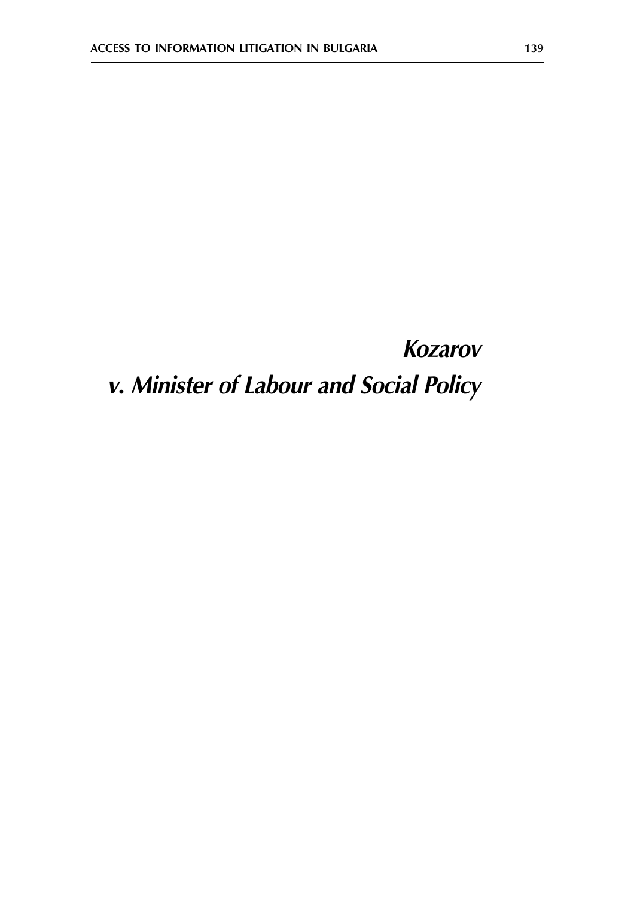# *Kozarov v. Minister of Labour and Social Policy*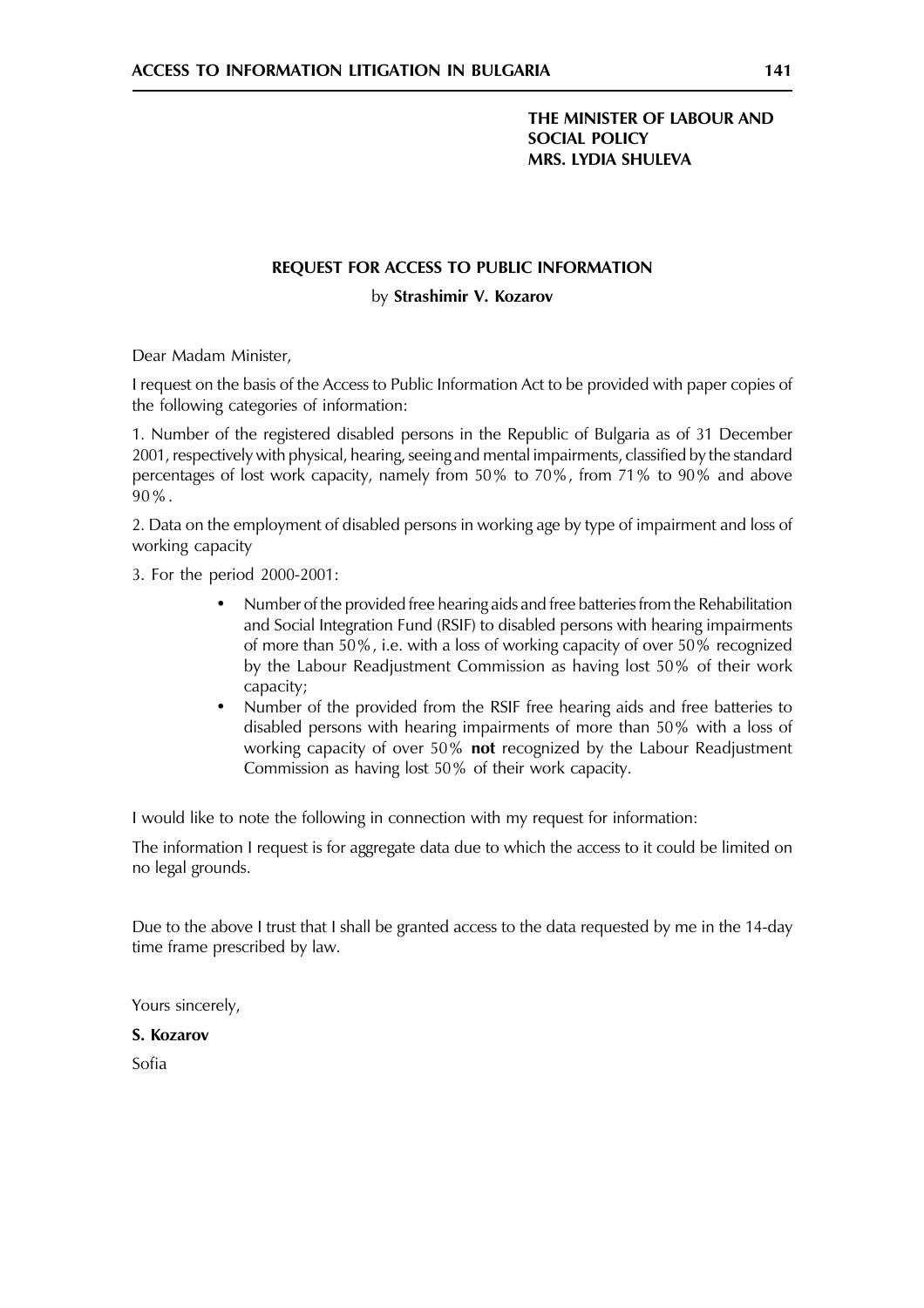**THE MINISTER OF LABOUR AND SOCIAL POLICY**
**MRS. LYDIA SHULEVA**

**REQUEST FOR ACCESS TO PUBLIC INFORMATION**

by **Strashimir V. Kozarov**

Dear Madam Minister,

I request on the basis of the Access to Public Information Act to be provided with paper copies of the following categories of information:

1. Number of the registered disabled persons in the Republic of Bulgaria as of 31 December 2001, respectively with physical, hearing, seeing and mental impairments, classified by the standard percentages of lost work capacity, namely from 50% to 70%, from 71% to 90% and above 90%.

2. Data on the employment of disabled persons in working age by type of impairment and loss of working capacity

3. For the period 2000-2001:

- Number of the provided free hearing aids and free batteries from the Rehabilitation and Social Integration Fund (RSIF) to disabled persons with hearing impairments of more than 50%, i.e. with a loss of working capacity of over 50% recognized by the Labour Readjustment Commission as having lost 50% of their work capacity;
- Number of the provided from the RSIF free hearing aids and free batteries to disabled persons with hearing impairments of more than 50% with a loss of working capacity of over 50% **not** recognized by the Labour Readjustment Commission as having lost 50% of their work capacity.

I would like to note the following in connection with my request for information:

The information I request is for aggregate data due to which the access to it could be limited on no legal grounds.

Due to the above I trust that I shall be granted access to the data requested by me in the 14-day time frame prescribed by law.

Yours sincerely,

**S. Kozarov**

Sofia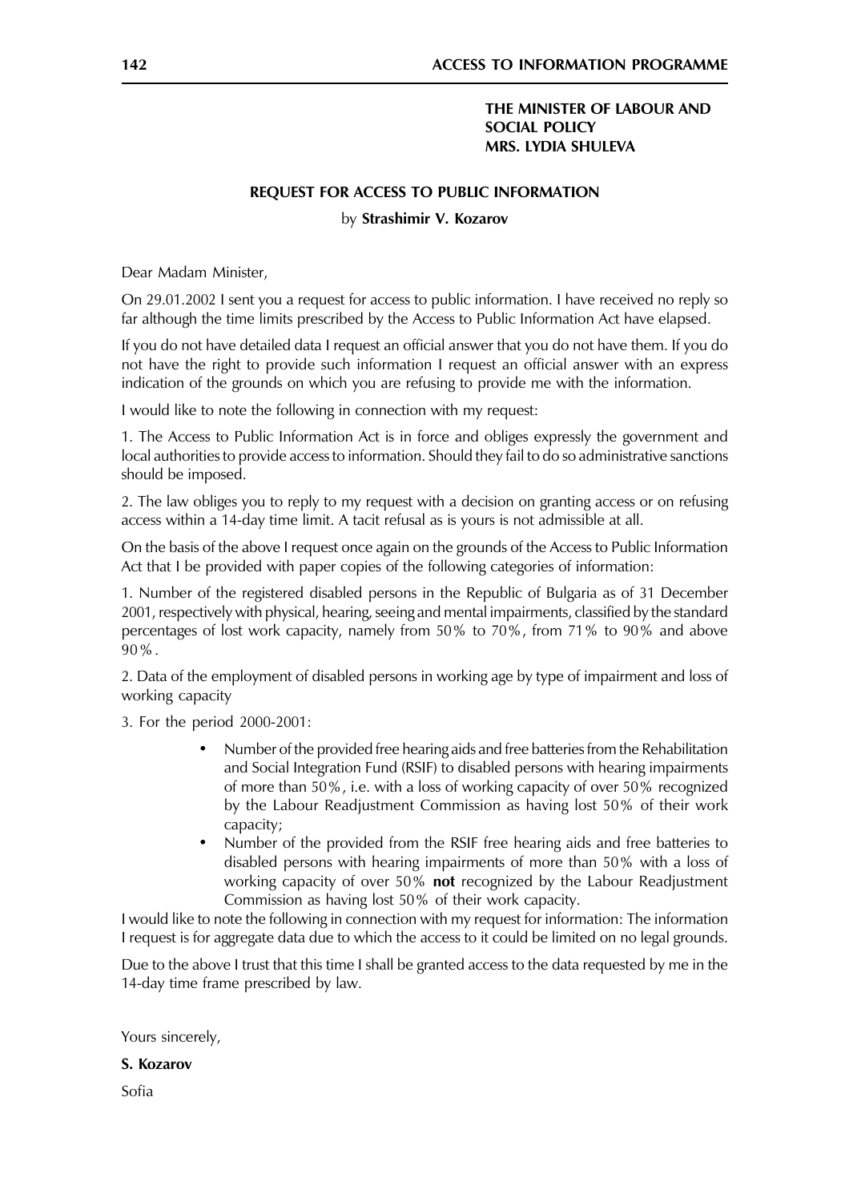**THE MINISTER OF LABOUR AND SOCIAL POLICY**
**MRS. LYDIA SHULEVA**

## REQUEST FOR ACCESS TO PUBLIC INFORMATION

by **Strashimir V. Kozarov**

Dear Madam Minister,

On 29.01.2002 I sent you a request for access to public information. I have received no reply so far although the time limits prescribed by the Access to Public Information Act have elapsed.

If you do not have detailed data I request an official answer that you do not have them. If you do not have the right to provide such information I request an official answer with an express indication of the grounds on which you are refusing to provide me with the information.

I would like to note the following in connection with my request:

1. The Access to Public Information Act is in force and obliges expressly the government and local authorities to provide access to information. Should they fail to do so administrative sanctions should be imposed.

2. The law obliges you to reply to my request with a decision on granting access or on refusing access within a 14-day time limit. A tacit refusal as is yours is not admissible at all.

On the basis of the above I request once again on the grounds of the Access to Public Information Act that I be provided with paper copies of the following categories of information:

1. Number of the registered disabled persons in the Republic of Bulgaria as of 31 December 2001, respectively with physical, hearing, seeing and mental impairments, classified by the standard percentages of lost work capacity, namely from 50% to 70%, from 71% to 90% and above 90%.

2. Data of the employment of disabled persons in working age by type of impairment and loss of working capacity

3. For the period 2000-2001:

- Number of the provided free hearing aids and free batteries from the Rehabilitation and Social Integration Fund (RSIF) to disabled persons with hearing impairments of more than 50%, i.e. with a loss of working capacity of over 50% recognized by the Labour Readjustment Commission as having lost 50% of their work capacity;
- Number of the provided from the RSIF free hearing aids and free batteries to disabled persons with hearing impairments of more than 50% with a loss of working capacity of over 50% **not** recognized by the Labour Readjustment Commission as having lost 50% of their work capacity.

I would like to note the following in connection with my request for information: The information I request is for aggregate data due to which the access to it could be limited on no legal grounds.

Due to the above I trust that this time I shall be granted access to the data requested by me in the 14-day time frame prescribed by law.

Yours sincerely,

**S. Kozarov**

Sofia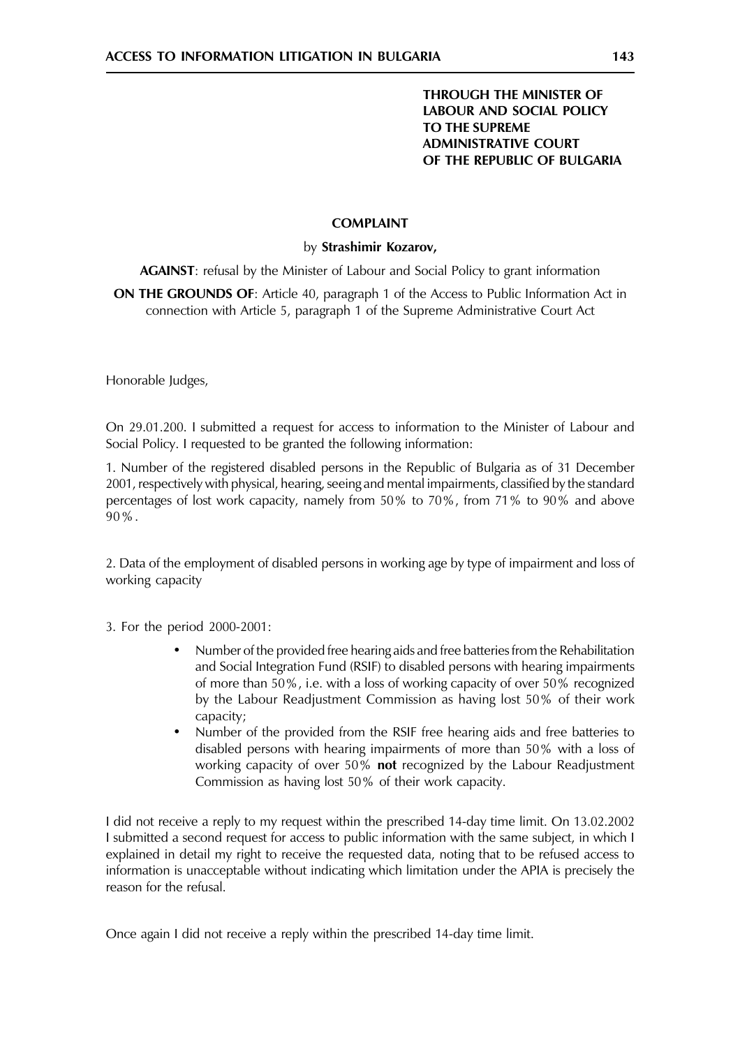**THROUGH THE MINISTER OF LABOUR AND SOCIAL POLICY TO THE SUPREME ADMINISTRATIVE COURT OF THE REPUBLIC OF BULGARIA**

**COMPLAINT**

by **Strashimir Kozarov,**

**AGAINST**: refusal by the Minister of Labour and Social Policy to grant information

**ON THE GROUNDS OF**: Article 40, paragraph 1 of the Access to Public Information Act in connection with Article 5, paragraph 1 of the Supreme Administrative Court Act

Honorable Judges,

On 29.01.200. I submitted a request for access to information to the Minister of Labour and Social Policy. I requested to be granted the following information:

1. Number of the registered disabled persons in the Republic of Bulgaria as of 31 December 2001, respectively with physical, hearing, seeing and mental impairments, classified by the standard percentages of lost work capacity, namely from 50% to 70%, from 71% to 90% and above 90%.

2. Data of the employment of disabled persons in working age by type of impairment and loss of working capacity

3. For the period 2000-2001:

- Number of the provided free hearing aids and free batteries from the Rehabilitation and Social Integration Fund (RSIF) to disabled persons with hearing impairments of more than 50%, i.e. with a loss of working capacity of over 50% recognized by the Labour Readjustment Commission as having lost 50% of their work capacity;
- Number of the provided from the RSIF free hearing aids and free batteries to disabled persons with hearing impairments of more than 50% with a loss of working capacity of over 50% **not** recognized by the Labour Readjustment Commission as having lost 50% of their work capacity.

I did not receive a reply to my request within the prescribed 14-day time limit. On 13.02.2002 I submitted a second request for access to public information with the same subject, in which I explained in detail my right to receive the requested data, noting that to be refused access to information is unacceptable without indicating which limitation under the APIA is precisely the reason for the refusal.

Once again I did not receive a reply within the prescribed 14-day time limit.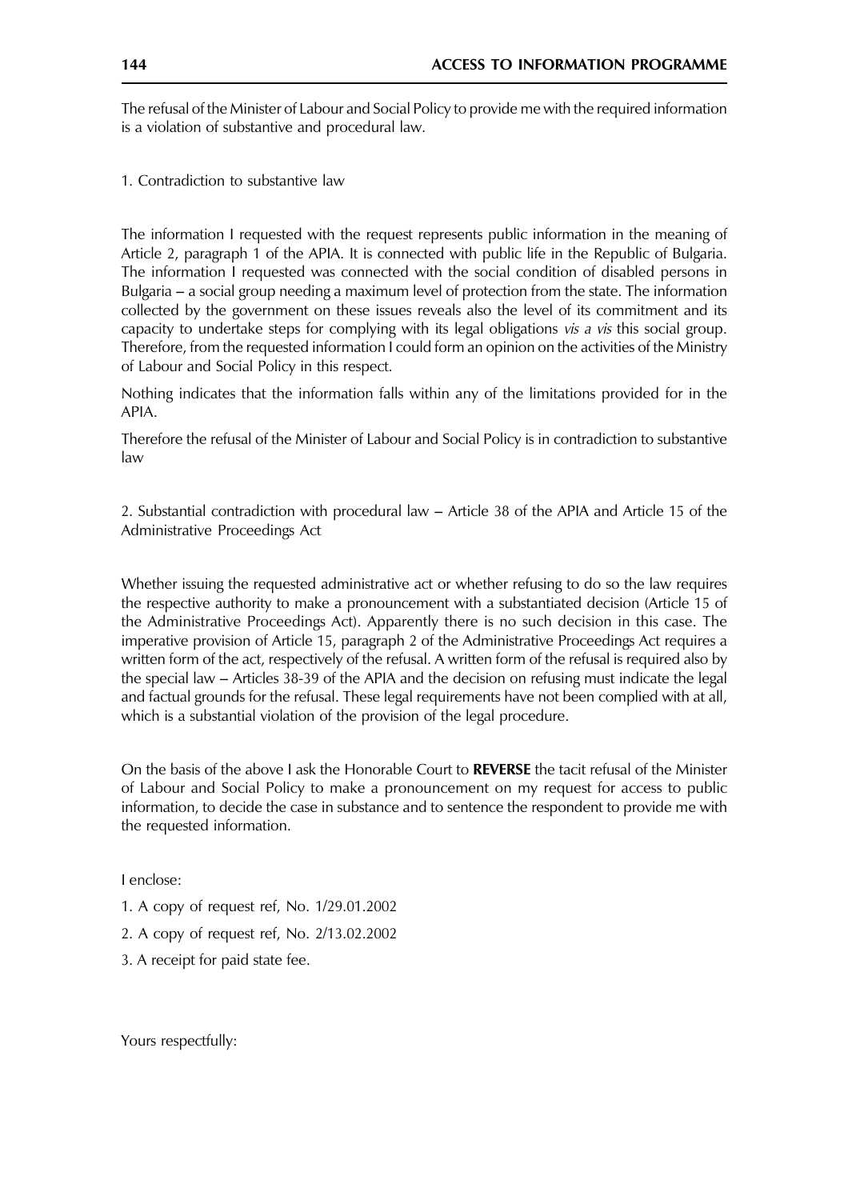The refusal of the Minister of Labour and Social Policy to provide me with the required information is a violation of substantive and procedural law.

1. Contradiction to substantive law

The information I requested with the request represents public information in the meaning of Article 2, paragraph 1 of the APIA. It is connected with public life in the Republic of Bulgaria. The information I requested was connected with the social condition of disabled persons in Bulgaria – a social group needing a maximum level of protection from the state. The information collected by the government on these issues reveals also the level of its commitment and its capacity to undertake steps for complying with its legal obligations *vis a vis* this social group. Therefore, from the requested information I could form an opinion on the activities of the Ministry of Labour and Social Policy in this respect.

Nothing indicates that the information falls within any of the limitations provided for in the APIA.

Therefore the refusal of the Minister of Labour and Social Policy is in contradiction to substantive law

2. Substantial contradiction with procedural law – Article 38 of the APIA and Article 15 of the Administrative Proceedings Act

Whether issuing the requested administrative act or whether refusing to do so the law requires the respective authority to make a pronouncement with a substantiated decision (Article 15 of the Administrative Proceedings Act). Apparently there is no such decision in this case. The imperative provision of Article 15, paragraph 2 of the Administrative Proceedings Act requires a written form of the act, respectively of the refusal. A written form of the refusal is required also by the special law – Articles 38-39 of the APIA and the decision on refusing must indicate the legal and factual grounds for the refusal. These legal requirements have not been complied with at all, which is a substantial violation of the provision of the legal procedure.

On the basis of the above I ask the Honorable Court to **REVERSE** the tacit refusal of the Minister of Labour and Social Policy to make a pronouncement on my request for access to public information, to decide the case in substance and to sentence the respondent to provide me with the requested information.

I enclose:

1. A copy of request ref, No. 1/29.01.2002
2. A copy of request ref, No. 2/13.02.2002
3. A receipt for paid state fee.

Yours respectfully: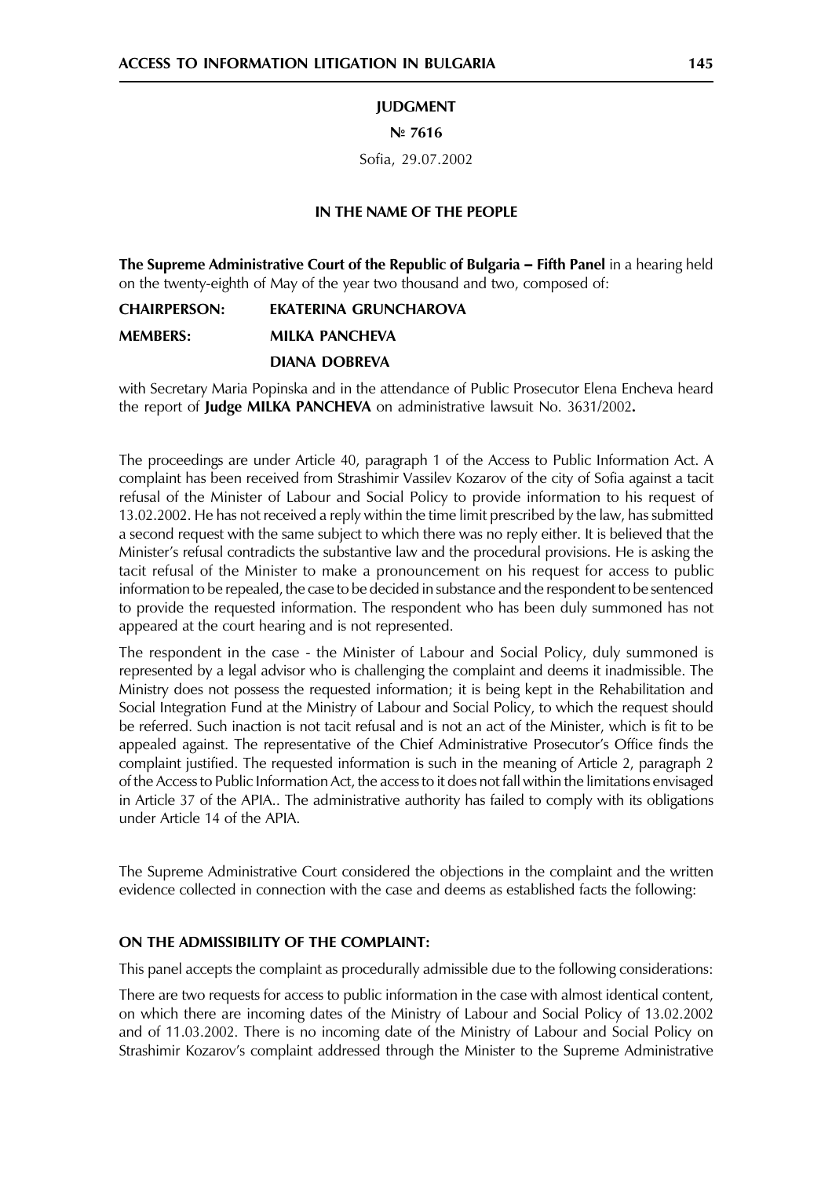**JUDGMENT**

**№ 7616**

Sofia, 29.07.2002

**IN THE NAME OF THE PEOPLE**

**The Supreme Administrative Court of the Republic of Bulgaria – Fifth Panel** in a hearing held on the twenty-eighth of May of the year two thousand and two, composed of:

**CHAIRPERSON: EKATERINA GRUNCHAROVA**

**MEMBERS: MILKA PANCHEVA**

**DIANA DOBREVA**

with Secretary Maria Popinska and in the attendance of Public Prosecutor Elena Encheva heard the report of **Judge MILKA PANCHEVA** on administrative lawsuit No. 3631/2002**.**

The proceedings are under Article 40, paragraph 1 of the Access to Public Information Act. A complaint has been received from Strashimir Vassilev Kozarov of the city of Sofia against a tacit refusal of the Minister of Labour and Social Policy to provide information to his request of 13.02.2002. He has not received a reply within the time limit prescribed by the law, has submitted a second request with the same subject to which there was no reply either. It is believed that the Minister's refusal contradicts the substantive law and the procedural provisions. He is asking the tacit refusal of the Minister to make a pronouncement on his request for access to public information to be repealed, the case to be decided in substance and the respondent to be sentenced to provide the requested information. The respondent who has been duly summoned has not appeared at the court hearing and is not represented.

The respondent in the case - the Minister of Labour and Social Policy, duly summoned is represented by a legal advisor who is challenging the complaint and deems it inadmissible. The Ministry does not possess the requested information; it is being kept in the Rehabilitation and Social Integration Fund at the Ministry of Labour and Social Policy, to which the request should be referred. Such inaction is not tacit refusal and is not an act of the Minister, which is fit to be appealed against. The representative of the Chief Administrative Prosecutor's Office finds the complaint justified. The requested information is such in the meaning of Article 2, paragraph 2 of the Access to Public Information Act, the access to it does not fall within the limitations envisaged in Article 37 of the APIA.. The administrative authority has failed to comply with its obligations under Article 14 of the APIA.

The Supreme Administrative Court considered the objections in the complaint and the written evidence collected in connection with the case and deems as established facts the following:

**ON THE ADMISSIBILITY OF THE COMPLAINT:**

This panel accepts the complaint as procedurally admissible due to the following considerations:

There are two requests for access to public information in the case with almost identical content, on which there are incoming dates of the Ministry of Labour and Social Policy of 13.02.2002 and of 11.03.2002. There is no incoming date of the Ministry of Labour and Social Policy on Strashimir Kozarov's complaint addressed through the Minister to the Supreme Administrative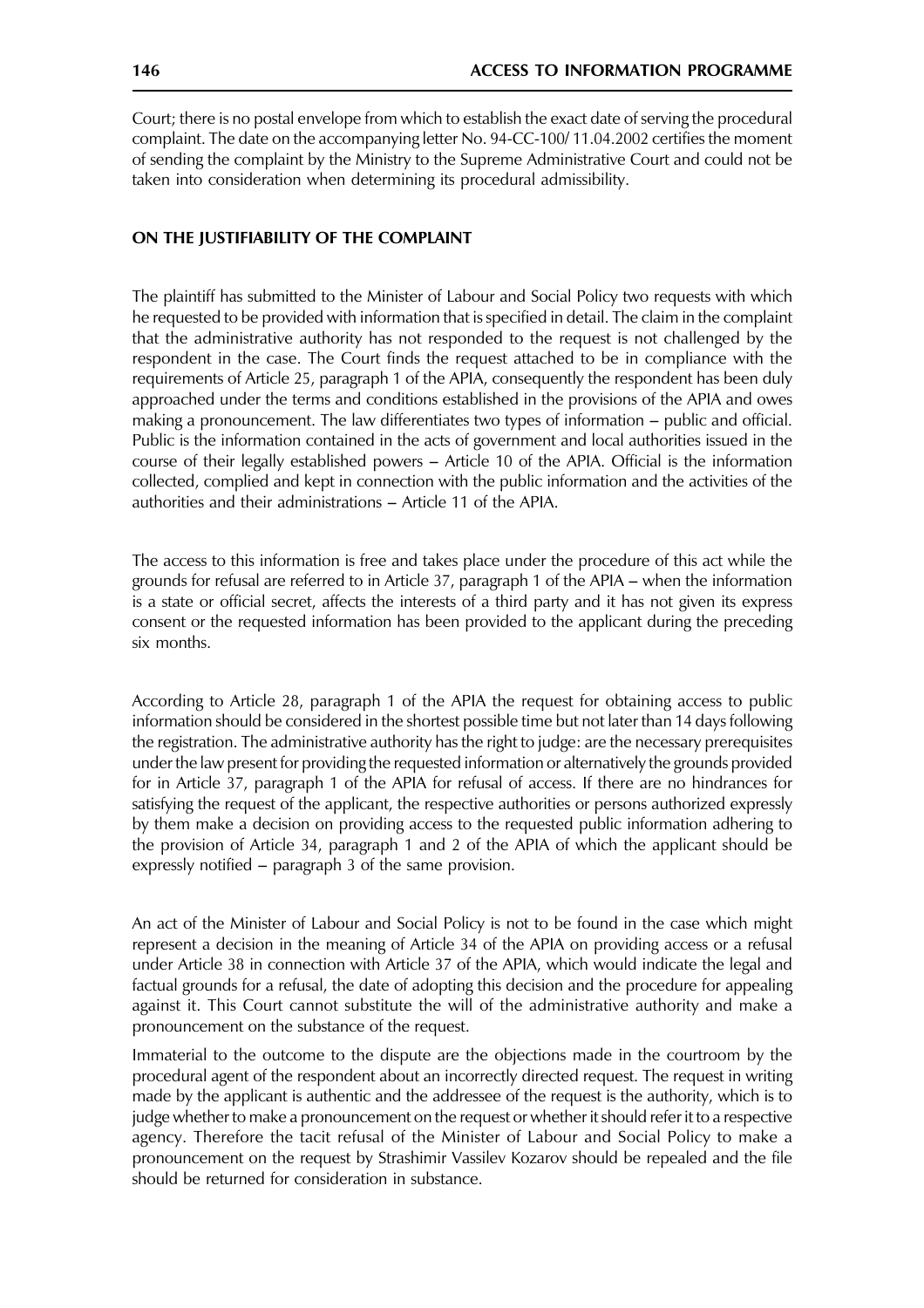Court; there is no postal envelope from which to establish the exact date of serving the procedural complaint. The date on the accompanying letter No. 94-CC-100/ 11.04.2002 certifies the moment of sending the complaint by the Ministry to the Supreme Administrative Court and could not be taken into consideration when determining its procedural admissibility.

**ON THE JUSTIFIABILITY OF THE COMPLAINT**

The plaintiff has submitted to the Minister of Labour and Social Policy two requests with which he requested to be provided with information that is specified in detail. The claim in the complaint that the administrative authority has not responded to the request is not challenged by the respondent in the case. The Court finds the request attached to be in compliance with the requirements of Article 25, paragraph 1 of the APIA, consequently the respondent has been duly approached under the terms and conditions established in the provisions of the APIA and owes making a pronouncement. The law differentiates two types of information – public and official. Public is the information contained in the acts of government and local authorities issued in the course of their legally established powers – Article 10 of the APIA. Official is the information collected, complied and kept in connection with the public information and the activities of the authorities and their administrations – Article 11 of the APIA.

The access to this information is free and takes place under the procedure of this act while the grounds for refusal are referred to in Article 37, paragraph 1 of the APIA – when the information is a state or official secret, affects the interests of a third party and it has not given its express consent or the requested information has been provided to the applicant during the preceding six months.

According to Article 28, paragraph 1 of the APIA the request for obtaining access to public information should be considered in the shortest possible time but not later than 14 days following the registration. The administrative authority has the right to judge: are the necessary prerequisites under the law present for providing the requested information or alternatively the grounds provided for in Article 37, paragraph 1 of the APIA for refusal of access. If there are no hindrances for satisfying the request of the applicant, the respective authorities or persons authorized expressly by them make a decision on providing access to the requested public information adhering to the provision of Article 34, paragraph 1 and 2 of the APIA of which the applicant should be expressly notified – paragraph 3 of the same provision.

An act of the Minister of Labour and Social Policy is not to be found in the case which might represent a decision in the meaning of Article 34 of the APIA on providing access or a refusal under Article 38 in connection with Article 37 of the APIA, which would indicate the legal and factual grounds for a refusal, the date of adopting this decision and the procedure for appealing against it. This Court cannot substitute the will of the administrative authority and make a pronouncement on the substance of the request.

Immaterial to the outcome to the dispute are the objections made in the courtroom by the procedural agent of the respondent about an incorrectly directed request. The request in writing made by the applicant is authentic and the addressee of the request is the authority, which is to judge whether to make a pronouncement on the request or whether it should refer it to a respective agency. Therefore the tacit refusal of the Minister of Labour and Social Policy to make a pronouncement on the request by Strashimir Vassilev Kozarov should be repealed and the file should be returned for consideration in substance.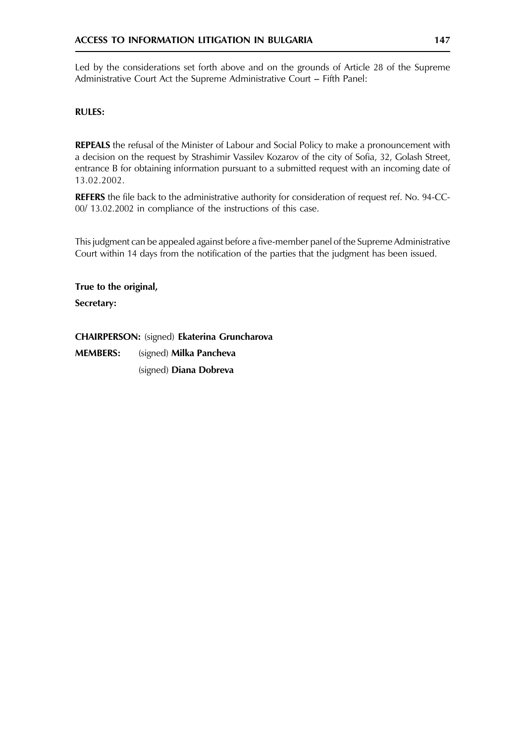Led by the considerations set forth above and on the grounds of Article 28 of the Supreme Administrative Court Act the Supreme Administrative Court – Fifth Panel:

**RULES:**

**REPEALS** the refusal of the Minister of Labour and Social Policy to make a pronouncement with a decision on the request by Strashimir Vassilev Kozarov of the city of Sofia, 32, Golash Street, entrance B for obtaining information pursuant to a submitted request with an incoming date of 13.02.2002.

**REFERS** the file back to the administrative authority for consideration of request ref. No. 94-CC-00/ 13.02.2002 in compliance of the instructions of this case.

This judgment can be appealed against before a five-member panel of the Supreme Administrative Court within 14 days from the notification of the parties that the judgment has been issued.

**True to the original,**

**Secretary:**

**CHAIRPERSON:** (signed) **Ekaterina Gruncharova**

**MEMBERS:** (signed) **Milka Pancheva**

(signed) **Diana Dobreva**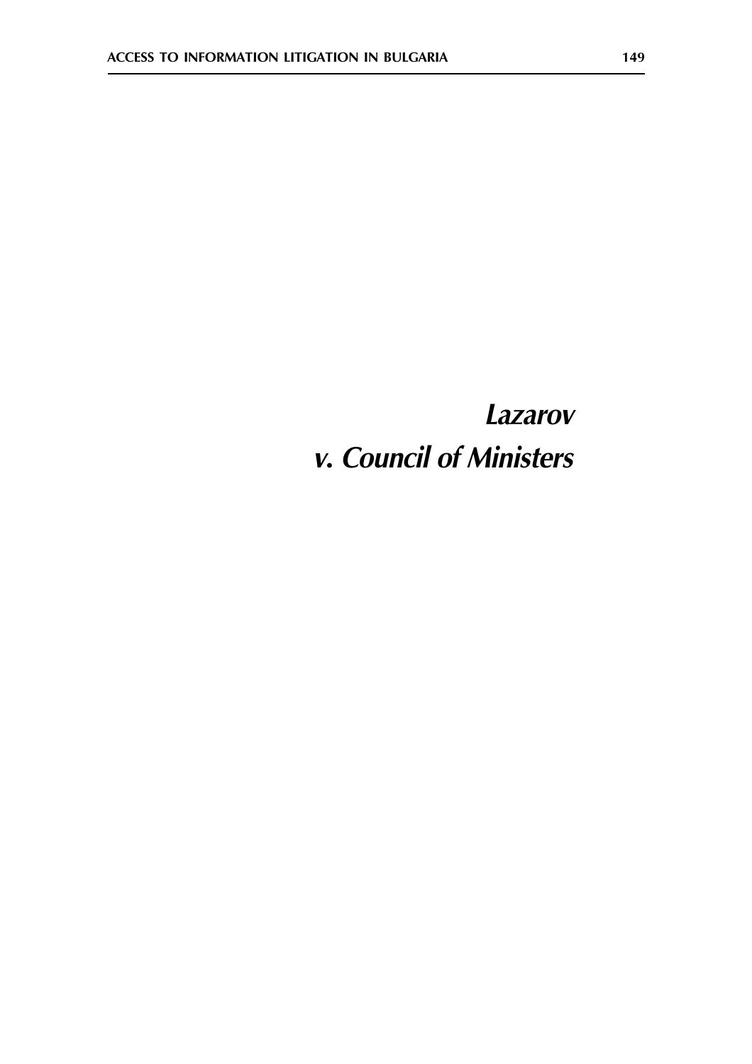# *Lazarov v. Council of Ministers*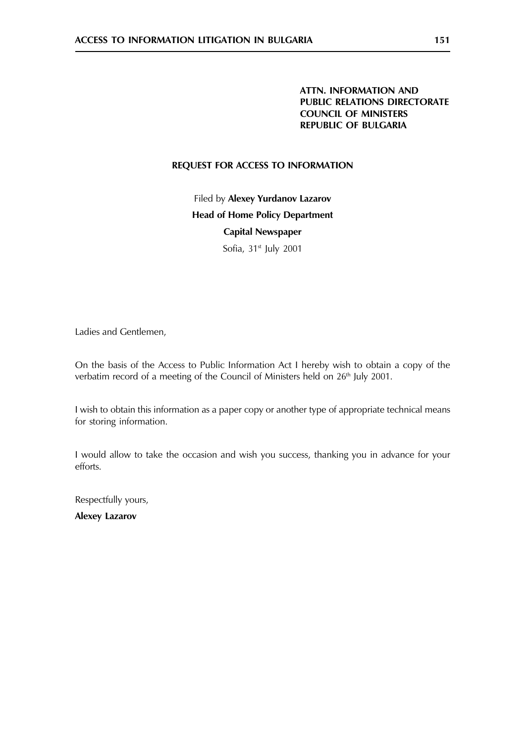**ATTN. INFORMATION AND PUBLIC RELATIONS DIRECTORATE**
**COUNCIL OF MINISTERS**
**REPUBLIC OF BULGARIA**

**REQUEST FOR ACCESS TO INFORMATION**

Filed by **Alexey Yurdanov Lazarov**

**Head of Home Policy Department**

**Capital Newspaper**

Sofia, 31st July 2001

Ladies and Gentlemen,

On the basis of the Access to Public Information Act I hereby wish to obtain a copy of the verbatim record of a meeting of the Council of Ministers held on 26th July 2001.

I wish to obtain this information as a paper copy or another type of appropriate technical means for storing information.

I would allow to take the occasion and wish you success, thanking you in advance for your efforts.

Respectfully yours,

**Alexey Lazarov**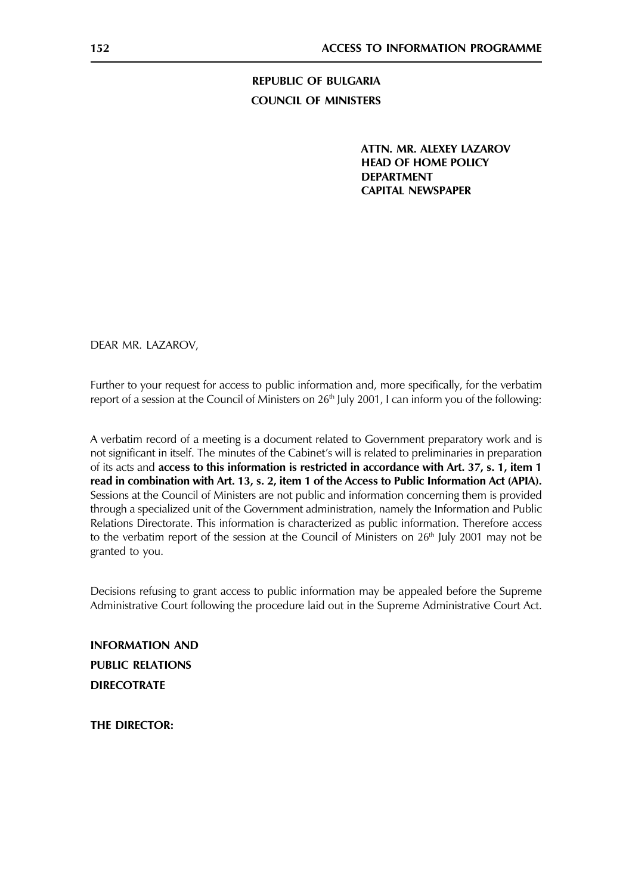**REPUBLIC OF BULGARIA**
**COUNCIL OF MINISTERS**

**ATTN. MR. ALEXEY LAZAROV**
**HEAD OF HOME POLICY**
**DEPARTMENT**
**CAPITAL NEWSPAPER**

DEAR MR. LAZAROV,

Further to your request for access to public information and, more specifically, for the verbatim report of a session at the Council of Ministers on 26[th] July 2001, I can inform you of the following:

A verbatim record of a meeting is a document related to Government preparatory work and is not significant in itself. The minutes of the Cabinet's will is related to preliminaries in preparation of its acts and **access to this information is restricted in accordance with Art. 37, s. 1, item 1 read in combination with Art. 13, s. 2, item 1 of the Access to Public Information Act (APIA).** Sessions at the Council of Ministers are not public and information concerning them is provided through a specialized unit of the Government administration, namely the Information and Public Relations Directorate. This information is characterized as public information. Therefore access to the verbatim report of the session at the Council of Ministers on 26[th] July 2001 may not be granted to you.

Decisions refusing to grant access to public information may be appealed before the Supreme Administrative Court following the procedure laid out in the Supreme Administrative Court Act.

**INFORMATION AND**
**PUBLIC RELATIONS**
**DIRECOTRATE**

**THE DIRECTOR:**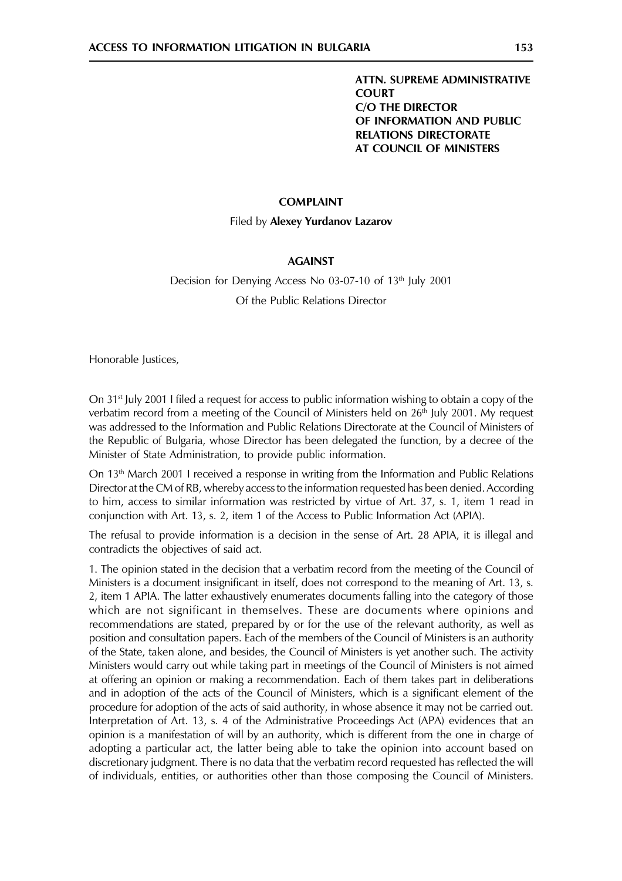**ATTN. SUPREME ADMINISTRATIVE COURT**
**C/O THE DIRECTOR**
**OF INFORMATION AND PUBLIC RELATIONS DIRECTORATE**
**AT COUNCIL OF MINISTERS**

**COMPLAINT**

Filed by **Alexey Yurdanov Lazarov**

**AGAINST**

Decision for Denying Access No 03-07-10 of 13th July 2001

Of the Public Relations Director

Honorable Justices,

On 31st July 2001 I filed a request for access to public information wishing to obtain a copy of the verbatim record from a meeting of the Council of Ministers held on 26th July 2001. My request was addressed to the Information and Public Relations Directorate at the Council of Ministers of the Republic of Bulgaria, whose Director has been delegated the function, by a decree of the Minister of State Administration, to provide public information.

On 13th March 2001 I received a response in writing from the Information and Public Relations Director at the CM of RB, whereby access to the information requested has been denied. According to him, access to similar information was restricted by virtue of Art. 37, s. 1, item 1 read in conjunction with Art. 13, s. 2, item 1 of the Access to Public Information Act (APIA).

The refusal to provide information is a decision in the sense of Art. 28 APIA, it is illegal and contradicts the objectives of said act.

1. The opinion stated in the decision that a verbatim record from the meeting of the Council of Ministers is a document insignificant in itself, does not correspond to the meaning of Art. 13, s. 2, item 1 APIA. The latter exhaustively enumerates documents falling into the category of those which are not significant in themselves. These are documents where opinions and recommendations are stated, prepared by or for the use of the relevant authority, as well as position and consultation papers. Each of the members of the Council of Ministers is an authority of the State, taken alone, and besides, the Council of Ministers is yet another such. The activity Ministers would carry out while taking part in meetings of the Council of Ministers is not aimed at offering an opinion or making a recommendation. Each of them takes part in deliberations and in adoption of the acts of the Council of Ministers, which is a significant element of the procedure for adoption of the acts of said authority, in whose absence it may not be carried out. Interpretation of Art. 13, s. 4 of the Administrative Proceedings Act (APA) evidences that an opinion is a manifestation of will by an authority, which is different from the one in charge of adopting a particular act, the latter being able to take the opinion into account based on discretionary judgment. There is no data that the verbatim record requested has reflected the will of individuals, entities, or authorities other than those composing the Council of Ministers.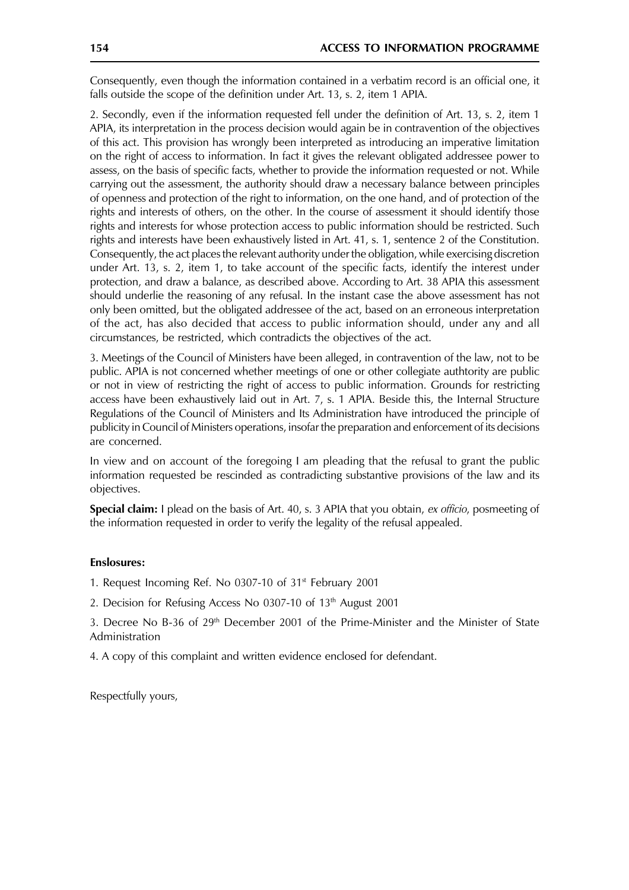Consequently, even though the information contained in a verbatim record is an official one, it falls outside the scope of the definition under Art. 13, s. 2, item 1 APIA.

2. Secondly, even if the information requested fell under the definition of Art. 13, s. 2, item 1 APIA, its interpretation in the process decision would again be in contravention of the objectives of this act. This provision has wrongly been interpreted as introducing an imperative limitation on the right of access to information. In fact it gives the relevant obligated addressee power to assess, on the basis of specific facts, whether to provide the information requested or not. While carrying out the assessment, the authority should draw a necessary balance between principles of openness and protection of the right to information, on the one hand, and of protection of the rights and interests of others, on the other. In the course of assessment it should identify those rights and interests for whose protection access to public information should be restricted. Such rights and interests have been exhaustively listed in Art. 41, s. 1, sentence 2 of the Constitution. Consequently, the act places the relevant authority under the obligation, while exercising discretion under Art. 13, s. 2, item 1, to take account of the specific facts, identify the interest under protection, and draw a balance, as described above. According to Art. 38 APIA this assessment should underlie the reasoning of any refusal. In the instant case the above assessment has not only been omitted, but the obligated addressee of the act, based on an erroneous interpretation of the act, has also decided that access to public information should, under any and all circumstances, be restricted, which contradicts the objectives of the act.

3. Meetings of the Council of Ministers have been alleged, in contravention of the law, not to be public. APIA is not concerned whether meetings of one or other collegiate authtority are public or not in view of restricting the right of access to public information. Grounds for restricting access have been exhaustively laid out in Art. 7, s. 1 APIA. Beside this, the Internal Structure Regulations of the Council of Ministers and Its Administration have introduced the principle of publicity in Council of Ministers operations, insofar the preparation and enforcement of its decisions are concerned.

In view and on account of the foregoing I am pleading that the refusal to grant the public information requested be rescinded as contradicting substantive provisions of the law and its objectives.

**Special claim:** I plead on the basis of Art. 40, s. 3 APIA that you obtain, *ex officio*, posmeeting of the information requested in order to verify the legality of the refusal appealed.

**Enslosures:**

1. Request Incoming Ref. No 0307-10 of 31st February 2001
2. Decision for Refusing Access No 0307-10 of 13th August 2001
3. Decree No B-36 of 29th December 2001 of the Prime-Minister and the Minister of State Administration
4. A copy of this complaint and written evidence enclosed for defendant.

Respectfully yours,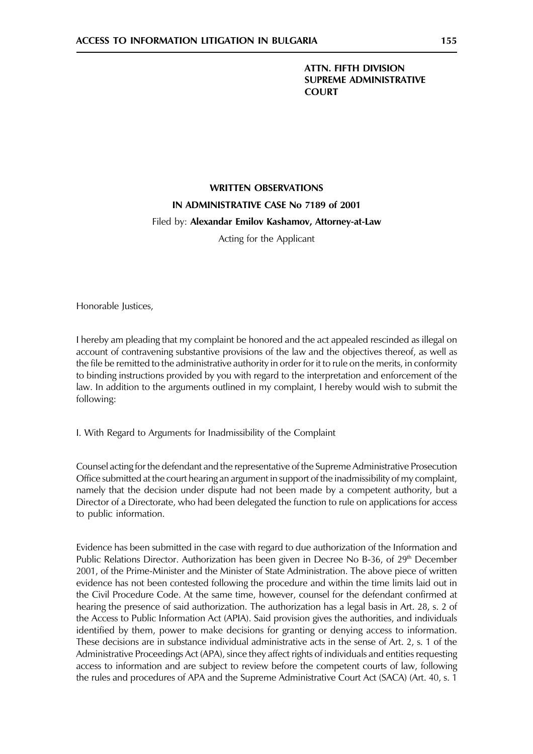**ATTN. FIFTH DIVISION**
**SUPREME ADMINISTRATIVE**
**COURT**

**WRITTEN OBSERVATIONS**

**IN ADMINISTRATIVE CASE No 7189 of 2001**

Filed by: **Alexandar Emilov Kashamov, Attorney-at-Law**

Acting for the Applicant

Honorable Justices,

I hereby am pleading that my complaint be honored and the act appealed rescinded as illegal on account of contravening substantive provisions of the law and the objectives thereof, as well as the file be remitted to the administrative authority in order for it to rule on the merits, in conformity to binding instructions provided by you with regard to the interpretation and enforcement of the law. In addition to the arguments outlined in my complaint, I hereby would wish to submit the following:

I. With Regard to Arguments for Inadmissibility of the Complaint

Counsel acting for the defendant and the representative of the Supreme Administrative Prosecution Office submitted at the court hearing an argument in support of the inadmissibility of my complaint, namely that the decision under dispute had not been made by a competent authority, but a Director of a Directorate, who had been delegated the function to rule on applications for access to public information.

Evidence has been submitted in the case with regard to due authorization of the Information and Public Relations Director. Authorization has been given in Decree No B-36, of 29th December 2001, of the Prime-Minister and the Minister of State Administration. The above piece of written evidence has not been contested following the procedure and within the time limits laid out in the Civil Procedure Code. At the same time, however, counsel for the defendant confirmed at hearing the presence of said authorization. The authorization has a legal basis in Art. 28, s. 2 of the Access to Public Information Act (APIA). Said provision gives the authorities, and individuals identified by them, power to make decisions for granting or denying access to information. These decisions are in substance individual administrative acts in the sense of Art. 2, s. 1 of the Administrative Proceedings Act (APA), since they affect rights of individuals and entities requesting access to information and are subject to review before the competent courts of law, following the rules and procedures of APA and the Supreme Administrative Court Act (SACA) (Art. 40, s. 1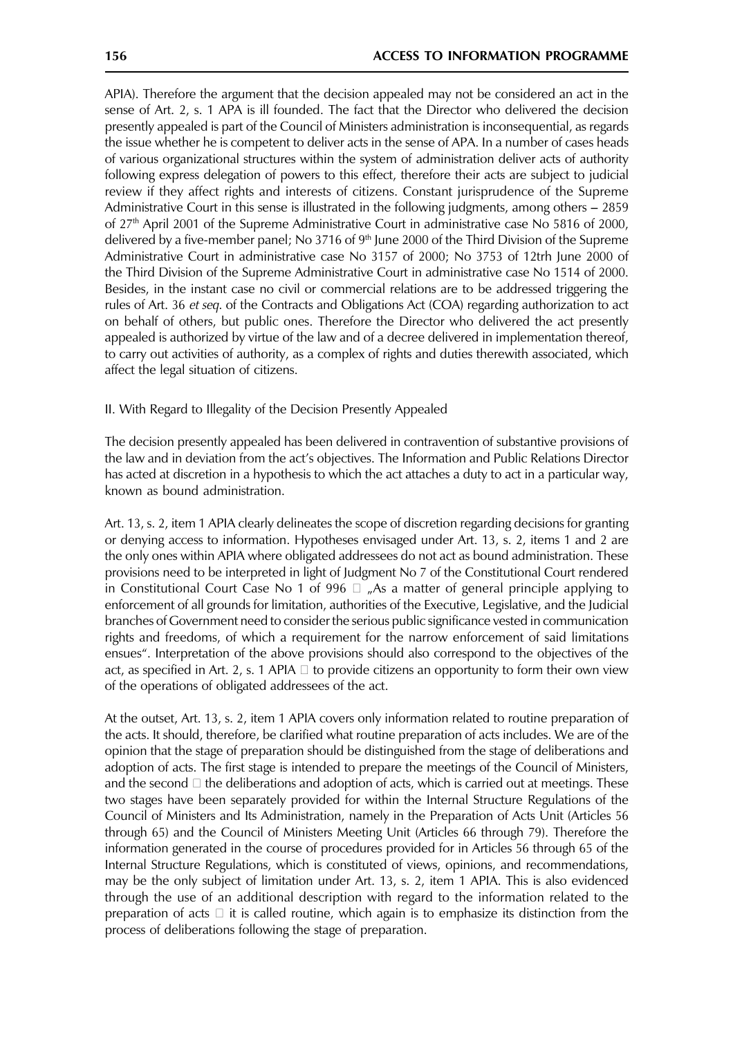APIA). Therefore the argument that the decision appealed may not be considered an act in the sense of Art. 2, s. 1 APA is ill founded. The fact that the Director who delivered the decision presently appealed is part of the Council of Ministers administration is inconsequential, as regards the issue whether he is competent to deliver acts in the sense of APA. In a number of cases heads of various organizational structures within the system of administration deliver acts of authority following express delegation of powers to this effect, therefore their acts are subject to judicial review if they affect rights and interests of citizens. Constant jurisprudence of the Supreme Administrative Court in this sense is illustrated in the following judgments, among others – 2859 of 27th April 2001 of the Supreme Administrative Court in administrative case No 5816 of 2000, delivered by a five-member panel; No 3716 of 9th June 2000 of the Third Division of the Supreme Administrative Court in administrative case No 3157 of 2000; No 3753 of 12trh June 2000 of the Third Division of the Supreme Administrative Court in administrative case No 1514 of 2000. Besides, in the instant case no civil or commercial relations are to be addressed triggering the rules of Art. 36 *et seq.* of the Contracts and Obligations Act (COA) regarding authorization to act on behalf of others, but public ones. Therefore the Director who delivered the act presently appealed is authorized by virtue of the law and of a decree delivered in implementation thereof, to carry out activities of authority, as a complex of rights and duties therewith associated, which affect the legal situation of citizens.

II. With Regard to Illegality of the Decision Presently Appealed

The decision presently appealed has been delivered in contravention of substantive provisions of the law and in deviation from the act's objectives. The Information and Public Relations Director has acted at discretion in a hypothesis to which the act attaches a duty to act in a particular way, known as bound administration.

Art. 13, s. 2, item 1 APIA clearly delineates the scope of discretion regarding decisions for granting or denying access to information. Hypotheses envisaged under Art. 13, s. 2, items 1 and 2 are the only ones within APIA where obligated addressees do not act as bound administration. These provisions need to be interpreted in light of Judgment No 7 of the Constitutional Court rendered in Constitutional Court Case No 1 of 996 – „As a matter of general principle applying to enforcement of all grounds for limitation, authorities of the Executive, Legislative, and the Judicial branches of Government need to consider the serious public significance vested in communication rights and freedoms, of which a requirement for the narrow enforcement of said limitations ensues". Interpretation of the above provisions should also correspond to the objectives of the act, as specified in Art. 2, s. 1 APIA – to provide citizens an opportunity to form their own view of the operations of obligated addressees of the act.

At the outset, Art. 13, s. 2, item 1 APIA covers only information related to routine preparation of the acts. It should, therefore, be clarified what routine preparation of acts includes. We are of the opinion that the stage of preparation should be distinguished from the stage of deliberations and adoption of acts. The first stage is intended to prepare the meetings of the Council of Ministers, and the second – the deliberations and adoption of acts, which is carried out at meetings. These two stages have been separately provided for within the Internal Structure Regulations of the Council of Ministers and Its Administration, namely in the Preparation of Acts Unit (Articles 56 through 65) and the Council of Ministers Meeting Unit (Articles 66 through 79). Therefore the information generated in the course of procedures provided for in Articles 56 through 65 of the Internal Structure Regulations, which is constituted of views, opinions, and recommendations, may be the only subject of limitation under Art. 13, s. 2, item 1 APIA. This is also evidenced through the use of an additional description with regard to the information related to the preparation of acts – it is called routine, which again is to emphasize its distinction from the process of deliberations following the stage of preparation.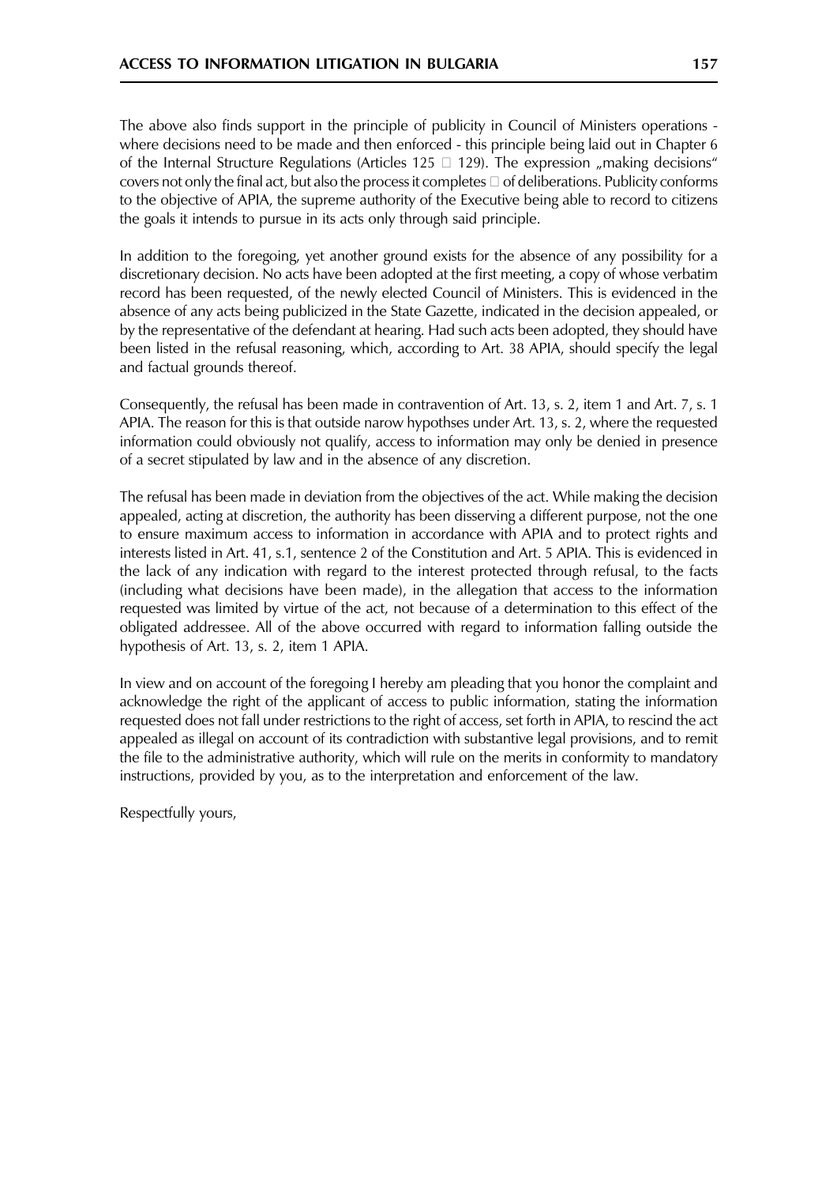The above also finds support in the principle of publicity in Council of Ministers operations - where decisions need to be made and then enforced - this principle being laid out in Chapter 6 of the Internal Structure Regulations (Articles 125 – 129). The expression „making decisions" covers not only the final act, but also the process it completes – of deliberations. Publicity conforms to the objective of APIA, the supreme authority of the Executive being able to record to citizens the goals it intends to pursue in its acts only through said principle.

In addition to the foregoing, yet another ground exists for the absence of any possibility for a discretionary decision. No acts have been adopted at the first meeting, a copy of whose verbatim record has been requested, of the newly elected Council of Ministers. This is evidenced in the absence of any acts being publicized in the State Gazette, indicated in the decision appealed, or by the representative of the defendant at hearing. Had such acts been adopted, they should have been listed in the refusal reasoning, which, according to Art. 38 APIA, should specify the legal and factual grounds thereof.

Consequently, the refusal has been made in contravention of Art. 13, s. 2, item 1 and Art. 7, s. 1 APIA. The reason for this is that outside narow hypothses under Art. 13, s. 2, where the requested information could obviously not qualify, access to information may only be denied in presence of a secret stipulated by law and in the absence of any discretion.

The refusal has been made in deviation from the objectives of the act. While making the decision appealed, acting at discretion, the authority has been disserving a different purpose, not the one to ensure maximum access to information in accordance with APIA and to protect rights and interests listed in Art. 41, s.1, sentence 2 of the Constitution and Art. 5 APIA. This is evidenced in the lack of any indication with regard to the interest protected through refusal, to the facts (including what decisions have been made), in the allegation that access to the information requested was limited by virtue of the act, not because of a determination to this effect of the obligated addressee. All of the above occurred with regard to information falling outside the hypothesis of Art. 13, s. 2, item 1 APIA.

In view and on account of the foregoing I hereby am pleading that you honor the complaint and acknowledge the right of the applicant of access to public information, stating the information requested does not fall under restrictions to the right of access, set forth in APIA, to rescind the act appealed as illegal on account of its contradiction with substantive legal provisions, and to remit the file to the administrative authority, which will rule on the merits in conformity to mandatory instructions, provided by you, as to the interpretation and enforcement of the law.

Respectfully yours,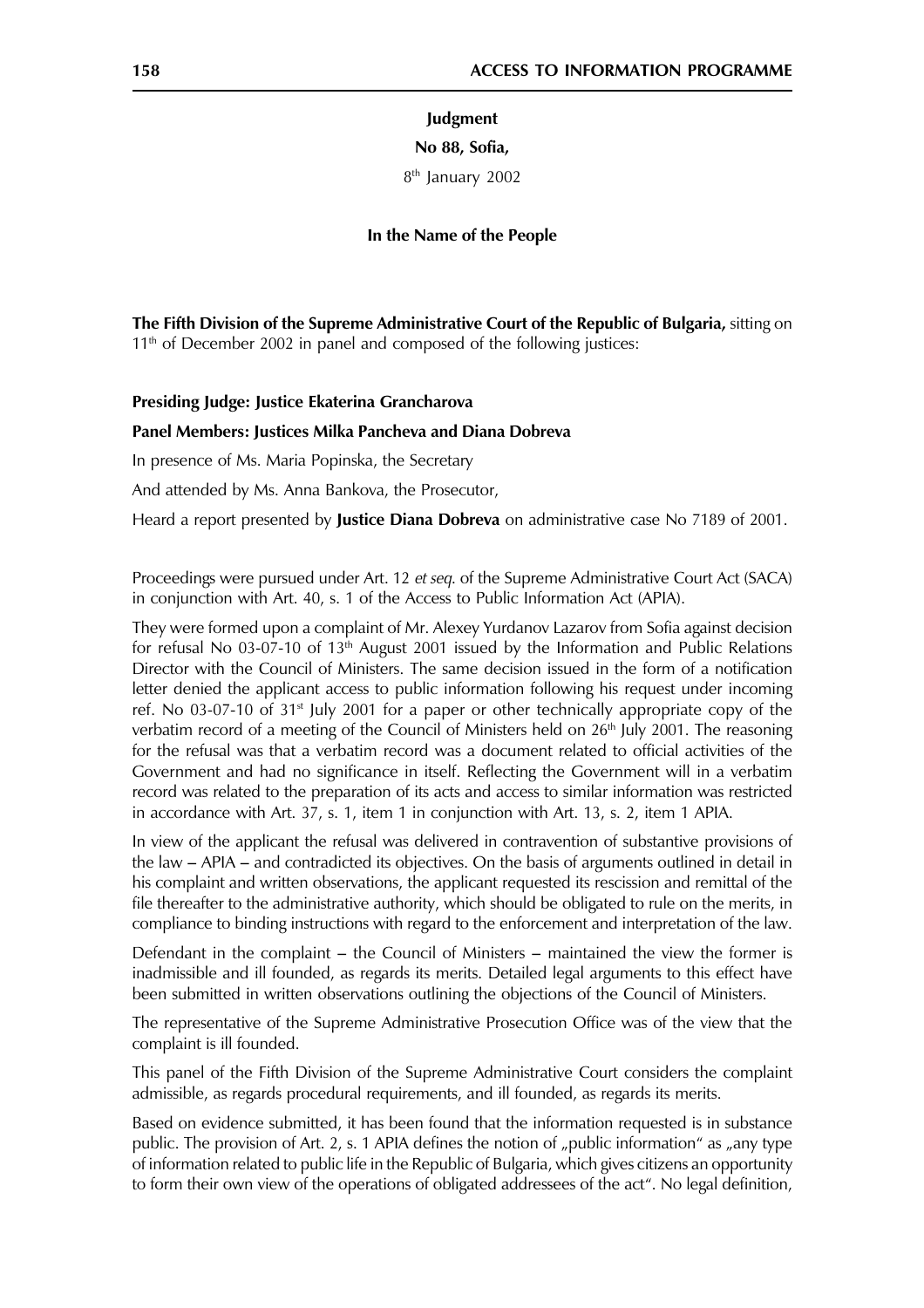**Judgment**

**No 88, Sofia,**

8th January 2002

**In the Name of the People**

**The Fifth Division of the Supreme Administrative Court of the Republic of Bulgaria,** sitting on 11th of December 2002 in panel and composed of the following justices:

**Presiding Judge: Justice Ekaterina Grancharova**

**Panel Members: Justices Milka Pancheva and Diana Dobreva**

In presence of Ms. Maria Popinska, the Secretary

And attended by Ms. Anna Bankova, the Prosecutor,

Heard a report presented by **Justice Diana Dobreva** on administrative case No 7189 of 2001.

Proceedings were pursued under Art. 12 *et seq*. of the Supreme Administrative Court Act (SACA) in conjunction with Art. 40, s. 1 of the Access to Public Information Act (APIA).

They were formed upon a complaint of Mr. Alexey Yurdanov Lazarov from Sofia against decision for refusal No 03-07-10 of 13th August 2001 issued by the Information and Public Relations Director with the Council of Ministers. The same decision issued in the form of a notification letter denied the applicant access to public information following his request under incoming ref. No 03-07-10 of 31st July 2001 for a paper or other technically appropriate copy of the verbatim record of a meeting of the Council of Ministers held on 26th July 2001. The reasoning for the refusal was that a verbatim record was a document related to official activities of the Government and had no significance in itself. Reflecting the Government will in a verbatim record was related to the preparation of its acts and access to similar information was restricted in accordance with Art. 37, s. 1, item 1 in conjunction with Art. 13, s. 2, item 1 APIA.

In view of the applicant the refusal was delivered in contravention of substantive provisions of the law – APIA – and contradicted its objectives. On the basis of arguments outlined in detail in his complaint and written observations, the applicant requested its rescission and remittal of the file thereafter to the administrative authority, which should be obligated to rule on the merits, in compliance to binding instructions with regard to the enforcement and interpretation of the law.

Defendant in the complaint – the Council of Ministers – maintained the view the former is inadmissible and ill founded, as regards its merits. Detailed legal arguments to this effect have been submitted in written observations outlining the objections of the Council of Ministers.

The representative of the Supreme Administrative Prosecution Office was of the view that the complaint is ill founded.

This panel of the Fifth Division of the Supreme Administrative Court considers the complaint admissible, as regards procedural requirements, and ill founded, as regards its merits.

Based on evidence submitted, it has been found that the information requested is in substance public. The provision of Art. 2, s. 1 APIA defines the notion of „public information" as „any type of information related to public life in the Republic of Bulgaria, which gives citizens an opportunity to form their own view of the operations of obligated addressees of the act". No legal definition,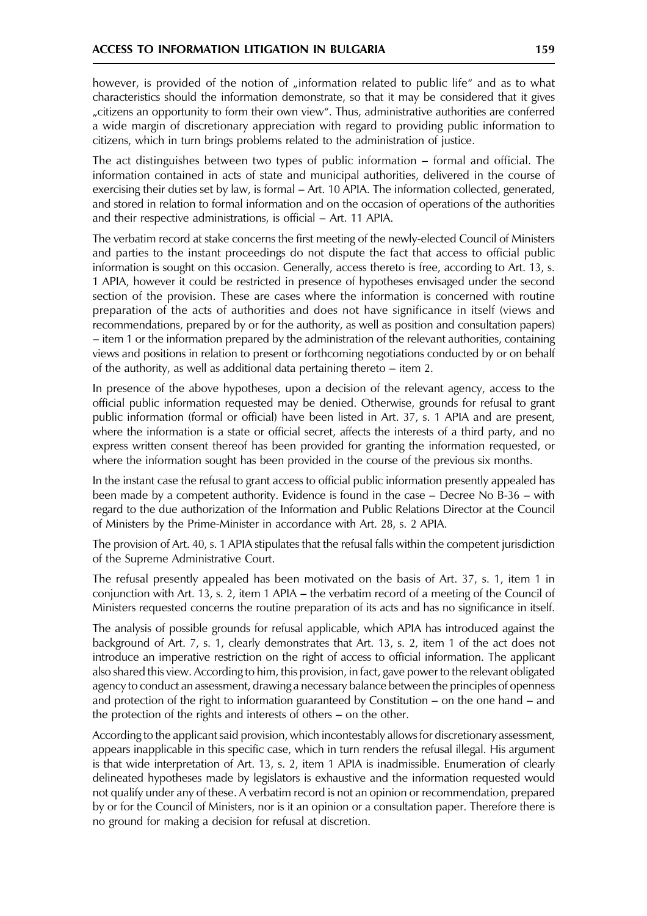however, is provided of the notion of „information related to public life" and as to what characteristics should the information demonstrate, so that it may be considered that it gives „citizens an opportunity to form their own view". Thus, administrative authorities are conferred a wide margin of discretionary appreciation with regard to providing public information to citizens, which in turn brings problems related to the administration of justice.

The act distinguishes between two types of public information – formal and official. The information contained in acts of state and municipal authorities, delivered in the course of exercising their duties set by law, is formal – Art. 10 APIA. The information collected, generated, and stored in relation to formal information and on the occasion of operations of the authorities and their respective administrations, is official – Art. 11 APIA.

The verbatim record at stake concerns the first meeting of the newly-elected Council of Ministers and parties to the instant proceedings do not dispute the fact that access to official public information is sought on this occasion. Generally, access thereto is free, according to Art. 13, s. 1 APIA, however it could be restricted in presence of hypotheses envisaged under the second section of the provision. These are cases where the information is concerned with routine preparation of the acts of authorities and does not have significance in itself (views and recommendations, prepared by or for the authority, as well as position and consultation papers) – item 1 or the information prepared by the administration of the relevant authorities, containing views and positions in relation to present or forthcoming negotiations conducted by or on behalf of the authority, as well as additional data pertaining thereto – item 2.

In presence of the above hypotheses, upon a decision of the relevant agency, access to the official public information requested may be denied. Otherwise, grounds for refusal to grant public information (formal or official) have been listed in Art. 37, s. 1 APIA and are present, where the information is a state or official secret, affects the interests of a third party, and no express written consent thereof has been provided for granting the information requested, or where the information sought has been provided in the course of the previous six months.

In the instant case the refusal to grant access to official public information presently appealed has been made by a competent authority. Evidence is found in the case – Decree No B-36 – with regard to the due authorization of the Information and Public Relations Director at the Council of Ministers by the Prime-Minister in accordance with Art. 28, s. 2 APIA.

The provision of Art. 40, s. 1 APIA stipulates that the refusal falls within the competent jurisdiction of the Supreme Administrative Court.

The refusal presently appealed has been motivated on the basis of Art. 37, s. 1, item 1 in conjunction with Art. 13, s. 2, item 1 APIA – the verbatim record of a meeting of the Council of Ministers requested concerns the routine preparation of its acts and has no significance in itself.

The analysis of possible grounds for refusal applicable, which APIA has introduced against the background of Art. 7, s. 1, clearly demonstrates that Art. 13, s. 2, item 1 of the act does not introduce an imperative restriction on the right of access to official information. The applicant also shared this view. According to him, this provision, in fact, gave power to the relevant obligated agency to conduct an assessment, drawing a necessary balance between the principles of openness and protection of the right to information guaranteed by Constitution – on the one hand – and the protection of the rights and interests of others – on the other.

According to the applicant said provision, which incontestably allows for discretionary assessment, appears inapplicable in this specific case, which in turn renders the refusal illegal. His argument is that wide interpretation of Art. 13, s. 2, item 1 APIA is inadmissible. Enumeration of clearly delineated hypotheses made by legislators is exhaustive and the information requested would not qualify under any of these. A verbatim record is not an opinion or recommendation, prepared by or for the Council of Ministers, nor is it an opinion or a consultation paper. Therefore there is no ground for making a decision for refusal at discretion.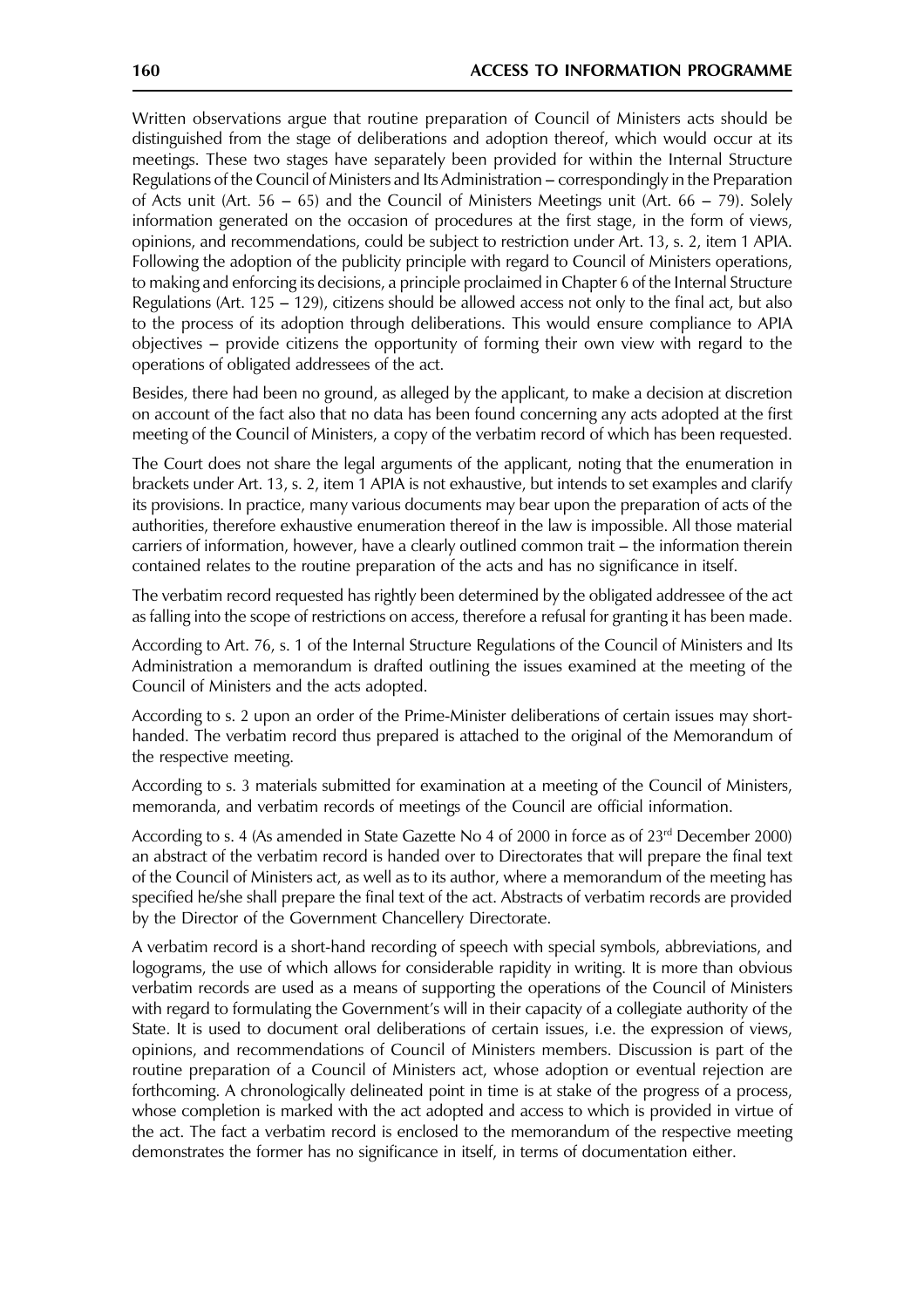Written observations argue that routine preparation of Council of Ministers acts should be distinguished from the stage of deliberations and adoption thereof, which would occur at its meetings. These two stages have separately been provided for within the Internal Structure Regulations of the Council of Ministers and Its Administration – correspondingly in the Preparation of Acts unit (Art. 56 – 65) and the Council of Ministers Meetings unit (Art. 66 – 79). Solely information generated on the occasion of procedures at the first stage, in the form of views, opinions, and recommendations, could be subject to restriction under Art. 13, s. 2, item 1 APIA. Following the adoption of the publicity principle with regard to Council of Ministers operations, to making and enforcing its decisions, a principle proclaimed in Chapter 6 of the Internal Structure Regulations (Art. 125 – 129), citizens should be allowed access not only to the final act, but also to the process of its adoption through deliberations. This would ensure compliance to APIA objectives – provide citizens the opportunity of forming their own view with regard to the operations of obligated addressees of the act.

Besides, there had been no ground, as alleged by the applicant, to make a decision at discretion on account of the fact also that no data has been found concerning any acts adopted at the first meeting of the Council of Ministers, a copy of the verbatim record of which has been requested.

The Court does not share the legal arguments of the applicant, noting that the enumeration in brackets under Art. 13, s. 2, item 1 APIA is not exhaustive, but intends to set examples and clarify its provisions. In practice, many various documents may bear upon the preparation of acts of the authorities, therefore exhaustive enumeration thereof in the law is impossible. All those material carriers of information, however, have a clearly outlined common trait – the information therein contained relates to the routine preparation of the acts and has no significance in itself.

The verbatim record requested has rightly been determined by the obligated addressee of the act as falling into the scope of restrictions on access, therefore a refusal for granting it has been made.

According to Art. 76, s. 1 of the Internal Structure Regulations of the Council of Ministers and Its Administration a memorandum is drafted outlining the issues examined at the meeting of the Council of Ministers and the acts adopted.

According to s. 2 upon an order of the Prime-Minister deliberations of certain issues may short-handed. The verbatim record thus prepared is attached to the original of the Memorandum of the respective meeting.

According to s. 3 materials submitted for examination at a meeting of the Council of Ministers, memoranda, and verbatim records of meetings of the Council are official information.

According to s. 4 (As amended in State Gazette No 4 of 2000 in force as of 23rd December 2000) an abstract of the verbatim record is handed over to Directorates that will prepare the final text of the Council of Ministers act, as well as to its author, where a memorandum of the meeting has specified he/she shall prepare the final text of the act. Abstracts of verbatim records are provided by the Director of the Government Chancellery Directorate.

A verbatim record is a short-hand recording of speech with special symbols, abbreviations, and logograms, the use of which allows for considerable rapidity in writing. It is more than obvious verbatim records are used as a means of supporting the operations of the Council of Ministers with regard to formulating the Government's will in their capacity of a collegiate authority of the State. It is used to document oral deliberations of certain issues, i.e. the expression of views, opinions, and recommendations of Council of Ministers members. Discussion is part of the routine preparation of a Council of Ministers act, whose adoption or eventual rejection are forthcoming. A chronologically delineated point in time is at stake of the progress of a process, whose completion is marked with the act adopted and access to which is provided in virtue of the act. The fact a verbatim record is enclosed to the memorandum of the respective meeting demonstrates the former has no significance in itself, in terms of documentation either.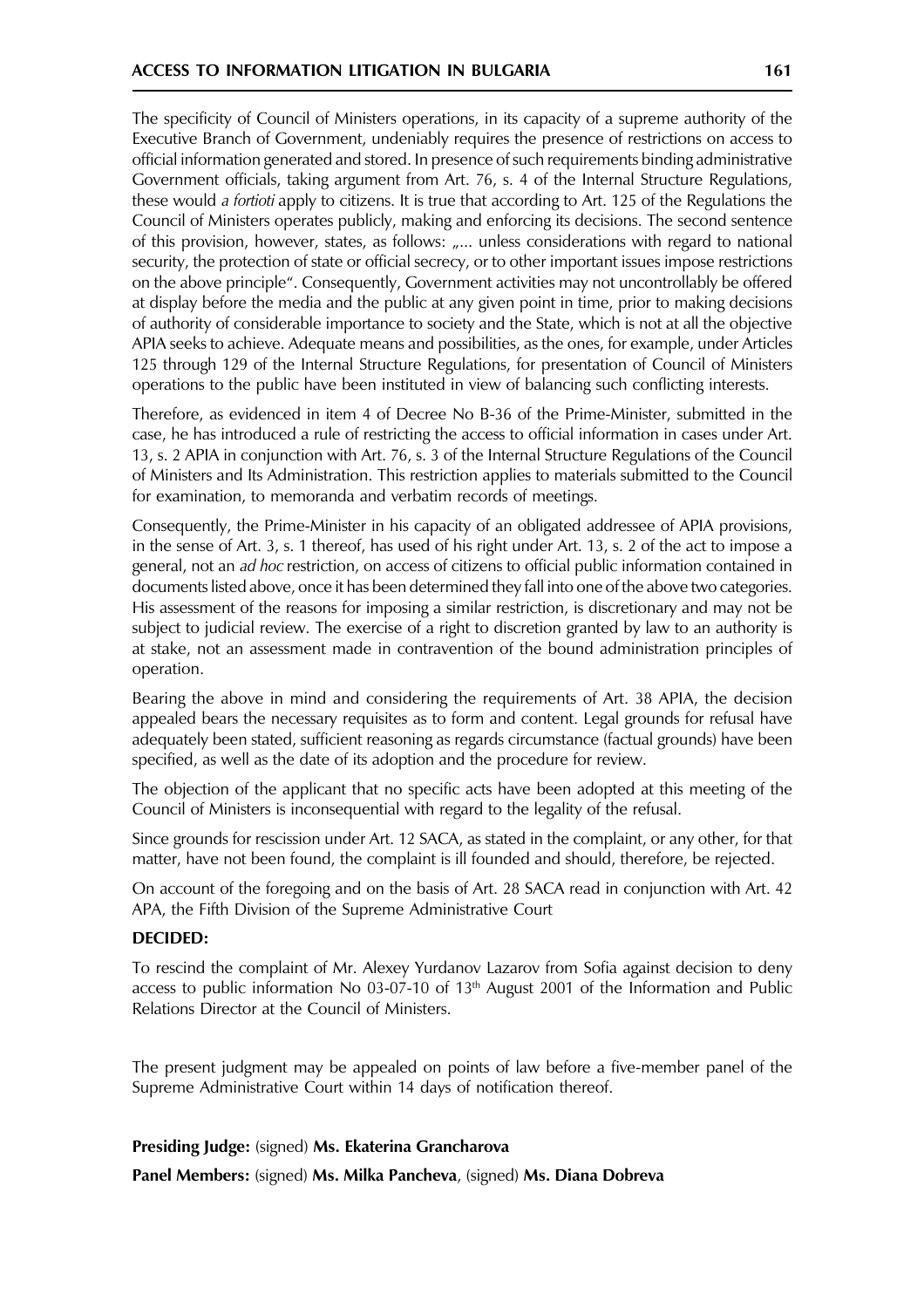The specificity of Council of Ministers operations, in its capacity of a supreme authority of the Executive Branch of Government, undeniably requires the presence of restrictions on access to official information generated and stored. In presence of such requirements binding administrative Government officials, taking argument from Art. 76, s. 4 of the Internal Structure Regulations, these would *a fortioti* apply to citizens. It is true that according to Art. 125 of the Regulations the Council of Ministers operates publicly, making and enforcing its decisions. The second sentence of this provision, however, states, as follows: „... unless considerations with regard to national security, the protection of state or official secrecy, or to other important issues impose restrictions on the above principle". Consequently, Government activities may not uncontrollably be offered at display before the media and the public at any given point in time, prior to making decisions of authority of considerable importance to society and the State, which is not at all the objective APIA seeks to achieve. Adequate means and possibilities, as the ones, for example, under Articles 125 through 129 of the Internal Structure Regulations, for presentation of Council of Ministers operations to the public have been instituted in view of balancing such conflicting interests.

Therefore, as evidenced in item 4 of Decree No B-36 of the Prime-Minister, submitted in the case, he has introduced a rule of restricting the access to official information in cases under Art. 13, s. 2 APIA in conjunction with Art. 76, s. 3 of the Internal Structure Regulations of the Council of Ministers and Its Administration. This restriction applies to materials submitted to the Council for examination, to memoranda and verbatim records of meetings.

Consequently, the Prime-Minister in his capacity of an obligated addressee of APIA provisions, in the sense of Art. 3, s. 1 thereof, has used of his right under Art. 13, s. 2 of the act to impose a general, not an *ad hoc* restriction, on access of citizens to official public information contained in documents listed above, once it has been determined they fall into one of the above two categories. His assessment of the reasons for imposing a similar restriction, is discretionary and may not be subject to judicial review. The exercise of a right to discretion granted by law to an authority is at stake, not an assessment made in contravention of the bound administration principles of operation.

Bearing the above in mind and considering the requirements of Art. 38 APIA, the decision appealed bears the necessary requisites as to form and content. Legal grounds for refusal have adequately been stated, sufficient reasoning as regards circumstance (factual grounds) have been specified, as well as the date of its adoption and the procedure for review.

The objection of the applicant that no specific acts have been adopted at this meeting of the Council of Ministers is inconsequential with regard to the legality of the refusal.

Since grounds for rescission under Art. 12 SACA, as stated in the complaint, or any other, for that matter, have not been found, the complaint is ill founded and should, therefore, be rejected.

On account of the foregoing and on the basis of Art. 28 SACA read in conjunction with Art. 42 APA, the Fifth Division of the Supreme Administrative Court

**DECIDED:**

To rescind the complaint of Mr. Alexey Yurdanov Lazarov from Sofia against decision to deny access to public information No 03-07-10 of 13th August 2001 of the Information and Public Relations Director at the Council of Ministers.

The present judgment may be appealed on points of law before a five-member panel of the Supreme Administrative Court within 14 days of notification thereof.

**Presiding Judge:** (signed) **Ms. Ekaterina Grancharova**

**Panel Members:** (signed) **Ms. Milka Pancheva**, (signed) **Ms. Diana Dobreva**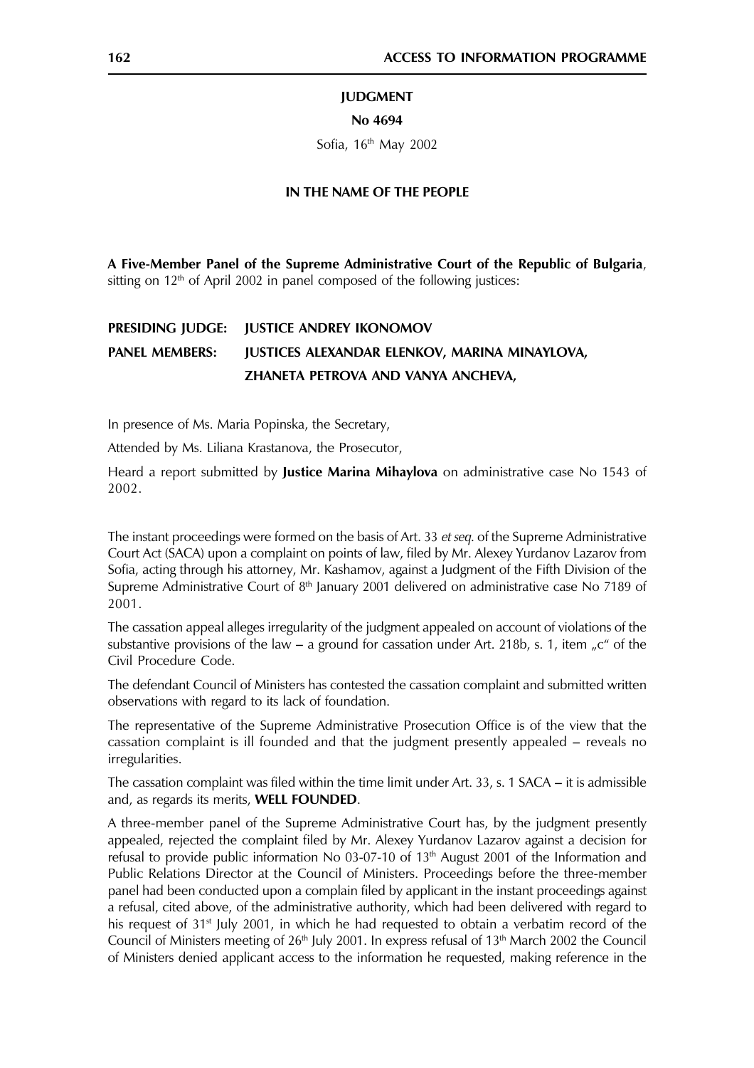**JUDGMENT**

**No 4694**

Sofia, 16th May 2002

**IN THE NAME OF THE PEOPLE**

**A Five-Member Panel of the Supreme Administrative Court of the Republic of Bulgaria**, sitting on 12th of April 2002 in panel composed of the following justices:

**PRESIDING JUDGE: JUSTICE ANDREY IKONOMOV**

**PANEL MEMBERS: JUSTICES ALEXANDAR ELENKOV, MARINA MINAYLOVA, ZHANETA PETROVA AND VANYA ANCHEVA,**

In presence of Ms. Maria Popinska, the Secretary,

Attended by Ms. Liliana Krastanova, the Prosecutor,

Heard a report submitted by **Justice Marina Mihaylova** on administrative case No 1543 of 2002.

The instant proceedings were formed on the basis of Art. 33 *et seq.* of the Supreme Administrative Court Act (SACA) upon a complaint on points of law, filed by Mr. Alexey Yurdanov Lazarov from Sofia, acting through his attorney, Mr. Kashamov, against a Judgment of the Fifth Division of the Supreme Administrative Court of 8th January 2001 delivered on administrative case No 7189 of 2001.

The cassation appeal alleges irregularity of the judgment appealed on account of violations of the substantive provisions of the law – a ground for cassation under Art. 218b, s. 1, item „c" of the Civil Procedure Code.

The defendant Council of Ministers has contested the cassation complaint and submitted written observations with regard to its lack of foundation.

The representative of the Supreme Administrative Prosecution Office is of the view that the cassation complaint is ill founded and that the judgment presently appealed – reveals no irregularities.

The cassation complaint was filed within the time limit under Art. 33, s. 1 SACA – it is admissible and, as regards its merits, **WELL FOUNDED**.

A three-member panel of the Supreme Administrative Court has, by the judgment presently appealed, rejected the complaint filed by Mr. Alexey Yurdanov Lazarov against a decision for refusal to provide public information No 03-07-10 of 13th August 2001 of the Information and Public Relations Director at the Council of Ministers. Proceedings before the three-member panel had been conducted upon a complain filed by applicant in the instant proceedings against a refusal, cited above, of the administrative authority, which had been delivered with regard to his request of 31st July 2001, in which he had requested to obtain a verbatim record of the Council of Ministers meeting of 26th July 2001. In express refusal of 13th March 2002 the Council of Ministers denied applicant access to the information he requested, making reference in the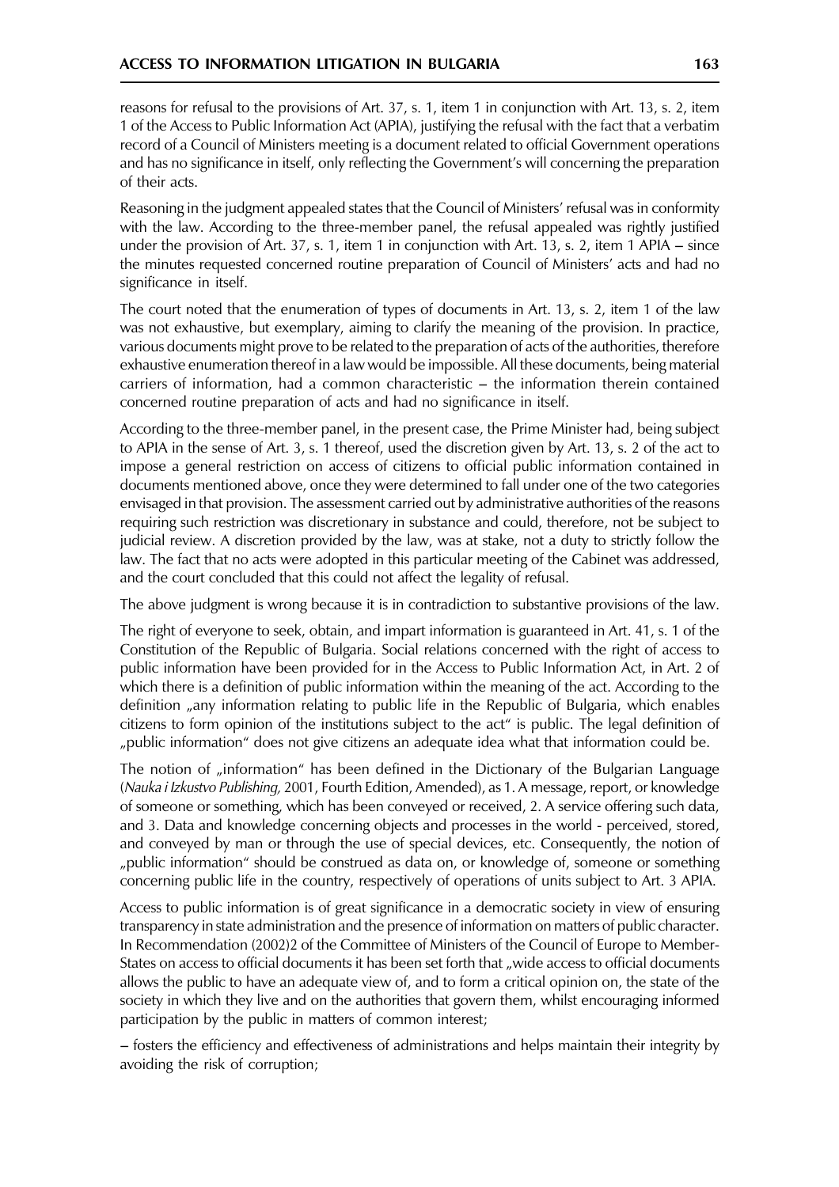reasons for refusal to the provisions of Art. 37, s. 1, item 1 in conjunction with Art. 13, s. 2, item 1 of the Access to Public Information Act (APIA), justifying the refusal with the fact that a verbatim record of a Council of Ministers meeting is a document related to official Government operations and has no significance in itself, only reflecting the Government's will concerning the preparation of their acts.

Reasoning in the judgment appealed states that the Council of Ministers' refusal was in conformity with the law. According to the three-member panel, the refusal appealed was rightly justified under the provision of Art. 37, s. 1, item 1 in conjunction with Art. 13, s. 2, item 1 APIA – since the minutes requested concerned routine preparation of Council of Ministers' acts and had no significance in itself.

The court noted that the enumeration of types of documents in Art. 13, s. 2, item 1 of the law was not exhaustive, but exemplary, aiming to clarify the meaning of the provision. In practice, various documents might prove to be related to the preparation of acts of the authorities, therefore exhaustive enumeration thereof in a law would be impossible. All these documents, being material carriers of information, had a common characteristic – the information therein contained concerned routine preparation of acts and had no significance in itself.

According to the three-member panel, in the present case, the Prime Minister had, being subject to APIA in the sense of Art. 3, s. 1 thereof, used the discretion given by Art. 13, s. 2 of the act to impose a general restriction on access of citizens to official public information contained in documents mentioned above, once they were determined to fall under one of the two categories envisaged in that provision. The assessment carried out by administrative authorities of the reasons requiring such restriction was discretionary in substance and could, therefore, not be subject to judicial review. A discretion provided by the law, was at stake, not a duty to strictly follow the law. The fact that no acts were adopted in this particular meeting of the Cabinet was addressed, and the court concluded that this could not affect the legality of refusal.

The above judgment is wrong because it is in contradiction to substantive provisions of the law.

The right of everyone to seek, obtain, and impart information is guaranteed in Art. 41, s. 1 of the Constitution of the Republic of Bulgaria. Social relations concerned with the right of access to public information have been provided for in the Access to Public Information Act, in Art. 2 of which there is a definition of public information within the meaning of the act. According to the definition „any information relating to public life in the Republic of Bulgaria, which enables citizens to form opinion of the institutions subject to the act" is public. The legal definition of „public information" does not give citizens an adequate idea what that information could be.

The notion of „information" has been defined in the Dictionary of the Bulgarian Language (*Nauka i Izkustvo Publishing,* 2001, Fourth Edition, Amended), as 1. A message, report, or knowledge of someone or something, which has been conveyed or received, 2. A service offering such data, and 3. Data and knowledge concerning objects and processes in the world - perceived, stored, and conveyed by man or through the use of special devices, etc. Consequently, the notion of „public information" should be construed as data on, or knowledge of, someone or something concerning public life in the country, respectively of operations of units subject to Art. 3 APIA.

Access to public information is of great significance in a democratic society in view of ensuring transparency in state administration and the presence of information on matters of public character. In Recommendation (2002)2 of the Committee of Ministers of the Council of Europe to Member-States on access to official documents it has been set forth that „wide access to official documents allows the public to have an adequate view of, and to form a critical opinion on, the state of the society in which they live and on the authorities that govern them, whilst encouraging informed participation by the public in matters of common interest;

– fosters the efficiency and effectiveness of administrations and helps maintain their integrity by avoiding the risk of corruption;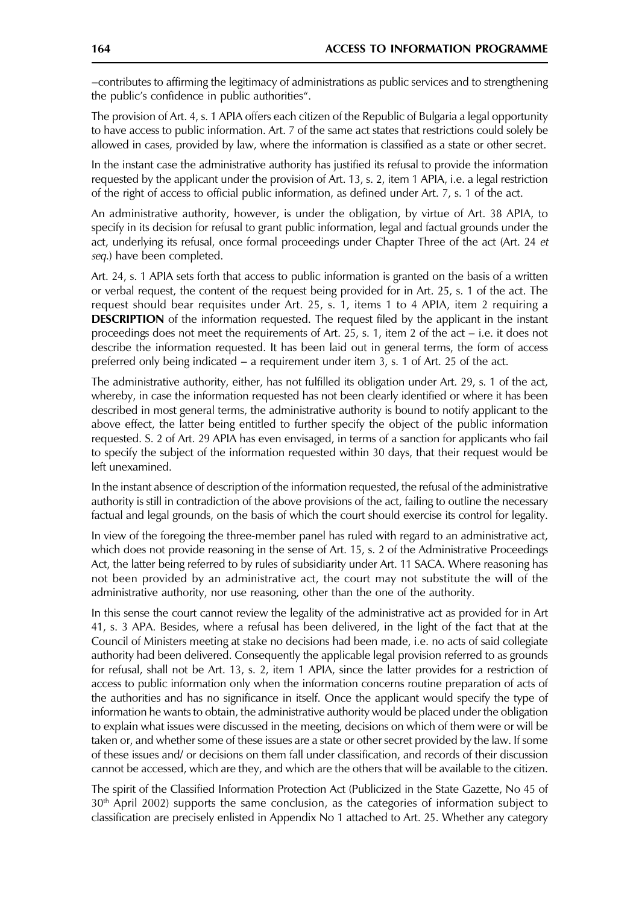–contributes to affirming the legitimacy of administrations as public services and to strengthening the public's confidence in public authorities".

The provision of Art. 4, s. 1 APIA offers each citizen of the Republic of Bulgaria a legal opportunity to have access to public information. Art. 7 of the same act states that restrictions could solely be allowed in cases, provided by law, where the information is classified as a state or other secret.

In the instant case the administrative authority has justified its refusal to provide the information requested by the applicant under the provision of Art. 13, s. 2, item 1 APIA, i.e. a legal restriction of the right of access to official public information, as defined under Art. 7, s. 1 of the act.

An administrative authority, however, is under the obligation, by virtue of Art. 38 APIA, to specify in its decision for refusal to grant public information, legal and factual grounds under the act, underlying its refusal, once formal proceedings under Chapter Three of the act (Art. 24 *et seq.*) have been completed.

Art. 24, s. 1 APIA sets forth that access to public information is granted on the basis of a written or verbal request, the content of the request being provided for in Art. 25, s. 1 of the act. The request should bear requisites under Art. 25, s. 1, items 1 to 4 APIA, item 2 requiring a **DESCRIPTION** of the information requested. The request filed by the applicant in the instant proceedings does not meet the requirements of Art. 25, s. 1, item 2 of the act – i.e. it does not describe the information requested. It has been laid out in general terms, the form of access preferred only being indicated – a requirement under item 3, s. 1 of Art. 25 of the act.

The administrative authority, either, has not fulfilled its obligation under Art. 29, s. 1 of the act, whereby, in case the information requested has not been clearly identified or where it has been described in most general terms, the administrative authority is bound to notify applicant to the above effect, the latter being entitled to further specify the object of the public information requested. S. 2 of Art. 29 APIA has even envisaged, in terms of a sanction for applicants who fail to specify the subject of the information requested within 30 days, that their request would be left unexamined.

In the instant absence of description of the information requested, the refusal of the administrative authority is still in contradiction of the above provisions of the act, failing to outline the necessary factual and legal grounds, on the basis of which the court should exercise its control for legality.

In view of the foregoing the three-member panel has ruled with regard to an administrative act, which does not provide reasoning in the sense of Art. 15, s. 2 of the Administrative Proceedings Act, the latter being referred to by rules of subsidiarity under Art. 11 SACA. Where reasoning has not been provided by an administrative act, the court may not substitute the will of the administrative authority, nor use reasoning, other than the one of the authority.

In this sense the court cannot review the legality of the administrative act as provided for in Art 41, s. 3 APA. Besides, where a refusal has been delivered, in the light of the fact that at the Council of Ministers meeting at stake no decisions had been made, i.e. no acts of said collegiate authority had been delivered. Consequently the applicable legal provision referred to as grounds for refusal, shall not be Art. 13, s. 2, item 1 APIA, since the latter provides for a restriction of access to public information only when the information concerns routine preparation of acts of the authorities and has no significance in itself. Once the applicant would specify the type of information he wants to obtain, the administrative authority would be placed under the obligation to explain what issues were discussed in the meeting, decisions on which of them were or will be taken or, and whether some of these issues are a state or other secret provided by the law. If some of these issues and/ or decisions on them fall under classification, and records of their discussion cannot be accessed, which are they, and which are the others that will be available to the citizen.

The spirit of the Classified Information Protection Act (Publicized in the State Gazette, No 45 of 30th April 2002) supports the same conclusion, as the categories of information subject to classification are precisely enlisted in Appendix No 1 attached to Art. 25. Whether any category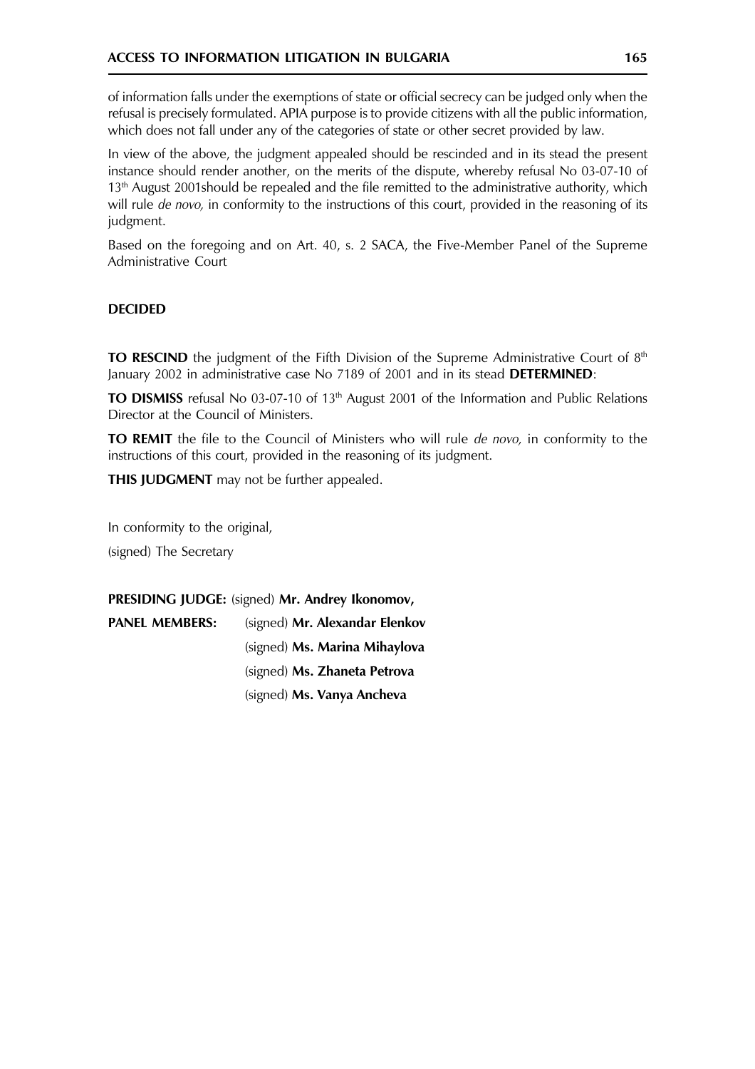of information falls under the exemptions of state or official secrecy can be judged only when the refusal is precisely formulated. APIA purpose is to provide citizens with all the public information, which does not fall under any of the categories of state or other secret provided by law.

In view of the above, the judgment appealed should be rescinded and in its stead the present instance should render another, on the merits of the dispute, whereby refusal No 03-07-10 of 13th August 2001should be repealed and the file remitted to the administrative authority, which will rule *de novo,* in conformity to the instructions of this court, provided in the reasoning of its judgment.

Based on the foregoing and on Art. 40, s. 2 SACA, the Five-Member Panel of the Supreme Administrative Court

**DECIDED**

**TO RESCIND** the judgment of the Fifth Division of the Supreme Administrative Court of 8th January 2002 in administrative case No 7189 of 2001 and in its stead **DETERMINED**:

**TO DISMISS** refusal No 03-07-10 of 13th August 2001 of the Information and Public Relations Director at the Council of Ministers.

**TO REMIT** the file to the Council of Ministers who will rule *de novo,* in conformity to the instructions of this court, provided in the reasoning of its judgment.

**THIS JUDGMENT** may not be further appealed.

In conformity to the original,

(signed) The Secretary

**PRESIDING JUDGE:** (signed) **Mr. Andrey Ikonomov,**

**PANEL MEMBERS:** (signed) **Mr. Alexandar Elenkov**

(signed) **Ms. Marina Mihaylova**

(signed) **Ms. Zhaneta Petrova**

(signed) **Ms. Vanya Ancheva**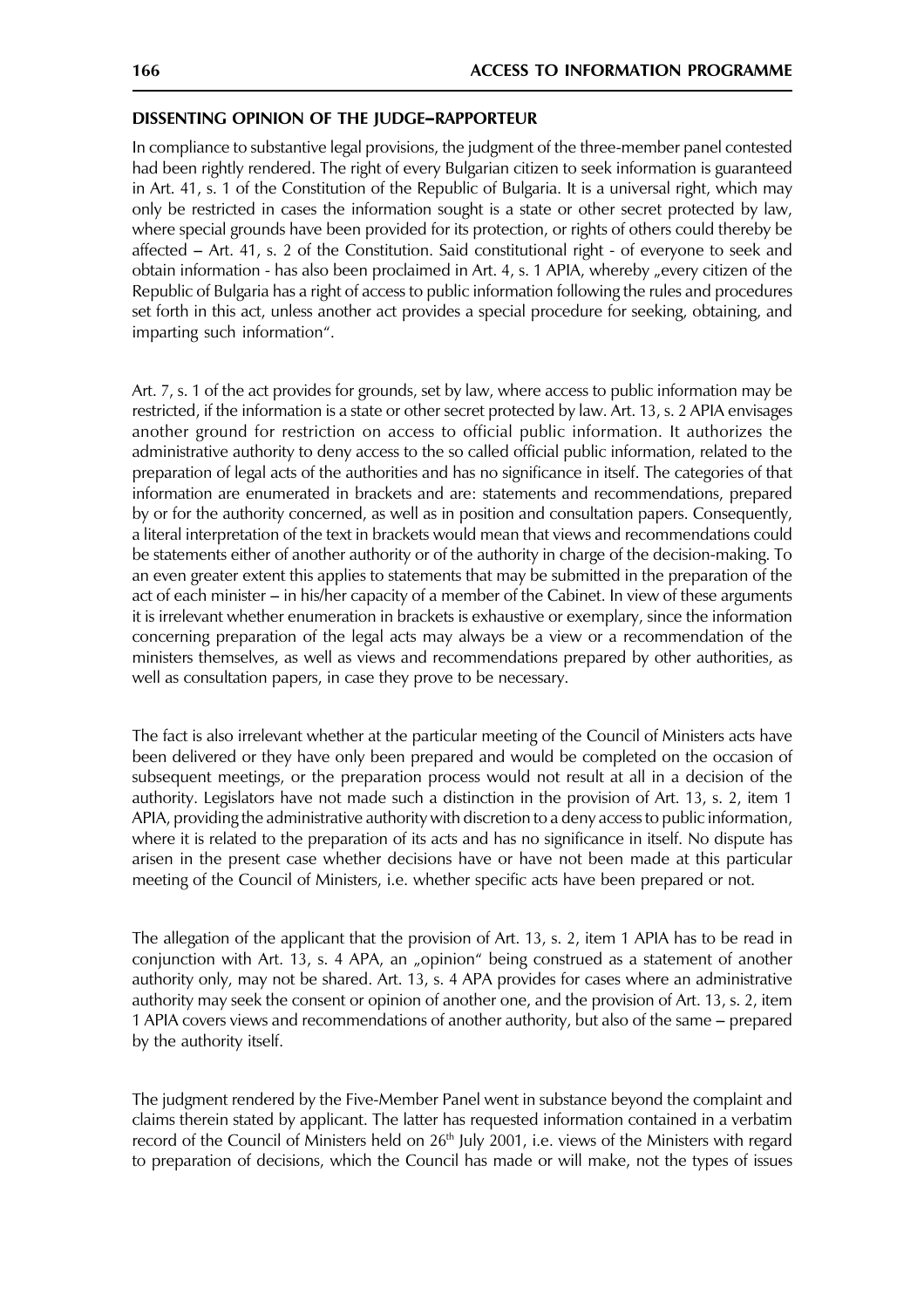**DISSENTING OPINION OF THE JUDGE–RAPPORTEUR**

In compliance to substantive legal provisions, the judgment of the three-member panel contested had been rightly rendered. The right of every Bulgarian citizen to seek information is guaranteed in Art. 41, s. 1 of the Constitution of the Republic of Bulgaria. It is a universal right, which may only be restricted in cases the information sought is a state or other secret protected by law, where special grounds have been provided for its protection, or rights of others could thereby be affected – Art. 41, s. 2 of the Constitution. Said constitutional right - of everyone to seek and obtain information - has also been proclaimed in Art. 4, s. 1 APIA, whereby „every citizen of the Republic of Bulgaria has a right of access to public information following the rules and procedures set forth in this act, unless another act provides a special procedure for seeking, obtaining, and imparting such information".

Art. 7, s. 1 of the act provides for grounds, set by law, where access to public information may be restricted, if the information is a state or other secret protected by law. Art. 13, s. 2 APIA envisages another ground for restriction on access to official public information. It authorizes the administrative authority to deny access to the so called official public information, related to the preparation of legal acts of the authorities and has no significance in itself. The categories of that information are enumerated in brackets and are: statements and recommendations, prepared by or for the authority concerned, as well as in position and consultation papers. Consequently, a literal interpretation of the text in brackets would mean that views and recommendations could be statements either of another authority or of the authority in charge of the decision-making. To an even greater extent this applies to statements that may be submitted in the preparation of the act of each minister – in his/her capacity of a member of the Cabinet. In view of these arguments it is irrelevant whether enumeration in brackets is exhaustive or exemplary, since the information concerning preparation of the legal acts may always be a view or a recommendation of the ministers themselves, as well as views and recommendations prepared by other authorities, as well as consultation papers, in case they prove to be necessary.

The fact is also irrelevant whether at the particular meeting of the Council of Ministers acts have been delivered or they have only been prepared and would be completed on the occasion of subsequent meetings, or the preparation process would not result at all in a decision of the authority. Legislators have not made such a distinction in the provision of Art. 13, s. 2, item 1 APIA, providing the administrative authority with discretion to a deny access to public information, where it is related to the preparation of its acts and has no significance in itself. No dispute has arisen in the present case whether decisions have or have not been made at this particular meeting of the Council of Ministers, i.e. whether specific acts have been prepared or not.

The allegation of the applicant that the provision of Art. 13, s. 2, item 1 APIA has to be read in conjunction with Art. 13, s. 4 APA, an „opinion" being construed as a statement of another authority only, may not be shared. Art. 13, s. 4 APA provides for cases where an administrative authority may seek the consent or opinion of another one, and the provision of Art. 13, s. 2, item 1 APIA covers views and recommendations of another authority, but also of the same – prepared by the authority itself.

The judgment rendered by the Five-Member Panel went in substance beyond the complaint and claims therein stated by applicant. The latter has requested information contained in a verbatim record of the Council of Ministers held on 26th July 2001, i.e. views of the Ministers with regard to preparation of decisions, which the Council has made or will make, not the types of issues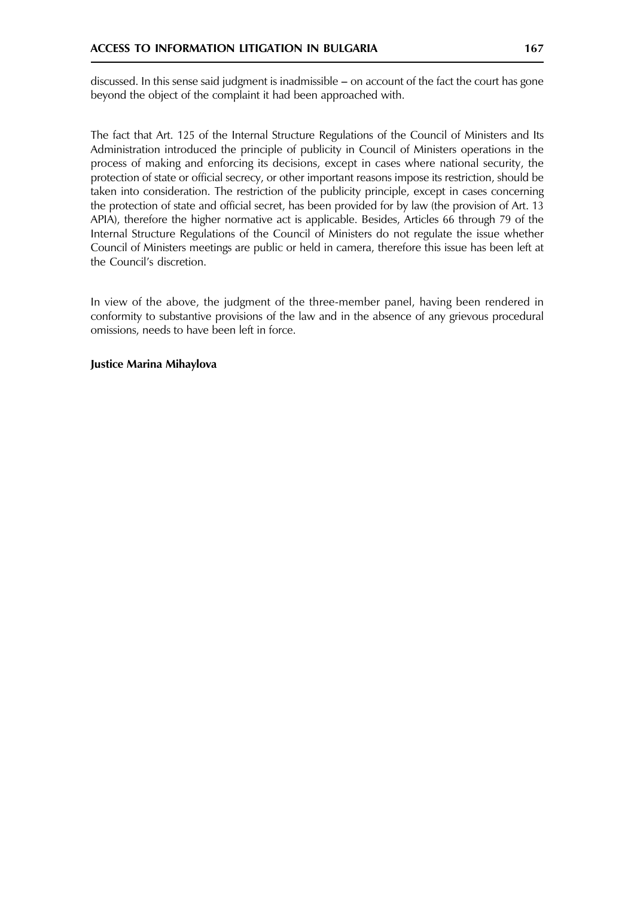discussed. In this sense said judgment is inadmissible – on account of the fact the court has gone beyond the object of the complaint it had been approached with.

The fact that Art. 125 of the Internal Structure Regulations of the Council of Ministers and Its Administration introduced the principle of publicity in Council of Ministers operations in the process of making and enforcing its decisions, except in cases where national security, the protection of state or official secrecy, or other important reasons impose its restriction, should be taken into consideration. The restriction of the publicity principle, except in cases concerning the protection of state and official secret, has been provided for by law (the provision of Art. 13 APIA), therefore the higher normative act is applicable. Besides, Articles 66 through 79 of the Internal Structure Regulations of the Council of Ministers do not regulate the issue whether Council of Ministers meetings are public or held in camera, therefore this issue has been left at the Council's discretion.

In view of the above, the judgment of the three-member panel, having been rendered in conformity to substantive provisions of the law and in the absence of any grievous procedural omissions, needs to have been left in force.

**Justice Marina Mihaylova**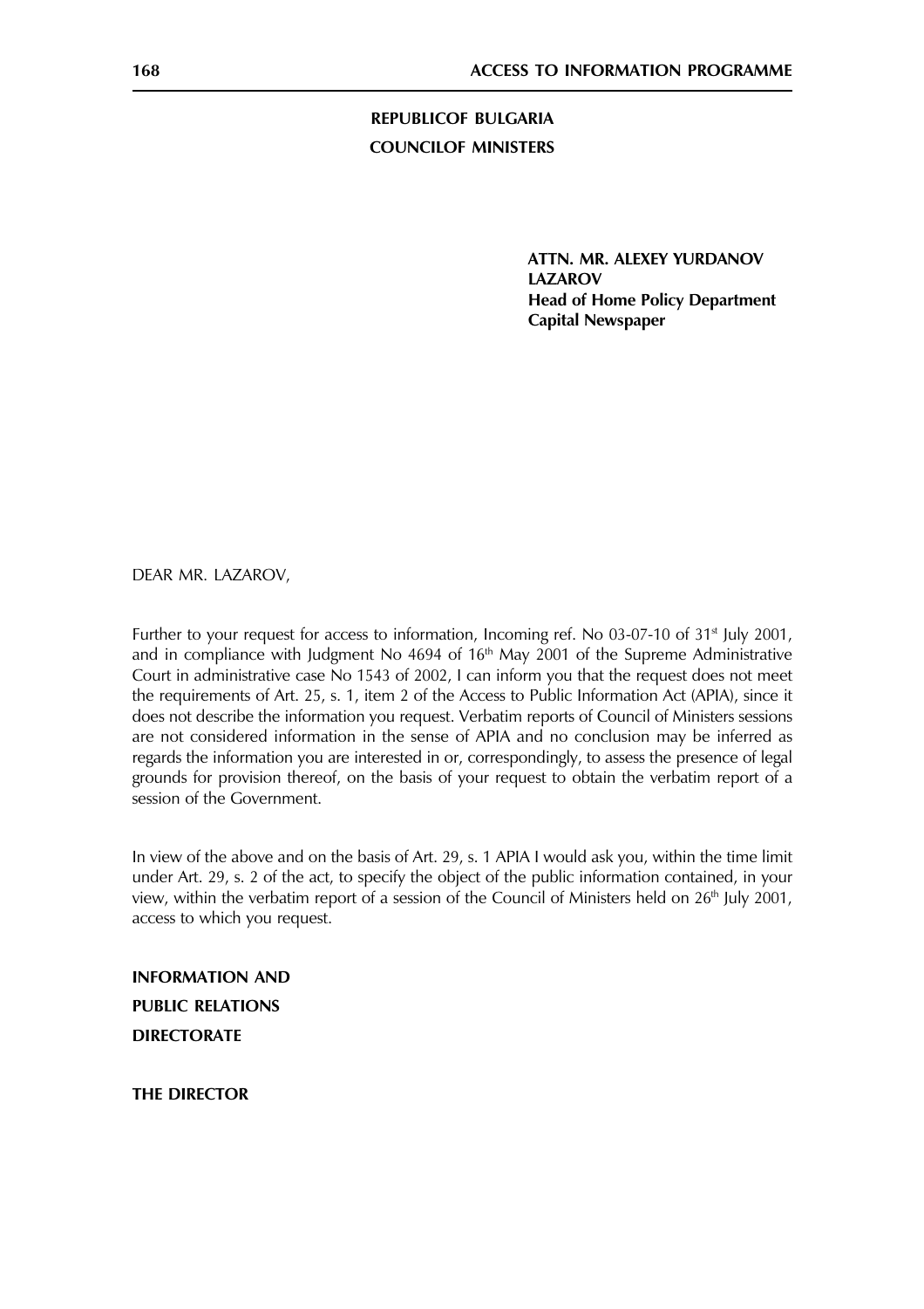**REPUBLICOF BULGARIA**
**COUNCILOF MINISTERS**

**ATTN. MR. ALEXEY YURDANOV LAZAROV**
**Head of Home Policy Department**
**Capital Newspaper**

DEAR MR. LAZAROV,

Further to your request for access to information, Incoming ref. No 03-07-10 of 31st July 2001, and in compliance with Judgment No 4694 of 16th May 2001 of the Supreme Administrative Court in administrative case No 1543 of 2002, I can inform you that the request does not meet the requirements of Art. 25, s. 1, item 2 of the Access to Public Information Act (APIA), since it does not describe the information you request. Verbatim reports of Council of Ministers sessions are not considered information in the sense of APIA and no conclusion may be inferred as regards the information you are interested in or, correspondingly, to assess the presence of legal grounds for provision thereof, on the basis of your request to obtain the verbatim report of a session of the Government.

In view of the above and on the basis of Art. 29, s. 1 APIA I would ask you, within the time limit under Art. 29, s. 2 of the act, to specify the object of the public information contained, in your view, within the verbatim report of a session of the Council of Ministers held on 26th July 2001, access to which you request.

**INFORMATION AND**
**PUBLIC RELATIONS**
**DIRECTORATE**

**THE DIRECTOR**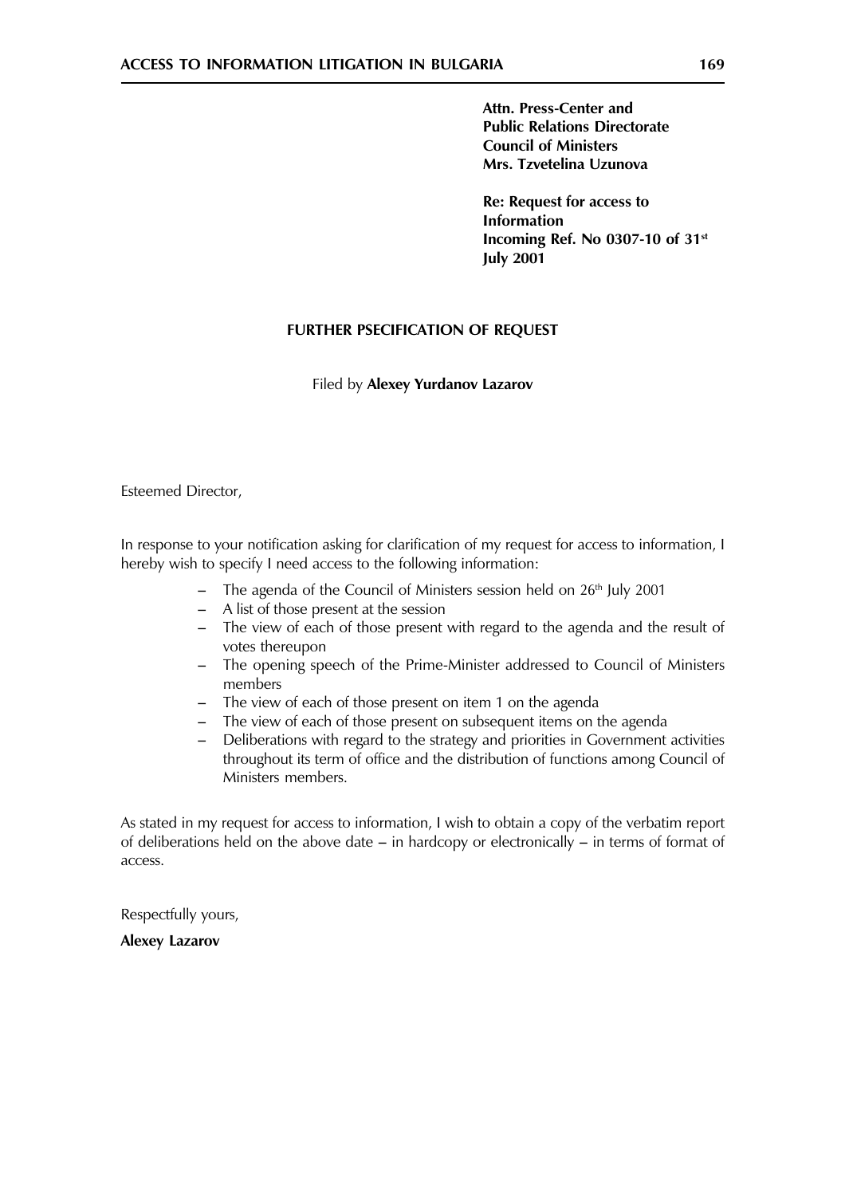**Attn. Press-Center and**
**Public Relations Directorate**
**Council of Ministers**
**Mrs. Tzvetelina Uzunova**

**Re: Request for access to**
**Information**
**Incoming Ref. No 0307-10 of 31st**
**July 2001**

**FURTHER PSECIFICATION OF REQUEST**

Filed by **Alexey Yurdanov Lazarov**

Esteemed Director,

In response to your notification asking for clarification of my request for access to information, I hereby wish to specify I need access to the following information:

- The agenda of the Council of Ministers session held on 26th July 2001
- A list of those present at the session
- The view of each of those present with regard to the agenda and the result of votes thereupon
- The opening speech of the Prime-Minister addressed to Council of Ministers members
- The view of each of those present on item 1 on the agenda
- The view of each of those present on subsequent items on the agenda
- Deliberations with regard to the strategy and priorities in Government activities throughout its term of office and the distribution of functions among Council of Ministers members.

As stated in my request for access to information, I wish to obtain a copy of the verbatim report of deliberations held on the above date – in hardcopy or electronically – in terms of format of access.

Respectfully yours,

**Alexey Lazarov**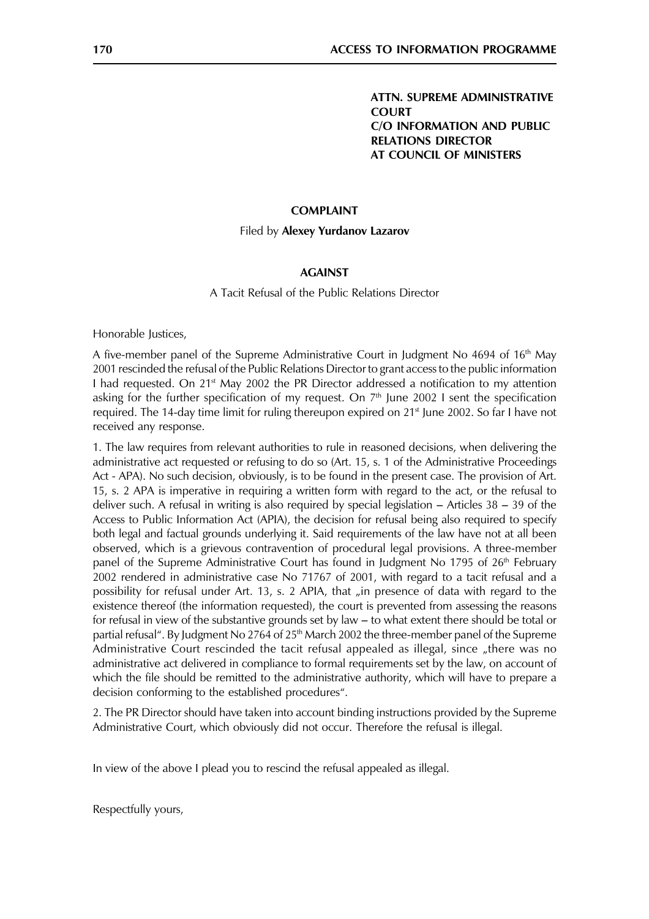**ATTN. SUPREME ADMINISTRATIVE COURT**
**C/O INFORMATION AND PUBLIC RELATIONS DIRECTOR**
**AT COUNCIL OF MINISTERS**

**COMPLAINT**

Filed by **Alexey Yurdanov Lazarov**

**AGAINST**

A Tacit Refusal of the Public Relations Director

Honorable Justices,

A five-member panel of the Supreme Administrative Court in Judgment No 4694 of 16th May 2001 rescinded the refusal of the Public Relations Director to grant access to the public information I had requested. On 21st May 2002 the PR Director addressed a notification to my attention asking for the further specification of my request. On 7th June 2002 I sent the specification required. The 14-day time limit for ruling thereupon expired on 21st June 2002. So far I have not received any response.

1. The law requires from relevant authorities to rule in reasoned decisions, when delivering the administrative act requested or refusing to do so (Art. 15, s. 1 of the Administrative Proceedings Act - APA). No such decision, obviously, is to be found in the present case. The provision of Art. 15, s. 2 APA is imperative in requiring a written form with regard to the act, or the refusal to deliver such. A refusal in writing is also required by special legislation – Articles 38 – 39 of the Access to Public Information Act (APIA), the decision for refusal being also required to specify both legal and factual grounds underlying it. Said requirements of the law have not at all been observed, which is a grievous contravention of procedural legal provisions. A three-member panel of the Supreme Administrative Court has found in Judgment No 1795 of 26th February 2002 rendered in administrative case No 71767 of 2001, with regard to a tacit refusal and a possibility for refusal under Art. 13, s. 2 APIA, that „in presence of data with regard to the existence thereof (the information requested), the court is prevented from assessing the reasons for refusal in view of the substantive grounds set by law – to what extent there should be total or partial refusal". By Judgment No 2764 of 25th March 2002 the three-member panel of the Supreme Administrative Court rescinded the tacit refusal appealed as illegal, since „there was no administrative act delivered in compliance to formal requirements set by the law, on account of which the file should be remitted to the administrative authority, which will have to prepare a decision conforming to the established procedures".

2. The PR Director should have taken into account binding instructions provided by the Supreme Administrative Court, which obviously did not occur. Therefore the refusal is illegal.

In view of the above I plead you to rescind the refusal appealed as illegal.

Respectfully yours,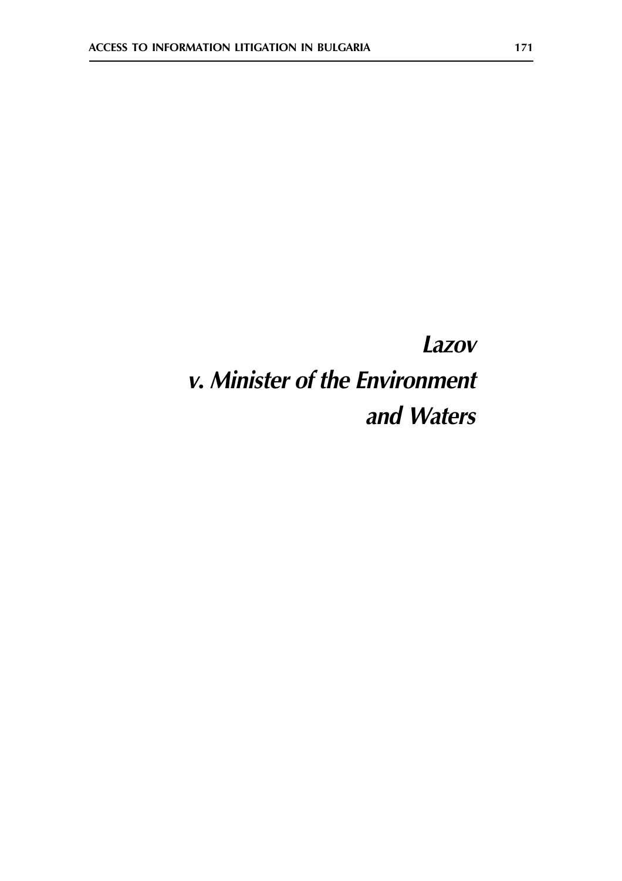# *Lazov v. Minister of the Environment and Waters*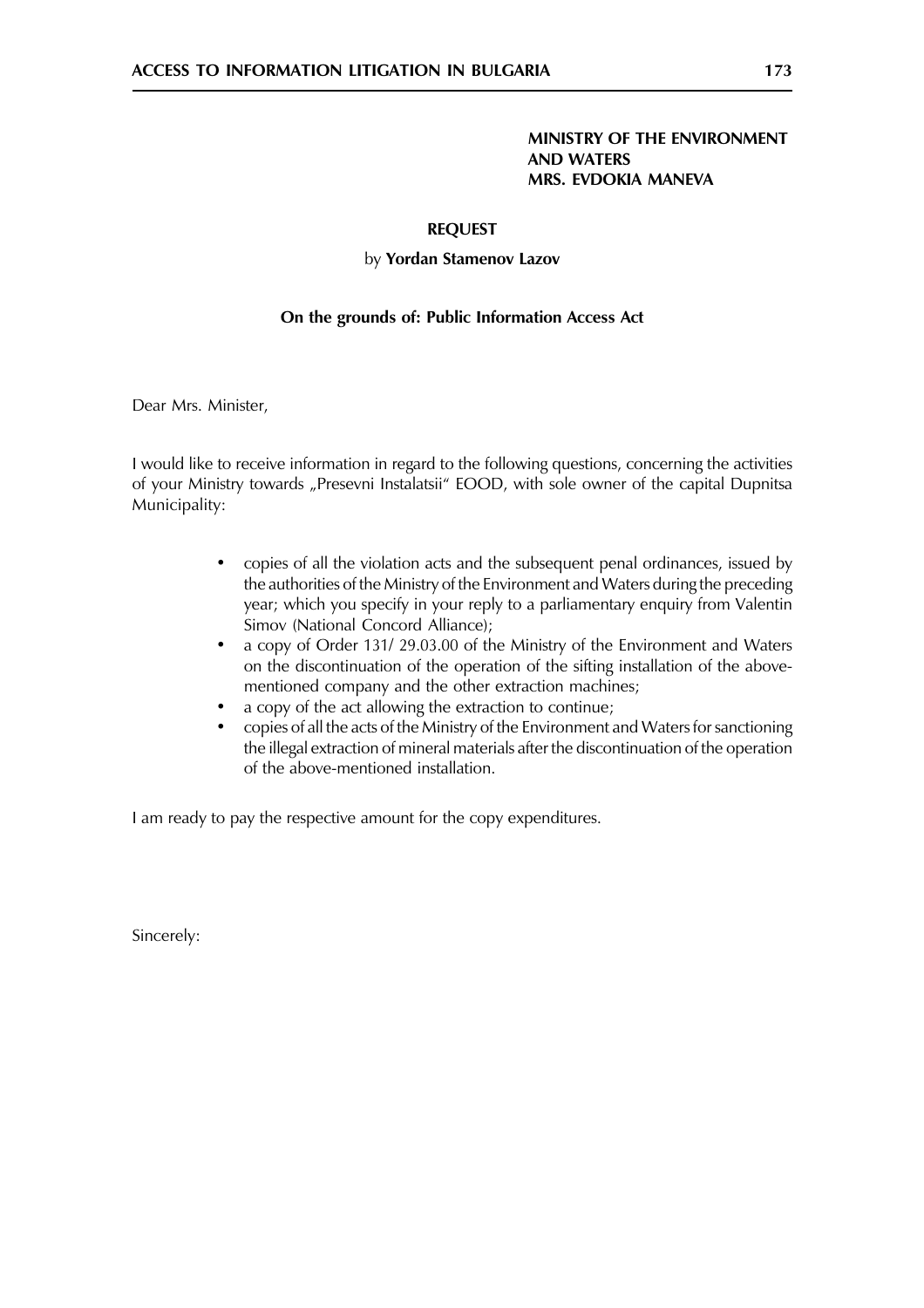**MINISTRY OF THE ENVIRONMENT AND WATERS**
**MRS. EVDOKIA MANEVA**

**REQUEST**

by **Yordan Stamenov Lazov**

**On the grounds of: Public Information Access Act**

Dear Mrs. Minister,

I would like to receive information in regard to the following questions, concerning the activities of your Ministry towards „Presevni Instalatsii" EOOD, with sole owner of the capital Dupnitsa Municipality:

- copies of all the violation acts and the subsequent penal ordinances, issued by the authorities of the Ministry of the Environment and Waters during the preceding year; which you specify in your reply to a parliamentary enquiry from Valentin Simov (National Concord Alliance);
- a copy of Order 131/ 29.03.00 of the Ministry of the Environment and Waters on the discontinuation of the operation of the sifting installation of the above-mentioned company and the other extraction machines;
- a copy of the act allowing the extraction to continue;
- copies of all the acts of the Ministry of the Environment and Waters for sanctioning the illegal extraction of mineral materials after the discontinuation of the operation of the above-mentioned installation.

I am ready to pay the respective amount for the copy expenditures.

Sincerely: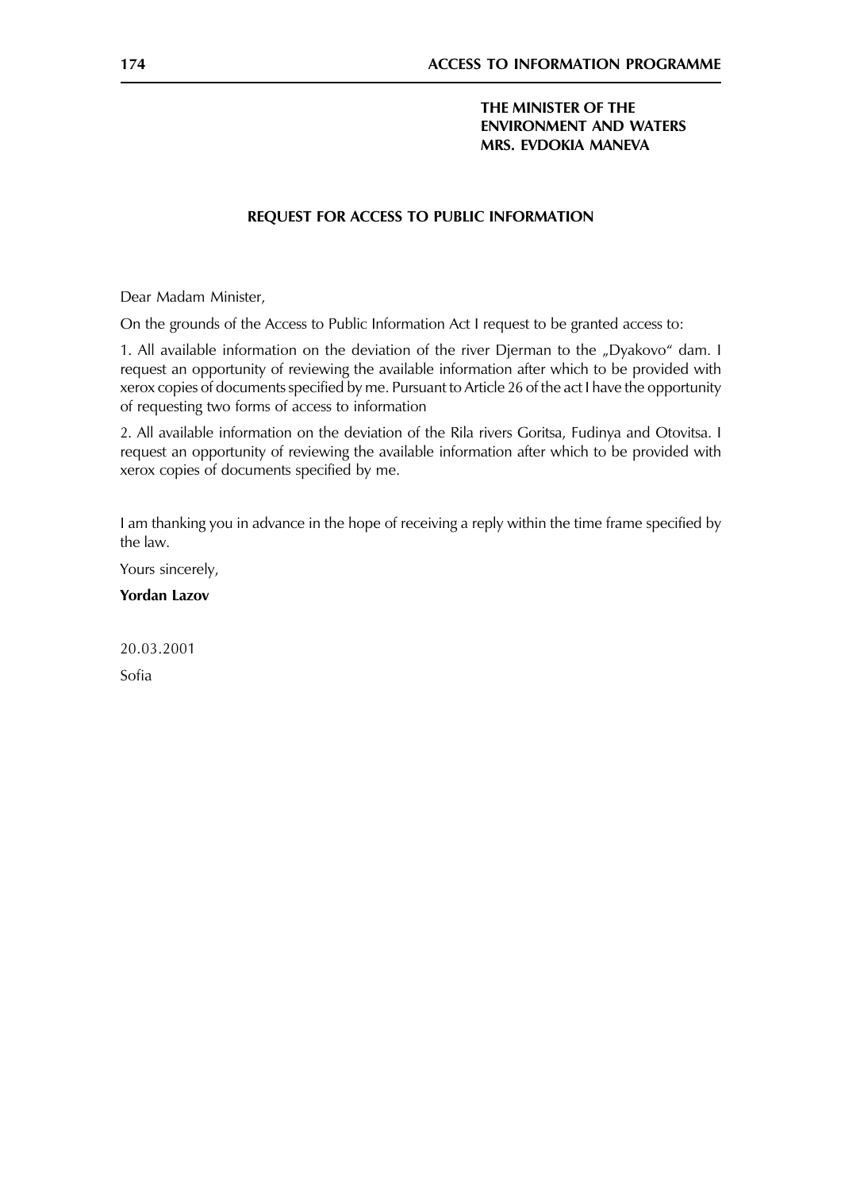**THE MINISTER OF THE**
**ENVIRONMENT AND WATERS**
**MRS. EVDOKIA MANEVA**

**REQUEST FOR ACCESS TO PUBLIC INFORMATION**

Dear Madam Minister,

On the grounds of the Access to Public Information Act I request to be granted access to:

1. All available information on the deviation of the river Djerman to the „Dyakovo" dam. I request an opportunity of reviewing the available information after which to be provided with xerox copies of documents specified by me. Pursuant to Article 26 of the act I have the opportunity of requesting two forms of access to information

2. All available information on the deviation of the Rila rivers Goritsa, Fudinya and Otovitsa. I request an opportunity of reviewing the available information after which to be provided with xerox copies of documents specified by me.

I am thanking you in advance in the hope of receiving a reply within the time frame specified by the law.

Yours sincerely,

**Yordan Lazov**

20.03.2001

Sofia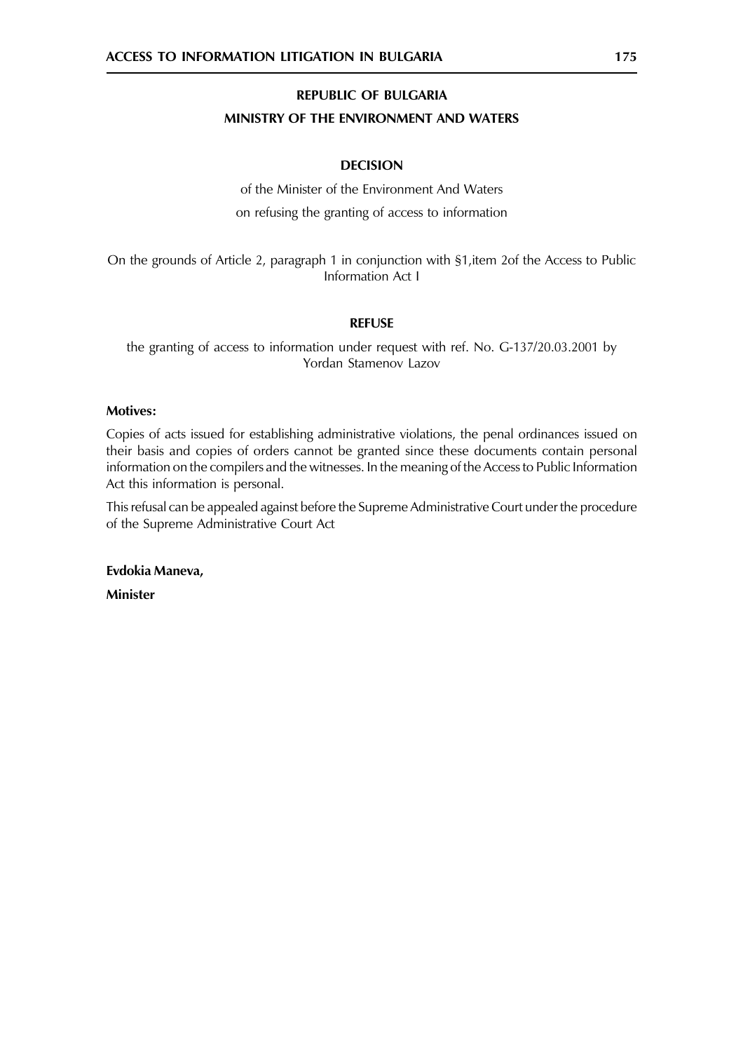**REPUBLIC OF BULGARIA**

**MINISTRY OF THE ENVIRONMENT AND WATERS**

**DECISION**

of the Minister of the Environment And Waters

on refusing the granting of access to information

On the grounds of Article 2, paragraph 1 in conjunction with §1,item 2of the Access to Public Information Act I

**REFUSE**

the granting of access to information under request with ref. No. G-137/20.03.2001 by Yordan Stamenov Lazov

**Motives:**

Copies of acts issued for establishing administrative violations, the penal ordinances issued on their basis and copies of orders cannot be granted since these documents contain personal information on the compilers and the witnesses. In the meaning of the Access to Public Information Act this information is personal.

This refusal can be appealed against before the Supreme Administrative Court under the procedure of the Supreme Administrative Court Act

**Evdokia Maneva,**

**Minister**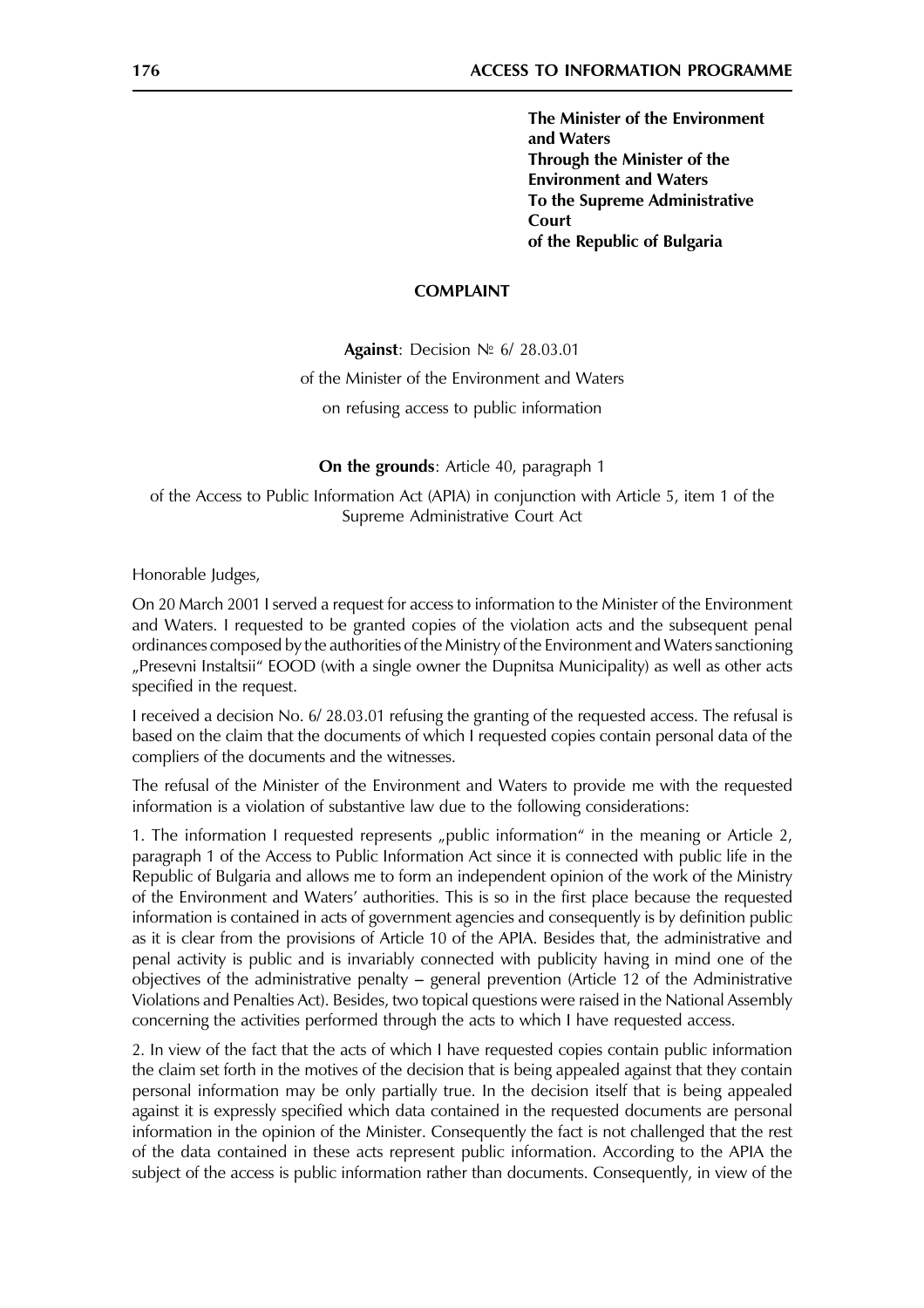**The Minister of the Environment and Waters**
**Through the Minister of the Environment and Waters**
**To the Supreme Administrative Court**
**of the Republic of Bulgaria**

## COMPLAINT

**Against**: Decision № 6/ 28.03.01

of the Minister of the Environment and Waters

on refusing access to public information

**On the grounds**: Article 40, paragraph 1

of the Access to Public Information Act (APIA) in conjunction with Article 5, item 1 of the Supreme Administrative Court Act

Honorable Judges,

On 20 March 2001 I served a request for access to information to the Minister of the Environment and Waters. I requested to be granted copies of the violation acts and the subsequent penal ordinances composed by the authorities of the Ministry of the Environment and Waters sanctioning „Presevni Instaltsii" EOOD (with a single owner the Dupnitsa Municipality) as well as other acts specified in the request.

I received a decision No. 6/ 28.03.01 refusing the granting of the requested access. The refusal is based on the claim that the documents of which I requested copies contain personal data of the compliers of the documents and the witnesses.

The refusal of the Minister of the Environment and Waters to provide me with the requested information is a violation of substantive law due to the following considerations:

1. The information I requested represents „public information" in the meaning or Article 2, paragraph 1 of the Access to Public Information Act since it is connected with public life in the Republic of Bulgaria and allows me to form an independent opinion of the work of the Ministry of the Environment and Waters' authorities. This is so in the first place because the requested information is contained in acts of government agencies and consequently is by definition public as it is clear from the provisions of Article 10 of the APIA. Besides that, the administrative and penal activity is public and is invariably connected with publicity having in mind one of the objectives of the administrative penalty – general prevention (Article 12 of the Administrative Violations and Penalties Act). Besides, two topical questions were raised in the National Assembly concerning the activities performed through the acts to which I have requested access.

2. In view of the fact that the acts of which I have requested copies contain public information the claim set forth in the motives of the decision that is being appealed against that they contain personal information may be only partially true. In the decision itself that is being appealed against it is expressly specified which data contained in the requested documents are personal information in the opinion of the Minister. Consequently the fact is not challenged that the rest of the data contained in these acts represent public information. According to the APIA the subject of the access is public information rather than documents. Consequently, in view of the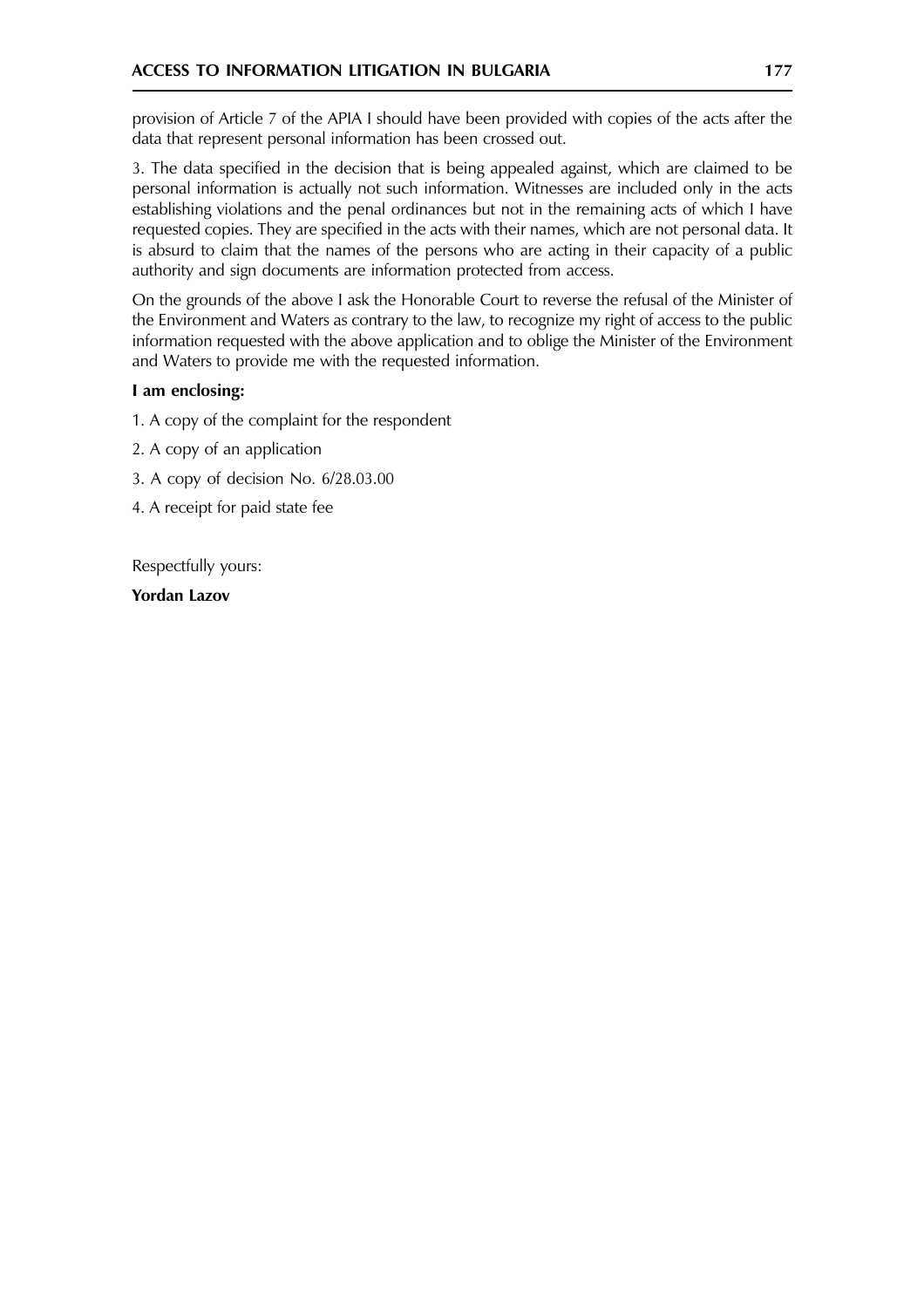provision of Article 7 of the APIA I should have been provided with copies of the acts after the data that represent personal information has been crossed out.

3. The data specified in the decision that is being appealed against, which are claimed to be personal information is actually not such information. Witnesses are included only in the acts establishing violations and the penal ordinances but not in the remaining acts of which I have requested copies. They are specified in the acts with their names, which are not personal data. It is absurd to claim that the names of the persons who are acting in their capacity of a public authority and sign documents are information protected from access.

On the grounds of the above I ask the Honorable Court to reverse the refusal of the Minister of the Environment and Waters as contrary to the law, to recognize my right of access to the public information requested with the above application and to oblige the Minister of the Environment and Waters to provide me with the requested information.

**I am enclosing:**

1. A copy of the complaint for the respondent
2. A copy of an application
3. A copy of decision No. 6/28.03.00
4. A receipt for paid state fee

Respectfully yours:

**Yordan Lazov**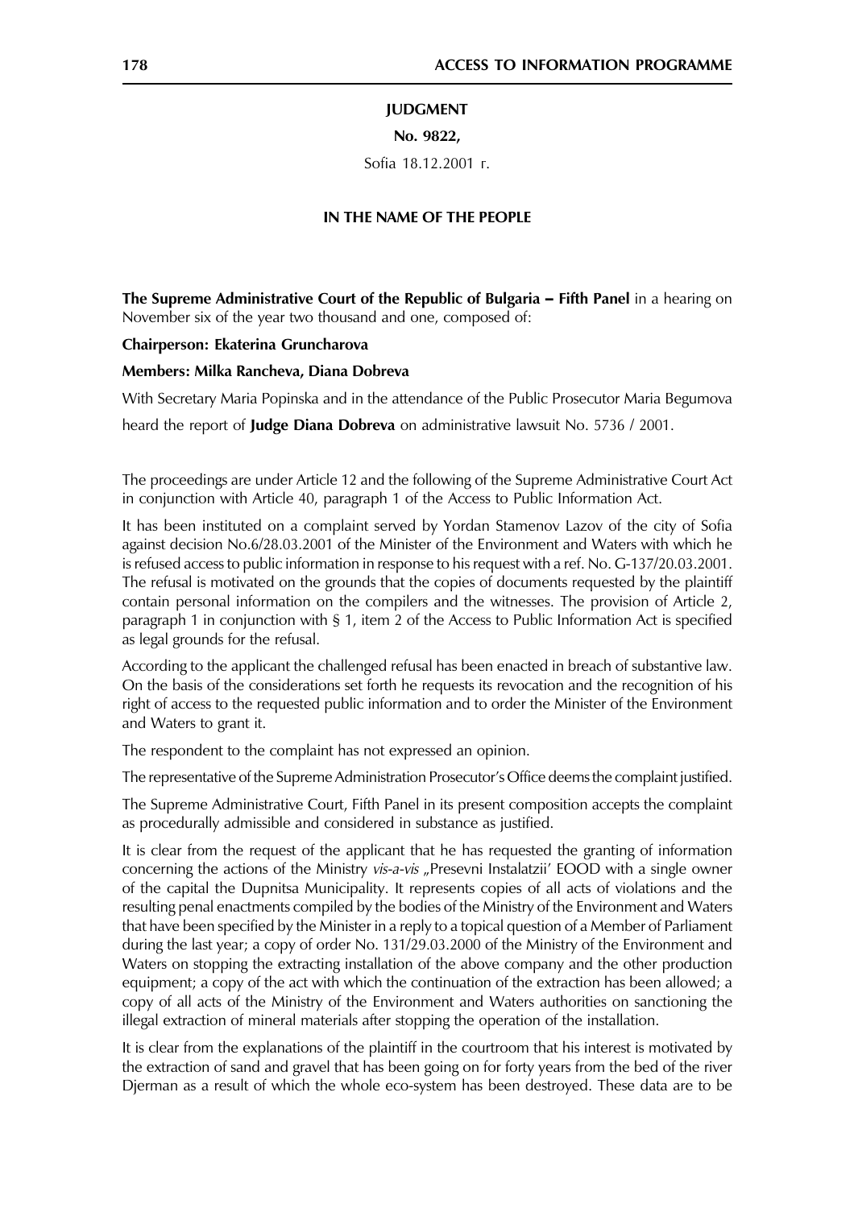**JUDGMENT**

**No. 9822,**

Sofia 18.12.2001 г.

**IN THE NAME OF THE PEOPLE**

**The Supreme Administrative Court of the Republic of Bulgaria – Fifth Panel** in a hearing on November six of the year two thousand and one, composed of:

**Chairperson: Ekaterina Gruncharova**

**Members: Milka Rancheva, Diana Dobreva**

With Secretary Maria Popinska and in the attendance of the Public Prosecutor Maria Begumova

heard the report of **Judge Diana Dobreva** on administrative lawsuit No. 5736 / 2001.

The proceedings are under Article 12 and the following of the Supreme Administrative Court Act in conjunction with Article 40, paragraph 1 of the Access to Public Information Act.

It has been instituted on a complaint served by Yordan Stamenov Lazov of the city of Sofia against decision No.6/28.03.2001 of the Minister of the Environment and Waters with which he is refused access to public information in response to his request with a ref. No. G-137/20.03.2001. The refusal is motivated on the grounds that the copies of documents requested by the plaintiff contain personal information on the compilers and the witnesses. The provision of Article 2, paragraph 1 in conjunction with § 1, item 2 of the Access to Public Information Act is specified as legal grounds for the refusal.

According to the applicant the challenged refusal has been enacted in breach of substantive law. On the basis of the considerations set forth he requests its revocation and the recognition of his right of access to the requested public information and to order the Minister of the Environment and Waters to grant it.

The respondent to the complaint has not expressed an opinion.

The representative of the Supreme Administration Prosecutor's Office deems the complaint justified.

The Supreme Administrative Court, Fifth Panel in its present composition accepts the complaint as procedurally admissible and considered in substance as justified.

It is clear from the request of the applicant that he has requested the granting of information concerning the actions of the Ministry *vis-a-vis* „Presevni Instalatzii' EOOD with a single owner of the capital the Dupnitsa Municipality. It represents copies of all acts of violations and the resulting penal enactments compiled by the bodies of the Ministry of the Environment and Waters that have been specified by the Minister in a reply to a topical question of a Member of Parliament during the last year; a copy of order No. 131/29.03.2000 of the Ministry of the Environment and Waters on stopping the extracting installation of the above company and the other production equipment; a copy of the act with which the continuation of the extraction has been allowed; a copy of all acts of the Ministry of the Environment and Waters authorities on sanctioning the illegal extraction of mineral materials after stopping the operation of the installation.

It is clear from the explanations of the plaintiff in the courtroom that his interest is motivated by the extraction of sand and gravel that has been going on for forty years from the bed of the river Djerman as a result of which the whole eco-system has been destroyed. These data are to be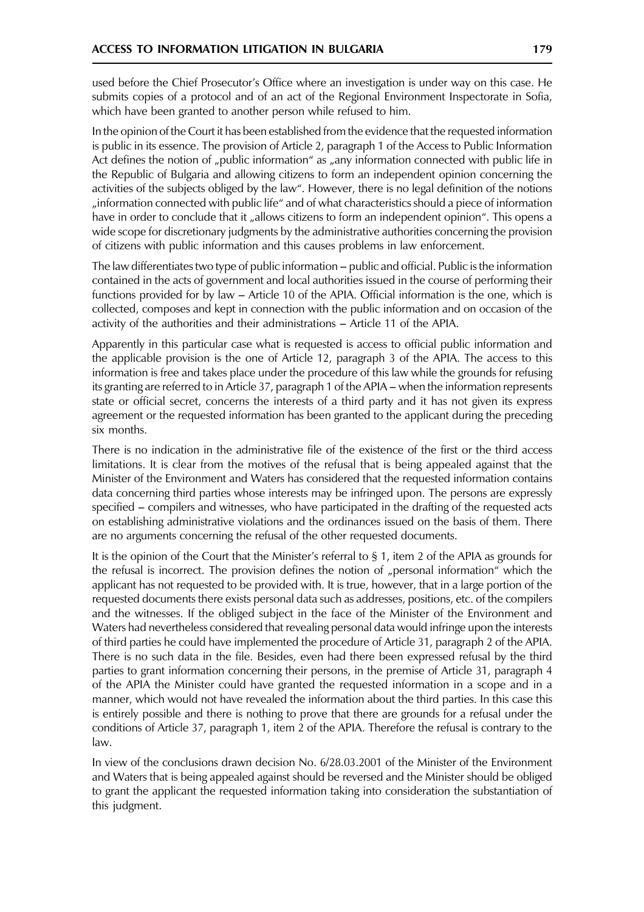used before the Chief Prosecutor's Office where an investigation is under way on this case. He submits copies of a protocol and of an act of the Regional Environment Inspectorate in Sofia, which have been granted to another person while refused to him.

In the opinion of the Court it has been established from the evidence that the requested information is public in its essence. The provision of Article 2, paragraph 1 of the Access to Public Information Act defines the notion of „public information" as „any information connected with public life in the Republic of Bulgaria and allowing citizens to form an independent opinion concerning the activities of the subjects obliged by the law". However, there is no legal definition of the notions „information connected with public life" and of what characteristics should a piece of information have in order to conclude that it „allows citizens to form an independent opinion". This opens a wide scope for discretionary judgments by the administrative authorities concerning the provision of citizens with public information and this causes problems in law enforcement.

The law differentiates two type of public information – public and official. Public is the information contained in the acts of government and local authorities issued in the course of performing their functions provided for by law – Article 10 of the APIA. Official information is the one, which is collected, composes and kept in connection with the public information and on occasion of the activity of the authorities and their administrations – Article 11 of the APIA.

Apparently in this particular case what is requested is access to official public information and the applicable provision is the one of Article 12, paragraph 3 of the APIA. The access to this information is free and takes place under the procedure of this law while the grounds for refusing its granting are referred to in Article 37, paragraph 1 of the APIA – when the information represents state or official secret, concerns the interests of a third party and it has not given its express agreement or the requested information has been granted to the applicant during the preceding six months.

There is no indication in the administrative file of the existence of the first or the third access limitations. It is clear from the motives of the refusal that is being appealed against that the Minister of the Environment and Waters has considered that the requested information contains data concerning third parties whose interests may be infringed upon. The persons are expressly specified – compilers and witnesses, who have participated in the drafting of the requested acts on establishing administrative violations and the ordinances issued on the basis of them. There are no arguments concerning the refusal of the other requested documents.

It is the opinion of the Court that the Minister's referral to § 1, item 2 of the APIA as grounds for the refusal is incorrect. The provision defines the notion of „personal information" which the applicant has not requested to be provided with. It is true, however, that in a large portion of the requested documents there exists personal data such as addresses, positions, etc. of the compilers and the witnesses. If the obliged subject in the face of the Minister of the Environment and Waters had nevertheless considered that revealing personal data would infringe upon the interests of third parties he could have implemented the procedure of Article 31, paragraph 2 of the APIA. There is no such data in the file. Besides, even had there been expressed refusal by the third parties to grant information concerning their persons, in the premise of Article 31, paragraph 4 of the APIA the Minister could have granted the requested information in a scope and in a manner, which would not have revealed the information about the third parties. In this case this is entirely possible and there is nothing to prove that there are grounds for a refusal under the conditions of Article 37, paragraph 1, item 2 of the APIA. Therefore the refusal is contrary to the law.

In view of the conclusions drawn decision No. 6/28.03.2001 of the Minister of the Environment and Waters that is being appealed against should be reversed and the Minister should be obliged to grant the applicant the requested information taking into consideration the substantiation of this judgment.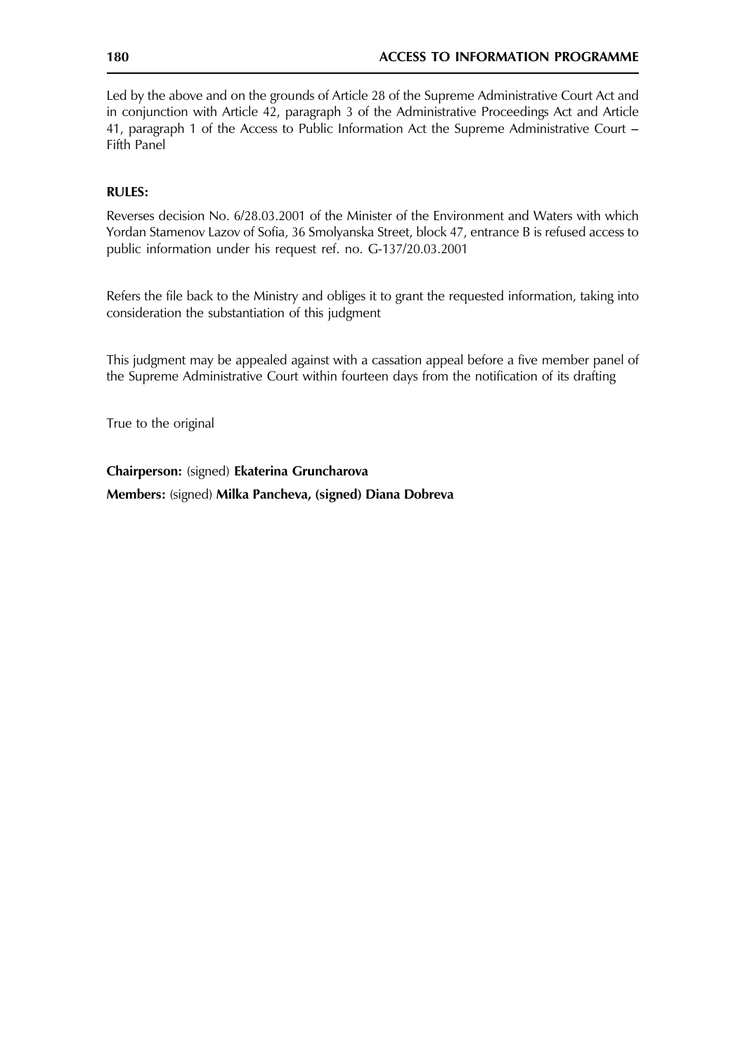Led by the above and on the grounds of Article 28 of the Supreme Administrative Court Act and in conjunction with Article 42, paragraph 3 of the Administrative Proceedings Act and Article 41, paragraph 1 of the Access to Public Information Act the Supreme Administrative Court – Fifth Panel

**RULES:**

Reverses decision No. 6/28.03.2001 of the Minister of the Environment and Waters with which Yordan Stamenov Lazov of Sofia, 36 Smolyanska Street, block 47, entrance B is refused access to public information under his request ref. no. G-137/20.03.2001

Refers the file back to the Ministry and obliges it to grant the requested information, taking into consideration the substantiation of this judgment

This judgment may be appealed against with a cassation appeal before a five member panel of the Supreme Administrative Court within fourteen days from the notification of its drafting

True to the original

**Chairperson:** (signed) **Ekaterina Gruncharova**

**Members:** (signed) **Milka Pancheva, (signed) Diana Dobreva**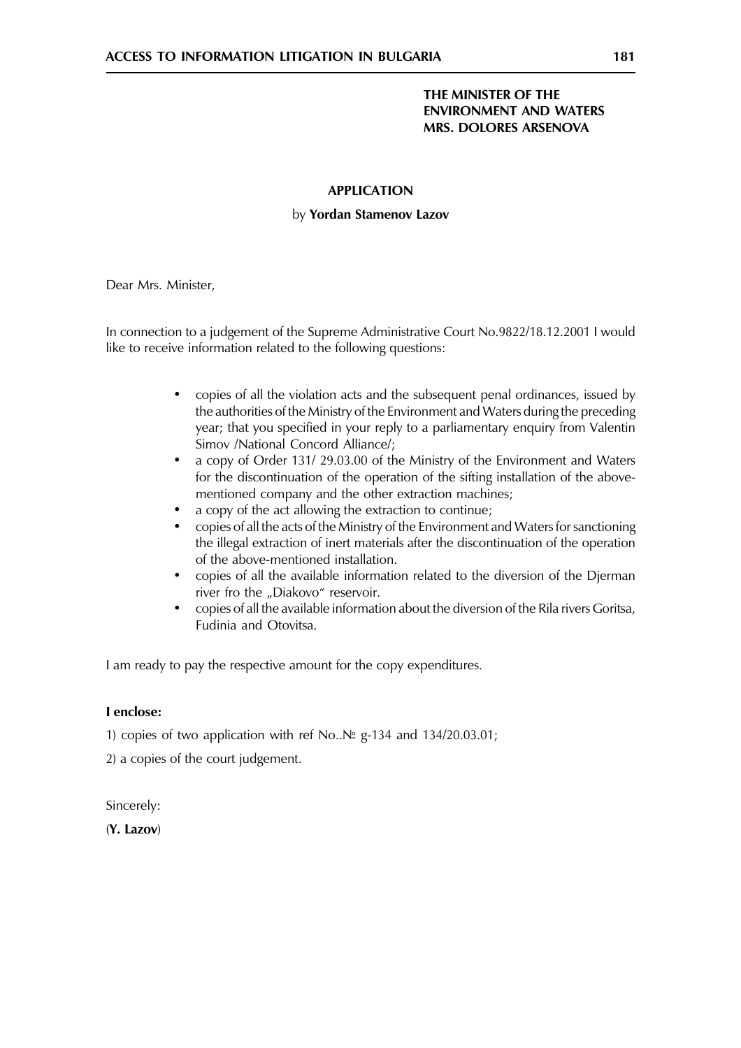**THE MINISTER OF THE ENVIRONMENT AND WATERS MRS. DOLORES ARSENOVA**

**APPLICATION**

by **Yordan Stamenov Lazov**

Dear Mrs. Minister,

In connection to a judgement of the Supreme Administrative Court No.9822/18.12.2001 I would like to receive information related to the following questions:

- copies of all the violation acts and the subsequent penal ordinances, issued by the authorities of the Ministry of the Environment and Waters during the preceding year; that you specified in your reply to a parliamentary enquiry from Valentin Simov /National Concord Alliance/;
- a copy of Order 131/ 29.03.00 of the Ministry of the Environment and Waters for the discontinuation of the operation of the sifting installation of the above-mentioned company and the other extraction machines;
- a copy of the act allowing the extraction to continue;
- copies of all the acts of the Ministry of the Environment and Waters for sanctioning the illegal extraction of inert materials after the discontinuation of the operation of the above-mentioned installation.
- copies of all the available information related to the diversion of the Djerman river fro the „Diakovo" reservoir.
- copies of all the available information about the diversion of the Rila rivers Goritsa, Fudinia and Otovitsa.

I am ready to pay the respective amount for the copy expenditures.

**I enclose:**

1) copies of two application with ref No..№ g-134 and 134/20.03.01;

2) a copies of the court judgement.

Sincerely:

(**Y. Lazov**)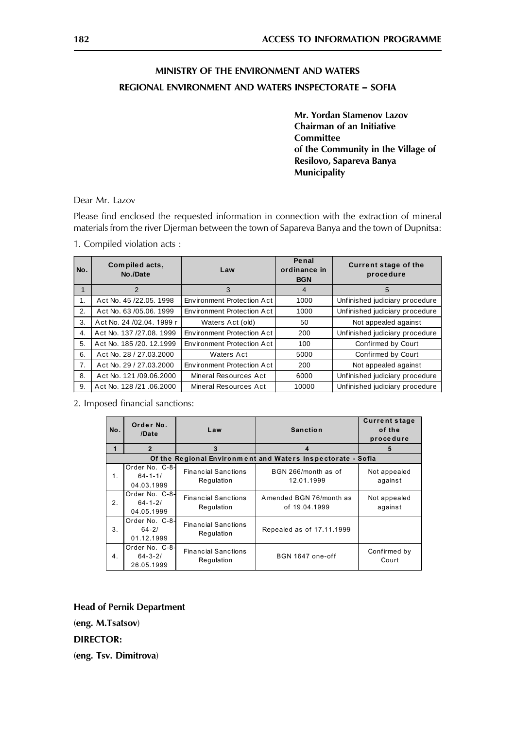## MINISTRY OF THE ENVIRONMENT AND WATERS

## REGIONAL ENVIRONMENT AND WATERS INSPECTORATE – SOFIA

**Mr. Yordan Stamenov Lazov**
**Chairman of an Initiative Committee**
**of the Community in the Village of Resilovo, Sapareva Banya Municipality**

Dear Mr. Lazov

Please find enclosed the requested information in connection with the extraction of mineral materials from the river Djerman between the town of Sapareva Banya and the town of Dupnitsa:

1. Compiled violation acts :

| No. | Compiled acts, No./Date | Law | Penal ordinance in BGN | Current stage of the procedure |
|---|---|---|---|---|
| 1 | 2 | 3 | 4 | 5 |
| 1. | Act No. 45 /22.05. 1998 | Environment Protection Act | 1000 | Unfinished judiciary procedure |
| 2. | Act No. 63 /05.06. 1999 | Environment Protection Act | 1000 | Unfinished judiciary procedure |
| 3. | Act No. 24 /02.04. 1999 r | Waters Act (old) | 50 | Not appealed against |
| 4. | Act No. 137 /27.08. 1999 | Environment Protection Act | 200 | Unfinished judiciary procedure |
| 5. | Act No. 185 /20. 12.1999 | Environment Protection Act | 100 | Confirmed by Court |
| 6. | Act No. 28 / 27.03.2000 | Waters Act | 5000 | Confirmed by Court |
| 7. | Act No. 29 / 27.03.2000 | Environment Protection Act | 200 | Not appealed against |
| 8. | Act No. 121 /09.06.2000 | Mineral Resources Act | 6000 | Unfinished judiciary procedure |
| 9. | Act No. 128 /21 .06.2000 | Mineral Resources Act | 10000 | Unfinished judiciary procedure |

2. Imposed financial sanctions:

| No. | Order No. /Date | Law | Sanction | Current stage of the procedure |
|---|---|---|---|---|
| 1 | 2 | 3 | 4 | 5 |
| Of the Regional Environment and Waters Inspectorate - Sofia | | | | |
| 1. | Order No. C-8-64-1-1/ 04.03.1999 | Financial Sanctions Regulation | BGN 266/month as of 12.01.1999 | Not appealed against |
| 2. | Order No. C-8-64-1-2/ 04.05.1999 | Financial Sanctions Regulation | Amended BGN 76/month as of 19.04.1999 | Not appealed against |
| 3. | Order No. C-8-64-2/ 01.12.1999 | Financial Sanctions Regulation | Repealed as of 17.11.1999 | |
| 4. | Order No. C-8-64-3-2/ 26.05.1999 | Financial Sanctions Regulation | BGN 1647 one-off | Confirmed by Court |

**Head of Pernik Department**

(**eng. M.Tsatsov**)

**DIRECTOR:**

(**eng. Tsv. Dimitrova**)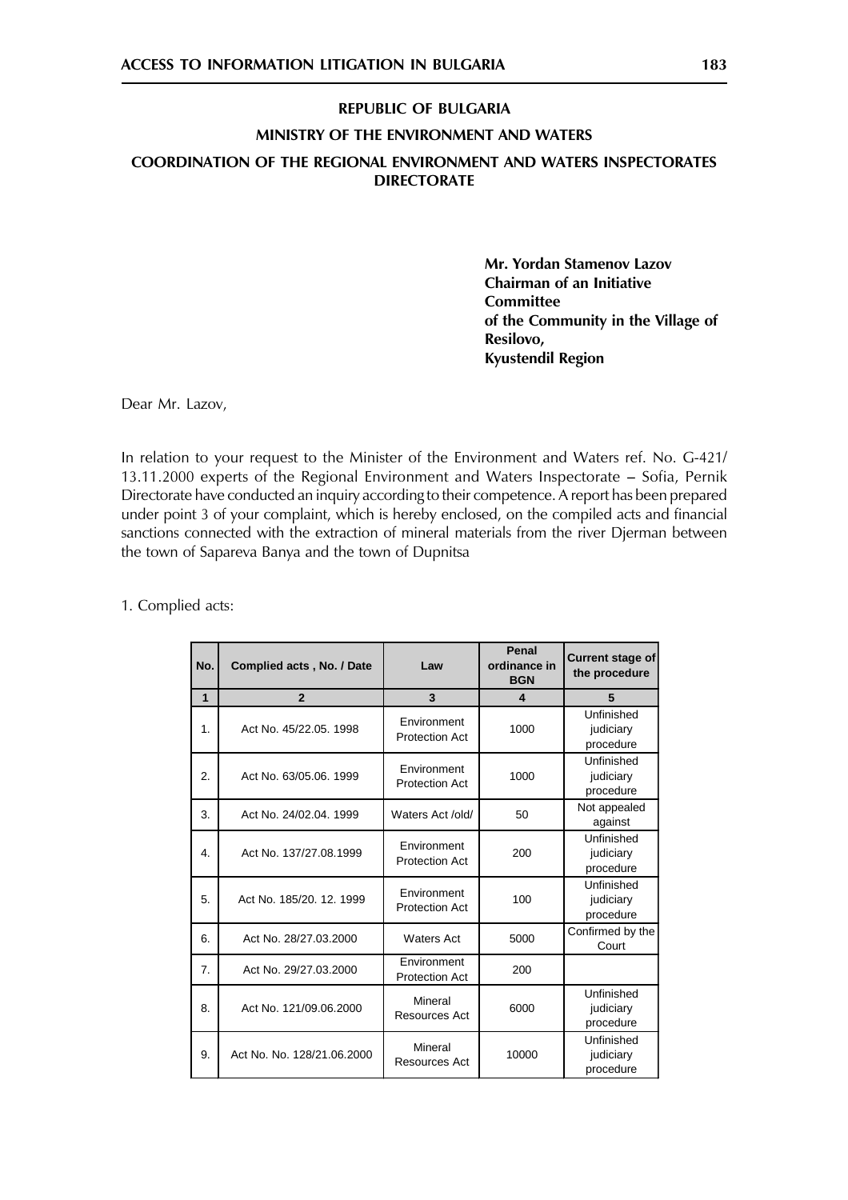**REPUBLIC OF BULGARIA**

**MINISTRY OF THE ENVIRONMENT AND WATERS**

**COORDINATION OF THE REGIONAL ENVIRONMENT AND WATERS INSPECTORATES DIRECTORATE**

**Mr. Yordan Stamenov Lazov**
**Chairman of an Initiative Committee**
**of the Community in the Village of Resilovo,**
**Kyustendil Region**

Dear Mr. Lazov,

In relation to your request to the Minister of the Environment and Waters ref. No. G-421/ 13.11.2000 experts of the Regional Environment and Waters Inspectorate – Sofia, Pernik Directorate have conducted an inquiry according to their competence. A report has been prepared under point 3 of your complaint, which is hereby enclosed, on the compiled acts and financial sanctions connected with the extraction of mineral materials from the river Djerman between the town of Sapareva Banya and the town of Dupnitsa

1. Complied acts:

| No. | Complied acts , No. / Date | Law | Penal ordinance in BGN | Current stage of the procedure |
|---|---|---|---|---|
| 1 | 2 | 3 | 4 | 5 |
| 1. | Act No. 45/22.05. 1998 | Environment Protection Act | 1000 | Unfinished judiciary procedure |
| 2. | Act No. 63/05.06. 1999 | Environment Protection Act | 1000 | Unfinished judiciary procedure |
| 3. | Act No. 24/02.04. 1999 | Waters Act /old/ | 50 | Not appealed against |
| 4. | Act No. 137/27.08.1999 | Environment Protection Act | 200 | Unfinished judiciary procedure |
| 5. | Act No. 185/20. 12. 1999 | Environment Protection Act | 100 | Unfinished judiciary procedure |
| 6. | Act No. 28/27.03.2000 | Waters Act | 5000 | Confirmed by the Court |
| 7. | Act No. 29/27.03.2000 | Environment Protection Act | 200 | |
| 8. | Act No. 121/09.06.2000 | Mineral Resources Act | 6000 | Unfinished judiciary procedure |
| 9. | Act No. No. 128/21.06.2000 | Mineral Resources Act | 10000 | Unfinished judiciary procedure |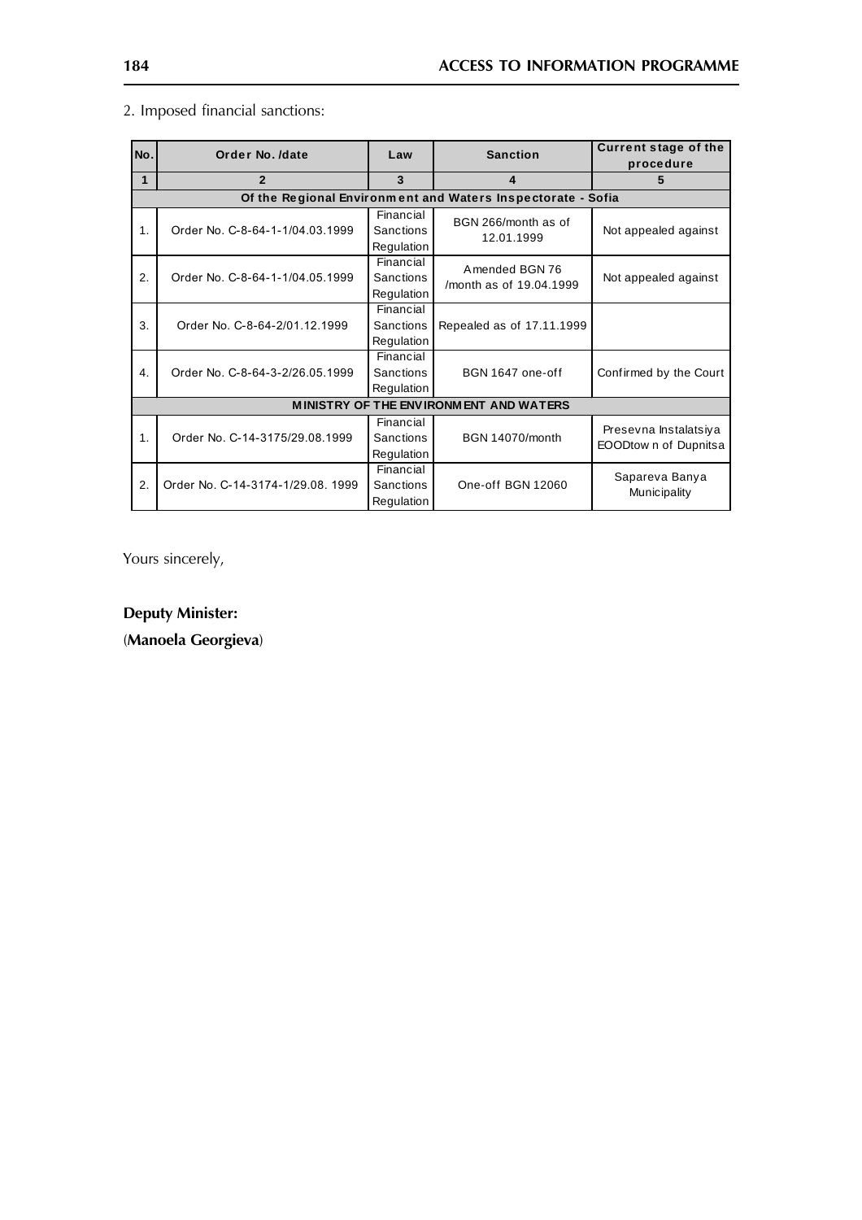2. Imposed financial sanctions:

| No. | Order No. /date | Law | Sanction | Current stage of the procedure |
|---|---|---|---|---|
| 1 | 2 | 3 | 4 | 5 |
| **Of the Regional Environment and Waters Inspectorate - Sofia** | | | | |
| 1. | Order No. C-8-64-1-1/04.03.1999 | Financial Sanctions Regulation | BGN 266/month as of 12.01.1999 | Not appealed against |
| 2. | Order No. C-8-64-1-1/04.05.1999 | Financial Sanctions Regulation | Amended BGN 76 /month as of 19.04.1999 | Not appealed against |
| 3. | Order No. C-8-64-2/01.12.1999 | Financial Sanctions Regulation | Repealed as of 17.11.1999 | |
| 4. | Order No. C-8-64-3-2/26.05.1999 | Financial Sanctions Regulation | BGN 1647 one-off | Confirmed by the Court |
| **MINISTRY OF THE ENVIRONMENT AND WATERS** | | | | |
| 1. | Order No. C-14-3175/29.08.1999 | Financial Sanctions Regulation | BGN 14070/month | Presevna Instalatsiya EOODtow n of Dupnitsa |
| 2. | Order No. C-14-3174-1/29.08. 1999 | Financial Sanctions Regulation | One-off BGN 12060 | Sapareva Banya Municipality |

Yours sincerely,

**Deputy Minister:**

(**Manoela Georgieva**)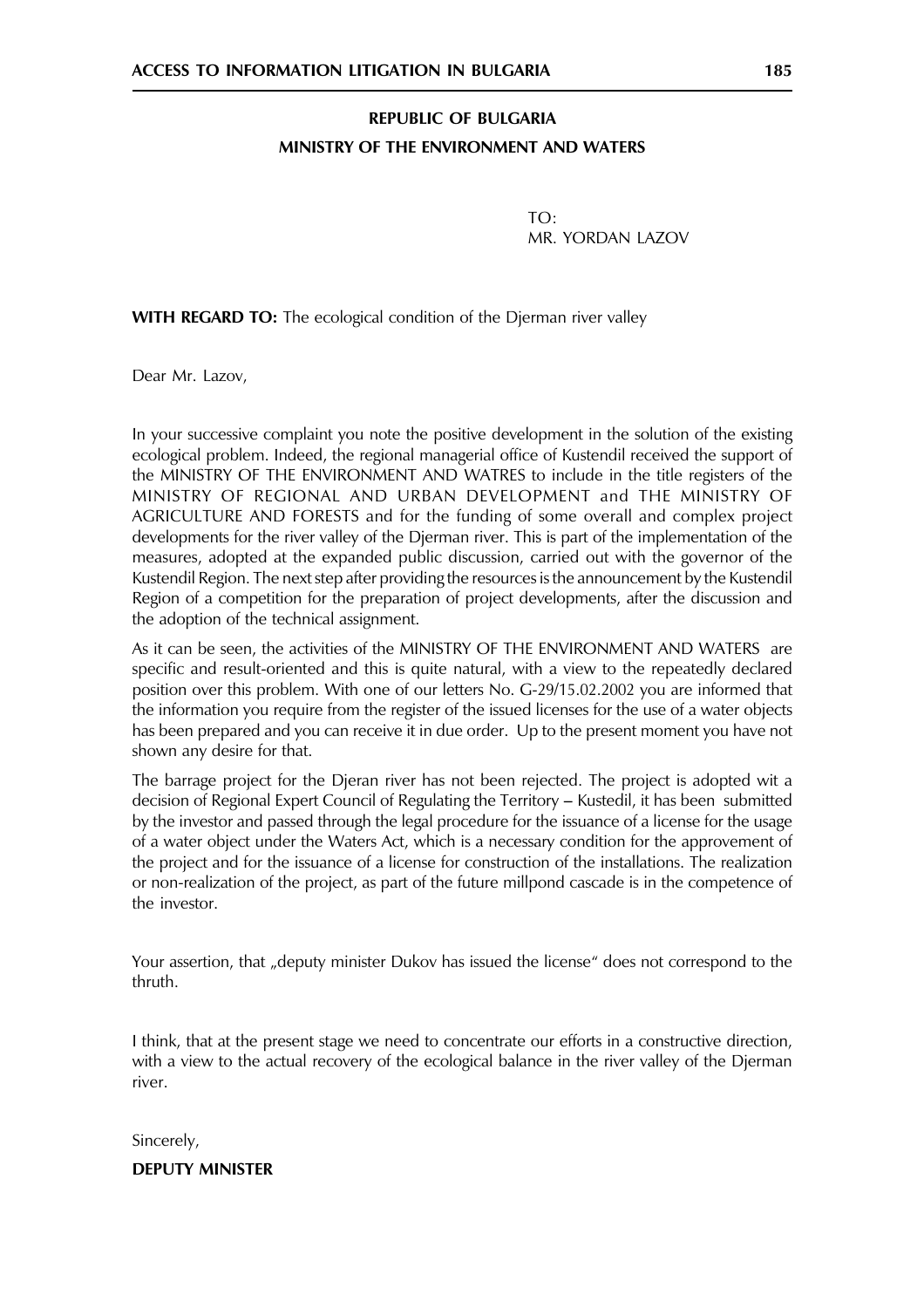**REPUBLIC OF BULGARIA**

**MINISTRY OF THE ENVIRONMENT AND WATERS**

TO:
MR. YORDAN LAZOV

**WITH REGARD TO:** The ecological condition of the Djerman river valley

Dear Mr. Lazov,

In your successive complaint you note the positive development in the solution of the existing ecological problem. Indeed, the regional managerial office of Kustendil received the support of the MINISTRY OF THE ENVIRONMENT AND WATRES to include in the title registers of the MINISTRY OF REGIONAL AND URBAN DEVELOPMENT and THE MINISTRY OF AGRICULTURE AND FORESTS and for the funding of some overall and complex project developments for the river valley of the Djerman river. This is part of the implementation of the measures, adopted at the expanded public discussion, carried out with the governor of the Kustendil Region. The next step after providing the resources is the announcement by the Kustendil Region of a competition for the preparation of project developments, after the discussion and the adoption of the technical assignment.

As it can be seen, the activities of the MINISTRY OF THE ENVIRONMENT AND WATERS are specific and result-oriented and this is quite natural, with a view to the repeatedly declared position over this problem. With one of our letters No. G-29/15.02.2002 you are informed that the information you require from the register of the issued licenses for the use of a water objects has been prepared and you can receive it in due order. Up to the present moment you have not shown any desire for that.

The barrage project for the Djeran river has not been rejected. The project is adopted wit a decision of Regional Expert Council of Regulating the Territory – Kustedil, it has been submitted by the investor and passed through the legal procedure for the issuance of a license for the usage of a water object under the Waters Act, which is a necessary condition for the approvement of the project and for the issuance of a license for construction of the installations. The realization or non-realization of the project, as part of the future millpond cascade is in the competence of the investor.

Your assertion, that „deputy minister Dukov has issued the license" does not correspond to the thruth.

I think, that at the present stage we need to concentrate our efforts in a constructive direction, with a view to the actual recovery of the ecological balance in the river valley of the Djerman river.

Sincerely,

**DEPUTY MINISTER**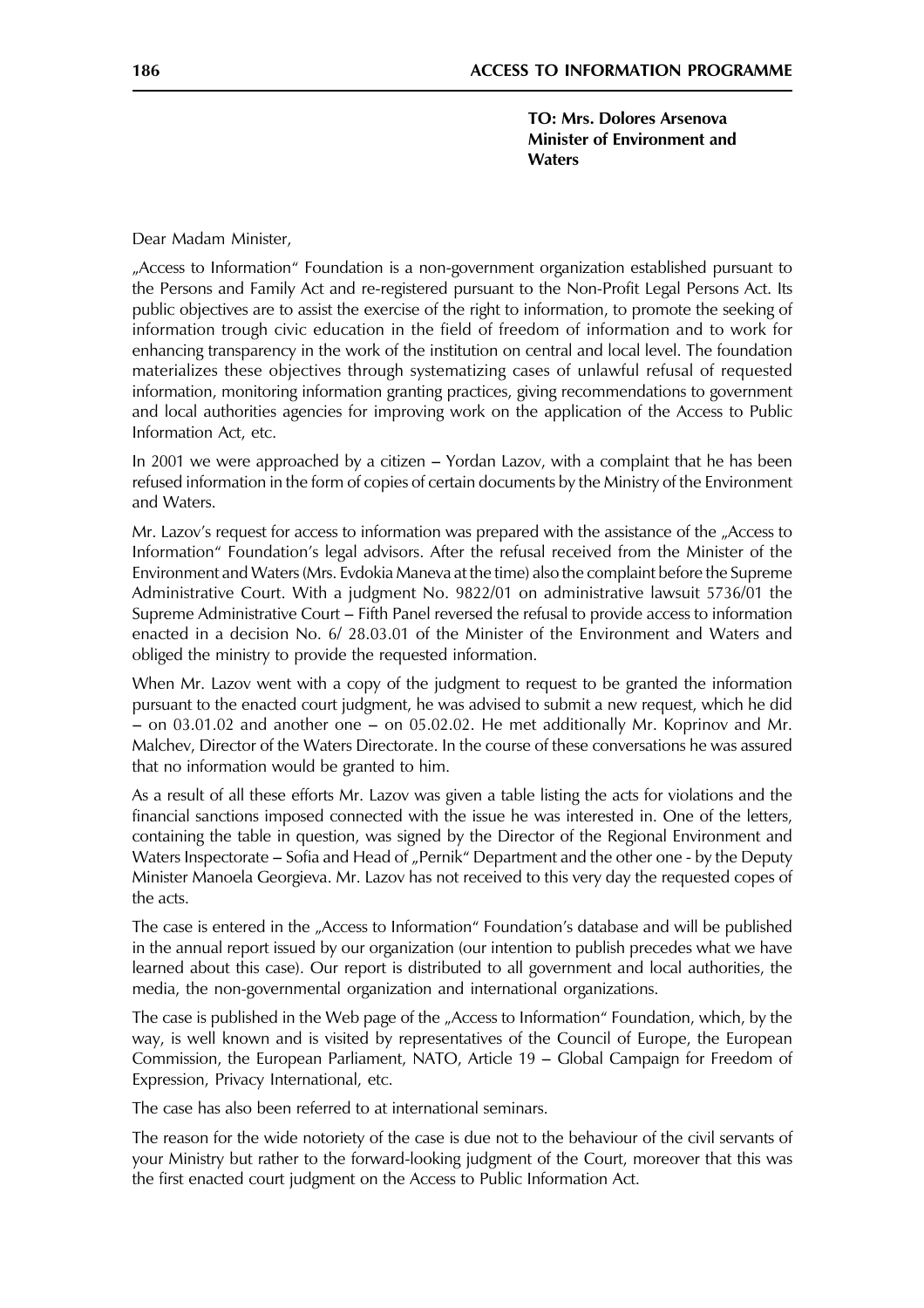**TO: Mrs. Dolores Arsenova**
**Minister of Environment and Waters**

Dear Madam Minister,

„Access to Information" Foundation is a non-government organization established pursuant to the Persons and Family Act and re-registered pursuant to the Non-Profit Legal Persons Act. Its public objectives are to assist the exercise of the right to information, to promote the seeking of information trough civic education in the field of freedom of information and to work for enhancing transparency in the work of the institution on central and local level. The foundation materializes these objectives through systematizing cases of unlawful refusal of requested information, monitoring information granting practices, giving recommendations to government and local authorities agencies for improving work on the application of the Access to Public Information Act, etc.

In 2001 we were approached by a citizen – Yordan Lazov, with a complaint that he has been refused information in the form of copies of certain documents by the Ministry of the Environment and Waters.

Mr. Lazov's request for access to information was prepared with the assistance of the „Access to Information" Foundation's legal advisors. After the refusal received from the Minister of the Environment and Waters (Mrs. Evdokia Maneva at the time) also the complaint before the Supreme Administrative Court. With a judgment No. 9822/01 on administrative lawsuit 5736/01 the Supreme Administrative Court – Fifth Panel reversed the refusal to provide access to information enacted in a decision No. 6/ 28.03.01 of the Minister of the Environment and Waters and obliged the ministry to provide the requested information.

When Mr. Lazov went with a copy of the judgment to request to be granted the information pursuant to the enacted court judgment, he was advised to submit a new request, which he did – on 03.01.02 and another one – on 05.02.02. He met additionally Mr. Koprinov and Mr. Malchev, Director of the Waters Directorate. In the course of these conversations he was assured that no information would be granted to him.

As a result of all these efforts Mr. Lazov was given a table listing the acts for violations and the financial sanctions imposed connected with the issue he was interested in. One of the letters, containing the table in question, was signed by the Director of the Regional Environment and Waters Inspectorate – Sofia and Head of „Pernik" Department and the other one - by the Deputy Minister Manoela Georgieva. Mr. Lazov has not received to this very day the requested copes of the acts.

The case is entered in the „Access to Information" Foundation's database and will be published in the annual report issued by our organization (our intention to publish precedes what we have learned about this case). Our report is distributed to all government and local authorities, the media, the non-governmental organization and international organizations.

The case is published in the Web page of the „Access to Information" Foundation, which, by the way, is well known and is visited by representatives of the Council of Europe, the European Commission, the European Parliament, NATO, Article 19 – Global Campaign for Freedom of Expression, Privacy International, etc.

The case has also been referred to at international seminars.

The reason for the wide notoriety of the case is due not to the behaviour of the civil servants of your Ministry but rather to the forward-looking judgment of the Court, moreover that this was the first enacted court judgment on the Access to Public Information Act.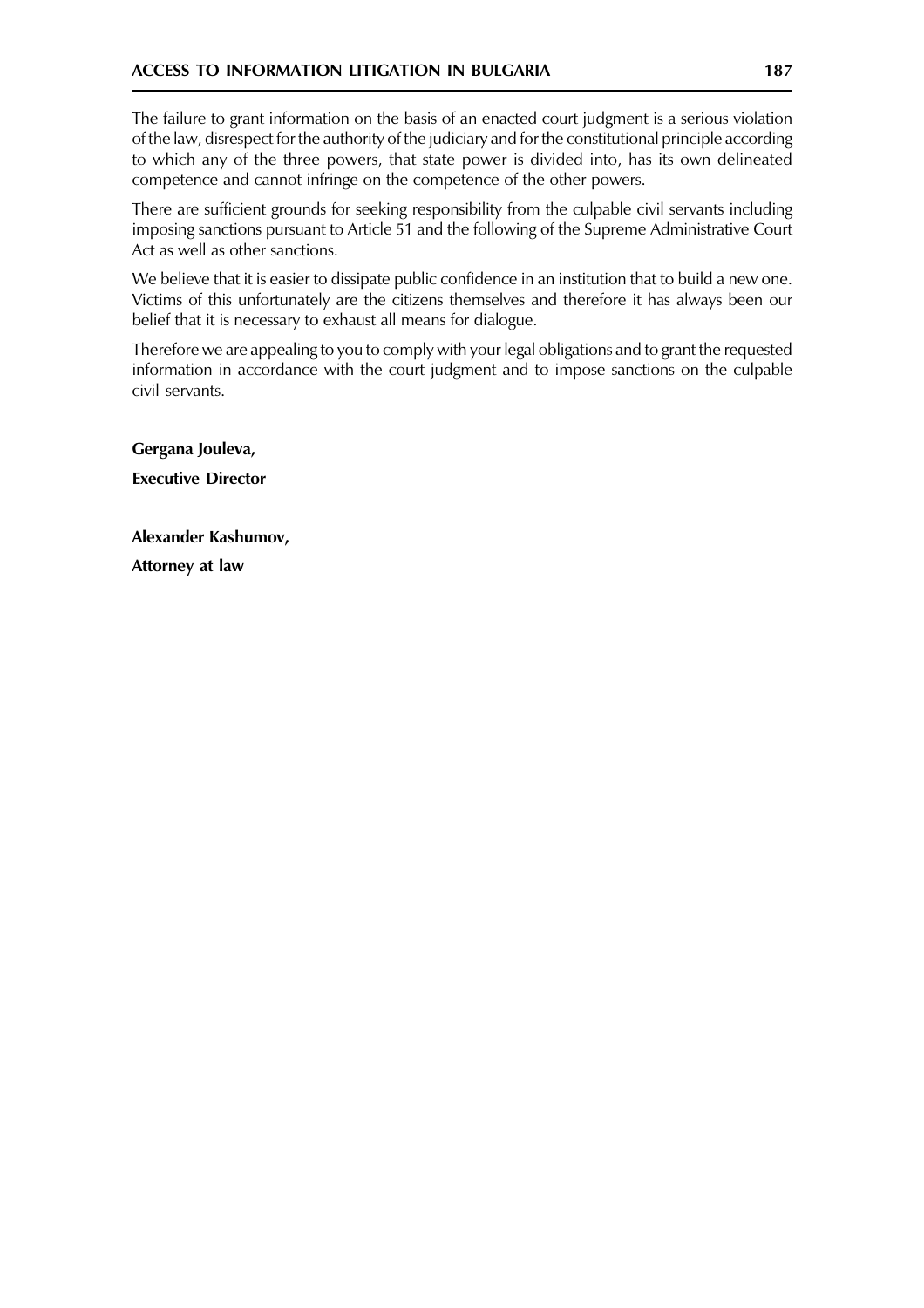The failure to grant information on the basis of an enacted court judgment is a serious violation of the law, disrespect for the authority of the judiciary and for the constitutional principle according to which any of the three powers, that state power is divided into, has its own delineated competence and cannot infringe on the competence of the other powers.

There are sufficient grounds for seeking responsibility from the culpable civil servants including imposing sanctions pursuant to Article 51 and the following of the Supreme Administrative Court Act as well as other sanctions.

We believe that it is easier to dissipate public confidence in an institution that to build a new one. Victims of this unfortunately are the citizens themselves and therefore it has always been our belief that it is necessary to exhaust all means for dialogue.

Therefore we are appealing to you to comply with your legal obligations and to grant the requested information in accordance with the court judgment and to impose sanctions on the culpable civil servants.

**Gergana Jouleva,**

**Executive Director**

**Alexander Kashumov,**

**Attorney at law**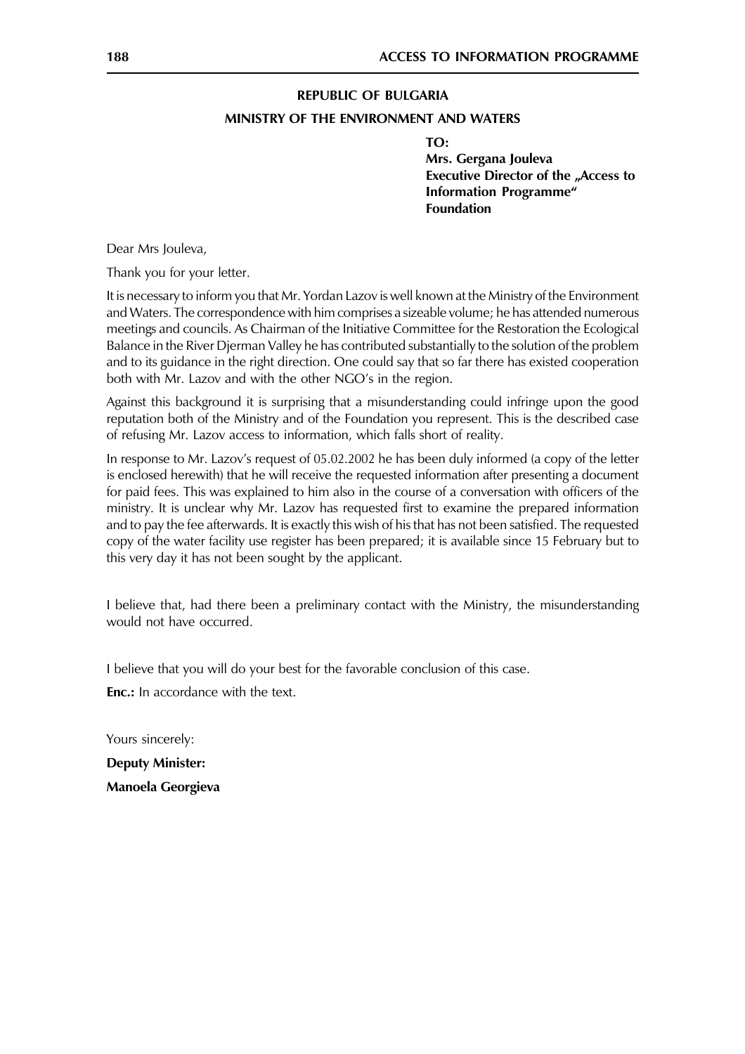**REPUBLIC OF BULGARIA**

**MINISTRY OF THE ENVIRONMENT AND WATERS**

**TO:**
**Mrs. Gergana Jouleva**
**Executive Director of the „Access to Information Programme“ Foundation**

Dear Mrs Jouleva,

Thank you for your letter.

It is necessary to inform you that Mr. Yordan Lazov is well known at the Ministry of the Environment and Waters. The correspondence with him comprises a sizeable volume; he has attended numerous meetings and councils. As Chairman of the Initiative Committee for the Restoration the Ecological Balance in the River Djerman Valley he has contributed substantially to the solution of the problem and to its guidance in the right direction. One could say that so far there has existed cooperation both with Mr. Lazov and with the other NGO's in the region.

Against this background it is surprising that a misunderstanding could infringe upon the good reputation both of the Ministry and of the Foundation you represent. This is the described case of refusing Mr. Lazov access to information, which falls short of reality.

In response to Mr. Lazov's request of 05.02.2002 he has been duly informed (a copy of the letter is enclosed herewith) that he will receive the requested information after presenting a document for paid fees. This was explained to him also in the course of a conversation with officers of the ministry. It is unclear why Mr. Lazov has requested first to examine the prepared information and to pay the fee afterwards. It is exactly this wish of his that has not been satisfied. The requested copy of the water facility use register has been prepared; it is available since 15 February but to this very day it has not been sought by the applicant.

I believe that, had there been a preliminary contact with the Ministry, the misunderstanding would not have occurred.

I believe that you will do your best for the favorable conclusion of this case.

**Enc.:** In accordance with the text.

Yours sincerely:

**Deputy Minister:**

**Manoela Georgieva**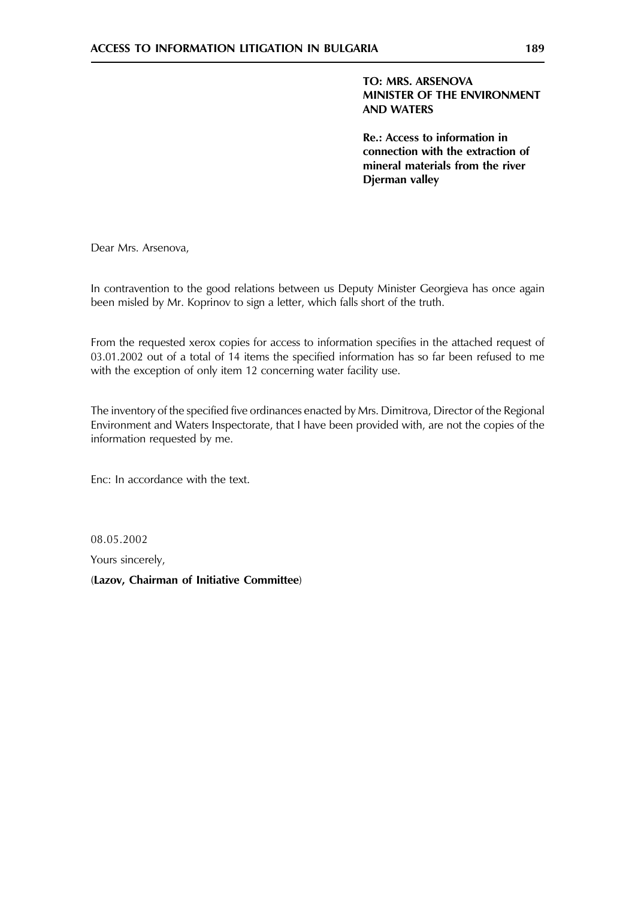**TO: MRS. ARSENOVA**
**MINISTER OF THE ENVIRONMENT AND WATERS**

**Re.: Access to information in connection with the extraction of mineral materials from the river Djerman valley**

Dear Mrs. Arsenova,

In contravention to the good relations between us Deputy Minister Georgieva has once again been misled by Mr. Koprinov to sign a letter, which falls short of the truth.

From the requested xerox copies for access to information specifies in the attached request of 03.01.2002 out of a total of 14 items the specified information has so far been refused to me with the exception of only item 12 concerning water facility use.

The inventory of the specified five ordinances enacted by Mrs. Dimitrova, Director of the Regional Environment and Waters Inspectorate, that I have been provided with, are not the copies of the information requested by me.

Enc: In accordance with the text.

08.05.2002

Yours sincerely,

(**Lazov, Chairman of Initiative Committee**)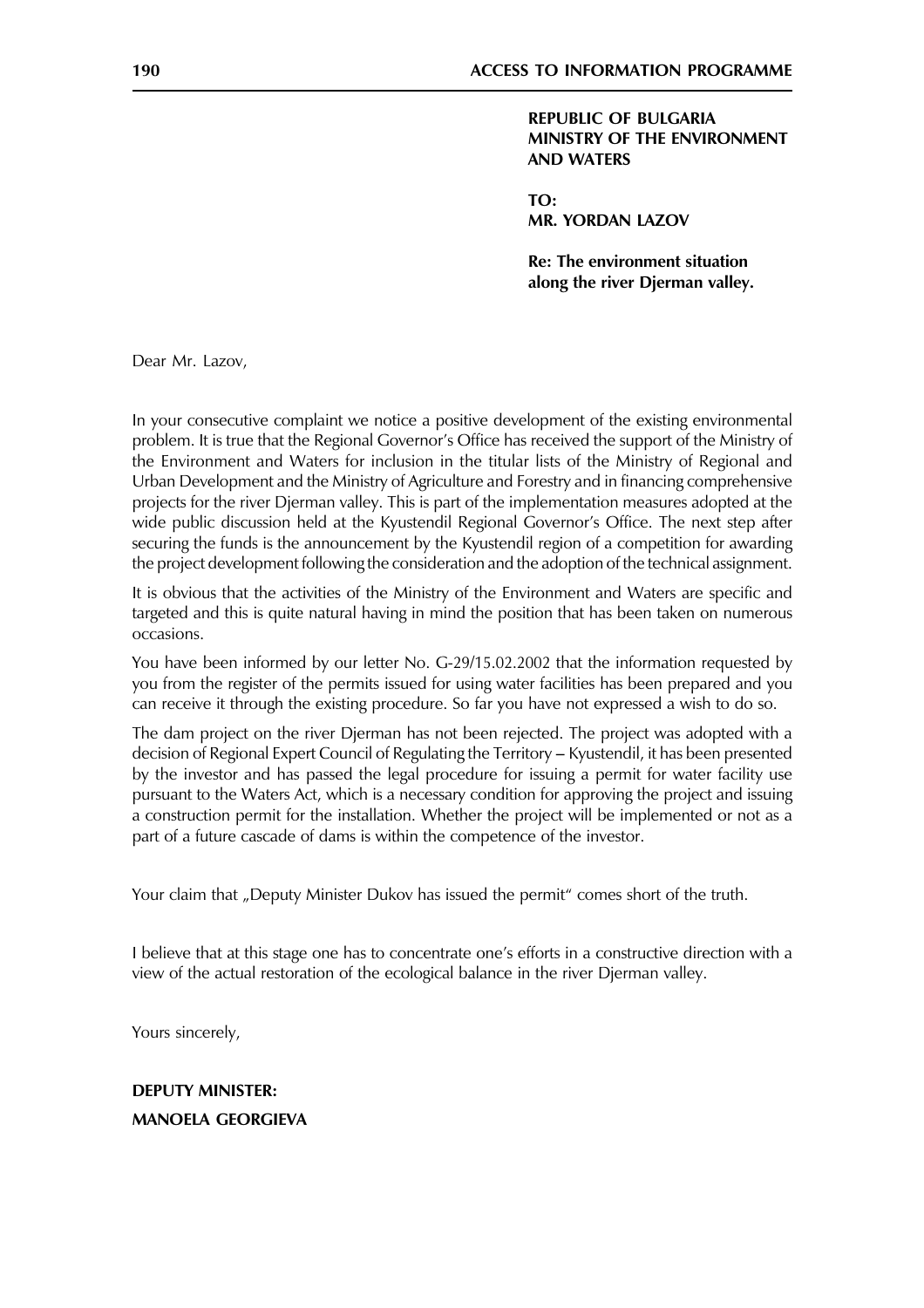**REPUBLIC OF BULGARIA**
**MINISTRY OF THE ENVIRONMENT AND WATERS**

**TO:**
**MR. YORDAN LAZOV**

**Re: The environment situation along the river Djerman valley.**

Dear Mr. Lazov,

In your consecutive complaint we notice a positive development of the existing environmental problem. It is true that the Regional Governor's Office has received the support of the Ministry of the Environment and Waters for inclusion in the titular lists of the Ministry of Regional and Urban Development and the Ministry of Agriculture and Forestry and in financing comprehensive projects for the river Djerman valley. This is part of the implementation measures adopted at the wide public discussion held at the Kyustendil Regional Governor's Office. The next step after securing the funds is the announcement by the Kyustendil region of a competition for awarding the project development following the consideration and the adoption of the technical assignment.

It is obvious that the activities of the Ministry of the Environment and Waters are specific and targeted and this is quite natural having in mind the position that has been taken on numerous occasions.

You have been informed by our letter No. G-29/15.02.2002 that the information requested by you from the register of the permits issued for using water facilities has been prepared and you can receive it through the existing procedure. So far you have not expressed a wish to do so.

The dam project on the river Djerman has not been rejected. The project was adopted with a decision of Regional Expert Council of Regulating the Territory – Kyustendil, it has been presented by the investor and has passed the legal procedure for issuing a permit for water facility use pursuant to the Waters Act, which is a necessary condition for approving the project and issuing a construction permit for the installation. Whether the project will be implemented or not as a part of a future cascade of dams is within the competence of the investor.

Your claim that „Deputy Minister Dukov has issued the permit" comes short of the truth.

I believe that at this stage one has to concentrate one's efforts in a constructive direction with a view of the actual restoration of the ecological balance in the river Djerman valley.

Yours sincerely,

**DEPUTY MINISTER:**
**MANOELA GEORGIEVA**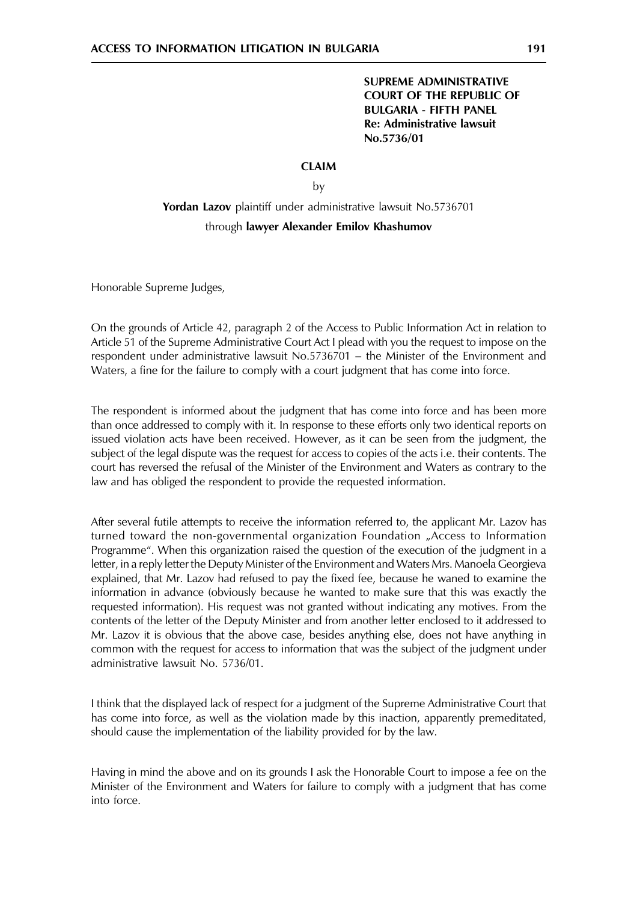**SUPREME ADMINISTRATIVE COURT OF THE REPUBLIC OF BULGARIA - FIFTH PANEL**
**Re: Administrative lawsuit No.5736/01**

**CLAIM**

by

**Yordan Lazov** plaintiff under administrative lawsuit No.5736701

through **lawyer Alexander Emilov Khashumov**

Honorable Supreme Judges,

On the grounds of Article 42, paragraph 2 of the Access to Public Information Act in relation to Article 51 of the Supreme Administrative Court Act I plead with you the request to impose on the respondent under administrative lawsuit No.5736701 – the Minister of the Environment and Waters, a fine for the failure to comply with a court judgment that has come into force.

The respondent is informed about the judgment that has come into force and has been more than once addressed to comply with it. In response to these efforts only two identical reports on issued violation acts have been received. However, as it can be seen from the judgment, the subject of the legal dispute was the request for access to copies of the acts i.e. their contents. The court has reversed the refusal of the Minister of the Environment and Waters as contrary to the law and has obliged the respondent to provide the requested information.

After several futile attempts to receive the information referred to, the applicant Mr. Lazov has turned toward the non-governmental organization Foundation „Access to Information Programme". When this organization raised the question of the execution of the judgment in a letter, in a reply letter the Deputy Minister of the Environment and Waters Mrs. Manoela Georgieva explained, that Mr. Lazov had refused to pay the fixed fee, because he waned to examine the information in advance (obviously because he wanted to make sure that this was exactly the requested information). His request was not granted without indicating any motives. From the contents of the letter of the Deputy Minister and from another letter enclosed to it addressed to Mr. Lazov it is obvious that the above case, besides anything else, does not have anything in common with the request for access to information that was the subject of the judgment under administrative lawsuit No. 5736/01.

I think that the displayed lack of respect for a judgment of the Supreme Administrative Court that has come into force, as well as the violation made by this inaction, apparently premeditated, should cause the implementation of the liability provided for by the law.

Having in mind the above and on its grounds I ask the Honorable Court to impose a fee on the Minister of the Environment and Waters for failure to comply with a judgment that has come into force.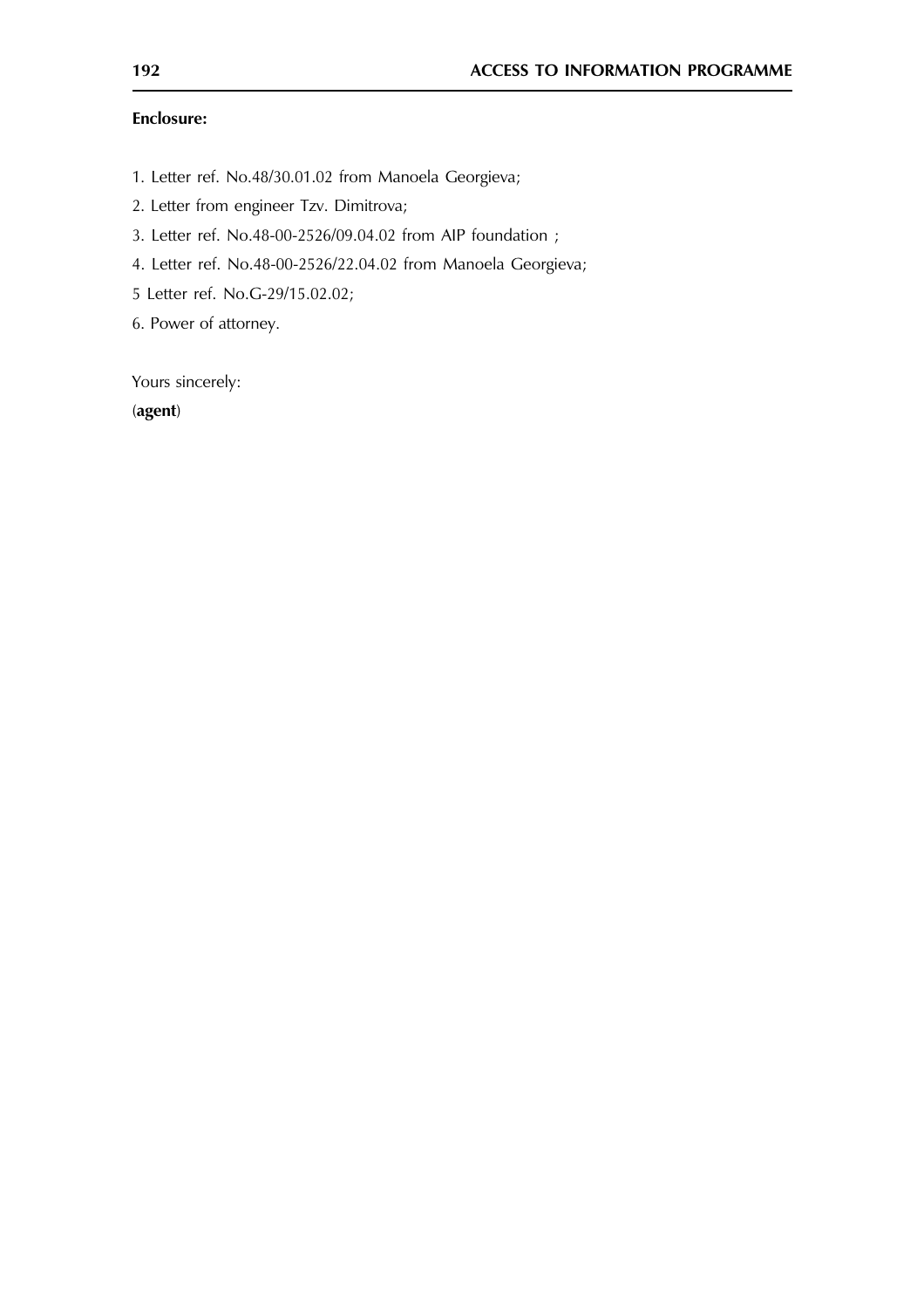**Enclosure:**

1. Letter ref. No.48/30.01.02 from Manoela Georgieva;
2. Letter from engineer Tzv. Dimitrova;
3. Letter ref. No.48-00-2526/09.04.02 from AIP foundation ;
4. Letter ref. No.48-00-2526/22.04.02 from Manoela Georgieva;

5 Letter ref. No.G-29/15.02.02;

6. Power of attorney.

Yours sincerely:

(**agent**)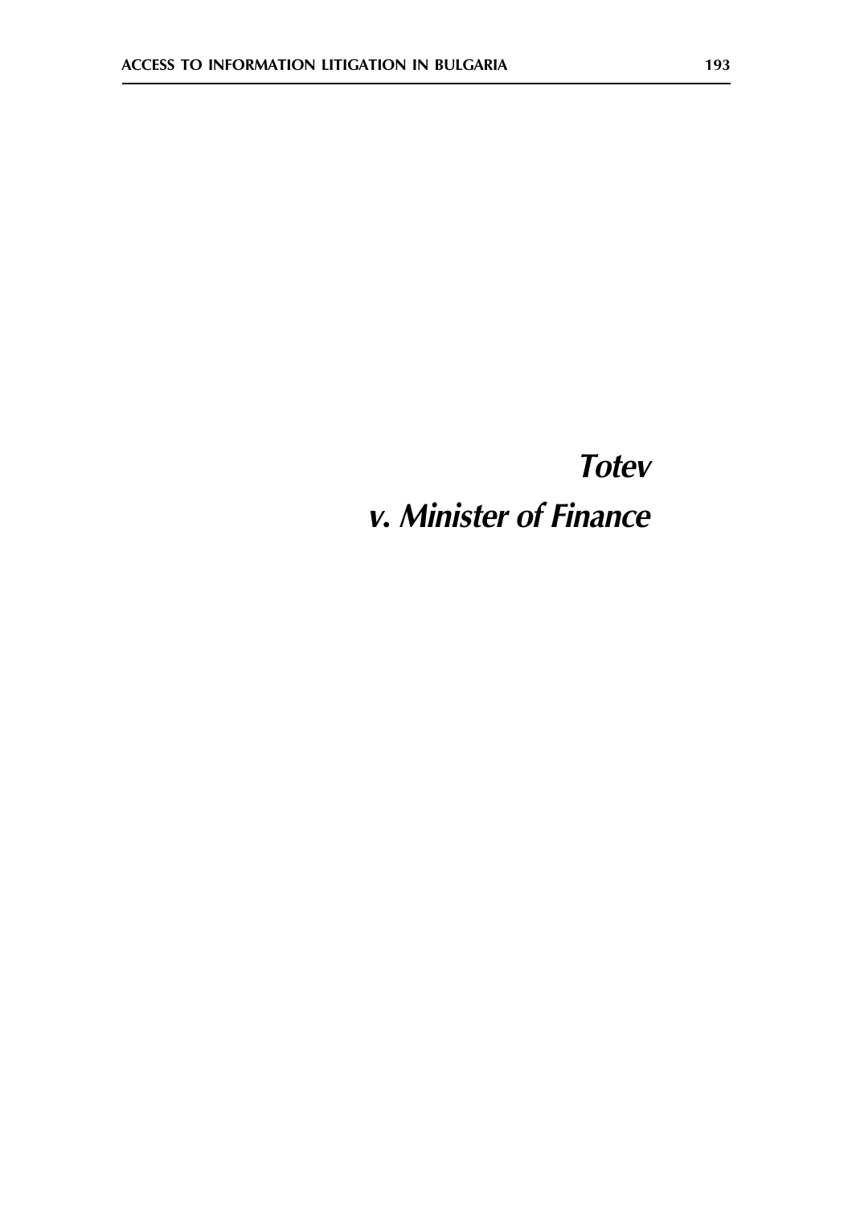# *Totev v. Minister of Finance*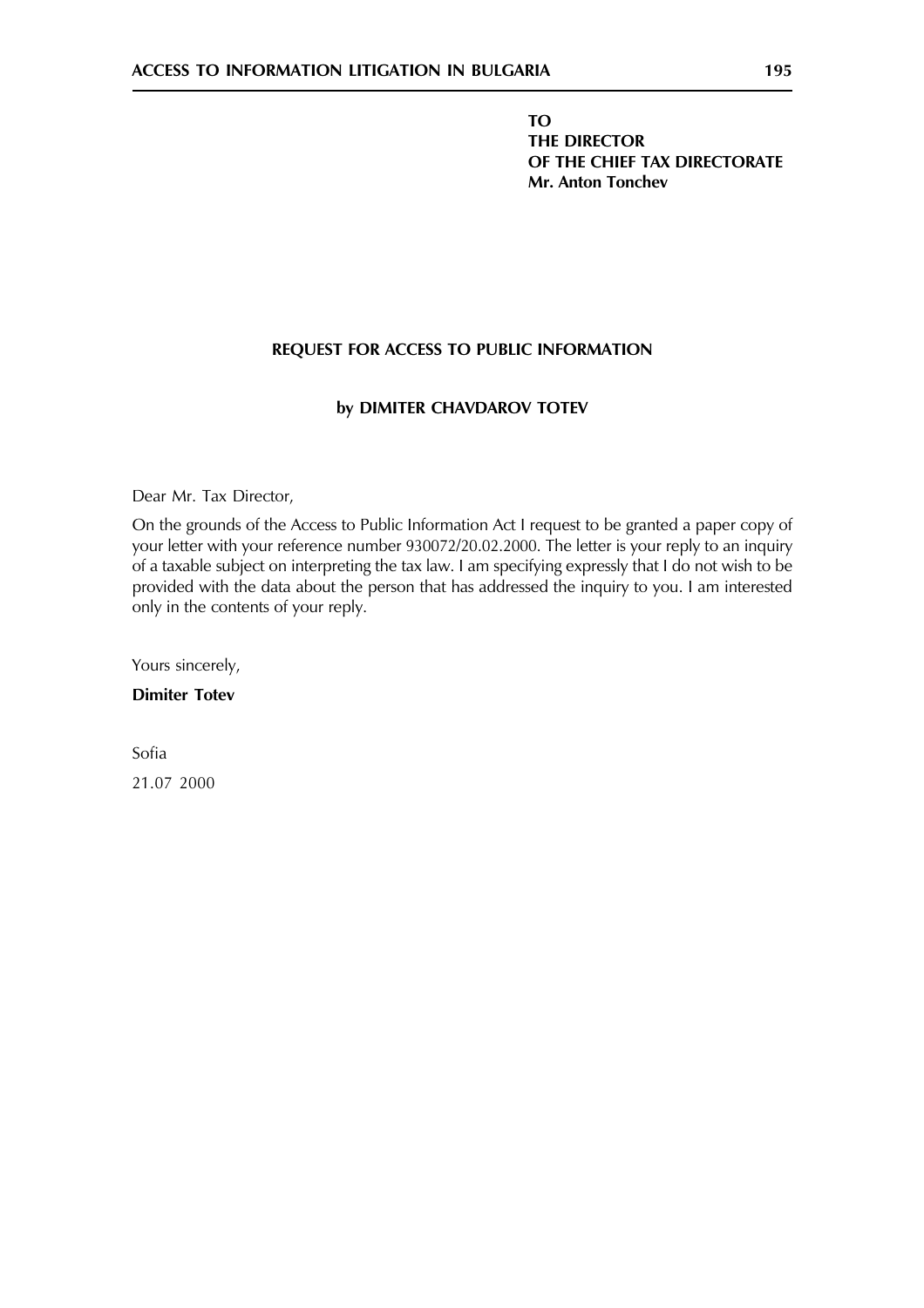**TO**
**THE DIRECTOR**
**OF THE CHIEF TAX DIRECTORATE**
**Mr. Anton Tonchev**

**REQUEST FOR ACCESS TO PUBLIC INFORMATION**

**by DIMITER CHAVDAROV TOTEV**

Dear Mr. Tax Director,

On the grounds of the Access to Public Information Act I request to be granted a paper copy of your letter with your reference number 930072/20.02.2000. The letter is your reply to an inquiry of a taxable subject on interpreting the tax law. I am specifying expressly that I do not wish to be provided with the data about the person that has addressed the inquiry to you. I am interested only in the contents of your reply.

Yours sincerely,

**Dimiter Totev**

Sofia

21.07 2000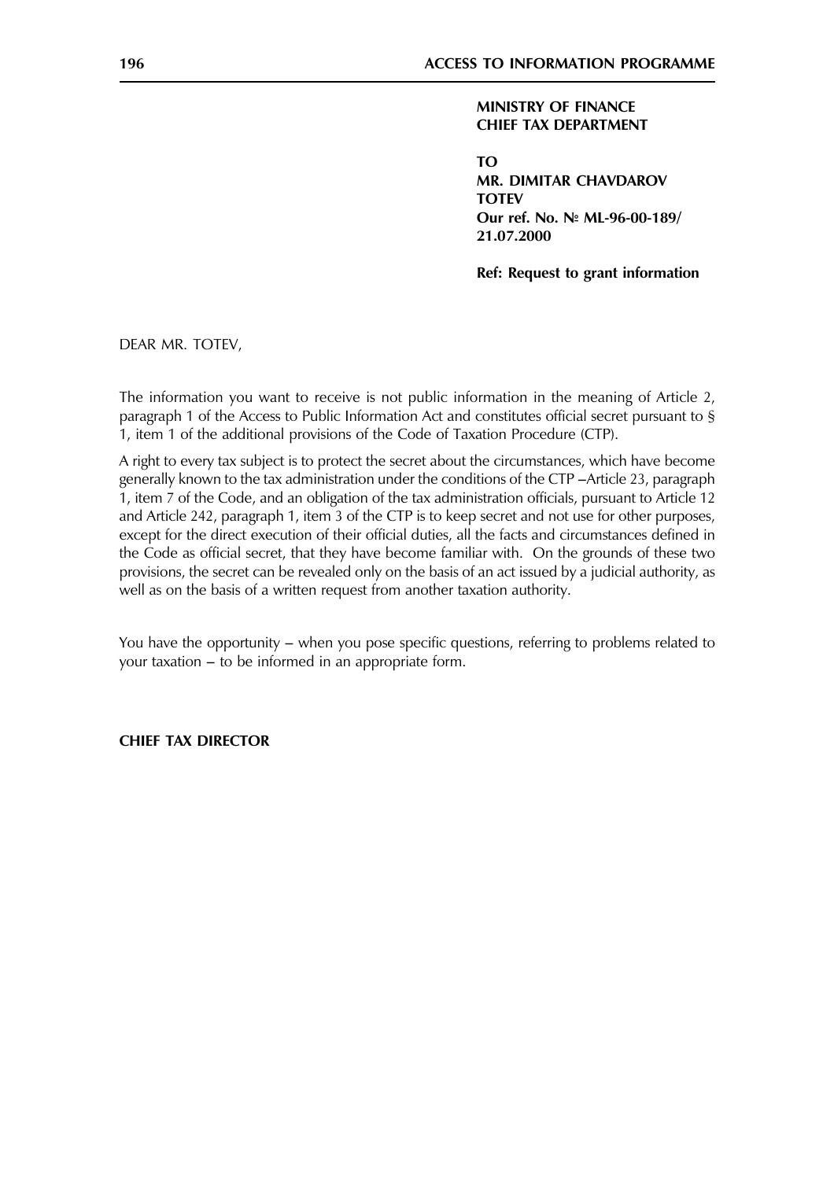**MINISTRY OF FINANCE**
**CHIEF TAX DEPARTMENT**

**TO**
**MR. DIMITAR CHAVDAROV TOTEV**
**Our ref. No. № ML-96-00-189/ 21.07.2000**

**Ref: Request to grant information**

DEAR MR. TOTEV,

The information you want to receive is not public information in the meaning of Article 2, paragraph 1 of the Access to Public Information Act and constitutes official secret pursuant to § 1, item 1 of the additional provisions of the Code of Taxation Procedure (CTP).

A right to every tax subject is to protect the secret about the circumstances, which have become generally known to the tax administration under the conditions of the CTP –Article 23, paragraph 1, item 7 of the Code, and an obligation of the tax administration officials, pursuant to Article 12 and Article 242, paragraph 1, item 3 of the CTP is to keep secret and not use for other purposes, except for the direct execution of their official duties, all the facts and circumstances defined in the Code as official secret, that they have become familiar with. On the grounds of these two provisions, the secret can be revealed only on the basis of an act issued by a judicial authority, as well as on the basis of a written request from another taxation authority.

You have the opportunity – when you pose specific questions, referring to problems related to your taxation – to be informed in an appropriate form.

**CHIEF TAX DIRECTOR**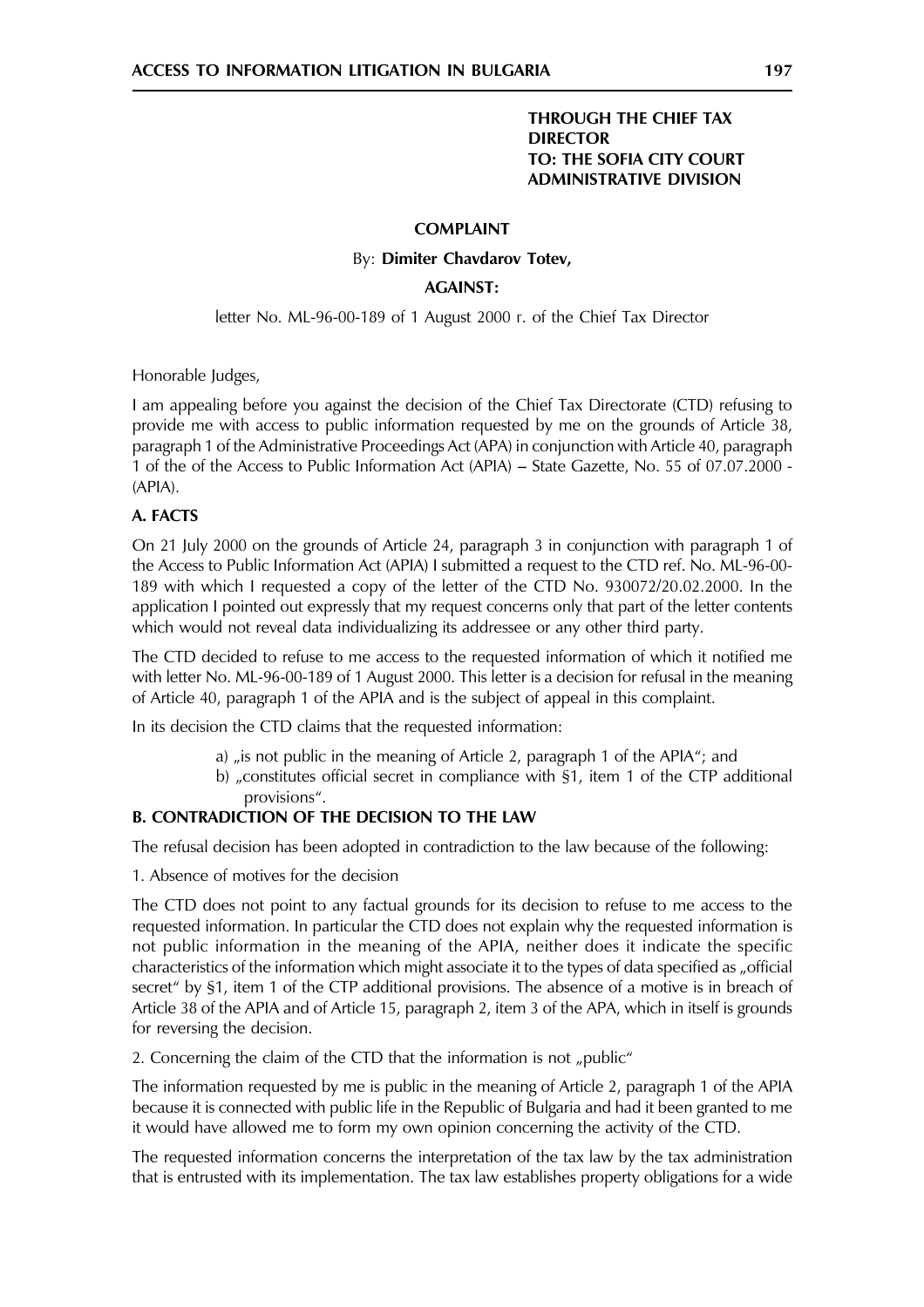**THROUGH THE CHIEF TAX DIRECTOR**
**TO: THE SOFIA CITY COURT ADMINISTRATIVE DIVISION**

**COMPLAINT**

By: **Dimiter Chavdarov Totev,**

**AGAINST:**

letter No. ML-96-00-189 of 1 August 2000 r. of the Chief Tax Director

Honorable Judges,

I am appealing before you against the decision of the Chief Tax Directorate (CTD) refusing to provide me with access to public information requested by me on the grounds of Article 38, paragraph 1 of the Administrative Proceedings Act (APA) in conjunction with Article 40, paragraph 1 of the of the Access to Public Information Act (APIA) – State Gazette, No. 55 of 07.07.2000 - (APIA).

**A. FACTS**

On 21 July 2000 on the grounds of Article 24, paragraph 3 in conjunction with paragraph 1 of the Access to Public Information Act (APIA) I submitted a request to the CTD ref. No. ML-96-00-189 with which I requested a copy of the letter of the CTD No. 930072/20.02.2000. In the application I pointed out expressly that my request concerns only that part of the letter contents which would not reveal data individualizing its addressee or any other third party.

The CTD decided to refuse to me access to the requested information of which it notified me with letter No. ML-96-00-189 of 1 August 2000. This letter is a decision for refusal in the meaning of Article 40, paragraph 1 of the APIA and is the subject of appeal in this complaint.

In its decision the CTD claims that the requested information:

a) „is not public in the meaning of Article 2, paragraph 1 of the APIA"; and
b) „constitutes official secret in compliance with §1, item 1 of the CTP additional provisions".

**B. CONTRADICTION OF THE DECISION TO THE LAW**

The refusal decision has been adopted in contradiction to the law because of the following:

1. Absence of motives for the decision

The CTD does not point to any factual grounds for its decision to refuse to me access to the requested information. In particular the CTD does not explain why the requested information is not public information in the meaning of the APIA, neither does it indicate the specific characteristics of the information which might associate it to the types of data specified as „official secret" by §1, item 1 of the CTP additional provisions. The absence of a motive is in breach of Article 38 of the APIA and of Article 15, paragraph 2, item 3 of the APA, which in itself is grounds for reversing the decision.

2. Concerning the claim of the CTD that the information is not „public"

The information requested by me is public in the meaning of Article 2, paragraph 1 of the APIA because it is connected with public life in the Republic of Bulgaria and had it been granted to me it would have allowed me to form my own opinion concerning the activity of the CTD.

The requested information concerns the interpretation of the tax law by the tax administration that is entrusted with its implementation. The tax law establishes property obligations for a wide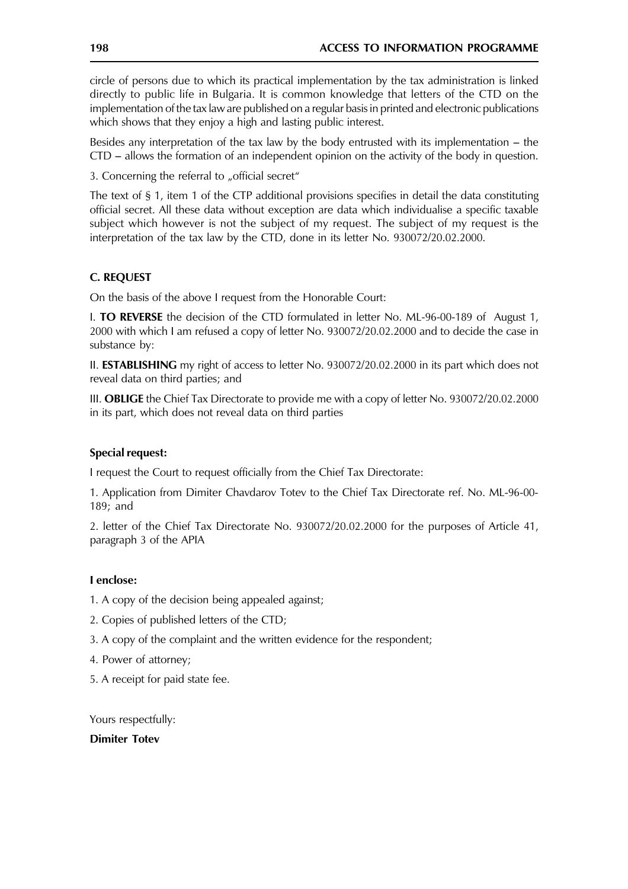circle of persons due to which its practical implementation by the tax administration is linked directly to public life in Bulgaria. It is common knowledge that letters of the CTD on the implementation of the tax law are published on a regular basis in printed and electronic publications which shows that they enjoy a high and lasting public interest.

Besides any interpretation of the tax law by the body entrusted with its implementation – the CTD – allows the formation of an independent opinion on the activity of the body in question.

3. Concerning the referral to „official secret"

The text of § 1, item 1 of the CTP additional provisions specifies in detail the data constituting official secret. All these data without exception are data which individualise a specific taxable subject which however is not the subject of my request. The subject of my request is the interpretation of the tax law by the CTD, done in its letter No. 930072/20.02.2000.

**C. REQUEST**

On the basis of the above I request from the Honorable Court:

I. **TO REVERSE** the decision of the CTD formulated in letter No. ML-96-00-189 of August 1, 2000 with which I am refused a copy of letter No. 930072/20.02.2000 and to decide the case in substance by:

II. **ESTABLISHING** my right of access to letter No. 930072/20.02.2000 in its part which does not reveal data on third parties; and

III. **OBLIGE** the Chief Tax Directorate to provide me with a copy of letter No. 930072/20.02.2000 in its part, which does not reveal data on third parties

**Special request:**

I request the Court to request officially from the Chief Tax Directorate:

1. Application from Dimiter Chavdarov Totev to the Chief Tax Directorate ref. No. ML-96-00-189; and

2. letter of the Chief Tax Directorate No. 930072/20.02.2000 for the purposes of Article 41, paragraph 3 of the APIA

**I enclose:**

1. A copy of the decision being appealed against;
2. Copies of published letters of the CTD;
3. A copy of the complaint and the written evidence for the respondent;
4. Power of attorney;
5. A receipt for paid state fee.

Yours respectfully:

**Dimiter Totev**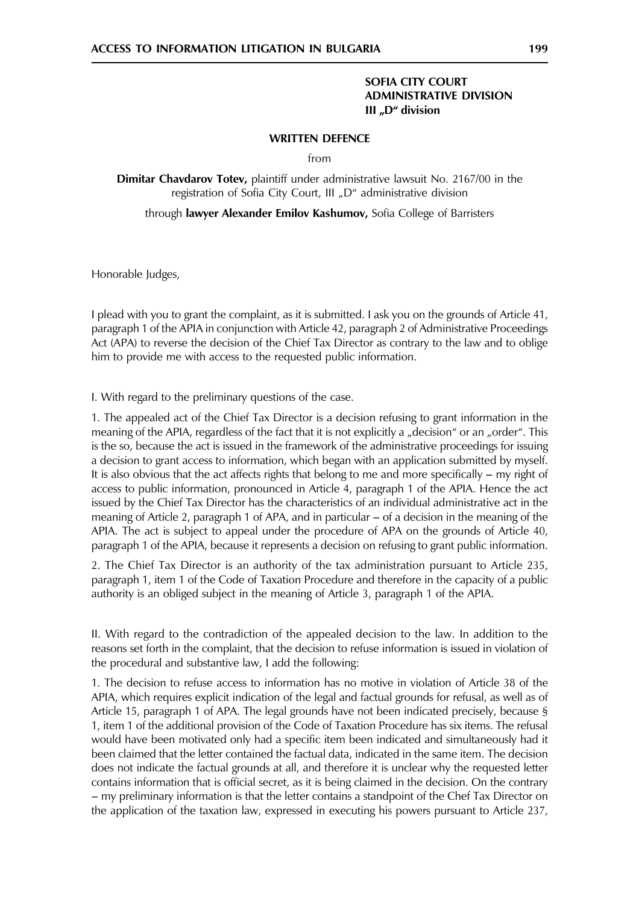**SOFIA CITY COURT**
**ADMINISTRATIVE DIVISION**
**III „D" division**

**WRITTEN DEFENCE**

from

**Dimitar Chavdarov Totev,** plaintiff under administrative lawsuit No. 2167/00 in the registration of Sofia City Court, III „D" administrative division

through **lawyer Alexander Emilov Kashumov,** Sofia College of Barristers

Honorable Judges,

I plead with you to grant the complaint, as it is submitted. I ask you on the grounds of Article 41, paragraph 1 of the APIA in conjunction with Article 42, paragraph 2 of Administrative Proceedings Act (APA) to reverse the decision of the Chief Tax Director as contrary to the law and to oblige him to provide me with access to the requested public information.

I. With regard to the preliminary questions of the case.

1. The appealed act of the Chief Tax Director is a decision refusing to grant information in the meaning of the APIA, regardless of the fact that it is not explicitly a „decision" or an „order". This is the so, because the act is issued in the framework of the administrative proceedings for issuing a decision to grant access to information, which began with an application submitted by myself. It is also obvious that the act affects rights that belong to me and more specifically – my right of access to public information, pronounced in Article 4, paragraph 1 of the APIA. Hence the act issued by the Chief Tax Director has the characteristics of an individual administrative act in the meaning of Article 2, paragraph 1 of APA, and in particular – of a decision in the meaning of the APIA. The act is subject to appeal under the procedure of APA on the grounds of Article 40, paragraph 1 of the APIA, because it represents a decision on refusing to grant public information.

2. The Chief Tax Director is an authority of the tax administration pursuant to Article 235, paragraph 1, item 1 of the Code of Taxation Procedure and therefore in the capacity of a public authority is an obliged subject in the meaning of Article 3, paragraph 1 of the APIA.

II. With regard to the contradiction of the appealed decision to the law. In addition to the reasons set forth in the complaint, that the decision to refuse information is issued in violation of the procedural and substantive law, I add the following:

1. The decision to refuse access to information has no motive in violation of Article 38 of the APIA, which requires explicit indication of the legal and factual grounds for refusal, as well as of Article 15, paragraph 1 of APA. The legal grounds have not been indicated precisely, because § 1, item 1 of the additional provision of the Code of Taxation Procedure has six items. The refusal would have been motivated only had a specific item been indicated and simultaneously had it been claimed that the letter contained the factual data, indicated in the same item. The decision does not indicate the factual grounds at all, and therefore it is unclear why the requested letter contains information that is official secret, as it is being claimed in the decision. On the contrary – my preliminary information is that the letter contains a standpoint of the Chef Tax Director on the application of the taxation law, expressed in executing his powers pursuant to Article 237,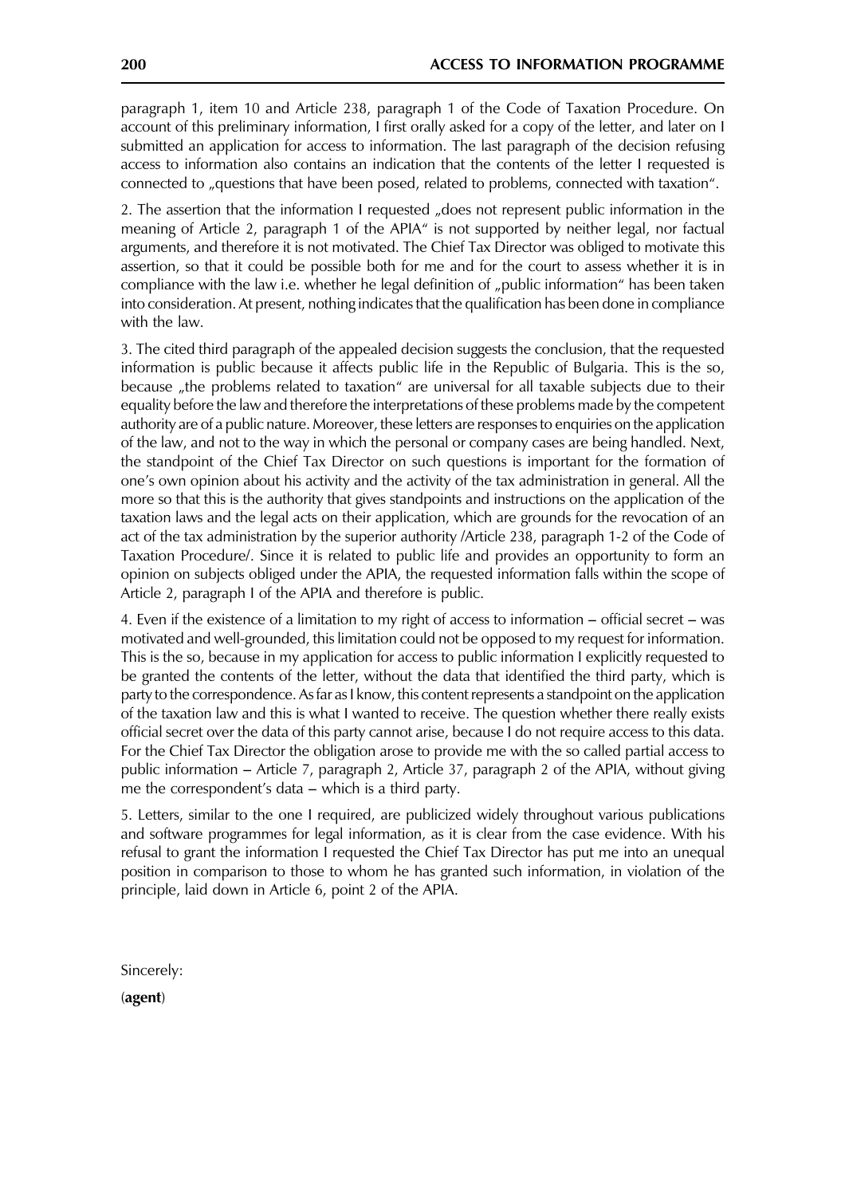paragraph 1, item 10 and Article 238, paragraph 1 of the Code of Taxation Procedure. On account of this preliminary information, I first orally asked for a copy of the letter, and later on I submitted an application for access to information. The last paragraph of the decision refusing access to information also contains an indication that the contents of the letter I requested is connected to „questions that have been posed, related to problems, connected with taxation".

2. The assertion that the information I requested „does not represent public information in the meaning of Article 2, paragraph 1 of the APIA" is not supported by neither legal, nor factual arguments, and therefore it is not motivated. The Chief Tax Director was obliged to motivate this assertion, so that it could be possible both for me and for the court to assess whether it is in compliance with the law i.e. whether he legal definition of „public information" has been taken into consideration. At present, nothing indicates that the qualification has been done in compliance with the law.

3. The cited third paragraph of the appealed decision suggests the conclusion, that the requested information is public because it affects public life in the Republic of Bulgaria. This is the so, because „the problems related to taxation" are universal for all taxable subjects due to their equality before the law and therefore the interpretations of these problems made by the competent authority are of a public nature. Moreover, these letters are responses to enquiries on the application of the law, and not to the way in which the personal or company cases are being handled. Next, the standpoint of the Chief Tax Director on such questions is important for the formation of one's own opinion about his activity and the activity of the tax administration in general. All the more so that this is the authority that gives standpoints and instructions on the application of the taxation laws and the legal acts on their application, which are grounds for the revocation of an act of the tax administration by the superior authority /Article 238, paragraph 1-2 of the Code of Taxation Procedure/. Since it is related to public life and provides an opportunity to form an opinion on subjects obliged under the APIA, the requested information falls within the scope of Article 2, paragraph I of the APIA and therefore is public.

4. Even if the existence of a limitation to my right of access to information – official secret – was motivated and well-grounded, this limitation could not be opposed to my request for information. This is the so, because in my application for access to public information I explicitly requested to be granted the contents of the letter, without the data that identified the third party, which is party to the correspondence. As far as I know, this content represents a standpoint on the application of the taxation law and this is what I wanted to receive. The question whether there really exists official secret over the data of this party cannot arise, because I do not require access to this data. For the Chief Tax Director the obligation arose to provide me with the so called partial access to public information – Article 7, paragraph 2, Article 37, paragraph 2 of the APIA, without giving me the correspondent's data – which is a third party.

5. Letters, similar to the one I required, are publicized widely throughout various publications and software programmes for legal information, as it is clear from the case evidence. With his refusal to grant the information I requested the Chief Tax Director has put me into an unequal position in comparison to those to whom he has granted such information, in violation of the principle, laid down in Article 6, point 2 of the APIA.

Sincerely:

(**agent**)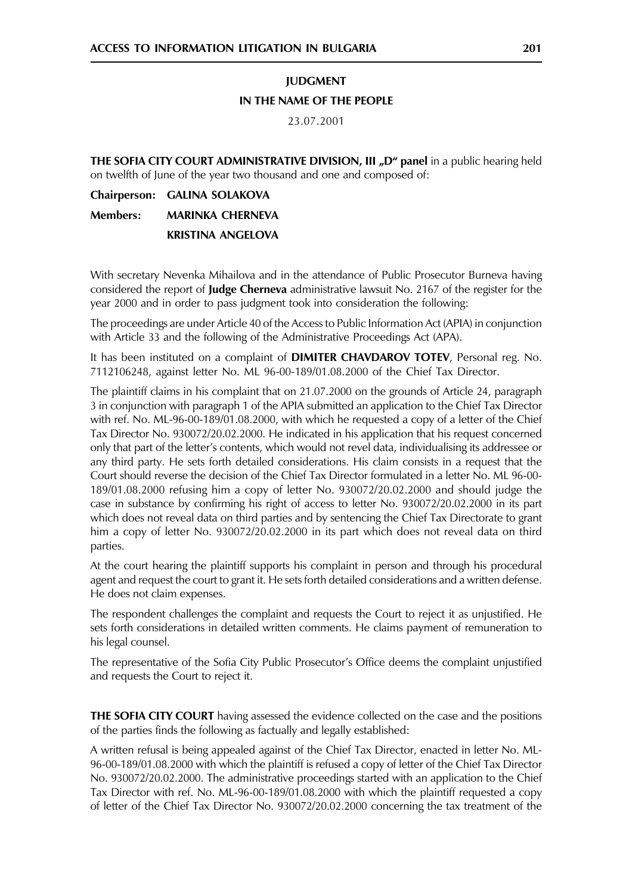**JUDGMENT**

**IN THE NAME OF THE PEOPLE**

23.07.2001

**THE SOFIA CITY COURT ADMINISTRATIVE DIVISION, III „D" panel** in a public hearing held on twelfth of June of the year two thousand and one and composed of:

**Chairperson: GALINA SOLAKOVA**

**Members: MARINKA CHERNEVA**

**KRISTINA ANGELOVA**

With secretary Nevenka Mihailova and in the attendance of Public Prosecutor Burneva having considered the report of **Judge Cherneva** administrative lawsuit No. 2167 of the register for the year 2000 and in order to pass judgment took into consideration the following:

The proceedings are under Article 40 of the Access to Public Information Act (APIA) in conjunction with Article 33 and the following of the Administrative Proceedings Act (APA).

It has been instituted on a complaint of **DIMITER CHAVDAROV TOTEV**, Personal reg. No. 7112106248, against letter No. ML 96-00-189/01.08.2000 of the Chief Tax Director.

The plaintiff claims in his complaint that on 21.07.2000 on the grounds of Article 24, paragraph 3 in conjunction with paragraph 1 of the APIA submitted an application to the Chief Tax Director with ref. No. ML-96-00-189/01.08.2000, with which he requested a copy of a letter of the Chief Tax Director No. 930072/20.02.2000. He indicated in his application that his request concerned only that part of the letter's contents, which would not revel data, individualising its addressee or any third party. He sets forth detailed considerations. His claim consists in a request that the Court should reverse the decision of the Chief Tax Director formulated in a letter No. ML 96-00-189/01.08.2000 refusing him a copy of letter No. 930072/20.02.2000 and should judge the case in substance by confirming his right of access to letter No. 930072/20.02.2000 in its part which does not reveal data on third parties and by sentencing the Chief Tax Directorate to grant him a copy of letter No. 930072/20.02.2000 in its part which does not reveal data on third parties.

At the court hearing the plaintiff supports his complaint in person and through his procedural agent and request the court to grant it. He sets forth detailed considerations and a written defense. He does not claim expenses.

The respondent challenges the complaint and requests the Court to reject it as unjustified. He sets forth considerations in detailed written comments. He claims payment of remuneration to his legal counsel.

The representative of the Sofia City Public Prosecutor's Office deems the complaint unjustified and requests the Court to reject it.

**THE SOFIA CITY COURT** having assessed the evidence collected on the case and the positions of the parties finds the following as factually and legally established:

A written refusal is being appealed against of the Chief Tax Director, enacted in letter No. ML-96-00-189/01.08.2000 with which the plaintiff is refused a copy of letter of the Chief Tax Director No. 930072/20.02.2000. The administrative proceedings started with an application to the Chief Tax Director with ref. No. ML-96-00-189/01.08.2000 with which the plaintiff requested a copy of letter of the Chief Tax Director No. 930072/20.02.2000 concerning the tax treatment of the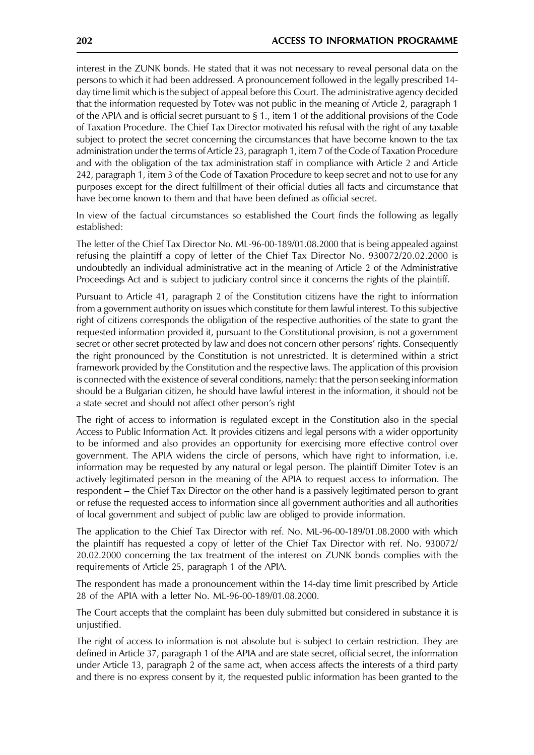interest in the ZUNK bonds. He stated that it was not necessary to reveal personal data on the persons to which it had been addressed. A pronouncement followed in the legally prescribed 14-day time limit which is the subject of appeal before this Court. The administrative agency decided that the information requested by Totev was not public in the meaning of Article 2, paragraph 1 of the APIA and is official secret pursuant to § 1., item 1 of the additional provisions of the Code of Taxation Procedure. The Chief Tax Director motivated his refusal with the right of any taxable subject to protect the secret concerning the circumstances that have become known to the tax administration under the terms of Article 23, paragraph 1, item 7 of the Code of Taxation Procedure and with the obligation of the tax administration staff in compliance with Article 2 and Article 242, paragraph 1, item 3 of the Code of Taxation Procedure to keep secret and not to use for any purposes except for the direct fulfillment of their official duties all facts and circumstance that have become known to them and that have been defined as official secret.

In view of the factual circumstances so established the Court finds the following as legally established:

The letter of the Chief Tax Director No. ML-96-00-189/01.08.2000 that is being appealed against refusing the plaintiff a copy of letter of the Chief Tax Director No. 930072/20.02.2000 is undoubtedly an individual administrative act in the meaning of Article 2 of the Administrative Proceedings Act and is subject to judiciary control since it concerns the rights of the plaintiff.

Pursuant to Article 41, paragraph 2 of the Constitution citizens have the right to information from a government authority on issues which constitute for them lawful interest. To this subjective right of citizens corresponds the obligation of the respective authorities of the state to grant the requested information provided it, pursuant to the Constitutional provision, is not a government secret or other secret protected by law and does not concern other persons' rights. Consequently the right pronounced by the Constitution is not unrestricted. It is determined within a strict framework provided by the Constitution and the respective laws. The application of this provision is connected with the existence of several conditions, namely: that the person seeking information should be a Bulgarian citizen, he should have lawful interest in the information, it should not be a state secret and should not affect other person's right

The right of access to information is regulated except in the Constitution also in the special Access to Public Information Act. It provides citizens and legal persons with a wider opportunity to be informed and also provides an opportunity for exercising more effective control over government. The APIA widens the circle of persons, which have right to information, i.e. information may be requested by any natural or legal person. The plaintiff Dimiter Totev is an actively legitimated person in the meaning of the APIA to request access to information. The respondent – the Chief Tax Director on the other hand is a passively legitimated person to grant or refuse the requested access to information since all government authorities and all authorities of local government and subject of public law are obliged to provide information.

The application to the Chief Tax Director with ref. No. ML-96-00-189/01.08.2000 with which the plaintiff has requested a copy of letter of the Chief Tax Director with ref. No. 930072/20.02.2000 concerning the tax treatment of the interest on ZUNK bonds complies with the requirements of Article 25, paragraph 1 of the APIA.

The respondent has made a pronouncement within the 14-day time limit prescribed by Article 28 of the APIA with a letter No. ML-96-00-189/01.08.2000.

The Court accepts that the complaint has been duly submitted but considered in substance it is unjustified.

The right of access to information is not absolute but is subject to certain restriction. They are defined in Article 37, paragraph 1 of the APIA and are state secret, official secret, the information under Article 13, paragraph 2 of the same act, when access affects the interests of a third party and there is no express consent by it, the requested public information has been granted to the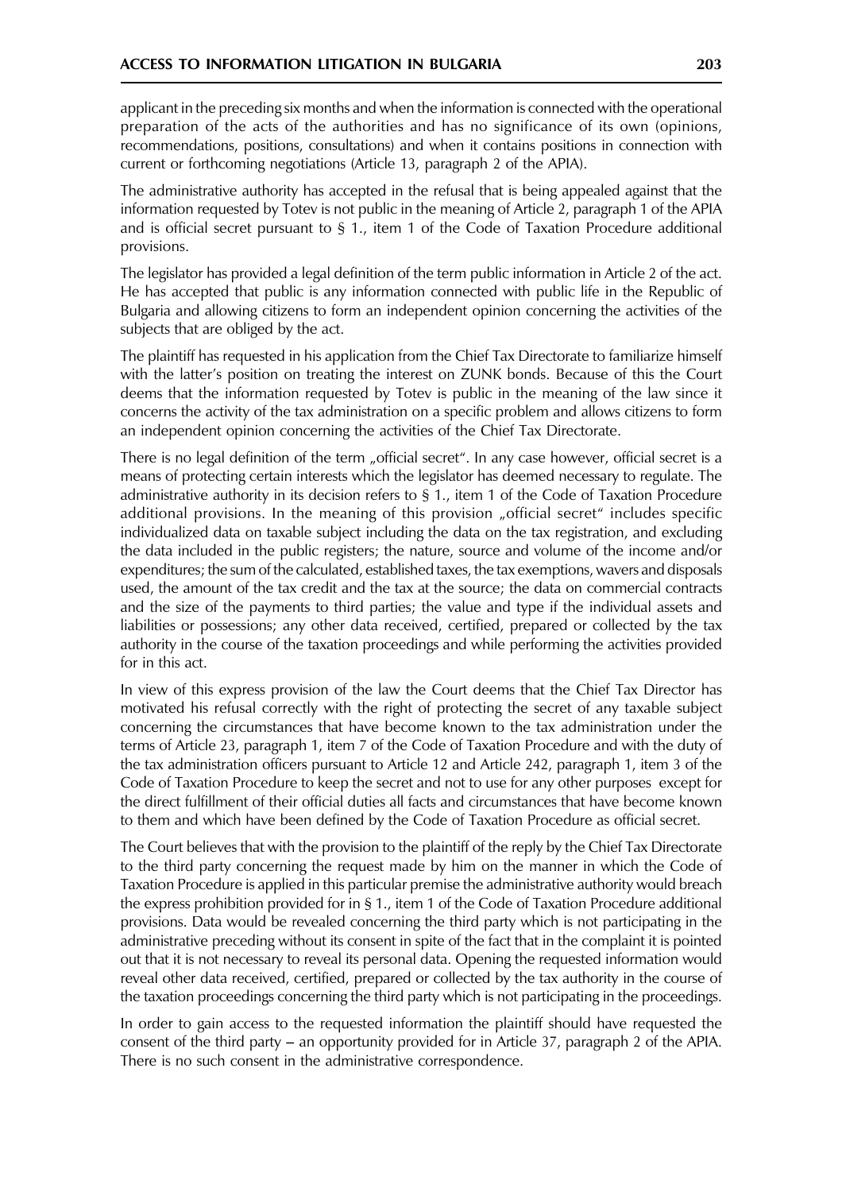applicant in the preceding six months and when the information is connected with the operational preparation of the acts of the authorities and has no significance of its own (opinions, recommendations, positions, consultations) and when it contains positions in connection with current or forthcoming negotiations (Article 13, paragraph 2 of the APIA).

The administrative authority has accepted in the refusal that is being appealed against that the information requested by Totev is not public in the meaning of Article 2, paragraph 1 of the APIA and is official secret pursuant to § 1., item 1 of the Code of Taxation Procedure additional provisions.

The legislator has provided a legal definition of the term public information in Article 2 of the act. He has accepted that public is any information connected with public life in the Republic of Bulgaria and allowing citizens to form an independent opinion concerning the activities of the subjects that are obliged by the act.

The plaintiff has requested in his application from the Chief Tax Directorate to familiarize himself with the latter's position on treating the interest on ZUNK bonds. Because of this the Court deems that the information requested by Totev is public in the meaning of the law since it concerns the activity of the tax administration on a specific problem and allows citizens to form an independent opinion concerning the activities of the Chief Tax Directorate.

There is no legal definition of the term „official secret". In any case however, official secret is a means of protecting certain interests which the legislator has deemed necessary to regulate. The administrative authority in its decision refers to § 1., item 1 of the Code of Taxation Procedure additional provisions. In the meaning of this provision „official secret" includes specific individualized data on taxable subject including the data on the tax registration, and excluding the data included in the public registers; the nature, source and volume of the income and/or expenditures; the sum of the calculated, established taxes, the tax exemptions, wavers and disposals used, the amount of the tax credit and the tax at the source; the data on commercial contracts and the size of the payments to third parties; the value and type if the individual assets and liabilities or possessions; any other data received, certified, prepared or collected by the tax authority in the course of the taxation proceedings and while performing the activities provided for in this act.

In view of this express provision of the law the Court deems that the Chief Tax Director has motivated his refusal correctly with the right of protecting the secret of any taxable subject concerning the circumstances that have become known to the tax administration under the terms of Article 23, paragraph 1, item 7 of the Code of Taxation Procedure and with the duty of the tax administration officers pursuant to Article 12 and Article 242, paragraph 1, item 3 of the Code of Taxation Procedure to keep the secret and not to use for any other purposes except for the direct fulfillment of their official duties all facts and circumstances that have become known to them and which have been defined by the Code of Taxation Procedure as official secret.

The Court believes that with the provision to the plaintiff of the reply by the Chief Tax Directorate to the third party concerning the request made by him on the manner in which the Code of Taxation Procedure is applied in this particular premise the administrative authority would breach the express prohibition provided for in § 1., item 1 of the Code of Taxation Procedure additional provisions. Data would be revealed concerning the third party which is not participating in the administrative preceding without its consent in spite of the fact that in the complaint it is pointed out that it is not necessary to reveal its personal data. Opening the requested information would reveal other data received, certified, prepared or collected by the tax authority in the course of the taxation proceedings concerning the third party which is not participating in the proceedings.

In order to gain access to the requested information the plaintiff should have requested the consent of the third party – an opportunity provided for in Article 37, paragraph 2 of the APIA. There is no such consent in the administrative correspondence.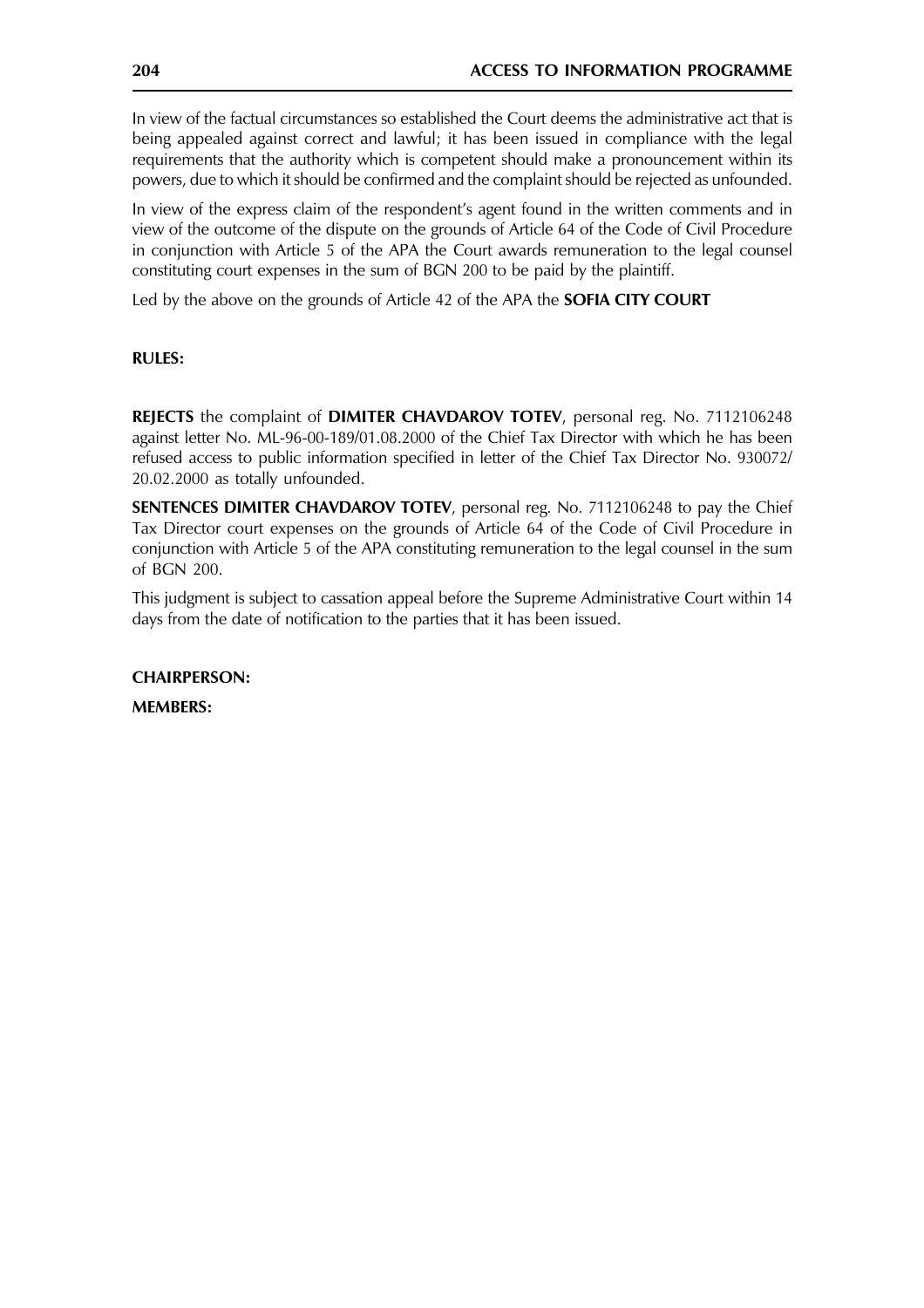In view of the factual circumstances so established the Court deems the administrative act that is being appealed against correct and lawful; it has been issued in compliance with the legal requirements that the authority which is competent should make a pronouncement within its powers, due to which it should be confirmed and the complaint should be rejected as unfounded.

In view of the express claim of the respondent's agent found in the written comments and in view of the outcome of the dispute on the grounds of Article 64 of the Code of Civil Procedure in conjunction with Article 5 of the APA the Court awards remuneration to the legal counsel constituting court expenses in the sum of BGN 200 to be paid by the plaintiff.

Led by the above on the grounds of Article 42 of the APA the **SOFIA CITY COURT**

**RULES:**

**REJECTS** the complaint of **DIMITER CHAVDAROV TOTEV**, personal reg. No. 7112106248 against letter No. ML-96-00-189/01.08.2000 of the Chief Tax Director with which he has been refused access to public information specified in letter of the Chief Tax Director No. 930072/20.02.2000 as totally unfounded.

**SENTENCES DIMITER CHAVDAROV TOTEV**, personal reg. No. 7112106248 to pay the Chief Tax Director court expenses on the grounds of Article 64 of the Code of Civil Procedure in conjunction with Article 5 of the APA constituting remuneration to the legal counsel in the sum of BGN 200.

This judgment is subject to cassation appeal before the Supreme Administrative Court within 14 days from the date of notification to the parties that it has been issued.

**CHAIRPERSON:**

**MEMBERS:**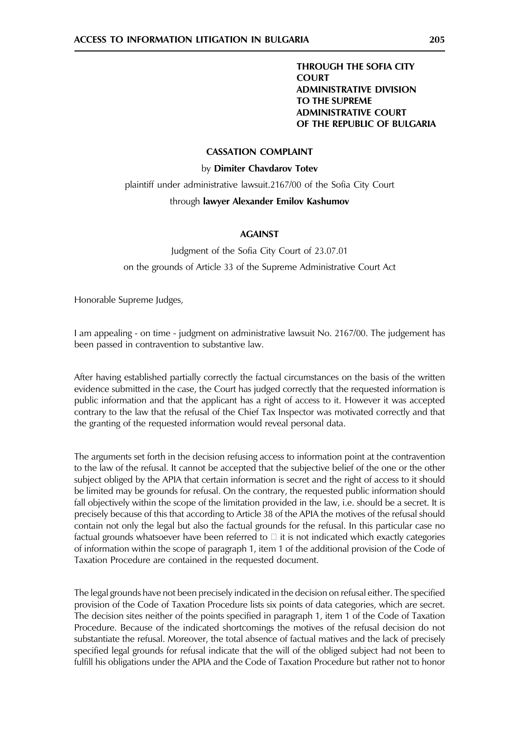**THROUGH THE SOFIA CITY COURT**
**ADMINISTRATIVE DIVISION**
**TO THE SUPREME ADMINISTRATIVE COURT**
**OF THE REPUBLIC OF BULGARIA**

**CASSATION COMPLAINT**

by **Dimiter Chavdarov Totev**

plaintiff under administrative lawsuit.2167/00 of the Sofia City Court

through **lawyer Alexander Emilov Kashumov**

**AGAINST**

Judgment of the Sofia City Court of 23.07.01

on the grounds of Article 33 of the Supreme Administrative Court Act

Honorable Supreme Judges,

I am appealing - on time - judgment on administrative lawsuit No. 2167/00. The judgement has been passed in contravention to substantive law.

After having established partially correctly the factual circumstances on the basis of the written evidence submitted in the case, the Court has judged correctly that the requested information is public information and that the applicant has a right of access to it. However it was accepted contrary to the law that the refusal of the Chief Tax Inspector was motivated correctly and that the granting of the requested information would reveal personal data.

The arguments set forth in the decision refusing access to information point at the contravention to the law of the refusal. It cannot be accepted that the subjective belief of the one or the other subject obliged by the APIA that certain information is secret and the right of access to it should be limited may be grounds for refusal. On the contrary, the requested public information should fall objectively within the scope of the limitation provided in the law, i.e. should be a secret. It is precisely because of this that according to Article 38 of the APIA the motives of the refusal should contain not only the legal but also the factual grounds for the refusal. In this particular case no factual grounds whatsoever have been referred to  it is not indicated which exactly categories of information within the scope of paragraph 1, item 1 of the additional provision of the Code of Taxation Procedure are contained in the requested document.

The legal grounds have not been precisely indicated in the decision on refusal either. The specified provision of the Code of Taxation Procedure lists six points of data categories, which are secret. The decision sites neither of the points specified in paragraph 1, item 1 of the Code of Taxation Procedure. Because of the indicated shortcomings the motives of the refusal decision do not substantiate the refusal. Moreover, the total absence of factual matives and the lack of precisely specified legal grounds for refusal indicate that the will of the obliged subject had not been to fulfill his obligations under the APIA and the Code of Taxation Procedure but rather not to honor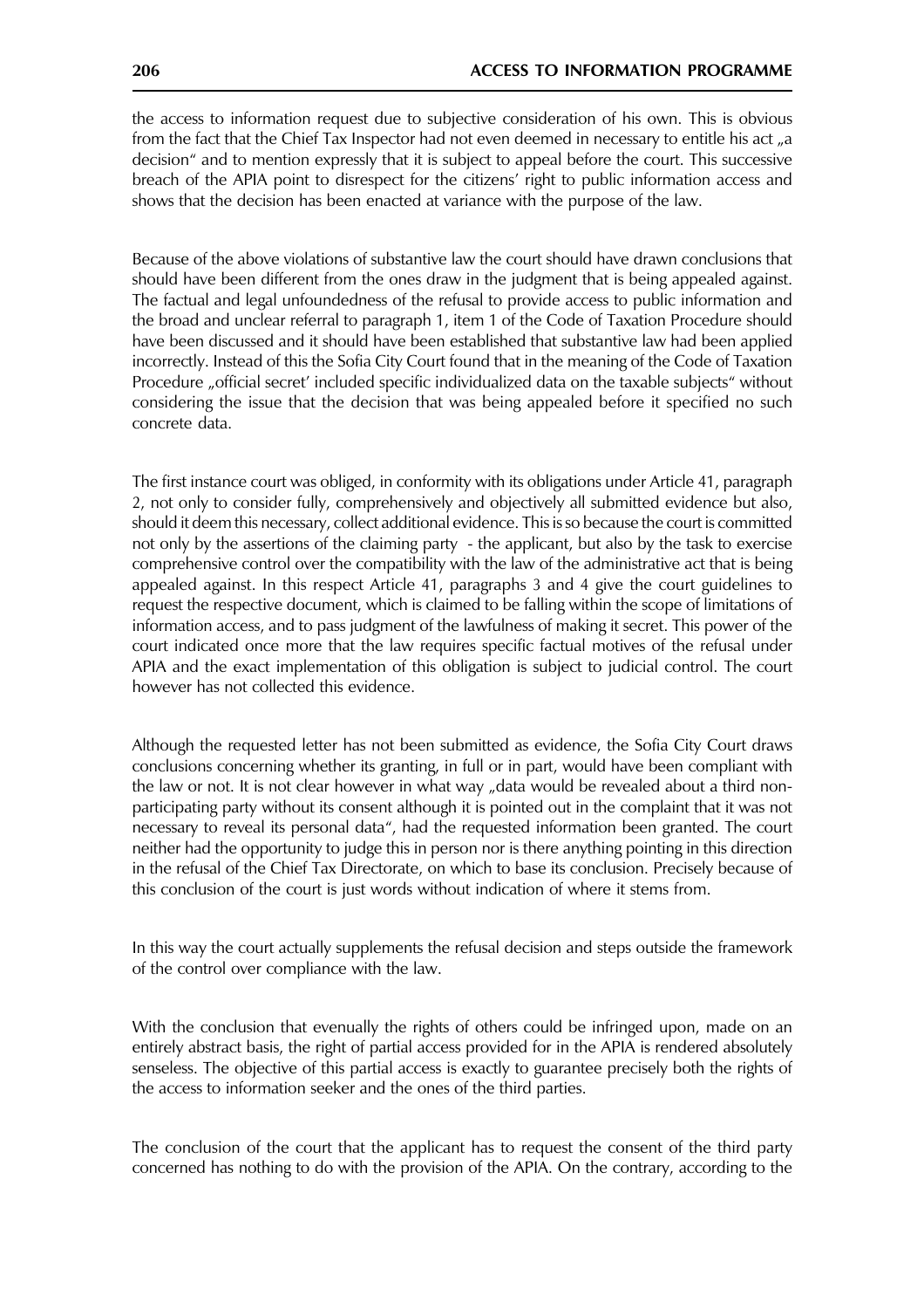the access to information request due to subjective consideration of his own. This is obvious from the fact that the Chief Tax Inspector had not even deemed in necessary to entitle his act „a decision" and to mention expressly that it is subject to appeal before the court. This successive breach of the APIA point to disrespect for the citizens' right to public information access and shows that the decision has been enacted at variance with the purpose of the law.

Because of the above violations of substantive law the court should have drawn conclusions that should have been different from the ones draw in the judgment that is being appealed against. The factual and legal unfoundedness of the refusal to provide access to public information and the broad and unclear referral to paragraph 1, item 1 of the Code of Taxation Procedure should have been discussed and it should have been established that substantive law had been applied incorrectly. Instead of this the Sofia City Court found that in the meaning of the Code of Taxation Procedure „official secret' included specific individualized data on the taxable subjects" without considering the issue that the decision that was being appealed before it specified no such concrete data.

The first instance court was obliged, in conformity with its obligations under Article 41, paragraph 2, not only to consider fully, comprehensively and objectively all submitted evidence but also, should it deem this necessary, collect additional evidence. This is so because the court is committed not only by the assertions of the claiming party - the applicant, but also by the task to exercise comprehensive control over the compatibility with the law of the administrative act that is being appealed against. In this respect Article 41, paragraphs 3 and 4 give the court guidelines to request the respective document, which is claimed to be falling within the scope of limitations of information access, and to pass judgment of the lawfulness of making it secret. This power of the court indicated once more that the law requires specific factual motives of the refusal under APIA and the exact implementation of this obligation is subject to judicial control. The court however has not collected this evidence.

Although the requested letter has not been submitted as evidence, the Sofia City Court draws conclusions concerning whether its granting, in full or in part, would have been compliant with the law or not. It is not clear however in what way „data would be revealed about a third non-participating party without its consent although it is pointed out in the complaint that it was not necessary to reveal its personal data", had the requested information been granted. The court neither had the opportunity to judge this in person nor is there anything pointing in this direction in the refusal of the Chief Tax Directorate, on which to base its conclusion. Precisely because of this conclusion of the court is just words without indication of where it stems from.

In this way the court actually supplements the refusal decision and steps outside the framework of the control over compliance with the law.

With the conclusion that evenually the rights of others could be infringed upon, made on an entirely abstract basis, the right of partial access provided for in the APIA is rendered absolutely senseless. The objective of this partial access is exactly to guarantee precisely both the rights of the access to information seeker and the ones of the third parties.

The conclusion of the court that the applicant has to request the consent of the third party concerned has nothing to do with the provision of the APIA. On the contrary, according to the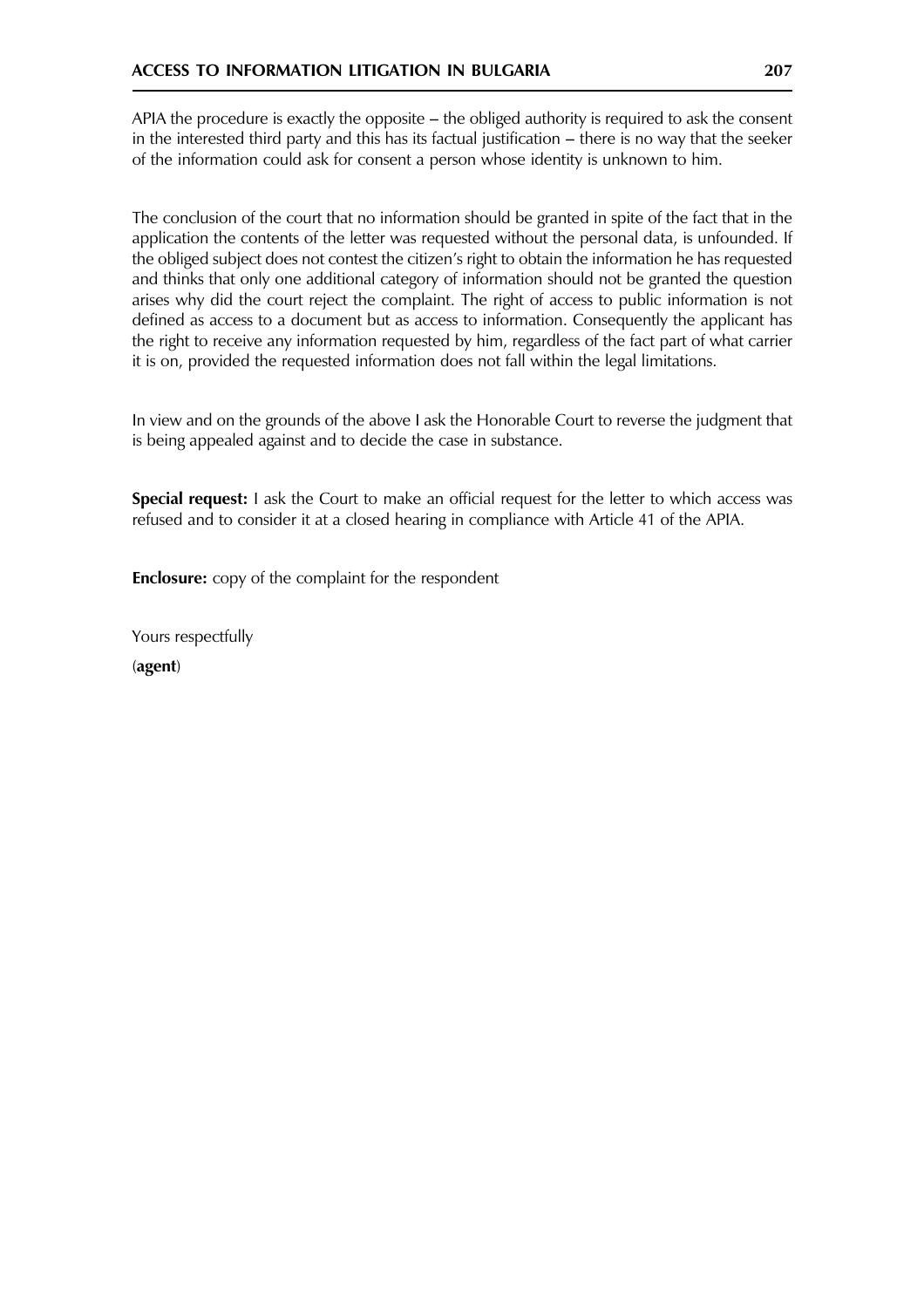APIA the procedure is exactly the opposite – the obliged authority is required to ask the consent in the interested third party and this has its factual justification – there is no way that the seeker of the information could ask for consent a person whose identity is unknown to him.

The conclusion of the court that no information should be granted in spite of the fact that in the application the contents of the letter was requested without the personal data, is unfounded. If the obliged subject does not contest the citizen's right to obtain the information he has requested and thinks that only one additional category of information should not be granted the question arises why did the court reject the complaint. The right of access to public information is not defined as access to a document but as access to information. Consequently the applicant has the right to receive any information requested by him, regardless of the fact part of what carrier it is on, provided the requested information does not fall within the legal limitations.

In view and on the grounds of the above I ask the Honorable Court to reverse the judgment that is being appealed against and to decide the case in substance.

**Special request:** I ask the Court to make an official request for the letter to which access was refused and to consider it at a closed hearing in compliance with Article 41 of the APIA.

**Enclosure:** copy of the complaint for the respondent

Yours respectfully

(**agent**)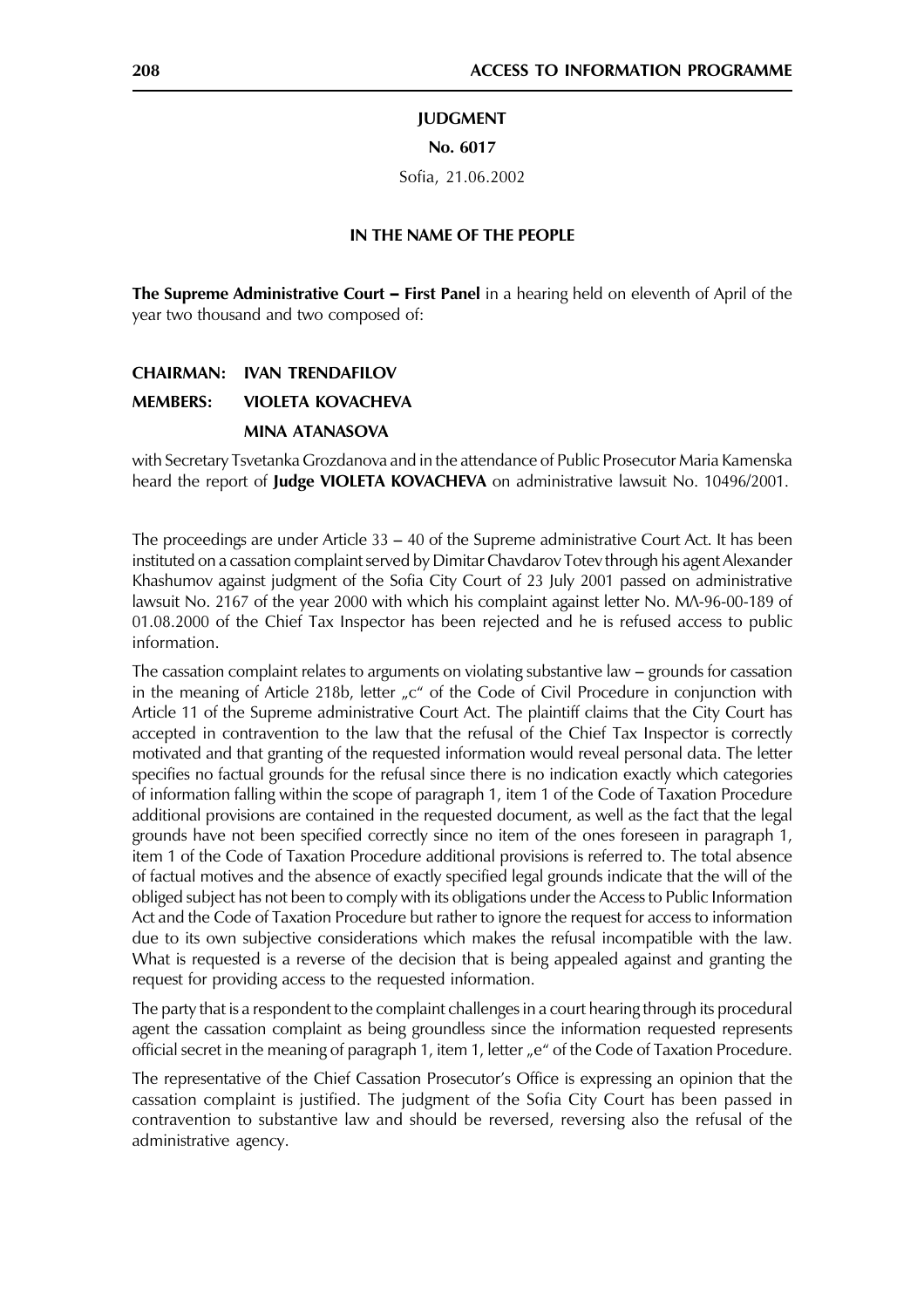# JUDGMENT

**No. 6017**

Sofia, 21.06.2002

**IN THE NAME OF THE PEOPLE**

**The Supreme Administrative Court – First Panel** in a hearing held on eleventh of April of the year two thousand and two composed of:

**CHAIRMAN: IVAN TRENDAFILOV**

**MEMBERS: VIOLETA KOVACHEVA**

**MINA ATANASOVA**

with Secretary Tsvetanka Grozdanova and in the attendance of Public Prosecutor Maria Kamenska heard the report of **Judge VIOLETA KOVACHEVA** on administrative lawsuit No. 10496/2001.

The proceedings are under Article 33 – 40 of the Supreme administrative Court Act. It has been instituted on a cassation complaint served by Dimitar Chavdarov Totev through his agent Alexander Khashumov against judgment of the Sofia City Court of 23 July 2001 passed on administrative lawsuit No. 2167 of the year 2000 with which his complaint against letter No. МΛ-96-00-189 of 01.08.2000 of the Chief Tax Inspector has been rejected and he is refused access to public information.

The cassation complaint relates to arguments on violating substantive law – grounds for cassation in the meaning of Article 218b, letter „c" of the Code of Civil Procedure in conjunction with Article 11 of the Supreme administrative Court Act. The plaintiff claims that the City Court has accepted in contravention to the law that the refusal of the Chief Tax Inspector is correctly motivated and that granting of the requested information would reveal personal data. The letter specifies no factual grounds for the refusal since there is no indication exactly which categories of information falling within the scope of paragraph 1, item 1 of the Code of Taxation Procedure additional provisions are contained in the requested document, as well as the fact that the legal grounds have not been specified correctly since no item of the ones foreseen in paragraph 1, item 1 of the Code of Taxation Procedure additional provisions is referred to. The total absence of factual motives and the absence of exactly specified legal grounds indicate that the will of the obliged subject has not been to comply with its obligations under the Access to Public Information Act and the Code of Taxation Procedure but rather to ignore the request for access to information due to its own subjective considerations which makes the refusal incompatible with the law. What is requested is a reverse of the decision that is being appealed against and granting the request for providing access to the requested information.

The party that is a respondent to the complaint challenges in a court hearing through its procedural agent the cassation complaint as being groundless since the information requested represents official secret in the meaning of paragraph 1, item 1, letter „e" of the Code of Taxation Procedure.

The representative of the Chief Cassation Prosecutor's Office is expressing an opinion that the cassation complaint is justified. The judgment of the Sofia City Court has been passed in contravention to substantive law and should be reversed, reversing also the refusal of the administrative agency.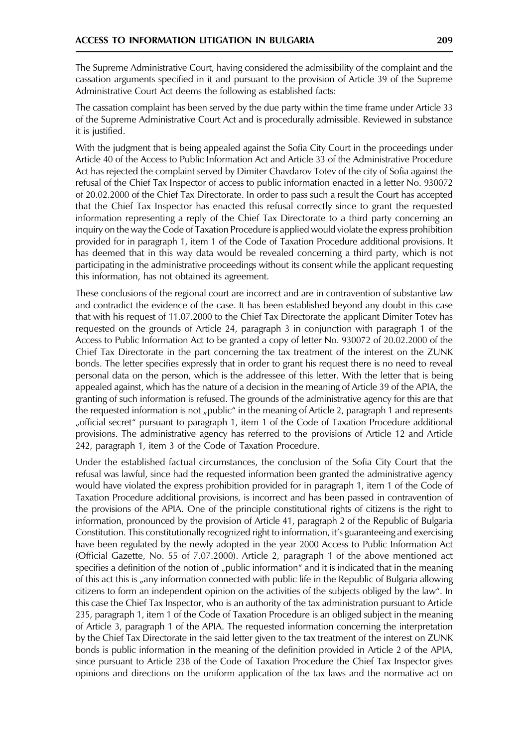The Supreme Administrative Court, having considered the admissibility of the complaint and the cassation arguments specified in it and pursuant to the provision of Article 39 of the Supreme Administrative Court Act deems the following as established facts:

The cassation complaint has been served by the due party within the time frame under Article 33 of the Supreme Administrative Court Act and is procedurally admissible. Reviewed in substance it is justified.

With the judgment that is being appealed against the Sofia City Court in the proceedings under Article 40 of the Access to Public Information Act and Article 33 of the Administrative Procedure Act has rejected the complaint served by Dimiter Chavdarov Totev of the city of Sofia against the refusal of the Chief Tax Inspector of access to public information enacted in a letter No. 930072 of 20.02.2000 of the Chief Tax Directorate. In order to pass such a result the Court has accepted that the Chief Tax Inspector has enacted this refusal correctly since to grant the requested information representing a reply of the Chief Tax Directorate to a third party concerning an inquiry on the way the Code of Taxation Procedure is applied would violate the express prohibition provided for in paragraph 1, item 1 of the Code of Taxation Procedure additional provisions. It has deemed that in this way data would be revealed concerning a third party, which is not participating in the administrative proceedings without its consent while the applicant requesting this information, has not obtained its agreement.

These conclusions of the regional court are incorrect and are in contravention of substantive law and contradict the evidence of the case. It has been established beyond any doubt in this case that with his request of 11.07.2000 to the Chief Tax Directorate the applicant Dimiter Totev has requested on the grounds of Article 24, paragraph 3 in conjunction with paragraph 1 of the Access to Public Information Act to be granted a copy of letter No. 930072 of 20.02.2000 of the Chief Tax Directorate in the part concerning the tax treatment of the interest on the ZUNK bonds. The letter specifies expressly that in order to grant his request there is no need to reveal personal data on the person, which is the addressee of this letter. With the letter that is being appealed against, which has the nature of a decision in the meaning of Article 39 of the APIA, the granting of such information is refused. The grounds of the administrative agency for this are that the requested information is not „public" in the meaning of Article 2, paragraph 1 and represents „official secret" pursuant to paragraph 1, item 1 of the Code of Taxation Procedure additional provisions. The administrative agency has referred to the provisions of Article 12 and Article 242, paragraph 1, item 3 of the Code of Taxation Procedure.

Under the established factual circumstances, the conclusion of the Sofia City Court that the refusal was lawful, since had the requested information been granted the administrative agency would have violated the express prohibition provided for in paragraph 1, item 1 of the Code of Taxation Procedure additional provisions, is incorrect and has been passed in contravention of the provisions of the APIA. One of the principle constitutional rights of citizens is the right to information, pronounced by the provision of Article 41, paragraph 2 of the Republic of Bulgaria Constitution. This constitutionally recognized right to information, it's guaranteeing and exercising have been regulated by the newly adopted in the year 2000 Access to Public Information Act (Official Gazette, No. 55 of 7.07.2000). Article 2, paragraph 1 of the above mentioned act specifies a definition of the notion of „public information" and it is indicated that in the meaning of this act this is „any information connected with public life in the Republic of Bulgaria allowing citizens to form an independent opinion on the activities of the subjects obliged by the law". In this case the Chief Tax Inspector, who is an authority of the tax administration pursuant to Article 235, paragraph 1, item 1 of the Code of Taxation Procedure is an obliged subject in the meaning of Article 3, paragraph 1 of the APIA. The requested information concerning the interpretation by the Chief Tax Directorate in the said letter given to the tax treatment of the interest on ZUNK bonds is public information in the meaning of the definition provided in Article 2 of the APIA, since pursuant to Article 238 of the Code of Taxation Procedure the Chief Tax Inspector gives opinions and directions on the uniform application of the tax laws and the normative act on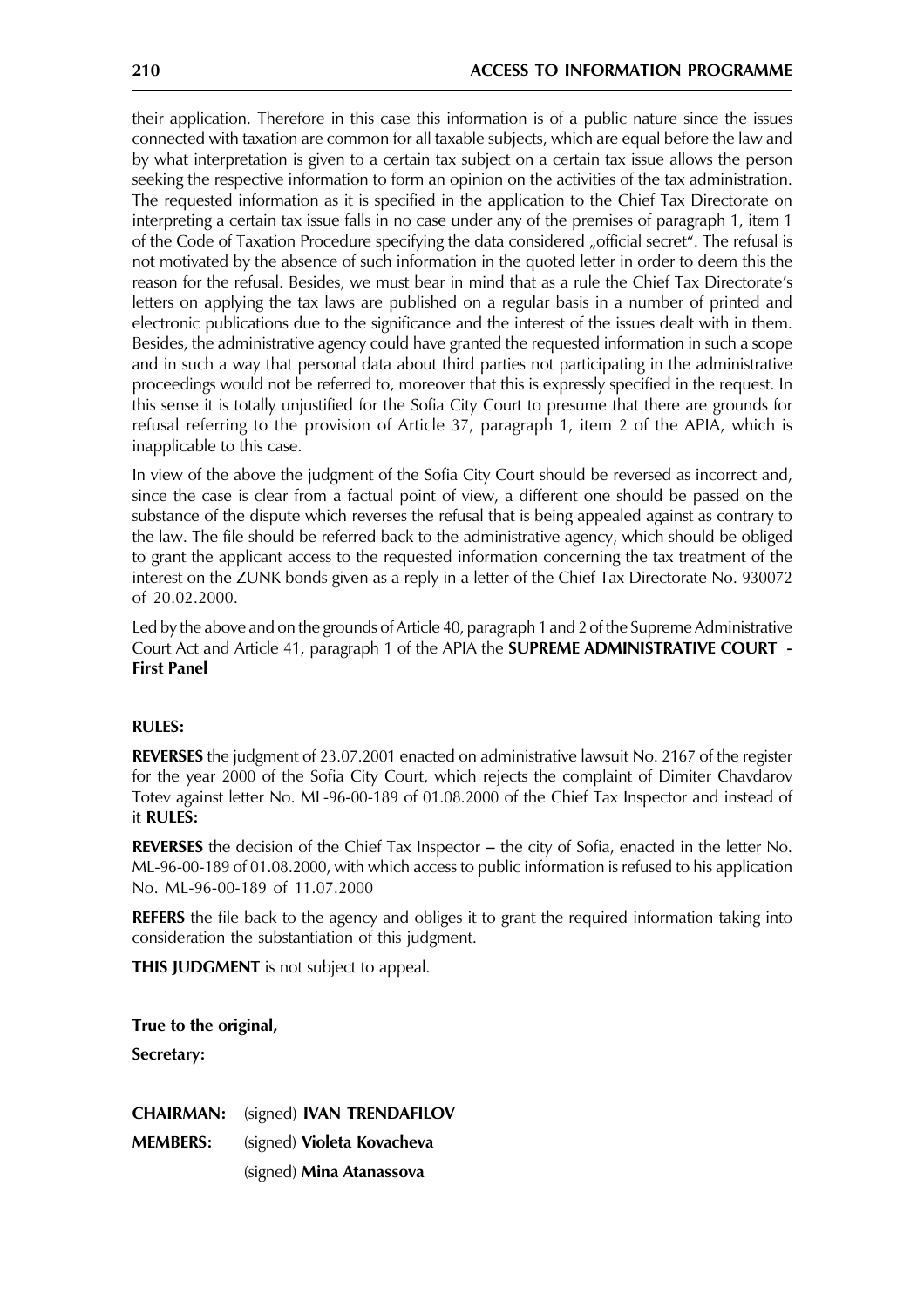their application. Therefore in this case this information is of a public nature since the issues connected with taxation are common for all taxable subjects, which are equal before the law and by what interpretation is given to a certain tax subject on a certain tax issue allows the person seeking the respective information to form an opinion on the activities of the tax administration. The requested information as it is specified in the application to the Chief Tax Directorate on interpreting a certain tax issue falls in no case under any of the premises of paragraph 1, item 1 of the Code of Taxation Procedure specifying the data considered „official secret". The refusal is not motivated by the absence of such information in the quoted letter in order to deem this the reason for the refusal. Besides, we must bear in mind that as a rule the Chief Tax Directorate's letters on applying the tax laws are published on a regular basis in a number of printed and electronic publications due to the significance and the interest of the issues dealt with in them. Besides, the administrative agency could have granted the requested information in such a scope and in such a way that personal data about third parties not participating in the administrative proceedings would not be referred to, moreover that this is expressly specified in the request. In this sense it is totally unjustified for the Sofia City Court to presume that there are grounds for refusal referring to the provision of Article 37, paragraph 1, item 2 of the APIA, which is inapplicable to this case.

In view of the above the judgment of the Sofia City Court should be reversed as incorrect and, since the case is clear from a factual point of view, a different one should be passed on the substance of the dispute which reverses the refusal that is being appealed against as contrary to the law. The file should be referred back to the administrative agency, which should be obliged to grant the applicant access to the requested information concerning the tax treatment of the interest on the ZUNK bonds given as a reply in a letter of the Chief Tax Directorate No. 930072 of 20.02.2000.

Led by the above and on the grounds of Article 40, paragraph 1 and 2 of the Supreme Administrative Court Act and Article 41, paragraph 1 of the APIA the **SUPREME ADMINISTRATIVE COURT - First Panel**

**RULES:**

**REVERSES** the judgment of 23.07.2001 enacted on administrative lawsuit No. 2167 of the register for the year 2000 of the Sofia City Court, which rejects the complaint of Dimiter Chavdarov Totev against letter No. ML-96-00-189 of 01.08.2000 of the Chief Tax Inspector and instead of it **RULES:**

**REVERSES** the decision of the Chief Tax Inspector – the city of Sofia, enacted in the letter No. ML-96-00-189 of 01.08.2000, with which access to public information is refused to his application No. ML-96-00-189 of 11.07.2000

**REFERS** the file back to the agency and obliges it to grant the required information taking into consideration the substantiation of this judgment.

**THIS JUDGMENT** is not subject to appeal.

**True to the original,**

**Secretary:**

**CHAIRMAN:** (signed) **IVAN TRENDAFILOV**

**MEMBERS:** (signed) **Violeta Kovacheva**

(signed) **Mina Atanassova**